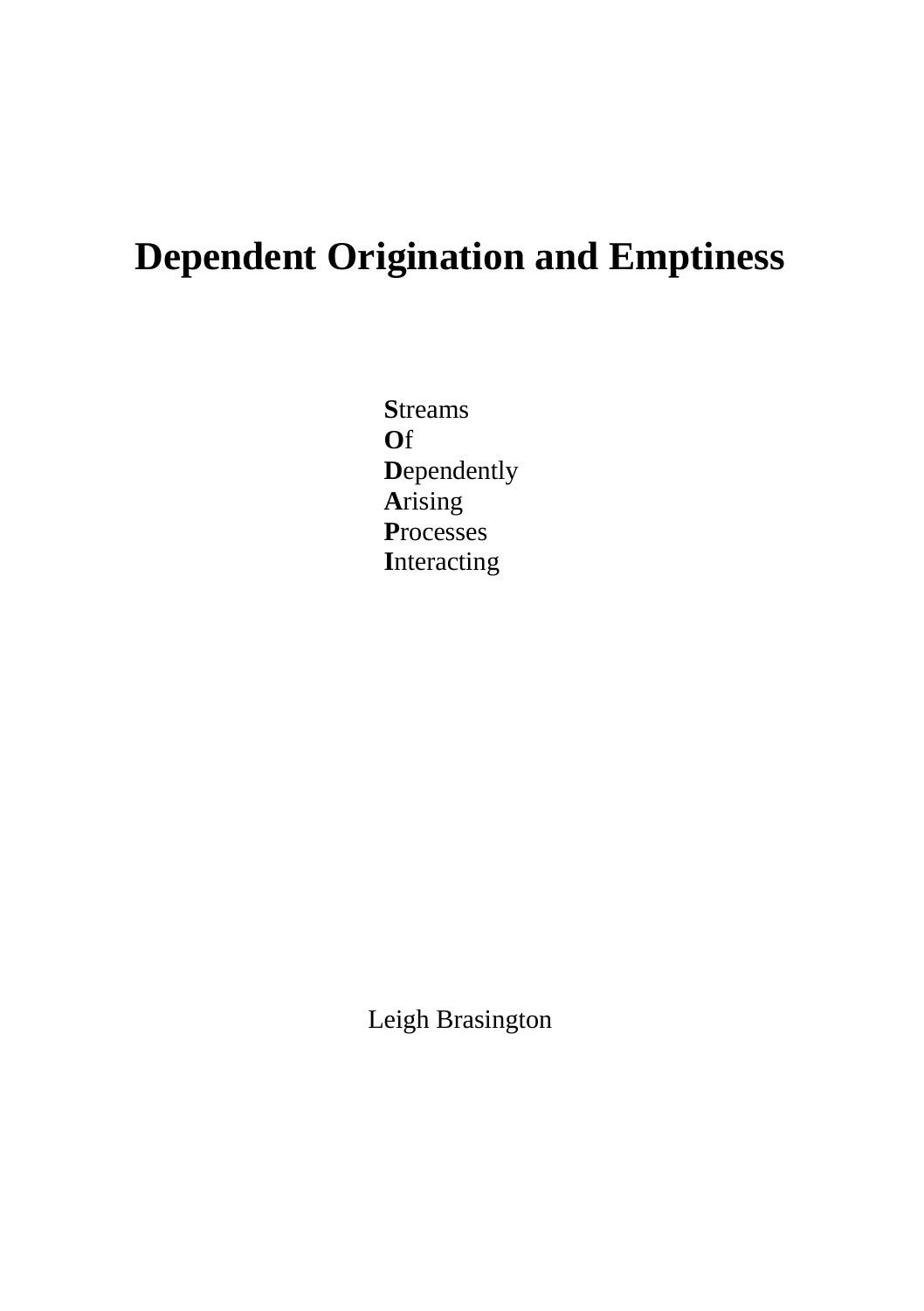# Dependent Origination and Emptiness

**S**treams
**O**f
**D**ependently
**A**rising
**P**rocesses
**I**nteracting

Leigh Brasington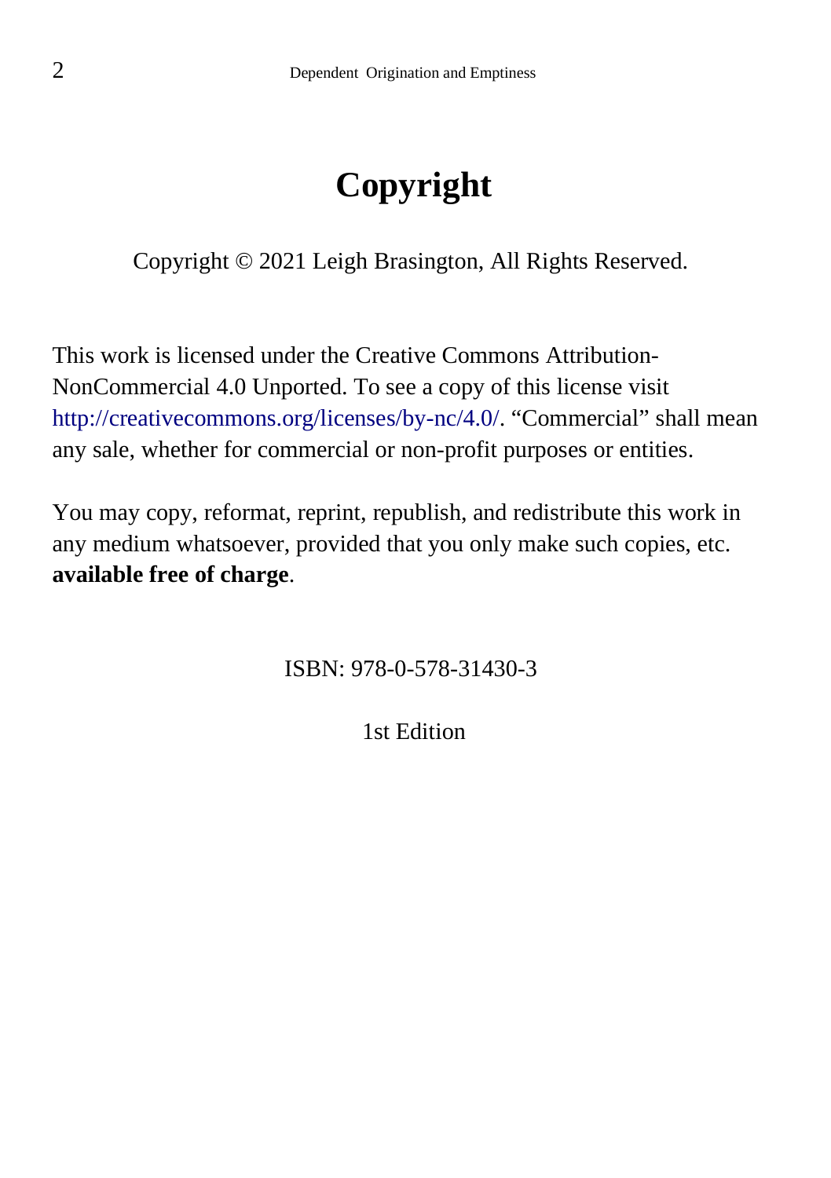# Copyright

Copyright © 2021 Leigh Brasington, All Rights Reserved.

This work is licensed under the Creative Commons Attribution-NonCommercial 4.0 Unported. To see a copy of this license visit http://creativecommons.org/licenses/by-nc/4.0/. “Commercial” shall mean any sale, whether for commercial or non-profit purposes or entities.

You may copy, reformat, reprint, republish, and redistribute this work in any medium whatsoever, provided that you only make such copies, etc. **available free of charge**.

ISBN: 978-0-578-31430-3

1st Edition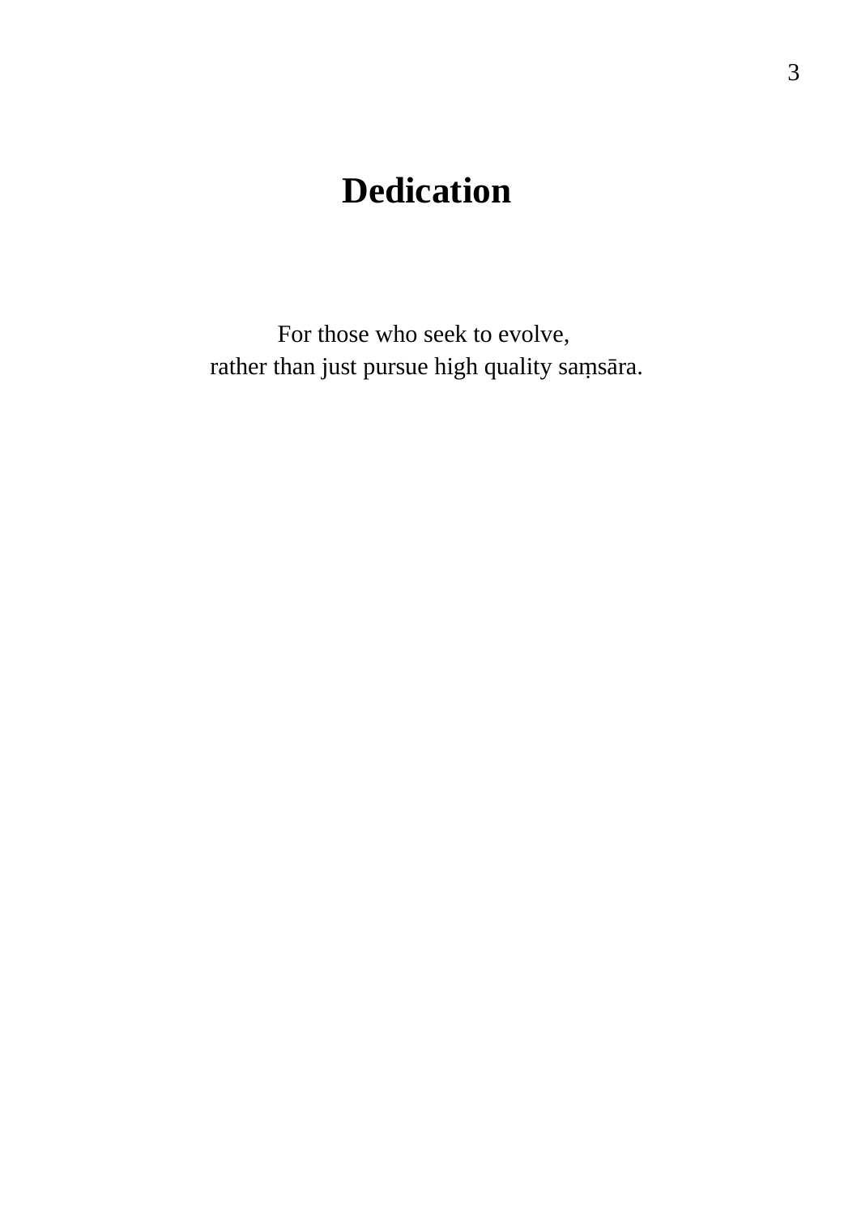# Dedication

For those who seek to evolve,
rather than just pursue high quality saṃsāra.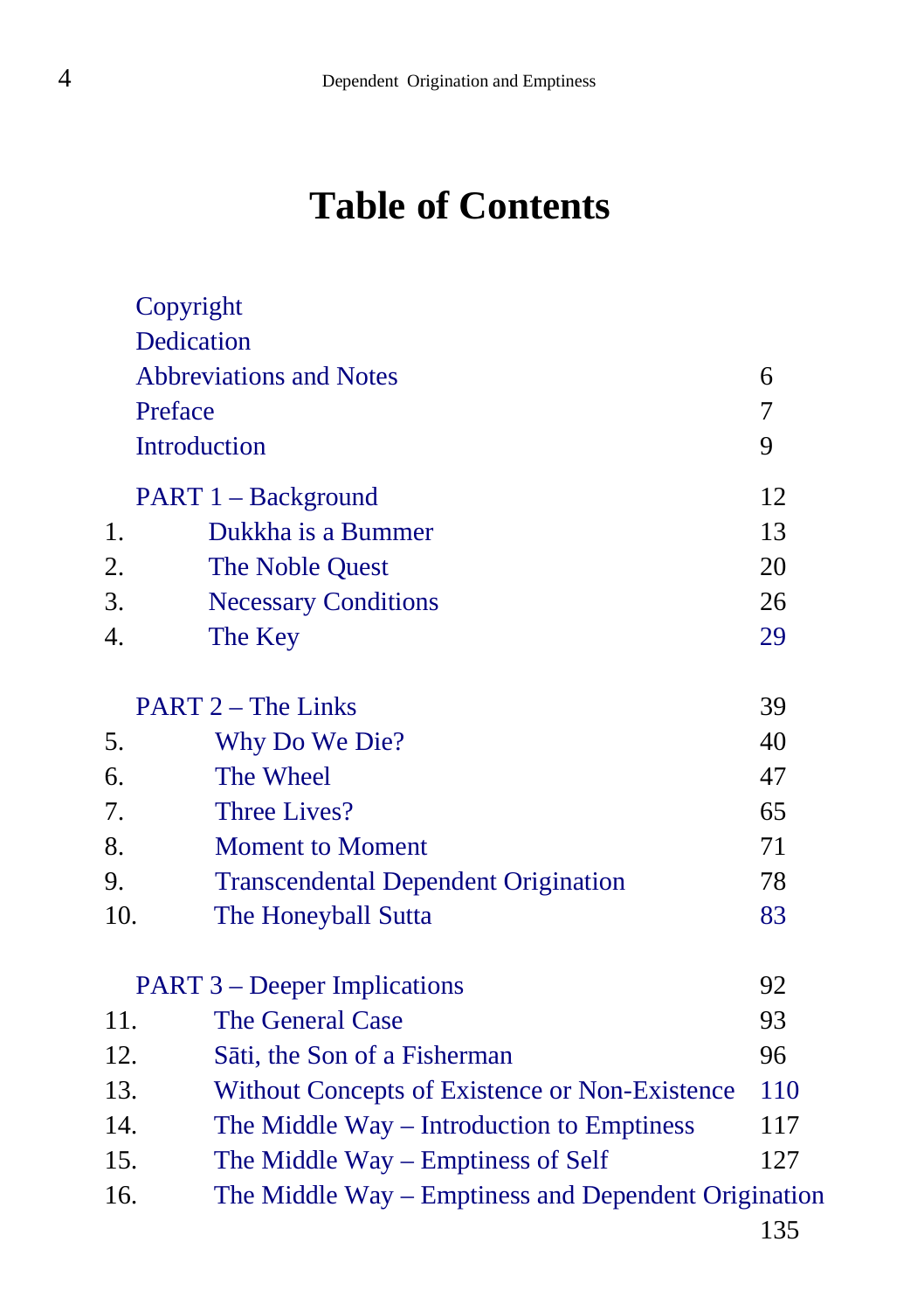# Table of Contents

| | | |
|---|---|---|
| | Copyright | |
| | Dedication | |
| | Abbreviations and Notes | 6 |
| | Preface | 7 |
| | Introduction | 9 |
| | PART 1 – Background | 12 |
| 1. | Dukkha is a Bummer | 13 |
| 2. | The Noble Quest | 20 |
| 3. | Necessary Conditions | 26 |
| 4. | The Key | 29 |
| | PART 2 – The Links | 39 |
| 5. | Why Do We Die? | 40 |
| 6. | The Wheel | 47 |
| 7. | Three Lives? | 65 |
| 8. | Moment to Moment | 71 |
| 9. | Transcendental Dependent Origination | 78 |
| 10. | The Honeyball Sutta | 83 |
| | PART 3 – Deeper Implications | 92 |
| 11. | The General Case | 93 |
| 12. | Sāti, the Son of a Fisherman | 96 |
| 13. | Without Concepts of Existence or Non-Existence | 110 |
| 14. | The Middle Way – Introduction to Emptiness | 117 |
| 15. | The Middle Way – Emptiness of Self | 127 |
| 16. | The Middle Way – Emptiness and Dependent Origination | 135 |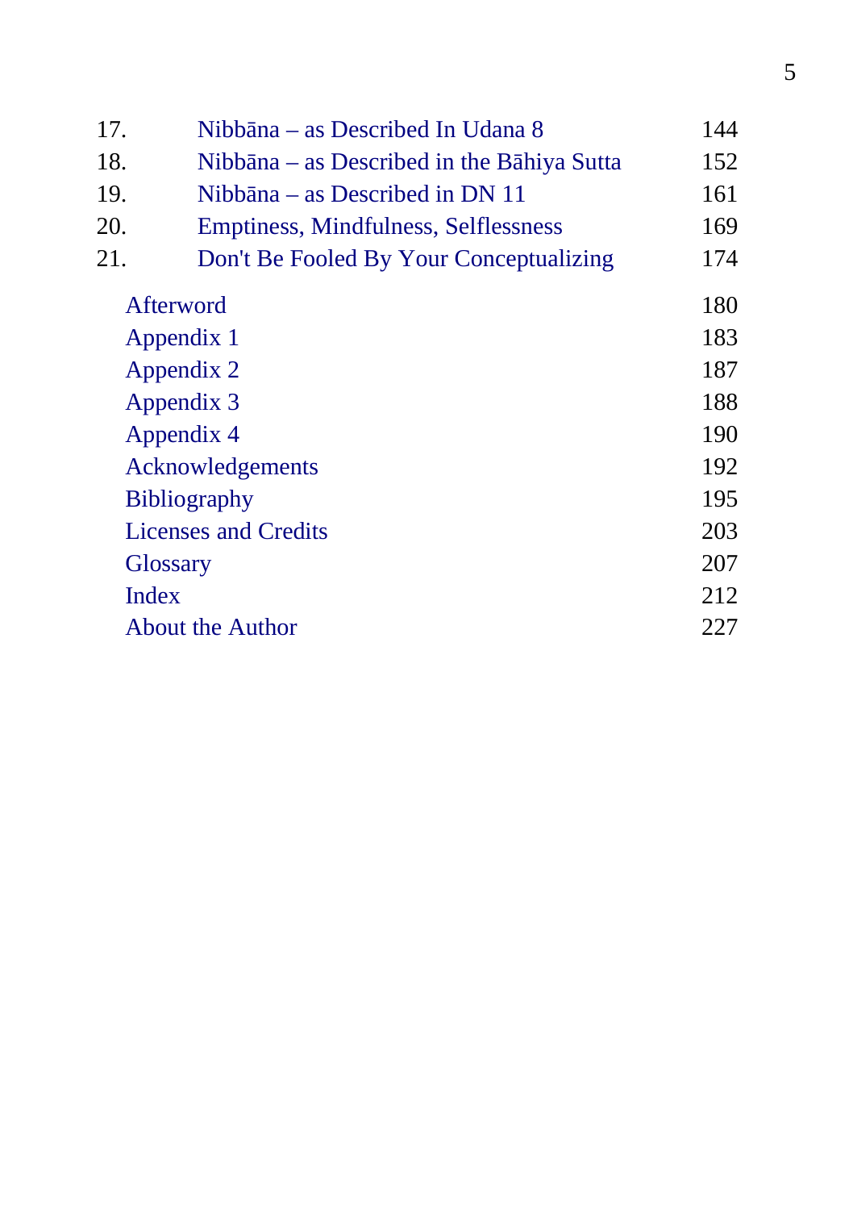| | | |
|---|---|---|
| 17. | Nibbāna – as Described In Udana 8 | 144 |
| 18. | Nibbāna – as Described in the Bāhiya Sutta | 152 |
| 19. | Nibbāna – as Described in DN 11 | 161 |
| 20. | Emptiness, Mindfulness, Selflessness | 169 |
| 21. | Don't Be Fooled By Your Conceptualizing | 174 |
| | Afterword | 180 |
| | Appendix 1 | 183 |
| | Appendix 2 | 187 |
| | Appendix 3 | 188 |
| | Appendix 4 | 190 |
| | Acknowledgements | 192 |
| | Bibliography | 195 |
| | Licenses and Credits | 203 |
| | Glossary | 207 |
| | Index | 212 |
| | About the Author | 227 |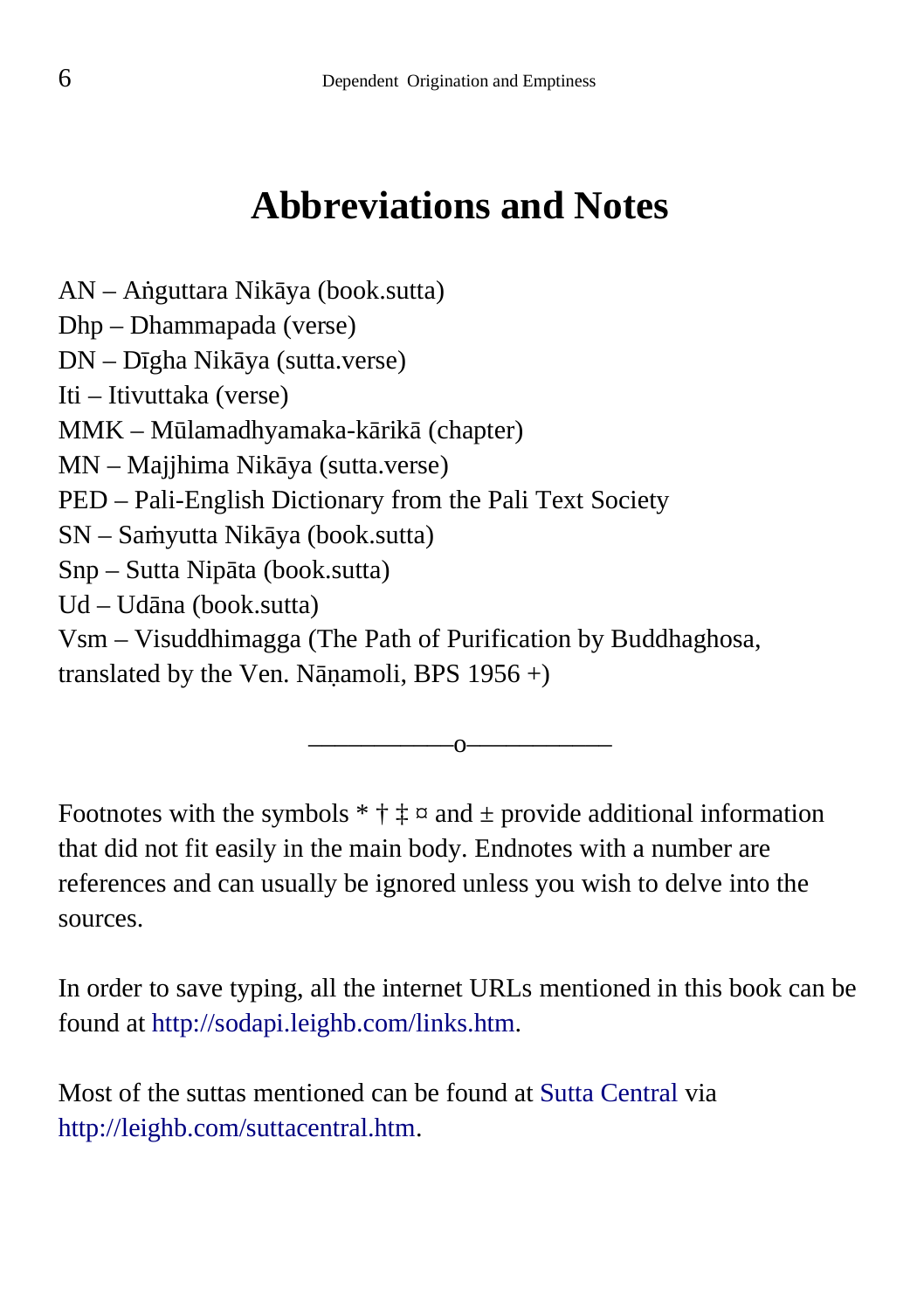# Abbreviations and Notes

AN – Aṅguttara Nikāya (book.sutta)
Dhp – Dhammapada (verse)
DN – Dīgha Nikāya (sutta.verse)
Iti – Itivuttaka (verse)
MMK – Mūlamadhyamaka-kārikā (chapter)
MN – Majjhima Nikāya (sutta.verse)
PED – Pali-English Dictionary from the Pali Text Society
SN – Saṁyutta Nikāya (book.sutta)
Snp – Sutta Nipāta (book.sutta)
Ud – Udāna (book.sutta)
Vsm – Visuddhimagga (The Path of Purification by Buddhaghosa, translated by the Ven. Nāṇamoli, BPS 1956 +)

———————o———————

Footnotes with the symbols * † ‡ ¤ and ± provide additional information that did not fit easily in the main body. Endnotes with a number are references and can usually be ignored unless you wish to delve into the sources.

In order to save typing, all the internet URLs mentioned in this book can be found at http://sodapi.leighb.com/links.htm.

Most of the suttas mentioned can be found at Sutta Central via http://leighb.com/suttacentral.htm.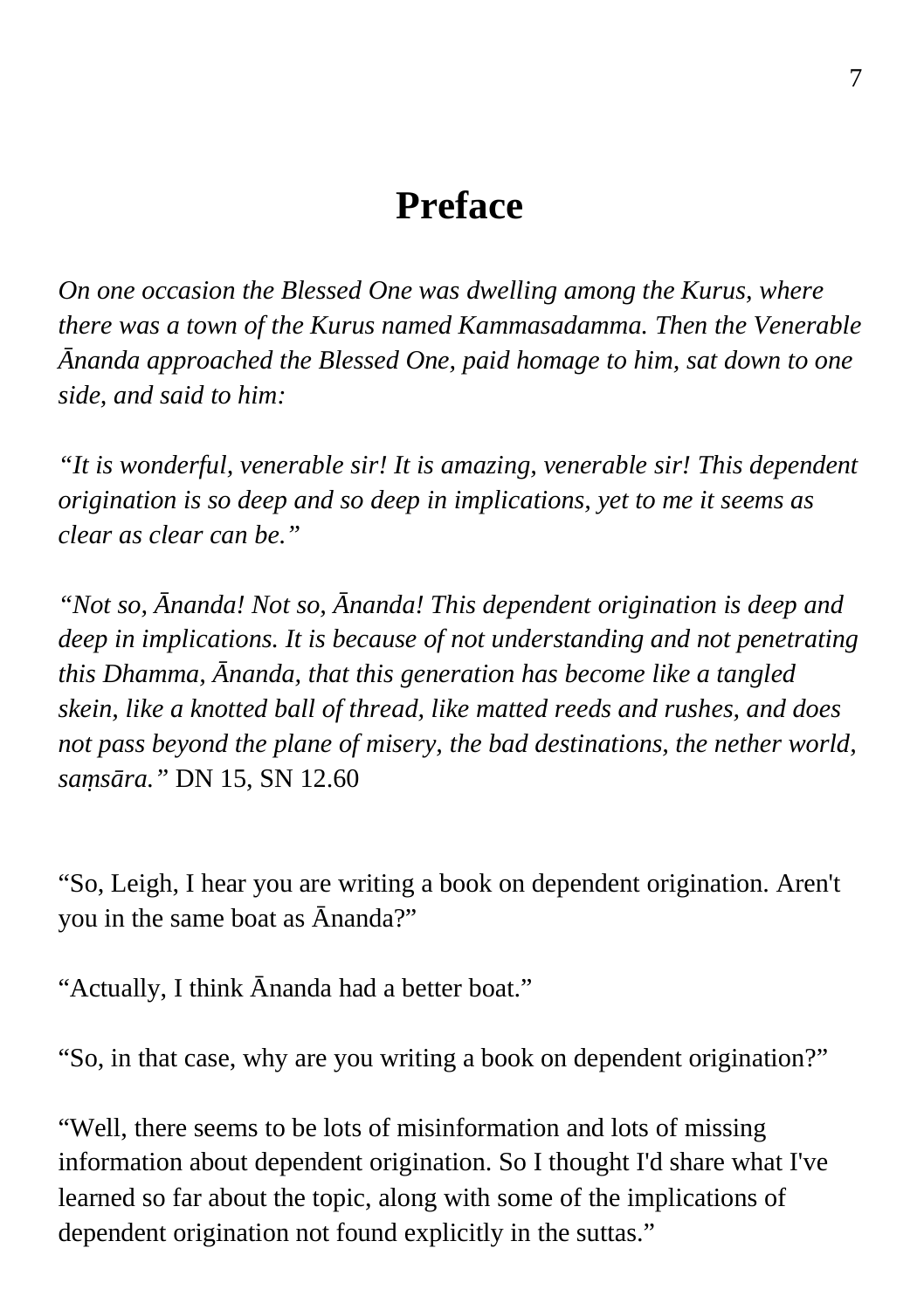# Preface

*On one occasion the Blessed One was dwelling among the Kurus, where there was a town of the Kurus named Kammasadamma. Then the Venerable Ānanda approached the Blessed One, paid homage to him, sat down to one side, and said to him:*

*"It is wonderful, venerable sir! It is amazing, venerable sir! This dependent origination is so deep and so deep in implications, yet to me it seems as clear as clear can be."*

*"Not so, Ānanda! Not so, Ānanda! This dependent origination is deep and deep in implications. It is because of not understanding and not penetrating this Dhamma, Ānanda, that this generation has become like a tangled skein, like a knotted ball of thread, like matted reeds and rushes, and does not pass beyond the plane of misery, the bad destinations, the nether world, saṃsāra."* DN 15, SN 12.60

"So, Leigh, I hear you are writing a book on dependent origination. Aren't you in the same boat as Ānanda?"

"Actually, I think Ānanda had a better boat."

"So, in that case, why are you writing a book on dependent origination?"

"Well, there seems to be lots of misinformation and lots of missing information about dependent origination. So I thought I'd share what I've learned so far about the topic, along with some of the implications of dependent origination not found explicitly in the suttas."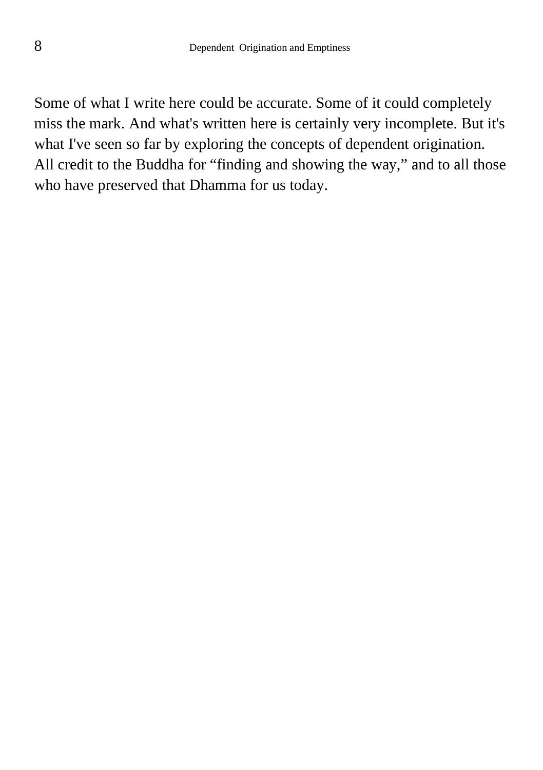Some of what I write here could be accurate. Some of it could completely miss the mark. And what's written here is certainly very incomplete. But it's what I've seen so far by exploring the concepts of dependent origination. All credit to the Buddha for "finding and showing the way," and to all those who have preserved that Dhamma for us today.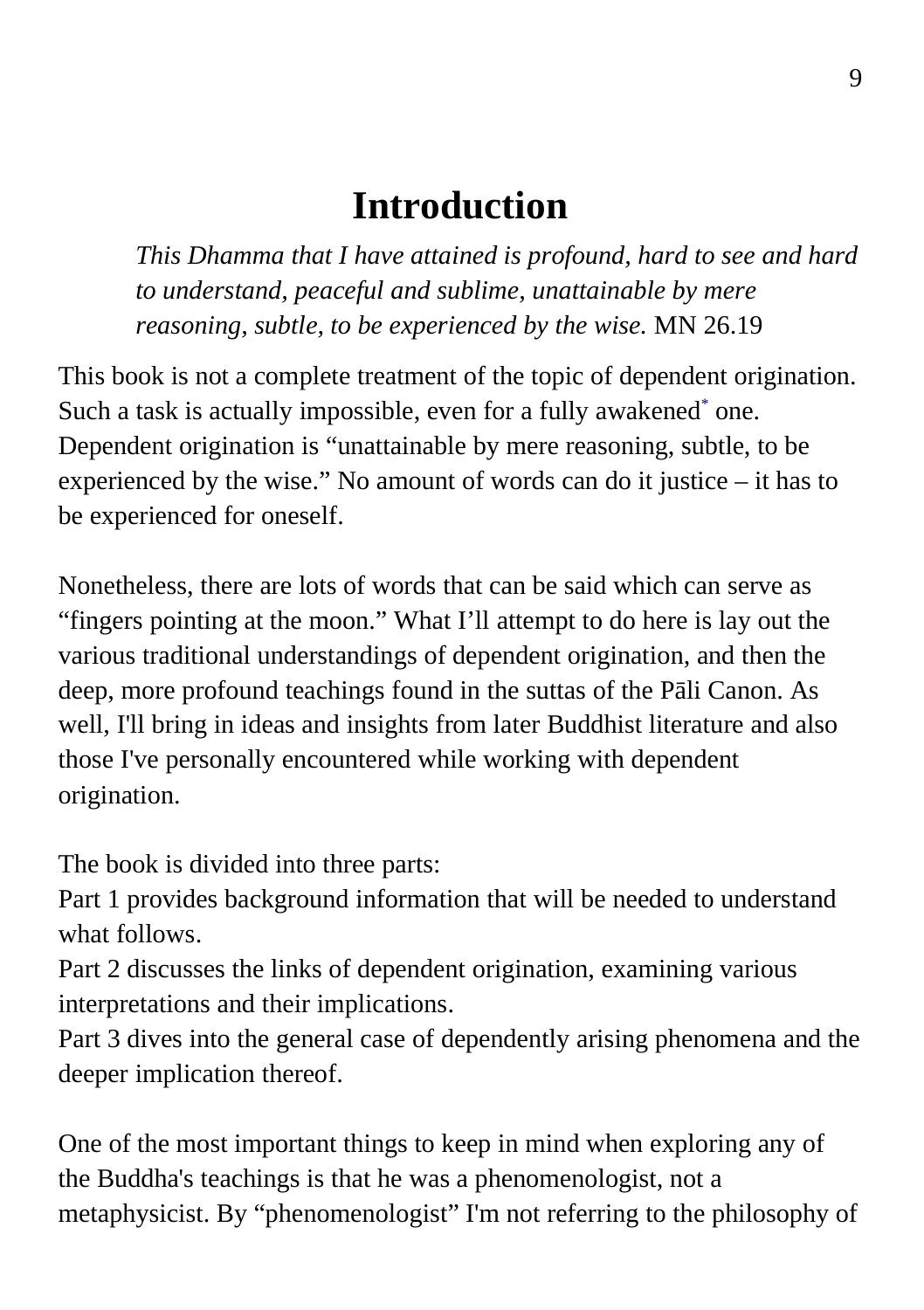# Introduction

> *This Dhamma that I have attained is profound, hard to see and hard to understand, peaceful and sublime, unattainable by mere reasoning, subtle, to be experienced by the wise.* MN 26.19

This book is not a complete treatment of the topic of dependent origination. Such a task is actually impossible, even for a fully awakened[*] one. Dependent origination is “unattainable by mere reasoning, subtle, to be experienced by the wise.” No amount of words can do it justice – it has to be experienced for oneself.

Nonetheless, there are lots of words that can be said which can serve as “fingers pointing at the moon.” What I’ll attempt to do here is lay out the various traditional understandings of dependent origination, and then the deep, more profound teachings found in the suttas of the Pāli Canon. As well, I'll bring in ideas and insights from later Buddhist literature and also those I've personally encountered while working with dependent origination.

The book is divided into three parts:
Part 1 provides background information that will be needed to understand what follows.
Part 2 discusses the links of dependent origination, examining various interpretations and their implications.
Part 3 dives into the general case of dependently arising phenomena and the deeper implication thereof.

One of the most important things to keep in mind when exploring any of the Buddha's teachings is that he was a phenomenologist, not a metaphysicist. By “phenomenologist” I'm not referring to the philosophy of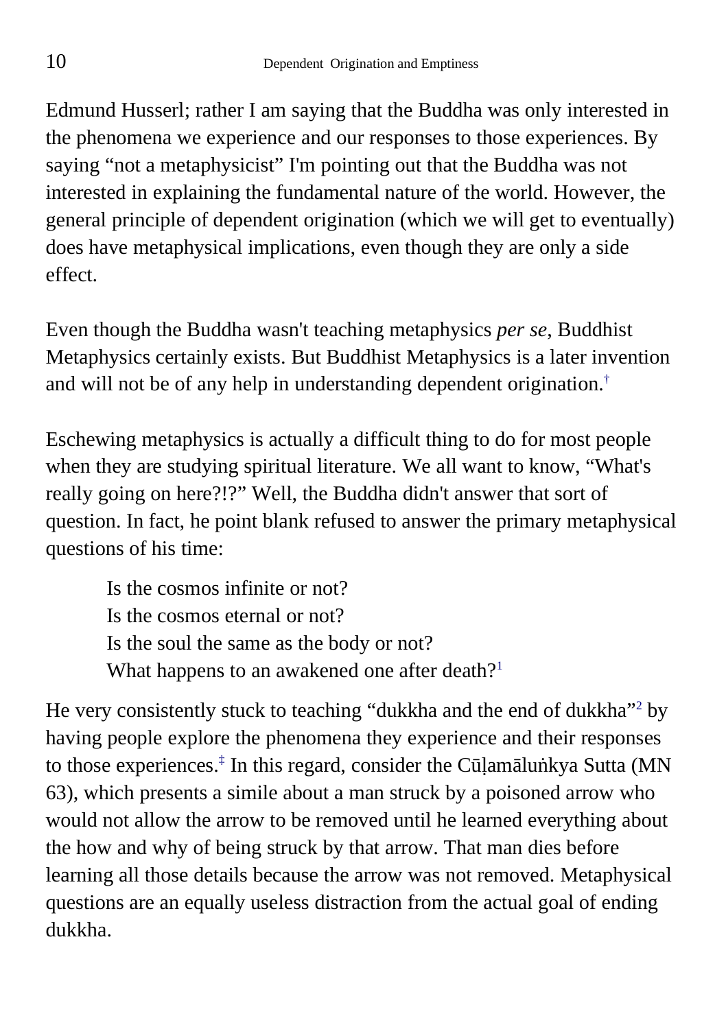Edmund Husserl; rather I am saying that the Buddha was only interested in the phenomena we experience and our responses to those experiences. By saying "not a metaphysicist" I'm pointing out that the Buddha was not interested in explaining the fundamental nature of the world. However, the general principle of dependent origination (which we will get to eventually) does have metaphysical implications, even though they are only a side effect.

Even though the Buddha wasn't teaching metaphysics *per se*, Buddhist Metaphysics certainly exists. But Buddhist Metaphysics is a later invention and will not be of any help in understanding dependent origination.[†]

Eschewing metaphysics is actually a difficult thing to do for most people when they are studying spiritual literature. We all want to know, "What's really going on here?!?" Well, the Buddha didn't answer that sort of question. In fact, he point blank refused to answer the primary metaphysical questions of his time:

> Is the cosmos infinite or not?
> Is the cosmos eternal or not?
> Is the soul the same as the body or not?
> What happens to an awakened one after death?[1]

He very consistently stuck to teaching "dukkha and the end of dukkha"[2] by having people explore the phenomena they experience and their responses to those experiences.[‡] In this regard, consider the Cūḷamāluṅkya Sutta (MN 63), which presents a simile about a man struck by a poisoned arrow who would not allow the arrow to be removed until he learned everything about the how and why of being struck by that arrow. That man dies before learning all those details because the arrow was not removed. Metaphysical questions are an equally useless distraction from the actual goal of ending dukkha.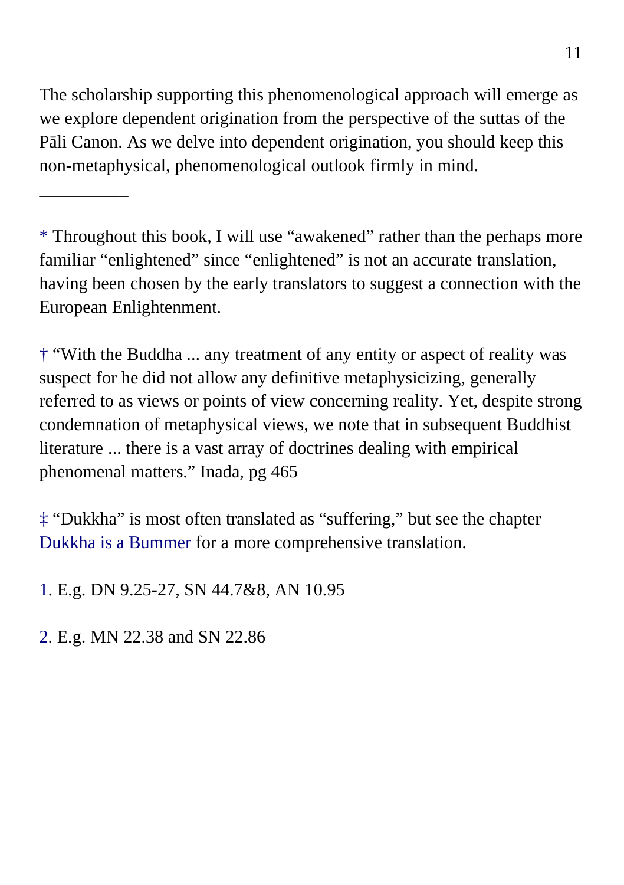The scholarship supporting this phenomenological approach will emerge as we explore dependent origination from the perspective of the suttas of the Pāli Canon. As we delve into dependent origination, you should keep this non-metaphysical, phenomenological outlook firmly in mind.

__________

* Throughout this book, I will use “awakened” rather than the perhaps more familiar “enlightened” since “enlightened” is not an accurate translation, having been chosen by the early translators to suggest a connection with the European Enlightenment.

† “With the Buddha ... any treatment of any entity or aspect of reality was suspect for he did not allow any definitive metaphysicizing, generally referred to as views or points of view concerning reality. Yet, despite strong condemnation of metaphysical views, we note that in subsequent Buddhist literature ... there is a vast array of doctrines dealing with empirical phenomenal matters.” Inada, pg 465

‡ “Dukkha” is most often translated as “suffering,” but see the chapter Dukkha is a Bummer for a more comprehensive translation.

1. E.g. DN 9.25-27, SN 44.7&8, AN 10.95

2. E.g. MN 22.38 and SN 22.86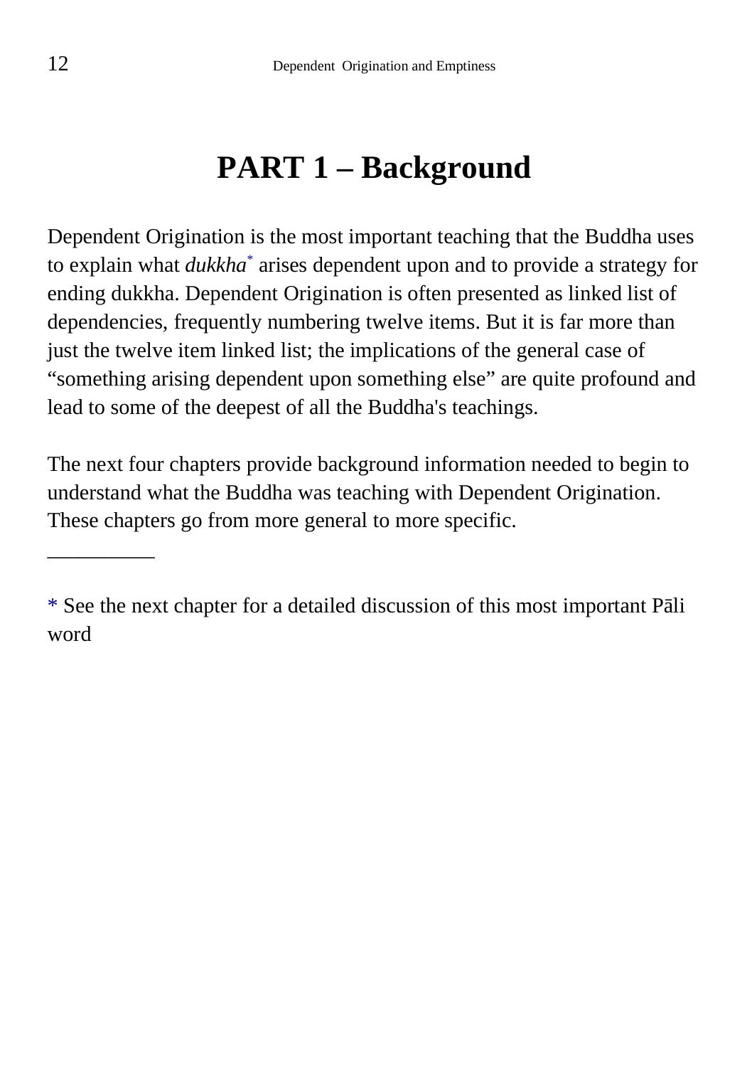# PART 1 – Background

Dependent Origination is the most important teaching that the Buddha uses to explain what *dukkha*[*] arises dependent upon and to provide a strategy for ending dukkha. Dependent Origination is often presented as linked list of dependencies, frequently numbering twelve items. But it is far more than just the twelve item linked list; the implications of the general case of "something arising dependent upon something else" are quite profound and lead to some of the deepest of all the Buddha's teachings.

The next four chapters provide background information needed to begin to understand what the Buddha was teaching with Dependent Origination. These chapters go from more general to more specific.

__________

* See the next chapter for a detailed discussion of this most important Pāli word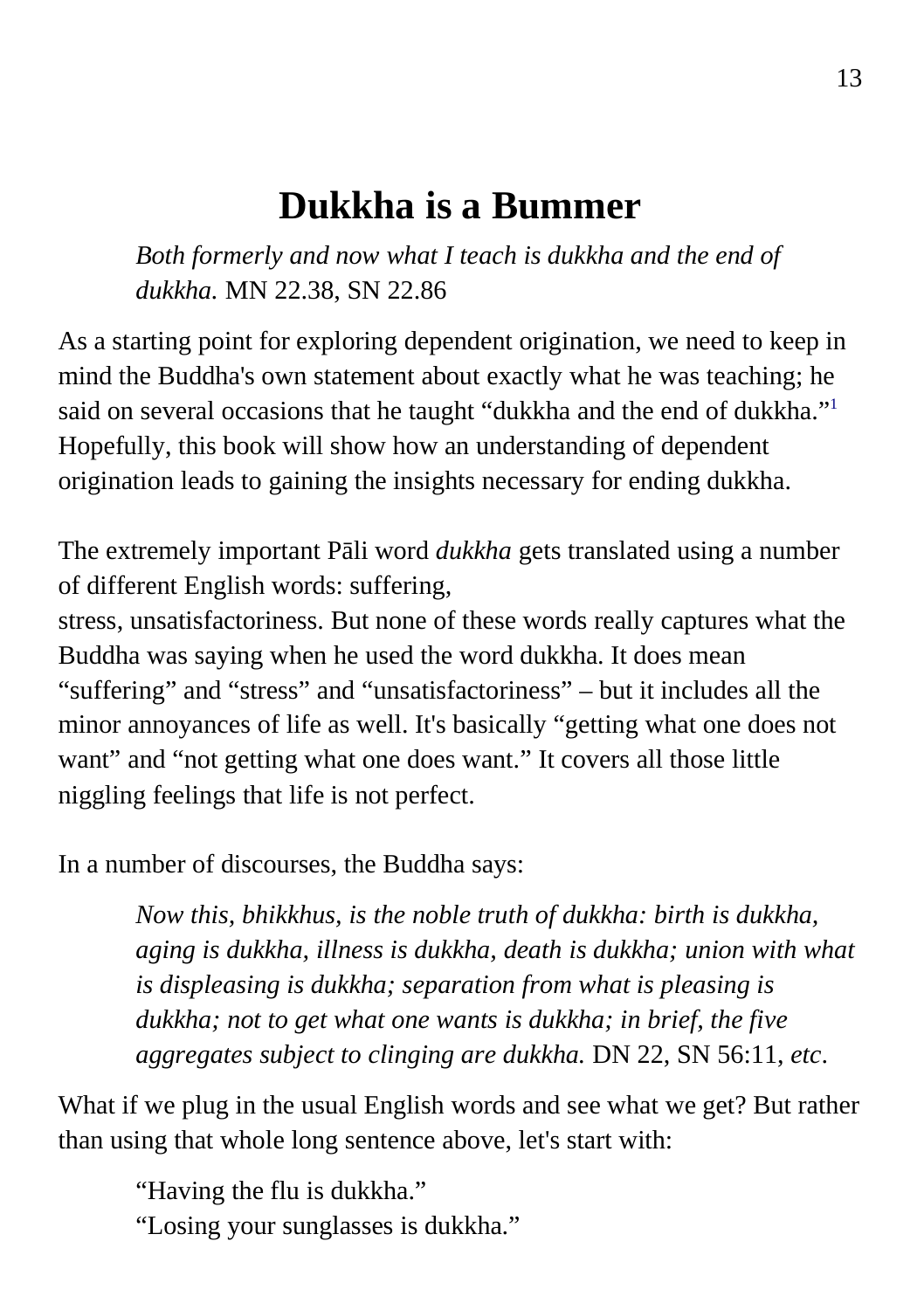# Dukkha is a Bummer

> *Both formerly and now what I teach is dukkha and the end of dukkha.* MN 22.38, SN 22.86

As a starting point for exploring dependent origination, we need to keep in mind the Buddha's own statement about exactly what he was teaching; he said on several occasions that he taught "dukkha and the end of dukkha."[1] Hopefully, this book will show how an understanding of dependent origination leads to gaining the insights necessary for ending dukkha.

The extremely important Pāli word *dukkha* gets translated using a number of different English words: suffering, stress, unsatisfactoriness. But none of these words really captures what the Buddha was saying when he used the word dukkha. It does mean "suffering" and "stress" and "unsatisfactoriness" – but it includes all the minor annoyances of life as well. It's basically "getting what one does not want" and "not getting what one does want." It covers all those little niggling feelings that life is not perfect.

In a number of discourses, the Buddha says:

> *Now this, bhikkhus, is the noble truth of dukkha: birth is dukkha, aging is dukkha, illness is dukkha, death is dukkha; union with what is displeasing is dukkha; separation from what is pleasing is dukkha; not to get what one wants is dukkha; in brief, the five aggregates subject to clinging are dukkha.* DN 22, SN 56:11, *etc*.

What if we plug in the usual English words and see what we get? But rather than using that whole long sentence above, let's start with:

> "Having the flu is dukkha."
> "Losing your sunglasses is dukkha."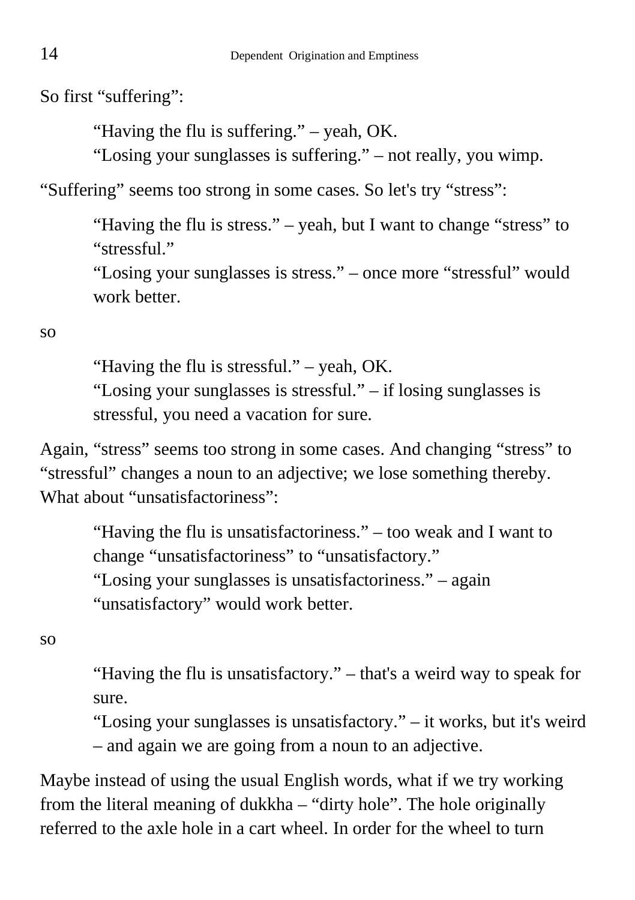So first “suffering”:

> “Having the flu is suffering.” – yeah, OK.
> “Losing your sunglasses is suffering.” – not really, you wimp.

“Suffering” seems too strong in some cases. So let's try “stress”:

> “Having the flu is stress.” – yeah, but I want to change “stress” to “stressful.”
> “Losing your sunglasses is stress.” – once more “stressful” would work better.

so

> “Having the flu is stressful.” – yeah, OK.
> “Losing your sunglasses is stressful.” – if losing sunglasses is stressful, you need a vacation for sure.

Again, “stress” seems too strong in some cases. And changing “stress” to “stressful” changes a noun to an adjective; we lose something thereby. What about “unsatisfactoriness”:

> “Having the flu is unsatisfactoriness.” – too weak and I want to change “unsatisfactoriness” to “unsatisfactory.”
> “Losing your sunglasses is unsatisfactoriness.” – again “unsatisfactory” would work better.

so

> “Having the flu is unsatisfactory.” – that's a weird way to speak for sure.
> “Losing your sunglasses is unsatisfactory.” – it works, but it's weird – and again we are going from a noun to an adjective.

Maybe instead of using the usual English words, what if we try working from the literal meaning of dukkha – “dirty hole”. The hole originally referred to the axle hole in a cart wheel. In order for the wheel to turn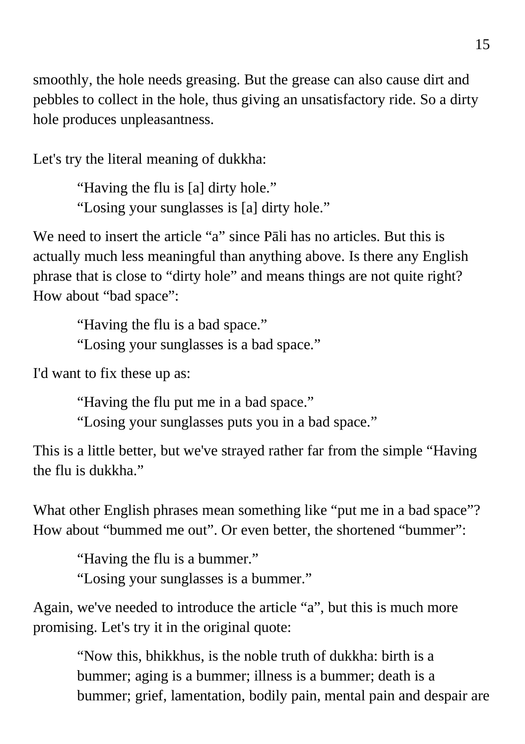smoothly, the hole needs greasing. But the grease can also cause dirt and pebbles to collect in the hole, thus giving an unsatisfactory ride. So a dirty hole produces unpleasantness.

Let's try the literal meaning of dukkha:

> "Having the flu is [a] dirty hole."
> "Losing your sunglasses is [a] dirty hole."

We need to insert the article "a" since Pāli has no articles. But this is actually much less meaningful than anything above. Is there any English phrase that is close to "dirty hole" and means things are not quite right? How about "bad space":

> "Having the flu is a bad space."
> "Losing your sunglasses is a bad space."

I'd want to fix these up as:

> "Having the flu put me in a bad space."
> "Losing your sunglasses puts you in a bad space."

This is a little better, but we've strayed rather far from the simple "Having the flu is dukkha."

What other English phrases mean something like "put me in a bad space"? How about "bummed me out". Or even better, the shortened "bummer":

> "Having the flu is a bummer."
> "Losing your sunglasses is a bummer."

Again, we've needed to introduce the article "a", but this is much more promising. Let's try it in the original quote:

> "Now this, bhikkhus, is the noble truth of dukkha: birth is a bummer; aging is a bummer; illness is a bummer; death is a bummer; grief, lamentation, bodily pain, mental pain and despair are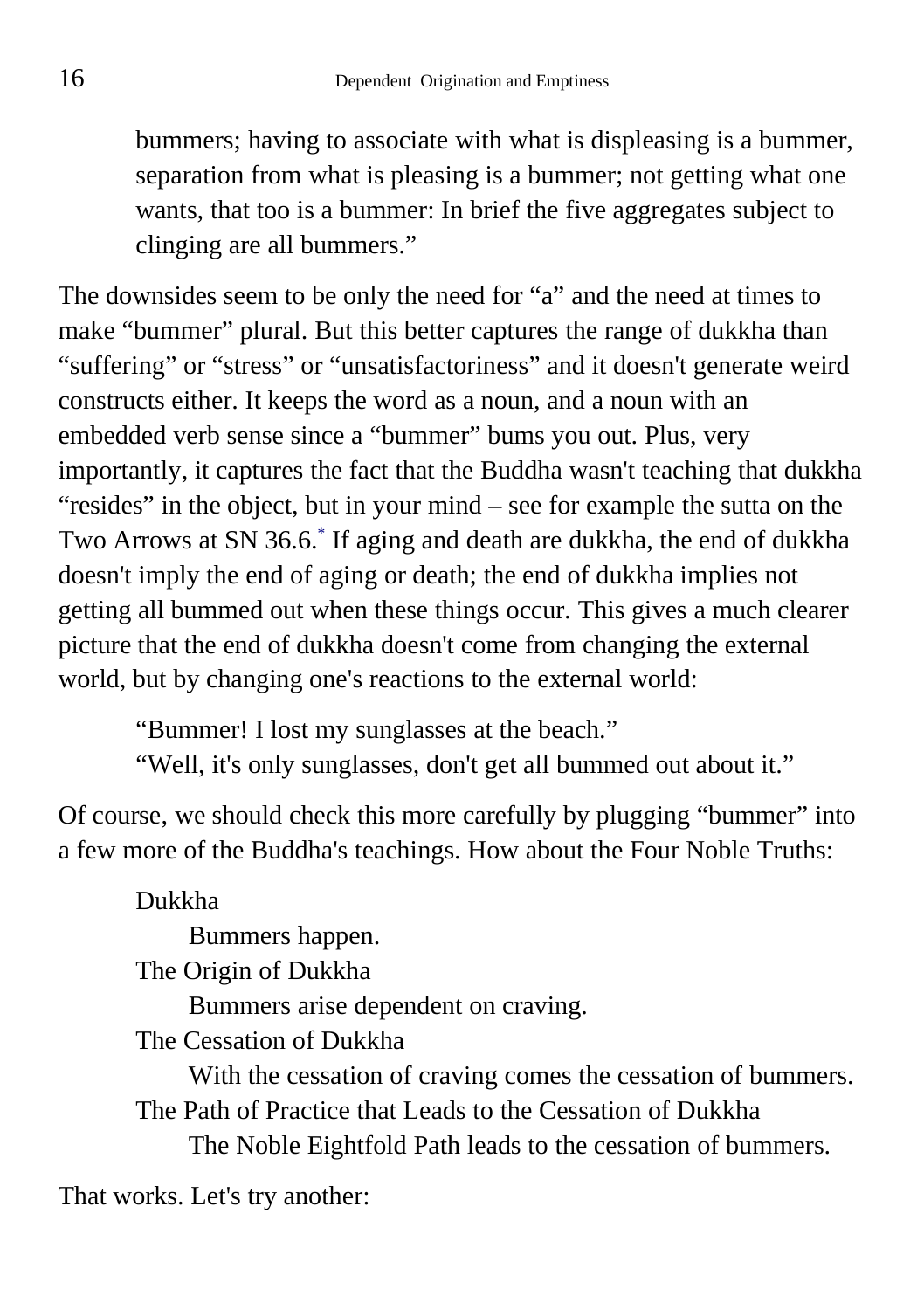> bummers; having to associate with what is displeasing is a bummer, separation from what is pleasing is a bummer; not getting what one wants, that too is a bummer: In brief the five aggregates subject to clinging are all bummers."

The downsides seem to be only the need for "a" and the need at times to make "bummer" plural. But this better captures the range of dukkha than "suffering" or "stress" or "unsatisfactoriness" and it doesn't generate weird constructs either. It keeps the word as a noun, and a noun with an embedded verb sense since a "bummer" bums you out. Plus, very importantly, it captures the fact that the Buddha wasn't teaching that dukkha "resides" in the object, but in your mind – see for example the sutta on the Two Arrows at SN 36.6.[*] If aging and death are dukkha, the end of dukkha doesn't imply the end of aging or death; the end of dukkha implies not getting all bummed out when these things occur. This gives a much clearer picture that the end of dukkha doesn't come from changing the external world, but by changing one's reactions to the external world:

> "Bummer! I lost my sunglasses at the beach."
> "Well, it's only sunglasses, don't get all bummed out about it."

Of course, we should check this more carefully by plugging "bummer" into a few more of the Buddha's teachings. How about the Four Noble Truths:

> Dukkha
>> Bummers happen.
>
> The Origin of Dukkha
>> Bummers arise dependent on craving.
>
> The Cessation of Dukkha
>> With the cessation of craving comes the cessation of bummers.
>
> The Path of Practice that Leads to the Cessation of Dukkha
>> The Noble Eightfold Path leads to the cessation of bummers.

That works. Let's try another: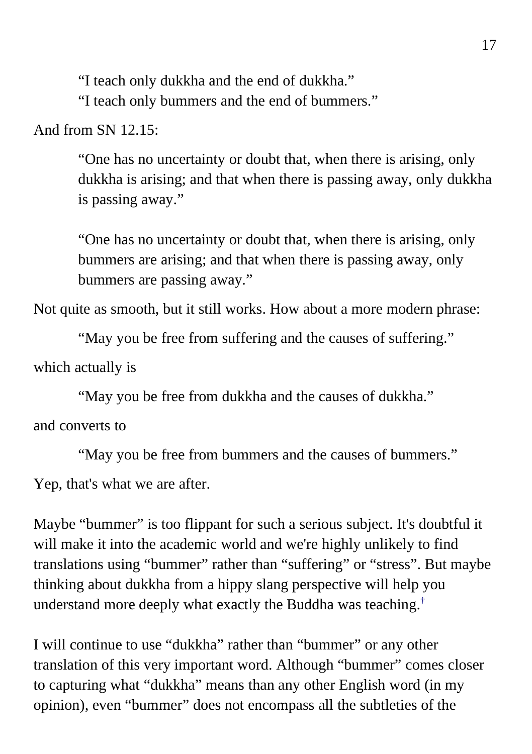> "I teach only dukkha and the end of dukkha."
> "I teach only bummers and the end of bummers."

And from SN 12.15:

> "One has no uncertainty or doubt that, when there is arising, only dukkha is arising; and that when there is passing away, only dukkha is passing away."
>
> "One has no uncertainty or doubt that, when there is arising, only bummers are arising; and that when there is passing away, only bummers are passing away."

Not quite as smooth, but it still works. How about a more modern phrase:

> "May you be free from suffering and the causes of suffering."

which actually is

> "May you be free from dukkha and the causes of dukkha."

and converts to

> "May you be free from bummers and the causes of bummers."

Yep, that's what we are after.

Maybe "bummer" is too flippant for such a serious subject. It's doubtful it will make it into the academic world and we're highly unlikely to find translations using "bummer" rather than "suffering" or "stress". But maybe thinking about dukkha from a hippy slang perspective will help you understand more deeply what exactly the Buddha was teaching.[†]

I will continue to use "dukkha" rather than "bummer" or any other translation of this very important word. Although "bummer" comes closer to capturing what "dukkha" means than any other English word (in my opinion), even "bummer" does not encompass all the subtleties of the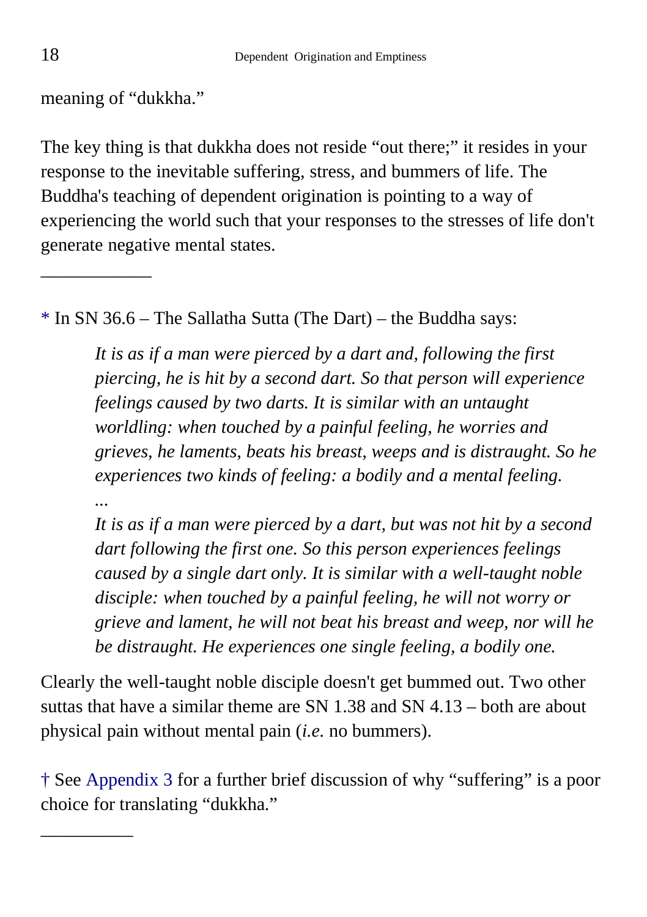meaning of “dukkha.”

The key thing is that dukkha does not reside “out there;” it resides in your response to the inevitable suffering, stress, and bummers of life. The Buddha's teaching of dependent origination is pointing to a way of experiencing the world such that your responses to the stresses of life don't generate negative mental states.

____________

\* In SN 36.6 – The Sallatha Sutta (The Dart) – the Buddha says:

> *It is as if a man were pierced by a dart and, following the first piercing, he is hit by a second dart. So that person will experience feelings caused by two darts. It is similar with an untaught worldling: when touched by a painful feeling, he worries and grieves, he laments, beats his breast, weeps and is distraught. So he experiences two kinds of feeling: a bodily and a mental feeling.*
>
> *...*
>
> *It is as if a man were pierced by a dart, but was not hit by a second dart following the first one. So this person experiences feelings caused by a single dart only. It is similar with a well-taught noble disciple: when touched by a painful feeling, he will not worry or grieve and lament, he will not beat his breast and weep, nor will he be distraught. He experiences one single feeling, a bodily one.*

Clearly the well-taught noble disciple doesn't get bummed out. Two other suttas that have a similar theme are SN 1.38 and SN 4.13 – both are about physical pain without mental pain (*i.e.* no bummers).

† See Appendix 3 for a further brief discussion of why “suffering” is a poor choice for translating “dukkha.”

__________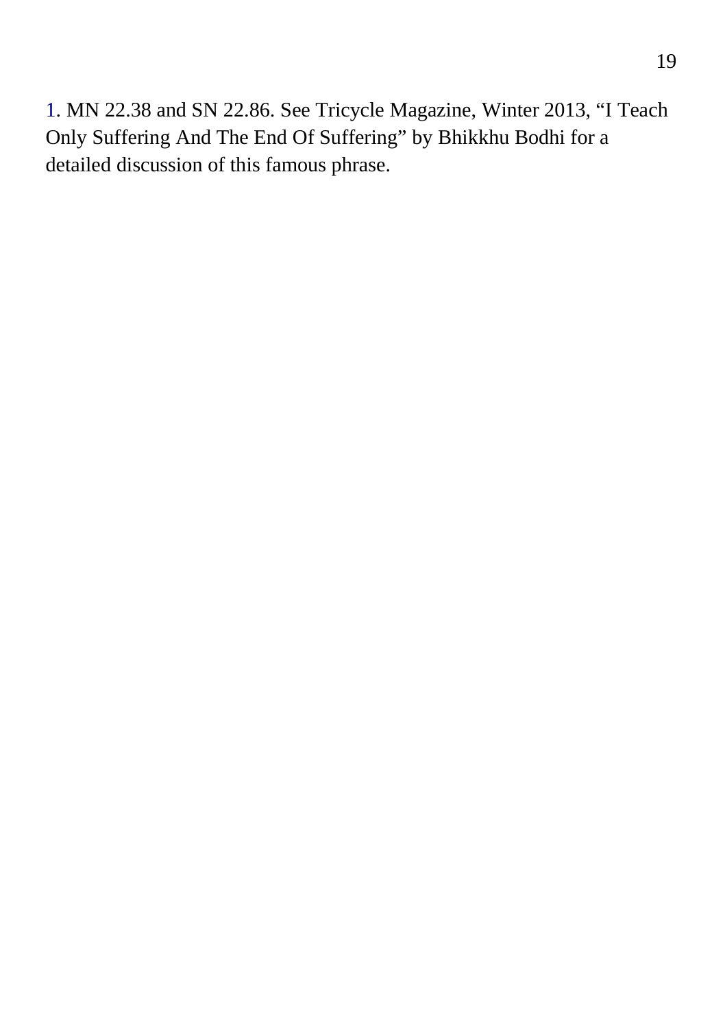1. MN 22.38 and SN 22.86. See Tricycle Magazine, Winter 2013, “I Teach Only Suffering And The End Of Suffering” by Bhikkhu Bodhi for a detailed discussion of this famous phrase.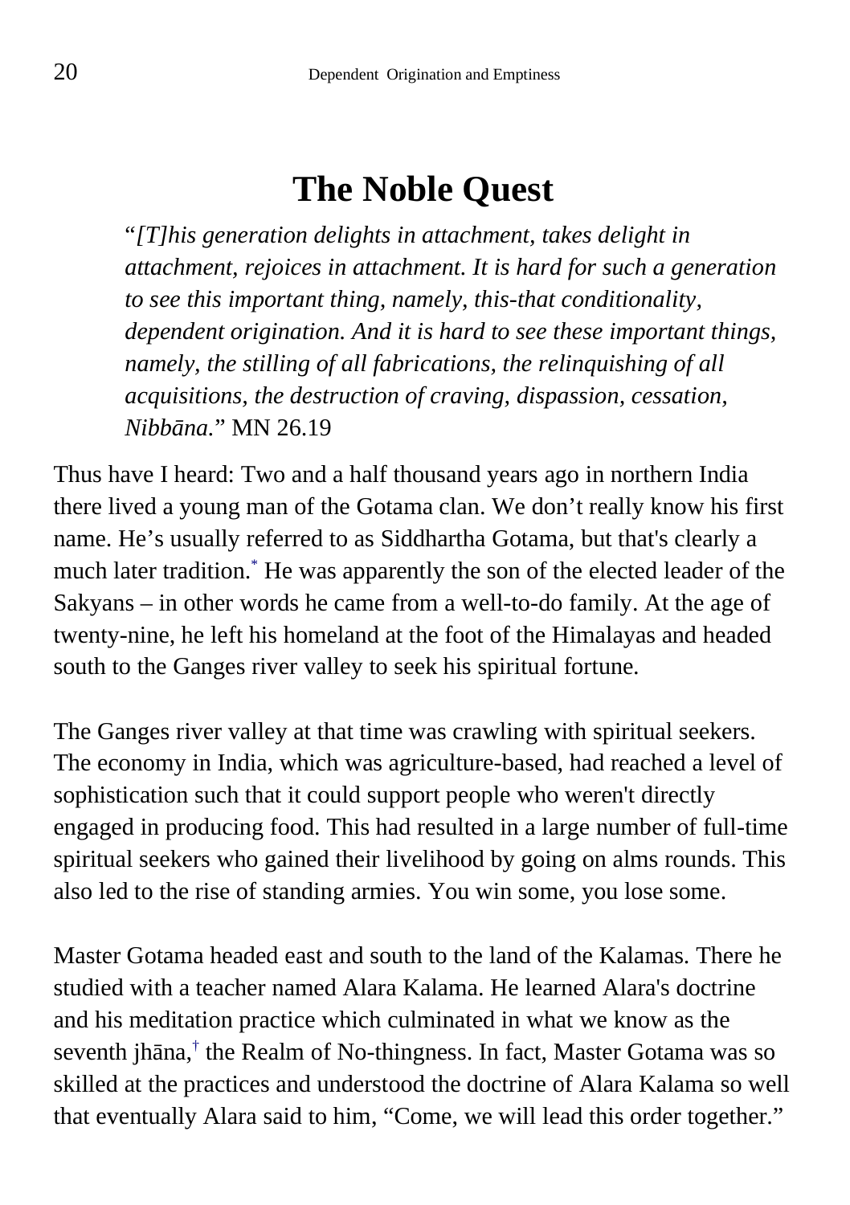# The Noble Quest

> "*[T]his generation delights in attachment, takes delight in attachment, rejoices in attachment. It is hard for such a generation to see this important thing, namely, this-that conditionality, dependent origination. And it is hard to see these important things, namely, the stilling of all fabrications, the relinquishing of all acquisitions, the destruction of craving, dispassion, cessation, Nibbāna.*" MN 26.19

Thus have I heard: Two and a half thousand years ago in northern India there lived a young man of the Gotama clan. We don't really know his first name. He's usually referred to as Siddhartha Gotama, but that's clearly a much later tradition.[*] He was apparently the son of the elected leader of the Sakyans – in other words he came from a well-to-do family. At the age of twenty-nine, he left his homeland at the foot of the Himalayas and headed south to the Ganges river valley to seek his spiritual fortune.

The Ganges river valley at that time was crawling with spiritual seekers. The economy in India, which was agriculture-based, had reached a level of sophistication such that it could support people who weren't directly engaged in producing food. This had resulted in a large number of full-time spiritual seekers who gained their livelihood by going on alms rounds. This also led to the rise of standing armies. You win some, you lose some.

Master Gotama headed east and south to the land of the Kalamas. There he studied with a teacher named Alara Kalama. He learned Alara's doctrine and his meditation practice which culminated in what we know as the seventh jhāna,[†] the Realm of No-thingness. In fact, Master Gotama was so skilled at the practices and understood the doctrine of Alara Kalama so well that eventually Alara said to him, "Come, we will lead this order together."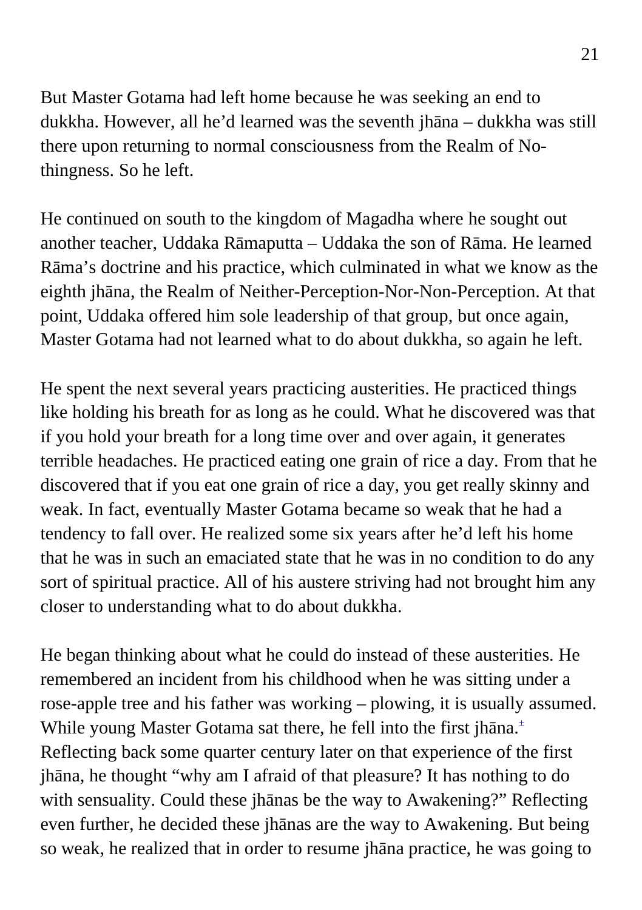But Master Gotama had left home because he was seeking an end to dukkha. However, all he'd learned was the seventh jhāna – dukkha was still there upon returning to normal consciousness from the Realm of No-thingness. So he left.

He continued on south to the kingdom of Magadha where he sought out another teacher, Uddaka Rāmaputta – Uddaka the son of Rāma. He learned Rāma's doctrine and his practice, which culminated in what we know as the eighth jhāna, the Realm of Neither-Perception-Nor-Non-Perception. At that point, Uddaka offered him sole leadership of that group, but once again, Master Gotama had not learned what to do about dukkha, so again he left.

He spent the next several years practicing austerities. He practiced things like holding his breath for as long as he could. What he discovered was that if you hold your breath for a long time over and over again, it generates terrible headaches. He practiced eating one grain of rice a day. From that he discovered that if you eat one grain of rice a day, you get really skinny and weak. In fact, eventually Master Gotama became so weak that he had a tendency to fall over. He realized some six years after he'd left his home that he was in such an emaciated state that he was in no condition to do any sort of spiritual practice. All of his austere striving had not brought him any closer to understanding what to do about dukkha.

He began thinking about what he could do instead of these austerities. He remembered an incident from his childhood when he was sitting under a rose-apple tree and his father was working – plowing, it is usually assumed. While young Master Gotama sat there, he fell into the first jhāna.[±] Reflecting back some quarter century later on that experience of the first jhāna, he thought "why am I afraid of that pleasure? It has nothing to do with sensuality. Could these jhānas be the way to Awakening?" Reflecting even further, he decided these jhānas are the way to Awakening. But being so weak, he realized that in order to resume jhāna practice, he was going to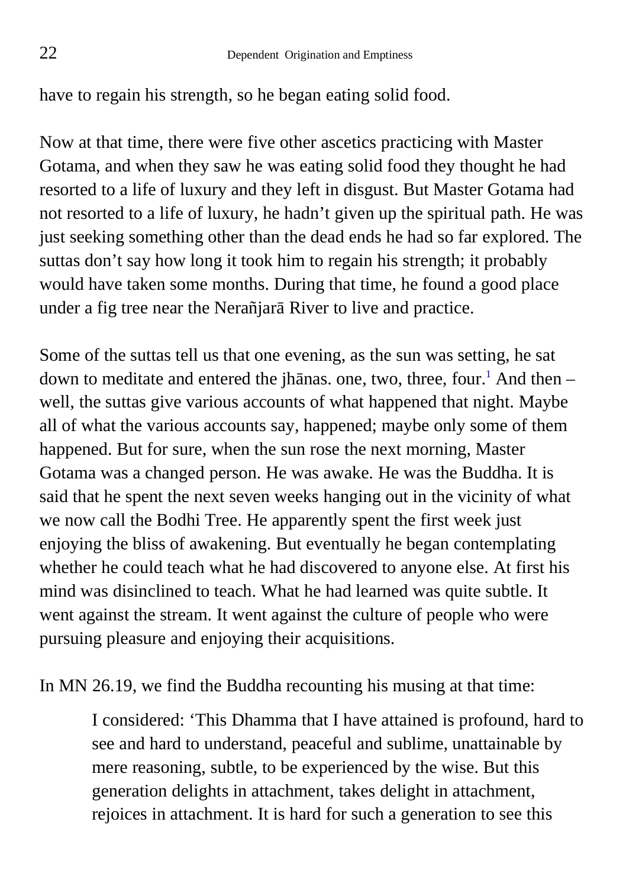have to regain his strength, so he began eating solid food.

Now at that time, there were five other ascetics practicing with Master Gotama, and when they saw he was eating solid food they thought he had resorted to a life of luxury and they left in disgust. But Master Gotama had not resorted to a life of luxury, he hadn't given up the spiritual path. He was just seeking something other than the dead ends he had so far explored. The suttas don't say how long it took him to regain his strength; it probably would have taken some months. During that time, he found a good place under a fig tree near the Nerañjarā River to live and practice.

Some of the suttas tell us that one evening, as the sun was setting, he sat down to meditate and entered the jhānas. one, two, three, four.[1] And then – well, the suttas give various accounts of what happened that night. Maybe all of what the various accounts say, happened; maybe only some of them happened. But for sure, when the sun rose the next morning, Master Gotama was a changed person. He was awake. He was the Buddha. It is said that he spent the next seven weeks hanging out in the vicinity of what we now call the Bodhi Tree. He apparently spent the first week just enjoying the bliss of awakening. But eventually he began contemplating whether he could teach what he had discovered to anyone else. At first his mind was disinclined to teach. What he had learned was quite subtle. It went against the stream. It went against the culture of people who were pursuing pleasure and enjoying their acquisitions.

In MN 26.19, we find the Buddha recounting his musing at that time:

> I considered: 'This Dhamma that I have attained is profound, hard to see and hard to understand, peaceful and sublime, unattainable by mere reasoning, subtle, to be experienced by the wise. But this generation delights in attachment, takes delight in attachment, rejoices in attachment. It is hard for such a generation to see this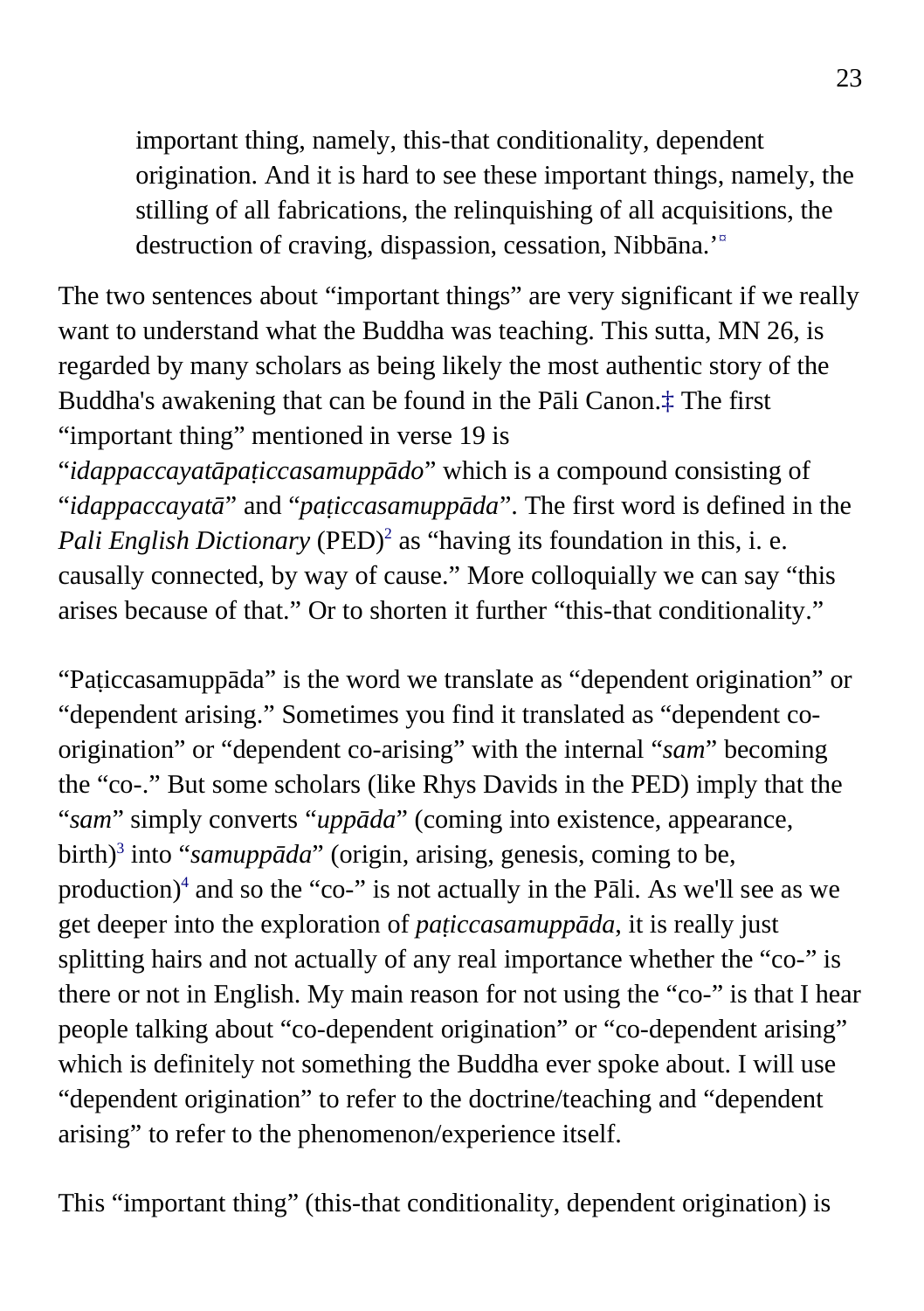> important thing, namely, this-that conditionality, dependent origination. And it is hard to see these important things, namely, the stilling of all fabrications, the relinquishing of all acquisitions, the destruction of craving, dispassion, cessation, Nibbāna.'¤

The two sentences about "important things" are very significant if we really want to understand what the Buddha was teaching. This sutta, MN 26, is regarded by many scholars as being likely the most authentic story of the Buddha's awakening that can be found in the Pāli Canon.‡ The first "important thing" mentioned in verse 19 is "*idappaccayatāpaṭiccasamuppādo*" which is a compound consisting of "*idappaccayatā*" and "*paṭiccasamuppāda*". The first word is defined in the *Pali English Dictionary* (PED)[2] as "having its foundation in this, i. e. causally connected, by way of cause." More colloquially we can say "this arises because of that." Or to shorten it further "this-that conditionality."

"Paṭiccasamuppāda" is the word we translate as "dependent origination" or "dependent arising." Sometimes you find it translated as "dependent co-origination" or "dependent co-arising" with the internal "*sam*" becoming the "co-." But some scholars (like Rhys Davids in the PED) imply that the "*sam*" simply converts "*uppāda*" (coming into existence, appearance, birth)[3] into "*samuppāda*" (origin, arising, genesis, coming to be, production)[4] and so the "co-" is not actually in the Pāli. As we'll see as we get deeper into the exploration of *paṭiccasamuppāda*, it is really just splitting hairs and not actually of any real importance whether the "co-" is there or not in English. My main reason for not using the "co-" is that I hear people talking about "co-dependent origination" or "co-dependent arising" which is definitely not something the Buddha ever spoke about. I will use "dependent origination" to refer to the doctrine/teaching and "dependent arising" to refer to the phenomenon/experience itself.

This "important thing" (this-that conditionality, dependent origination) is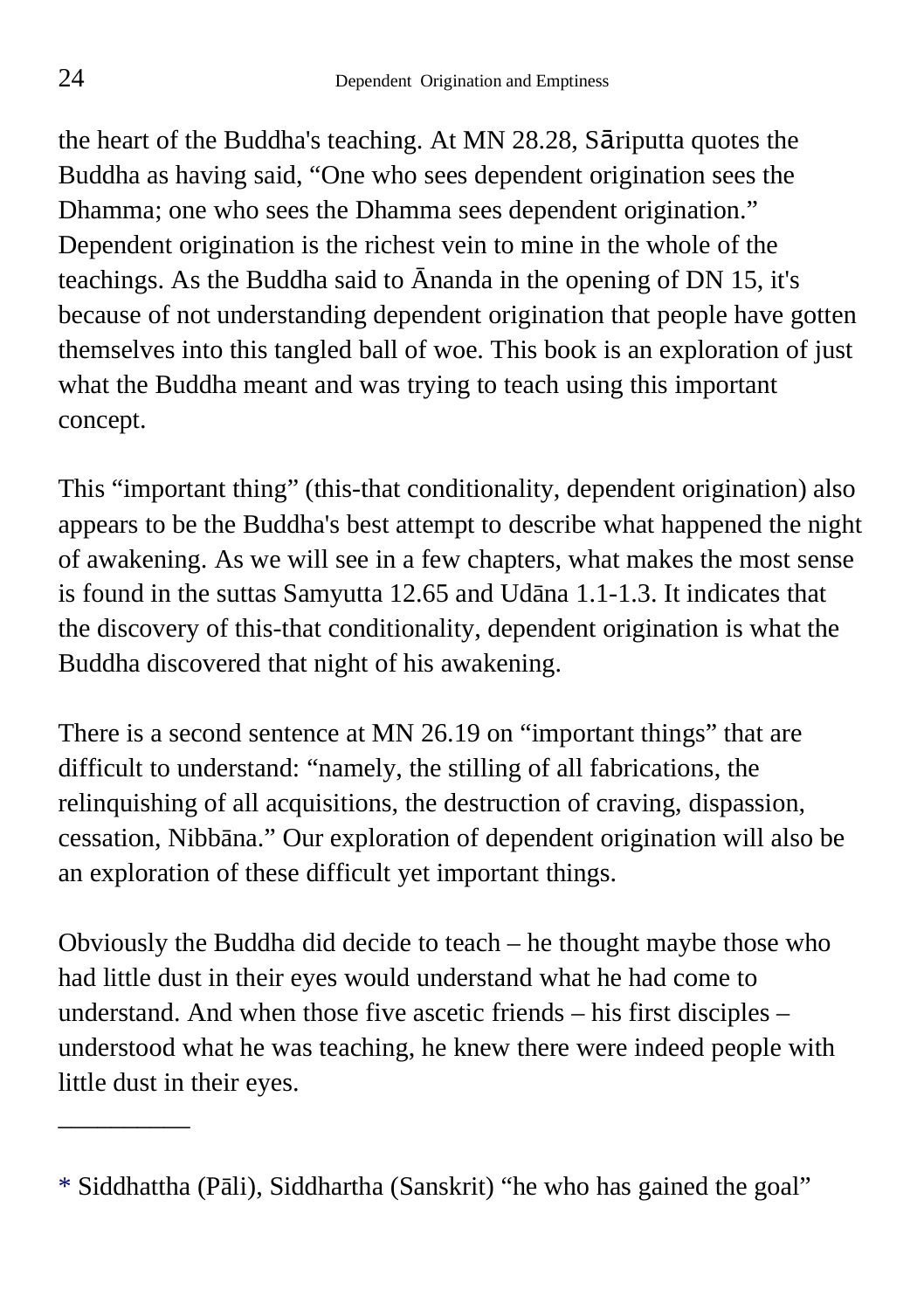the heart of the Buddha's teaching. At MN 28.28, Sāriputta quotes the Buddha as having said, “One who sees dependent origination sees the Dhamma; one who sees the Dhamma sees dependent origination.” Dependent origination is the richest vein to mine in the whole of the teachings. As the Buddha said to Ānanda in the opening of DN 15, it's because of not understanding dependent origination that people have gotten themselves into this tangled ball of woe. This book is an exploration of just what the Buddha meant and was trying to teach using this important concept.

This “important thing” (this-that conditionality, dependent origination) also appears to be the Buddha's best attempt to describe what happened the night of awakening. As we will see in a few chapters, what makes the most sense is found in the suttas Samyutta 12.65 and Udāna 1.1-1.3. It indicates that the discovery of this-that conditionality, dependent origination is what the Buddha discovered that night of his awakening.

There is a second sentence at MN 26.19 on “important things” that are difficult to understand: “namely, the stilling of all fabrications, the relinquishing of all acquisitions, the destruction of craving, dispassion, cessation, Nibbāna.” Our exploration of dependent origination will also be an exploration of these difficult yet important things.

Obviously the Buddha did decide to teach – he thought maybe those who had little dust in their eyes would understand what he had come to understand. And when those five ascetic friends – his first disciples – understood what he was teaching, he knew there were indeed people with little dust in their eyes.

__________

* Siddhattha (Pāli), Siddhartha (Sanskrit) “he who has gained the goal”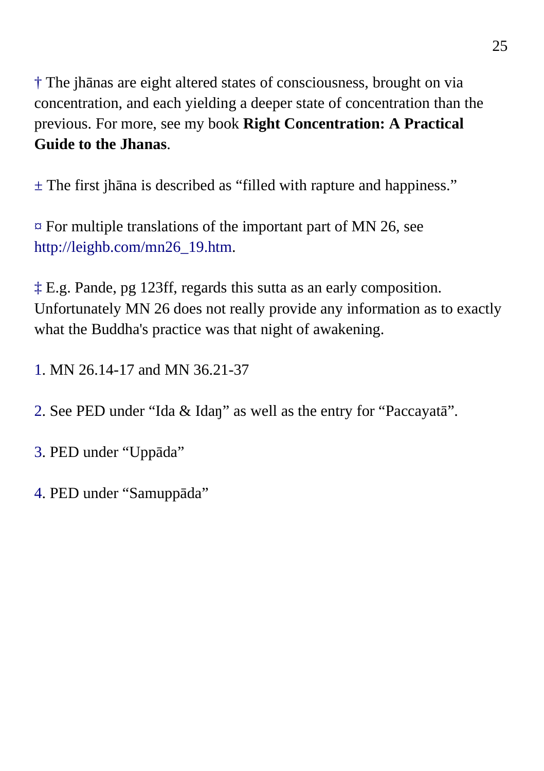† The jhānas are eight altered states of consciousness, brought on via concentration, and each yielding a deeper state of concentration than the previous. For more, see my book **Right Concentration: A Practical Guide to the Jhanas**.

± The first jhāna is described as “filled with rapture and happiness.”

¤ For multiple translations of the important part of MN 26, see http://leighb.com/mn26_19.htm.

‡ E.g. Pande, pg 123ff, regards this sutta as an early composition. Unfortunately MN 26 does not really provide any information as to exactly what the Buddha's practice was that night of awakening.

1. MN 26.14-17 and MN 36.21-37

2. See PED under “Ida & Idaŋ” as well as the entry for “Paccayatā”.

3. PED under “Uppāda”

4. PED under “Samuppāda”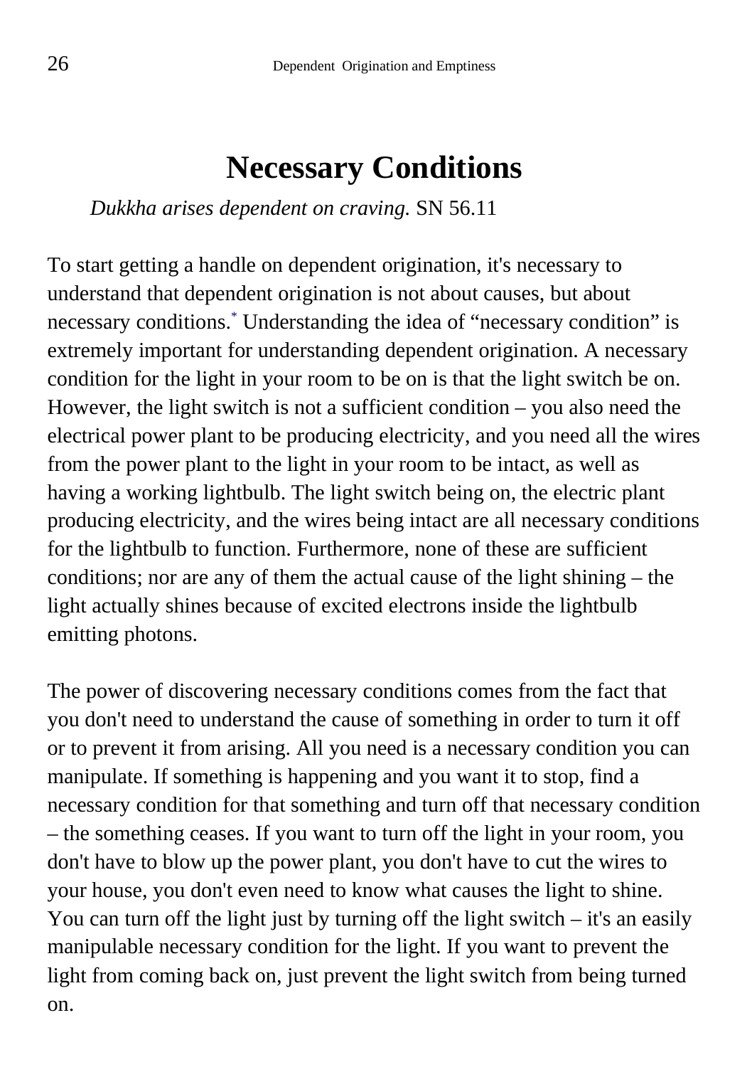# Necessary Conditions

*Dukkha arises dependent on craving.* SN 56.11

To start getting a handle on dependent origination, it's necessary to understand that dependent origination is not about causes, but about necessary conditions.[*] Understanding the idea of "necessary condition" is extremely important for understanding dependent origination. A necessary condition for the light in your room to be on is that the light switch be on. However, the light switch is not a sufficient condition – you also need the electrical power plant to be producing electricity, and you need all the wires from the power plant to the light in your room to be intact, as well as having a working lightbulb. The light switch being on, the electric plant producing electricity, and the wires being intact are all necessary conditions for the lightbulb to function. Furthermore, none of these are sufficient conditions; nor are any of them the actual cause of the light shining – the light actually shines because of excited electrons inside the lightbulb emitting photons.

The power of discovering necessary conditions comes from the fact that you don't need to understand the cause of something in order to turn it off or to prevent it from arising. All you need is a necessary condition you can manipulate. If something is happening and you want it to stop, find a necessary condition for that something and turn off that necessary condition – the something ceases. If you want to turn off the light in your room, you don't have to blow up the power plant, you don't have to cut the wires to your house, you don't even need to know what causes the light to shine. You can turn off the light just by turning off the light switch – it's an easily manipulable necessary condition for the light. If you want to prevent the light from coming back on, just prevent the light switch from being turned on.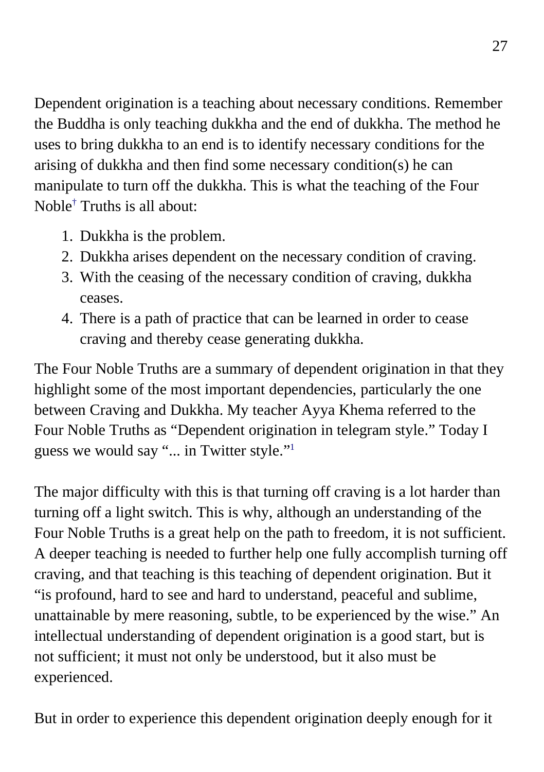Dependent origination is a teaching about necessary conditions. Remember the Buddha is only teaching dukkha and the end of dukkha. The method he uses to bring dukkha to an end is to identify necessary conditions for the arising of dukkha and then find some necessary condition(s) he can manipulate to turn off the dukkha. This is what the teaching of the Four Noble[†] Truths is all about:

1. Dukkha is the problem.
2. Dukkha arises dependent on the necessary condition of craving.
3. With the ceasing of the necessary condition of craving, dukkha ceases.
4. There is a path of practice that can be learned in order to cease craving and thereby cease generating dukkha.

The Four Noble Truths are a summary of dependent origination in that they highlight some of the most important dependencies, particularly the one between Craving and Dukkha. My teacher Ayya Khema referred to the Four Noble Truths as "Dependent origination in telegram style." Today I guess we would say "... in Twitter style."[1]

The major difficulty with this is that turning off craving is a lot harder than turning off a light switch. This is why, although an understanding of the Four Noble Truths is a great help on the path to freedom, it is not sufficient. A deeper teaching is needed to further help one fully accomplish turning off craving, and that teaching is this teaching of dependent origination. But it "is profound, hard to see and hard to understand, peaceful and sublime, unattainable by mere reasoning, subtle, to be experienced by the wise." An intellectual understanding of dependent origination is a good start, but is not sufficient; it must not only be understood, but it also must be experienced.

But in order to experience this dependent origination deeply enough for it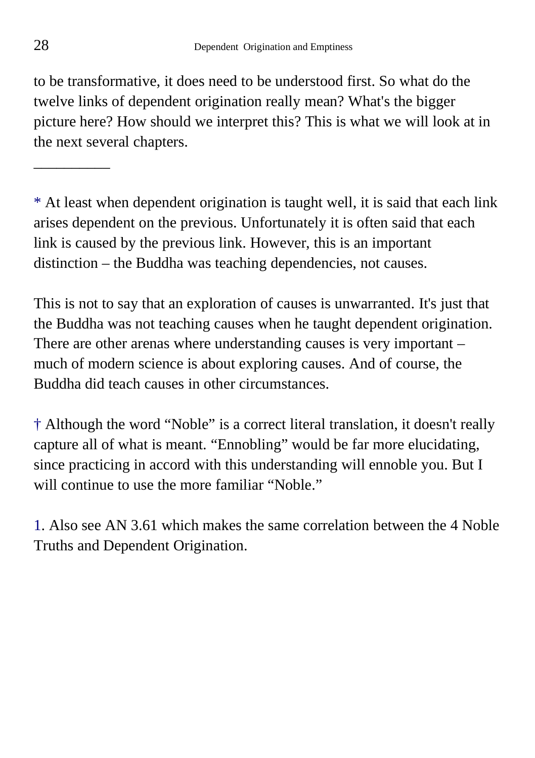to be transformative, it does need to be understood first. So what do the twelve links of dependent origination really mean? What's the bigger picture here? How should we interpret this? This is what we will look at in the next several chapters.

__________

* At least when dependent origination is taught well, it is said that each link arises dependent on the previous. Unfortunately it is often said that each link is caused by the previous link. However, this is an important distinction – the Buddha was teaching dependencies, not causes.

This is not to say that an exploration of causes is unwarranted. It's just that the Buddha was not teaching causes when he taught dependent origination. There are other arenas where understanding causes is very important – much of modern science is about exploring causes. And of course, the Buddha did teach causes in other circumstances.

† Although the word "Noble" is a correct literal translation, it doesn't really capture all of what is meant. "Ennobling" would be far more elucidating, since practicing in accord with this understanding will ennoble you. But I will continue to use the more familiar "Noble."

1. Also see AN 3.61 which makes the same correlation between the 4 Noble Truths and Dependent Origination.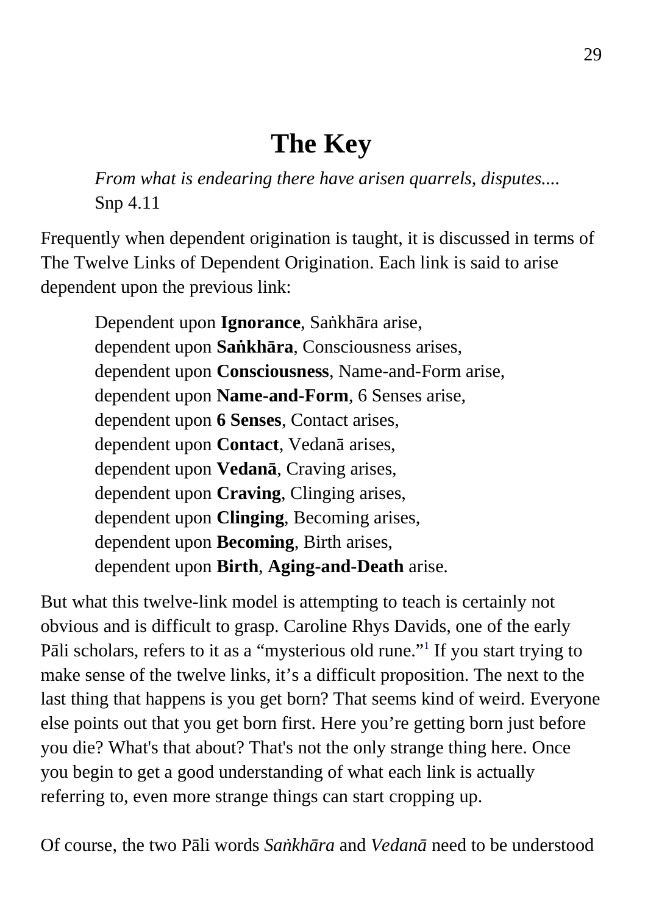# The Key

> *From what is endearing there have arisen quarrels, disputes....*
> Snp 4.11

Frequently when dependent origination is taught, it is discussed in terms of The Twelve Links of Dependent Origination. Each link is said to arise dependent upon the previous link:

> Dependent upon **Ignorance**, Saṅkhāra arise,
> dependent upon **Saṅkhāra**, Consciousness arises,
> dependent upon **Consciousness**, Name-and-Form arise,
> dependent upon **Name-and-Form**, 6 Senses arise,
> dependent upon **6 Senses**, Contact arises,
> dependent upon **Contact**, Vedanā arises,
> dependent upon **Vedanā**, Craving arises,
> dependent upon **Craving**, Clinging arises,
> dependent upon **Clinging**, Becoming arises,
> dependent upon **Becoming**, Birth arises,
> dependent upon **Birth**, **Aging-and-Death** arise.

But what this twelve-link model is attempting to teach is certainly not obvious and is difficult to grasp. Caroline Rhys Davids, one of the early Pāli scholars, refers to it as a "mysterious old rune."[1] If you start trying to make sense of the twelve links, it's a difficult proposition. The next to the last thing that happens is you get born? That seems kind of weird. Everyone else points out that you get born first. Here you're getting born just before you die? What's that about? That's not the only strange thing here. Once you begin to get a good understanding of what each link is actually referring to, even more strange things can start cropping up.

Of course, the two Pāli words *Saṅkhāra* and *Vedanā* need to be understood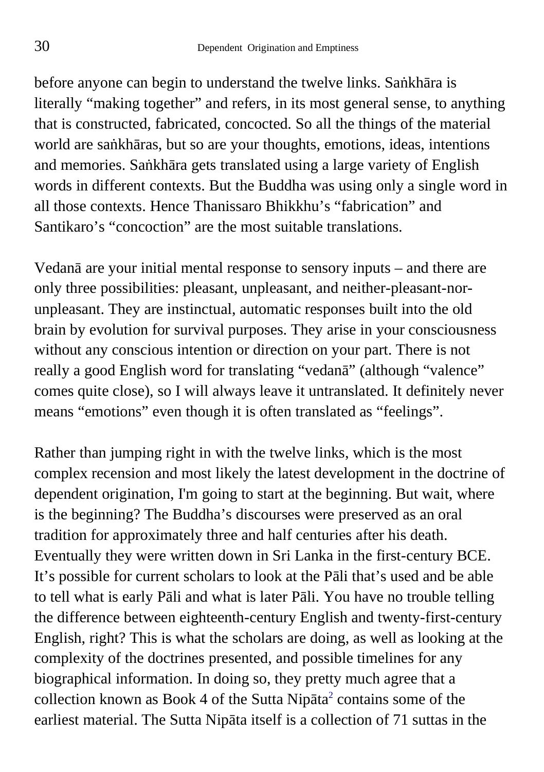before anyone can begin to understand the twelve links. Saṅkhāra is literally "making together" and refers, in its most general sense, to anything that is constructed, fabricated, concocted. So all the things of the material world are saṅkhāras, but so are your thoughts, emotions, ideas, intentions and memories. Saṅkhāra gets translated using a large variety of English words in different contexts. But the Buddha was using only a single word in all those contexts. Hence Thanissaro Bhikkhu's "fabrication" and Santikaro's "concoction" are the most suitable translations.

Vedanā are your initial mental response to sensory inputs – and there are only three possibilities: pleasant, unpleasant, and neither-pleasant-nor-unpleasant. They are instinctual, automatic responses built into the old brain by evolution for survival purposes. They arise in your consciousness without any conscious intention or direction on your part. There is not really a good English word for translating "vedanā" (although "valence" comes quite close), so I will always leave it untranslated. It definitely never means "emotions" even though it is often translated as "feelings".

Rather than jumping right in with the twelve links, which is the most complex recension and most likely the latest development in the doctrine of dependent origination, I'm going to start at the beginning. But wait, where is the beginning? The Buddha's discourses were preserved as an oral tradition for approximately three and half centuries after his death. Eventually they were written down in Sri Lanka in the first-century BCE. It's possible for current scholars to look at the Pāli that's used and be able to tell what is early Pāli and what is later Pāli. You have no trouble telling the difference between eighteenth-century English and twenty-first-century English, right? This is what the scholars are doing, as well as looking at the complexity of the doctrines presented, and possible timelines for any biographical information. In doing so, they pretty much agree that a collection known as Book 4 of the Sutta Nipāta[2] contains some of the earliest material. The Sutta Nipāta itself is a collection of 71 suttas in the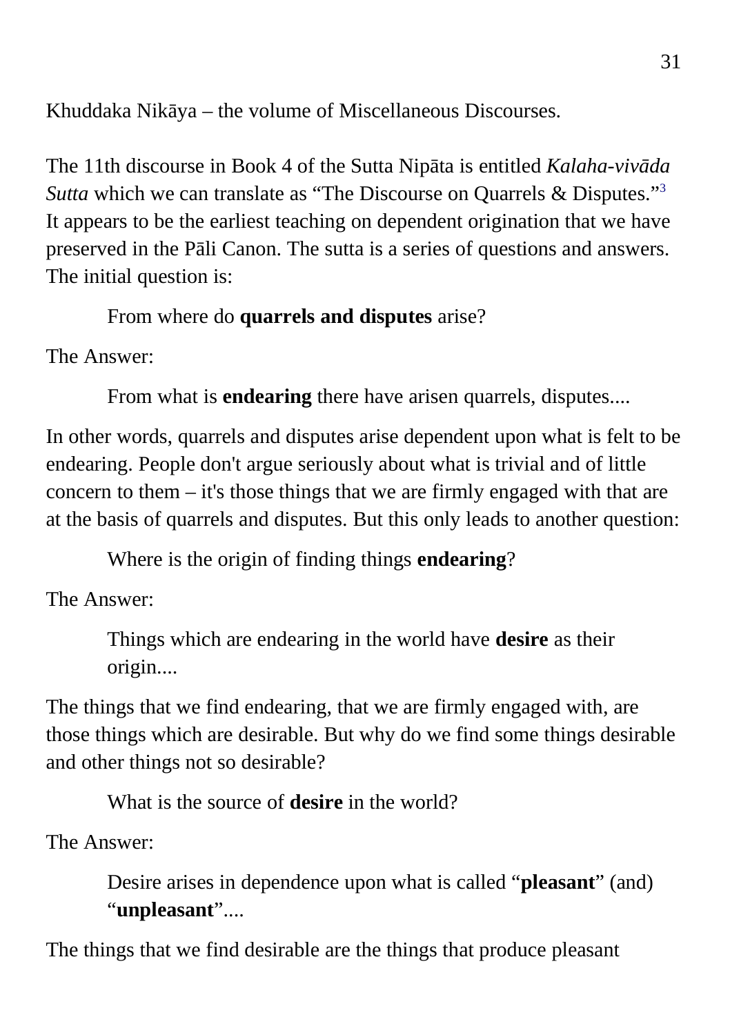Khuddaka Nikāya – the volume of Miscellaneous Discourses.

The 11th discourse in Book 4 of the Sutta Nipāta is entitled *Kalaha-vivāda Sutta* which we can translate as “The Discourse on Quarrels & Disputes.”[3] It appears to be the earliest teaching on dependent origination that we have preserved in the Pāli Canon. The sutta is a series of questions and answers. The initial question is:

> From where do **quarrels and disputes** arise?

The Answer:

> From what is **endearing** there have arisen quarrels, disputes....

In other words, quarrels and disputes arise dependent upon what is felt to be endearing. People don't argue seriously about what is trivial and of little concern to them – it's those things that we are firmly engaged with that are at the basis of quarrels and disputes. But this only leads to another question:

> Where is the origin of finding things **endearing**?

The Answer:

> Things which are endearing in the world have **desire** as their origin....

The things that we find endearing, that we are firmly engaged with, are those things which are desirable. But why do we find some things desirable and other things not so desirable?

> What is the source of **desire** in the world?

The Answer:

> Desire arises in dependence upon what is called “**pleasant**” (and) “**unpleasant**”....

The things that we find desirable are the things that produce pleasant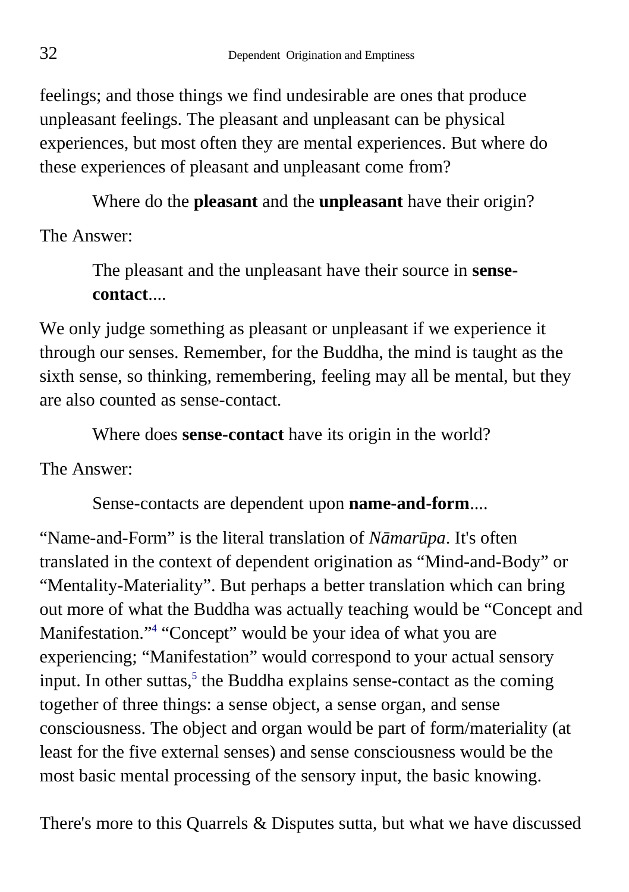feelings; and those things we find undesirable are ones that produce unpleasant feelings. The pleasant and unpleasant can be physical experiences, but most often they are mental experiences. But where do these experiences of pleasant and unpleasant come from?

> Where do the **pleasant** and the **unpleasant** have their origin?

The Answer:

> The pleasant and the unpleasant have their source in **sense-contact**....

We only judge something as pleasant or unpleasant if we experience it through our senses. Remember, for the Buddha, the mind is taught as the sixth sense, so thinking, remembering, feeling may all be mental, but they are also counted as sense-contact.

> Where does **sense-contact** have its origin in the world?

The Answer:

> Sense-contacts are dependent upon **name-and-form**....

"Name-and-Form" is the literal translation of *Nāmarūpa*. It's often translated in the context of dependent origination as "Mind-and-Body" or "Mentality-Materiality". But perhaps a better translation which can bring out more of what the Buddha was actually teaching would be "Concept and Manifestation."[4] "Concept" would be your idea of what you are experiencing; "Manifestation" would correspond to your actual sensory input. In other suttas,[5] the Buddha explains sense-contact as the coming together of three things: a sense object, a sense organ, and sense consciousness. The object and organ would be part of form/materiality (at least for the five external senses) and sense consciousness would be the most basic mental processing of the sensory input, the basic knowing.

There's more to this Quarrels & Disputes sutta, but what we have discussed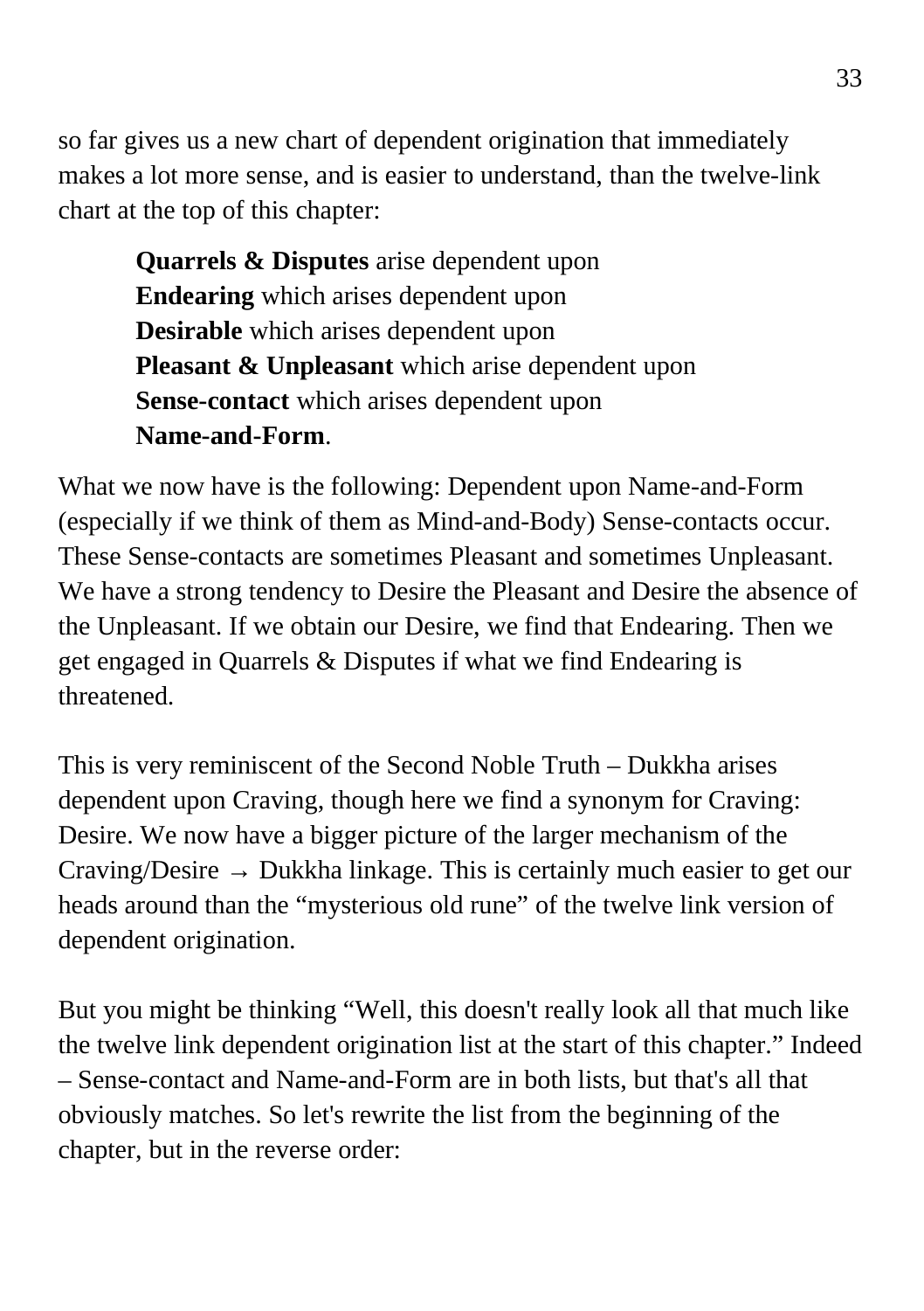so far gives us a new chart of dependent origination that immediately makes a lot more sense, and is easier to understand, than the twelve-link chart at the top of this chapter:

> **Quarrels & Disputes** arise dependent upon
> **Endearing** which arises dependent upon
> **Desirable** which arises dependent upon
> **Pleasant & Unpleasant** which arise dependent upon
> **Sense-contact** which arises dependent upon
> **Name-and-Form**.

What we now have is the following: Dependent upon Name-and-Form (especially if we think of them as Mind-and-Body) Sense-contacts occur. These Sense-contacts are sometimes Pleasant and sometimes Unpleasant. We have a strong tendency to Desire the Pleasant and Desire the absence of the Unpleasant. If we obtain our Desire, we find that Endearing. Then we get engaged in Quarrels & Disputes if what we find Endearing is threatened.

This is very reminiscent of the Second Noble Truth – Dukkha arises dependent upon Craving, though here we find a synonym for Craving: Desire. We now have a bigger picture of the larger mechanism of the Craving/Desire → Dukkha linkage. This is certainly much easier to get our heads around than the “mysterious old rune” of the twelve link version of dependent origination.

But you might be thinking “Well, this doesn't really look all that much like the twelve link dependent origination list at the start of this chapter.” Indeed – Sense-contact and Name-and-Form are in both lists, but that's all that obviously matches. So let's rewrite the list from the beginning of the chapter, but in the reverse order: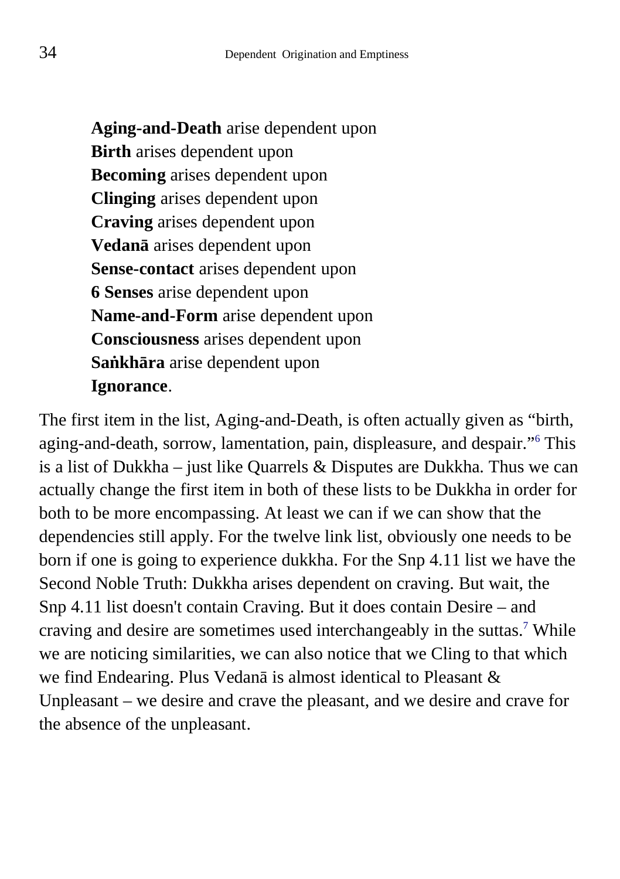**Aging-and-Death** arise dependent upon  
**Birth** arises dependent upon  
**Becoming** arises dependent upon  
**Clinging** arises dependent upon  
**Craving** arises dependent upon  
**Vedanā** arises dependent upon  
**Sense-contact** arises dependent upon  
**6 Senses** arise dependent upon  
**Name-and-Form** arise dependent upon  
**Consciousness** arises dependent upon  
**Saṅkhāra** arise dependent upon  
**Ignorance**.

The first item in the list, Aging-and-Death, is often actually given as "birth, aging-and-death, sorrow, lamentation, pain, displeasure, and despair."[6] This is a list of Dukkha – just like Quarrels & Disputes are Dukkha. Thus we can actually change the first item in both of these lists to be Dukkha in order for both to be more encompassing. At least we can if we can show that the dependencies still apply. For the twelve link list, obviously one needs to be born if one is going to experience dukkha. For the Snp 4.11 list we have the Second Noble Truth: Dukkha arises dependent on craving. But wait, the Snp 4.11 list doesn't contain Craving. But it does contain Desire – and craving and desire are sometimes used interchangeably in the suttas.[7] While we are noticing similarities, we can also notice that we Cling to that which we find Endearing. Plus Vedanā is almost identical to Pleasant & Unpleasant – we desire and crave the pleasant, and we desire and crave for the absence of the unpleasant.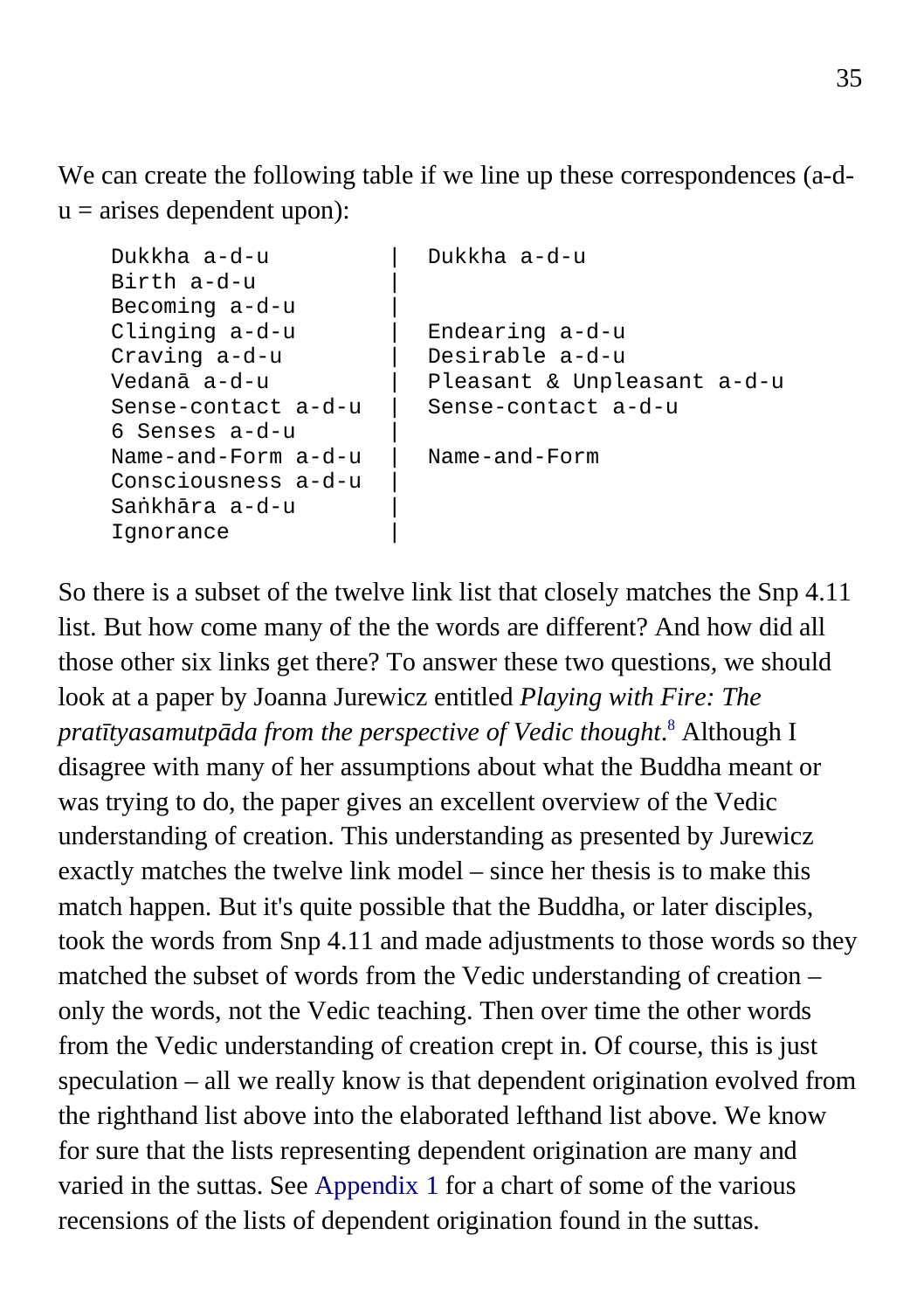We can create the following table if we line up these correspondences (a-d-u = arises dependent upon):

```
Dukkha a-d-u          |  Dukkha a-d-u
Birth a-d-u           |
Becoming a-d-u        |
Clinging a-d-u        |  Endearing a-d-u
Craving a-d-u         |  Desirable a-d-u
Vedanā a-d-u          |  Pleasant & Unpleasant a-d-u
Sense-contact a-d-u   |  Sense-contact a-d-u
6 Senses a-d-u        |
Name-and-Form a-d-u   |  Name-and-Form
Consciousness a-d-u   |
Saṅkhāra a-d-u        |
Ignorance             |
```

So there is a subset of the twelve link list that closely matches the Snp 4.11 list. But how come many of the the words are different? And how did all those other six links get there? To answer these two questions, we should look at a paper by Joanna Jurewicz entitled *Playing with Fire: The pratītyasamutpāda from the perspective of Vedic thought*.[8] Although I disagree with many of her assumptions about what the Buddha meant or was trying to do, the paper gives an excellent overview of the Vedic understanding of creation. This understanding as presented by Jurewicz exactly matches the twelve link model – since her thesis is to make this match happen. But it's quite possible that the Buddha, or later disciples, took the words from Snp 4.11 and made adjustments to those words so they matched the subset of words from the Vedic understanding of creation – only the words, not the Vedic teaching. Then over time the other words from the Vedic understanding of creation crept in. Of course, this is just speculation – all we really know is that dependent origination evolved from the righthand list above into the elaborated lefthand list above. We know for sure that the lists representing dependent origination are many and varied in the suttas. See Appendix 1 for a chart of some of the various recensions of the lists of dependent origination found in the suttas.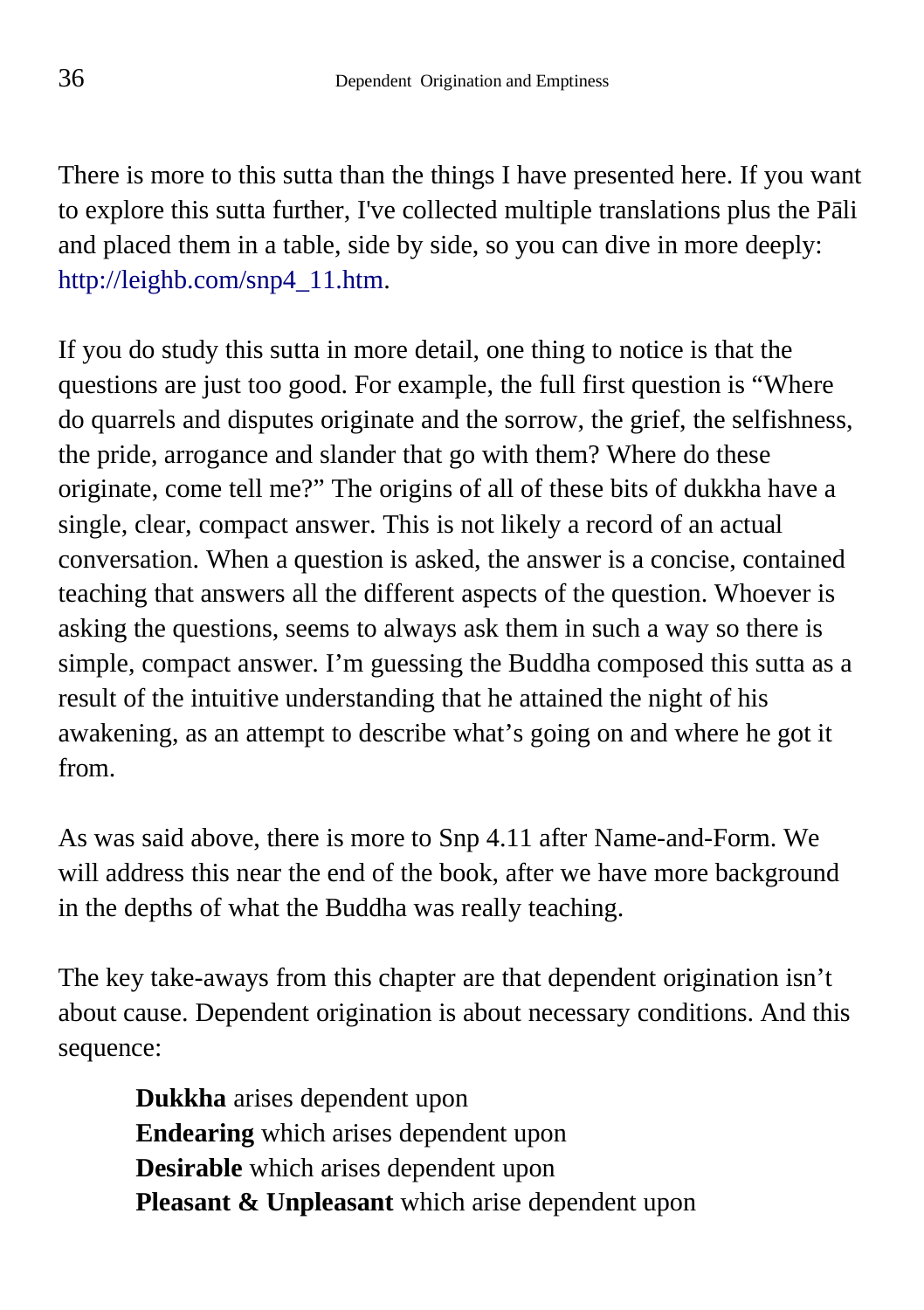There is more to this sutta than the things I have presented here. If you want to explore this sutta further, I've collected multiple translations plus the Pāli and placed them in a table, side by side, so you can dive in more deeply: http://leighb.com/snp4_11.htm.

If you do study this sutta in more detail, one thing to notice is that the questions are just too good. For example, the full first question is "Where do quarrels and disputes originate and the sorrow, the grief, the selfishness, the pride, arrogance and slander that go with them? Where do these originate, come tell me?" The origins of all of these bits of dukkha have a single, clear, compact answer. This is not likely a record of an actual conversation. When a question is asked, the answer is a concise, contained teaching that answers all the different aspects of the question. Whoever is asking the questions, seems to always ask them in such a way so there is simple, compact answer. I'm guessing the Buddha composed this sutta as a result of the intuitive understanding that he attained the night of his awakening, as an attempt to describe what's going on and where he got it from.

As was said above, there is more to Snp 4.11 after Name-and-Form. We will address this near the end of the book, after we have more background in the depths of what the Buddha was really teaching.

The key take-aways from this chapter are that dependent origination isn't about cause. Dependent origination is about necessary conditions. And this sequence:

> **Dukkha** arises dependent upon
> **Endearing** which arises dependent upon
> **Desirable** which arises dependent upon
> **Pleasant & Unpleasant** which arise dependent upon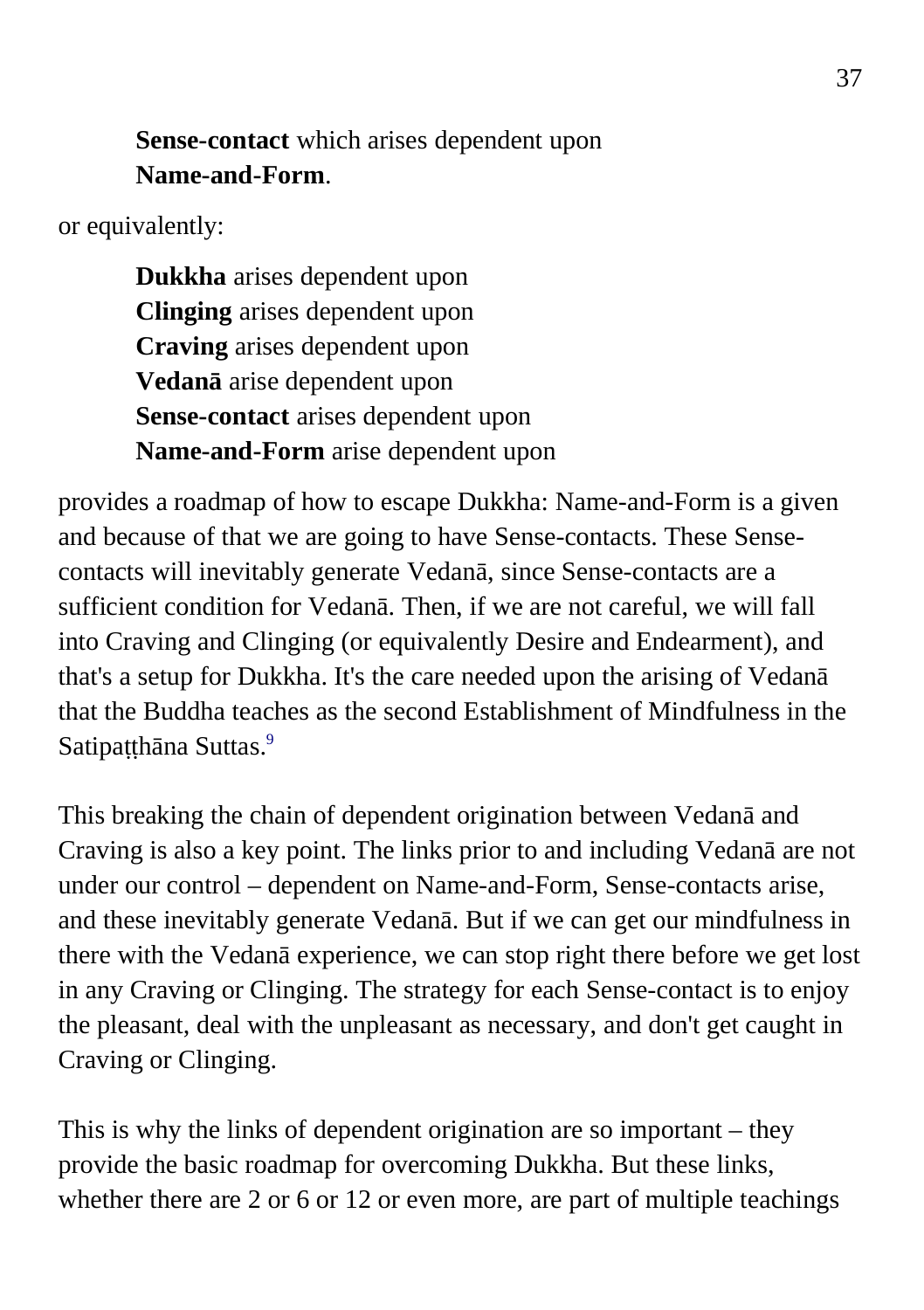> **Sense-contact** which arises dependent upon
> **Name-and-Form**.

or equivalently:

> **Dukkha** arises dependent upon
> **Clinging** arises dependent upon
> **Craving** arises dependent upon
> **Vedanā** arise dependent upon
> **Sense-contact** arises dependent upon
> **Name-and-Form** arise dependent upon

provides a roadmap of how to escape Dukkha: Name-and-Form is a given and because of that we are going to have Sense-contacts. These Sense-contacts will inevitably generate Vedanā, since Sense-contacts are a sufficient condition for Vedanā. Then, if we are not careful, we will fall into Craving and Clinging (or equivalently Desire and Endearment), and that's a setup for Dukkha. It's the care needed upon the arising of Vedanā that the Buddha teaches as the second Establishment of Mindfulness in the Satipaṭṭhāna Suttas.[9]

This breaking the chain of dependent origination between Vedanā and Craving is also a key point. The links prior to and including Vedanā are not under our control – dependent on Name-and-Form, Sense-contacts arise, and these inevitably generate Vedanā. But if we can get our mindfulness in there with the Vedanā experience, we can stop right there before we get lost in any Craving or Clinging. The strategy for each Sense-contact is to enjoy the pleasant, deal with the unpleasant as necessary, and don't get caught in Craving or Clinging.

This is why the links of dependent origination are so important – they provide the basic roadmap for overcoming Dukkha. But these links, whether there are 2 or 6 or 12 or even more, are part of multiple teachings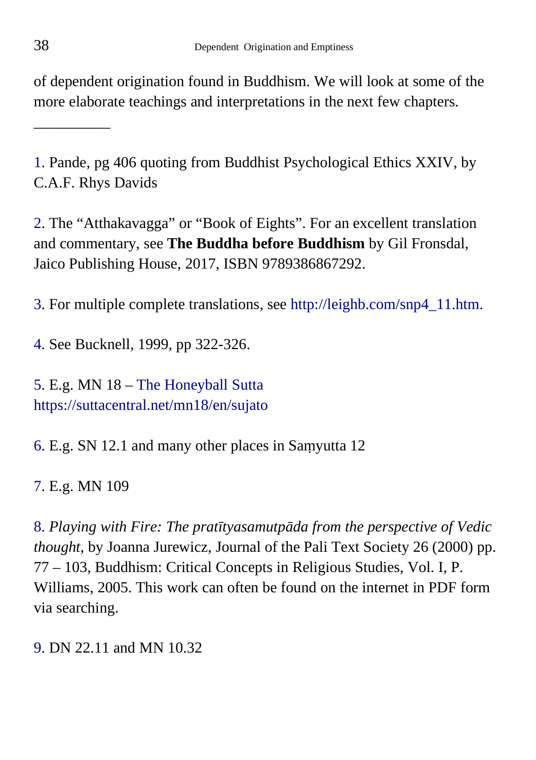of dependent origination found in Buddhism. We will look at some of the more elaborate teachings and interpretations in the next few chapters.

__________

1. Pande, pg 406 quoting from Buddhist Psychological Ethics XXIV, by C.A.F. Rhys Davids

2. The “Atthakavagga” or “Book of Eights”. For an excellent translation and commentary, see **The Buddha before Buddhism** by Gil Fronsdal, Jaico Publishing House, 2017, ISBN 9789386867292.

3. For multiple complete translations, see http://leighb.com/snp4_11.htm.

4. See Bucknell, 1999, pp 322-326.

5. E.g. MN 18 – The Honeyball Sutta https://suttacentral.net/mn18/en/sujato

6. E.g. SN 12.1 and many other places in Saṃyutta 12

7. E.g. MN 109

8. *Playing with Fire: The pratītyasamutpāda from the perspective of Vedic thought*, by Joanna Jurewicz, Journal of the Pali Text Society 26 (2000) pp. 77 – 103, Buddhism: Critical Concepts in Religious Studies, Vol. I, P. Williams, 2005. This work can often be found on the internet in PDF form via searching.

9. DN 22.11 and MN 10.32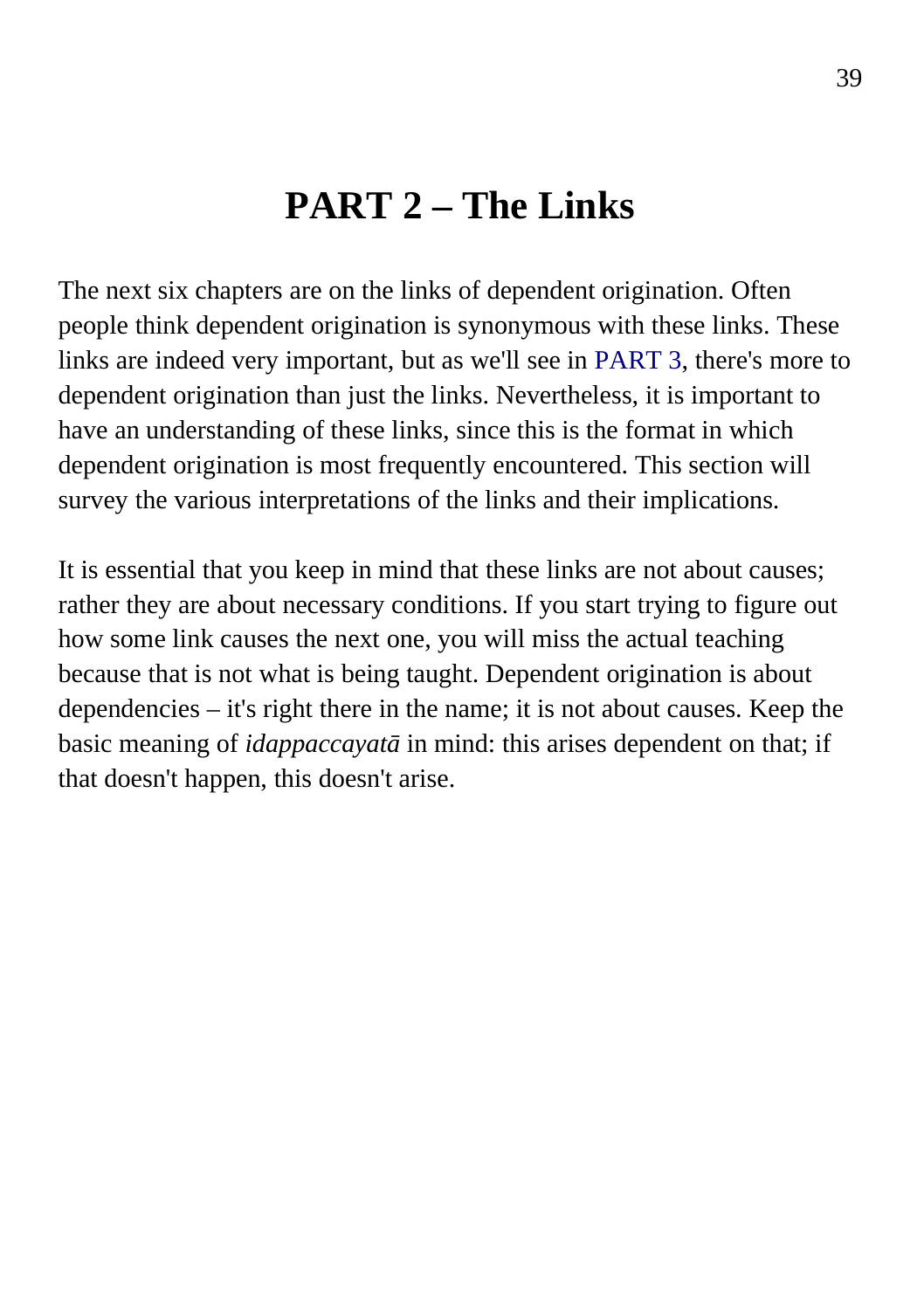# PART 2 – The Links

The next six chapters are on the links of dependent origination. Often people think dependent origination is synonymous with these links. These links are indeed very important, but as we'll see in PART 3, there's more to dependent origination than just the links. Nevertheless, it is important to have an understanding of these links, since this is the format in which dependent origination is most frequently encountered. This section will survey the various interpretations of the links and their implications.

It is essential that you keep in mind that these links are not about causes; rather they are about necessary conditions. If you start trying to figure out how some link causes the next one, you will miss the actual teaching because that is not what is being taught. Dependent origination is about dependencies – it's right there in the name; it is not about causes. Keep the basic meaning of *idappaccayatā* in mind: this arises dependent on that; if that doesn't happen, this doesn't arise.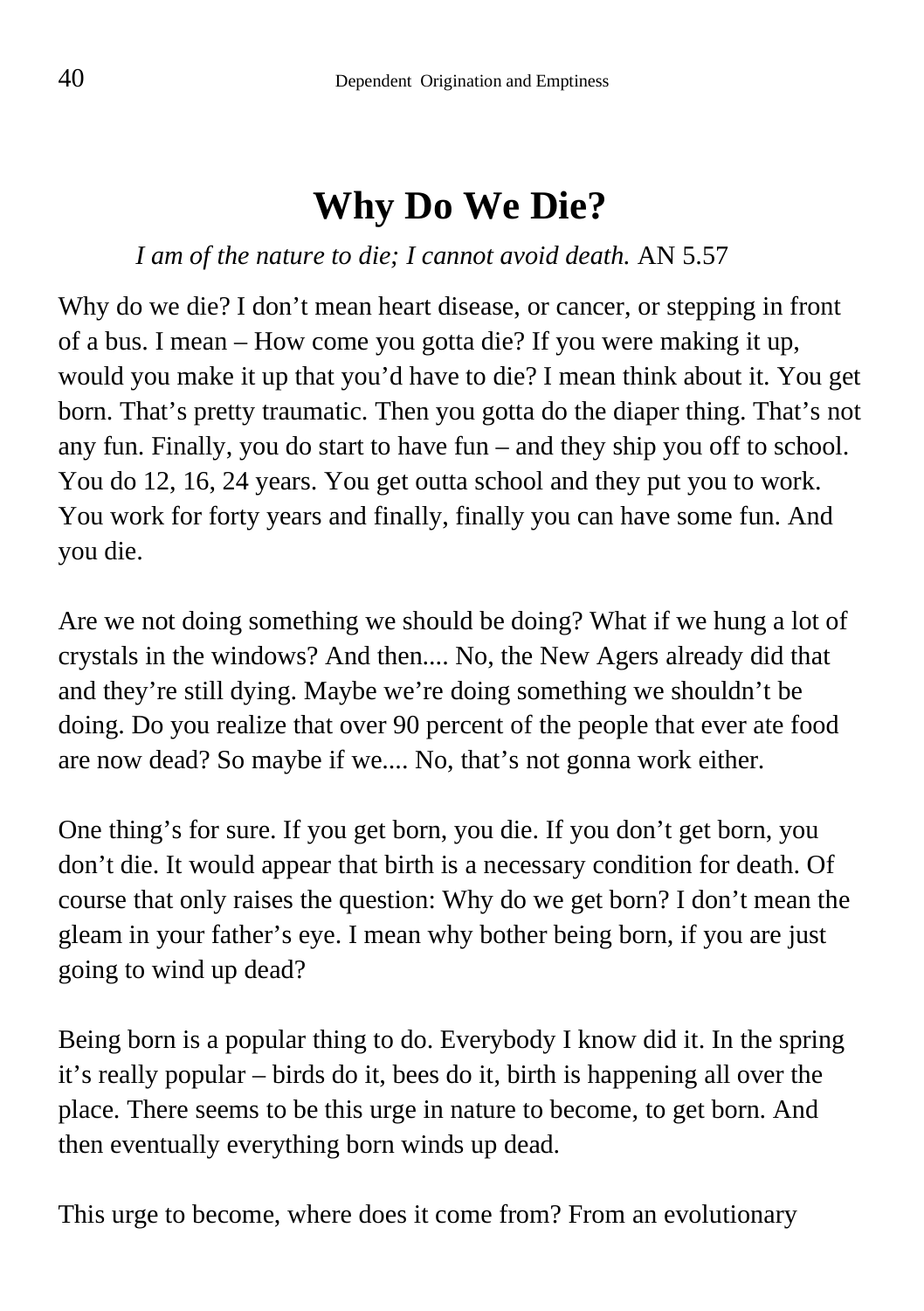# Why Do We Die?

*I am of the nature to die; I cannot avoid death.* AN 5.57

Why do we die? I don’t mean heart disease, or cancer, or stepping in front of a bus. I mean – How come you gotta die? If you were making it up, would you make it up that you’d have to die? I mean think about it. You get born. That’s pretty traumatic. Then you gotta do the diaper thing. That’s not any fun. Finally, you do start to have fun – and they ship you off to school. You do 12, 16, 24 years. You get outta school and they put you to work. You work for forty years and finally, finally you can have some fun. And you die.

Are we not doing something we should be doing? What if we hung a lot of crystals in the windows? And then.... No, the New Agers already did that and they’re still dying. Maybe we’re doing something we shouldn’t be doing. Do you realize that over 90 percent of the people that ever ate food are now dead? So maybe if we.... No, that’s not gonna work either.

One thing’s for sure. If you get born, you die. If you don’t get born, you don’t die. It would appear that birth is a necessary condition for death. Of course that only raises the question: Why do we get born? I don’t mean the gleam in your father’s eye. I mean why bother being born, if you are just going to wind up dead?

Being born is a popular thing to do. Everybody I know did it. In the spring it’s really popular – birds do it, bees do it, birth is happening all over the place. There seems to be this urge in nature to become, to get born. And then eventually everything born winds up dead.

This urge to become, where does it come from? From an evolutionary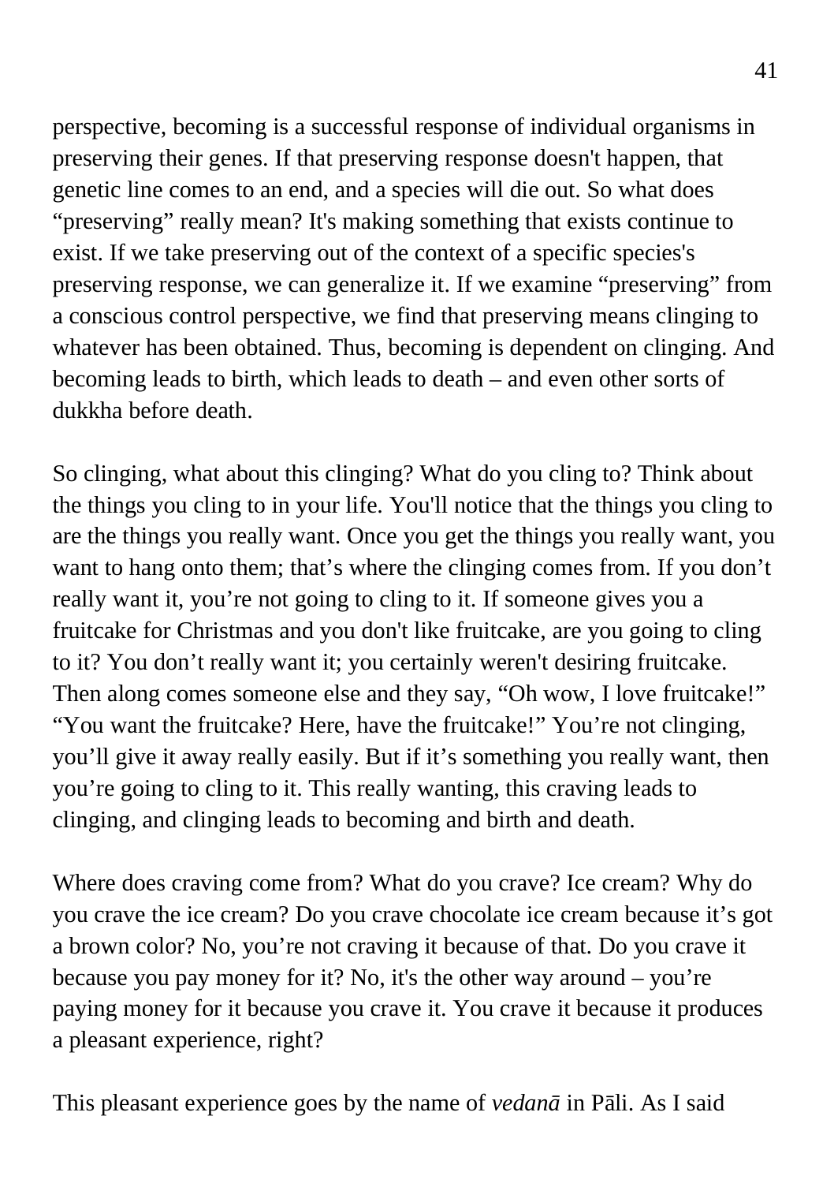perspective, becoming is a successful response of individual organisms in preserving their genes. If that preserving response doesn't happen, that genetic line comes to an end, and a species will die out. So what does “preserving” really mean? It's making something that exists continue to exist. If we take preserving out of the context of a specific species's preserving response, we can generalize it. If we examine “preserving” from a conscious control perspective, we find that preserving means clinging to whatever has been obtained. Thus, becoming is dependent on clinging. And becoming leads to birth, which leads to death – and even other sorts of dukkha before death.

So clinging, what about this clinging? What do you cling to? Think about the things you cling to in your life. You'll notice that the things you cling to are the things you really want. Once you get the things you really want, you want to hang onto them; that’s where the clinging comes from. If you don’t really want it, you’re not going to cling to it. If someone gives you a fruitcake for Christmas and you don't like fruitcake, are you going to cling to it? You don’t really want it; you certainly weren't desiring fruitcake. Then along comes someone else and they say, “Oh wow, I love fruitcake!” “You want the fruitcake? Here, have the fruitcake!” You’re not clinging, you’ll give it away really easily. But if it’s something you really want, then you’re going to cling to it. This really wanting, this craving leads to clinging, and clinging leads to becoming and birth and death.

Where does craving come from? What do you crave? Ice cream? Why do you crave the ice cream? Do you crave chocolate ice cream because it’s got a brown color? No, you’re not craving it because of that. Do you crave it because you pay money for it? No, it's the other way around – you’re paying money for it because you crave it. You crave it because it produces a pleasant experience, right?

This pleasant experience goes by the name of *vedanā* in Pāli. As I said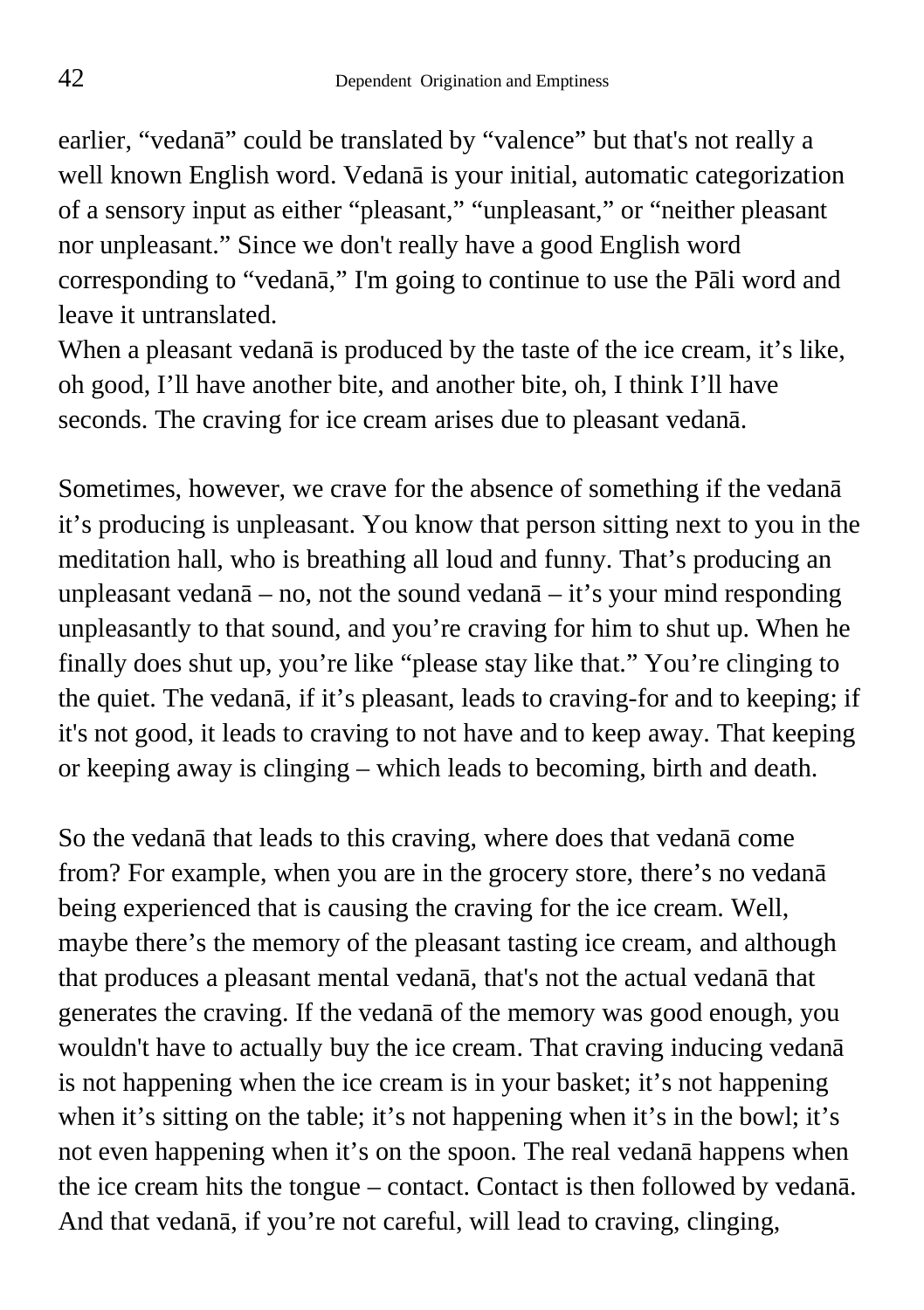earlier, “vedanā” could be translated by “valence” but that's not really a well known English word. Vedanā is your initial, automatic categorization of a sensory input as either “pleasant,” “unpleasant,” or “neither pleasant nor unpleasant.” Since we don't really have a good English word corresponding to “vedanā,” I'm going to continue to use the Pāli word and leave it untranslated.

When a pleasant vedanā is produced by the taste of the ice cream, it’s like, oh good, I’ll have another bite, and another bite, oh, I think I’ll have seconds. The craving for ice cream arises due to pleasant vedanā.

Sometimes, however, we crave for the absence of something if the vedanā it’s producing is unpleasant. You know that person sitting next to you in the meditation hall, who is breathing all loud and funny. That’s producing an unpleasant vedanā – no, not the sound vedanā – it’s your mind responding unpleasantly to that sound, and you’re craving for him to shut up. When he finally does shut up, you’re like “please stay like that.” You’re clinging to the quiet. The vedanā, if it’s pleasant, leads to craving-for and to keeping; if it's not good, it leads to craving to not have and to keep away. That keeping or keeping away is clinging – which leads to becoming, birth and death.

So the vedanā that leads to this craving, where does that vedanā come from? For example, when you are in the grocery store, there’s no vedanā being experienced that is causing the craving for the ice cream. Well, maybe there’s the memory of the pleasant tasting ice cream, and although that produces a pleasant mental vedanā, that's not the actual vedanā that generates the craving. If the vedanā of the memory was good enough, you wouldn't have to actually buy the ice cream. That craving inducing vedanā is not happening when the ice cream is in your basket; it’s not happening when it’s sitting on the table; it’s not happening when it’s in the bowl; it’s not even happening when it’s on the spoon. The real vedanā happens when the ice cream hits the tongue – contact. Contact is then followed by vedanā. And that vedanā, if you’re not careful, will lead to craving, clinging,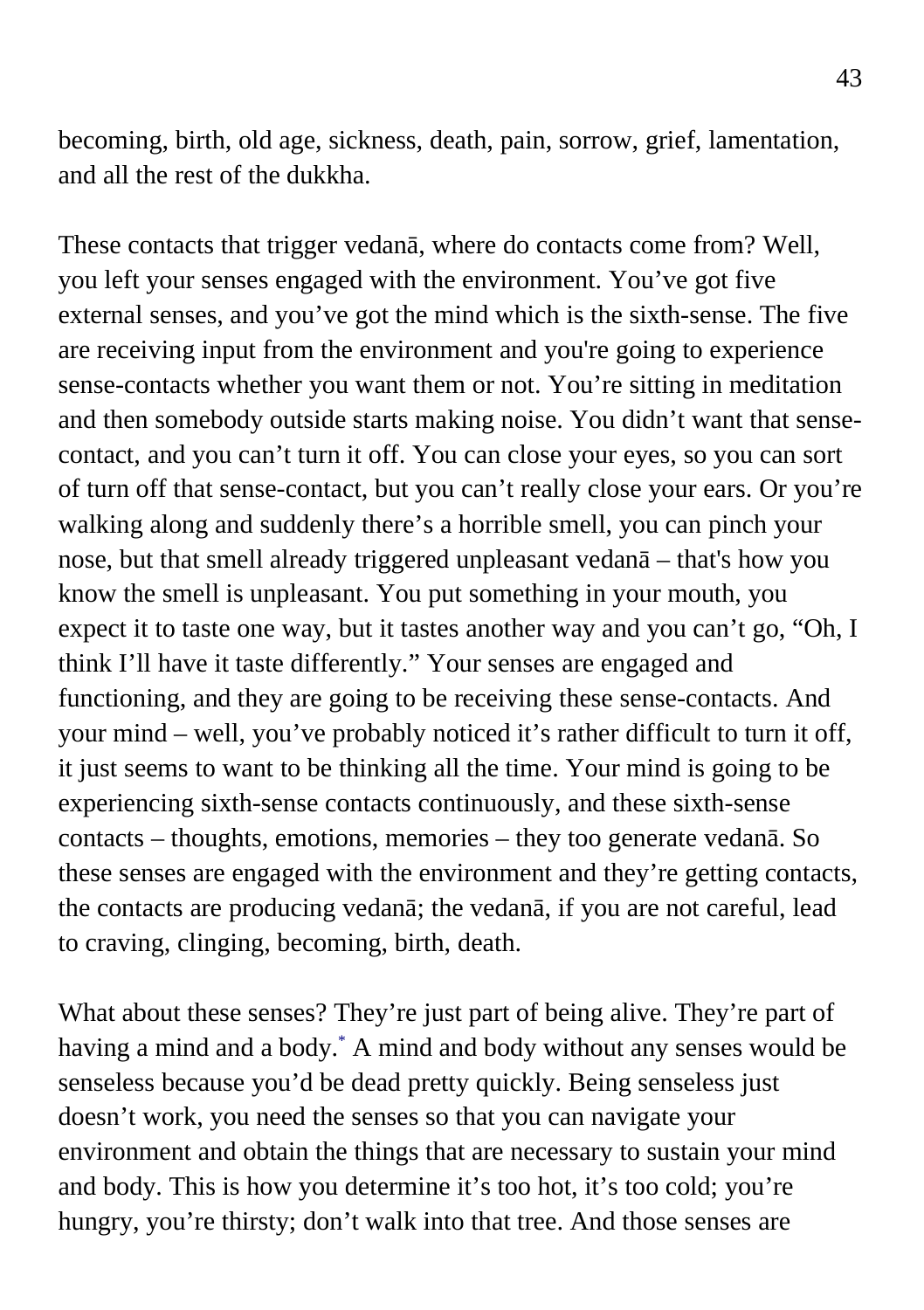becoming, birth, old age, sickness, death, pain, sorrow, grief, lamentation, and all the rest of the dukkha.

These contacts that trigger vedanā, where do contacts come from? Well, you left your senses engaged with the environment. You've got five external senses, and you've got the mind which is the sixth-sense. The five are receiving input from the environment and you're going to experience sense-contacts whether you want them or not. You're sitting in meditation and then somebody outside starts making noise. You didn't want that sense-contact, and you can't turn it off. You can close your eyes, so you can sort of turn off that sense-contact, but you can't really close your ears. Or you're walking along and suddenly there's a horrible smell, you can pinch your nose, but that smell already triggered unpleasant vedanā – that's how you know the smell is unpleasant. You put something in your mouth, you expect it to taste one way, but it tastes another way and you can't go, "Oh, I think I'll have it taste differently." Your senses are engaged and functioning, and they are going to be receiving these sense-contacts. And your mind – well, you've probably noticed it's rather difficult to turn it off, it just seems to want to be thinking all the time. Your mind is going to be experiencing sixth-sense contacts continuously, and these sixth-sense contacts – thoughts, emotions, memories – they too generate vedanā. So these senses are engaged with the environment and they're getting contacts, the contacts are producing vedanā; the vedanā, if you are not careful, lead to craving, clinging, becoming, birth, death.

What about these senses? They're just part of being alive. They're part of having a mind and a body.* A mind and body without any senses would be senseless because you'd be dead pretty quickly. Being senseless just doesn't work, you need the senses so that you can navigate your environment and obtain the things that are necessary to sustain your mind and body. This is how you determine it's too hot, it's too cold; you're hungry, you're thirsty; don't walk into that tree. And those senses are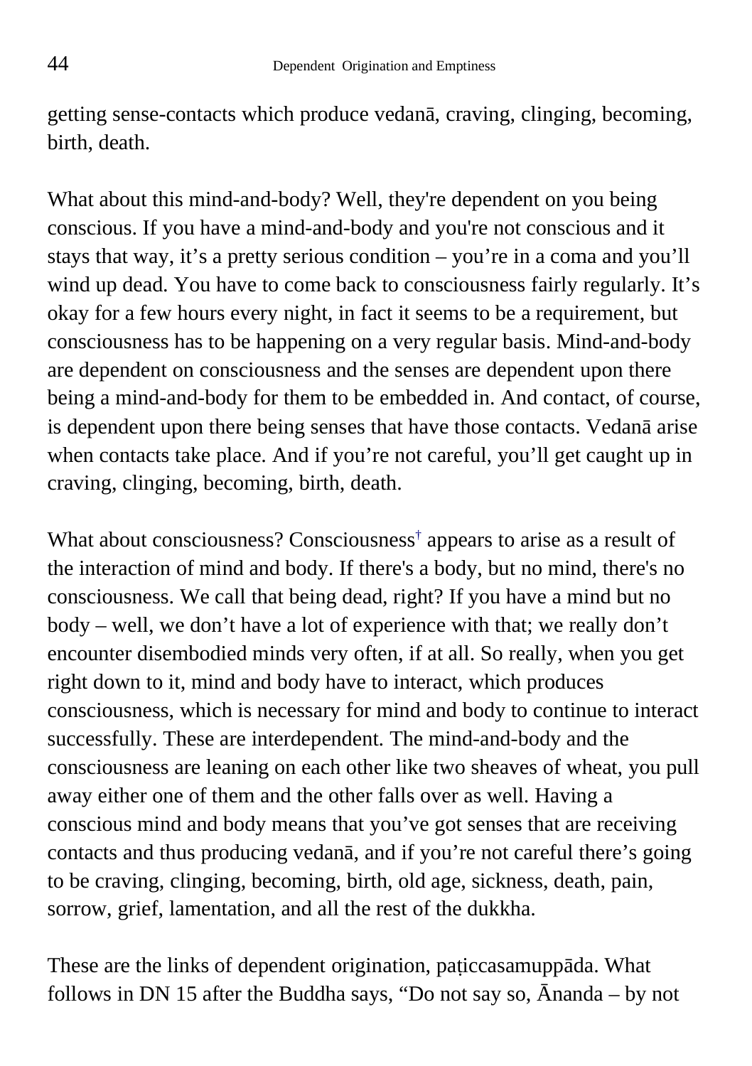getting sense-contacts which produce vedanā, craving, clinging, becoming, birth, death.

What about this mind-and-body? Well, they're dependent on you being conscious. If you have a mind-and-body and you're not conscious and it stays that way, it's a pretty serious condition – you're in a coma and you'll wind up dead. You have to come back to consciousness fairly regularly. It's okay for a few hours every night, in fact it seems to be a requirement, but consciousness has to be happening on a very regular basis. Mind-and-body are dependent on consciousness and the senses are dependent upon there being a mind-and-body for them to be embedded in. And contact, of course, is dependent upon there being senses that have those contacts. Vedanā arise when contacts take place. And if you're not careful, you'll get caught up in craving, clinging, becoming, birth, death.

What about consciousness? Consciousness[†] appears to arise as a result of the interaction of mind and body. If there's a body, but no mind, there's no consciousness. We call that being dead, right? If you have a mind but no body – well, we don't have a lot of experience with that; we really don't encounter disembodied minds very often, if at all. So really, when you get right down to it, mind and body have to interact, which produces consciousness, which is necessary for mind and body to continue to interact successfully. These are interdependent. The mind-and-body and the consciousness are leaning on each other like two sheaves of wheat, you pull away either one of them and the other falls over as well. Having a conscious mind and body means that you've got senses that are receiving contacts and thus producing vedanā, and if you're not careful there's going to be craving, clinging, becoming, birth, old age, sickness, death, pain, sorrow, grief, lamentation, and all the rest of the dukkha.

These are the links of dependent origination, paṭiccasamuppāda. What follows in DN 15 after the Buddha says, "Do not say so, Ānanda – by not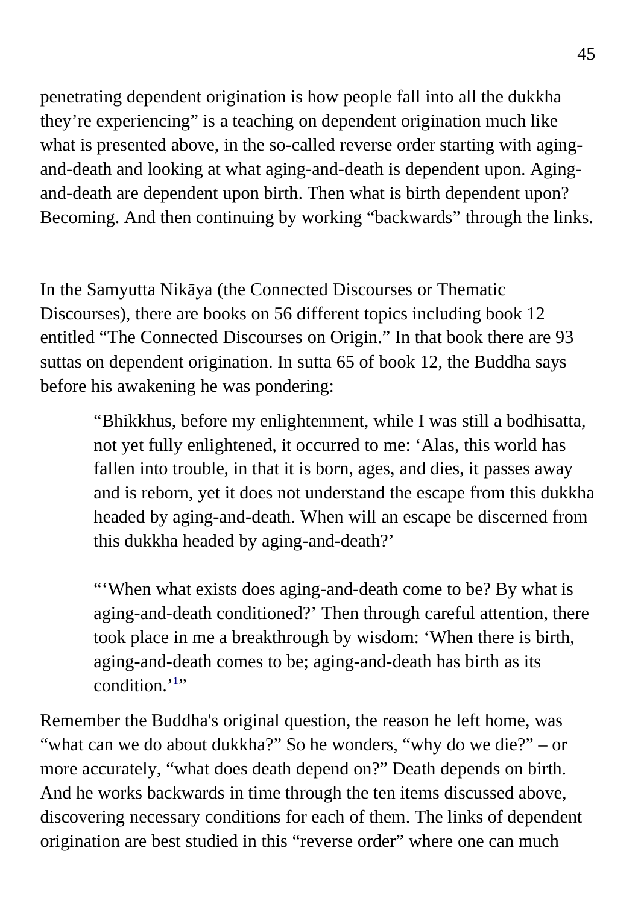penetrating dependent origination is how people fall into all the dukkha they’re experiencing” is a teaching on dependent origination much like what is presented above, in the so-called reverse order starting with aging-and-death and looking at what aging-and-death is dependent upon. Aging-and-death are dependent upon birth. Then what is birth dependent upon? Becoming. And then continuing by working “backwards” through the links.

In the Samyutta Nikāya (the Connected Discourses or Thematic Discourses), there are books on 56 different topics including book 12 entitled “The Connected Discourses on Origin.” In that book there are 93 suttas on dependent origination. In sutta 65 of book 12, the Buddha says before his awakening he was pondering:

> “Bhikkhus, before my enlightenment, while I was still a bodhisatta, not yet fully enlightened, it occurred to me: ‘Alas, this world has fallen into trouble, in that it is born, ages, and dies, it passes away and is reborn, yet it does not understand the escape from this dukkha headed by aging-and-death. When will an escape be discerned from this dukkha headed by aging-and-death?’
>
> “‘When what exists does aging-and-death come to be? By what is aging-and-death conditioned?’ Then through careful attention, there took place in me a breakthrough by wisdom: ‘When there is birth, aging-and-death comes to be; aging-and-death has birth as its condition.’[1]”

Remember the Buddha's original question, the reason he left home, was “what can we do about dukkha?” So he wonders, “why do we die?” – or more accurately, “what does death depend on?” Death depends on birth. And he works backwards in time through the ten items discussed above, discovering necessary conditions for each of them. The links of dependent origination are best studied in this “reverse order” where one can much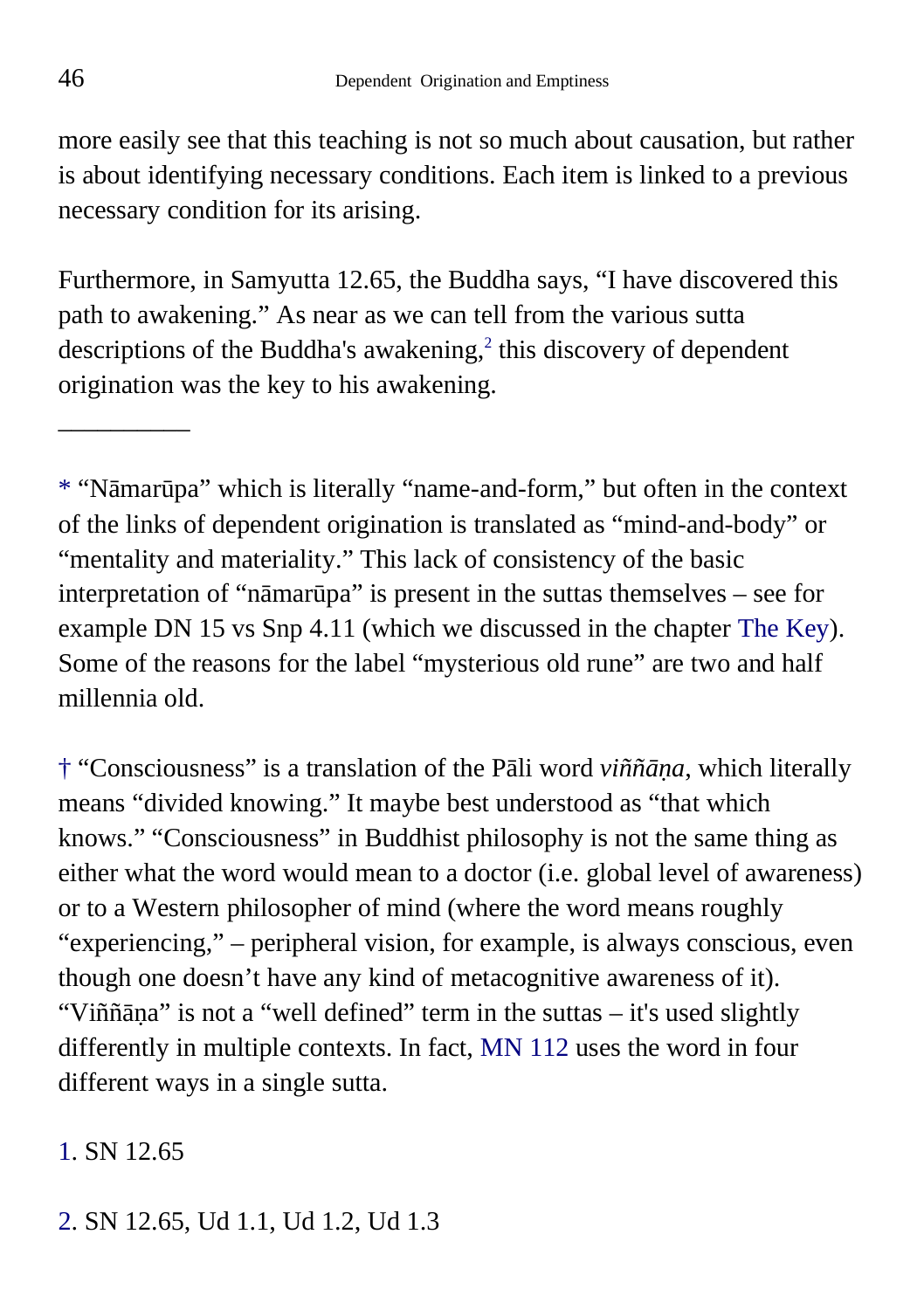more easily see that this teaching is not so much about causation, but rather is about identifying necessary conditions. Each item is linked to a previous necessary condition for its arising.

Furthermore, in Samyutta 12.65, the Buddha says, "I have discovered this path to awakening." As near as we can tell from the various sutta descriptions of the Buddha's awakening,[2] this discovery of dependent origination was the key to his awakening.

__________

* "Nāmarūpa" which is literally "name-and-form," but often in the context of the links of dependent origination is translated as "mind-and-body" or "mentality and materiality." This lack of consistency of the basic interpretation of "nāmarūpa" is present in the suttas themselves – see for example DN 15 vs Snp 4.11 (which we discussed in the chapter The Key). Some of the reasons for the label "mysterious old rune" are two and half millennia old.

† "Consciousness" is a translation of the Pāli word *viññāṇa*, which literally means "divided knowing." It maybe best understood as "that which knows." "Consciousness" in Buddhist philosophy is not the same thing as either what the word would mean to a doctor (i.e. global level of awareness) or to a Western philosopher of mind (where the word means roughly "experiencing," – peripheral vision, for example, is always conscious, even though one doesn't have any kind of metacognitive awareness of it). "Viññāṇa" is not a "well defined" term in the suttas – it's used slightly differently in multiple contexts. In fact, MN 112 uses the word in four different ways in a single sutta.

1. SN 12.65

2. SN 12.65, Ud 1.1, Ud 1.2, Ud 1.3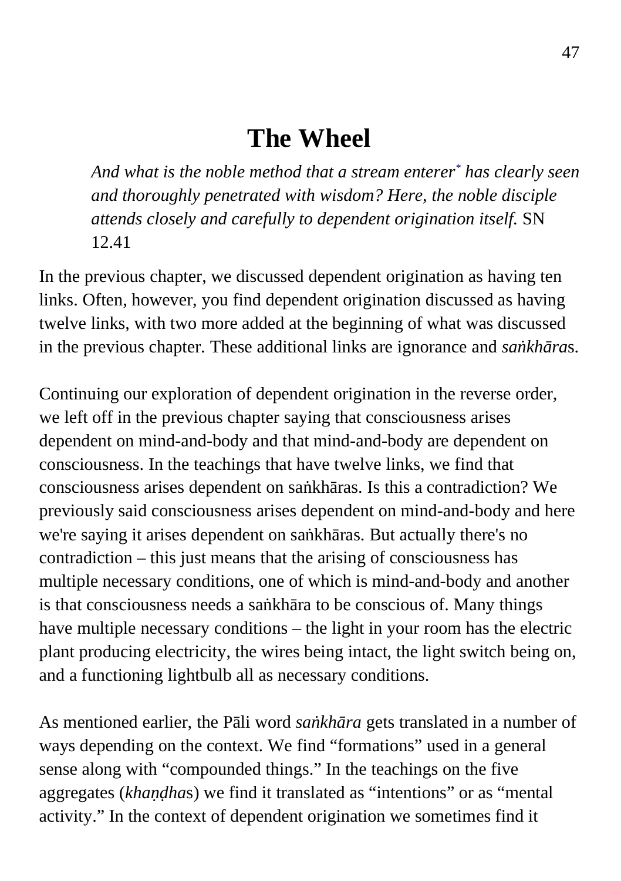# The Wheel

> *And what is the noble method that a stream enterer[*] has clearly seen and thoroughly penetrated with wisdom? Here, the noble disciple attends closely and carefully to dependent origination itself.* SN 12.41

In the previous chapter, we discussed dependent origination as having ten links. Often, however, you find dependent origination discussed as having twelve links, with two more added at the beginning of what was discussed in the previous chapter. These additional links are ignorance and *saṅkhāra*s.

Continuing our exploration of dependent origination in the reverse order, we left off in the previous chapter saying that consciousness arises dependent on mind-and-body and that mind-and-body are dependent on consciousness. In the teachings that have twelve links, we find that consciousness arises dependent on saṅkhāras. Is this a contradiction? We previously said consciousness arises dependent on mind-and-body and here we're saying it arises dependent on saṅkhāras. But actually there's no contradiction – this just means that the arising of consciousness has multiple necessary conditions, one of which is mind-and-body and another is that consciousness needs a saṅkhāra to be conscious of. Many things have multiple necessary conditions – the light in your room has the electric plant producing electricity, the wires being intact, the light switch being on, and a functioning lightbulb all as necessary conditions.

As mentioned earlier, the Pāli word *saṅkhāra* gets translated in a number of ways depending on the context. We find "formations" used in a general sense along with "compounded things." In the teachings on the five aggregates (*khaṇḍha*s) we find it translated as "intentions" or as "mental activity." In the context of dependent origination we sometimes find it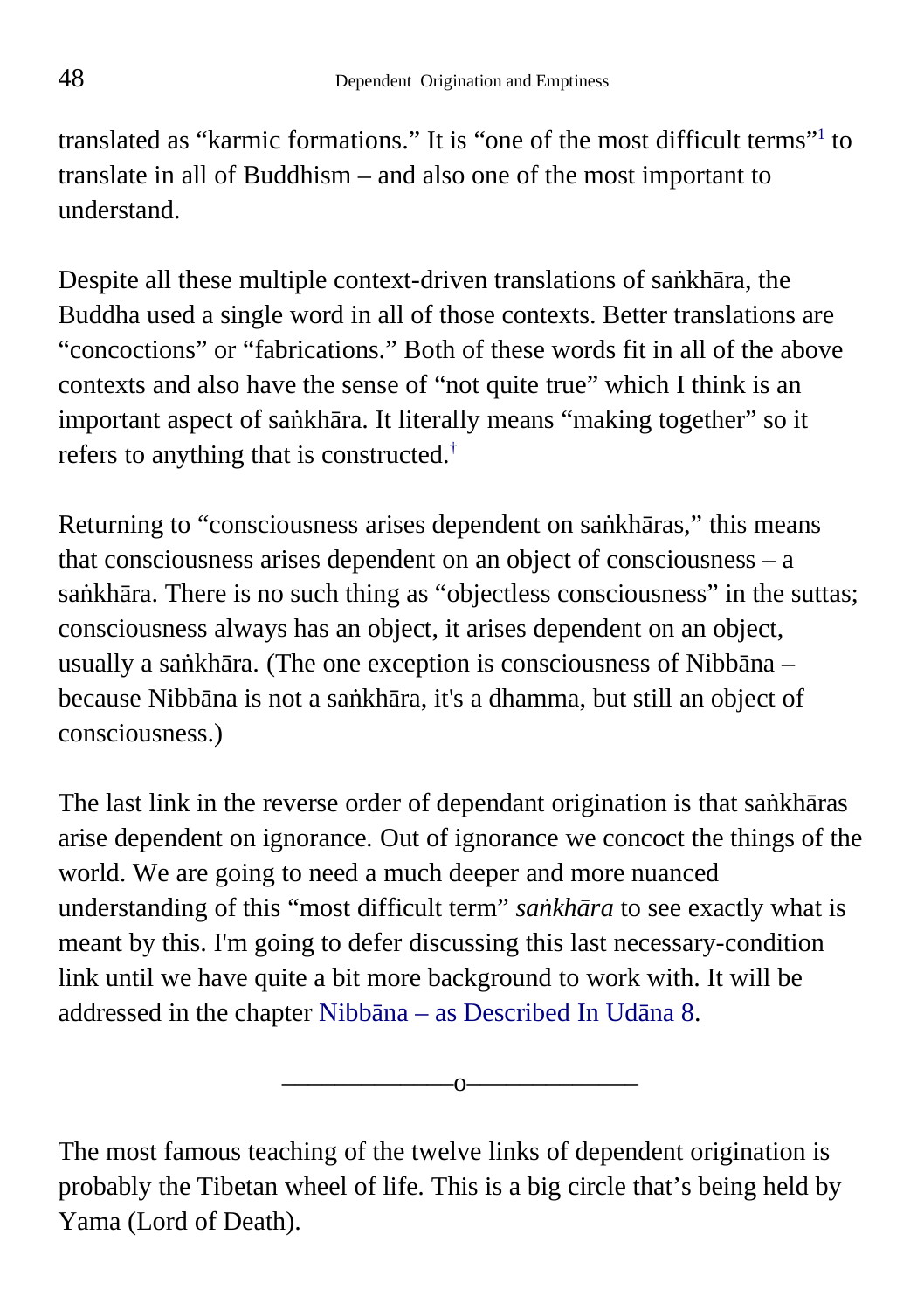translated as “karmic formations.” It is “one of the most difficult terms”[1] to translate in all of Buddhism – and also one of the most important to understand.

Despite all these multiple context-driven translations of saṅkhāra, the Buddha used a single word in all of those contexts. Better translations are “concoctions” or “fabrications.” Both of these words fit in all of the above contexts and also have the sense of “not quite true” which I think is an important aspect of saṅkhāra. It literally means “making together” so it refers to anything that is constructed.[†]

Returning to “consciousness arises dependent on saṅkhāras,” this means that consciousness arises dependent on an object of consciousness – a saṅkhāra. There is no such thing as “objectless consciousness” in the suttas; consciousness always has an object, it arises dependent on an object, usually a saṅkhāra. (The one exception is consciousness of Nibbāna – because Nibbāna is not a saṅkhāra, it's a dhamma, but still an object of consciousness.)

The last link in the reverse order of dependant origination is that saṅkhāras arise dependent on ignorance. Out of ignorance we concoct the things of the world. We are going to need a much deeper and more nuanced understanding of this “most difficult term” *saṅkhāra* to see exactly what is meant by this. I'm going to defer discussing this last necessary-condition link until we have quite a bit more background to work with. It will be addressed in the chapter Nibbāna – as Described In Udāna 8.

———————o———————

The most famous teaching of the twelve links of dependent origination is probably the Tibetan wheel of life. This is a big circle that’s being held by Yama (Lord of Death).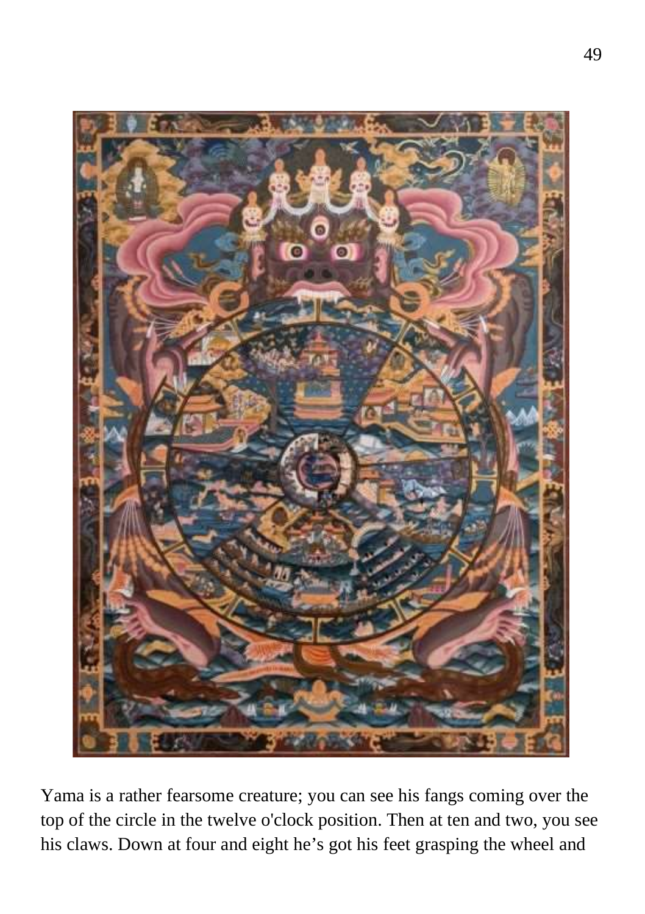Yama is a rather fearsome creature; you can see his fangs coming over the top of the circle in the twelve o'clock position. Then at ten and two, you see his claws. Down at four and eight he’s got his feet grasping the wheel and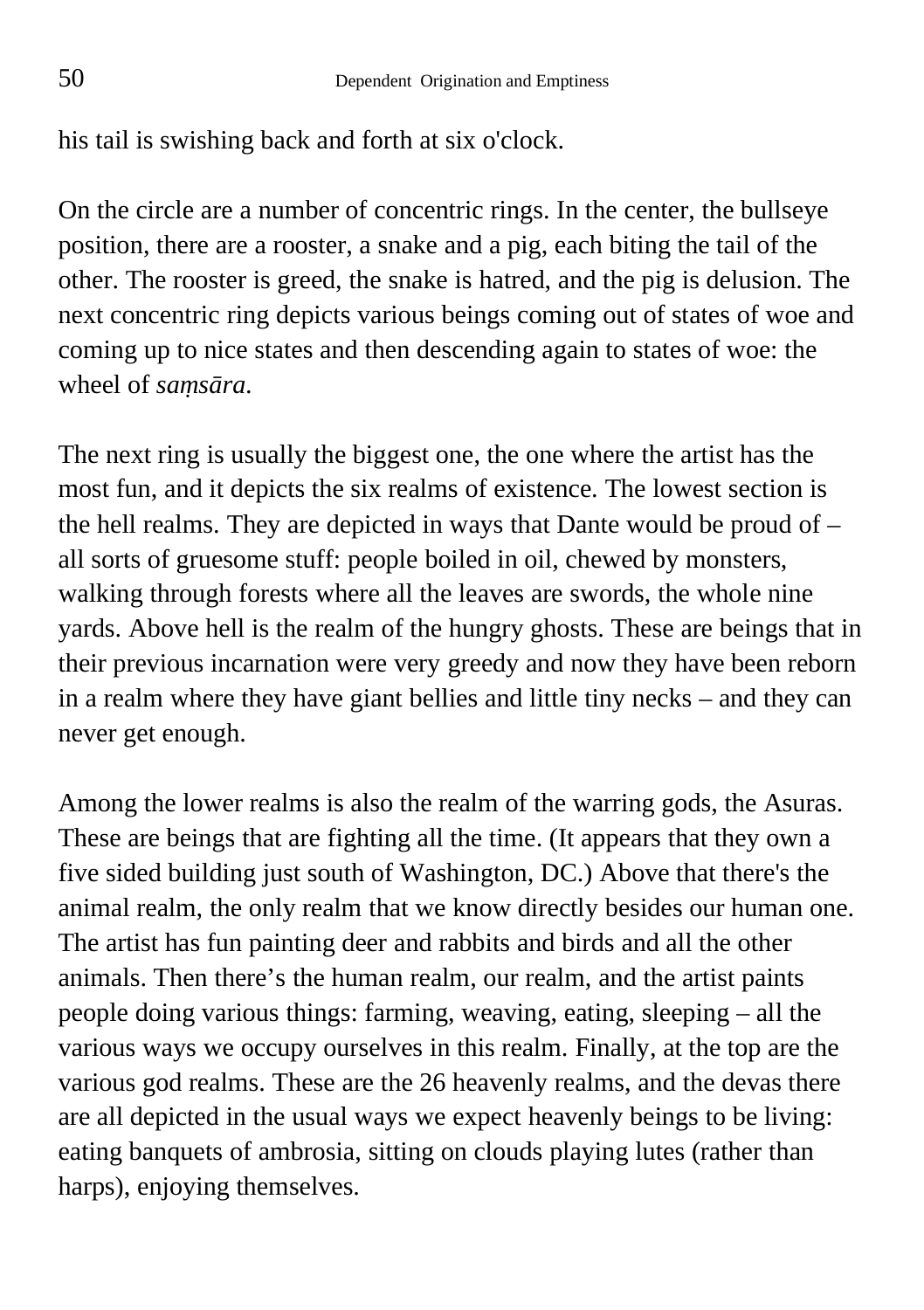his tail is swishing back and forth at six o'clock.

On the circle are a number of concentric rings. In the center, the bullseye position, there are a rooster, a snake and a pig, each biting the tail of the other. The rooster is greed, the snake is hatred, and the pig is delusion. The next concentric ring depicts various beings coming out of states of woe and coming up to nice states and then descending again to states of woe: the wheel of *saṃsāra*.

The next ring is usually the biggest one, the one where the artist has the most fun, and it depicts the six realms of existence. The lowest section is the hell realms. They are depicted in ways that Dante would be proud of – all sorts of gruesome stuff: people boiled in oil, chewed by monsters, walking through forests where all the leaves are swords, the whole nine yards. Above hell is the realm of the hungry ghosts. These are beings that in their previous incarnation were very greedy and now they have been reborn in a realm where they have giant bellies and little tiny necks – and they can never get enough.

Among the lower realms is also the realm of the warring gods, the Asuras. These are beings that are fighting all the time. (It appears that they own a five sided building just south of Washington, DC.) Above that there's the animal realm, the only realm that we know directly besides our human one. The artist has fun painting deer and rabbits and birds and all the other animals. Then there's the human realm, our realm, and the artist paints people doing various things: farming, weaving, eating, sleeping – all the various ways we occupy ourselves in this realm. Finally, at the top are the various god realms. These are the 26 heavenly realms, and the devas there are all depicted in the usual ways we expect heavenly beings to be living: eating banquets of ambrosia, sitting on clouds playing lutes (rather than harps), enjoying themselves.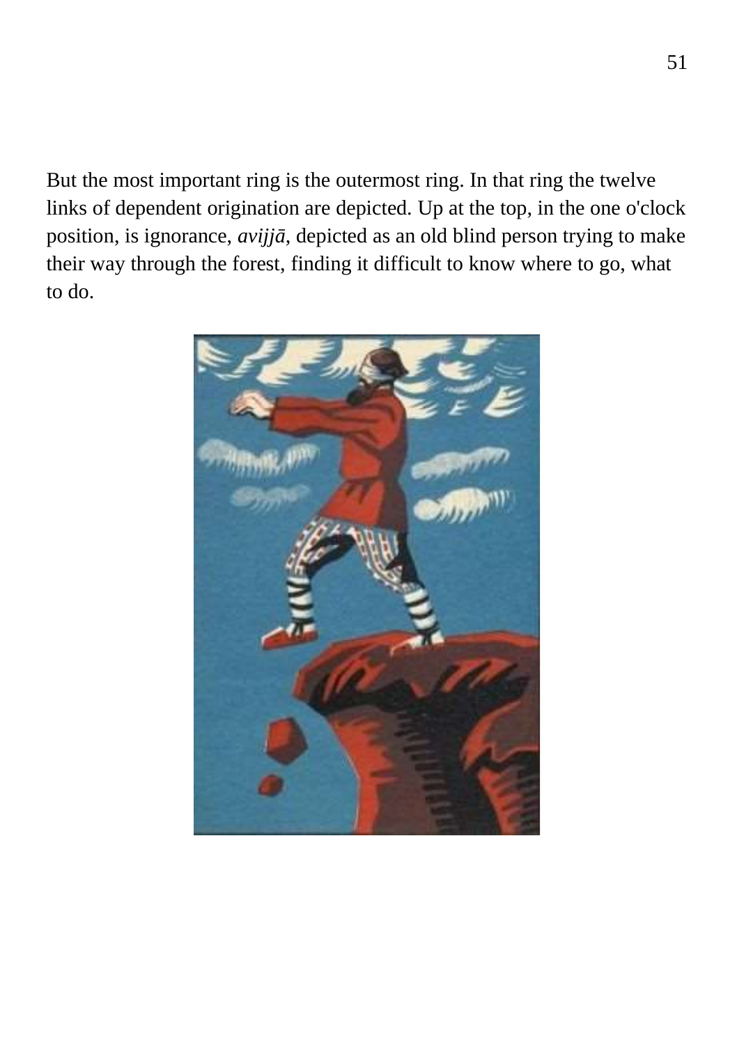But the most important ring is the outermost ring. In that ring the twelve links of dependent origination are depicted. Up at the top, in the one o'clock position, is ignorance, *avijjā*, depicted as an old blind person trying to make their way through the forest, finding it difficult to know where to go, what to do.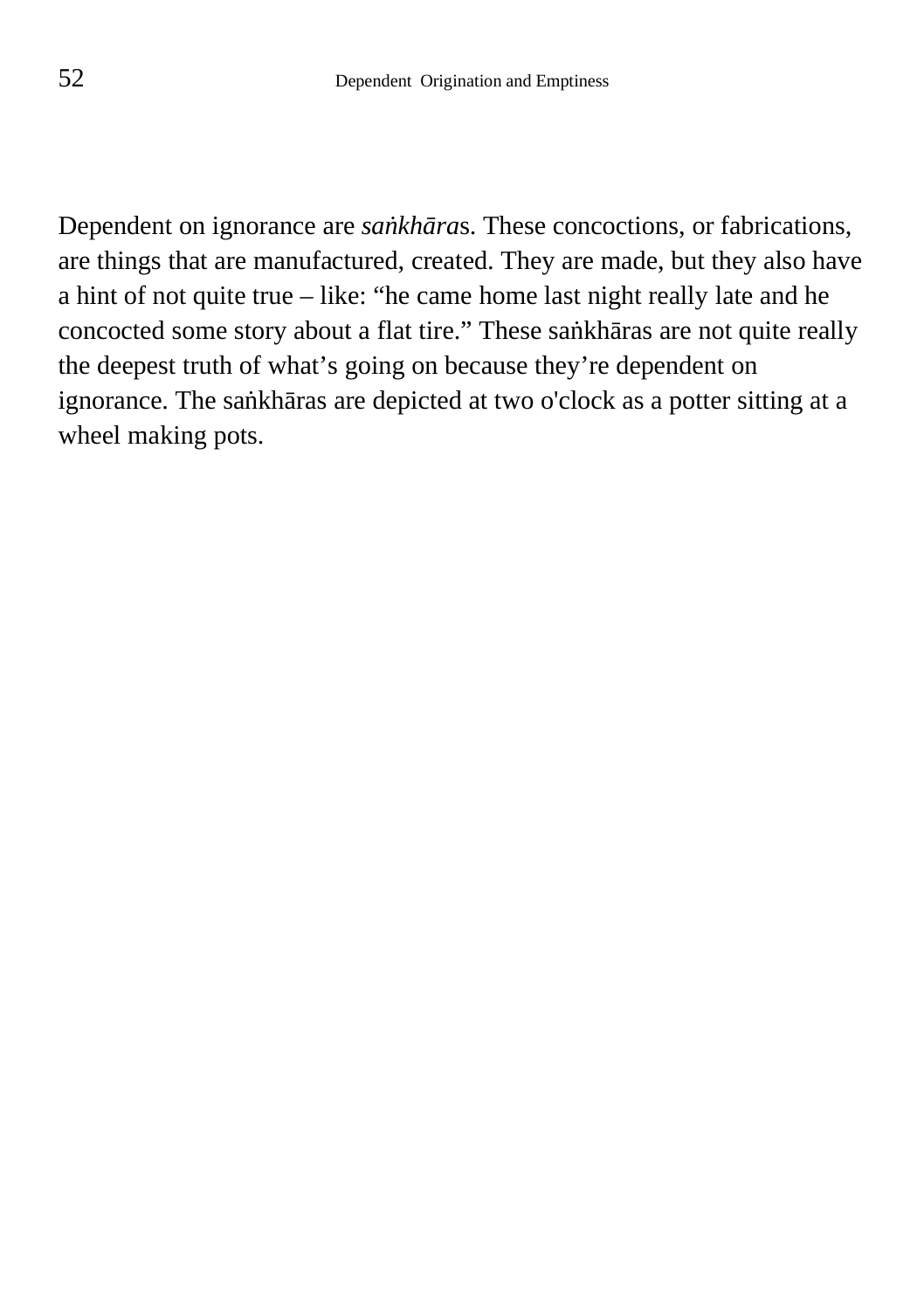Dependent on ignorance are *saṅkhāra*s. These concoctions, or fabrications, are things that are manufactured, created. They are made, but they also have a hint of not quite true – like: "he came home last night really late and he concocted some story about a flat tire." These saṅkhāras are not quite really the deepest truth of what's going on because they're dependent on ignorance. The saṅkhāras are depicted at two o'clock as a potter sitting at a wheel making pots.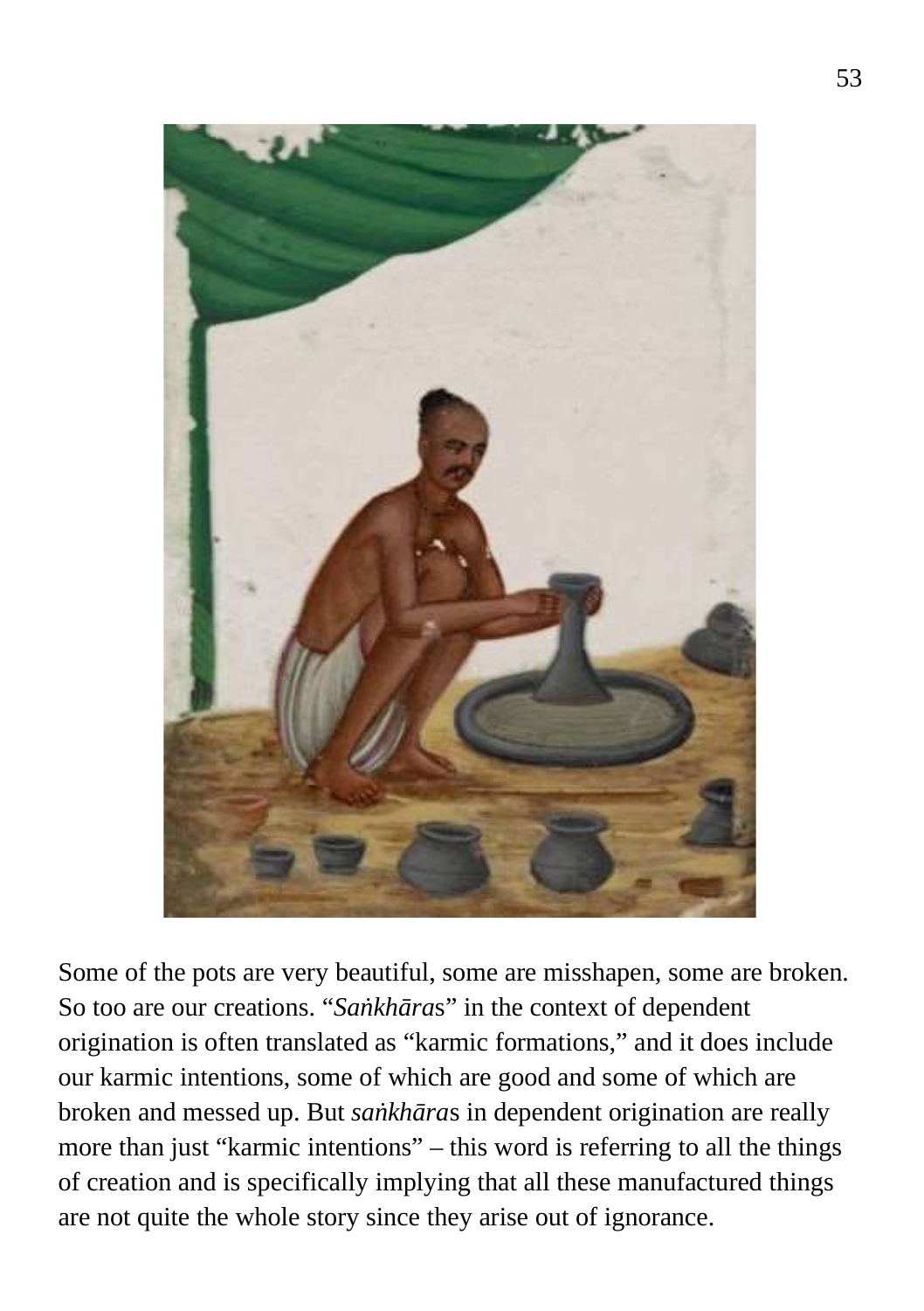Some of the pots are very beautiful, some are misshapen, some are broken. So too are our creations. "*Saṅkhāra*s" in the context of dependent origination is often translated as "karmic formations," and it does include our karmic intentions, some of which are good and some of which are broken and messed up. But *saṅkhāra*s in dependent origination are really more than just "karmic intentions" – this word is referring to all the things of creation and is specifically implying that all these manufactured things are not quite the whole story since they arise out of ignorance.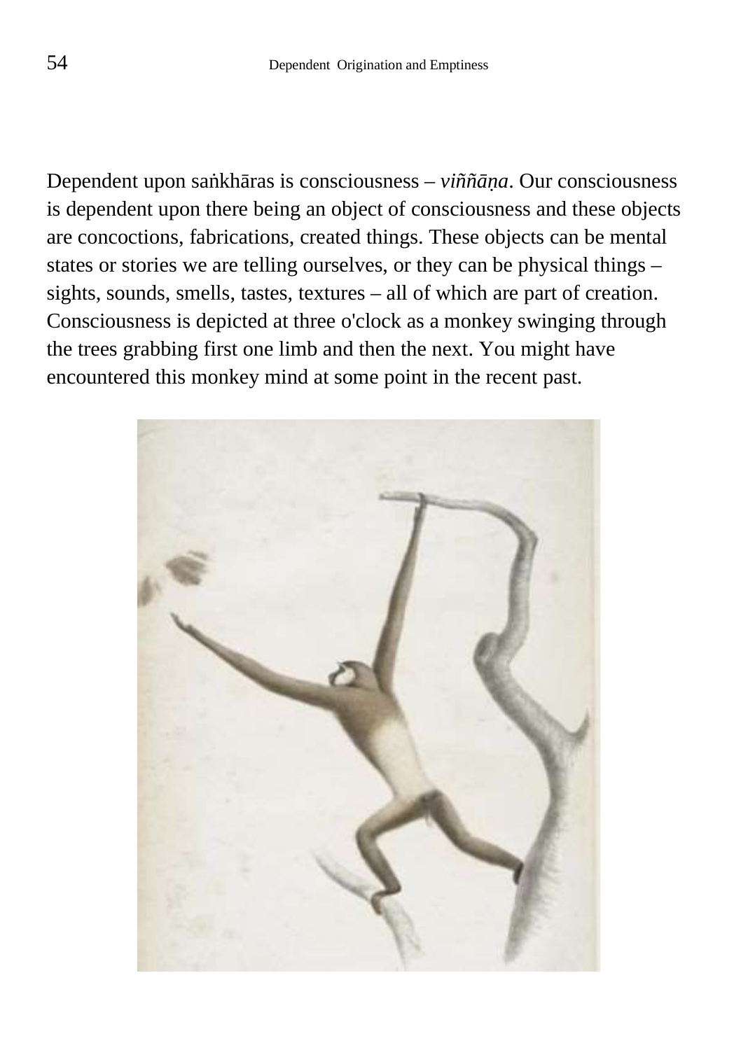Dependent upon saṅkhāras is consciousness – *viññāṇa*. Our consciousness is dependent upon there being an object of consciousness and these objects are concoctions, fabrications, created things. These objects can be mental states or stories we are telling ourselves, or they can be physical things – sights, sounds, smells, tastes, textures – all of which are part of creation. Consciousness is depicted at three o'clock as a monkey swinging through the trees grabbing first one limb and then the next. You might have encountered this monkey mind at some point in the recent past.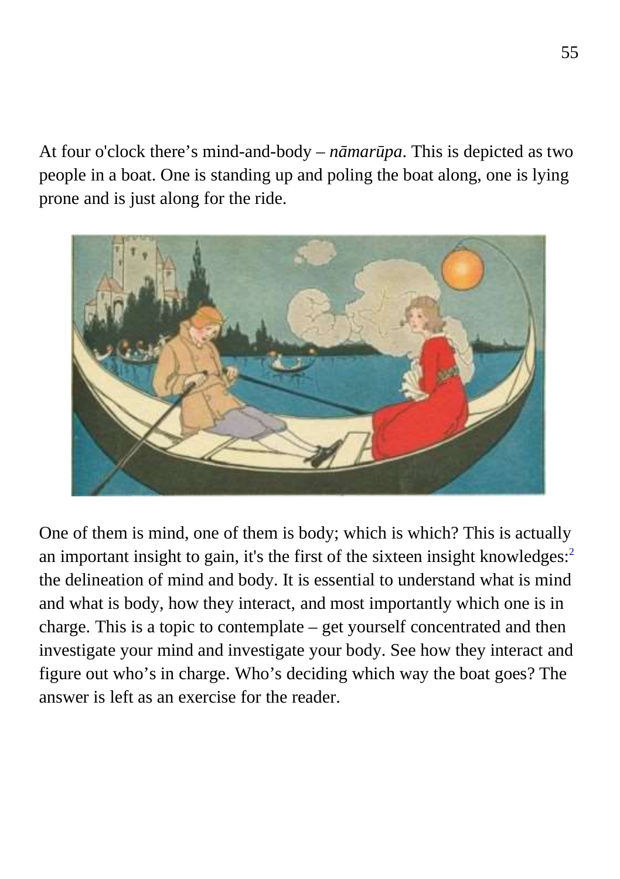At four o'clock there's mind-and-body – *nāmarūpa*. This is depicted as two people in a boat. One is standing up and poling the boat along, one is lying prone and is just along for the ride.

One of them is mind, one of them is body; which is which? This is actually an important insight to gain, it's the first of the sixteen insight knowledges:[2] the delineation of mind and body. It is essential to understand what is mind and what is body, how they interact, and most importantly which one is in charge. This is a topic to contemplate – get yourself concentrated and then investigate your mind and investigate your body. See how they interact and figure out who's in charge. Who's deciding which way the boat goes? The answer is left as an exercise for the reader.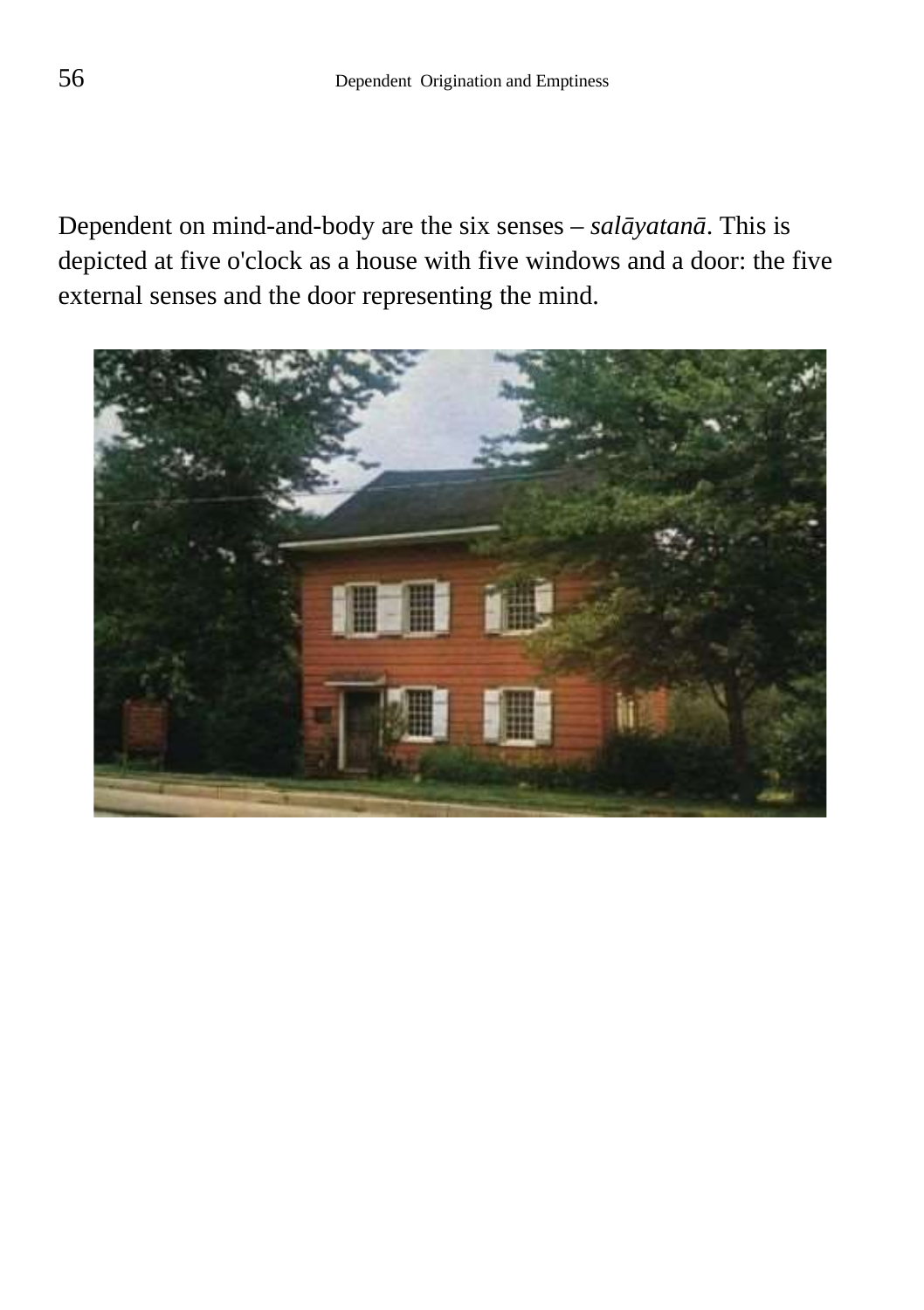Dependent on mind-and-body are the six senses – *salāyatanā*. This is depicted at five o'clock as a house with five windows and a door: the five external senses and the door representing the mind.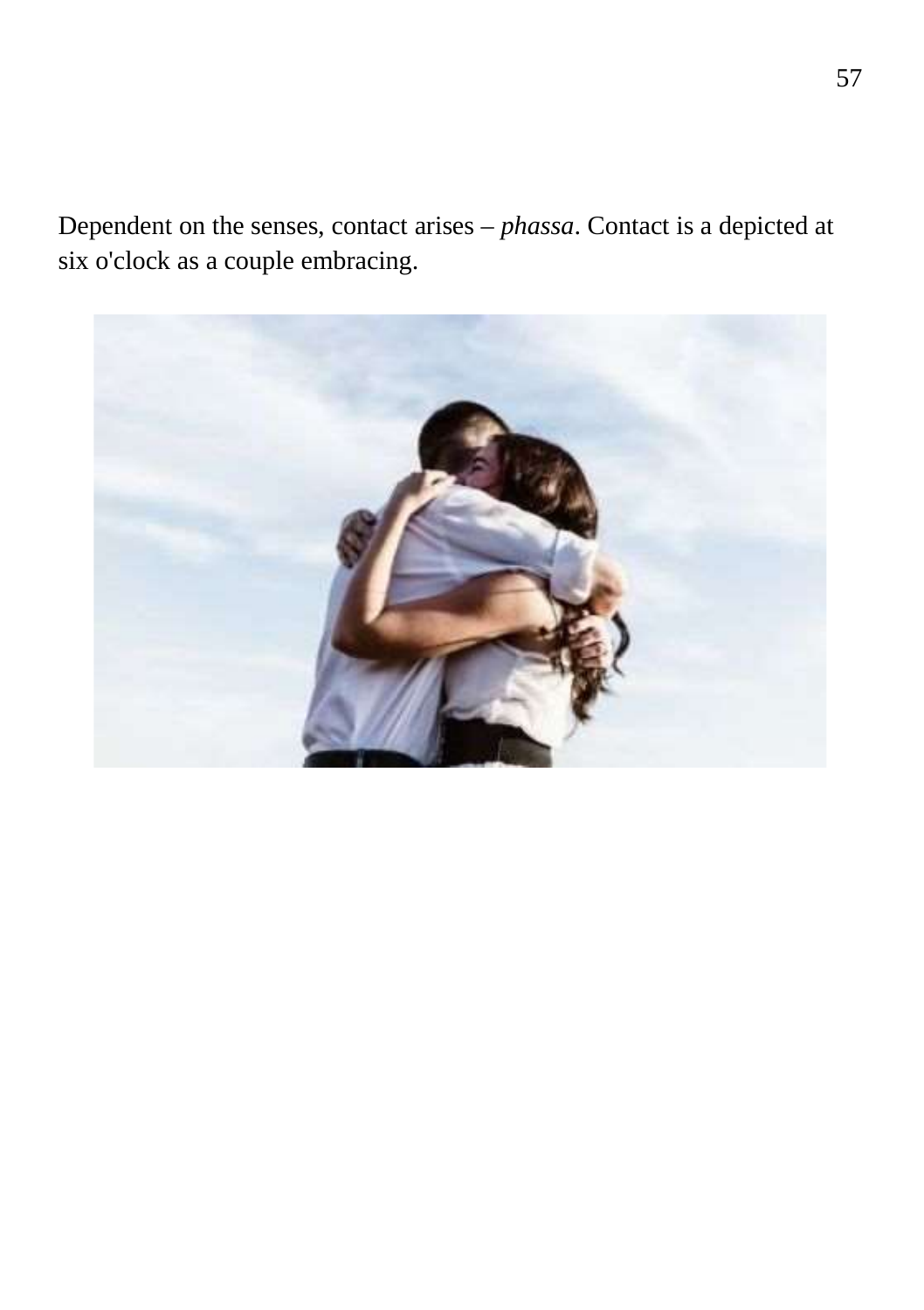Dependent on the senses, contact arises – *phassa*. Contact is a depicted at six o'clock as a couple embracing.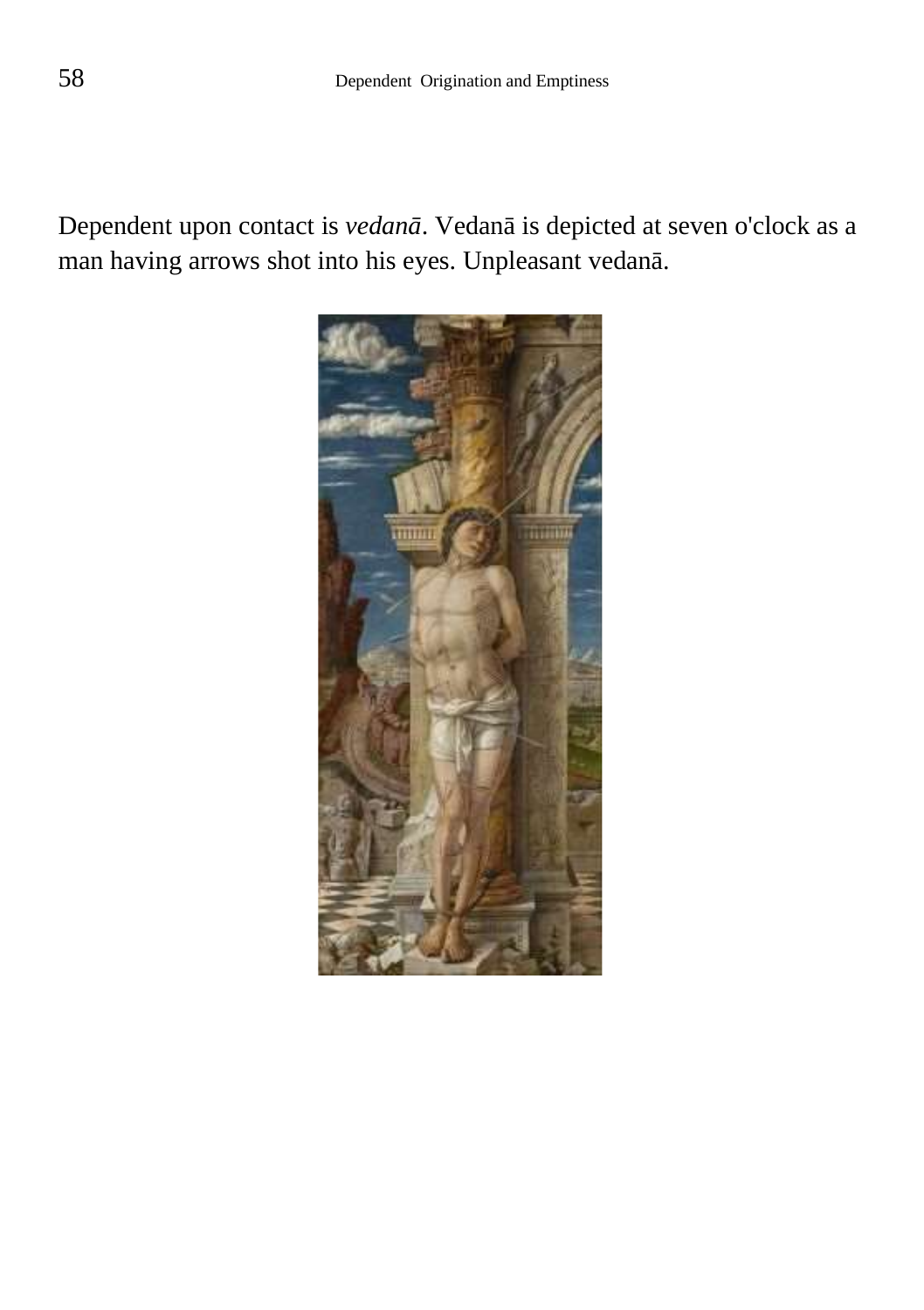Dependent upon contact is *vedanā*. Vedanā is depicted at seven o'clock as a man having arrows shot into his eyes. Unpleasant vedanā.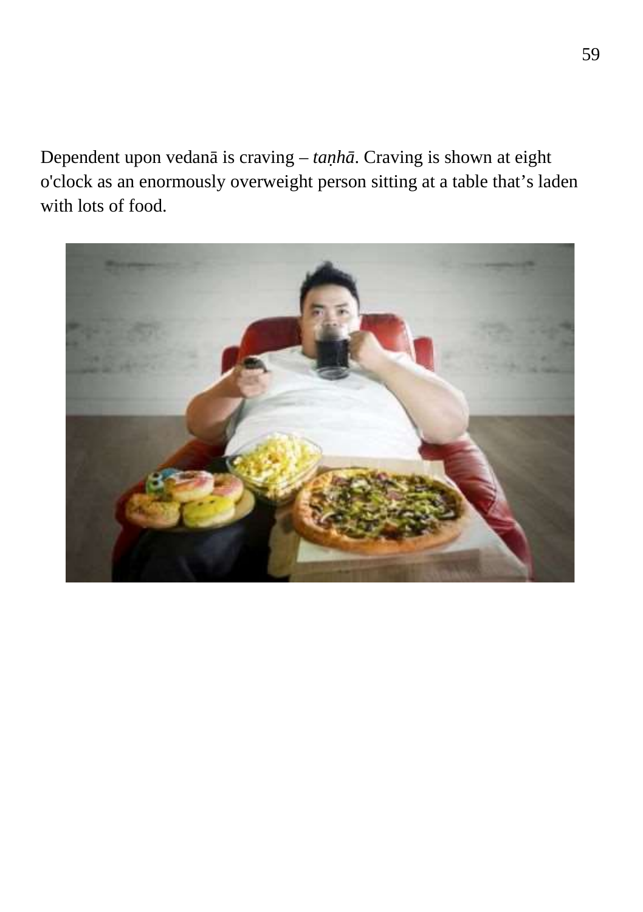Dependent upon vedanā is craving – *taṇhā*. Craving is shown at eight o'clock as an enormously overweight person sitting at a table that's laden with lots of food.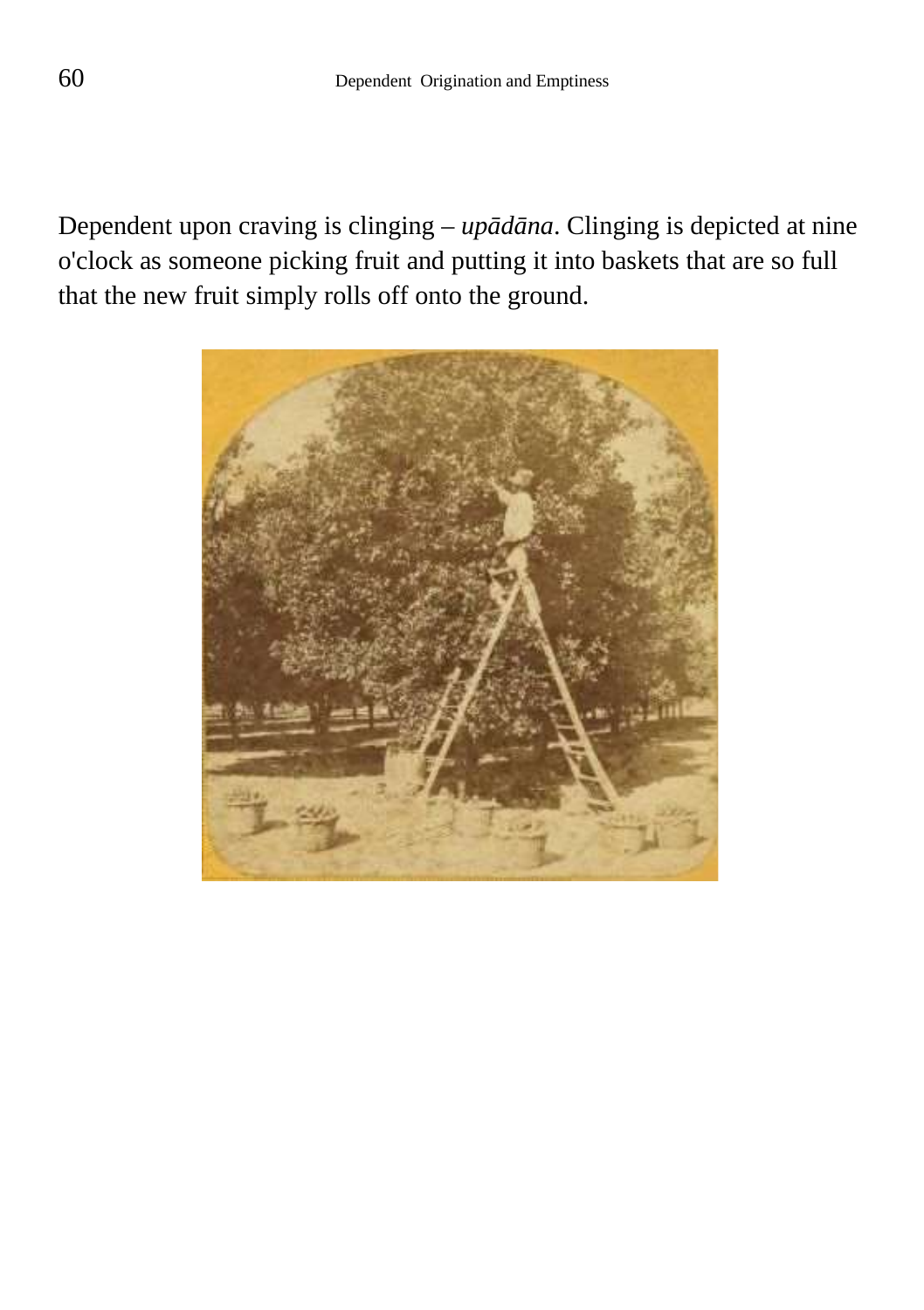Dependent upon craving is clinging – *upādāna*. Clinging is depicted at nine o'clock as someone picking fruit and putting it into baskets that are so full that the new fruit simply rolls off onto the ground.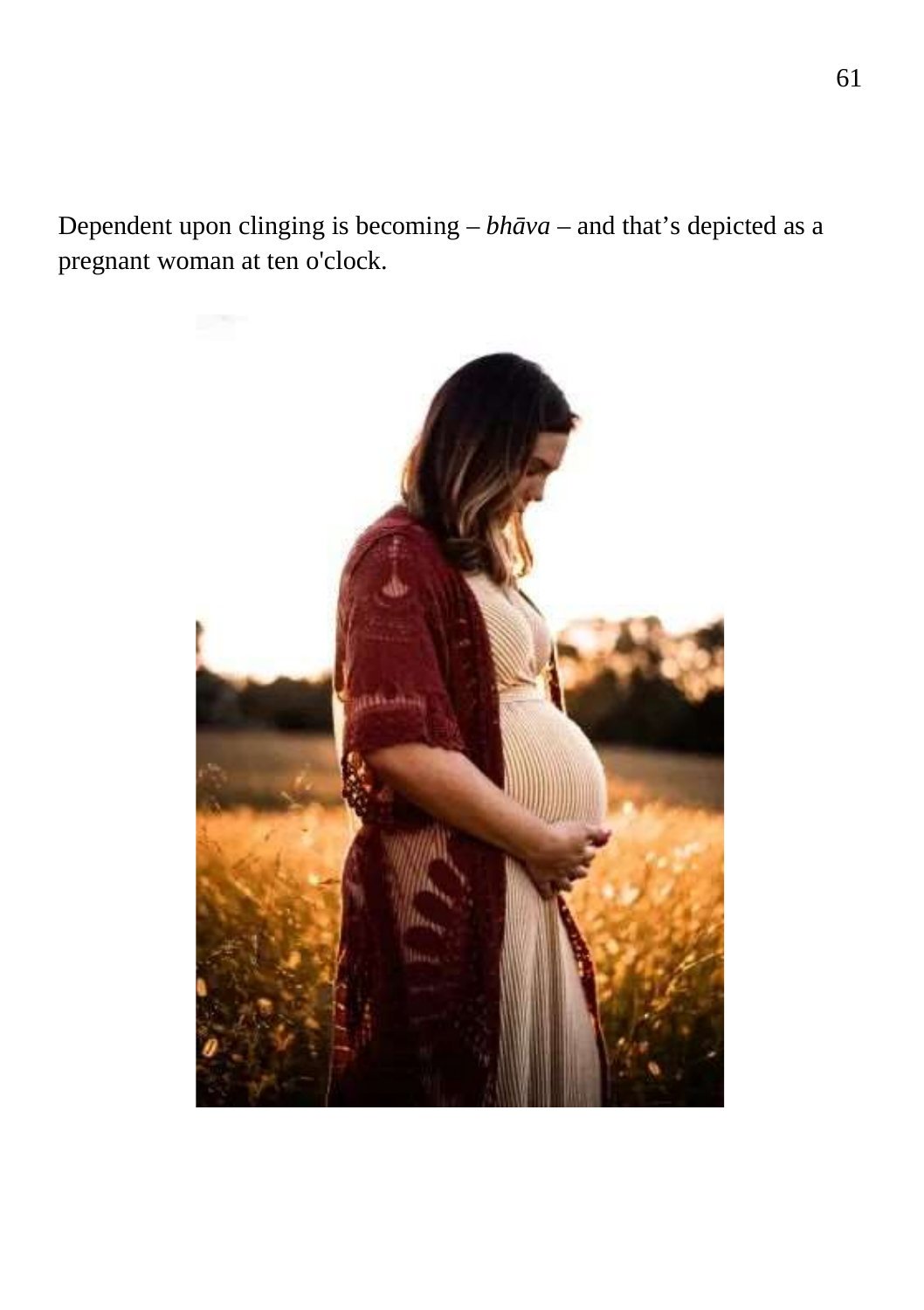Dependent upon clinging is becoming – *bhāva* – and that's depicted as a pregnant woman at ten o'clock.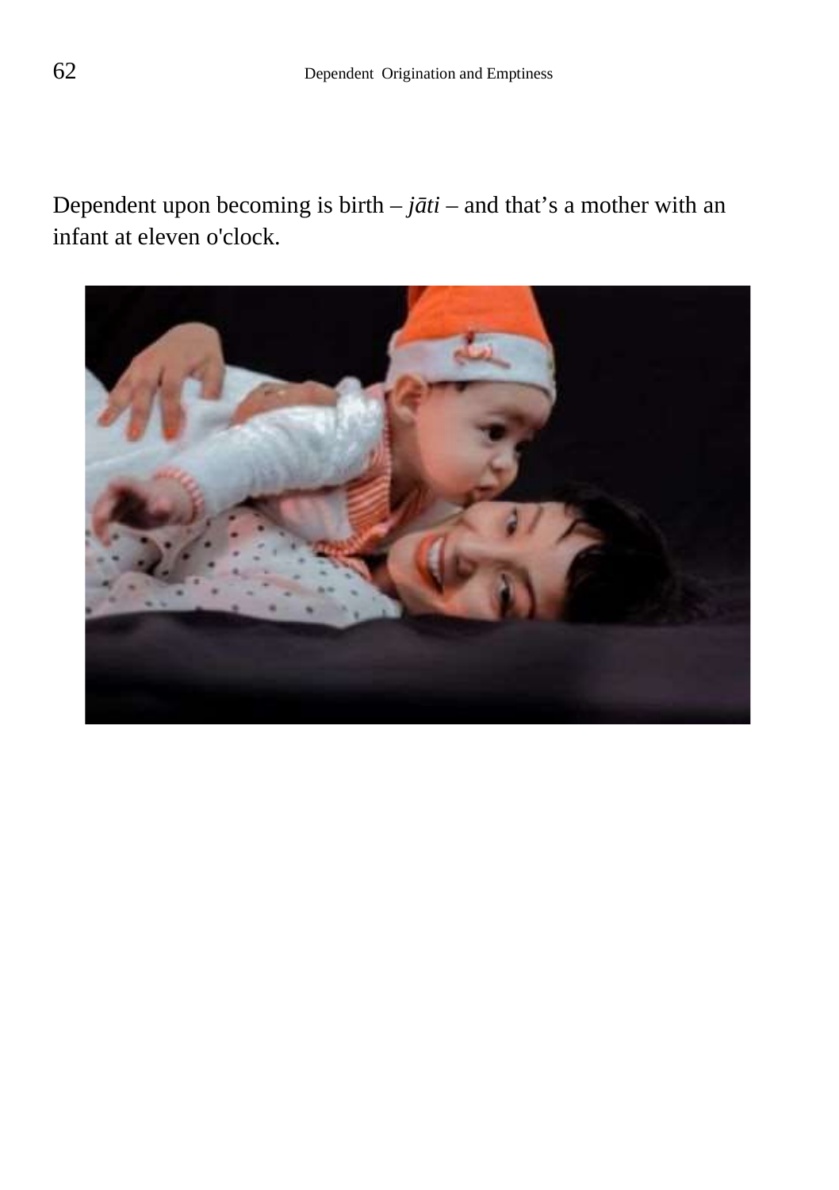Dependent upon becoming is birth – *jāti* – and that's a mother with an infant at eleven o'clock.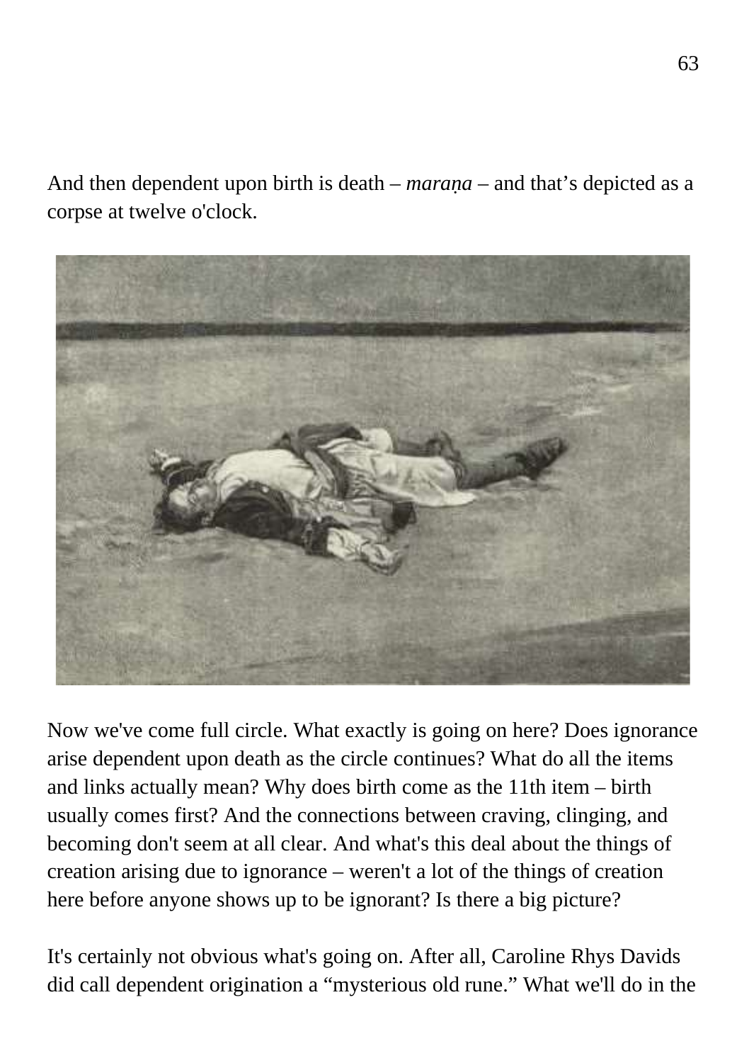And then dependent upon birth is death – *maraṇa* – and that's depicted as a corpse at twelve o'clock.

Now we've come full circle. What exactly is going on here? Does ignorance arise dependent upon death as the circle continues? What do all the items and links actually mean? Why does birth come as the 11th item – birth usually comes first? And the connections between craving, clinging, and becoming don't seem at all clear. And what's this deal about the things of creation arising due to ignorance – weren't a lot of the things of creation here before anyone shows up to be ignorant? Is there a big picture?

It's certainly not obvious what's going on. After all, Caroline Rhys Davids did call dependent origination a "mysterious old rune." What we'll do in the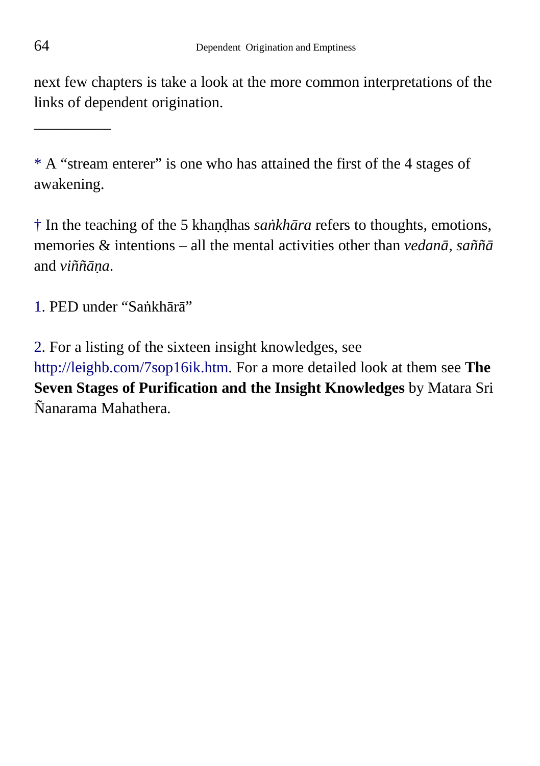next few chapters is take a look at the more common interpretations of the links of dependent origination.

__________

* A “stream enterer” is one who has attained the first of the 4 stages of awakening.

† In the teaching of the 5 khaṇḍhas *saṅkhāra* refers to thoughts, emotions, memories & intentions – all the mental activities other than *vedanā*, *saññā* and *viññāṇa*.

1. PED under “Saṅkhārā”

2. For a listing of the sixteen insight knowledges, see http://leighb.com/7sop16ik.htm. For a more detailed look at them see **The Seven Stages of Purification and the Insight Knowledges** by Matara Sri Ñanarama Mahathera.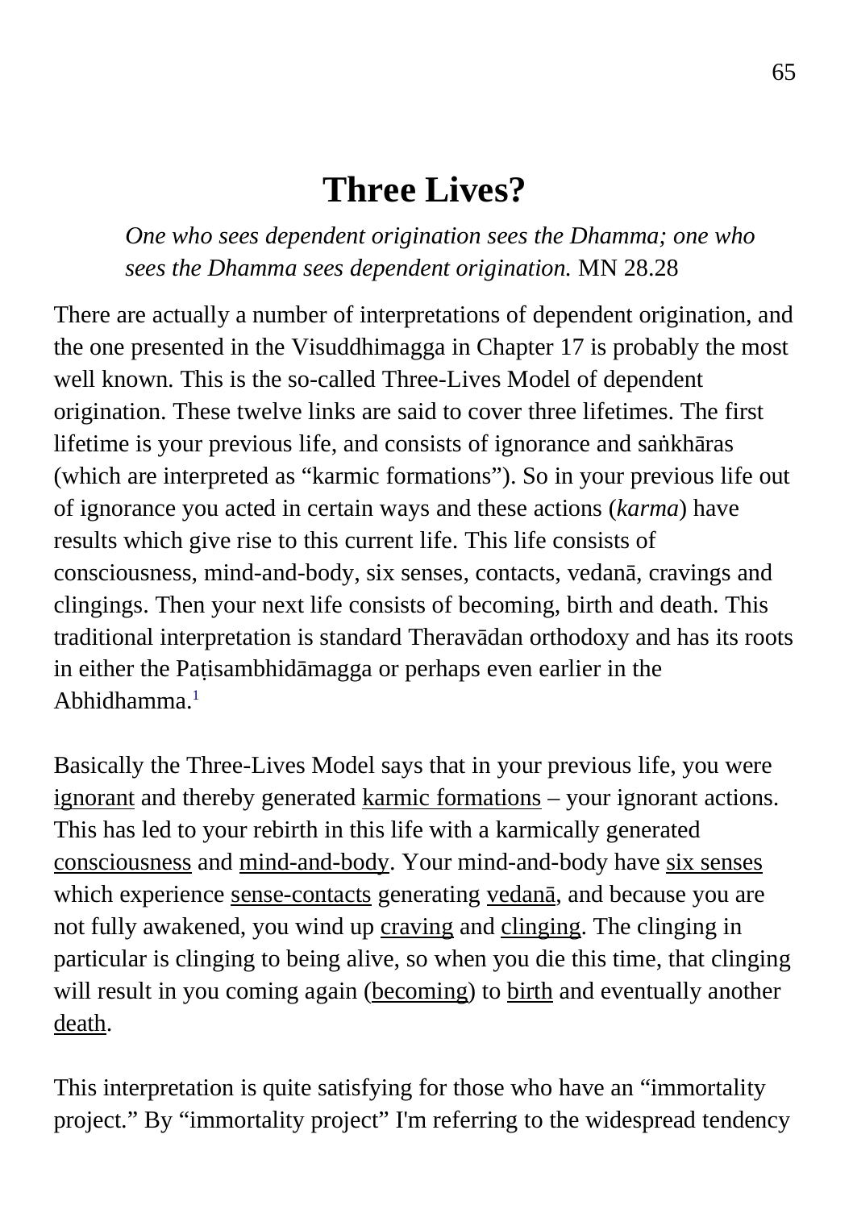# Three Lives?

> *One who sees dependent origination sees the Dhamma; one who sees the Dhamma sees dependent origination.* MN 28.28

There are actually a number of interpretations of dependent origination, and the one presented in the Visuddhimagga in Chapter 17 is probably the most well known. This is the so-called Three-Lives Model of dependent origination. These twelve links are said to cover three lifetimes. The first lifetime is your previous life, and consists of ignorance and saṅkhāras (which are interpreted as "karmic formations"). So in your previous life out of ignorance you acted in certain ways and these actions (*karma*) have results which give rise to this current life. This life consists of consciousness, mind-and-body, six senses, contacts, vedanā, cravings and clingings. Then your next life consists of becoming, birth and death. This traditional interpretation is standard Theravādan orthodoxy and has its roots in either the Paṭisambhidāmagga or perhaps even earlier in the Abhidhamma.[1]

Basically the Three-Lives Model says that in your previous life, you were <u>ignorant</u> and thereby generated <u>karmic formations</u> – your ignorant actions. This has led to your rebirth in this life with a karmically generated <u>consciousness</u> and <u>mind-and-body</u>. Your mind-and-body have <u>six senses</u> which experience <u>sense-contacts</u> generating <u>vedanā</u>, and because you are not fully awakened, you wind up <u>craving</u> and <u>clinging</u>. The clinging in particular is clinging to being alive, so when you die this time, that clinging will result in you coming again (<u>becoming</u>) to <u>birth</u> and eventually another <u>death</u>.

This interpretation is quite satisfying for those who have an "immortality project." By "immortality project" I'm referring to the widespread tendency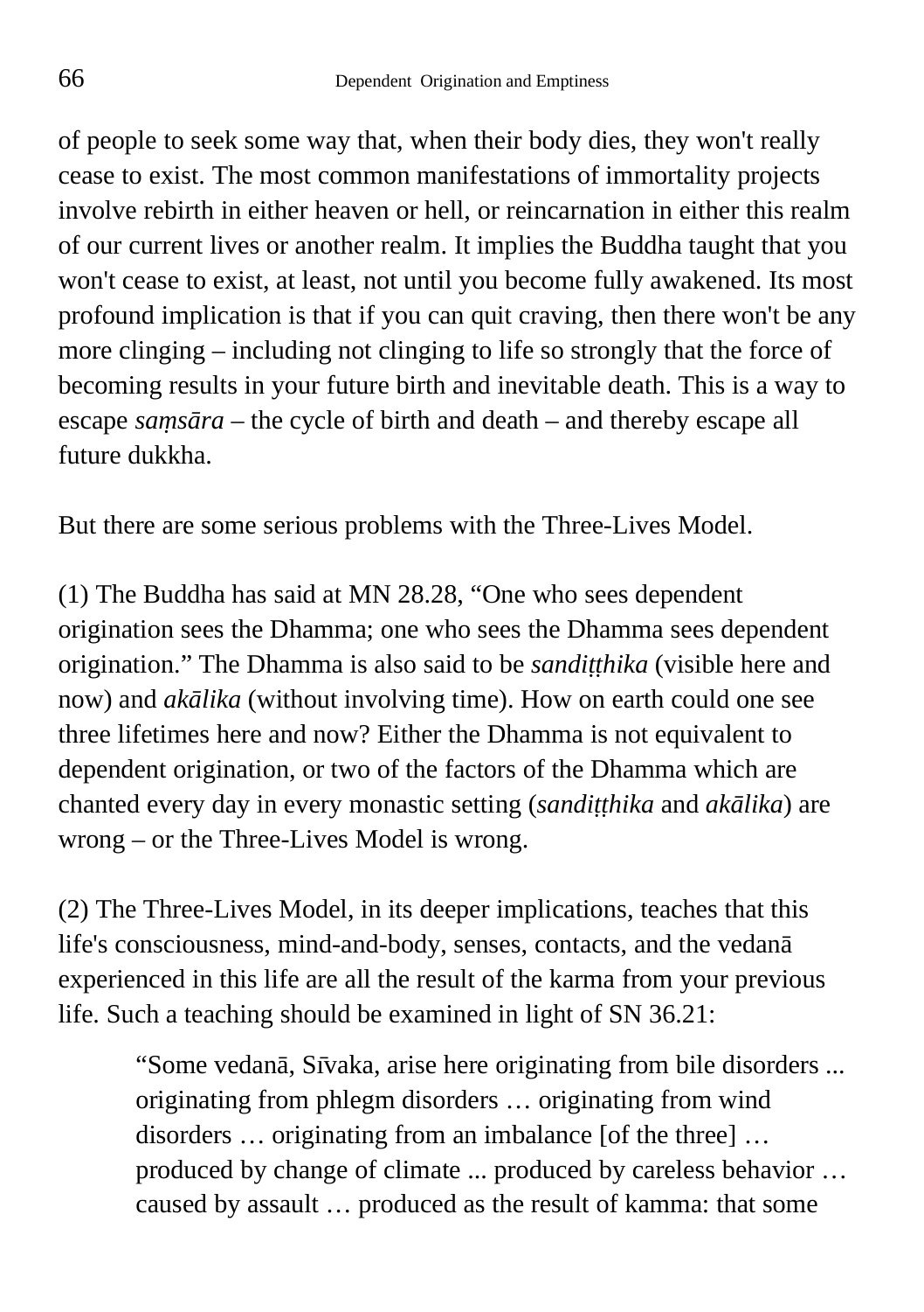of people to seek some way that, when their body dies, they won't really cease to exist. The most common manifestations of immortality projects involve rebirth in either heaven or hell, or reincarnation in either this realm of our current lives or another realm. It implies the Buddha taught that you won't cease to exist, at least, not until you become fully awakened. Its most profound implication is that if you can quit craving, then there won't be any more clinging – including not clinging to life so strongly that the force of becoming results in your future birth and inevitable death. This is a way to escape *saṃsāra* – the cycle of birth and death – and thereby escape all future dukkha.

But there are some serious problems with the Three-Lives Model.

(1) The Buddha has said at MN 28.28, "One who sees dependent origination sees the Dhamma; one who sees the Dhamma sees dependent origination." The Dhamma is also said to be *sandiṭṭhika* (visible here and now) and *akālika* (without involving time). How on earth could one see three lifetimes here and now? Either the Dhamma is not equivalent to dependent origination, or two of the factors of the Dhamma which are chanted every day in every monastic setting (*sandiṭṭhika* and *akālika*) are wrong – or the Three-Lives Model is wrong.

(2) The Three-Lives Model, in its deeper implications, teaches that this life's consciousness, mind-and-body, senses, contacts, and the vedanā experienced in this life are all the result of the karma from your previous life. Such a teaching should be examined in light of SN 36.21:

> "Some vedanā, Sīvaka, arise here originating from bile disorders ... originating from phlegm disorders … originating from wind disorders … originating from an imbalance [of the three] … produced by change of climate ... produced by careless behavior … caused by assault … produced as the result of kamma: that some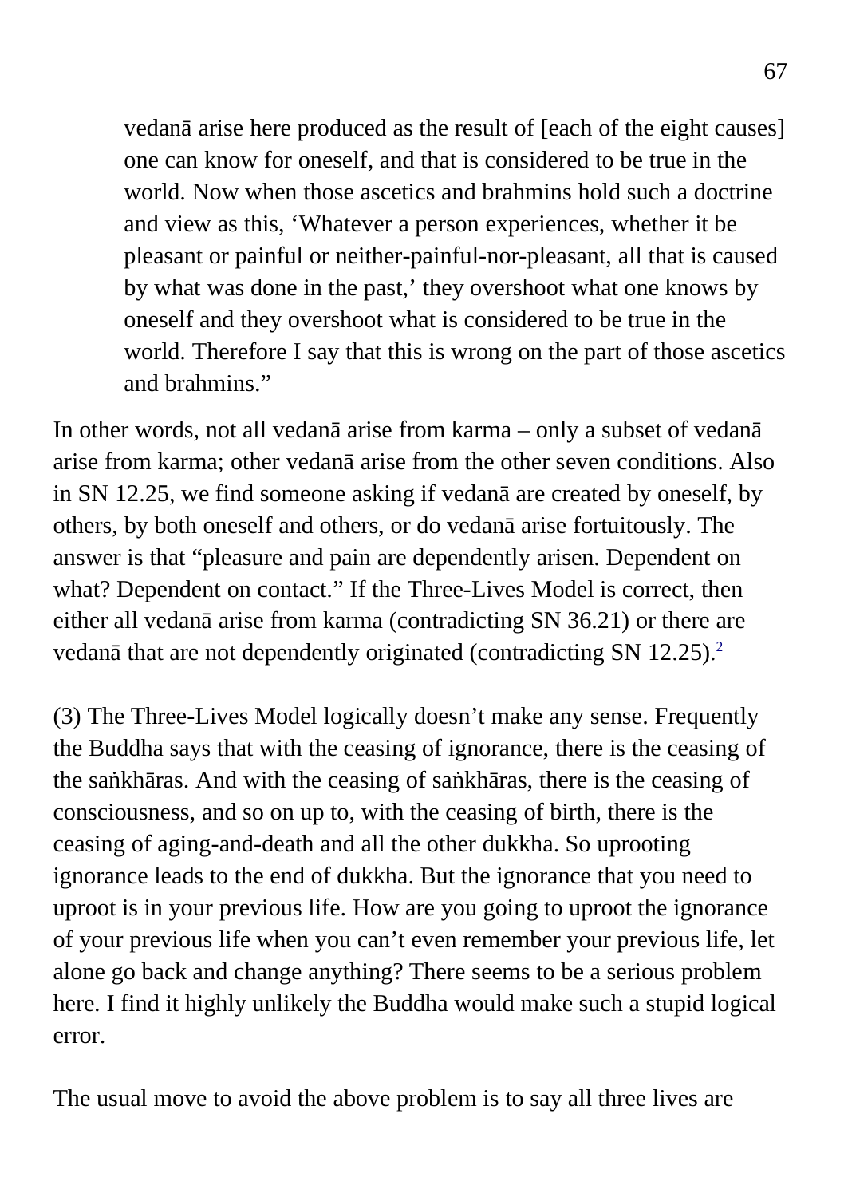> vedanā arise here produced as the result of [each of the eight causes] one can know for oneself, and that is considered to be true in the world. Now when those ascetics and brahmins hold such a doctrine and view as this, 'Whatever a person experiences, whether it be pleasant or painful or neither-painful-nor-pleasant, all that is caused by what was done in the past,' they overshoot what one knows by oneself and they overshoot what is considered to be true in the world. Therefore I say that this is wrong on the part of those ascetics and brahmins."

In other words, not all vedanā arise from karma – only a subset of vedanā arise from karma; other vedanā arise from the other seven conditions. Also in SN 12.25, we find someone asking if vedanā are created by oneself, by others, by both oneself and others, or do vedanā arise fortuitously. The answer is that "pleasure and pain are dependently arisen. Dependent on what? Dependent on contact." If the Three-Lives Model is correct, then either all vedanā arise from karma (contradicting SN 36.21) or there are vedanā that are not dependently originated (contradicting SN 12.25).[2]

(3) The Three-Lives Model logically doesn't make any sense. Frequently the Buddha says that with the ceasing of ignorance, there is the ceasing of the saṅkhāras. And with the ceasing of saṅkhāras, there is the ceasing of consciousness, and so on up to, with the ceasing of birth, there is the ceasing of aging-and-death and all the other dukkha. So uprooting ignorance leads to the end of dukkha. But the ignorance that you need to uproot is in your previous life. How are you going to uproot the ignorance of your previous life when you can't even remember your previous life, let alone go back and change anything? There seems to be a serious problem here. I find it highly unlikely the Buddha would make such a stupid logical error.

The usual move to avoid the above problem is to say all three lives are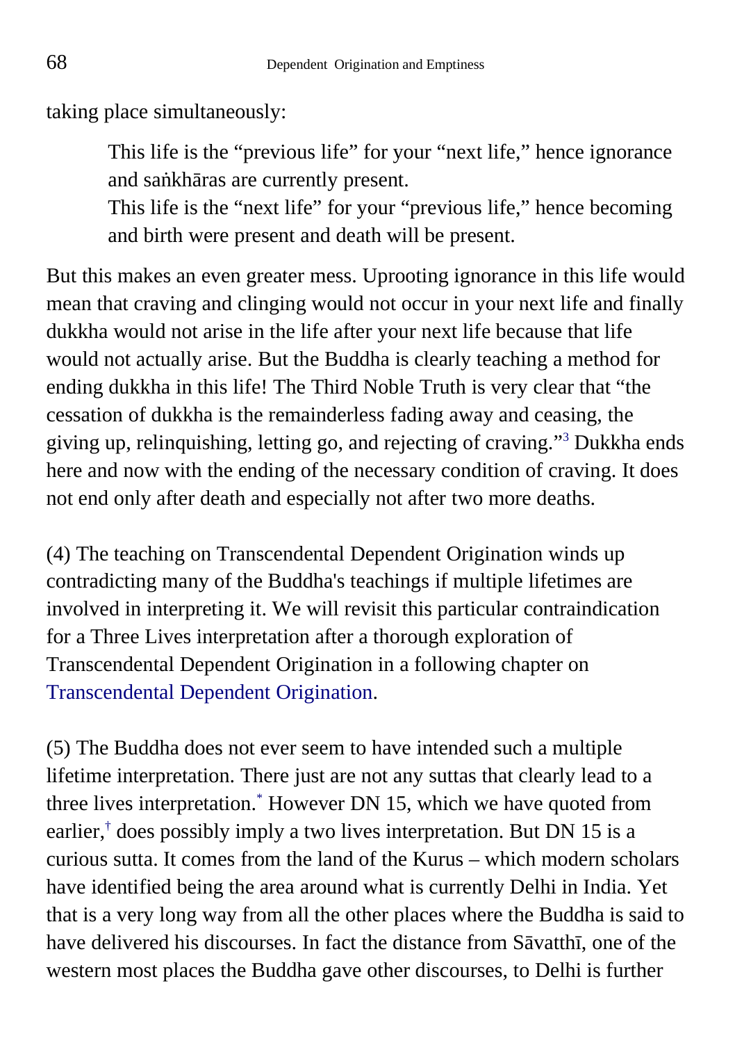taking place simultaneously:

> This life is the “previous life” for your “next life,” hence ignorance and saṅkhāras are currently present.
> This life is the “next life” for your “previous life,” hence becoming and birth were present and death will be present.

But this makes an even greater mess. Uprooting ignorance in this life would mean that craving and clinging would not occur in your next life and finally dukkha would not arise in the life after your next life because that life would not actually arise. But the Buddha is clearly teaching a method for ending dukkha in this life! The Third Noble Truth is very clear that “the cessation of dukkha is the remainderless fading away and ceasing, the giving up, relinquishing, letting go, and rejecting of craving.”[3] Dukkha ends here and now with the ending of the necessary condition of craving. It does not end only after death and especially not after two more deaths.

(4) The teaching on Transcendental Dependent Origination winds up contradicting many of the Buddha's teachings if multiple lifetimes are involved in interpreting it. We will revisit this particular contraindication for a Three Lives interpretation after a thorough exploration of Transcendental Dependent Origination in a following chapter on Transcendental Dependent Origination.

(5) The Buddha does not ever seem to have intended such a multiple lifetime interpretation. There just are not any suttas that clearly lead to a three lives interpretation.[*] However DN 15, which we have quoted from earlier,[†] does possibly imply a two lives interpretation. But DN 15 is a curious sutta. It comes from the land of the Kurus – which modern scholars have identified being the area around what is currently Delhi in India. Yet that is a very long way from all the other places where the Buddha is said to have delivered his discourses. In fact the distance from Sāvatthī, one of the western most places the Buddha gave other discourses, to Delhi is further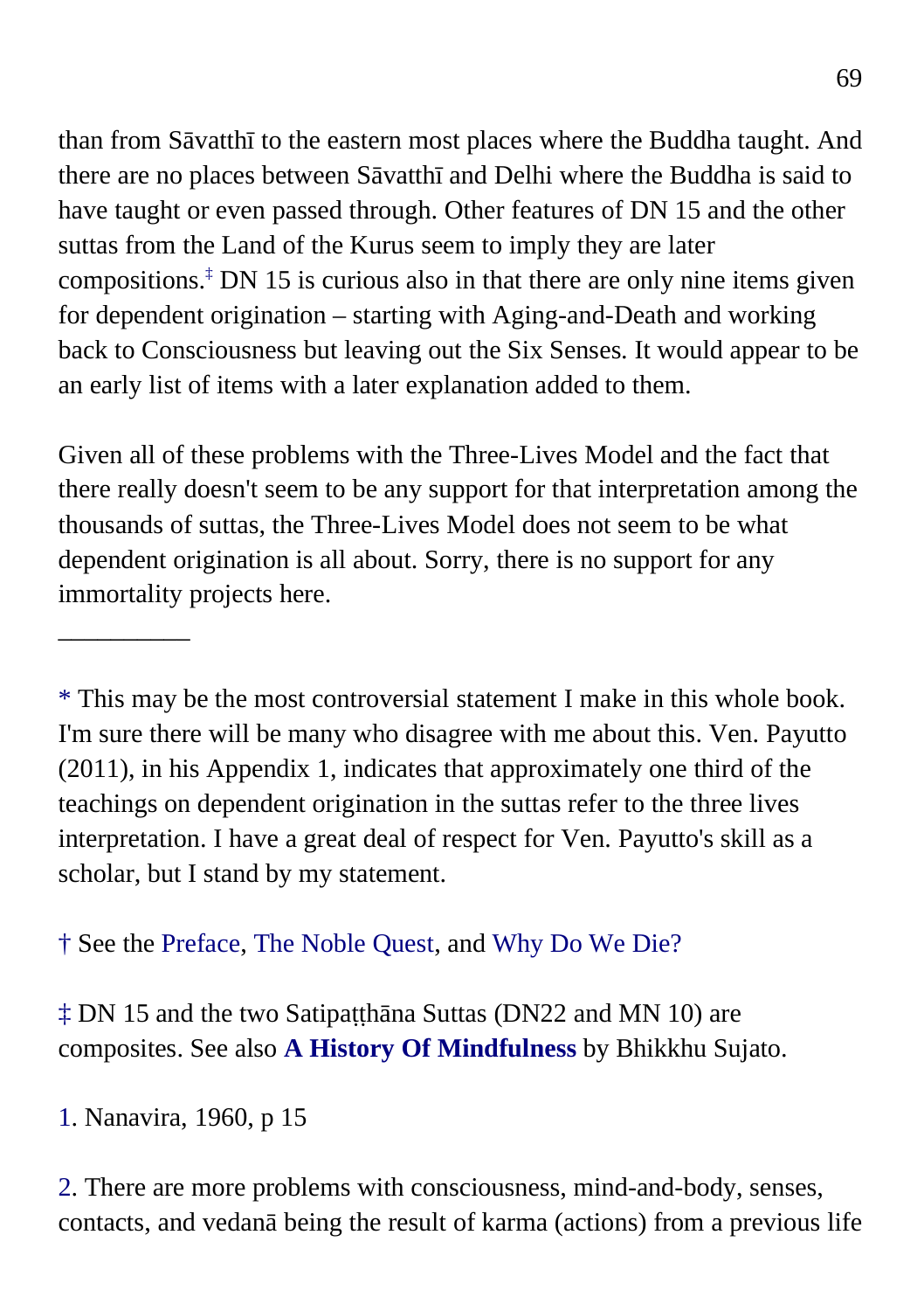than from Sāvatthī to the eastern most places where the Buddha taught. And there are no places between Sāvatthī and Delhi where the Buddha is said to have taught or even passed through. Other features of DN 15 and the other suttas from the Land of the Kurus seem to imply they are later compositions.[‡] DN 15 is curious also in that there are only nine items given for dependent origination – starting with Aging-and-Death and working back to Consciousness but leaving out the Six Senses. It would appear to be an early list of items with a later explanation added to them.

Given all of these problems with the Three-Lives Model and the fact that there really doesn't seem to be any support for that interpretation among the thousands of suttas, the Three-Lives Model does not seem to be what dependent origination is all about. Sorry, there is no support for any immortality projects here.

__________

* This may be the most controversial statement I make in this whole book. I'm sure there will be many who disagree with me about this. Ven. Payutto (2011), in his Appendix 1, indicates that approximately one third of the teachings on dependent origination in the suttas refer to the three lives interpretation. I have a great deal of respect for Ven. Payutto's skill as a scholar, but I stand by my statement.

† See the Preface, The Noble Quest, and Why Do We Die?

‡ DN 15 and the two Satipaṭṭhāna Suttas (DN22 and MN 10) are composites. See also **A History Of Mindfulness** by Bhikkhu Sujato.

1. Nanavira, 1960, p 15

2. There are more problems with consciousness, mind-and-body, senses, contacts, and vedanā being the result of karma (actions) from a previous life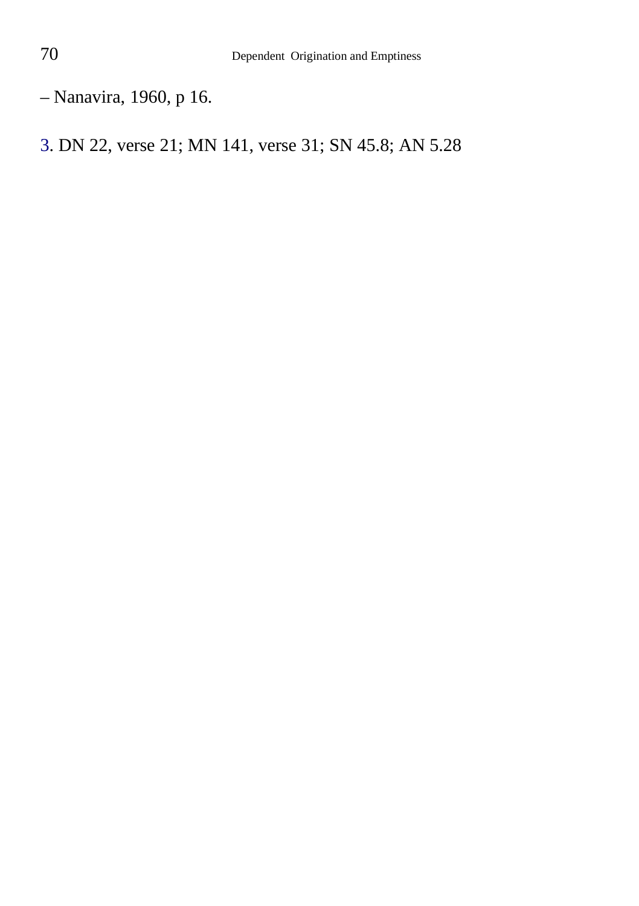– Nanavira, 1960, p 16.

3. DN 22, verse 21; MN 141, verse 31; SN 45.8; AN 5.28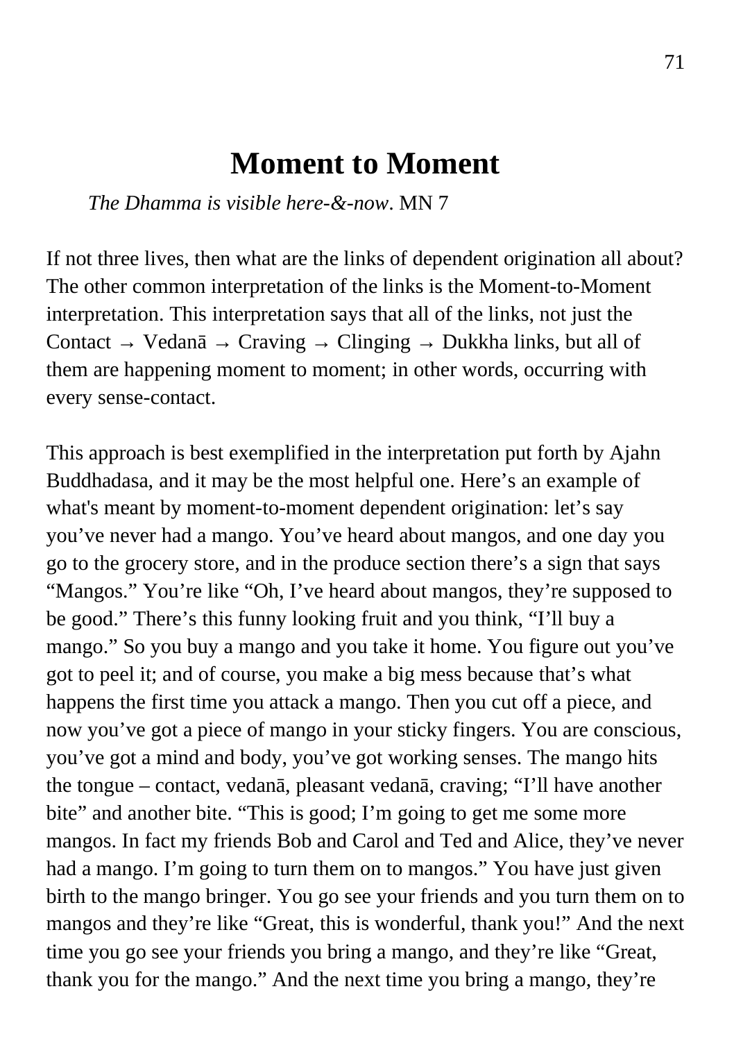# Moment to Moment

*The Dhamma is visible here-&-now*. MN 7

If not three lives, then what are the links of dependent origination all about? The other common interpretation of the links is the Moment-to-Moment interpretation. This interpretation says that all of the links, not just the Contact → Vedanā → Craving → Clinging → Dukkha links, but all of them are happening moment to moment; in other words, occurring with every sense-contact.

This approach is best exemplified in the interpretation put forth by Ajahn Buddhadasa, and it may be the most helpful one. Here's an example of what's meant by moment-to-moment dependent origination: let's say you've never had a mango. You've heard about mangos, and one day you go to the grocery store, and in the produce section there's a sign that says "Mangos." You're like "Oh, I've heard about mangos, they're supposed to be good." There's this funny looking fruit and you think, "I'll buy a mango." So you buy a mango and you take it home. You figure out you've got to peel it; and of course, you make a big mess because that's what happens the first time you attack a mango. Then you cut off a piece, and now you've got a piece of mango in your sticky fingers. You are conscious, you've got a mind and body, you've got working senses. The mango hits the tongue – contact, vedanā, pleasant vedanā, craving; "I'll have another bite" and another bite. "This is good; I'm going to get me some more mangos. In fact my friends Bob and Carol and Ted and Alice, they've never had a mango. I'm going to turn them on to mangos." You have just given birth to the mango bringer. You go see your friends and you turn them on to mangos and they're like "Great, this is wonderful, thank you!" And the next time you go see your friends you bring a mango, and they're like "Great, thank you for the mango." And the next time you bring a mango, they're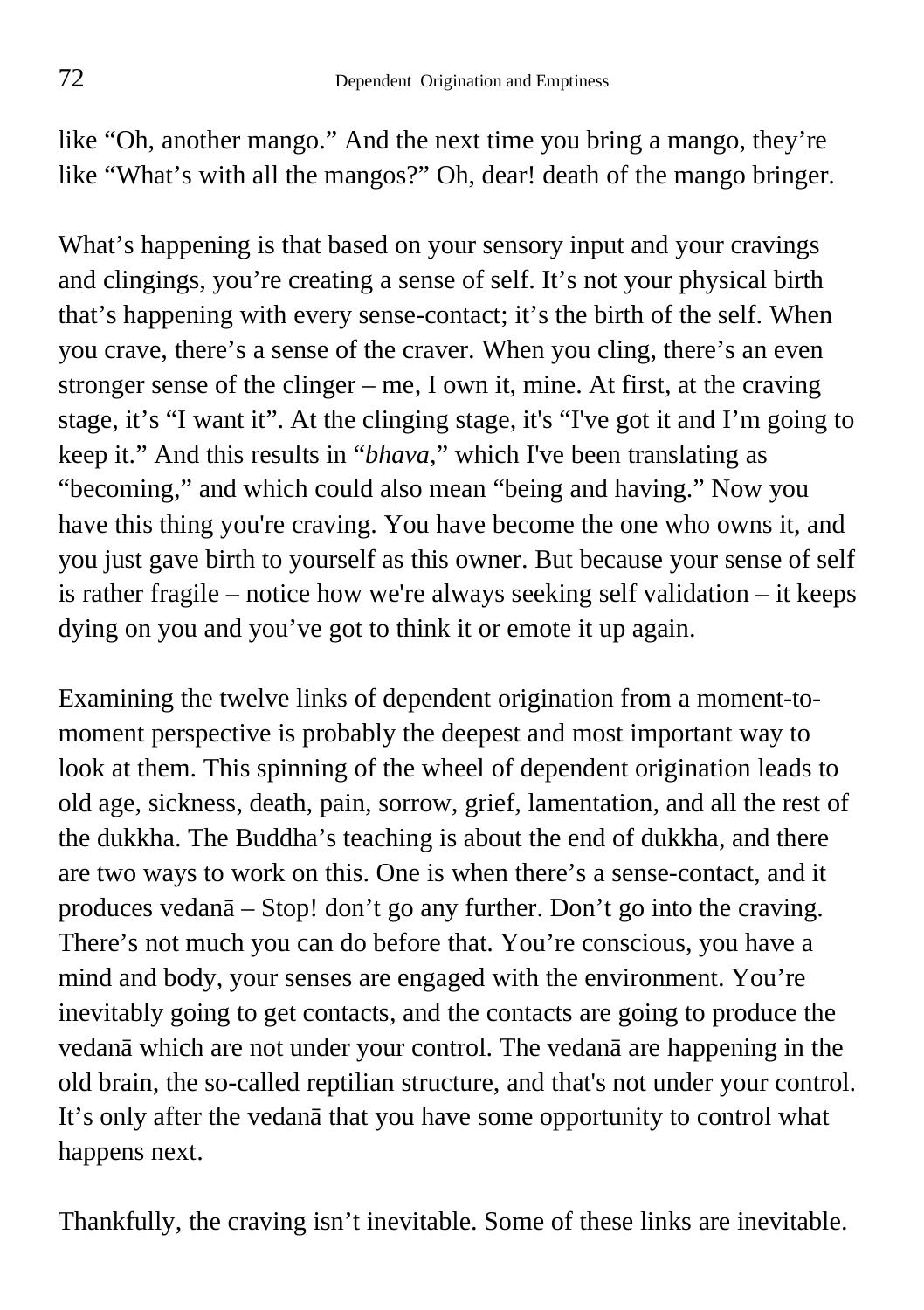like "Oh, another mango." And the next time you bring a mango, they're like "What's with all the mangos?" Oh, dear! death of the mango bringer.

What's happening is that based on your sensory input and your cravings and clingings, you're creating a sense of self. It's not your physical birth that's happening with every sense-contact; it's the birth of the self. When you crave, there's a sense of the craver. When you cling, there's an even stronger sense of the clinger – me, I own it, mine. At first, at the craving stage, it's "I want it". At the clinging stage, it's "I've got it and I'm going to keep it." And this results in "*bhava*," which I've been translating as "becoming," and which could also mean "being and having." Now you have this thing you're craving. You have become the one who owns it, and you just gave birth to yourself as this owner. But because your sense of self is rather fragile – notice how we're always seeking self validation – it keeps dying on you and you've got to think it or emote it up again.

Examining the twelve links of dependent origination from a moment-to-moment perspective is probably the deepest and most important way to look at them. This spinning of the wheel of dependent origination leads to old age, sickness, death, pain, sorrow, grief, lamentation, and all the rest of the dukkha. The Buddha's teaching is about the end of dukkha, and there are two ways to work on this. One is when there's a sense-contact, and it produces vedanā – Stop! don't go any further. Don't go into the craving. There's not much you can do before that. You're conscious, you have a mind and body, your senses are engaged with the environment. You're inevitably going to get contacts, and the contacts are going to produce the vedanā which are not under your control. The vedanā are happening in the old brain, the so-called reptilian structure, and that's not under your control. It's only after the vedanā that you have some opportunity to control what happens next.

Thankfully, the craving isn't inevitable. Some of these links are inevitable.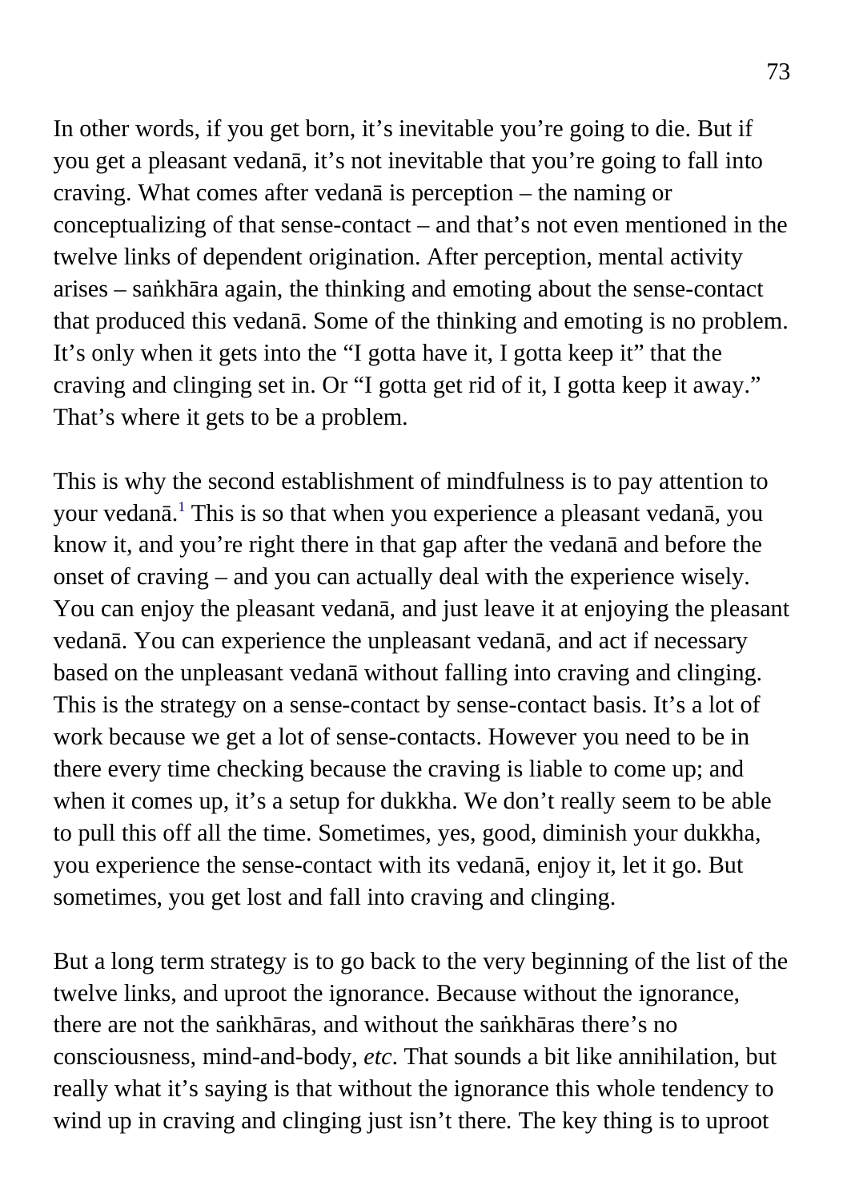In other words, if you get born, it's inevitable you're going to die. But if you get a pleasant vedanā, it's not inevitable that you're going to fall into craving. What comes after vedanā is perception – the naming or conceptualizing of that sense-contact – and that's not even mentioned in the twelve links of dependent origination. After perception, mental activity arises – saṅkhāra again, the thinking and emoting about the sense-contact that produced this vedanā. Some of the thinking and emoting is no problem. It's only when it gets into the "I gotta have it, I gotta keep it" that the craving and clinging set in. Or "I gotta get rid of it, I gotta keep it away." That's where it gets to be a problem.

This is why the second establishment of mindfulness is to pay attention to your vedanā.[1] This is so that when you experience a pleasant vedanā, you know it, and you're right there in that gap after the vedanā and before the onset of craving – and you can actually deal with the experience wisely. You can enjoy the pleasant vedanā, and just leave it at enjoying the pleasant vedanā. You can experience the unpleasant vedanā, and act if necessary based on the unpleasant vedanā without falling into craving and clinging. This is the strategy on a sense-contact by sense-contact basis. It's a lot of work because we get a lot of sense-contacts. However you need to be in there every time checking because the craving is liable to come up; and when it comes up, it's a setup for dukkha. We don't really seem to be able to pull this off all the time. Sometimes, yes, good, diminish your dukkha, you experience the sense-contact with its vedanā, enjoy it, let it go. But sometimes, you get lost and fall into craving and clinging.

But a long term strategy is to go back to the very beginning of the list of the twelve links, and uproot the ignorance. Because without the ignorance, there are not the saṅkhāras, and without the saṅkhāras there's no consciousness, mind-and-body, *etc*. That sounds a bit like annihilation, but really what it's saying is that without the ignorance this whole tendency to wind up in craving and clinging just isn't there. The key thing is to uproot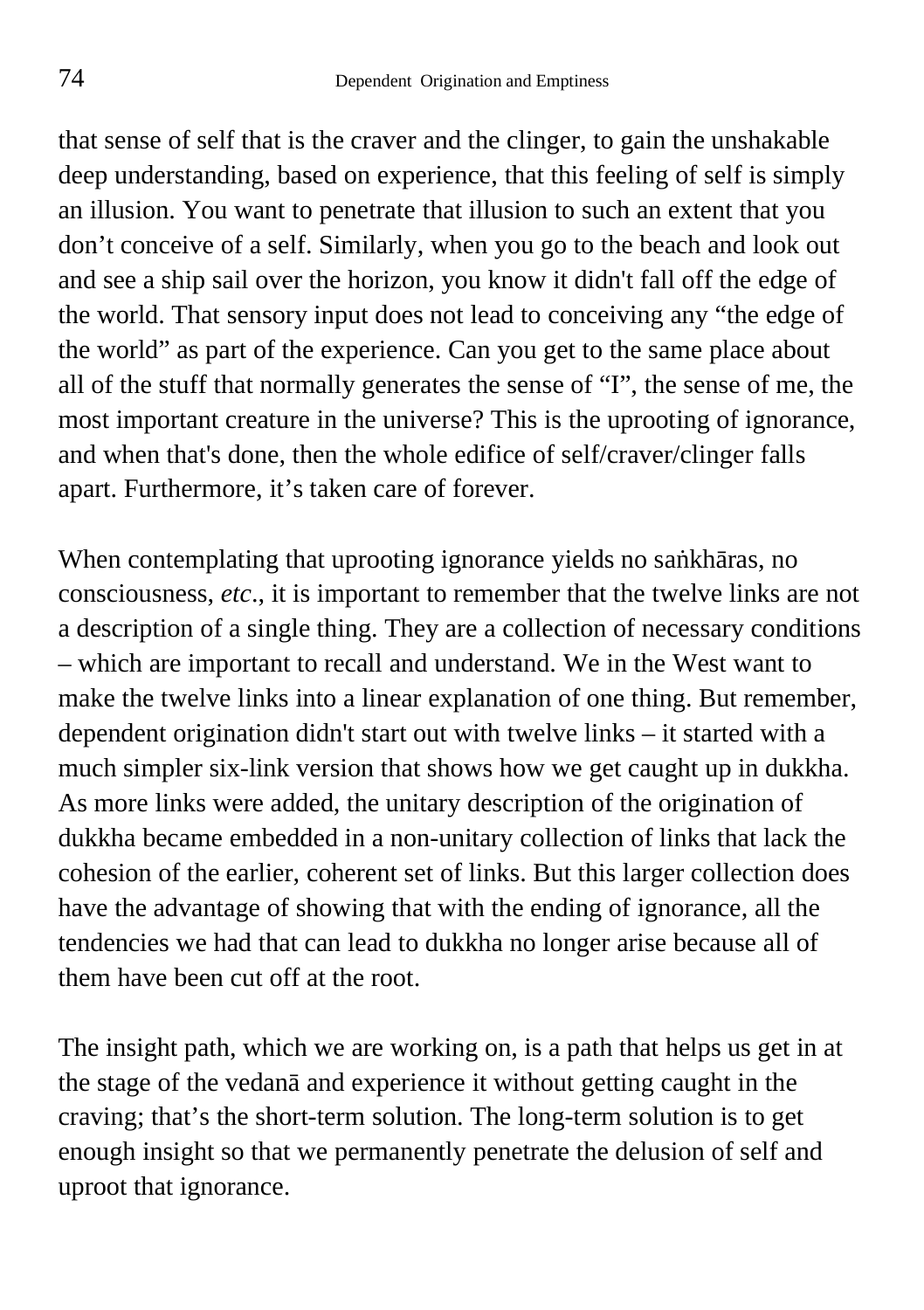that sense of self that is the craver and the clinger, to gain the unshakable deep understanding, based on experience, that this feeling of self is simply an illusion. You want to penetrate that illusion to such an extent that you don't conceive of a self. Similarly, when you go to the beach and look out and see a ship sail over the horizon, you know it didn't fall off the edge of the world. That sensory input does not lead to conceiving any "the edge of the world" as part of the experience. Can you get to the same place about all of the stuff that normally generates the sense of "I", the sense of me, the most important creature in the universe? This is the uprooting of ignorance, and when that's done, then the whole edifice of self/craver/clinger falls apart. Furthermore, it's taken care of forever.

When contemplating that uprooting ignorance yields no saṅkhāras, no consciousness, *etc*., it is important to remember that the twelve links are not a description of a single thing. They are a collection of necessary conditions – which are important to recall and understand. We in the West want to make the twelve links into a linear explanation of one thing. But remember, dependent origination didn't start out with twelve links – it started with a much simpler six-link version that shows how we get caught up in dukkha. As more links were added, the unitary description of the origination of dukkha became embedded in a non-unitary collection of links that lack the cohesion of the earlier, coherent set of links. But this larger collection does have the advantage of showing that with the ending of ignorance, all the tendencies we had that can lead to dukkha no longer arise because all of them have been cut off at the root.

The insight path, which we are working on, is a path that helps us get in at the stage of the vedanā and experience it without getting caught in the craving; that's the short-term solution. The long-term solution is to get enough insight so that we permanently penetrate the delusion of self and uproot that ignorance.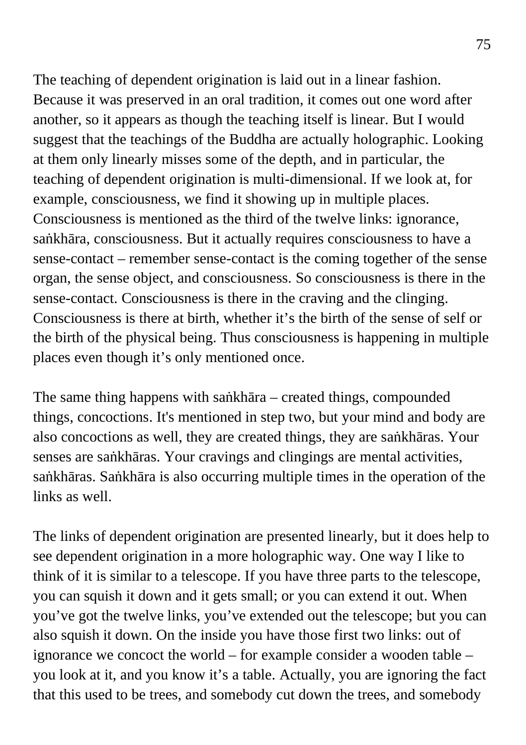The teaching of dependent origination is laid out in a linear fashion. Because it was preserved in an oral tradition, it comes out one word after another, so it appears as though the teaching itself is linear. But I would suggest that the teachings of the Buddha are actually holographic. Looking at them only linearly misses some of the depth, and in particular, the teaching of dependent origination is multi-dimensional. If we look at, for example, consciousness, we find it showing up in multiple places. Consciousness is mentioned as the third of the twelve links: ignorance, saṅkhāra, consciousness. But it actually requires consciousness to have a sense-contact – remember sense-contact is the coming together of the sense organ, the sense object, and consciousness. So consciousness is there in the sense-contact. Consciousness is there in the craving and the clinging. Consciousness is there at birth, whether it's the birth of the sense of self or the birth of the physical being. Thus consciousness is happening in multiple places even though it's only mentioned once.

The same thing happens with saṅkhāra – created things, compounded things, concoctions. It's mentioned in step two, but your mind and body are also concoctions as well, they are created things, they are saṅkhāras. Your senses are saṅkhāras. Your cravings and clingings are mental activities, saṅkhāras. Saṅkhāra is also occurring multiple times in the operation of the links as well.

The links of dependent origination are presented linearly, but it does help to see dependent origination in a more holographic way. One way I like to think of it is similar to a telescope. If you have three parts to the telescope, you can squish it down and it gets small; or you can extend it out. When you've got the twelve links, you've extended out the telescope; but you can also squish it down. On the inside you have those first two links: out of ignorance we concoct the world – for example consider a wooden table – you look at it, and you know it's a table. Actually, you are ignoring the fact that this used to be trees, and somebody cut down the trees, and somebody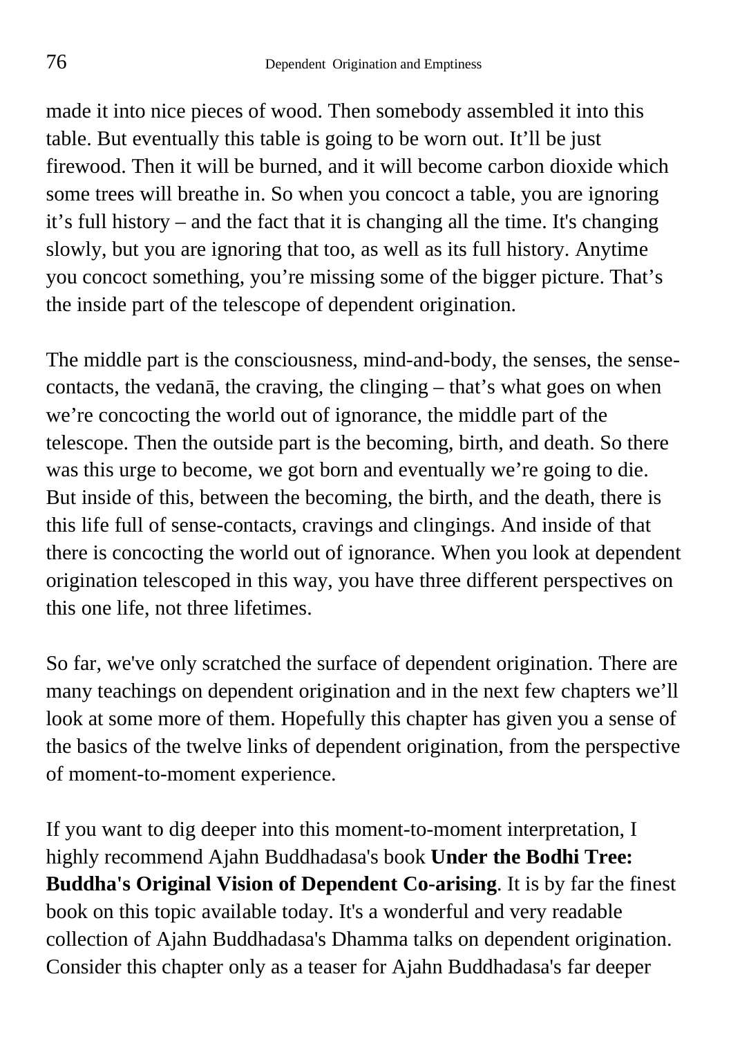made it into nice pieces of wood. Then somebody assembled it into this table. But eventually this table is going to be worn out. It'll be just firewood. Then it will be burned, and it will become carbon dioxide which some trees will breathe in. So when you concoct a table, you are ignoring it's full history – and the fact that it is changing all the time. It's changing slowly, but you are ignoring that too, as well as its full history. Anytime you concoct something, you're missing some of the bigger picture. That's the inside part of the telescope of dependent origination.

The middle part is the consciousness, mind-and-body, the senses, the sense-contacts, the vedanā, the craving, the clinging – that's what goes on when we're concocting the world out of ignorance, the middle part of the telescope. Then the outside part is the becoming, birth, and death. So there was this urge to become, we got born and eventually we're going to die. But inside of this, between the becoming, the birth, and the death, there is this life full of sense-contacts, cravings and clingings. And inside of that there is concocting the world out of ignorance. When you look at dependent origination telescoped in this way, you have three different perspectives on this one life, not three lifetimes.

So far, we've only scratched the surface of dependent origination. There are many teachings on dependent origination and in the next few chapters we'll look at some more of them. Hopefully this chapter has given you a sense of the basics of the twelve links of dependent origination, from the perspective of moment-to-moment experience.

If you want to dig deeper into this moment-to-moment interpretation, I highly recommend Ajahn Buddhadasa's book **Under the Bodhi Tree: Buddha's Original Vision of Dependent Co-arising**. It is by far the finest book on this topic available today. It's a wonderful and very readable collection of Ajahn Buddhadasa's Dhamma talks on dependent origination. Consider this chapter only as a teaser for Ajahn Buddhadasa's far deeper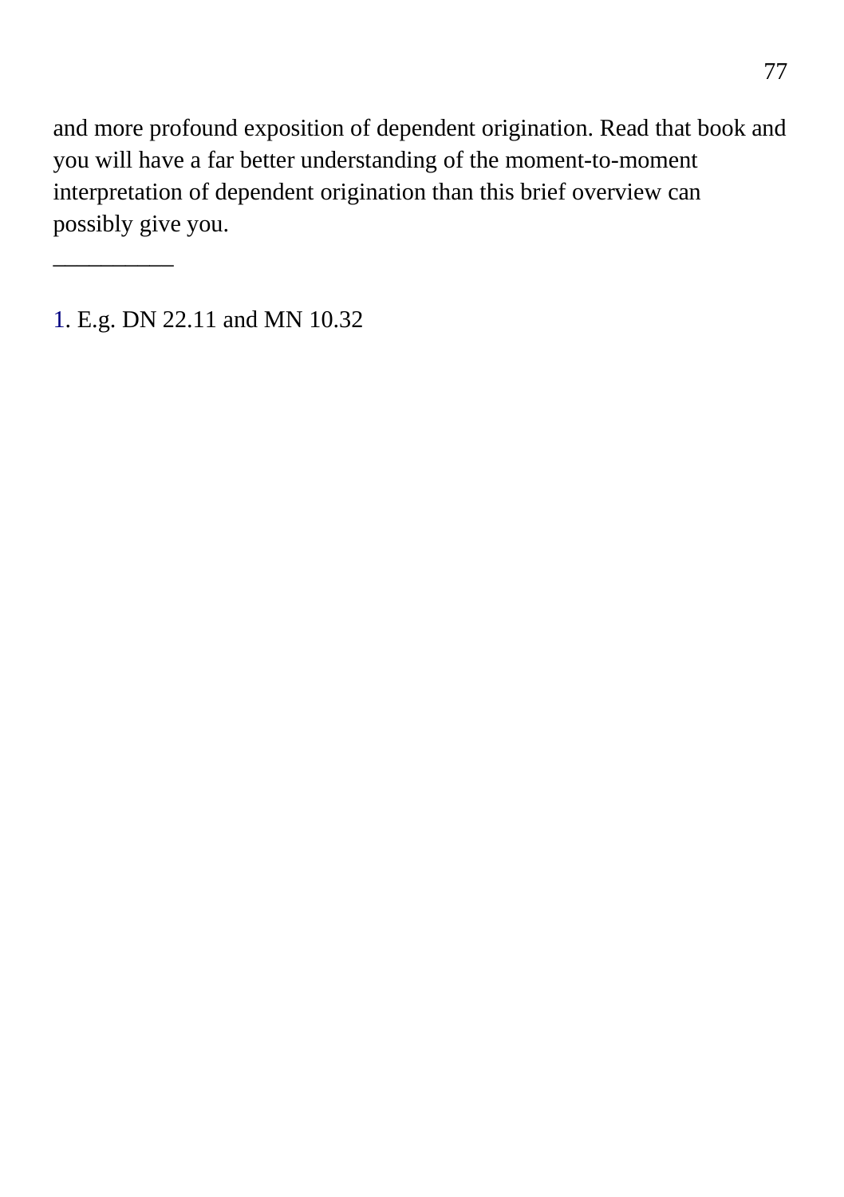and more profound exposition of dependent origination. Read that book and you will have a far better understanding of the moment-to-moment interpretation of dependent origination than this brief overview can possibly give you.

__________

1. E.g. DN 22.11 and MN 10.32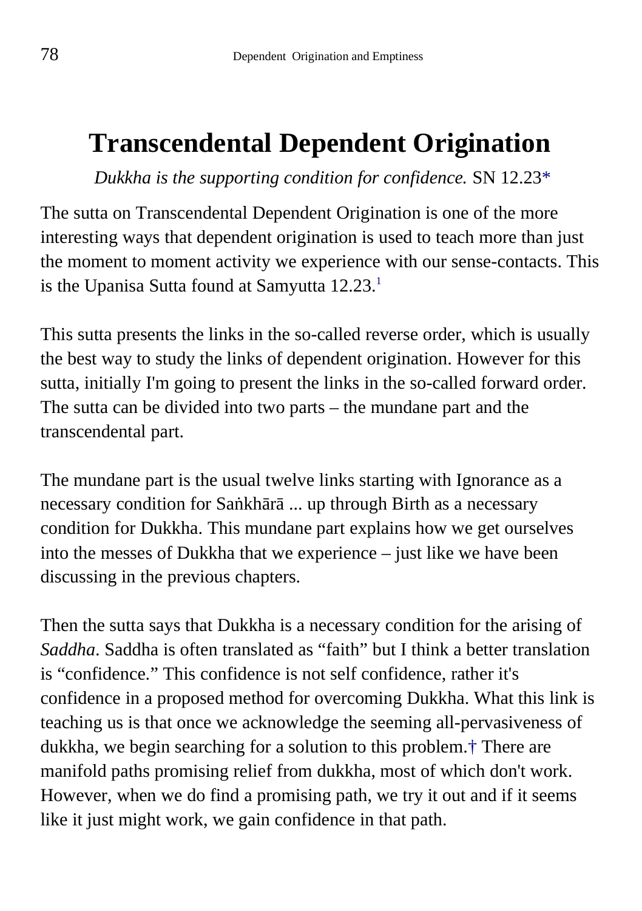# Transcendental Dependent Origination

*Dukkha is the supporting condition for confidence.* SN 12.23*

The sutta on Transcendental Dependent Origination is one of the more interesting ways that dependent origination is used to teach more than just the moment to moment activity we experience with our sense-contacts. This is the Upanisa Sutta found at Samyutta 12.23.[1]

This sutta presents the links in the so-called reverse order, which is usually the best way to study the links of dependent origination. However for this sutta, initially I'm going to present the links in the so-called forward order. The sutta can be divided into two parts – the mundane part and the transcendental part.

The mundane part is the usual twelve links starting with Ignorance as a necessary condition for Saṅkhārā ... up through Birth as a necessary condition for Dukkha. This mundane part explains how we get ourselves into the messes of Dukkha that we experience – just like we have been discussing in the previous chapters.

Then the sutta says that Dukkha is a necessary condition for the arising of *Saddha*. Saddha is often translated as "faith" but I think a better translation is "confidence." This confidence is not self confidence, rather it's confidence in a proposed method for overcoming Dukkha. What this link is teaching us is that once we acknowledge the seeming all-pervasiveness of dukkha, we begin searching for a solution to this problem.† There are manifold paths promising relief from dukkha, most of which don't work. However, when we do find a promising path, we try it out and if it seems like it just might work, we gain confidence in that path.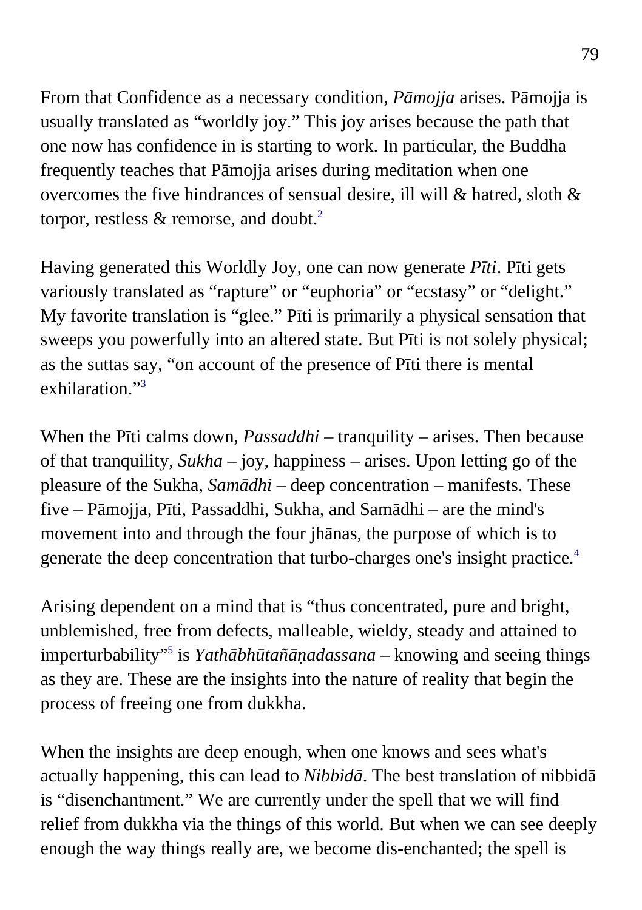From that Confidence as a necessary condition, *Pāmojja* arises. Pāmojja is usually translated as "worldly joy." This joy arises because the path that one now has confidence in is starting to work. In particular, the Buddha frequently teaches that Pāmojja arises during meditation when one overcomes the five hindrances of sensual desire, ill will & hatred, sloth & torpor, restless & remorse, and doubt.[2]

Having generated this Worldly Joy, one can now generate *Pīti*. Pīti gets variously translated as "rapture" or "euphoria" or "ecstasy" or "delight." My favorite translation is "glee." Pīti is primarily a physical sensation that sweeps you powerfully into an altered state. But Pīti is not solely physical; as the suttas say, "on account of the presence of Pīti there is mental exhilaration."[3]

When the Pīti calms down, *Passaddhi* – tranquility – arises. Then because of that tranquility, *Sukha* – joy, happiness – arises. Upon letting go of the pleasure of the Sukha, *Samādhi* – deep concentration – manifests. These five – Pāmojja, Pīti, Passaddhi, Sukha, and Samādhi – are the mind's movement into and through the four jhānas, the purpose of which is to generate the deep concentration that turbo-charges one's insight practice.[4]

Arising dependent on a mind that is "thus concentrated, pure and bright, unblemished, free from defects, malleable, wieldy, steady and attained to imperturbability"[5] is *Yathābhūtañāṇadassana* – knowing and seeing things as they are. These are the insights into the nature of reality that begin the process of freeing one from dukkha.

When the insights are deep enough, when one knows and sees what's actually happening, this can lead to *Nibbidā*. The best translation of nibbidā is "disenchantment." We are currently under the spell that we will find relief from dukkha via the things of this world. But when we can see deeply enough the way things really are, we become dis-enchanted; the spell is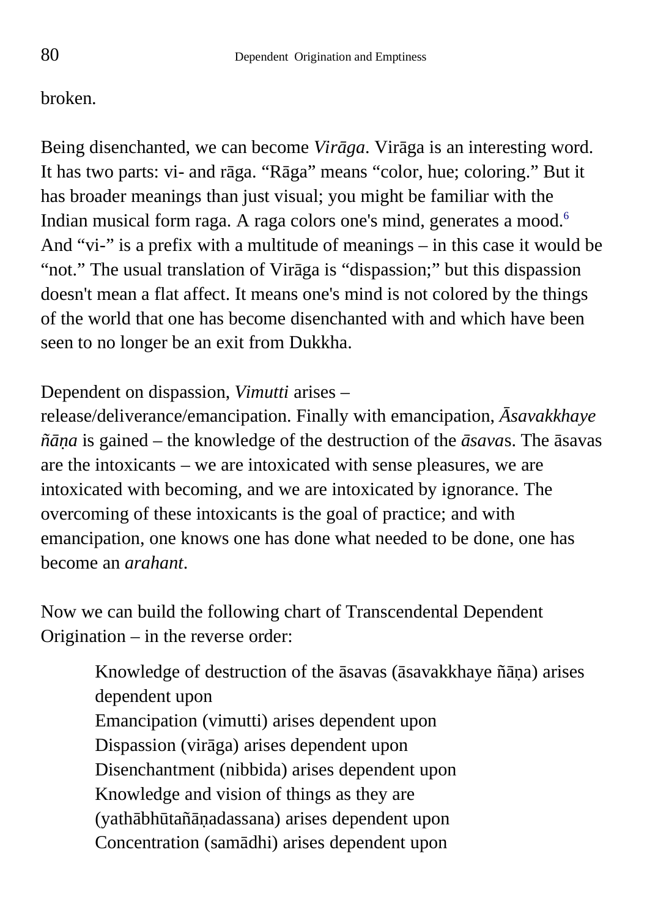broken.

Being disenchanted, we can become *Virāga*. Virāga is an interesting word. It has two parts: vi- and rāga. "Rāga" means "color, hue; coloring." But it has broader meanings than just visual; you might be familiar with the Indian musical form raga. A raga colors one's mind, generates a mood.[6] And "vi-" is a prefix with a multitude of meanings – in this case it would be "not." The usual translation of Virāga is "dispassion;" but this dispassion doesn't mean a flat affect. It means one's mind is not colored by the things of the world that one has become disenchanted with and which have been seen to no longer be an exit from Dukkha.

Dependent on dispassion, *Vimutti* arises – release/deliverance/emancipation. Finally with emancipation, *Āsavakkhaye ñāṇa* is gained – the knowledge of the destruction of the *āsava*s. The āsavas are the intoxicants – we are intoxicated with sense pleasures, we are intoxicated with becoming, and we are intoxicated by ignorance. The overcoming of these intoxicants is the goal of practice; and with emancipation, one knows one has done what needed to be done, one has become an *arahant*.

Now we can build the following chart of Transcendental Dependent Origination – in the reverse order:

> Knowledge of destruction of the āsavas (āsavakkhaye ñāṇa) arises dependent upon
> Emancipation (vimutti) arises dependent upon
> Dispassion (virāga) arises dependent upon
> Disenchantment (nibbida) arises dependent upon
> Knowledge and vision of things as they are (yathābhūtañāṇadassana) arises dependent upon
> Concentration (samādhi) arises dependent upon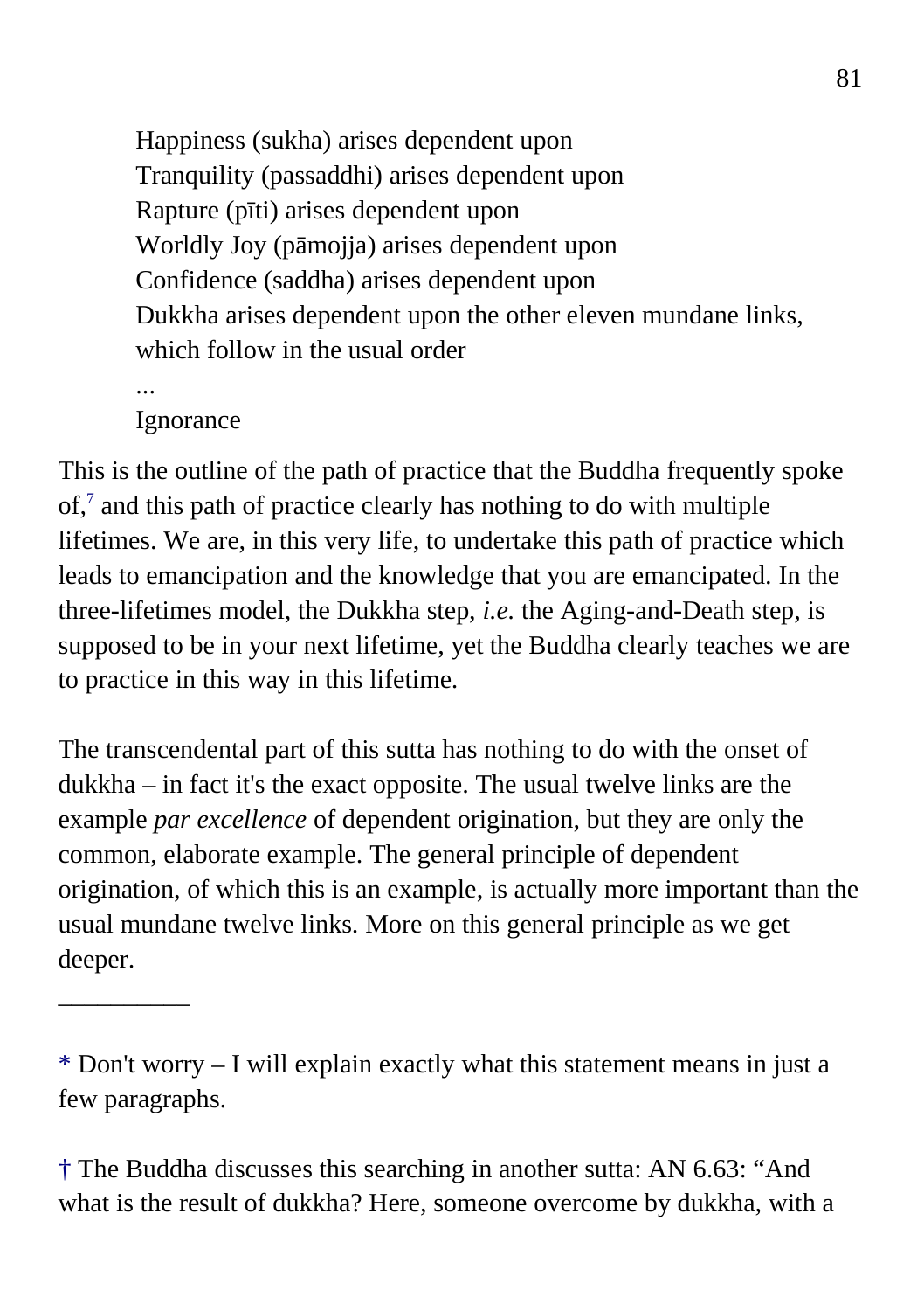Happiness (sukha) arises dependent upon
Tranquility (passaddhi) arises dependent upon
Rapture (pīti) arises dependent upon
Worldly Joy (pāmojja) arises dependent upon
Confidence (saddha) arises dependent upon
Dukkha arises dependent upon the other eleven mundane links, which follow in the usual order
...
Ignorance

This is the outline of the path of practice that the Buddha frequently spoke of,[7] and this path of practice clearly has nothing to do with multiple lifetimes. We are, in this very life, to undertake this path of practice which leads to emancipation and the knowledge that you are emancipated. In the three-lifetimes model, the Dukkha step, *i.e.* the Aging-and-Death step, is supposed to be in your next lifetime, yet the Buddha clearly teaches we are to practice in this way in this lifetime.

The transcendental part of this sutta has nothing to do with the onset of dukkha – in fact it's the exact opposite. The usual twelve links are the example *par excellence* of dependent origination, but they are only the common, elaborate example. The general principle of dependent origination, of which this is an example, is actually more important than the usual mundane twelve links. More on this general principle as we get deeper.

__________

* Don't worry – I will explain exactly what this statement means in just a few paragraphs.

† The Buddha discusses this searching in another sutta: AN 6.63: "And what is the result of dukkha? Here, someone overcome by dukkha, with a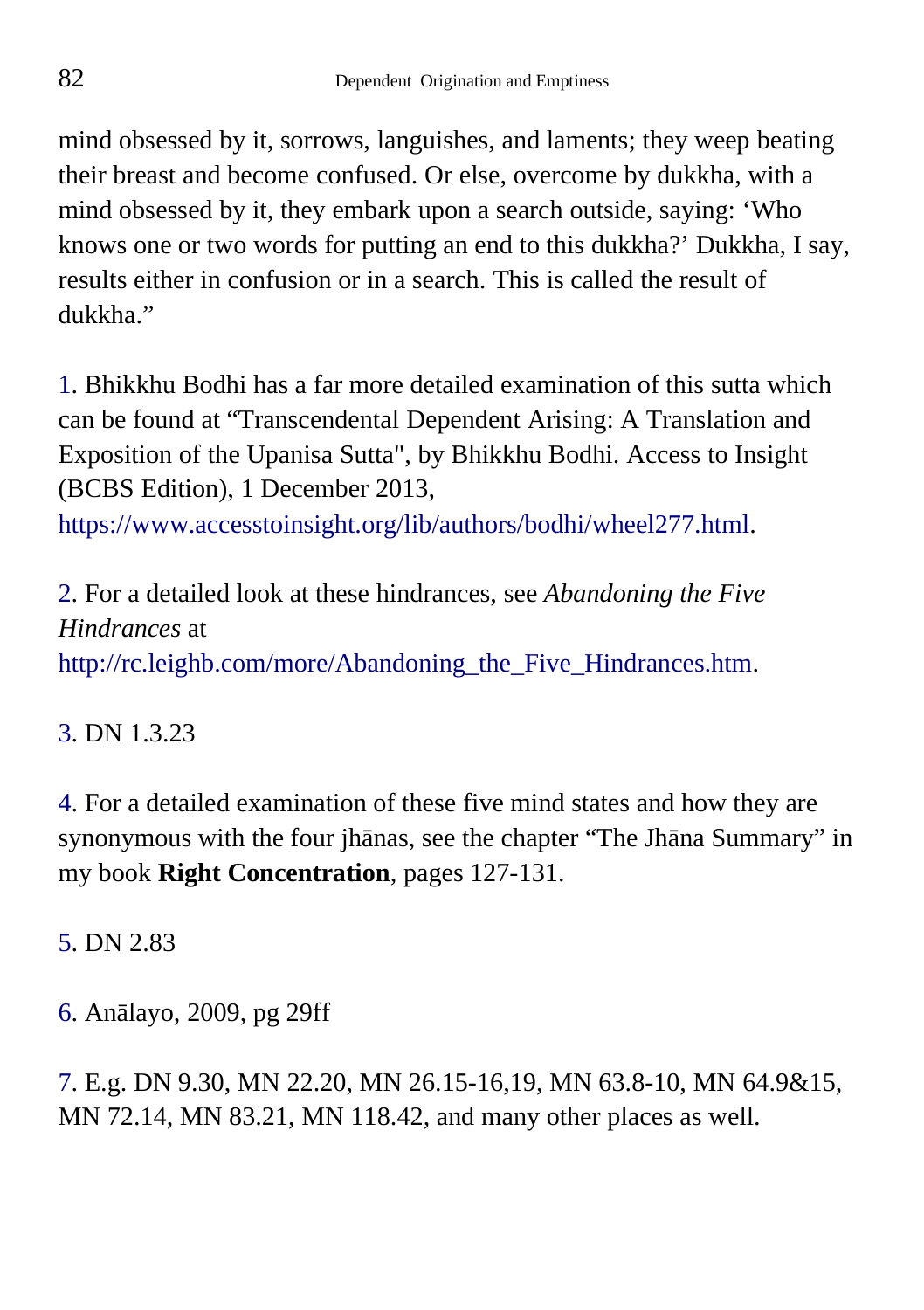mind obsessed by it, sorrows, languishes, and laments; they weep beating their breast and become confused. Or else, overcome by dukkha, with a mind obsessed by it, they embark upon a search outside, saying: 'Who knows one or two words for putting an end to this dukkha?' Dukkha, I say, results either in confusion or in a search. This is called the result of dukkha."

1. Bhikkhu Bodhi has a far more detailed examination of this sutta which can be found at "Transcendental Dependent Arising: A Translation and Exposition of the Upanisa Sutta", by Bhikkhu Bodhi. Access to Insight (BCBS Edition), 1 December 2013, https://www.accesstoinsight.org/lib/authors/bodhi/wheel277.html.

2. For a detailed look at these hindrances, see *Abandoning the Five Hindrances* at http://rc.leighb.com/more/Abandoning_the_Five_Hindrances.htm.

3. DN 1.3.23

4. For a detailed examination of these five mind states and how they are synonymous with the four jhānas, see the chapter "The Jhāna Summary" in my book **Right Concentration**, pages 127-131.

5. DN 2.83

6. Anālayo, 2009, pg 29ff

7. E.g. DN 9.30, MN 22.20, MN 26.15-16,19, MN 63.8-10, MN 64.9&15, MN 72.14, MN 83.21, MN 118.42, and many other places as well.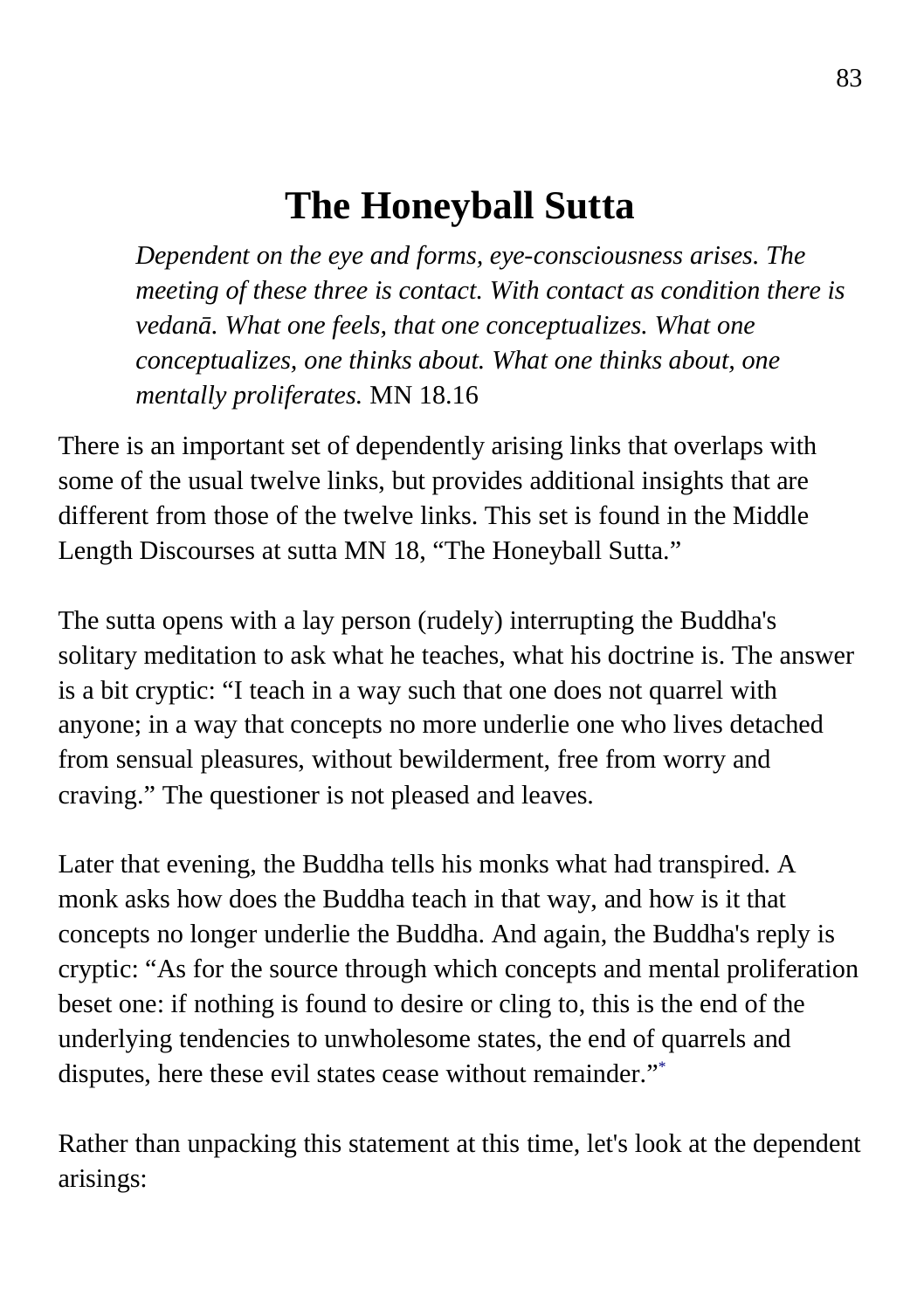# The Honeyball Sutta

> *Dependent on the eye and forms, eye-consciousness arises. The meeting of these three is contact. With contact as condition there is vedanā. What one feels, that one conceptualizes. What one conceptualizes, one thinks about. What one thinks about, one mentally proliferates.* MN 18.16

There is an important set of dependently arising links that overlaps with some of the usual twelve links, but provides additional insights that are different from those of the twelve links. This set is found in the Middle Length Discourses at sutta MN 18, "The Honeyball Sutta."

The sutta opens with a lay person (rudely) interrupting the Buddha's solitary meditation to ask what he teaches, what his doctrine is. The answer is a bit cryptic: "I teach in a way such that one does not quarrel with anyone; in a way that concepts no more underlie one who lives detached from sensual pleasures, without bewilderment, free from worry and craving." The questioner is not pleased and leaves.

Later that evening, the Buddha tells his monks what had transpired. A monk asks how does the Buddha teach in that way, and how is it that concepts no longer underlie the Buddha. And again, the Buddha's reply is cryptic: "As for the source through which concepts and mental proliferation beset one: if nothing is found to desire or cling to, this is the end of the underlying tendencies to unwholesome states, the end of quarrels and disputes, here these evil states cease without remainder."[*]

Rather than unpacking this statement at this time, let's look at the dependent arisings: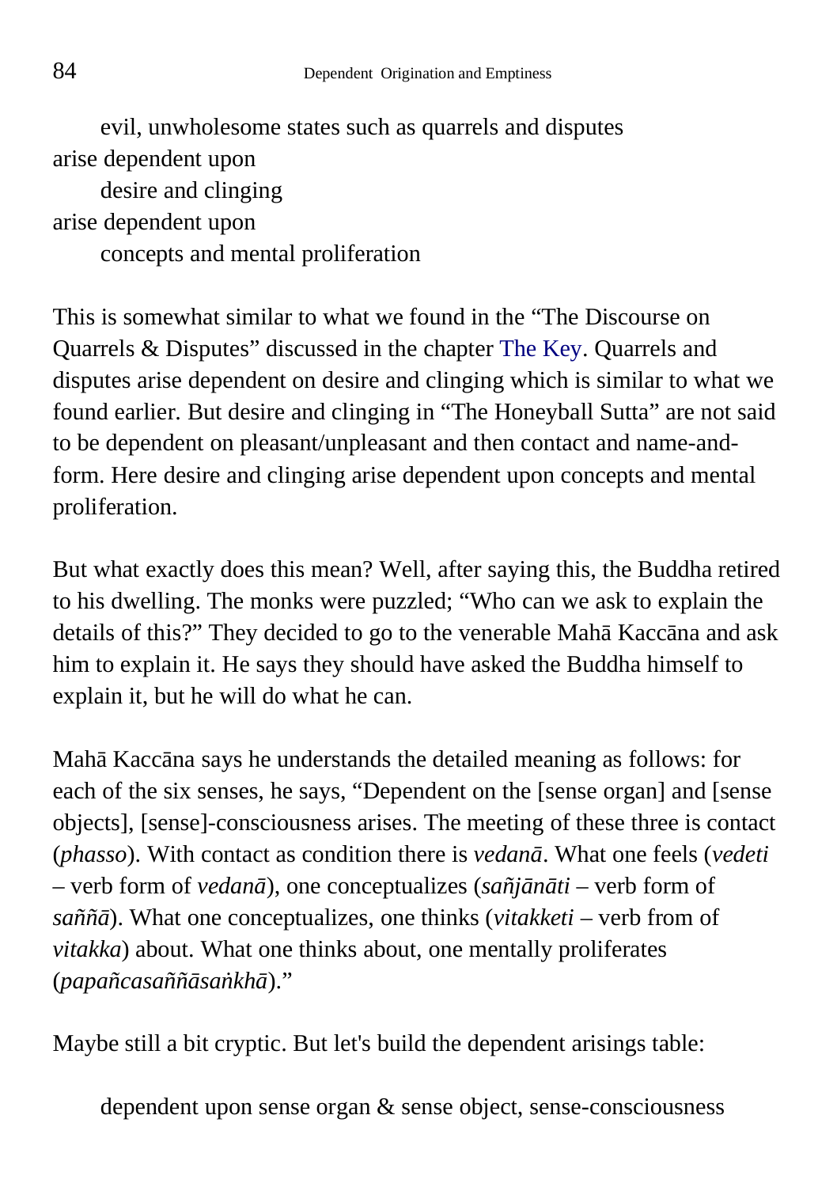evil, unwholesome states such as quarrels and disputes
arise dependent upon
desire and clinging
arise dependent upon
concepts and mental proliferation

This is somewhat similar to what we found in the "The Discourse on Quarrels & Disputes" discussed in the chapter The Key. Quarrels and disputes arise dependent on desire and clinging which is similar to what we found earlier. But desire and clinging in "The Honeyball Sutta" are not said to be dependent on pleasant/unpleasant and then contact and name-and-form. Here desire and clinging arise dependent upon concepts and mental proliferation.

But what exactly does this mean? Well, after saying this, the Buddha retired to his dwelling. The monks were puzzled; "Who can we ask to explain the details of this?" They decided to go to the venerable Mahā Kaccāna and ask him to explain it. He says they should have asked the Buddha himself to explain it, but he will do what he can.

Mahā Kaccāna says he understands the detailed meaning as follows: for each of the six senses, he says, "Dependent on the [sense organ] and [sense objects], [sense]-consciousness arises. The meeting of these three is contact (*phasso*). With contact as condition there is *vedanā*. What one feels (*vedeti* – verb form of *vedanā*), one conceptualizes (*sañjānāti* – verb form of *saññā*). What one conceptualizes, one thinks (*vitakketi* – verb from of *vitakka*) about. What one thinks about, one mentally proliferates (*papañcasaññāsaṅkhā*)."

Maybe still a bit cryptic. But let's build the dependent arisings table:

dependent upon sense organ & sense object, sense-consciousness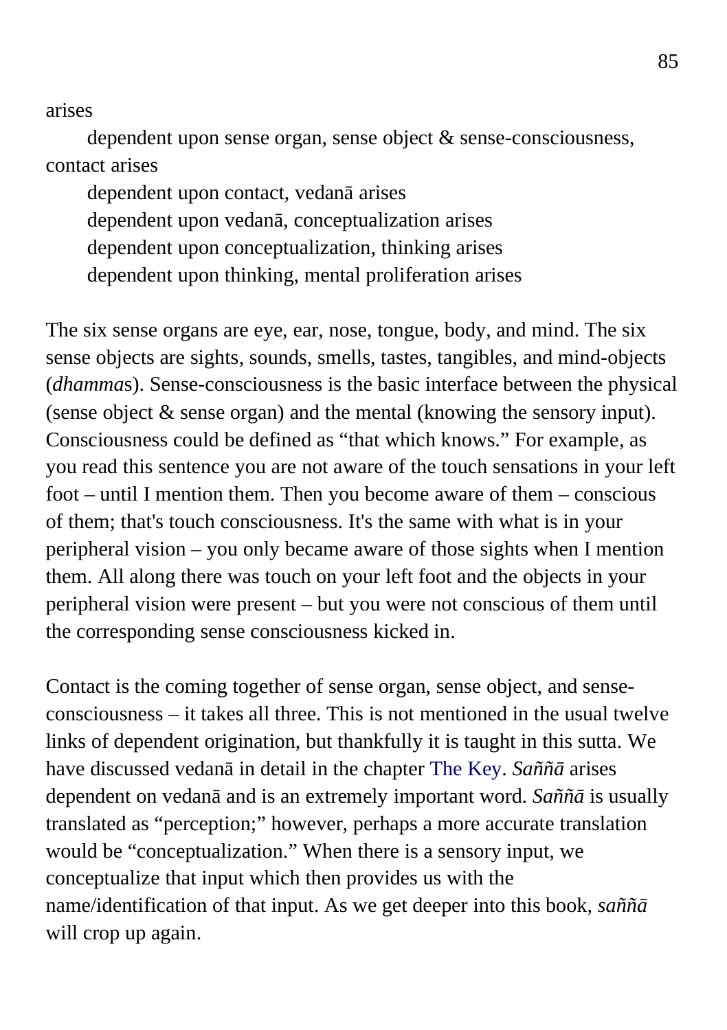arises

dependent upon sense organ, sense object & sense-consciousness, contact arises

dependent upon contact, vedanā arises
dependent upon vedanā, conceptualization arises
dependent upon conceptualization, thinking arises
dependent upon thinking, mental proliferation arises

The six sense organs are eye, ear, nose, tongue, body, and mind. The six sense objects are sights, sounds, smells, tastes, tangibles, and mind-objects (*dhamma*s). Sense-consciousness is the basic interface between the physical (sense object & sense organ) and the mental (knowing the sensory input). Consciousness could be defined as "that which knows." For example, as you read this sentence you are not aware of the touch sensations in your left foot – until I mention them. Then you become aware of them – conscious of them; that's touch consciousness. It's the same with what is in your peripheral vision – you only became aware of those sights when I mention them. All along there was touch on your left foot and the objects in your peripheral vision were present – but you were not conscious of them until the corresponding sense consciousness kicked in.

Contact is the coming together of sense organ, sense object, and sense-consciousness – it takes all three. This is not mentioned in the usual twelve links of dependent origination, but thankfully it is taught in this sutta. We have discussed vedanā in detail in the chapter The Key. *Saññā* arises dependent on vedanā and is an extremely important word. *Saññā* is usually translated as "perception;" however, perhaps a more accurate translation would be "conceptualization." When there is a sensory input, we conceptualize that input which then provides us with the name/identification of that input. As we get deeper into this book, *saññā* will crop up again.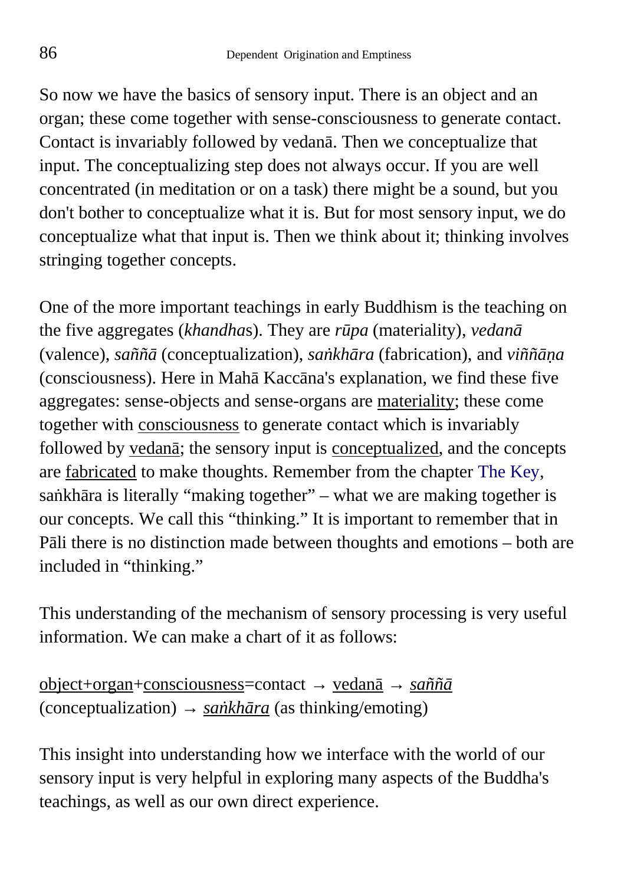So now we have the basics of sensory input. There is an object and an organ; these come together with sense-consciousness to generate contact. Contact is invariably followed by vedanā. Then we conceptualize that input. The conceptualizing step does not always occur. If you are well concentrated (in meditation or on a task) there might be a sound, but you don't bother to conceptualize what it is. But for most sensory input, we do conceptualize what that input is. Then we think about it; thinking involves stringing together concepts.

One of the more important teachings in early Buddhism is the teaching on the five aggregates (*khandhas*). They are *rūpa* (materiality), *vedanā* (valence), *saññā* (conceptualization), *saṅkhāra* (fabrication), and *viññāṇa* (consciousness). Here in Mahā Kaccāna's explanation, we find these five aggregates: sense-objects and sense-organs are <u>materiality</u>; these come together with <u>consciousness</u> to generate contact which is invariably followed by <u>vedanā</u>; the sensory input is <u>conceptualized</u>, and the concepts are <u>fabricated</u> to make thoughts. Remember from the chapter The Key, saṅkhāra is literally "making together" – what we are making together is our concepts. We call this "thinking." It is important to remember that in Pāli there is no distinction made between thoughts and emotions – both are included in "thinking."

This understanding of the mechanism of sensory processing is very useful information. We can make a chart of it as follows:

<u>object</u>+<u>organ</u>+<u>consciousness</u>=contact → <u>vedanā</u> → <u>*saññā*</u> (conceptualization) → <u>*saṅkhāra*</u> (as thinking/emoting)

This insight into understanding how we interface with the world of our sensory input is very helpful in exploring many aspects of the Buddha's teachings, as well as our own direct experience.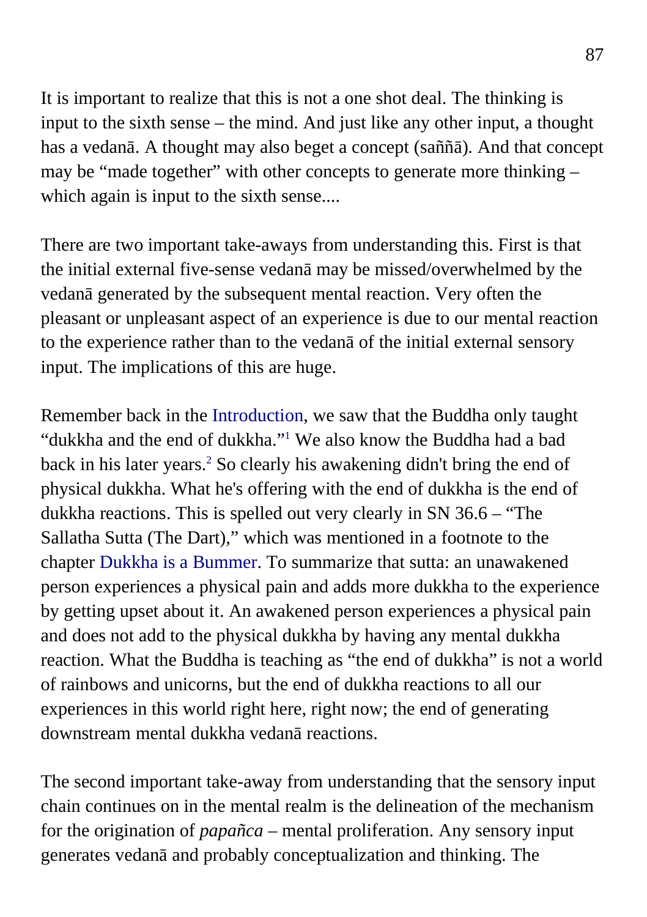It is important to realize that this is not a one shot deal. The thinking is input to the sixth sense – the mind. And just like any other input, a thought has a vedanā. A thought may also beget a concept (saññā). And that concept may be "made together" with other concepts to generate more thinking – which again is input to the sixth sense....

There are two important take-aways from understanding this. First is that the initial external five-sense vedanā may be missed/overwhelmed by the vedanā generated by the subsequent mental reaction. Very often the pleasant or unpleasant aspect of an experience is due to our mental reaction to the experience rather than to the vedanā of the initial external sensory input. The implications of this are huge.

Remember back in the Introduction, we saw that the Buddha only taught "dukkha and the end of dukkha."[1] We also know the Buddha had a bad back in his later years.[2] So clearly his awakening didn't bring the end of physical dukkha. What he's offering with the end of dukkha is the end of dukkha reactions. This is spelled out very clearly in SN 36.6 – "The Sallatha Sutta (The Dart)," which was mentioned in a footnote to the chapter Dukkha is a Bummer. To summarize that sutta: an unawakened person experiences a physical pain and adds more dukkha to the experience by getting upset about it. An awakened person experiences a physical pain and does not add to the physical dukkha by having any mental dukkha reaction. What the Buddha is teaching as "the end of dukkha" is not a world of rainbows and unicorns, but the end of dukkha reactions to all our experiences in this world right here, right now; the end of generating downstream mental dukkha vedanā reactions.

The second important take-away from understanding that the sensory input chain continues on in the mental realm is the delineation of the mechanism for the origination of *papañca* – mental proliferation. Any sensory input generates vedanā and probably conceptualization and thinking. The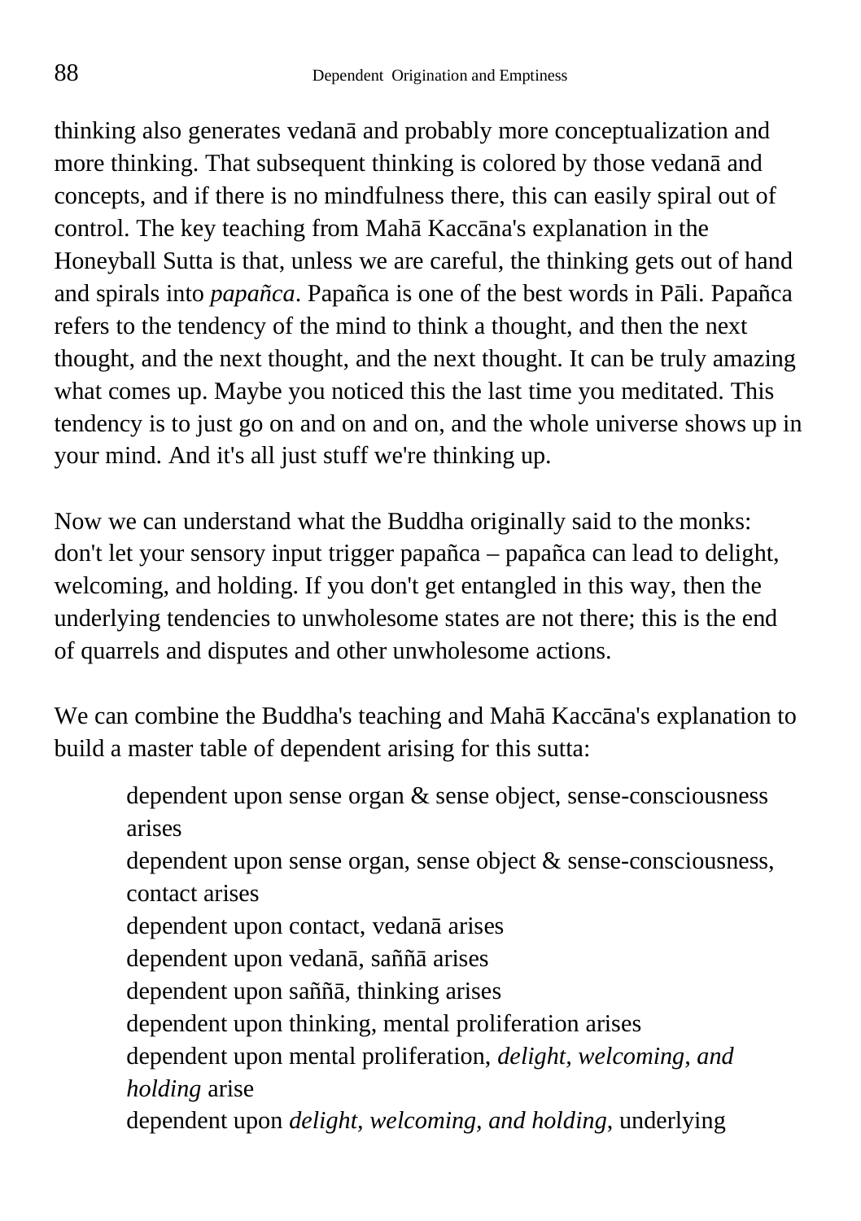thinking also generates vedanā and probably more conceptualization and more thinking. That subsequent thinking is colored by those vedanā and concepts, and if there is no mindfulness there, this can easily spiral out of control. The key teaching from Mahā Kaccāna's explanation in the Honeyball Sutta is that, unless we are careful, the thinking gets out of hand and spirals into *papañca*. Papañca is one of the best words in Pāli. Papañca refers to the tendency of the mind to think a thought, and then the next thought, and the next thought, and the next thought. It can be truly amazing what comes up. Maybe you noticed this the last time you meditated. This tendency is to just go on and on and on, and the whole universe shows up in your mind. And it's all just stuff we're thinking up.

Now we can understand what the Buddha originally said to the monks: don't let your sensory input trigger papañca – papañca can lead to delight, welcoming, and holding. If you don't get entangled in this way, then the underlying tendencies to unwholesome states are not there; this is the end of quarrels and disputes and other unwholesome actions.

We can combine the Buddha's teaching and Mahā Kaccāna's explanation to build a master table of dependent arising for this sutta:

> dependent upon sense organ & sense object, sense-consciousness arises
> dependent upon sense organ, sense object & sense-consciousness, contact arises
> dependent upon contact, vedanā arises
> dependent upon vedanā, saññā arises
> dependent upon saññā, thinking arises
> dependent upon thinking, mental proliferation arises
> dependent upon mental proliferation, *delight, welcoming, and holding* arise
> dependent upon *delight, welcoming, and holding*, underlying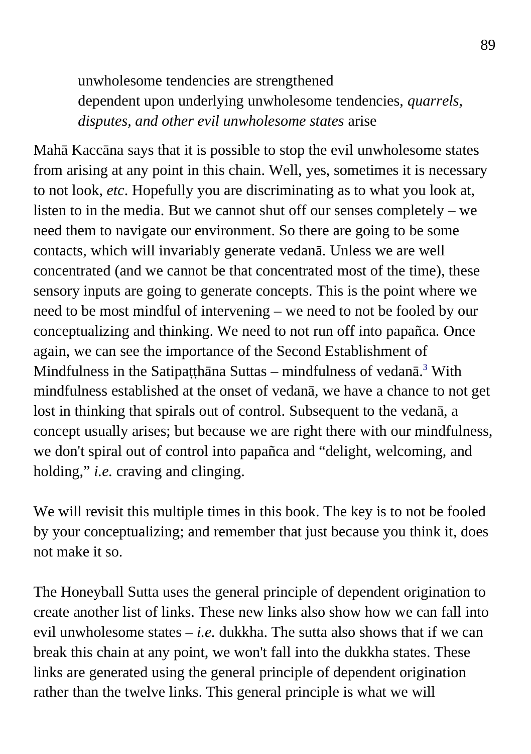> unwholesome tendencies are strengthened
> dependent upon underlying unwholesome tendencies, *quarrels, disputes, and other evil unwholesome states* arise

Mahā Kaccāna says that it is possible to stop the evil unwholesome states from arising at any point in this chain. Well, yes, sometimes it is necessary to not look, *etc*. Hopefully you are discriminating as to what you look at, listen to in the media. But we cannot shut off our senses completely – we need them to navigate our environment. So there are going to be some contacts, which will invariably generate vedanā. Unless we are well concentrated (and we cannot be that concentrated most of the time), these sensory inputs are going to generate concepts. This is the point where we need to be most mindful of intervening – we need to not be fooled by our conceptualizing and thinking. We need to not run off into papañca. Once again, we can see the importance of the Second Establishment of Mindfulness in the Satipaṭṭhāna Suttas – mindfulness of vedanā.[3] With mindfulness established at the onset of vedanā, we have a chance to not get lost in thinking that spirals out of control. Subsequent to the vedanā, a concept usually arises; but because we are right there with our mindfulness, we don't spiral out of control into papañca and "delight, welcoming, and holding," *i.e.* craving and clinging.

We will revisit this multiple times in this book. The key is to not be fooled by your conceptualizing; and remember that just because you think it, does not make it so.

The Honeyball Sutta uses the general principle of dependent origination to create another list of links. These new links also show how we can fall into evil unwholesome states – *i.e.* dukkha. The sutta also shows that if we can break this chain at any point, we won't fall into the dukkha states. These links are generated using the general principle of dependent origination rather than the twelve links. This general principle is what we will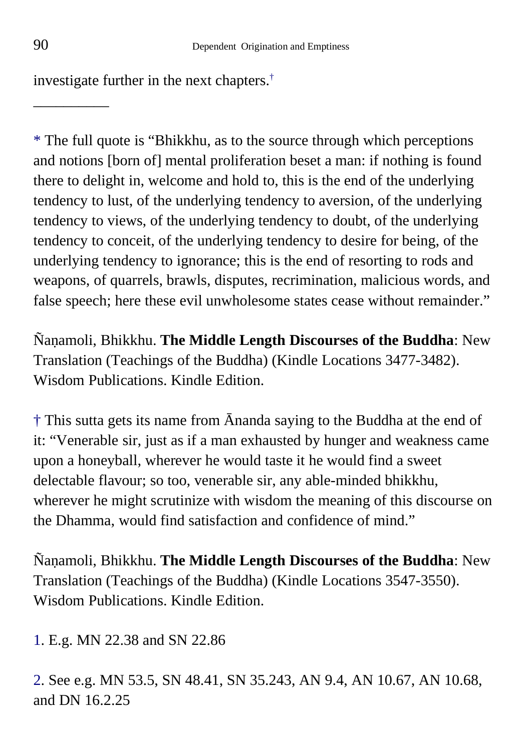investigate further in the next chapters.[†]

__________

* The full quote is “Bhikkhu, as to the source through which perceptions and notions [born of] mental proliferation beset a man: if nothing is found there to delight in, welcome and hold to, this is the end of the underlying tendency to lust, of the underlying tendency to aversion, of the underlying tendency to views, of the underlying tendency to doubt, of the underlying tendency to conceit, of the underlying tendency to desire for being, of the underlying tendency to ignorance; this is the end of resorting to rods and weapons, of quarrels, brawls, disputes, recrimination, malicious words, and false speech; here these evil unwholesome states cease without remainder.”

Ñaṇamoli, Bhikkhu. **The Middle Length Discourses of the Buddha**: New Translation (Teachings of the Buddha) (Kindle Locations 3477-3482). Wisdom Publications. Kindle Edition.

† This sutta gets its name from Ānanda saying to the Buddha at the end of it: “Venerable sir, just as if a man exhausted by hunger and weakness came upon a honeyball, wherever he would taste it he would find a sweet delectable flavour; so too, venerable sir, any able-minded bhikkhu, wherever he might scrutinize with wisdom the meaning of this discourse on the Dhamma, would find satisfaction and confidence of mind.”

Ñaṇamoli, Bhikkhu. **The Middle Length Discourses of the Buddha**: New Translation (Teachings of the Buddha) (Kindle Locations 3547-3550). Wisdom Publications. Kindle Edition.

1. E.g. MN 22.38 and SN 22.86

2. See e.g. MN 53.5, SN 48.41, SN 35.243, AN 9.4, AN 10.67, AN 10.68, and DN 16.2.25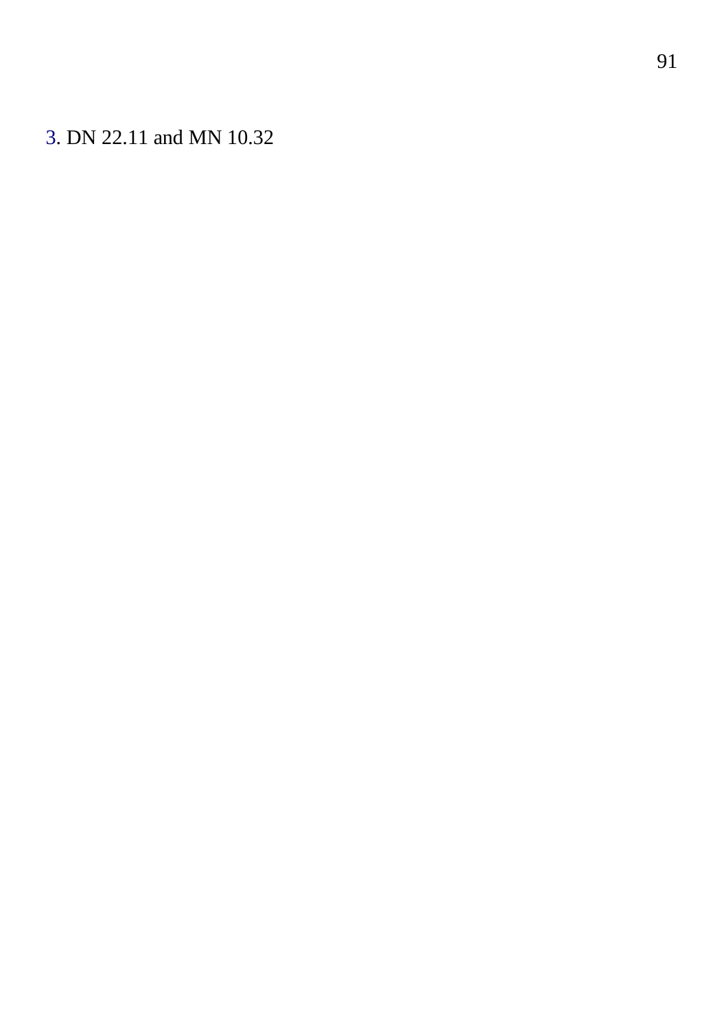3. DN 22.11 and MN 10.32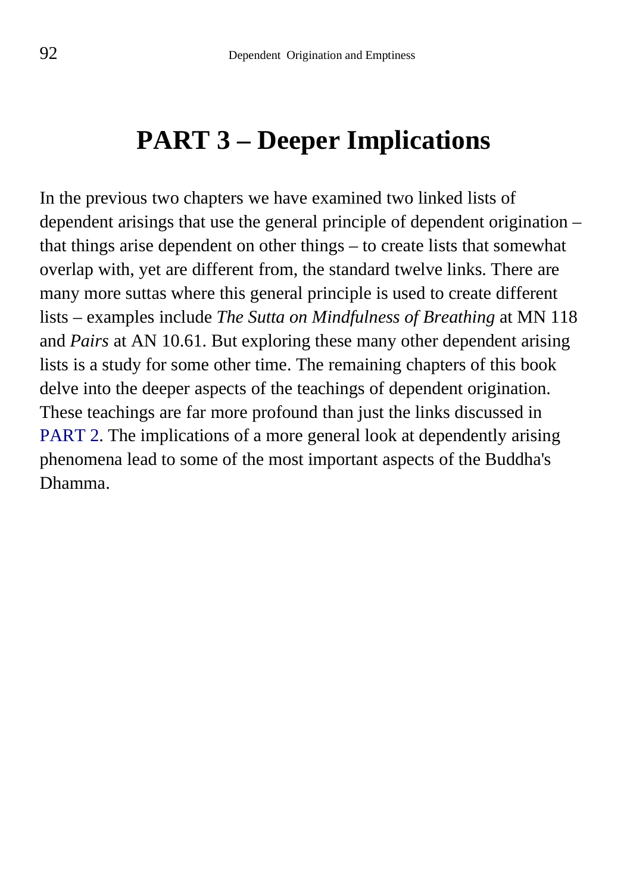# PART 3 – Deeper Implications

In the previous two chapters we have examined two linked lists of dependent arisings that use the general principle of dependent origination – that things arise dependent on other things – to create lists that somewhat overlap with, yet are different from, the standard twelve links. There are many more suttas where this general principle is used to create different lists – examples include *The Sutta on Mindfulness of Breathing* at MN 118 and *Pairs* at AN 10.61. But exploring these many other dependent arising lists is a study for some other time. The remaining chapters of this book delve into the deeper aspects of the teachings of dependent origination. These teachings are far more profound than just the links discussed in PART 2. The implications of a more general look at dependently arising phenomena lead to some of the most important aspects of the Buddha's Dhamma.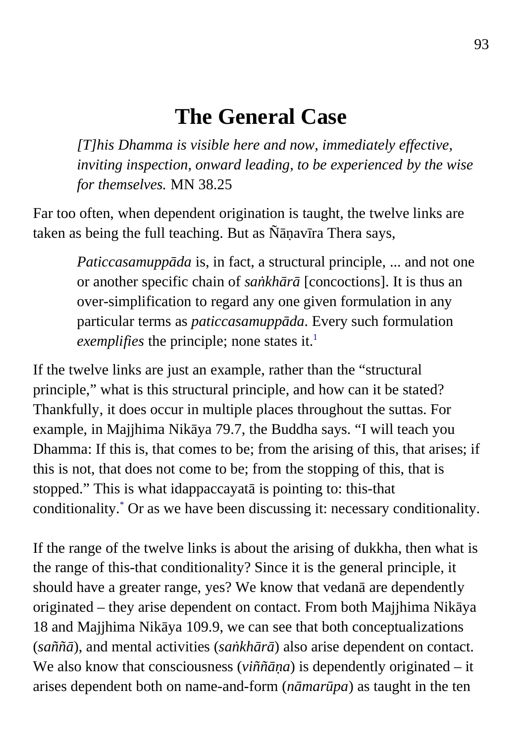# The General Case

> *[T]his Dhamma is visible here and now, immediately effective, inviting inspection, onward leading, to be experienced by the wise for themselves.* MN 38.25

Far too often, when dependent origination is taught, the twelve links are taken as being the full teaching. But as Ñāṇavīra Thera says,

> *Paticcasamuppāda* is, in fact, a structural principle, ... and not one or another specific chain of *saṅkhārā* [concoctions]. It is thus an over-simplification to regard any one given formulation in any particular terms as *paticcasamuppāda*. Every such formulation *exemplifies* the principle; none states it.[1]

If the twelve links are just an example, rather than the "structural principle," what is this structural principle, and how can it be stated? Thankfully, it does occur in multiple places throughout the suttas. For example, in Majjhima Nikāya 79.7, the Buddha says. "I will teach you Dhamma: If this is, that comes to be; from the arising of this, that arises; if this is not, that does not come to be; from the stopping of this, that is stopped." This is what idappaccayatā is pointing to: this-that conditionality.[*] Or as we have been discussing it: necessary conditionality.

If the range of the twelve links is about the arising of dukkha, then what is the range of this-that conditionality? Since it is the general principle, it should have a greater range, yes? We know that vedanā are dependently originated – they arise dependent on contact. From both Majjhima Nikāya 18 and Majjhima Nikāya 109.9, we can see that both conceptualizations (*saññā*), and mental activities (*saṅkhārā*) also arise dependent on contact. We also know that consciousness (*viññāṇa*) is dependently originated – it arises dependent both on name-and-form (*nāmarūpa*) as taught in the ten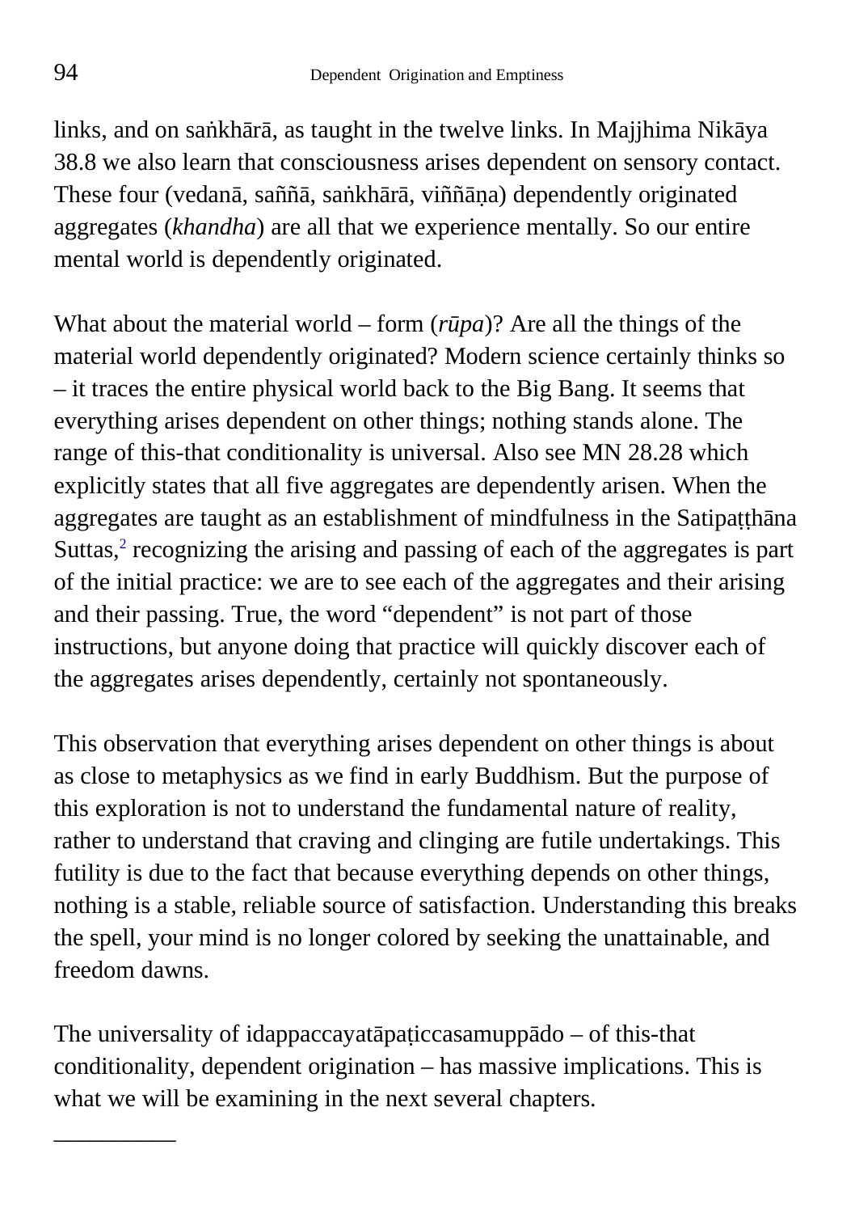links, and on saṅkhārā, as taught in the twelve links. In Majjhima Nikāya 38.8 we also learn that consciousness arises dependent on sensory contact. These four (vedanā, saññā, saṅkhārā, viññāṇa) dependently originated aggregates (*khandha*) are all that we experience mentally. So our entire mental world is dependently originated.

What about the material world – form (*rūpa*)? Are all the things of the material world dependently originated? Modern science certainly thinks so – it traces the entire physical world back to the Big Bang. It seems that everything arises dependent on other things; nothing stands alone. The range of this-that conditionality is universal. Also see MN 28.28 which explicitly states that all five aggregates are dependently arisen. When the aggregates are taught as an establishment of mindfulness in the Satipaṭṭhāna Suttas,[2] recognizing the arising and passing of each of the aggregates is part of the initial practice: we are to see each of the aggregates and their arising and their passing. True, the word "dependent" is not part of those instructions, but anyone doing that practice will quickly discover each of the aggregates arises dependently, certainly not spontaneously.

This observation that everything arises dependent on other things is about as close to metaphysics as we find in early Buddhism. But the purpose of this exploration is not to understand the fundamental nature of reality, rather to understand that craving and clinging are futile undertakings. This futility is due to the fact that because everything depends on other things, nothing is a stable, reliable source of satisfaction. Understanding this breaks the spell, your mind is no longer colored by seeking the unattainable, and freedom dawns.

The universality of idappaccayatāpaṭiccasamuppādo – of this-that conditionality, dependent origination – has massive implications. This is what we will be examining in the next several chapters.

__________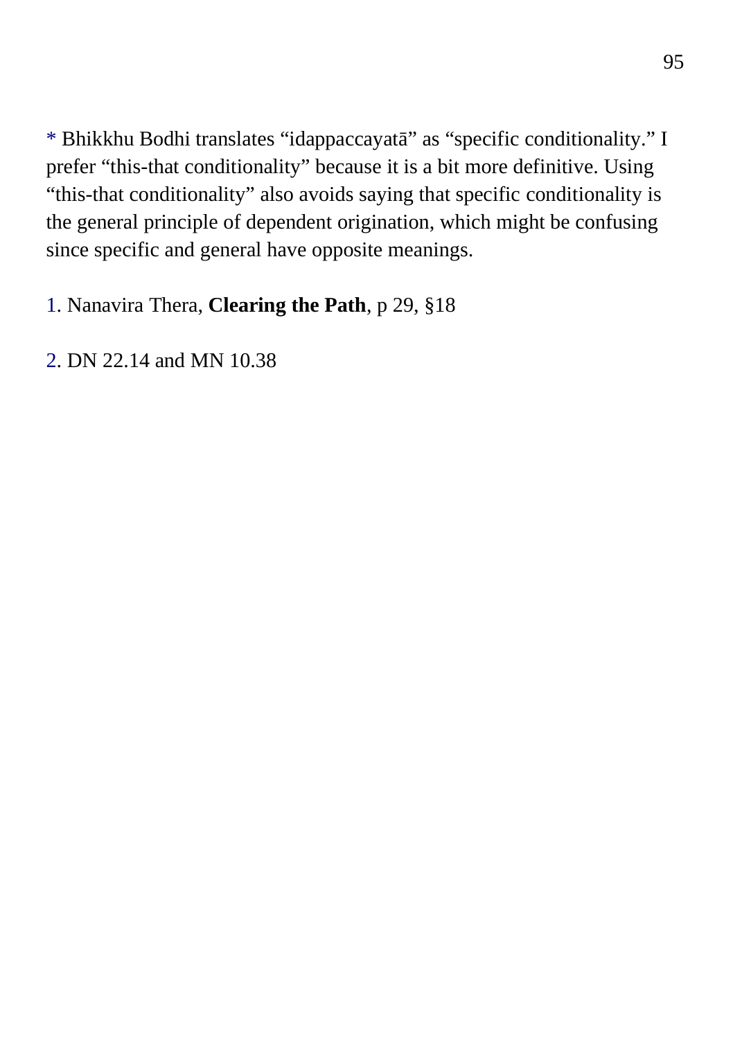* Bhikkhu Bodhi translates “idappaccayatā” as “specific conditionality.” I prefer “this-that conditionality” because it is a bit more definitive. Using “this-that conditionality” also avoids saying that specific conditionality is the general principle of dependent origination, which might be confusing since specific and general have opposite meanings.

1. Nanavira Thera, **Clearing the Path**, p 29, §18

2. DN 22.14 and MN 10.38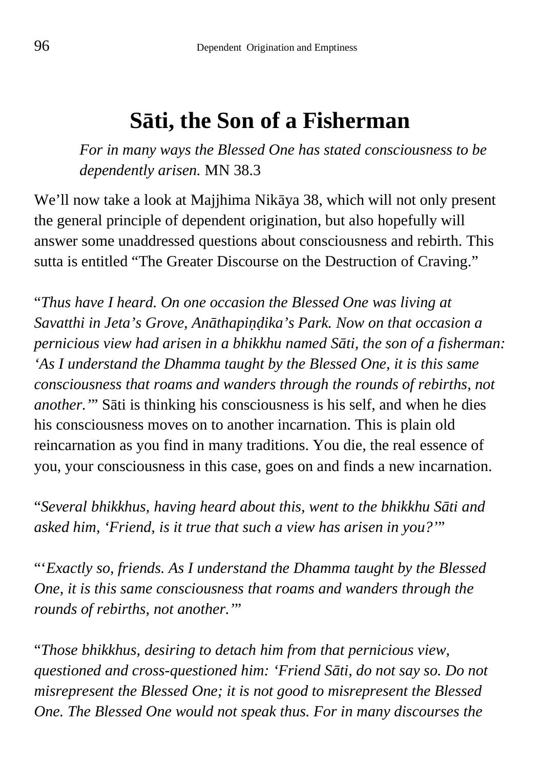# Sāti, the Son of a Fisherman

> *For in many ways the Blessed One has stated consciousness to be dependently arisen.* MN 38.3

We'll now take a look at Majjhima Nikāya 38, which will not only present the general principle of dependent origination, but also hopefully will answer some unaddressed questions about consciousness and rebirth. This sutta is entitled "The Greater Discourse on the Destruction of Craving."

"*Thus have I heard. On one occasion the Blessed One was living at Savatthi in Jeta's Grove, Anāthapiṇḍika's Park. Now on that occasion a pernicious view had arisen in a bhikkhu named Sāti, the son of a fisherman: 'As I understand the Dhamma taught by the Blessed One, it is this same consciousness that roams and wanders through the rounds of rebirths, not another.'*" Sāti is thinking his consciousness is his self, and when he dies his consciousness moves on to another incarnation. This is plain old reincarnation as you find in many traditions. You die, the real essence of you, your consciousness in this case, goes on and finds a new incarnation.

"*Several bhikkhus, having heard about this, went to the bhikkhu Sāti and asked him, 'Friend, is it true that such a view has arisen in you?'*"

"*'Exactly so, friends. As I understand the Dhamma taught by the Blessed One, it is this same consciousness that roams and wanders through the rounds of rebirths, not another.'*"

"*Those bhikkhus, desiring to detach him from that pernicious view, questioned and cross-questioned him: 'Friend Sāti, do not say so. Do not misrepresent the Blessed One; it is not good to misrepresent the Blessed One. The Blessed One would not speak thus. For in many discourses the*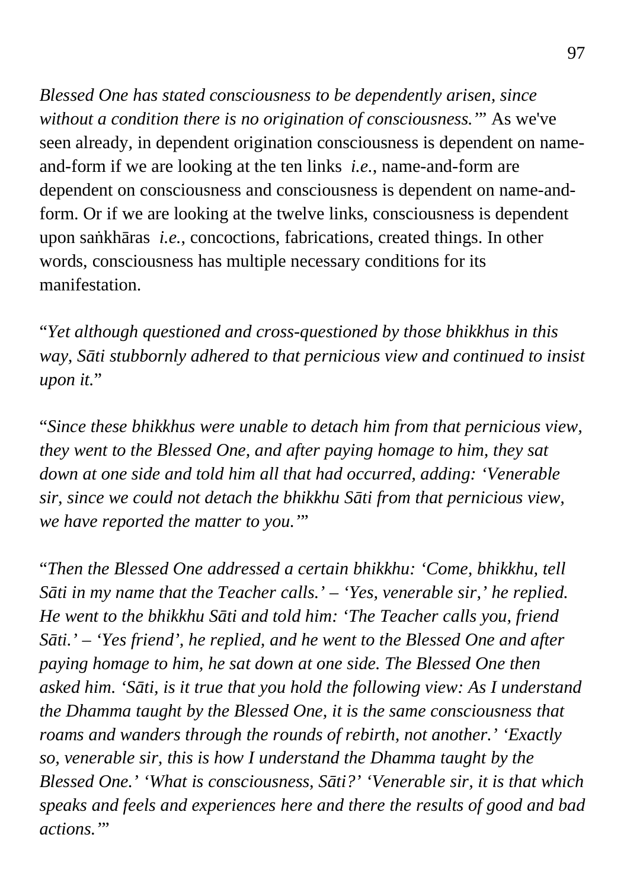*Blessed One has stated consciousness to be dependently arisen, since without a condition there is no origination of consciousness.'*" As we've seen already, in dependent origination consciousness is dependent on name-and-form if we are looking at the ten links *i.e.*, name-and-form are dependent on consciousness and consciousness is dependent on name-and-form. Or if we are looking at the twelve links, consciousness is dependent upon saṅkhāras *i.e.*, concoctions, fabrications, created things. In other words, consciousness has multiple necessary conditions for its manifestation.

"*Yet although questioned and cross-questioned by those bhikkhus in this way, Sāti stubbornly adhered to that pernicious view and continued to insist upon it.*"

"*Since these bhikkhus were unable to detach him from that pernicious view, they went to the Blessed One, and after paying homage to him, they sat down at one side and told him all that had occurred, adding: 'Venerable sir, since we could not detach the bhikkhu Sāti from that pernicious view, we have reported the matter to you.'*"

"*Then the Blessed One addressed a certain bhikkhu: 'Come, bhikkhu, tell Sāti in my name that the Teacher calls.' – 'Yes, venerable sir,' he replied. He went to the bhikkhu Sāti and told him: 'The Teacher calls you, friend Sāti.' – 'Yes friend', he replied, and he went to the Blessed One and after paying homage to him, he sat down at one side. The Blessed One then asked him. 'Sāti, is it true that you hold the following view: As I understand the Dhamma taught by the Blessed One, it is the same consciousness that roams and wanders through the rounds of rebirth, not another.' 'Exactly so, venerable sir, this is how I understand the Dhamma taught by the Blessed One.' 'What is consciousness, Sāti?' 'Venerable sir, it is that which speaks and feels and experiences here and there the results of good and bad actions.'*"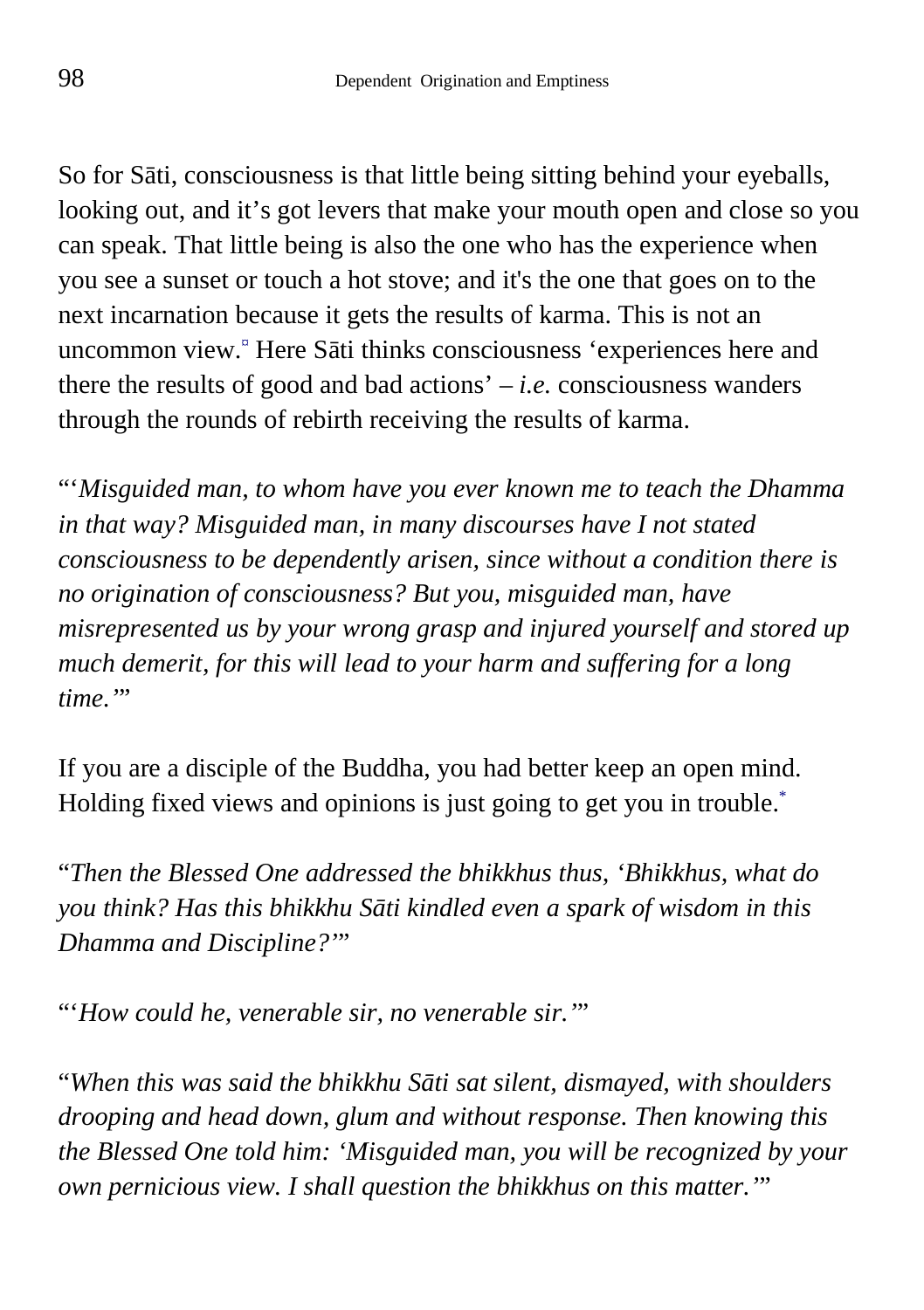So for Sāti, consciousness is that little being sitting behind your eyeballs, looking out, and it's got levers that make your mouth open and close so you can speak. That little being is also the one who has the experience when you see a sunset or touch a hot stove; and it's the one that goes on to the next incarnation because it gets the results of karma. This is not an uncommon view.[¤] Here Sāti thinks consciousness 'experiences here and there the results of good and bad actions' – *i.e.* consciousness wanders through the rounds of rebirth receiving the results of karma.

"'*Misguided man, to whom have you ever known me to teach the Dhamma in that way? Misguided man, in many discourses have I not stated consciousness to be dependently arisen, since without a condition there is no origination of consciousness? But you, misguided man, have misrepresented us by your wrong grasp and injured yourself and stored up much demerit, for this will lead to your harm and suffering for a long time.*'"

If you are a disciple of the Buddha, you had better keep an open mind. Holding fixed views and opinions is just going to get you in trouble.[*]

"*Then the Blessed One addressed the bhikkhus thus, 'Bhikkhus, what do you think? Has this bhikkhu Sāti kindled even a spark of wisdom in this Dhamma and Discipline?*'"

"'*How could he, venerable sir, no venerable sir.*'"

"*When this was said the bhikkhu Sāti sat silent, dismayed, with shoulders drooping and head down, glum and without response. Then knowing this the Blessed One told him: 'Misguided man, you will be recognized by your own pernicious view. I shall question the bhikkhus on this matter.*'"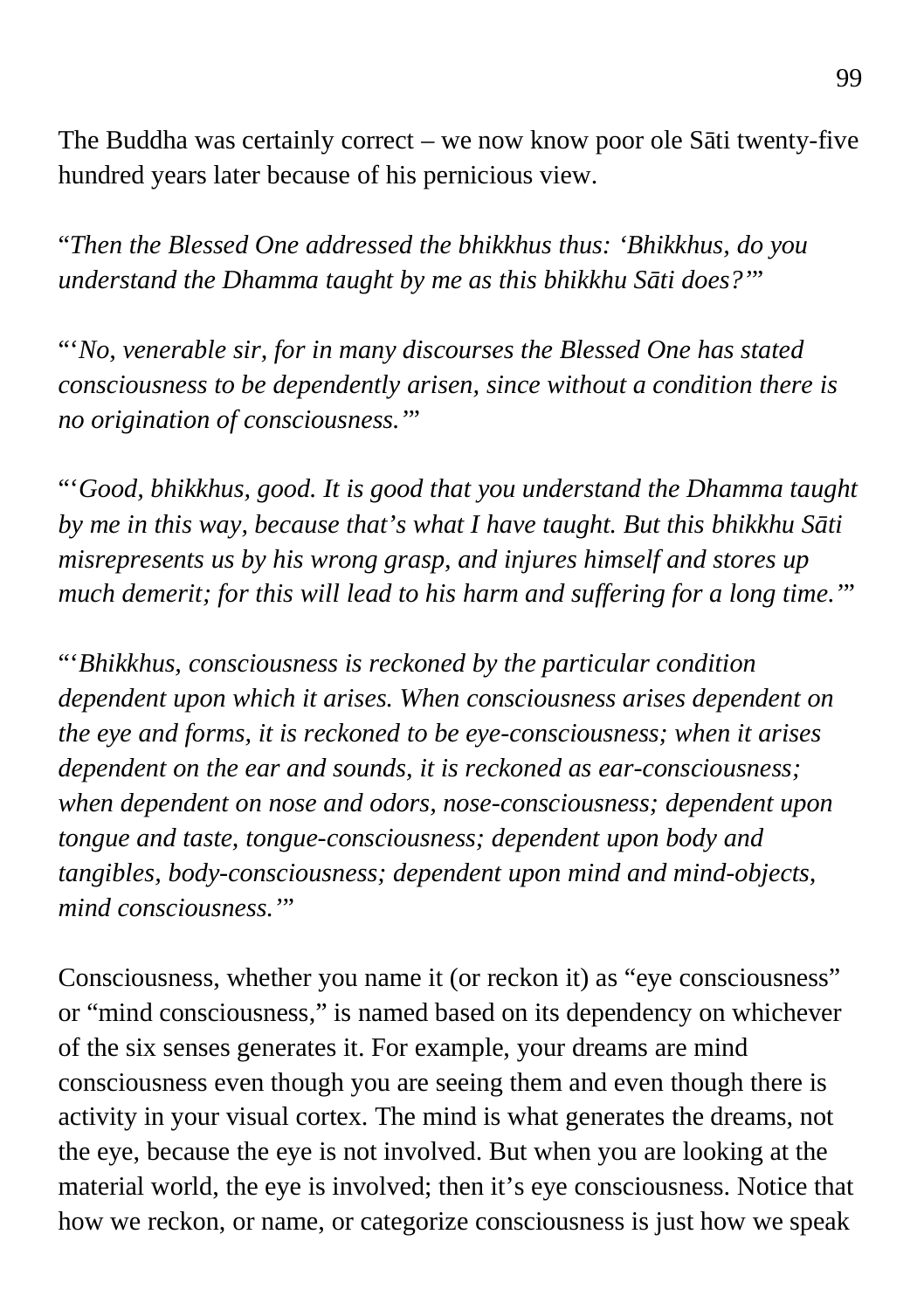The Buddha was certainly correct – we now know poor ole Sāti twenty-five hundred years later because of his pernicious view.

"*Then the Blessed One addressed the bhikkhus thus: 'Bhikkhus, do you understand the Dhamma taught by me as this bhikkhu Sāti does?'*"

"*'No, venerable sir, for in many discourses the Blessed One has stated consciousness to be dependently arisen, since without a condition there is no origination of consciousness.'*"

"*'Good, bhikkhus, good. It is good that you understand the Dhamma taught by me in this way, because that's what I have taught. But this bhikkhu Sāti misrepresents us by his wrong grasp, and injures himself and stores up much demerit; for this will lead to his harm and suffering for a long time.'*"

"*'Bhikkhus, consciousness is reckoned by the particular condition dependent upon which it arises. When consciousness arises dependent on the eye and forms, it is reckoned to be eye-consciousness; when it arises dependent on the ear and sounds, it is reckoned as ear-consciousness; when dependent on nose and odors, nose-consciousness; dependent upon tongue and taste, tongue-consciousness; dependent upon body and tangibles, body-consciousness; dependent upon mind and mind-objects, mind consciousness.'*"

Consciousness, whether you name it (or reckon it) as "eye consciousness" or "mind consciousness," is named based on its dependency on whichever of the six senses generates it. For example, your dreams are mind consciousness even though you are seeing them and even though there is activity in your visual cortex. The mind is what generates the dreams, not the eye, because the eye is not involved. But when you are looking at the material world, the eye is involved; then it's eye consciousness. Notice that how we reckon, or name, or categorize consciousness is just how we speak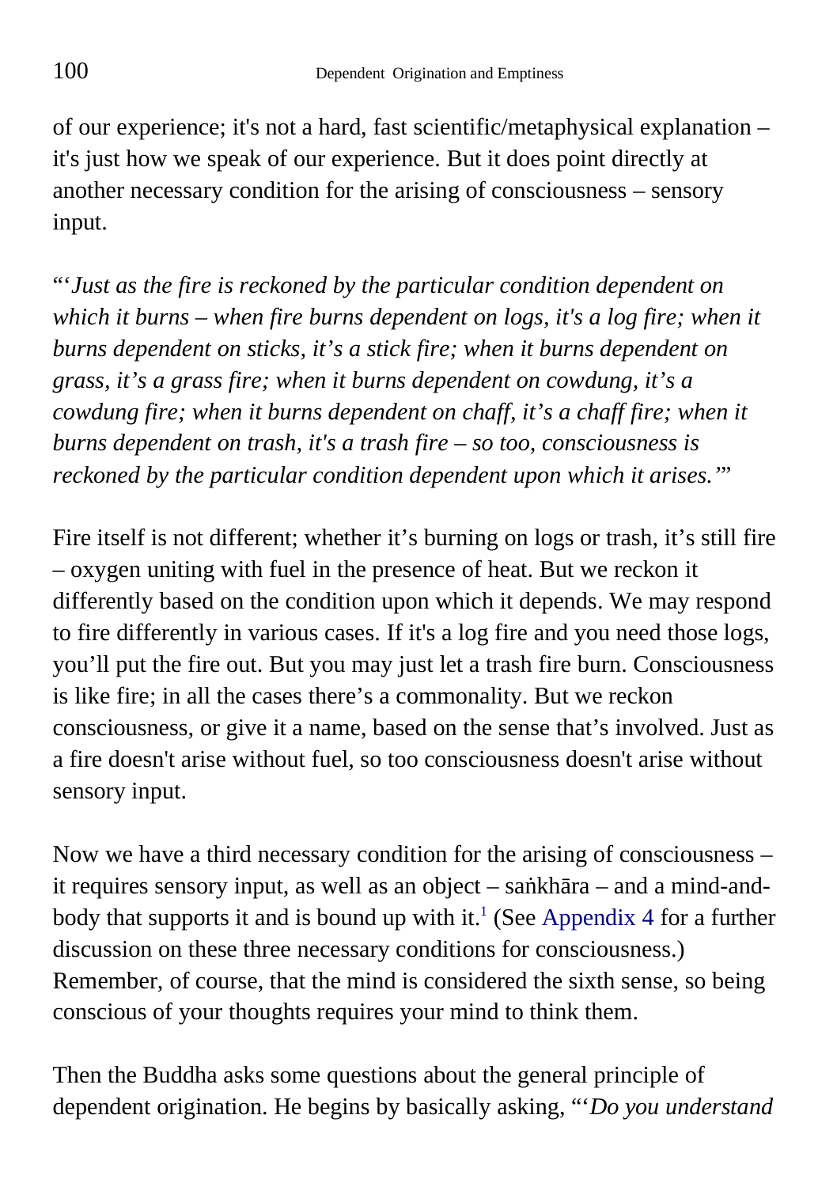of our experience; it's not a hard, fast scientific/metaphysical explanation – it's just how we speak of our experience. But it does point directly at another necessary condition for the arising of consciousness – sensory input.

"'*Just as the fire is reckoned by the particular condition dependent on which it burns – when fire burns dependent on logs, it's a log fire; when it burns dependent on sticks, it's a stick fire; when it burns dependent on grass, it's a grass fire; when it burns dependent on cowdung, it's a cowdung fire; when it burns dependent on chaff, it's a chaff fire; when it burns dependent on trash, it's a trash fire – so too, consciousness is reckoned by the particular condition dependent upon which it arises.*'"

Fire itself is not different; whether it's burning on logs or trash, it's still fire – oxygen uniting with fuel in the presence of heat. But we reckon it differently based on the condition upon which it depends. We may respond to fire differently in various cases. If it's a log fire and you need those logs, you'll put the fire out. But you may just let a trash fire burn. Consciousness is like fire; in all the cases there's a commonality. But we reckon consciousness, or give it a name, based on the sense that's involved. Just as a fire doesn't arise without fuel, so too consciousness doesn't arise without sensory input.

Now we have a third necessary condition for the arising of consciousness – it requires sensory input, as well as an object – saṅkhāra – and a mind-and-body that supports it and is bound up with it.[1] (See Appendix 4 for a further discussion on these three necessary conditions for consciousness.) Remember, of course, that the mind is considered the sixth sense, so being conscious of your thoughts requires your mind to think them.

Then the Buddha asks some questions about the general principle of dependent origination. He begins by basically asking, "'*Do you understand*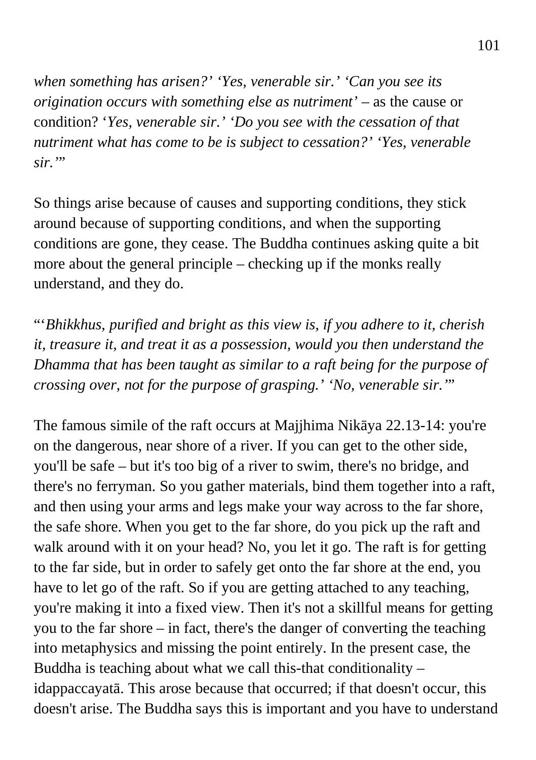*when something has arisen?' 'Yes, venerable sir.' 'Can you see its origination occurs with something else as nutriment'* – as the cause or condition? '*Yes, venerable sir.' 'Do you see with the cessation of that nutriment what has come to be is subject to cessation?' 'Yes, venerable sir.'*"

So things arise because of causes and supporting conditions, they stick around because of supporting conditions, and when the supporting conditions are gone, they cease. The Buddha continues asking quite a bit more about the general principle – checking up if the monks really understand, and they do.

"'*Bhikkhus, purified and bright as this view is, if you adhere to it, cherish it, treasure it, and treat it as a possession, would you then understand the Dhamma that has been taught as similar to a raft being for the purpose of crossing over, not for the purpose of grasping.' 'No, venerable sir.'*"

The famous simile of the raft occurs at Majjhima Nikāya 22.13-14: you're on the dangerous, near shore of a river. If you can get to the other side, you'll be safe – but it's too big of a river to swim, there's no bridge, and there's no ferryman. So you gather materials, bind them together into a raft, and then using your arms and legs make your way across to the far shore, the safe shore. When you get to the far shore, do you pick up the raft and walk around with it on your head? No, you let it go. The raft is for getting to the far side, but in order to safely get onto the far shore at the end, you have to let go of the raft. So if you are getting attached to any teaching, you're making it into a fixed view. Then it's not a skillful means for getting you to the far shore – in fact, there's the danger of converting the teaching into metaphysics and missing the point entirely. In the present case, the Buddha is teaching about what we call this-that conditionality – idappaccayatā. This arose because that occurred; if that doesn't occur, this doesn't arise. The Buddha says this is important and you have to understand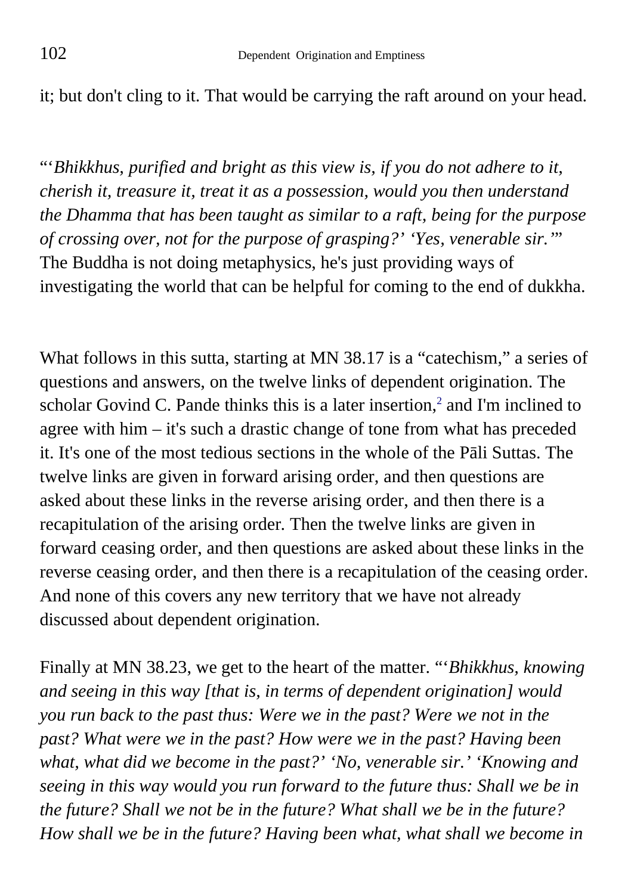it; but don't cling to it. That would be carrying the raft around on your head.

"'*Bhikkhus, purified and bright as this view is, if you do not adhere to it, cherish it, treasure it, treat it as a possession, would you then understand the Dhamma that has been taught as similar to a raft, being for the purpose of crossing over, not for the purpose of grasping?' 'Yes, venerable sir.'*" The Buddha is not doing metaphysics, he's just providing ways of investigating the world that can be helpful for coming to the end of dukkha.

What follows in this sutta, starting at MN 38.17 is a "catechism," a series of questions and answers, on the twelve links of dependent origination. The scholar Govind C. Pande thinks this is a later insertion,[2] and I'm inclined to agree with him – it's such a drastic change of tone from what has preceded it. It's one of the most tedious sections in the whole of the Pāli Suttas. The twelve links are given in forward arising order, and then questions are asked about these links in the reverse arising order, and then there is a recapitulation of the arising order. Then the twelve links are given in forward ceasing order, and then questions are asked about these links in the reverse ceasing order, and then there is a recapitulation of the ceasing order. And none of this covers any new territory that we have not already discussed about dependent origination.

Finally at MN 38.23, we get to the heart of the matter. "'*Bhikkhus, knowing and seeing in this way [that is, in terms of dependent origination] would you run back to the past thus: Were we in the past? Were we not in the past? What were we in the past? How were we in the past? Having been what, what did we become in the past?' 'No, venerable sir.' 'Knowing and seeing in this way would you run forward to the future thus: Shall we be in the future? Shall we not be in the future? What shall we be in the future? How shall we be in the future? Having been what, what shall we become in*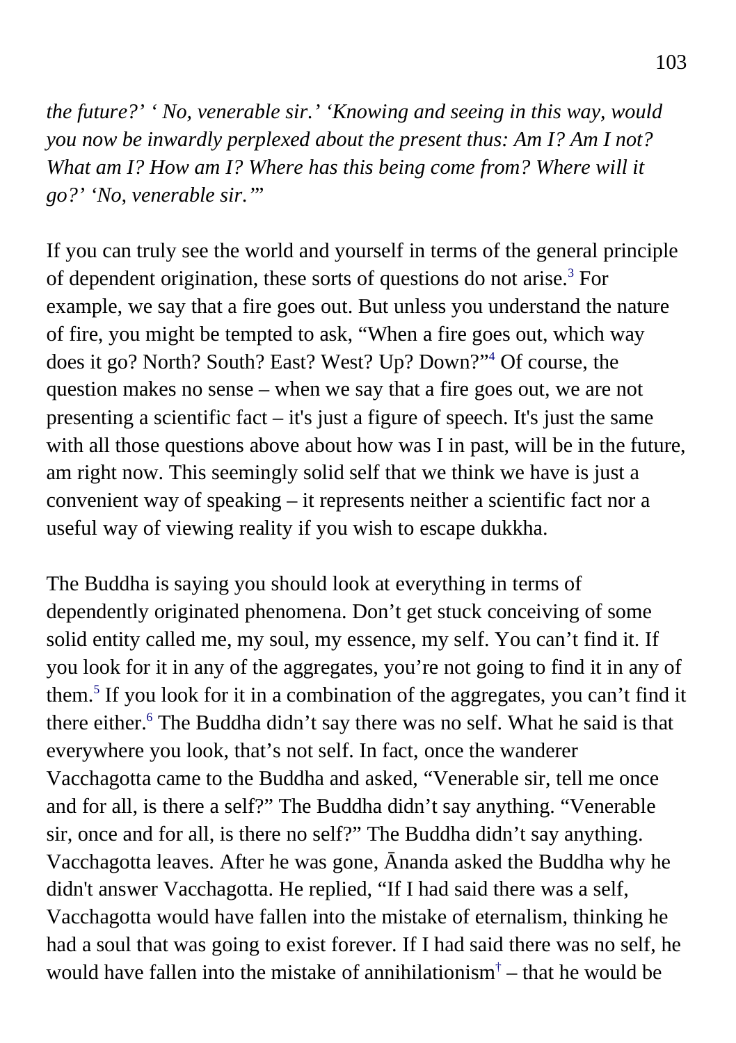*the future?' ' No, venerable sir.' 'Knowing and seeing in this way, would you now be inwardly perplexed about the present thus: Am I? Am I not? What am I? How am I? Where has this being come from? Where will it go?' 'No, venerable sir.'"*

If you can truly see the world and yourself in terms of the general principle of dependent origination, these sorts of questions do not arise.[3] For example, we say that a fire goes out. But unless you understand the nature of fire, you might be tempted to ask, "When a fire goes out, which way does it go? North? South? East? West? Up? Down?"[4] Of course, the question makes no sense – when we say that a fire goes out, we are not presenting a scientific fact – it's just a figure of speech. It's just the same with all those questions above about how was I in past, will be in the future, am right now. This seemingly solid self that we think we have is just a convenient way of speaking – it represents neither a scientific fact nor a useful way of viewing reality if you wish to escape dukkha.

The Buddha is saying you should look at everything in terms of dependently originated phenomena. Don't get stuck conceiving of some solid entity called me, my soul, my essence, my self. You can't find it. If you look for it in any of the aggregates, you're not going to find it in any of them.[5] If you look for it in a combination of the aggregates, you can't find it there either.[6] The Buddha didn't say there was no self. What he said is that everywhere you look, that's not self. In fact, once the wanderer Vacchagotta came to the Buddha and asked, "Venerable sir, tell me once and for all, is there a self?" The Buddha didn't say anything. "Venerable sir, once and for all, is there no self?" The Buddha didn't say anything. Vacchagotta leaves. After he was gone, Ānanda asked the Buddha why he didn't answer Vacchagotta. He replied, "If I had said there was a self, Vacchagotta would have fallen into the mistake of eternalism, thinking he had a soul that was going to exist forever. If I had said there was no self, he would have fallen into the mistake of annihilationism[†] – that he would be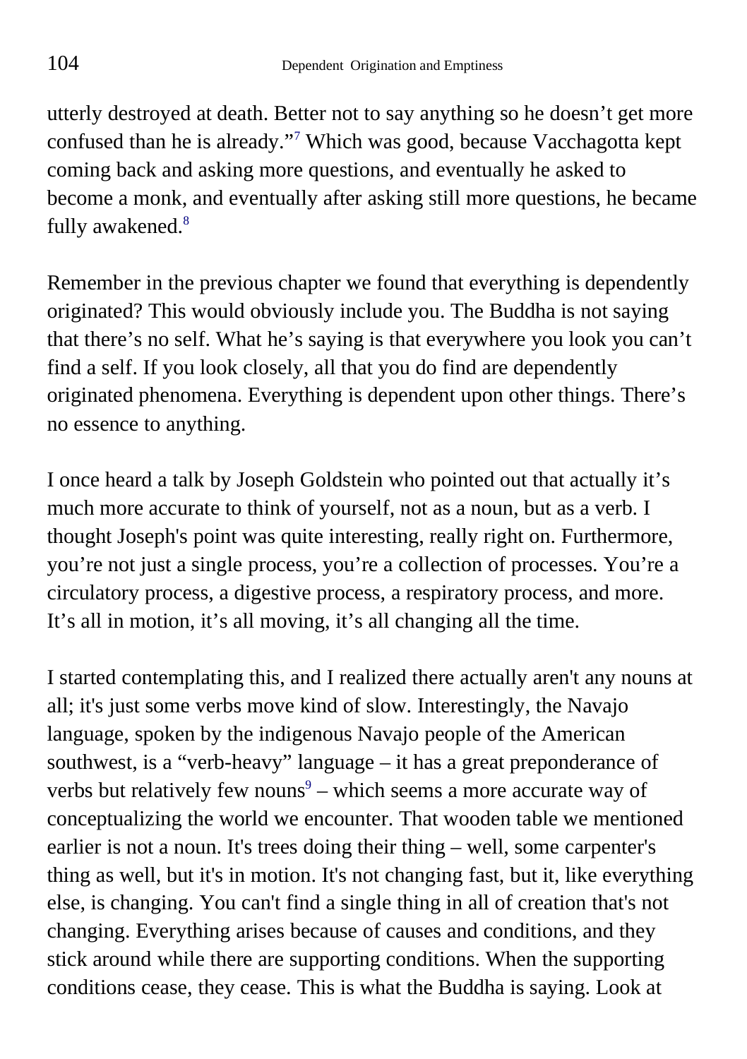utterly destroyed at death. Better not to say anything so he doesn't get more confused than he is already."[7] Which was good, because Vacchagotta kept coming back and asking more questions, and eventually he asked to become a monk, and eventually after asking still more questions, he became fully awakened.[8]

Remember in the previous chapter we found that everything is dependently originated? This would obviously include you. The Buddha is not saying that there's no self. What he's saying is that everywhere you look you can't find a self. If you look closely, all that you do find are dependently originated phenomena. Everything is dependent upon other things. There's no essence to anything.

I once heard a talk by Joseph Goldstein who pointed out that actually it's much more accurate to think of yourself, not as a noun, but as a verb. I thought Joseph's point was quite interesting, really right on. Furthermore, you're not just a single process, you're a collection of processes. You're a circulatory process, a digestive process, a respiratory process, and more. It's all in motion, it's all moving, it's all changing all the time.

I started contemplating this, and I realized there actually aren't any nouns at all; it's just some verbs move kind of slow. Interestingly, the Navajo language, spoken by the indigenous Navajo people of the American southwest, is a "verb-heavy" language – it has a great preponderance of verbs but relatively few nouns[9] – which seems a more accurate way of conceptualizing the world we encounter. That wooden table we mentioned earlier is not a noun. It's trees doing their thing – well, some carpenter's thing as well, but it's in motion. It's not changing fast, but it, like everything else, is changing. You can't find a single thing in all of creation that's not changing. Everything arises because of causes and conditions, and they stick around while there are supporting conditions. When the supporting conditions cease, they cease. This is what the Buddha is saying. Look at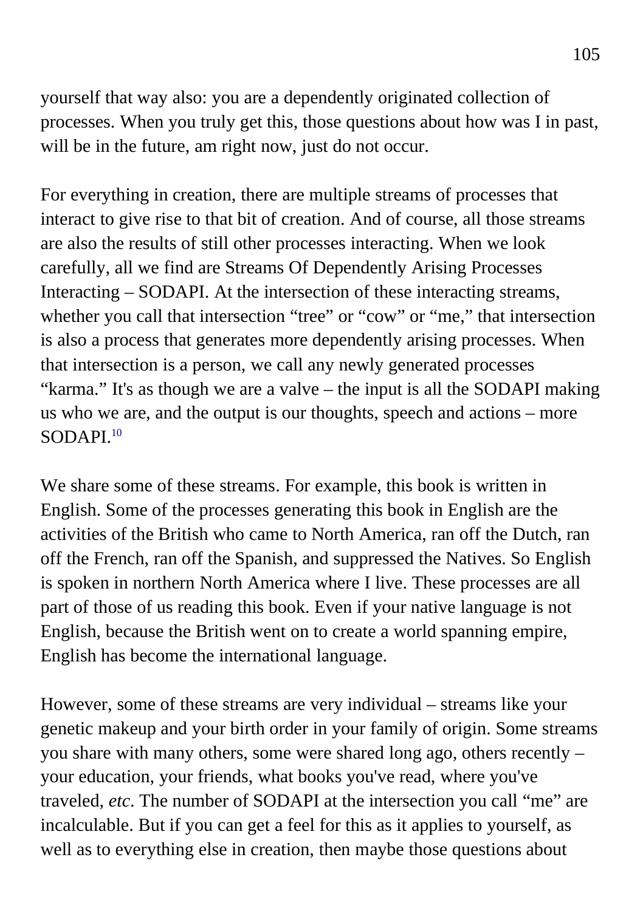yourself that way also: you are a dependently originated collection of processes. When you truly get this, those questions about how was I in past, will be in the future, am right now, just do not occur.

For everything in creation, there are multiple streams of processes that interact to give rise to that bit of creation. And of course, all those streams are also the results of still other processes interacting. When we look carefully, all we find are Streams Of Dependently Arising Processes Interacting – SODAPI. At the intersection of these interacting streams, whether you call that intersection "tree" or "cow" or "me," that intersection is also a process that generates more dependently arising processes. When that intersection is a person, we call any newly generated processes "karma." It's as though we are a valve – the input is all the SODAPI making us who we are, and the output is our thoughts, speech and actions – more SODAPI.[10]

We share some of these streams. For example, this book is written in English. Some of the processes generating this book in English are the activities of the British who came to North America, ran off the Dutch, ran off the French, ran off the Spanish, and suppressed the Natives. So English is spoken in northern North America where I live. These processes are all part of those of us reading this book. Even if your native language is not English, because the British went on to create a world spanning empire, English has become the international language.

However, some of these streams are very individual – streams like your genetic makeup and your birth order in your family of origin. Some streams you share with many others, some were shared long ago, others recently – your education, your friends, what books you've read, where you've traveled, *etc*. The number of SODAPI at the intersection you call "me" are incalculable. But if you can get a feel for this as it applies to yourself, as well as to everything else in creation, then maybe those questions about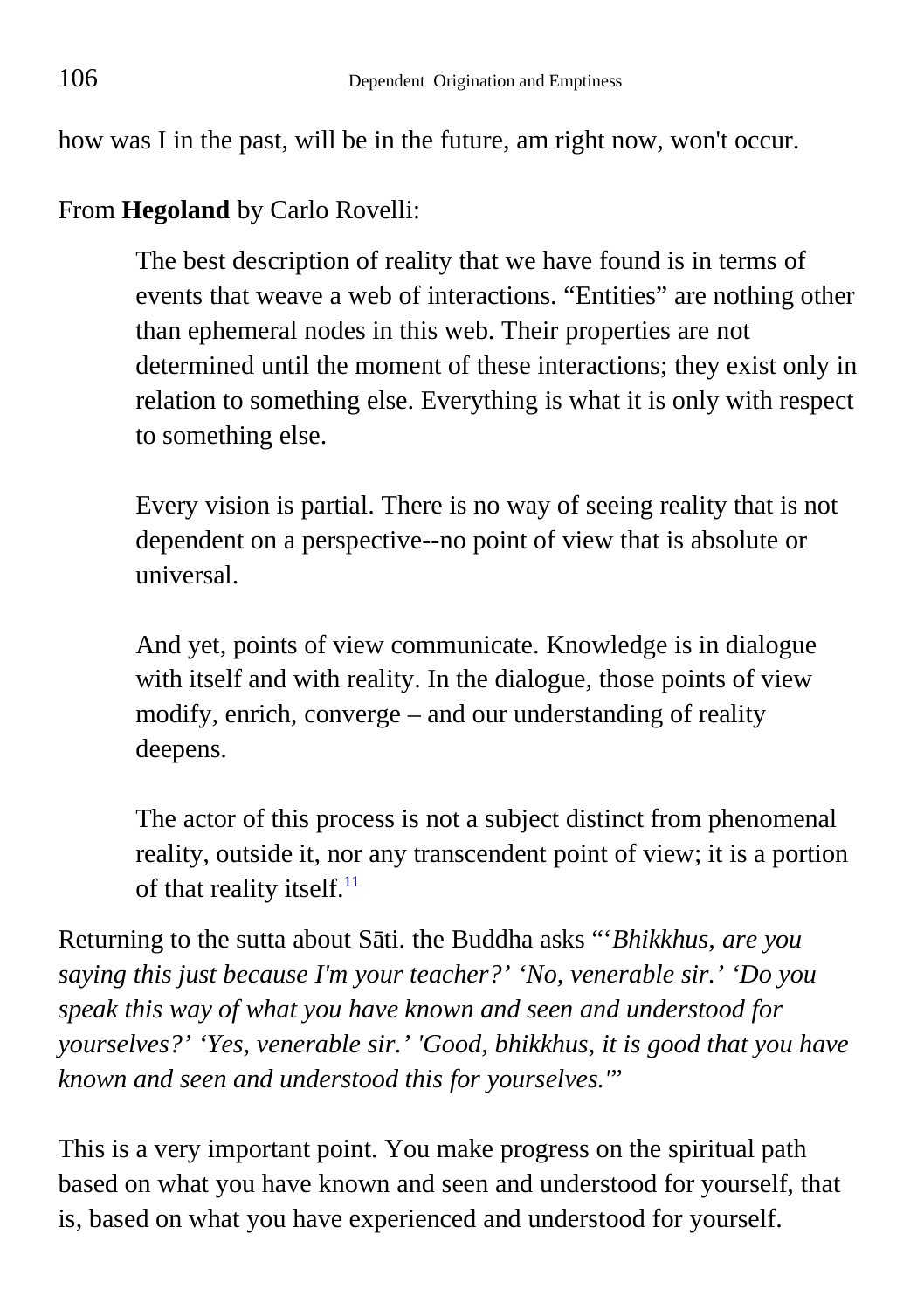how was I in the past, will be in the future, am right now, won't occur.

From **Hegoland** by Carlo Rovelli:

> The best description of reality that we have found is in terms of events that weave a web of interactions. "Entities" are nothing other than ephemeral nodes in this web. Their properties are not determined until the moment of these interactions; they exist only in relation to something else. Everything is what it is only with respect to something else.
>
> Every vision is partial. There is no way of seeing reality that is not dependent on a perspective--no point of view that is absolute or universal.
>
> And yet, points of view communicate. Knowledge is in dialogue with itself and with reality. In the dialogue, those points of view modify, enrich, converge – and our understanding of reality deepens.
>
> The actor of this process is not a subject distinct from phenomenal reality, outside it, nor any transcendent point of view; it is a portion of that reality itself.[11]

Returning to the sutta about Sāti. the Buddha asks "'*Bhikkhus, are you saying this just because I'm your teacher?' 'No, venerable sir.' 'Do you speak this way of what you have known and seen and understood for yourselves?' 'Yes, venerable sir.' 'Good, bhikkhus, it is good that you have known and seen and understood this for yourselves.'*"

This is a very important point. You make progress on the spiritual path based on what you have known and seen and understood for yourself, that is, based on what you have experienced and understood for yourself.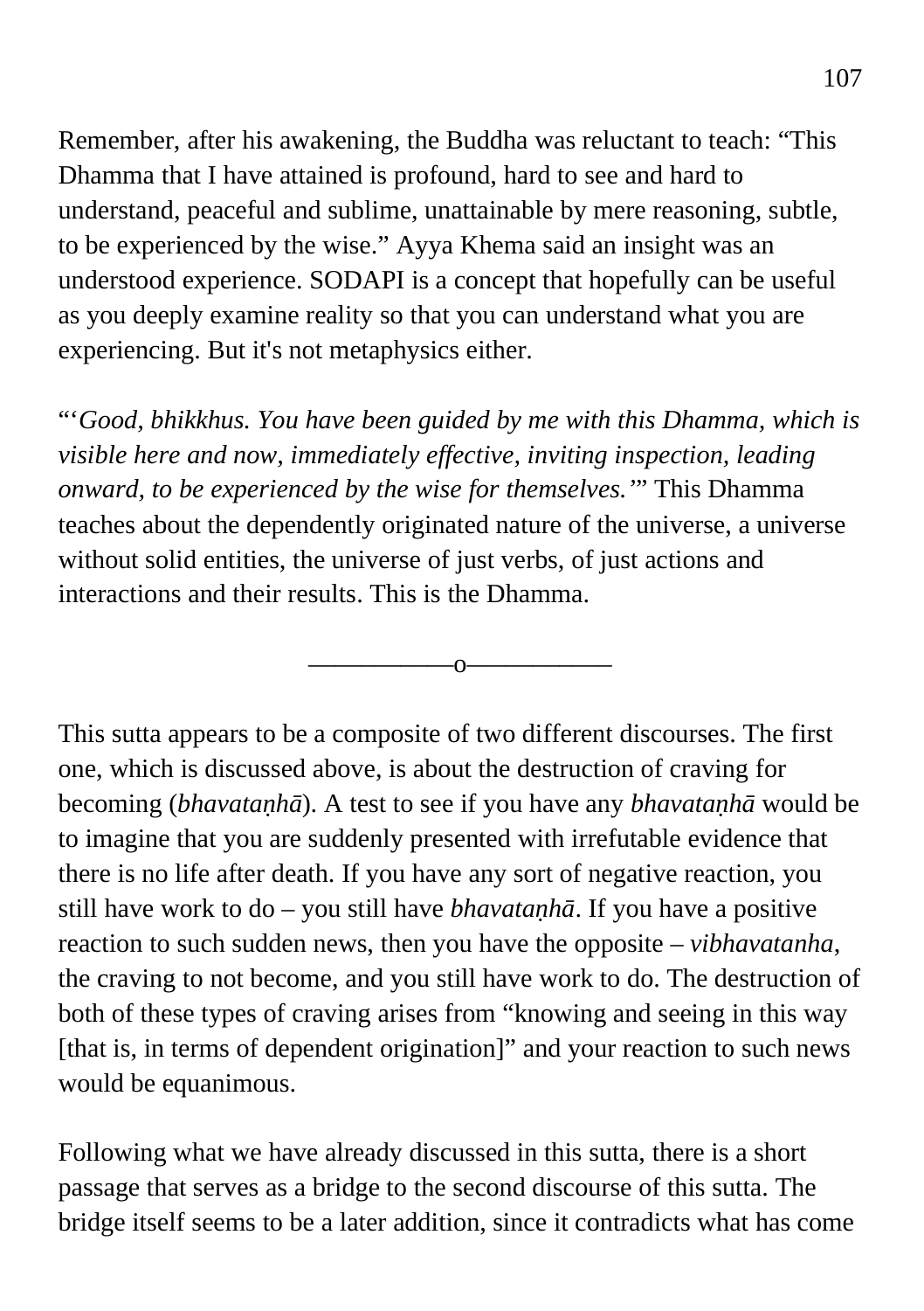Remember, after his awakening, the Buddha was reluctant to teach: “This Dhamma that I have attained is profound, hard to see and hard to understand, peaceful and sublime, unattainable by mere reasoning, subtle, to be experienced by the wise.” Ayya Khema said an insight was an understood experience. SODAPI is a concept that hopefully can be useful as you deeply examine reality so that you can understand what you are experiencing. But it's not metaphysics either.

“‘*Good, bhikkhus. You have been guided by me with this Dhamma, which is visible here and now, immediately effective, inviting inspection, leading onward, to be experienced by the wise for themselves.*’” This Dhamma teaches about the dependently originated nature of the universe, a universe without solid entities, the universe of just verbs, of just actions and interactions and their results. This is the Dhamma.

—————o—————

This sutta appears to be a composite of two different discourses. The first one, which is discussed above, is about the destruction of craving for becoming (*bhavataṇhā*). A test to see if you have any *bhavataṇhā* would be to imagine that you are suddenly presented with irrefutable evidence that there is no life after death. If you have any sort of negative reaction, you still have work to do – you still have *bhavataṇhā*. If you have a positive reaction to such sudden news, then you have the opposite – *vibhavatanha*, the craving to not become, and you still have work to do. The destruction of both of these types of craving arises from “knowing and seeing in this way [that is, in terms of dependent origination]” and your reaction to such news would be equanimous.

Following what we have already discussed in this sutta, there is a short passage that serves as a bridge to the second discourse of this sutta. The bridge itself seems to be a later addition, since it contradicts what has come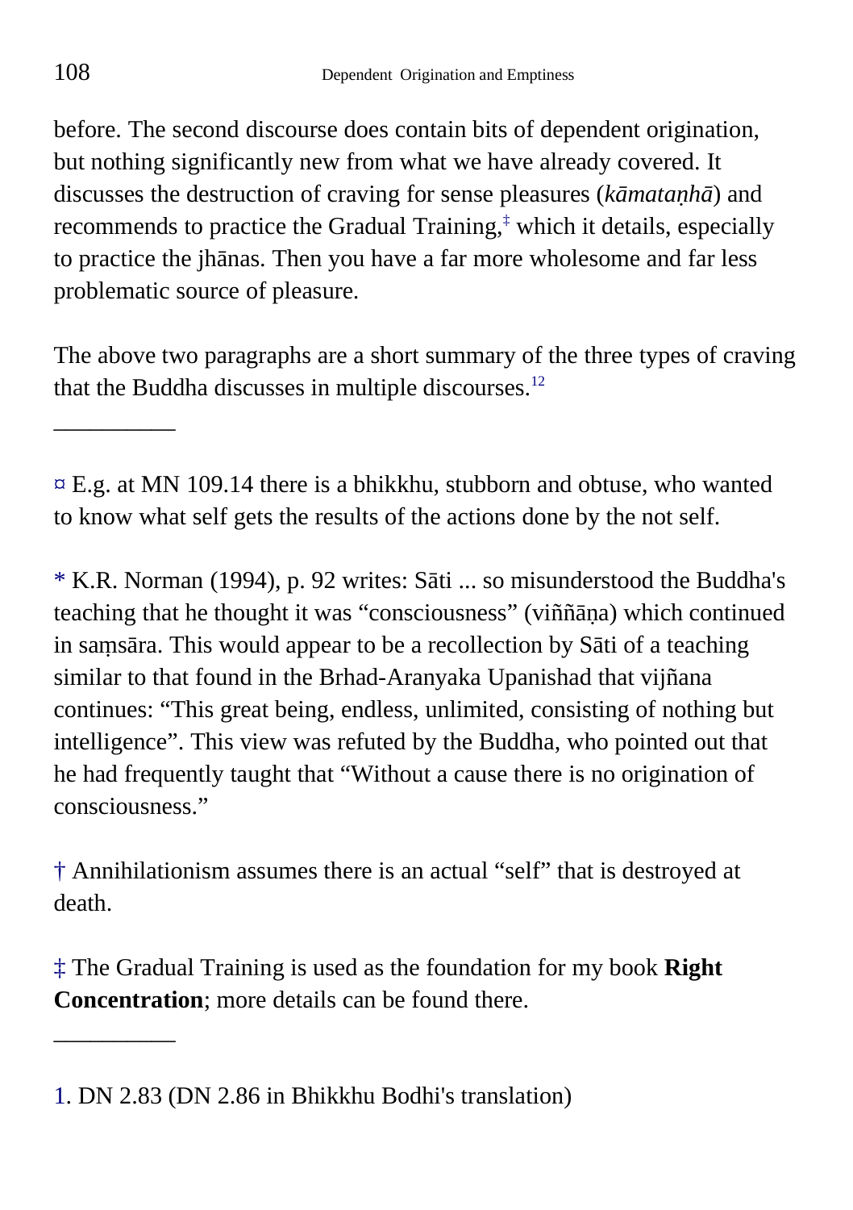before. The second discourse does contain bits of dependent origination, but nothing significantly new from what we have already covered. It discusses the destruction of craving for sense pleasures (*kāmataṇhā*) and recommends to practice the Gradual Training,[‡] which it details, especially to practice the jhānas. Then you have a far more wholesome and far less problematic source of pleasure.

The above two paragraphs are a short summary of the three types of craving that the Buddha discusses in multiple discourses.[12]

__________

¤ E.g. at MN 109.14 there is a bhikkhu, stubborn and obtuse, who wanted to know what self gets the results of the actions done by the not self.

* K.R. Norman (1994), p. 92 writes: Sāti ... so misunderstood the Buddha's teaching that he thought it was “consciousness” (viññāṇa) which continued in saṃsāra. This would appear to be a recollection by Sāti of a teaching similar to that found in the Brhad-Aranyaka Upanishad that vijñana continues: “This great being, endless, unlimited, consisting of nothing but intelligence”. This view was refuted by the Buddha, who pointed out that he had frequently taught that “Without a cause there is no origination of consciousness.”

† Annihilationism assumes there is an actual “self” that is destroyed at death.

‡ The Gradual Training is used as the foundation for my book **Right Concentration**; more details can be found there.

__________

1. DN 2.83 (DN 2.86 in Bhikkhu Bodhi's translation)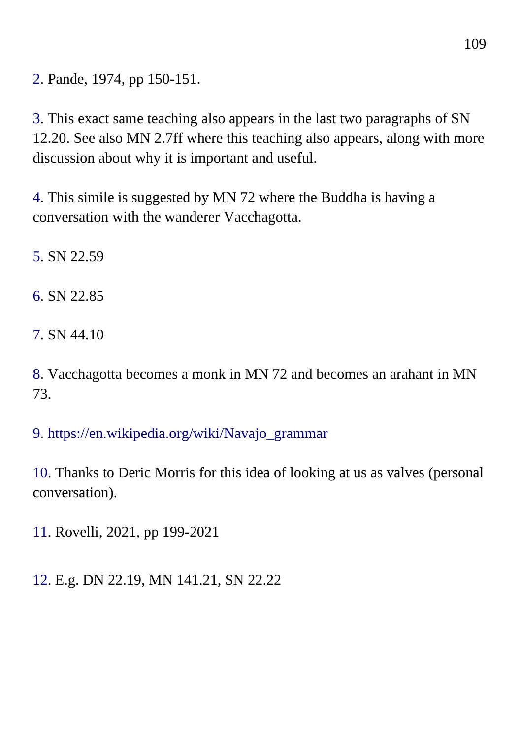2. Pande, 1974, pp 150-151.

3. This exact same teaching also appears in the last two paragraphs of SN 12.20. See also MN 2.7ff where this teaching also appears, along with more discussion about why it is important and useful.

4. This simile is suggested by MN 72 where the Buddha is having a conversation with the wanderer Vacchagotta.

5. SN 22.59

6. SN 22.85

7. SN 44.10

8. Vacchagotta becomes a monk in MN 72 and becomes an arahant in MN 73.

9. https://en.wikipedia.org/wiki/Navajo_grammar

10. Thanks to Deric Morris for this idea of looking at us as valves (personal conversation).

11. Rovelli, 2021, pp 199-2021

12. E.g. DN 22.19, MN 141.21, SN 22.22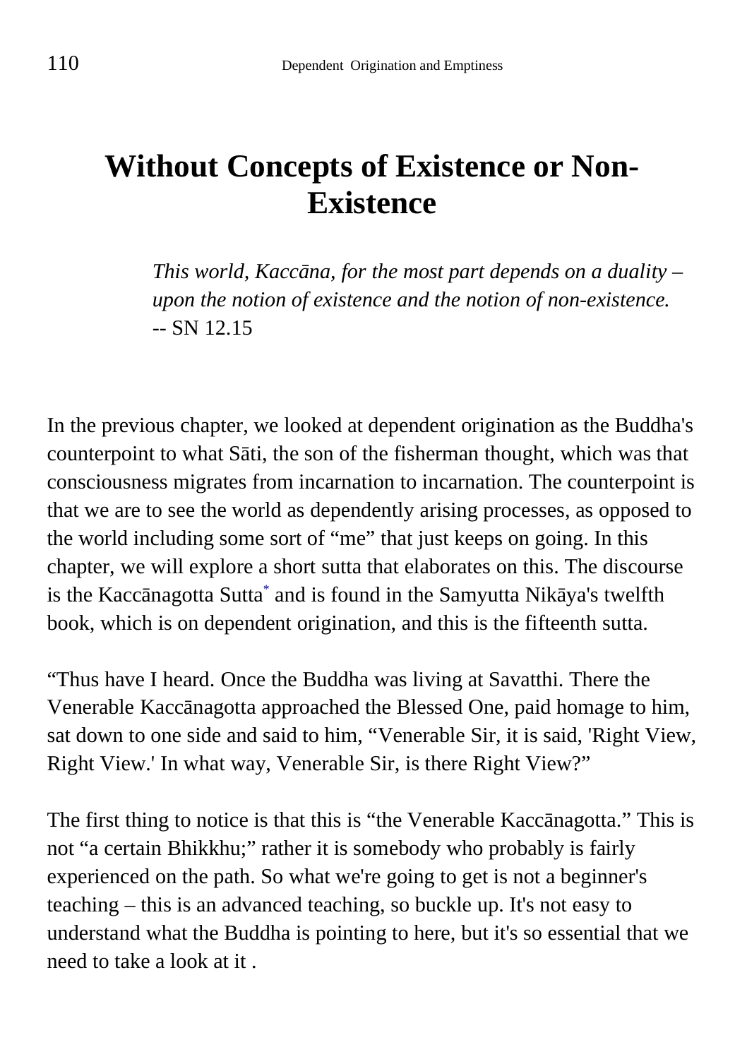# Without Concepts of Existence or Non-Existence

> *This world, Kaccāna, for the most part depends on a duality – upon the notion of existence and the notion of non-existence.*
> -- SN 12.15

In the previous chapter, we looked at dependent origination as the Buddha's counterpoint to what Sāti, the son of the fisherman thought, which was that consciousness migrates from incarnation to incarnation. The counterpoint is that we are to see the world as dependently arising processes, as opposed to the world including some sort of "me" that just keeps on going. In this chapter, we will explore a short sutta that elaborates on this. The discourse is the Kaccānagotta Sutta[*] and is found in the Samyutta Nikāya's twelfth book, which is on dependent origination, and this is the fifteenth sutta.

"Thus have I heard. Once the Buddha was living at Savatthi. There the Venerable Kaccānagotta approached the Blessed One, paid homage to him, sat down to one side and said to him, "Venerable Sir, it is said, 'Right View, Right View.' In what way, Venerable Sir, is there Right View?"

The first thing to notice is that this is "the Venerable Kaccānagotta." This is not "a certain Bhikkhu;" rather it is somebody who probably is fairly experienced on the path. So what we're going to get is not a beginner's teaching – this is an advanced teaching, so buckle up. It's not easy to understand what the Buddha is pointing to here, but it's so essential that we need to take a look at it .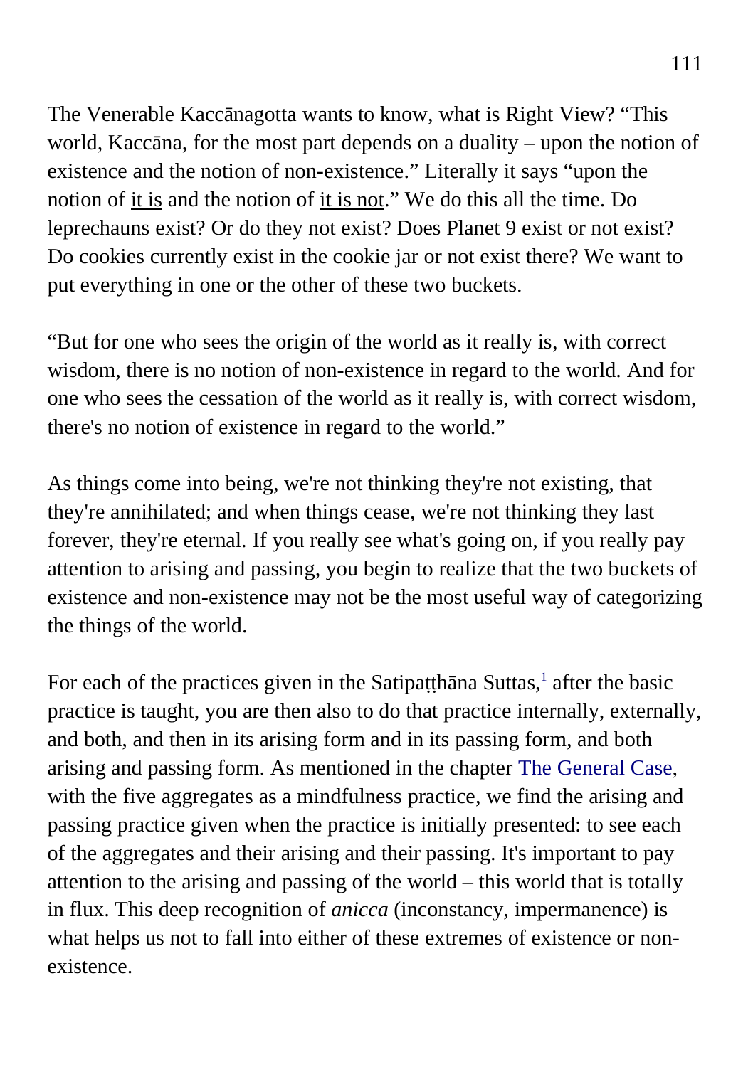The Venerable Kaccānagotta wants to know, what is Right View? "This world, Kaccāna, for the most part depends on a duality – upon the notion of existence and the notion of non-existence." Literally it says "upon the notion of it is and the notion of it is not." We do this all the time. Do leprechauns exist? Or do they not exist? Does Planet 9 exist or not exist? Do cookies currently exist in the cookie jar or not exist there? We want to put everything in one or the other of these two buckets.

"But for one who sees the origin of the world as it really is, with correct wisdom, there is no notion of non-existence in regard to the world. And for one who sees the cessation of the world as it really is, with correct wisdom, there's no notion of existence in regard to the world."

As things come into being, we're not thinking they're not existing, that they're annihilated; and when things cease, we're not thinking they last forever, they're eternal. If you really see what's going on, if you really pay attention to arising and passing, you begin to realize that the two buckets of existence and non-existence may not be the most useful way of categorizing the things of the world.

For each of the practices given in the Satipaṭṭhāna Suttas,[1] after the basic practice is taught, you are then also to do that practice internally, externally, and both, and then in its arising form and in its passing form, and both arising and passing form. As mentioned in the chapter The General Case, with the five aggregates as a mindfulness practice, we find the arising and passing practice given when the practice is initially presented: to see each of the aggregates and their arising and their passing. It's important to pay attention to the arising and passing of the world – this world that is totally in flux. This deep recognition of *anicca* (inconstancy, impermanence) is what helps us not to fall into either of these extremes of existence or non-existence.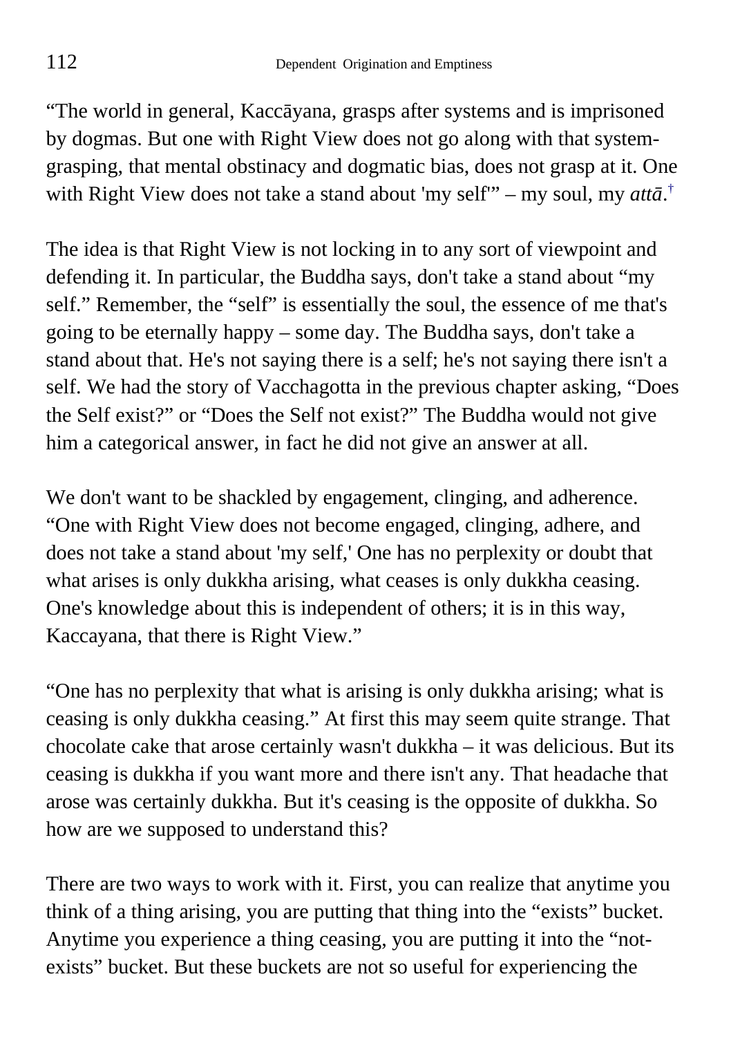"The world in general, Kaccāyana, grasps after systems and is imprisoned by dogmas. But one with Right View does not go along with that system-grasping, that mental obstinacy and dogmatic bias, does not grasp at it. One with Right View does not take a stand about 'my self'" – my soul, my *attā*.[†]

The idea is that Right View is not locking in to any sort of viewpoint and defending it. In particular, the Buddha says, don't take a stand about "my self." Remember, the "self" is essentially the soul, the essence of me that's going to be eternally happy – some day. The Buddha says, don't take a stand about that. He's not saying there is a self; he's not saying there isn't a self. We had the story of Vacchagotta in the previous chapter asking, "Does the Self exist?" or "Does the Self not exist?" The Buddha would not give him a categorical answer, in fact he did not give an answer at all.

We don't want to be shackled by engagement, clinging, and adherence. "One with Right View does not become engaged, clinging, adhere, and does not take a stand about 'my self,' One has no perplexity or doubt that what arises is only dukkha arising, what ceases is only dukkha ceasing. One's knowledge about this is independent of others; it is in this way, Kaccayana, that there is Right View."

"One has no perplexity that what is arising is only dukkha arising; what is ceasing is only dukkha ceasing." At first this may seem quite strange. That chocolate cake that arose certainly wasn't dukkha – it was delicious. But its ceasing is dukkha if you want more and there isn't any. That headache that arose was certainly dukkha. But it's ceasing is the opposite of dukkha. So how are we supposed to understand this?

There are two ways to work with it. First, you can realize that anytime you think of a thing arising, you are putting that thing into the "exists" bucket. Anytime you experience a thing ceasing, you are putting it into the "not-exists" bucket. But these buckets are not so useful for experiencing the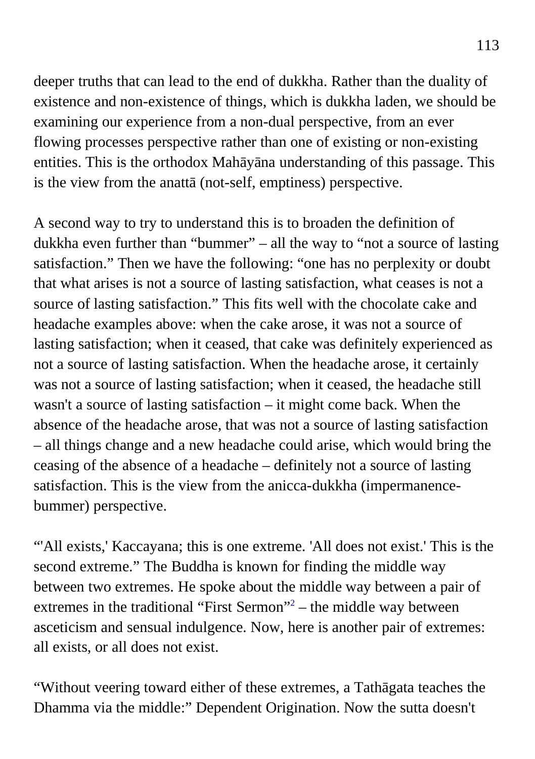deeper truths that can lead to the end of dukkha. Rather than the duality of existence and non-existence of things, which is dukkha laden, we should be examining our experience from a non-dual perspective, from an ever flowing processes perspective rather than one of existing or non-existing entities. This is the orthodox Mahāyāna understanding of this passage. This is the view from the anattā (not-self, emptiness) perspective.

A second way to try to understand this is to broaden the definition of dukkha even further than "bummer" – all the way to "not a source of lasting satisfaction." Then we have the following: "one has no perplexity or doubt that what arises is not a source of lasting satisfaction, what ceases is not a source of lasting satisfaction." This fits well with the chocolate cake and headache examples above: when the cake arose, it was not a source of lasting satisfaction; when it ceased, that cake was definitely experienced as not a source of lasting satisfaction. When the headache arose, it certainly was not a source of lasting satisfaction; when it ceased, the headache still wasn't a source of lasting satisfaction – it might come back. When the absence of the headache arose, that was not a source of lasting satisfaction – all things change and a new headache could arise, which would bring the ceasing of the absence of a headache – definitely not a source of lasting satisfaction. This is the view from the anicca-dukkha (impermanence-bummer) perspective.

"'All exists,' Kaccayana; this is one extreme. 'All does not exist.' This is the second extreme." The Buddha is known for finding the middle way between two extremes. He spoke about the middle way between a pair of extremes in the traditional "First Sermon"[2] – the middle way between asceticism and sensual indulgence. Now, here is another pair of extremes: all exists, or all does not exist.

"Without veering toward either of these extremes, a Tathāgata teaches the Dhamma via the middle:" Dependent Origination. Now the sutta doesn't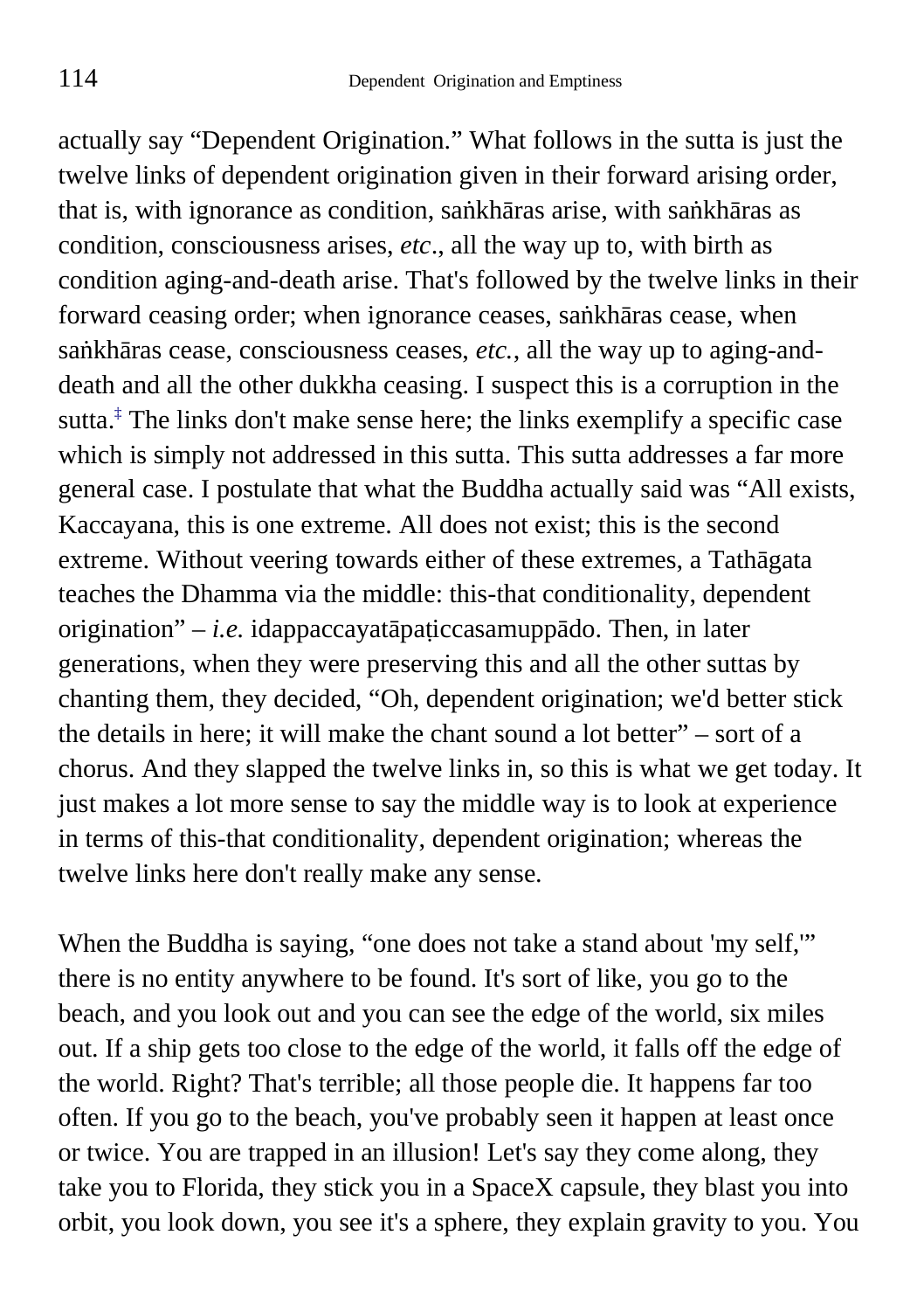actually say "Dependent Origination." What follows in the sutta is just the twelve links of dependent origination given in their forward arising order, that is, with ignorance as condition, saṅkhāras arise, with saṅkhāras as condition, consciousness arises, *etc*., all the way up to, with birth as condition aging-and-death arise. That's followed by the twelve links in their forward ceasing order; when ignorance ceases, saṅkhāras cease, when saṅkhāras cease, consciousness ceases, *etc.*, all the way up to aging-and-death and all the other dukkha ceasing. I suspect this is a corruption in the sutta.[‡] The links don't make sense here; the links exemplify a specific case which is simply not addressed in this sutta. This sutta addresses a far more general case. I postulate that what the Buddha actually said was "All exists, Kaccayana, this is one extreme. All does not exist; this is the second extreme. Without veering towards either of these extremes, a Tathāgata teaches the Dhamma via the middle: this-that conditionality, dependent origination" – *i.e.* idappaccayatāpaṭiccasamuppādo. Then, in later generations, when they were preserving this and all the other suttas by chanting them, they decided, "Oh, dependent origination; we'd better stick the details in here; it will make the chant sound a lot better" – sort of a chorus. And they slapped the twelve links in, so this is what we get today. It just makes a lot more sense to say the middle way is to look at experience in terms of this-that conditionality, dependent origination; whereas the twelve links here don't really make any sense.

When the Buddha is saying, "one does not take a stand about 'my self,'" there is no entity anywhere to be found. It's sort of like, you go to the beach, and you look out and you can see the edge of the world, six miles out. If a ship gets too close to the edge of the world, it falls off the edge of the world. Right? That's terrible; all those people die. It happens far too often. If you go to the beach, you've probably seen it happen at least once or twice. You are trapped in an illusion! Let's say they come along, they take you to Florida, they stick you in a SpaceX capsule, they blast you into orbit, you look down, you see it's a sphere, they explain gravity to you. You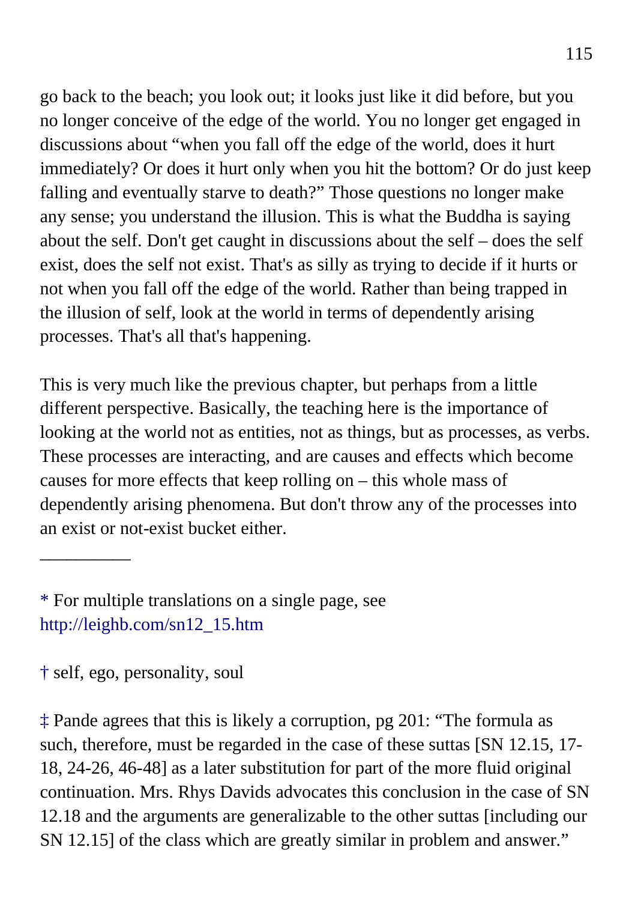go back to the beach; you look out; it looks just like it did before, but you no longer conceive of the edge of the world. You no longer get engaged in discussions about "when you fall off the edge of the world, does it hurt immediately? Or does it hurt only when you hit the bottom? Or do just keep falling and eventually starve to death?" Those questions no longer make any sense; you understand the illusion. This is what the Buddha is saying about the self. Don't get caught in discussions about the self – does the self exist, does the self not exist. That's as silly as trying to decide if it hurts or not when you fall off the edge of the world. Rather than being trapped in the illusion of self, look at the world in terms of dependently arising processes. That's all that's happening.

This is very much like the previous chapter, but perhaps from a little different perspective. Basically, the teaching here is the importance of looking at the world not as entities, not as things, but as processes, as verbs. These processes are interacting, and are causes and effects which become causes for more effects that keep rolling on – this whole mass of dependently arising phenomena. But don't throw any of the processes into an exist or not-exist bucket either.

---

* For multiple translations on a single page, see http://leighb.com/sn12_15.htm

† self, ego, personality, soul

‡ Pande agrees that this is likely a corruption, pg 201: "The formula as such, therefore, must be regarded in the case of these suttas [SN 12.15, 17-18, 24-26, 46-48] as a later substitution for part of the more fluid original continuation. Mrs. Rhys Davids advocates this conclusion in the case of SN 12.18 and the arguments are generalizable to the other suttas [including our SN 12.15] of the class which are greatly similar in problem and answer."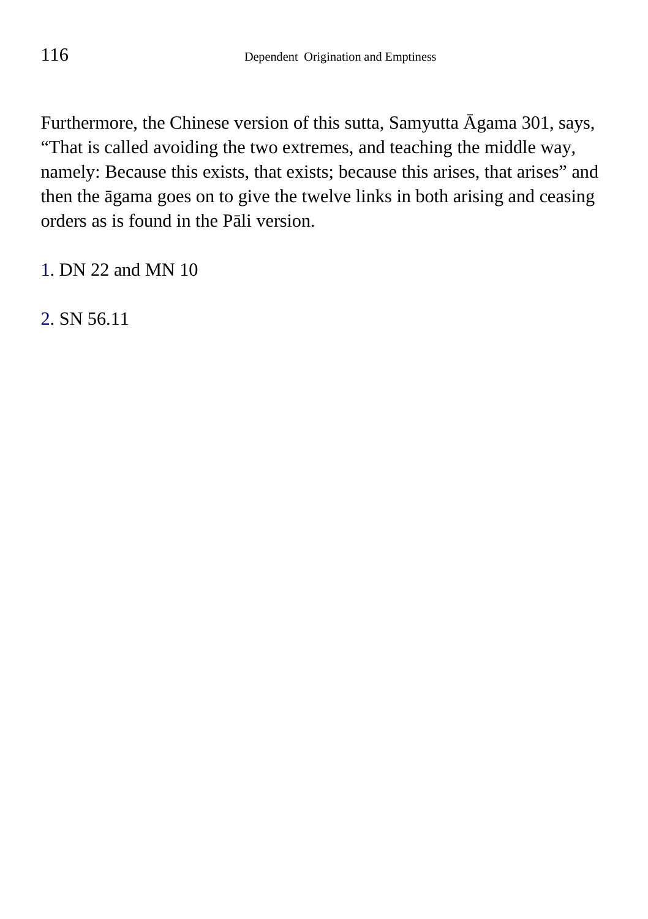Furthermore, the Chinese version of this sutta, Samyutta Āgama 301, says, “That is called avoiding the two extremes, and teaching the middle way, namely: Because this exists, that exists; because this arises, that arises” and then the āgama goes on to give the twelve links in both arising and ceasing orders as is found in the Pāli version.

1. DN 22 and MN 10

2. SN 56.11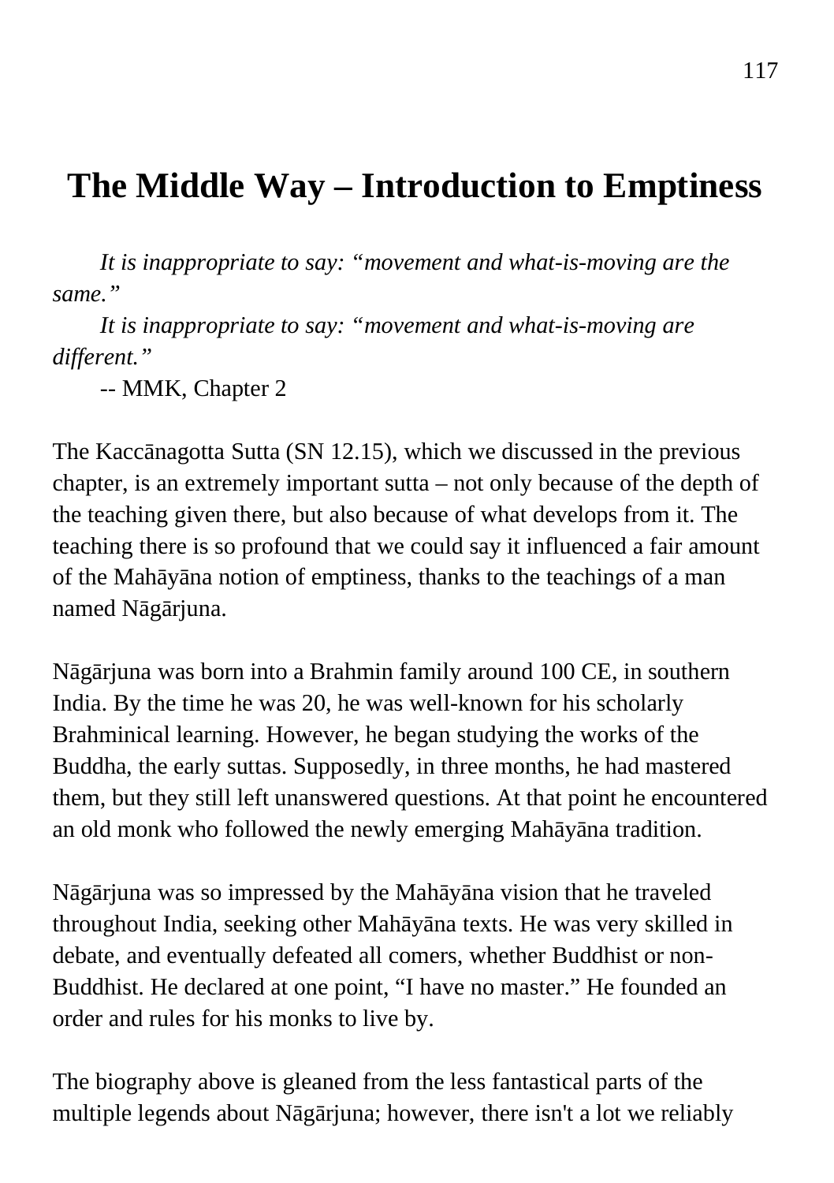# The Middle Way – Introduction to Emptiness

*It is inappropriate to say: "movement and what-is-moving are the same."*

*It is inappropriate to say: "movement and what-is-moving are different."*

-- MMK, Chapter 2

The Kaccānagotta Sutta (SN 12.15), which we discussed in the previous chapter, is an extremely important sutta – not only because of the depth of the teaching given there, but also because of what develops from it. The teaching there is so profound that we could say it influenced a fair amount of the Mahāyāna notion of emptiness, thanks to the teachings of a man named Nāgārjuna.

Nāgārjuna was born into a Brahmin family around 100 CE, in southern India. By the time he was 20, he was well-known for his scholarly Brahminical learning. However, he began studying the works of the Buddha, the early suttas. Supposedly, in three months, he had mastered them, but they still left unanswered questions. At that point he encountered an old monk who followed the newly emerging Mahāyāna tradition.

Nāgārjuna was so impressed by the Mahāyāna vision that he traveled throughout India, seeking other Mahāyāna texts. He was very skilled in debate, and eventually defeated all comers, whether Buddhist or non-Buddhist. He declared at one point, "I have no master." He founded an order and rules for his monks to live by.

The biography above is gleaned from the less fantastical parts of the multiple legends about Nāgārjuna; however, there isn't a lot we reliably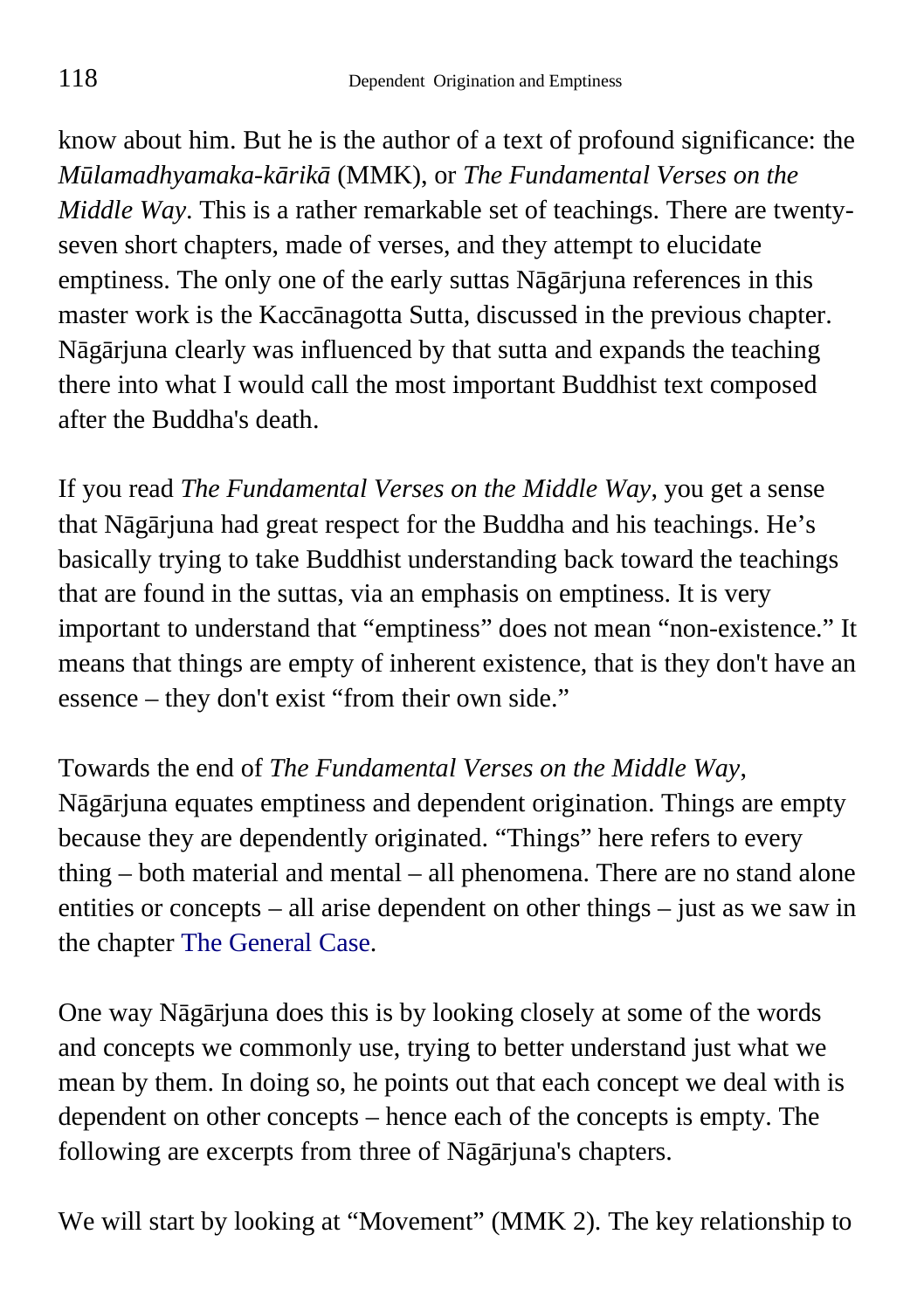know about him. But he is the author of a text of profound significance: the *Mūlamadhyamaka-kārikā* (MMK), or *The Fundamental Verses on the Middle Way*. This is a rather remarkable set of teachings. There are twenty-seven short chapters, made of verses, and they attempt to elucidate emptiness. The only one of the early suttas Nāgārjuna references in this master work is the Kaccānagotta Sutta, discussed in the previous chapter. Nāgārjuna clearly was influenced by that sutta and expands the teaching there into what I would call the most important Buddhist text composed after the Buddha's death.

If you read *The Fundamental Verses on the Middle Way*, you get a sense that Nāgārjuna had great respect for the Buddha and his teachings. He's basically trying to take Buddhist understanding back toward the teachings that are found in the suttas, via an emphasis on emptiness. It is very important to understand that "emptiness" does not mean "non-existence." It means that things are empty of inherent existence, that is they don't have an essence – they don't exist "from their own side."

Towards the end of *The Fundamental Verses on the Middle Way*, Nāgārjuna equates emptiness and dependent origination. Things are empty because they are dependently originated. "Things" here refers to every thing – both material and mental – all phenomena. There are no stand alone entities or concepts – all arise dependent on other things – just as we saw in the chapter The General Case.

One way Nāgārjuna does this is by looking closely at some of the words and concepts we commonly use, trying to better understand just what we mean by them. In doing so, he points out that each concept we deal with is dependent on other concepts – hence each of the concepts is empty. The following are excerpts from three of Nāgārjuna's chapters.

We will start by looking at "Movement" (MMK 2). The key relationship to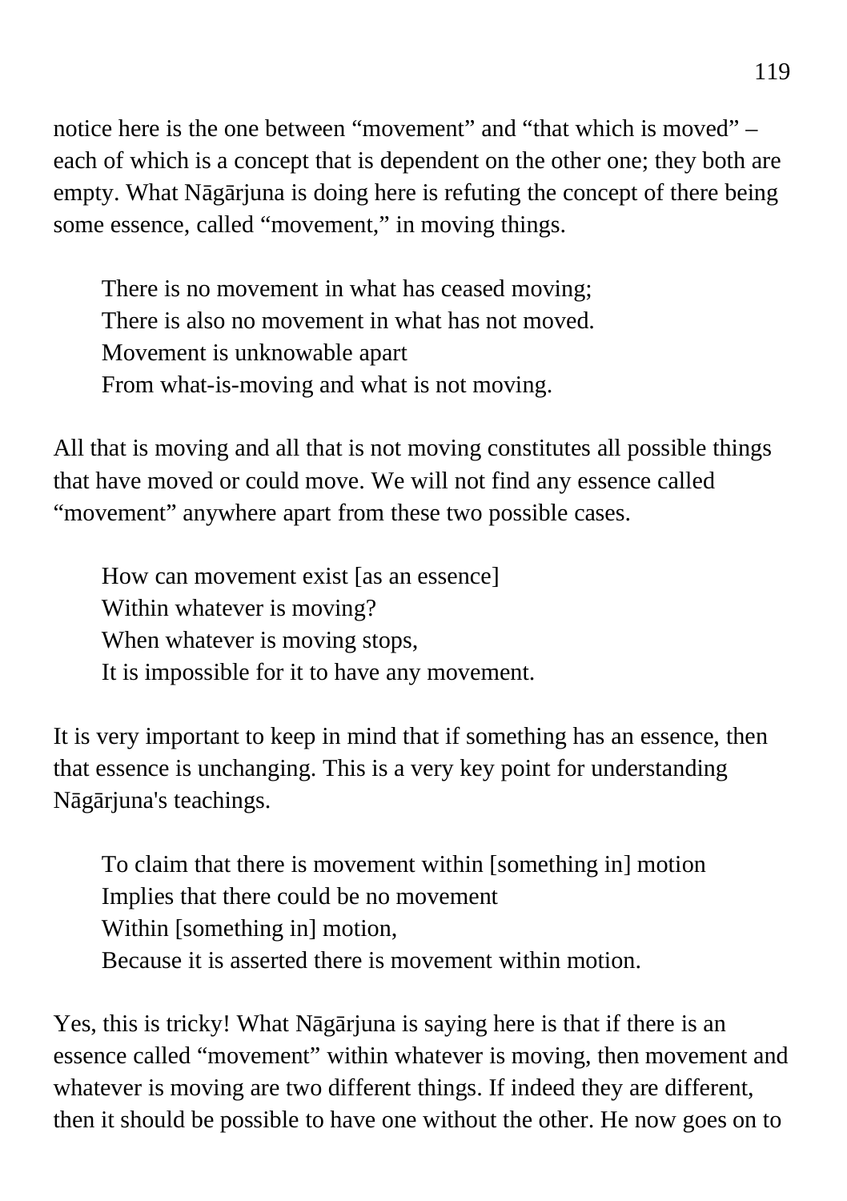notice here is the one between “movement” and “that which is moved” – each of which is a concept that is dependent on the other one; they both are empty. What Nāgārjuna is doing here is refuting the concept of there being some essence, called “movement,” in moving things.

> There is no movement in what has ceased moving;
> There is also no movement in what has not moved.
> Movement is unknowable apart
> From what-is-moving and what is not moving.

All that is moving and all that is not moving constitutes all possible things that have moved or could move. We will not find any essence called “movement” anywhere apart from these two possible cases.

> How can movement exist [as an essence]
> Within whatever is moving?
> When whatever is moving stops,
> It is impossible for it to have any movement.

It is very important to keep in mind that if something has an essence, then that essence is unchanging. This is a very key point for understanding Nāgārjuna's teachings.

> To claim that there is movement within [something in] motion
> Implies that there could be no movement
> Within [something in] motion,
> Because it is asserted there is movement within motion.

Yes, this is tricky! What Nāgārjuna is saying here is that if there is an essence called “movement” within whatever is moving, then movement and whatever is moving are two different things. If indeed they are different, then it should be possible to have one without the other. He now goes on to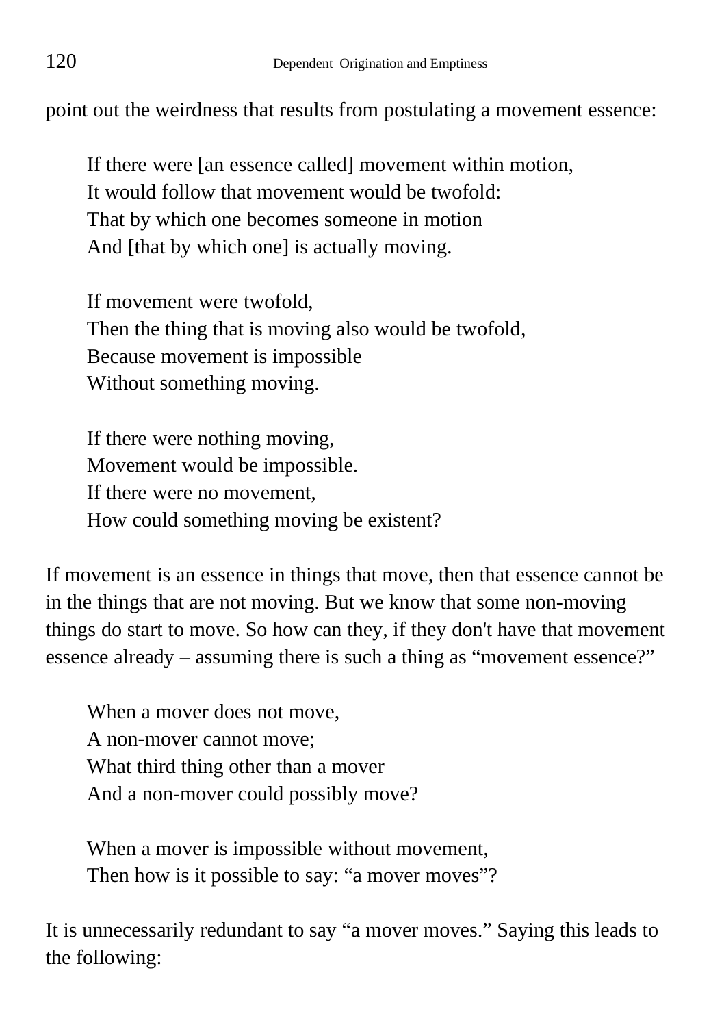point out the weirdness that results from postulating a movement essence:

> If there were [an essence called] movement within motion,  
> It would follow that movement would be twofold:  
> That by which one becomes someone in motion  
> And [that by which one] is actually moving.
>
> If movement were twofold,  
> Then the thing that is moving also would be twofold,  
> Because movement is impossible  
> Without something moving.
>
> If there were nothing moving,  
> Movement would be impossible.  
> If there were no movement,  
> How could something moving be existent?

If movement is an essence in things that move, then that essence cannot be in the things that are not moving. But we know that some non-moving things do start to move. So how can they, if they don't have that movement essence already – assuming there is such a thing as "movement essence?"

> When a mover does not move,  
> A non-mover cannot move;  
> What third thing other than a mover  
> And a non-mover could possibly move?
>
> When a mover is impossible without movement,  
> Then how is it possible to say: "a mover moves"?

It is unnecessarily redundant to say "a mover moves." Saying this leads to the following: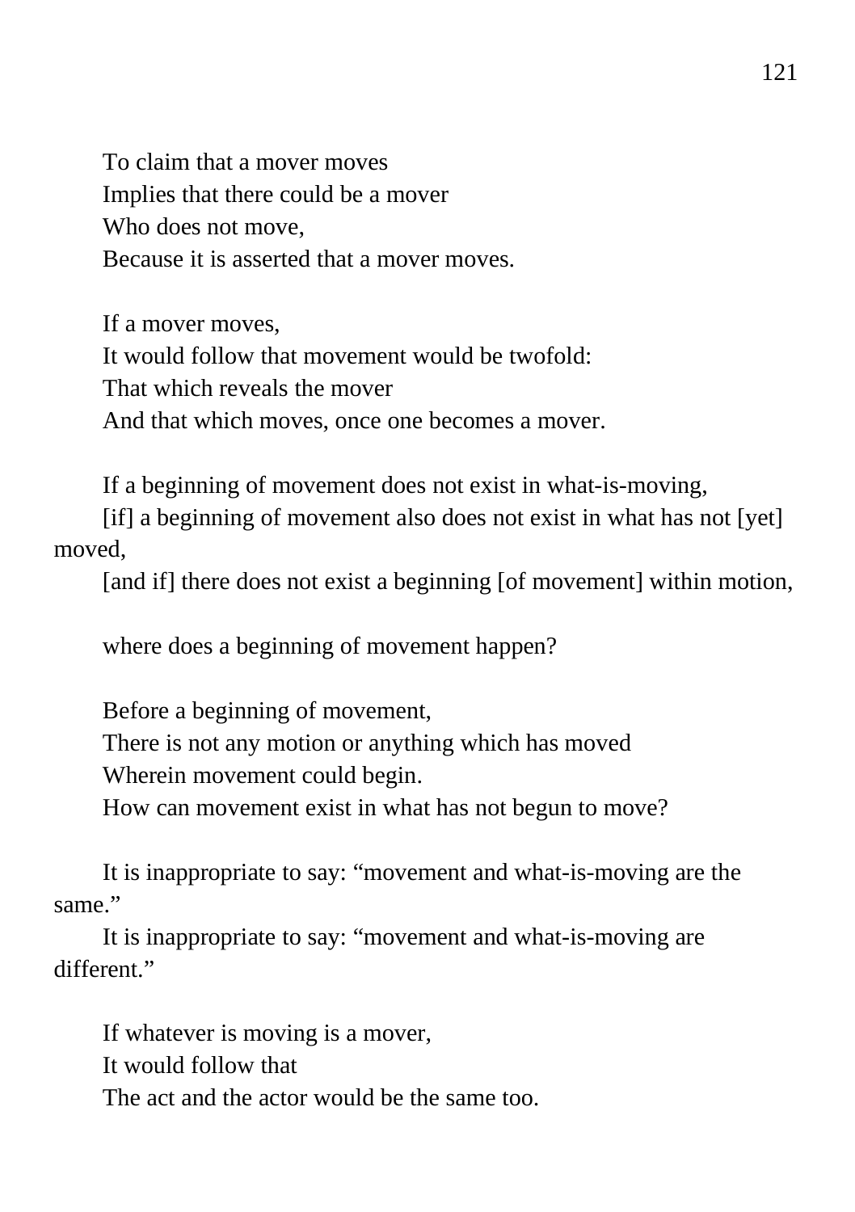To claim that a mover moves
Implies that there could be a mover
Who does not move,
Because it is asserted that a mover moves.

If a mover moves,
It would follow that movement would be twofold:
That which reveals the mover
And that which moves, once one becomes a mover.

If a beginning of movement does not exist in what-is-moving,
[if] a beginning of movement also does not exist in what has not [yet] moved,
[and if] there does not exist a beginning [of movement] within motion,

where does a beginning of movement happen?

Before a beginning of movement,
There is not any motion or anything which has moved
Wherein movement could begin.
How can movement exist in what has not begun to move?

It is inappropriate to say: "movement and what-is-moving are the same."
It is inappropriate to say: "movement and what-is-moving are different."

If whatever is moving is a mover,
It would follow that
The act and the actor would be the same too.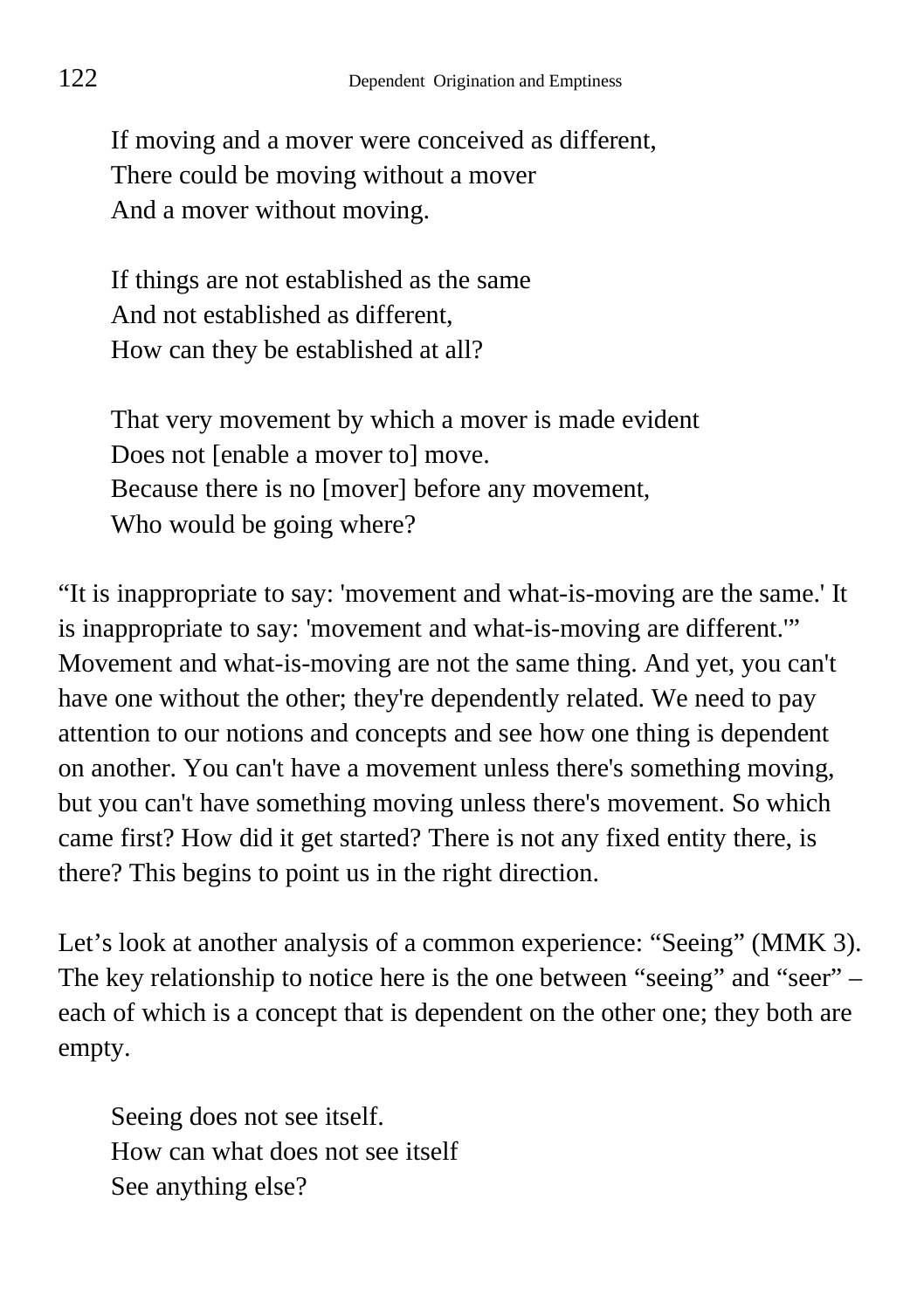If moving and a mover were conceived as different,  
There could be moving without a mover  
And a mover without moving.

If things are not established as the same  
And not established as different,  
How can they be established at all?

That very movement by which a mover is made evident  
Does not [enable a mover to] move.  
Because there is no [mover] before any movement,  
Who would be going where?

“It is inappropriate to say: 'movement and what-is-moving are the same.' It is inappropriate to say: 'movement and what-is-moving are different.'” Movement and what-is-moving are not the same thing. And yet, you can't have one without the other; they're dependently related. We need to pay attention to our notions and concepts and see how one thing is dependent on another. You can't have a movement unless there's something moving, but you can't have something moving unless there's movement. So which came first? How did it get started? There is not any fixed entity there, is there? This begins to point us in the right direction.

Let’s look at another analysis of a common experience: “Seeing” (MMK 3). The key relationship to notice here is the one between “seeing” and “seer” – each of which is a concept that is dependent on the other one; they both are empty.

Seeing does not see itself.  
How can what does not see itself  
See anything else?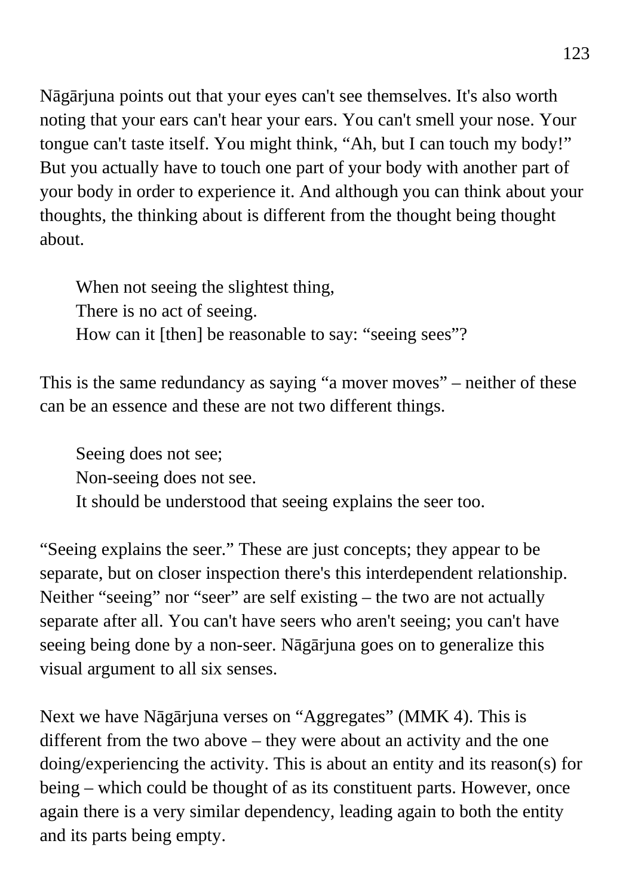Nāgārjuna points out that your eyes can't see themselves. It's also worth noting that your ears can't hear your ears. You can't smell your nose. Your tongue can't taste itself. You might think, “Ah, but I can touch my body!” But you actually have to touch one part of your body with another part of your body in order to experience it. And although you can think about your thoughts, the thinking about is different from the thought being thought about.

> When not seeing the slightest thing,
> There is no act of seeing.
> How can it [then] be reasonable to say: “seeing sees”?

This is the same redundancy as saying “a mover moves” – neither of these can be an essence and these are not two different things.

> Seeing does not see;
> Non-seeing does not see.
> It should be understood that seeing explains the seer too.

“Seeing explains the seer.” These are just concepts; they appear to be separate, but on closer inspection there's this interdependent relationship. Neither “seeing” nor “seer” are self existing – the two are not actually separate after all. You can't have seers who aren't seeing; you can't have seeing being done by a non-seer. Nāgārjuna goes on to generalize this visual argument to all six senses.

Next we have Nāgārjuna verses on “Aggregates” (MMK 4). This is different from the two above – they were about an activity and the one doing/experiencing the activity. This is about an entity and its reason(s) for being – which could be thought of as its constituent parts. However, once again there is a very similar dependency, leading again to both the entity and its parts being empty.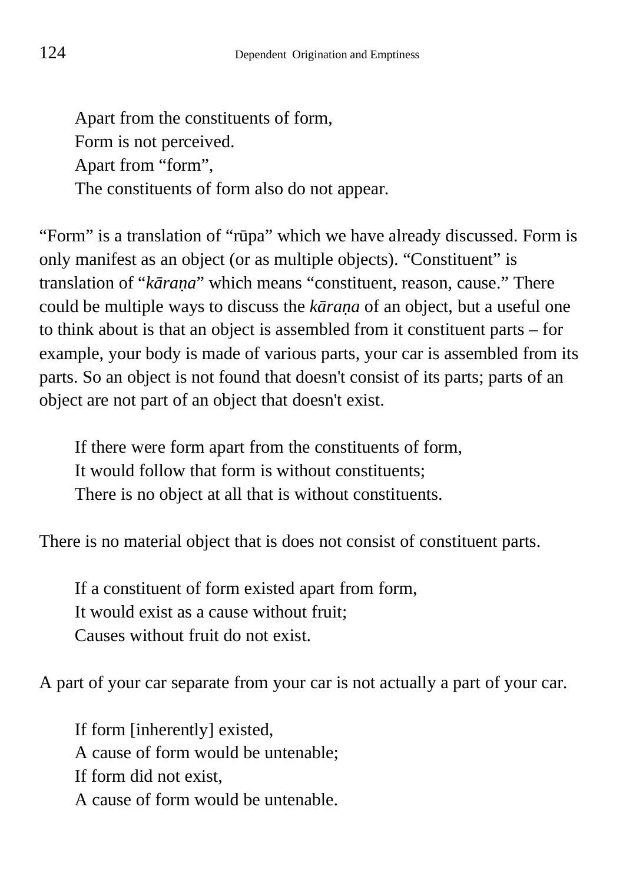> Apart from the constituents of form,
> Form is not perceived.
> Apart from "form",
> The constituents of form also do not appear.

"Form" is a translation of "rūpa" which we have already discussed. Form is only manifest as an object (or as multiple objects). "Constituent" is translation of "*kāraṇa*" which means "constituent, reason, cause." There could be multiple ways to discuss the *kāraṇa* of an object, but a useful one to think about is that an object is assembled from it constituent parts – for example, your body is made of various parts, your car is assembled from its parts. So an object is not found that doesn't consist of its parts; parts of an object are not part of an object that doesn't exist.

> If there were form apart from the constituents of form,
> It would follow that form is without constituents;
> There is no object at all that is without constituents.

There is no material object that is does not consist of constituent parts.

> If a constituent of form existed apart from form,
> It would exist as a cause without fruit;
> Causes without fruit do not exist.

A part of your car separate from your car is not actually a part of your car.

> If form [inherently] existed,
> A cause of form would be untenable;
> If form did not exist,
> A cause of form would be untenable.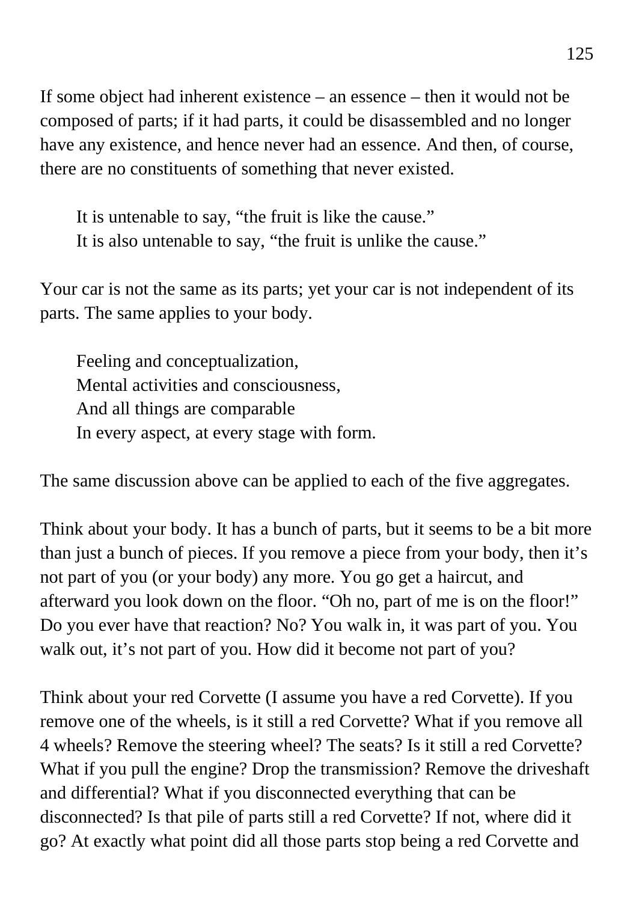If some object had inherent existence – an essence – then it would not be composed of parts; if it had parts, it could be disassembled and no longer have any existence, and hence never had an essence. And then, of course, there are no constituents of something that never existed.

> It is untenable to say, "the fruit is like the cause."
> It is also untenable to say, "the fruit is unlike the cause."

Your car is not the same as its parts; yet your car is not independent of its parts. The same applies to your body.

> Feeling and conceptualization,
> Mental activities and consciousness,
> And all things are comparable
> In every aspect, at every stage with form.

The same discussion above can be applied to each of the five aggregates.

Think about your body. It has a bunch of parts, but it seems to be a bit more than just a bunch of pieces. If you remove a piece from your body, then it's not part of you (or your body) any more. You go get a haircut, and afterward you look down on the floor. "Oh no, part of me is on the floor!" Do you ever have that reaction? No? You walk in, it was part of you. You walk out, it's not part of you. How did it become not part of you?

Think about your red Corvette (I assume you have a red Corvette). If you remove one of the wheels, is it still a red Corvette? What if you remove all 4 wheels? Remove the steering wheel? The seats? Is it still a red Corvette? What if you pull the engine? Drop the transmission? Remove the driveshaft and differential? What if you disconnected everything that can be disconnected? Is that pile of parts still a red Corvette? If not, where did it go? At exactly what point did all those parts stop being a red Corvette and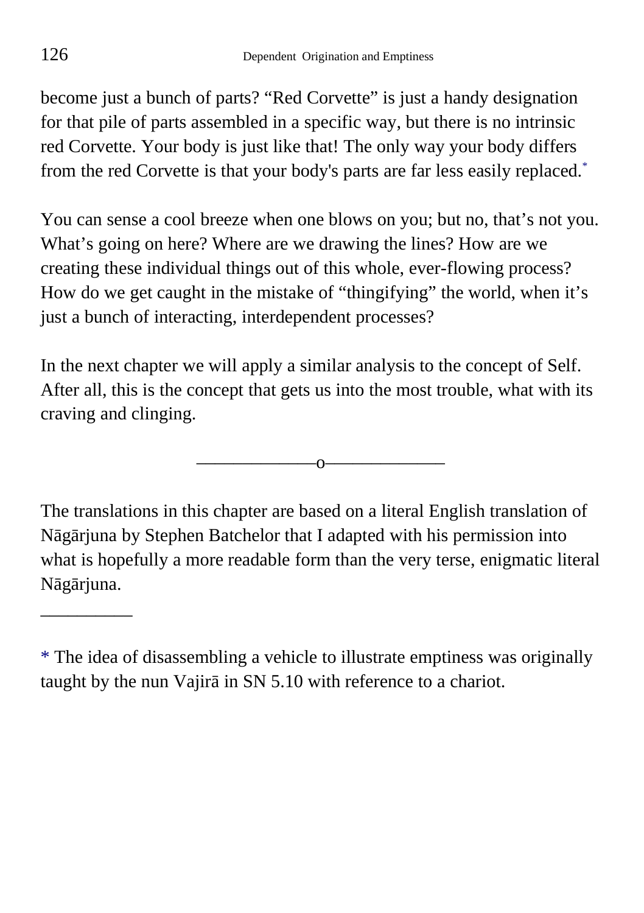become just a bunch of parts? “Red Corvette” is just a handy designation for that pile of parts assembled in a specific way, but there is no intrinsic red Corvette. Your body is just like that! The only way your body differs from the red Corvette is that your body's parts are far less easily replaced.*

You can sense a cool breeze when one blows on you; but no, that’s not you. What’s going on here? Where are we drawing the lines? How are we creating these individual things out of this whole, ever-flowing process? How do we get caught in the mistake of “thingifying” the world, when it’s just a bunch of interacting, interdependent processes?

In the next chapter we will apply a similar analysis to the concept of Self. After all, this is the concept that gets us into the most trouble, what with its craving and clinging.

———————o———————

The translations in this chapter are based on a literal English translation of Nāgārjuna by Stephen Batchelor that I adapted with his permission into what is hopefully a more readable form than the very terse, enigmatic literal Nāgārjuna.

__________

* The idea of disassembling a vehicle to illustrate emptiness was originally taught by the nun Vajirā in SN 5.10 with reference to a chariot.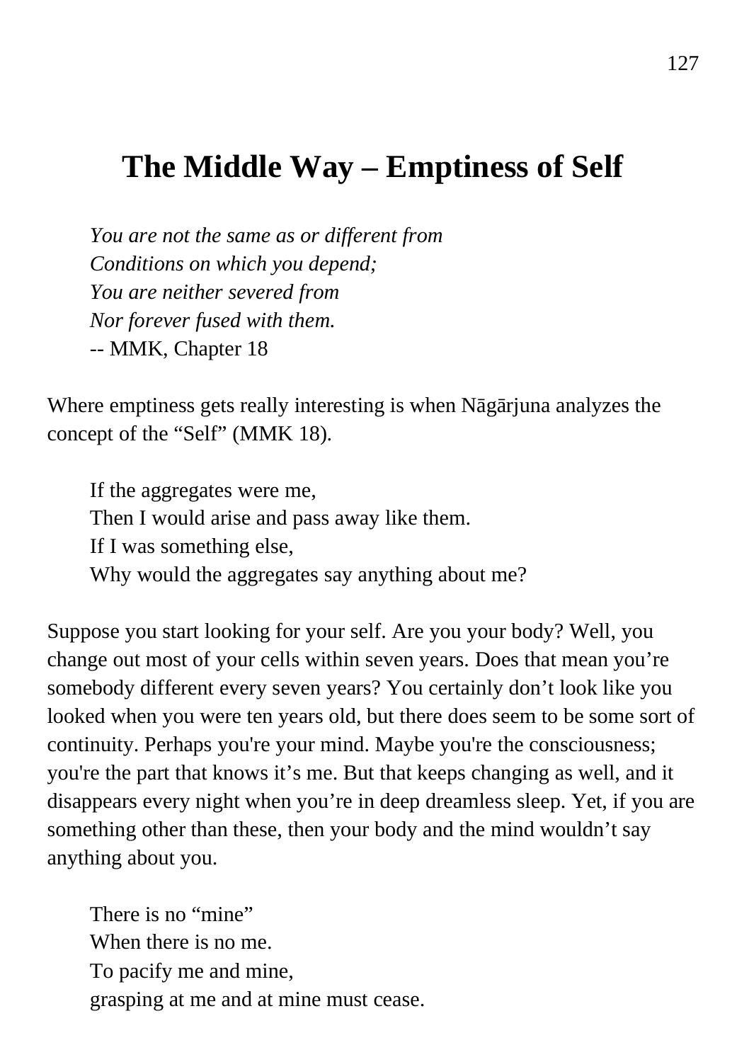# The Middle Way – Emptiness of Self

> *You are not the same as or different from*
> *Conditions on which you depend;*
> *You are neither severed from*
> *Nor forever fused with them.*
> -- MMK, Chapter 18

Where emptiness gets really interesting is when Nāgārjuna analyzes the concept of the "Self" (MMK 18).

> If the aggregates were me,
> Then I would arise and pass away like them.
> If I was something else,
> Why would the aggregates say anything about me?

Suppose you start looking for your self. Are you your body? Well, you change out most of your cells within seven years. Does that mean you're somebody different every seven years? You certainly don't look like you looked when you were ten years old, but there does seem to be some sort of continuity. Perhaps you're your mind. Maybe you're the consciousness; you're the part that knows it's me. But that keeps changing as well, and it disappears every night when you're in deep dreamless sleep. Yet, if you are something other than these, then your body and the mind wouldn't say anything about you.

> There is no "mine"
> When there is no me.
> To pacify me and mine,
> grasping at me and at mine must cease.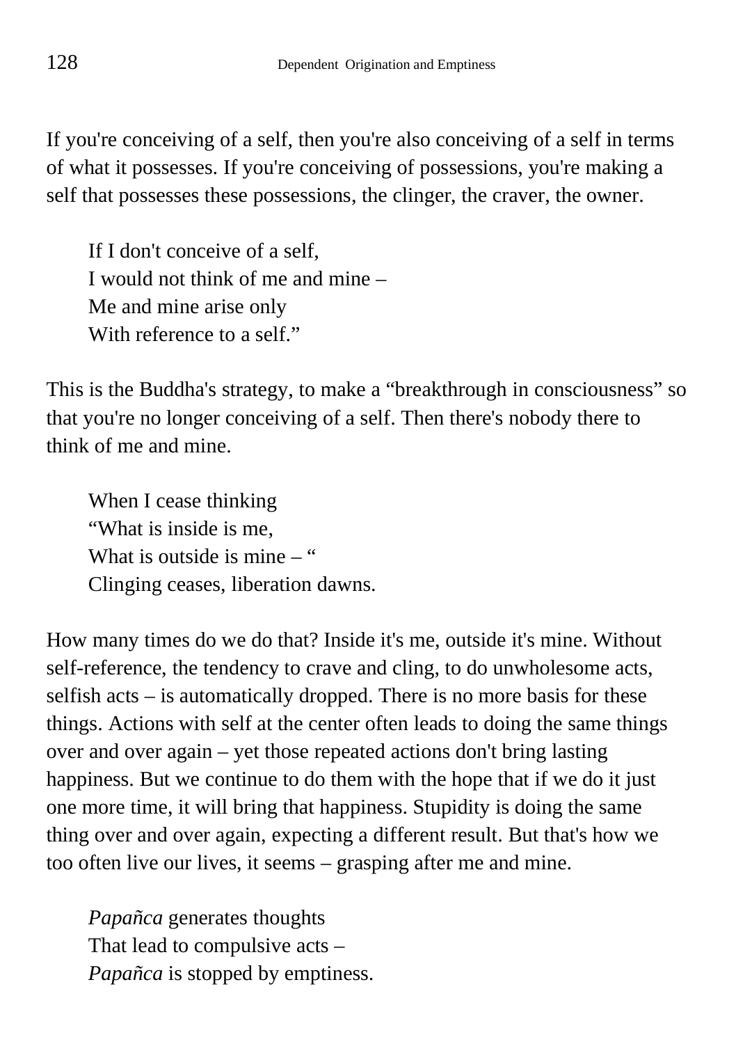If you're conceiving of a self, then you're also conceiving of a self in terms of what it possesses. If you're conceiving of possessions, you're making a self that possesses these possessions, the clinger, the craver, the owner.

> If I don't conceive of a self,  
> I would not think of me and mine –  
> Me and mine arise only  
> With reference to a self."

This is the Buddha's strategy, to make a "breakthrough in consciousness" so that you're no longer conceiving of a self. Then there's nobody there to think of me and mine.

> When I cease thinking  
> "What is inside is me,  
> What is outside is mine – "  
> Clinging ceases, liberation dawns.

How many times do we do that? Inside it's me, outside it's mine. Without self-reference, the tendency to crave and cling, to do unwholesome acts, selfish acts – is automatically dropped. There is no more basis for these things. Actions with self at the center often leads to doing the same things over and over again – yet those repeated actions don't bring lasting happiness. But we continue to do them with the hope that if we do it just one more time, it will bring that happiness. Stupidity is doing the same thing over and over again, expecting a different result. But that's how we too often live our lives, it seems – grasping after me and mine.

> *Papañca* generates thoughts  
> That lead to compulsive acts –  
> *Papañca* is stopped by emptiness.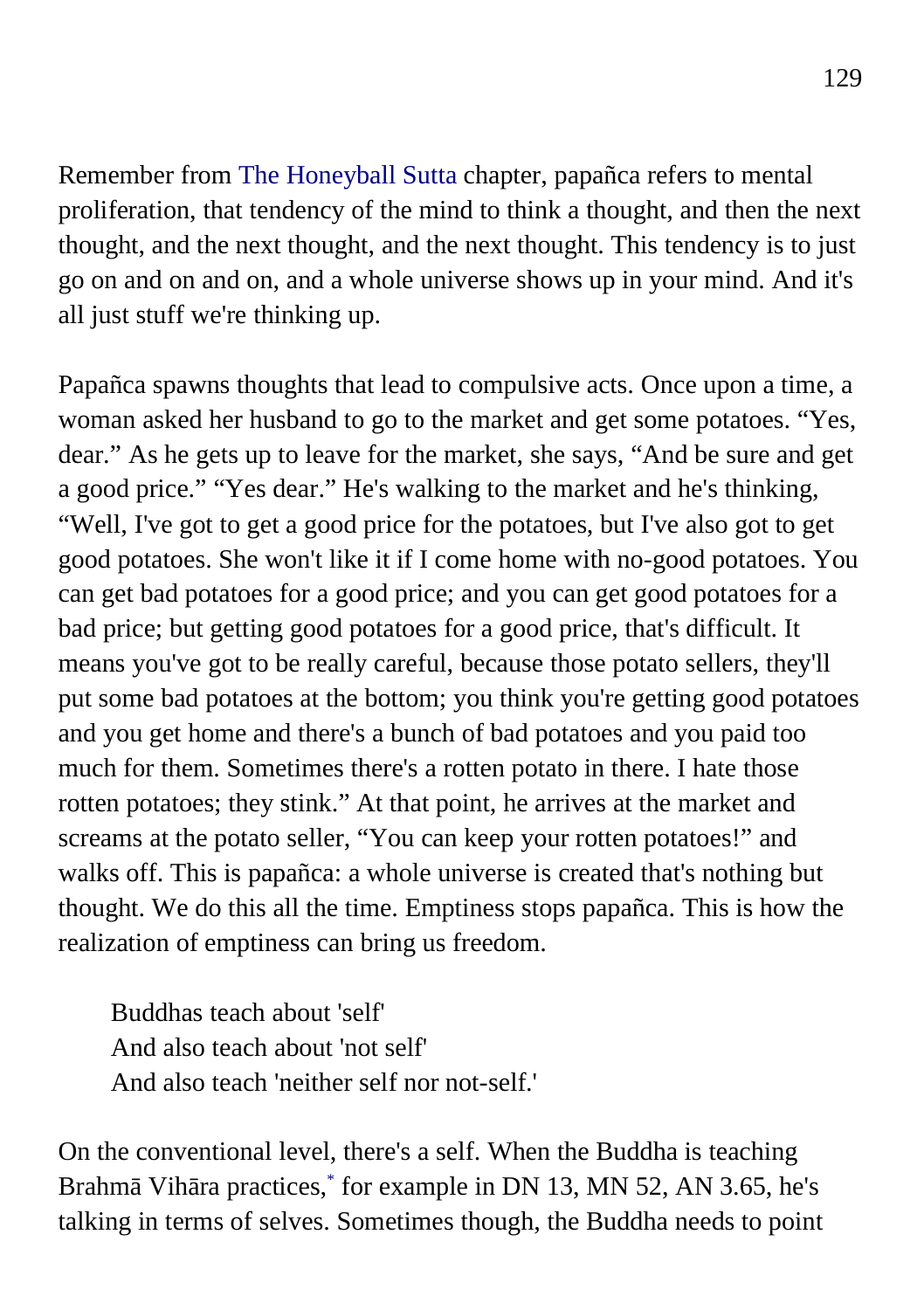Remember from The Honeyball Sutta chapter, papañca refers to mental proliferation, that tendency of the mind to think a thought, and then the next thought, and the next thought, and the next thought. This tendency is to just go on and on and on, and a whole universe shows up in your mind. And it's all just stuff we're thinking up.

Papañca spawns thoughts that lead to compulsive acts. Once upon a time, a woman asked her husband to go to the market and get some potatoes. “Yes, dear.” As he gets up to leave for the market, she says, “And be sure and get a good price.” “Yes dear.” He's walking to the market and he's thinking, “Well, I've got to get a good price for the potatoes, but I've also got to get good potatoes. She won't like it if I come home with no-good potatoes. You can get bad potatoes for a good price; and you can get good potatoes for a bad price; but getting good potatoes for a good price, that's difficult. It means you've got to be really careful, because those potato sellers, they'll put some bad potatoes at the bottom; you think you're getting good potatoes and you get home and there's a bunch of bad potatoes and you paid too much for them. Sometimes there's a rotten potato in there. I hate those rotten potatoes; they stink.” At that point, he arrives at the market and screams at the potato seller, “You can keep your rotten potatoes!” and walks off. This is papañca: a whole universe is created that's nothing but thought. We do this all the time. Emptiness stops papañca. This is how the realization of emptiness can bring us freedom.

> Buddhas teach about 'self'
> And also teach about 'not self'
> And also teach 'neither self nor not-self.'

On the conventional level, there's a self. When the Buddha is teaching Brahmā Vihāra practices,[*] for example in DN 13, MN 52, AN 3.65, he's talking in terms of selves. Sometimes though, the Buddha needs to point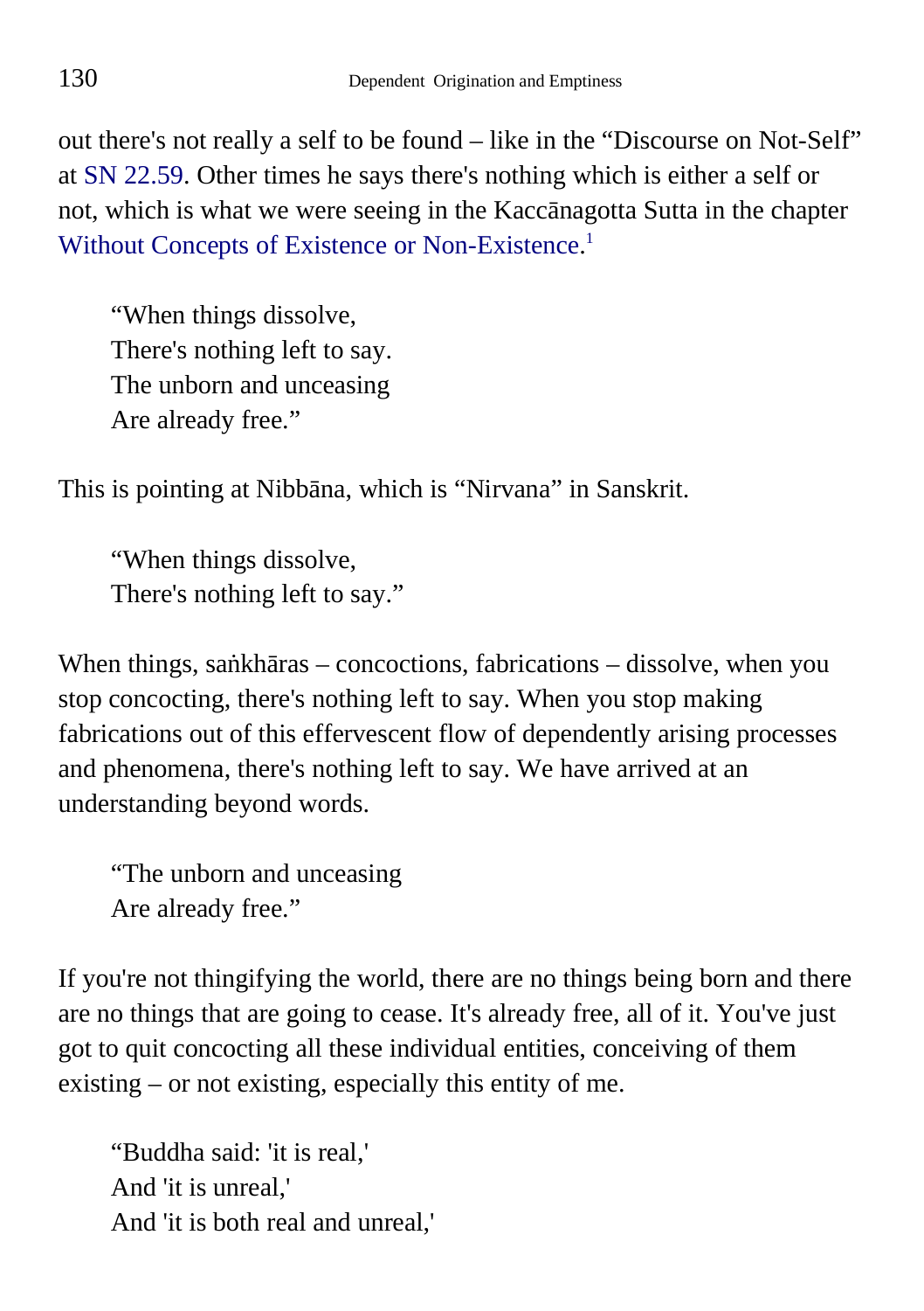out there's not really a self to be found – like in the “Discourse on Not-Self” at SN 22.59. Other times he says there's nothing which is either a self or not, which is what we were seeing in the Kaccānagotta Sutta in the chapter Without Concepts of Existence or Non-Existence.[1]

> “When things dissolve,
> There's nothing left to say.
> The unborn and unceasing
> Are already free.”

This is pointing at Nibbāna, which is “Nirvana” in Sanskrit.

> “When things dissolve,
> There's nothing left to say.”

When things, saṅkhāras – concoctions, fabrications – dissolve, when you stop concocting, there's nothing left to say. When you stop making fabrications out of this effervescent flow of dependently arising processes and phenomena, there's nothing left to say. We have arrived at an understanding beyond words.

> “The unborn and unceasing
> Are already free.”

If you're not thingifying the world, there are no things being born and there are no things that are going to cease. It's already free, all of it. You've just got to quit concocting all these individual entities, conceiving of them existing – or not existing, especially this entity of me.

> “Buddha said: 'it is real,'
> And 'it is unreal,'
> And 'it is both real and unreal,'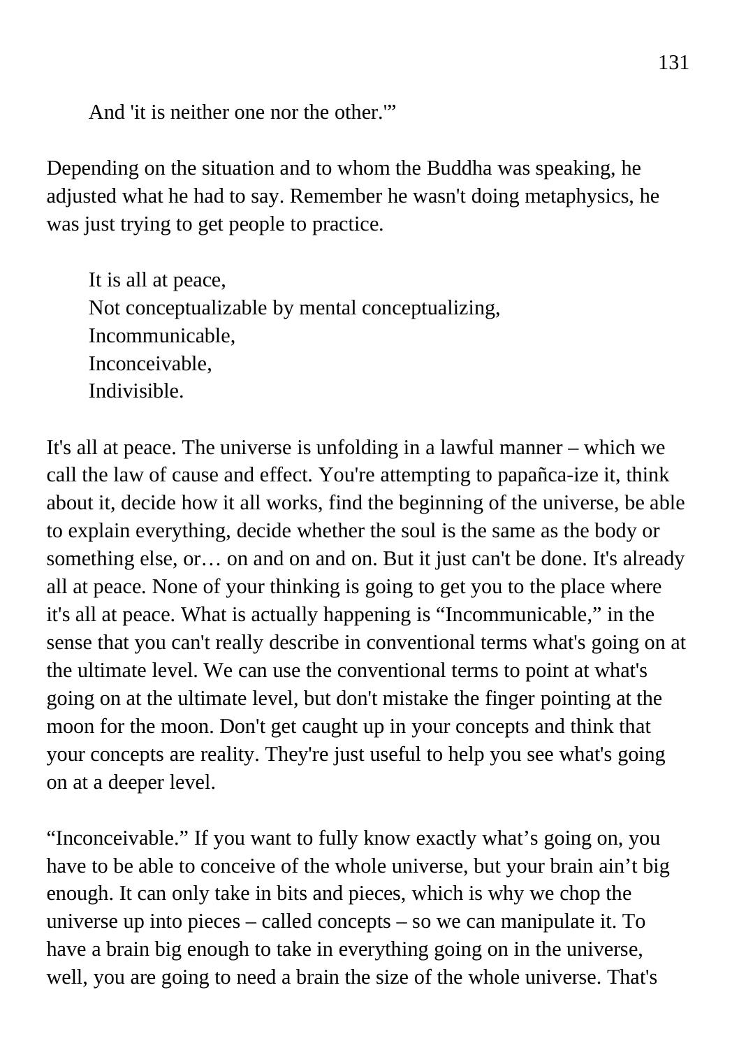> And 'it is neither one nor the other.'"

Depending on the situation and to whom the Buddha was speaking, he adjusted what he had to say. Remember he wasn't doing metaphysics, he was just trying to get people to practice.

> It is all at peace,
> Not conceptualizable by mental conceptualizing,
> Incommunicable,
> Inconceivable,
> Indivisible.

It's all at peace. The universe is unfolding in a lawful manner – which we call the law of cause and effect. You're attempting to papañca-ize it, think about it, decide how it all works, find the beginning of the universe, be able to explain everything, decide whether the soul is the same as the body or something else, or… on and on and on. But it just can't be done. It's already all at peace. None of your thinking is going to get you to the place where it's all at peace. What is actually happening is "Incommunicable," in the sense that you can't really describe in conventional terms what's going on at the ultimate level. We can use the conventional terms to point at what's going on at the ultimate level, but don't mistake the finger pointing at the moon for the moon. Don't get caught up in your concepts and think that your concepts are reality. They're just useful to help you see what's going on at a deeper level.

"Inconceivable." If you want to fully know exactly what's going on, you have to be able to conceive of the whole universe, but your brain ain't big enough. It can only take in bits and pieces, which is why we chop the universe up into pieces – called concepts – so we can manipulate it. To have a brain big enough to take in everything going on in the universe, well, you are going to need a brain the size of the whole universe. That's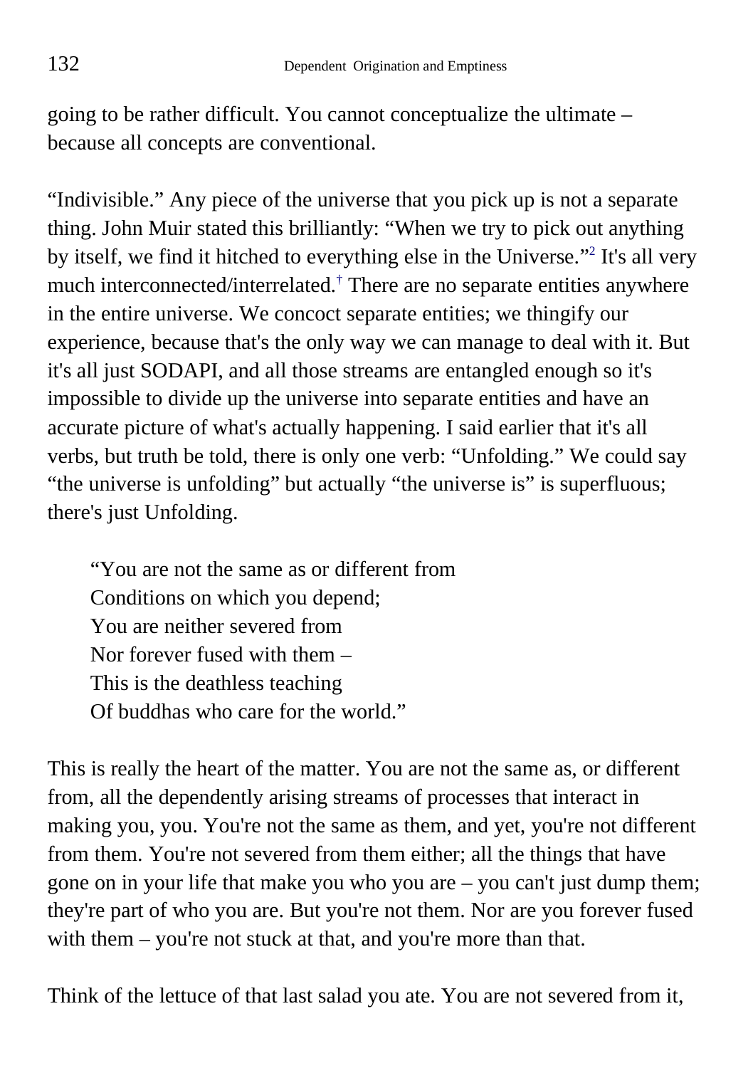going to be rather difficult. You cannot conceptualize the ultimate – because all concepts are conventional.

"Indivisible." Any piece of the universe that you pick up is not a separate thing. John Muir stated this brilliantly: "When we try to pick out anything by itself, we find it hitched to everything else in the Universe."[2] It's all very much interconnected/interrelated.[†] There are no separate entities anywhere in the entire universe. We concoct separate entities; we thingify our experience, because that's the only way we can manage to deal with it. But it's all just SODAPI, and all those streams are entangled enough so it's impossible to divide up the universe into separate entities and have an accurate picture of what's actually happening. I said earlier that it's all verbs, but truth be told, there is only one verb: "Unfolding." We could say "the universe is unfolding" but actually "the universe is" is superfluous; there's just Unfolding.

> "You are not the same as or different from
> Conditions on which you depend;
> You are neither severed from
> Nor forever fused with them –
> This is the deathless teaching
> Of buddhas who care for the world."

This is really the heart of the matter. You are not the same as, or different from, all the dependently arising streams of processes that interact in making you, you. You're not the same as them, and yet, you're not different from them. You're not severed from them either; all the things that have gone on in your life that make you who you are – you can't just dump them; they're part of who you are. But you're not them. Nor are you forever fused with them – you're not stuck at that, and you're more than that.

Think of the lettuce of that last salad you ate. You are not severed from it,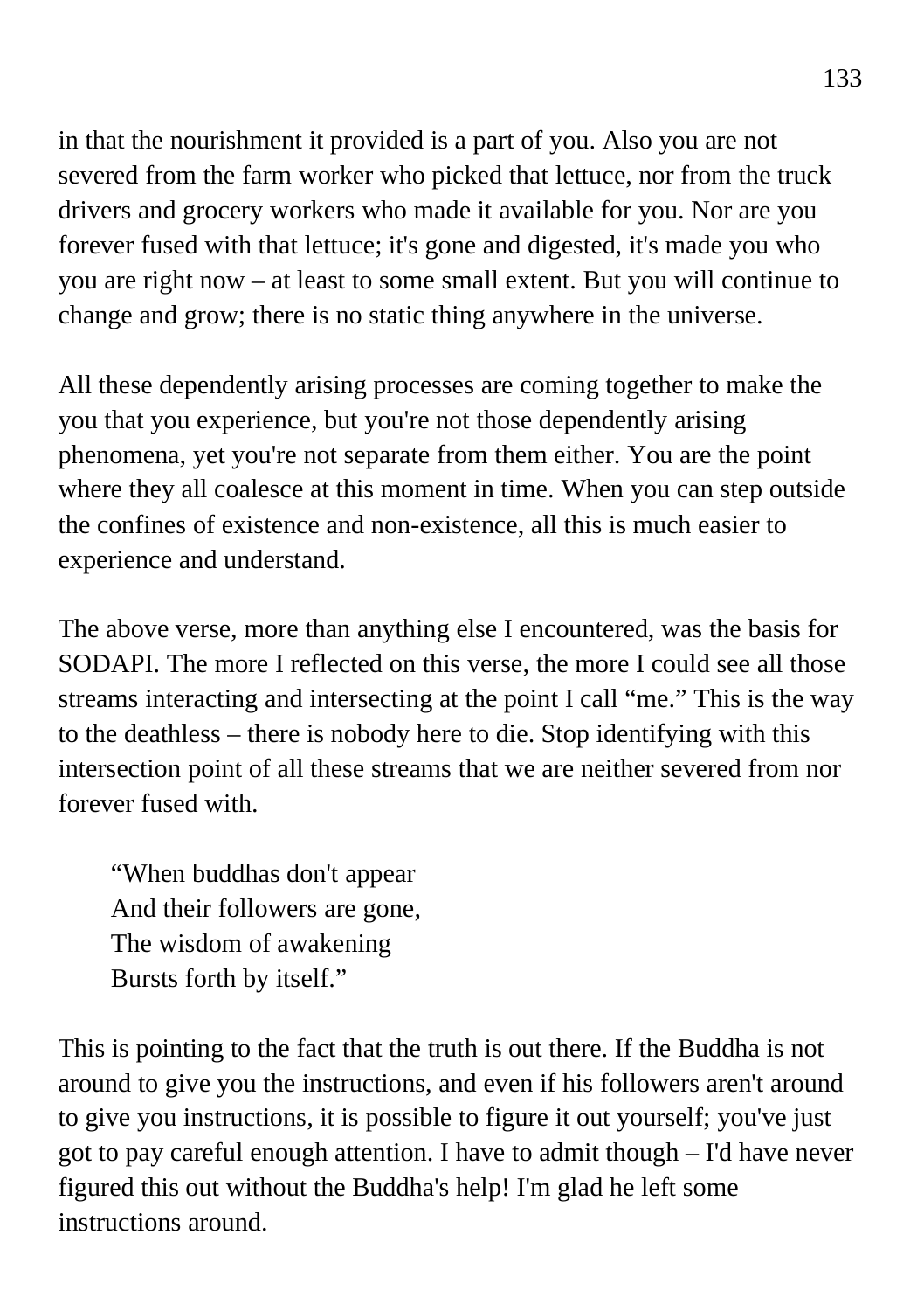in that the nourishment it provided is a part of you. Also you are not severed from the farm worker who picked that lettuce, nor from the truck drivers and grocery workers who made it available for you. Nor are you forever fused with that lettuce; it's gone and digested, it's made you who you are right now – at least to some small extent. But you will continue to change and grow; there is no static thing anywhere in the universe.

All these dependently arising processes are coming together to make the you that you experience, but you're not those dependently arising phenomena, yet you're not separate from them either. You are the point where they all coalesce at this moment in time. When you can step outside the confines of existence and non-existence, all this is much easier to experience and understand.

The above verse, more than anything else I encountered, was the basis for SODAPI. The more I reflected on this verse, the more I could see all those streams interacting and intersecting at the point I call "me." This is the way to the deathless – there is nobody here to die. Stop identifying with this intersection point of all these streams that we are neither severed from nor forever fused with.

> "When buddhas don't appear
> And their followers are gone,
> The wisdom of awakening
> Bursts forth by itself."

This is pointing to the fact that the truth is out there. If the Buddha is not around to give you the instructions, and even if his followers aren't around to give you instructions, it is possible to figure it out yourself; you've just got to pay careful enough attention. I have to admit though – I'd have never figured this out without the Buddha's help! I'm glad he left some instructions around.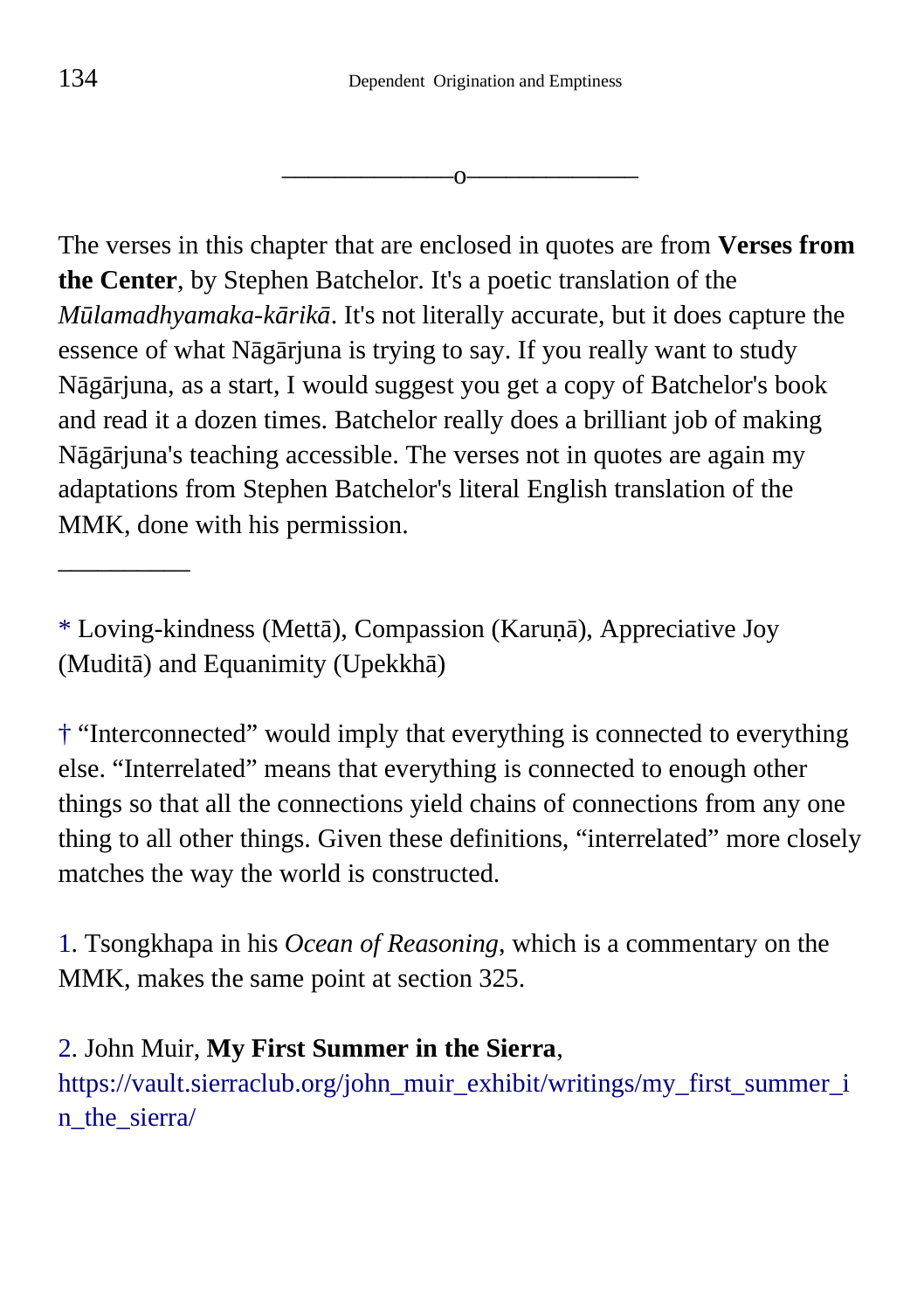———————o———————

The verses in this chapter that are enclosed in quotes are from **Verses from the Center**, by Stephen Batchelor. It's a poetic translation of the *Mūlamadhyamaka-kārikā*. It's not literally accurate, but it does capture the essence of what Nāgārjuna is trying to say. If you really want to study Nāgārjuna, as a start, I would suggest you get a copy of Batchelor's book and read it a dozen times. Batchelor really does a brilliant job of making Nāgārjuna's teaching accessible. The verses not in quotes are again my adaptations from Stephen Batchelor's literal English translation of the MMK, done with his permission.

__________

* Loving-kindness (Mettā), Compassion (Karuṇā), Appreciative Joy (Muditā) and Equanimity (Upekkhā)

† “Interconnected” would imply that everything is connected to everything else. “Interrelated” means that everything is connected to enough other things so that all the connections yield chains of connections from any one thing to all other things. Given these definitions, “interrelated” more closely matches the way the world is constructed.

1. Tsongkhapa in his *Ocean of Reasoning*, which is a commentary on the MMK, makes the same point at section 325.

2. John Muir, **My First Summer in the Sierra**, https://vault.sierraclub.org/john_muir_exhibit/writings/my_first_summer_in_the_sierra/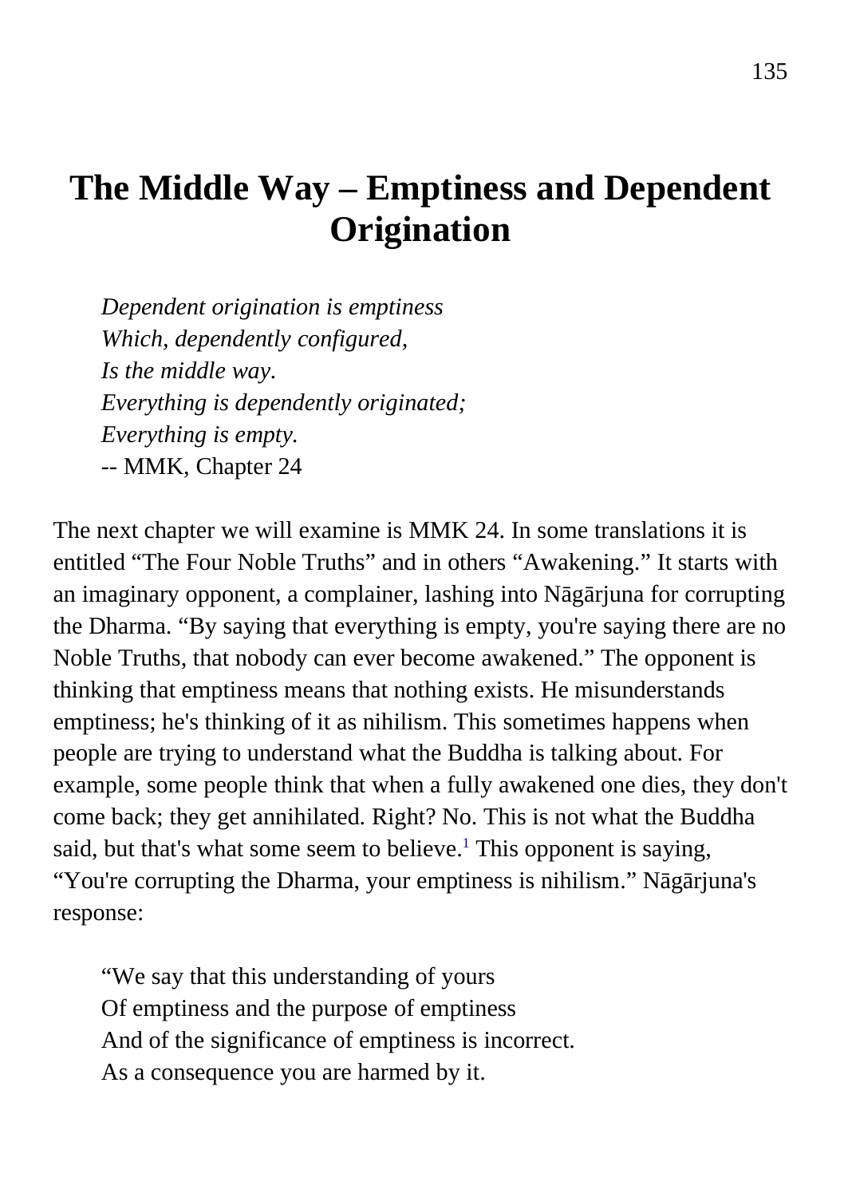# The Middle Way – Emptiness and Dependent Origination

> *Dependent origination is emptiness*
> *Which, dependently configured,*
> *Is the middle way.*
> *Everything is dependently originated;*
> *Everything is empty.*
> -- MMK, Chapter 24

The next chapter we will examine is MMK 24. In some translations it is entitled "The Four Noble Truths" and in others "Awakening." It starts with an imaginary opponent, a complainer, lashing into Nāgārjuna for corrupting the Dharma. "By saying that everything is empty, you're saying there are no Noble Truths, that nobody can ever become awakened." The opponent is thinking that emptiness means that nothing exists. He misunderstands emptiness; he's thinking of it as nihilism. This sometimes happens when people are trying to understand what the Buddha is talking about. For example, some people think that when a fully awakened one dies, they don't come back; they get annihilated. Right? No. This is not what the Buddha said, but that's what some seem to believe.[1] This opponent is saying, "You're corrupting the Dharma, your emptiness is nihilism." Nāgārjuna's response:

> "We say that this understanding of yours
> Of emptiness and the purpose of emptiness
> And of the significance of emptiness is incorrect.
> As a consequence you are harmed by it.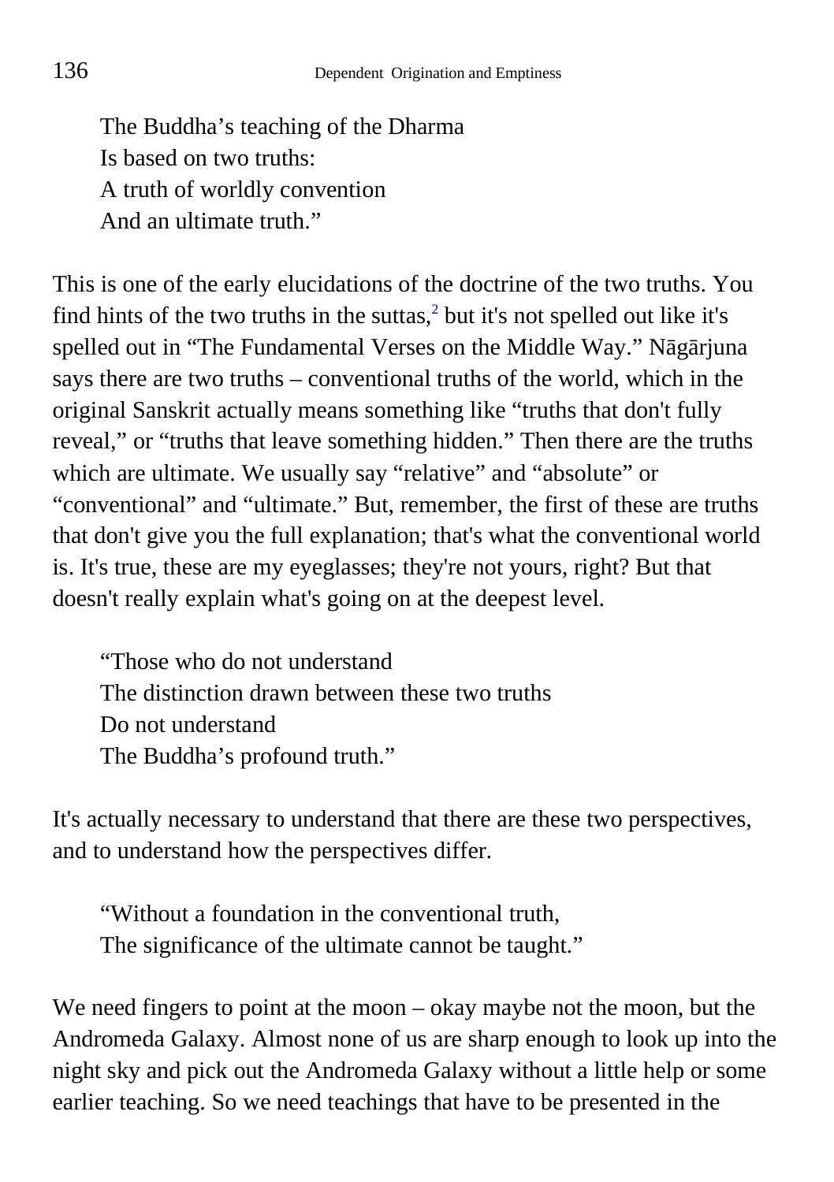> The Buddha's teaching of the Dharma
> Is based on two truths:
> A truth of worldly convention
> And an ultimate truth."

This is one of the early elucidations of the doctrine of the two truths. You find hints of the two truths in the suttas,[2] but it's not spelled out like it's spelled out in "The Fundamental Verses on the Middle Way." Nāgārjuna says there are two truths – conventional truths of the world, which in the original Sanskrit actually means something like "truths that don't fully reveal," or "truths that leave something hidden." Then there are the truths which are ultimate. We usually say "relative" and "absolute" or "conventional" and "ultimate." But, remember, the first of these are truths that don't give you the full explanation; that's what the conventional world is. It's true, these are my eyeglasses; they're not yours, right? But that doesn't really explain what's going on at the deepest level.

> "Those who do not understand
> The distinction drawn between these two truths
> Do not understand
> The Buddha's profound truth."

It's actually necessary to understand that there are these two perspectives, and to understand how the perspectives differ.

> "Without a foundation in the conventional truth,
> The significance of the ultimate cannot be taught."

We need fingers to point at the moon – okay maybe not the moon, but the Andromeda Galaxy. Almost none of us are sharp enough to look up into the night sky and pick out the Andromeda Galaxy without a little help or some earlier teaching. So we need teachings that have to be presented in the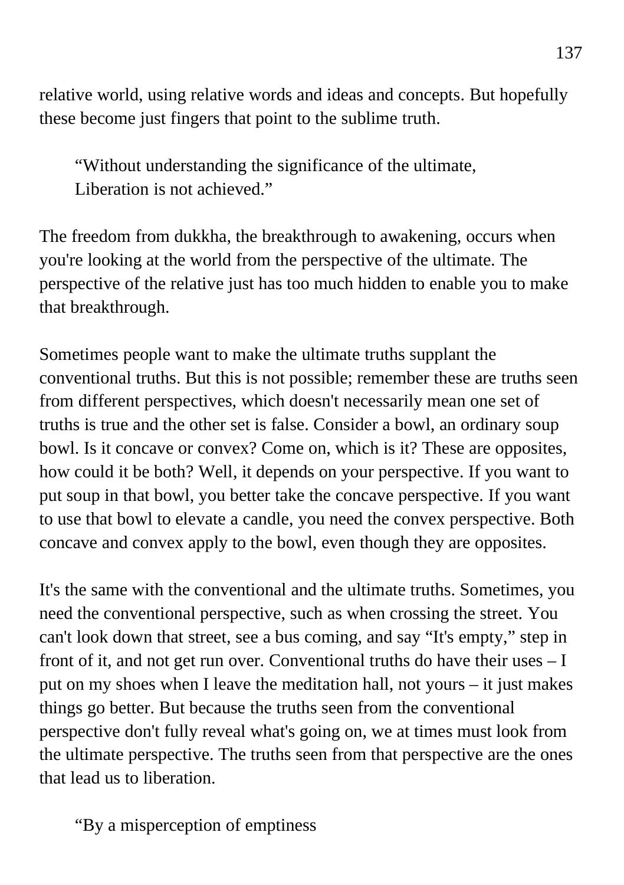relative world, using relative words and ideas and concepts. But hopefully these become just fingers that point to the sublime truth.

> "Without understanding the significance of the ultimate,
> Liberation is not achieved."

The freedom from dukkha, the breakthrough to awakening, occurs when you're looking at the world from the perspective of the ultimate. The perspective of the relative just has too much hidden to enable you to make that breakthrough.

Sometimes people want to make the ultimate truths supplant the conventional truths. But this is not possible; remember these are truths seen from different perspectives, which doesn't necessarily mean one set of truths is true and the other set is false. Consider a bowl, an ordinary soup bowl. Is it concave or convex? Come on, which is it? These are opposites, how could it be both? Well, it depends on your perspective. If you want to put soup in that bowl, you better take the concave perspective. If you want to use that bowl to elevate a candle, you need the convex perspective. Both concave and convex apply to the bowl, even though they are opposites.

It's the same with the conventional and the ultimate truths. Sometimes, you need the conventional perspective, such as when crossing the street. You can't look down that street, see a bus coming, and say "It's empty," step in front of it, and not get run over. Conventional truths do have their uses – I put on my shoes when I leave the meditation hall, not yours – it just makes things go better. But because the truths seen from the conventional perspective don't fully reveal what's going on, we at times must look from the ultimate perspective. The truths seen from that perspective are the ones that lead us to liberation.

> "By a misperception of emptiness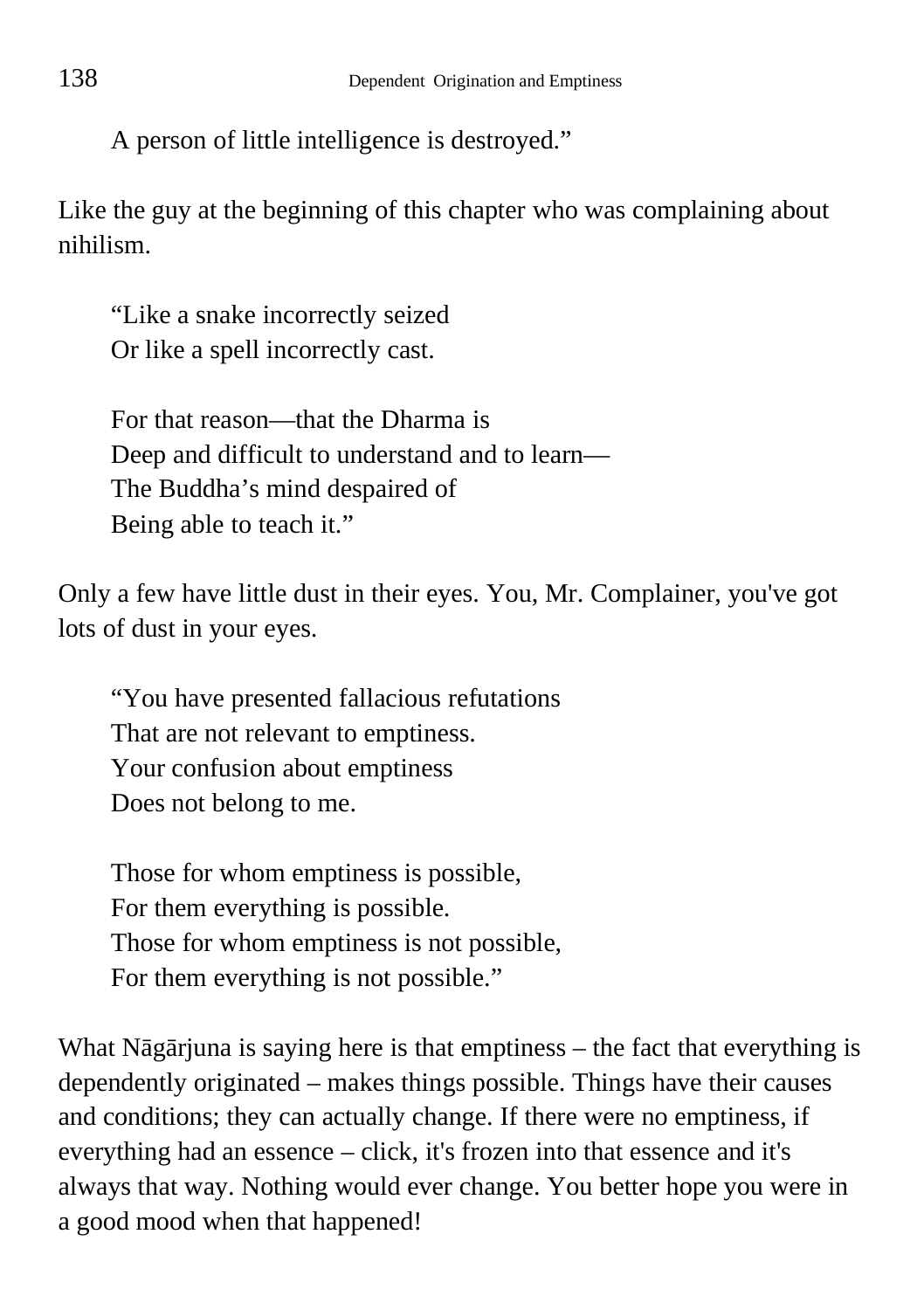> A person of little intelligence is destroyed."

Like the guy at the beginning of this chapter who was complaining about nihilism.

> "Like a snake incorrectly seized
> Or like a spell incorrectly cast.
>
> For that reason—that the Dharma is
> Deep and difficult to understand and to learn—
> The Buddha's mind despaired of
> Being able to teach it."

Only a few have little dust in their eyes. You, Mr. Complainer, you've got lots of dust in your eyes.

> "You have presented fallacious refutations
> That are not relevant to emptiness.
> Your confusion about emptiness
> Does not belong to me.
>
> Those for whom emptiness is possible,
> For them everything is possible.
> Those for whom emptiness is not possible,
> For them everything is not possible."

What Nāgārjuna is saying here is that emptiness – the fact that everything is dependently originated – makes things possible. Things have their causes and conditions; they can actually change. If there were no emptiness, if everything had an essence – click, it's frozen into that essence and it's always that way. Nothing would ever change. You better hope you were in a good mood when that happened!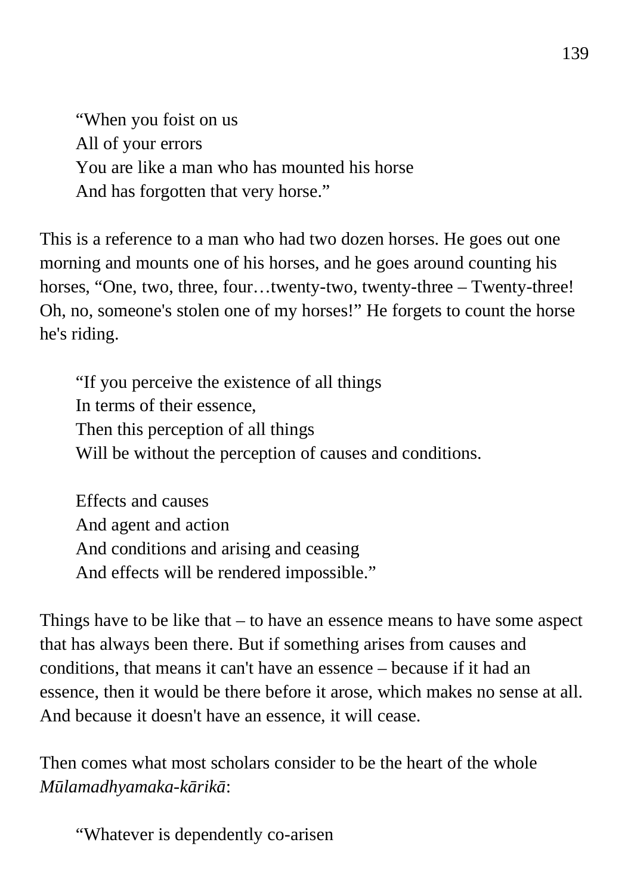> "When you foist on us
> All of your errors
> You are like a man who has mounted his horse
> And has forgotten that very horse."

This is a reference to a man who had two dozen horses. He goes out one morning and mounts one of his horses, and he goes around counting his horses, "One, two, three, four…twenty-two, twenty-three – Twenty-three! Oh, no, someone's stolen one of my horses!" He forgets to count the horse he's riding.

> "If you perceive the existence of all things
> In terms of their essence,
> Then this perception of all things
> Will be without the perception of causes and conditions.
>
> Effects and causes
> And agent and action
> And conditions and arising and ceasing
> And effects will be rendered impossible."

Things have to be like that – to have an essence means to have some aspect that has always been there. But if something arises from causes and conditions, that means it can't have an essence – because if it had an essence, then it would be there before it arose, which makes no sense at all. And because it doesn't have an essence, it will cease.

Then comes what most scholars consider to be the heart of the whole *Mūlamadhyamaka-kārikā*:

> "Whatever is dependently co-arisen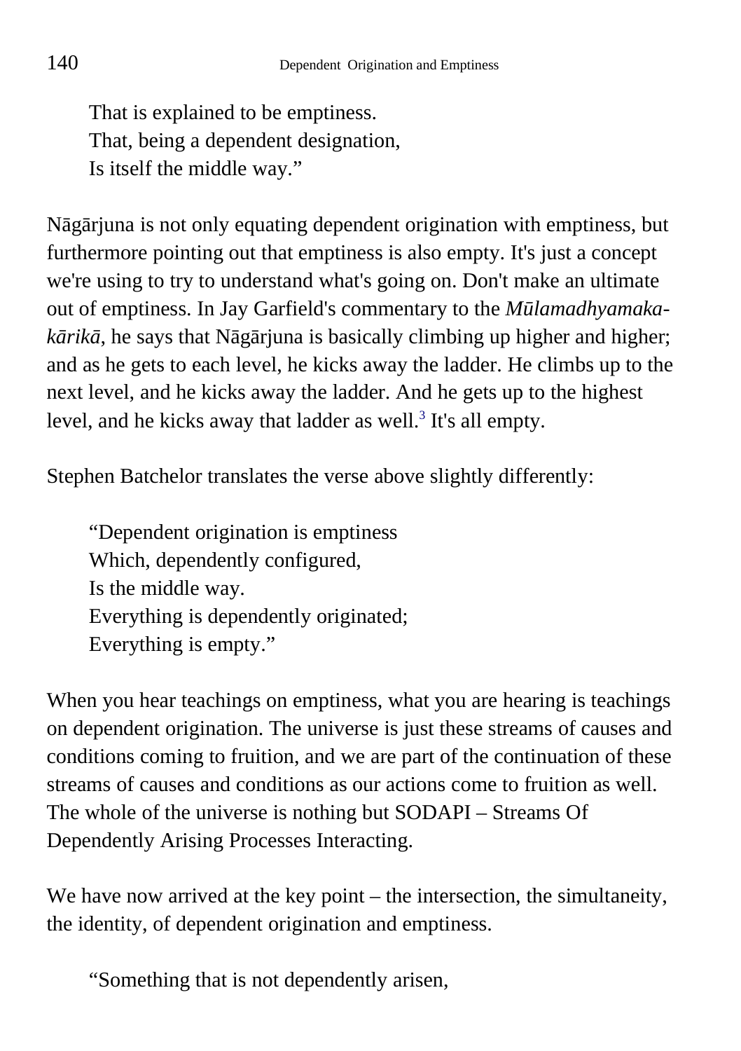> That is explained to be emptiness.
> That, being a dependent designation,
> Is itself the middle way."

Nāgārjuna is not only equating dependent origination with emptiness, but furthermore pointing out that emptiness is also empty. It's just a concept we're using to try to understand what's going on. Don't make an ultimate out of emptiness. In Jay Garfield's commentary to the *Mūlamadhyamaka-kārikā*, he says that Nāgārjuna is basically climbing up higher and higher; and as he gets to each level, he kicks away the ladder. He climbs up to the next level, and he kicks away the ladder. And he gets up to the highest level, and he kicks away that ladder as well.[3] It's all empty.

Stephen Batchelor translates the verse above slightly differently:

> "Dependent origination is emptiness
> Which, dependently configured,
> Is the middle way.
> Everything is dependently originated;
> Everything is empty."

When you hear teachings on emptiness, what you are hearing is teachings on dependent origination. The universe is just these streams of causes and conditions coming to fruition, and we are part of the continuation of these streams of causes and conditions as our actions come to fruition as well. The whole of the universe is nothing but SODAPI – Streams Of Dependently Arising Processes Interacting.

We have now arrived at the key point – the intersection, the simultaneity, the identity, of dependent origination and emptiness.

> "Something that is not dependently arisen,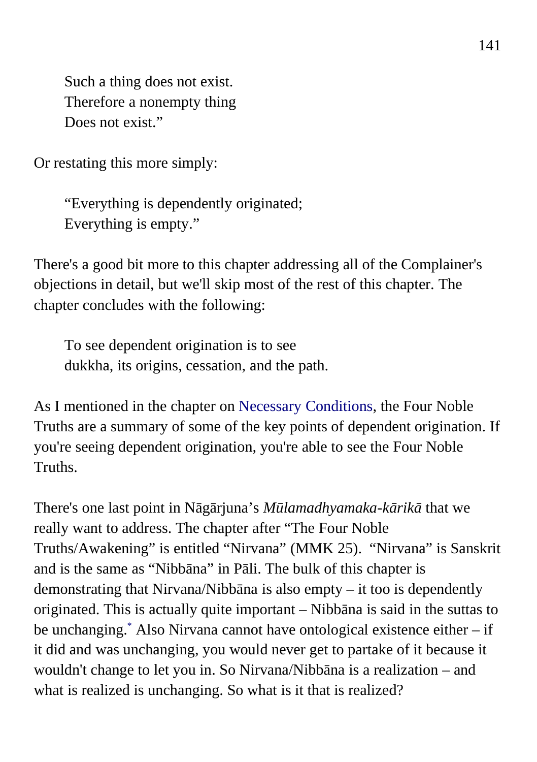> Such a thing does not exist.
> Therefore a nonempty thing
> Does not exist."

Or restating this more simply:

> "Everything is dependently originated;
> Everything is empty."

There's a good bit more to this chapter addressing all of the Complainer's objections in detail, but we'll skip most of the rest of this chapter. The chapter concludes with the following:

> To see dependent origination is to see
> dukkha, its origins, cessation, and the path.

As I mentioned in the chapter on Necessary Conditions, the Four Noble Truths are a summary of some of the key points of dependent origination. If you're seeing dependent origination, you're able to see the Four Noble Truths.

There's one last point in Nāgārjuna's *Mūlamadhyamaka-kārikā* that we really want to address. The chapter after "The Four Noble Truths/Awakening" is entitled "Nirvana" (MMK 25). "Nirvana" is Sanskrit and is the same as "Nibbāna" in Pāli. The bulk of this chapter is demonstrating that Nirvana/Nibbāna is also empty – it too is dependently originated. This is actually quite important – Nibbāna is said in the suttas to be unchanging.* Also Nirvana cannot have ontological existence either – if it did and was unchanging, you would never get to partake of it because it wouldn't change to let you in. So Nirvana/Nibbāna is a realization – and what is realized is unchanging. So what is it that is realized?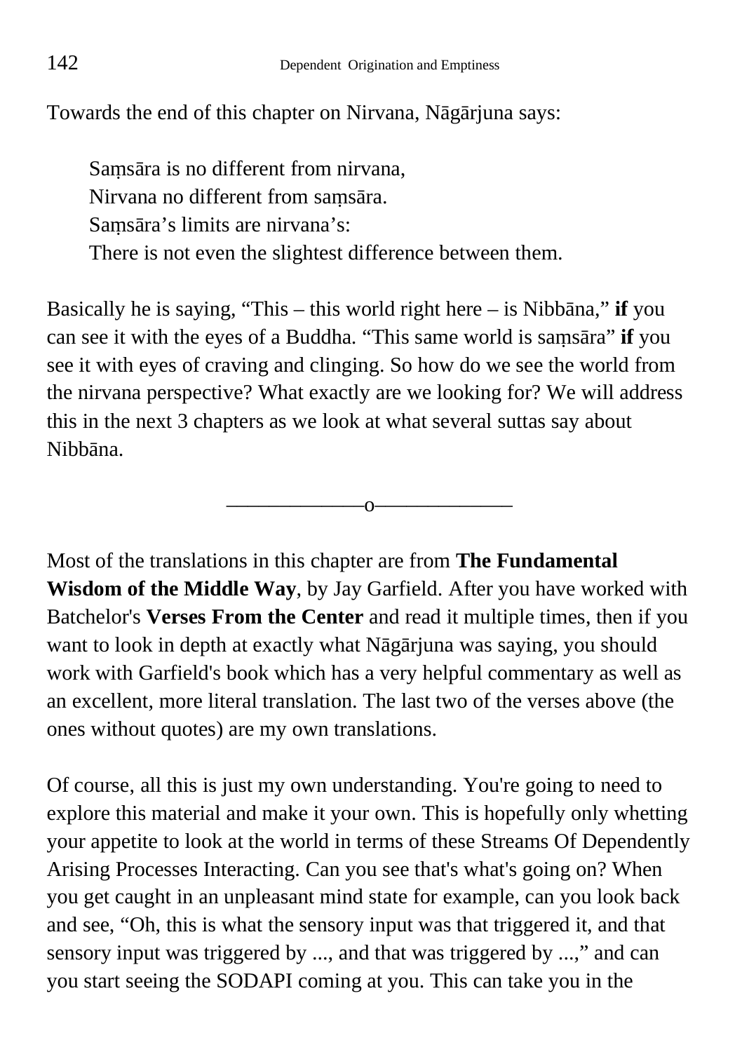Towards the end of this chapter on Nirvana, Nāgārjuna says:

> Saṃsāra is no different from nirvana,
> Nirvana no different from saṃsāra.
> Saṃsāra's limits are nirvana's:
> There is not even the slightest difference between them.

Basically he is saying, "This – this world right here – is Nibbāna," **if** you can see it with the eyes of a Buddha. "This same world is saṃsāra" **if** you see it with eyes of craving and clinging. So how do we see the world from the nirvana perspective? What exactly are we looking for? We will address this in the next 3 chapters as we look at what several suttas say about Nibbāna.

———————o———————

Most of the translations in this chapter are from **The Fundamental Wisdom of the Middle Way**, by Jay Garfield. After you have worked with Batchelor's **Verses From the Center** and read it multiple times, then if you want to look in depth at exactly what Nāgārjuna was saying, you should work with Garfield's book which has a very helpful commentary as well as an excellent, more literal translation. The last two of the verses above (the ones without quotes) are my own translations.

Of course, all this is just my own understanding. You're going to need to explore this material and make it your own. This is hopefully only whetting your appetite to look at the world in terms of these Streams Of Dependently Arising Processes Interacting. Can you see that's what's going on? When you get caught in an unpleasant mind state for example, can you look back and see, "Oh, this is what the sensory input was that triggered it, and that sensory input was triggered by ..., and that was triggered by ...," and can you start seeing the SODAPI coming at you. This can take you in the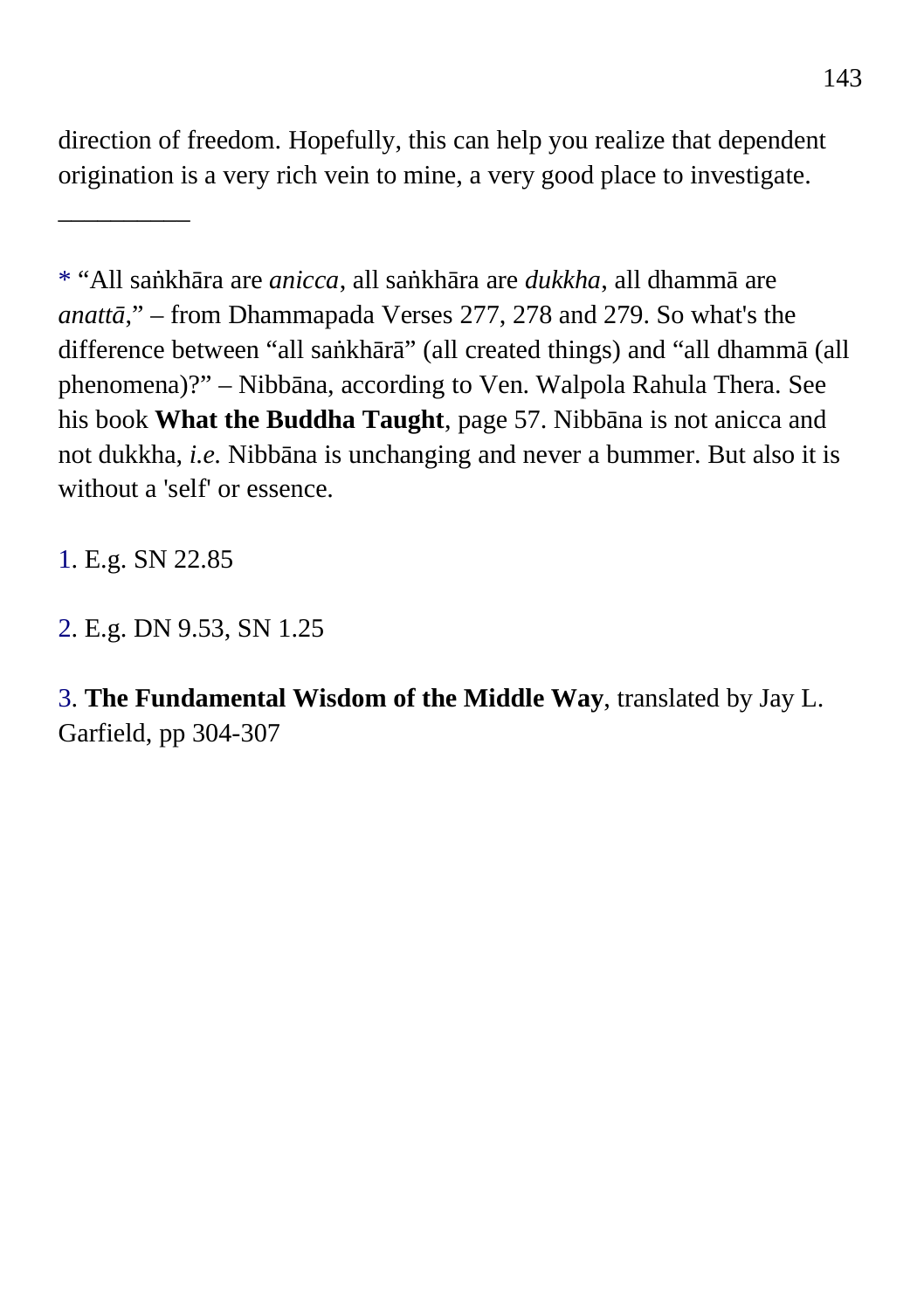direction of freedom. Hopefully, this can help you realize that dependent origination is a very rich vein to mine, a very good place to investigate.

__________

* “All saṅkhāra are *anicca*, all saṅkhāra are *dukkha*, all dhammā are *anattā*,” – from Dhammapada Verses 277, 278 and 279. So what's the difference between “all saṅkhārā” (all created things) and “all dhammā (all phenomena)?” – Nibbāna, according to Ven. Walpola Rahula Thera. See his book **What the Buddha Taught**, page 57. Nibbāna is not anicca and not dukkha, *i.e.* Nibbāna is unchanging and never a bummer. But also it is without a 'self' or essence.

1. E.g. SN 22.85

2. E.g. DN 9.53, SN 1.25

3. **The Fundamental Wisdom of the Middle Way**, translated by Jay L. Garfield, pp 304-307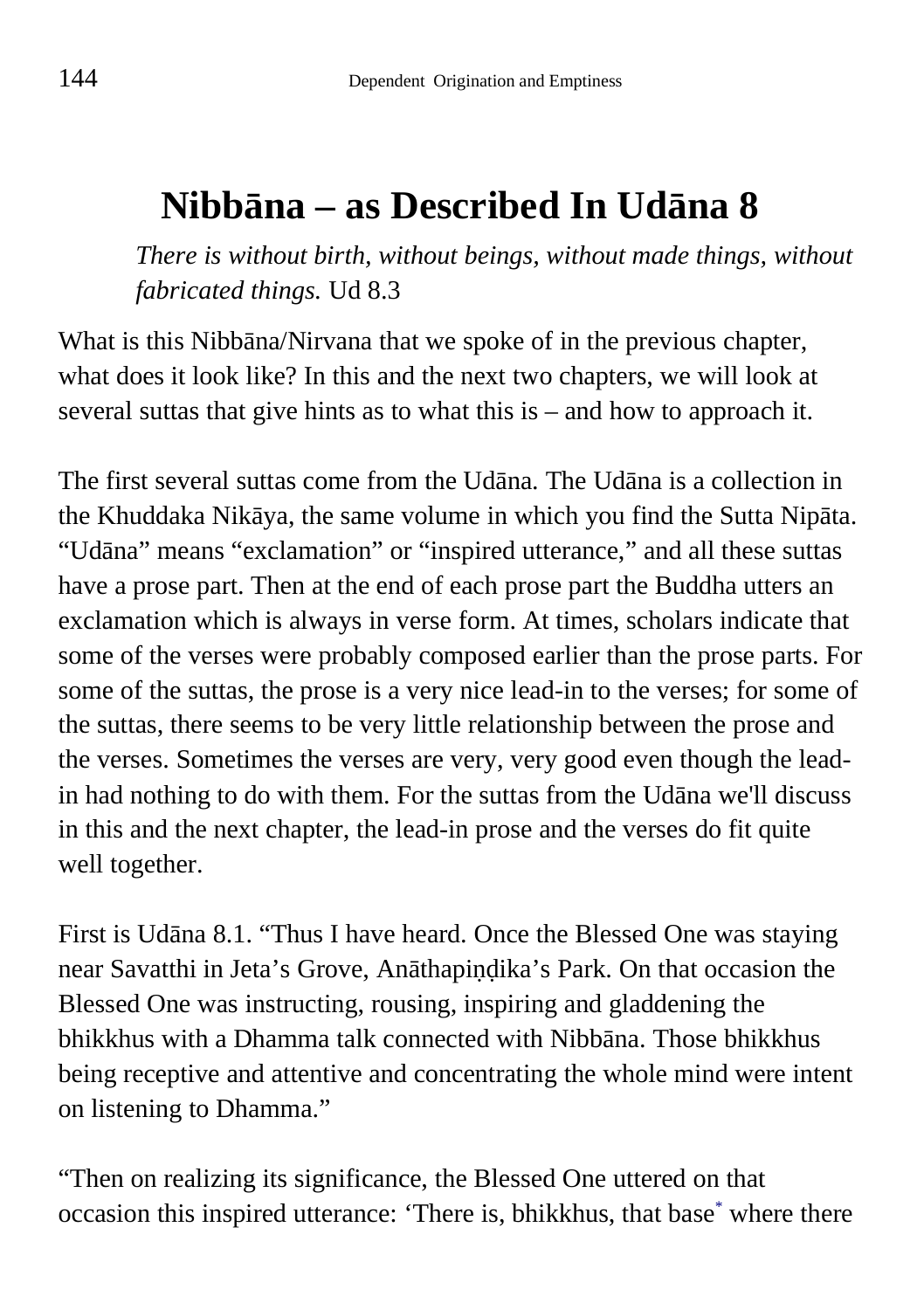# Nibbāna – as Described In Udāna 8

> *There is without birth, without beings, without made things, without fabricated things.* Ud 8.3

What is this Nibbāna/Nirvana that we spoke of in the previous chapter, what does it look like? In this and the next two chapters, we will look at several suttas that give hints as to what this is – and how to approach it.

The first several suttas come from the Udāna. The Udāna is a collection in the Khuddaka Nikāya, the same volume in which you find the Sutta Nipāta. "Udāna" means "exclamation" or "inspired utterance," and all these suttas have a prose part. Then at the end of each prose part the Buddha utters an exclamation which is always in verse form. At times, scholars indicate that some of the verses were probably composed earlier than the prose parts. For some of the suttas, the prose is a very nice lead-in to the verses; for some of the suttas, there seems to be very little relationship between the prose and the verses. Sometimes the verses are very, very good even though the lead-in had nothing to do with them. For the suttas from the Udāna we'll discuss in this and the next chapter, the lead-in prose and the verses do fit quite well together.

First is Udāna 8.1. "Thus I have heard. Once the Blessed One was staying near Savatthi in Jeta's Grove, Anāthapiṇḍika's Park. On that occasion the Blessed One was instructing, rousing, inspiring and gladdening the bhikkhus with a Dhamma talk connected with Nibbāna. Those bhikkhus being receptive and attentive and concentrating the whole mind were intent on listening to Dhamma."

"Then on realizing its significance, the Blessed One uttered on that occasion this inspired utterance: 'There is, bhikkhus, that base* where there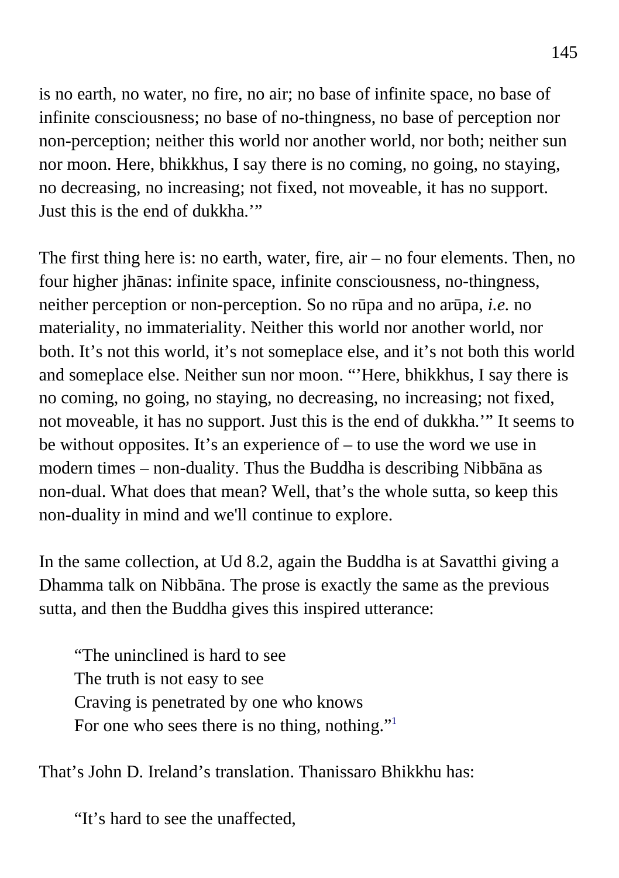is no earth, no water, no fire, no air; no base of infinite space, no base of infinite consciousness; no base of no-thingness, no base of perception nor non-perception; neither this world nor another world, nor both; neither sun nor moon. Here, bhikkhus, I say there is no coming, no going, no staying, no decreasing, no increasing; not fixed, not moveable, it has no support. Just this is the end of dukkha.'"

The first thing here is: no earth, water, fire, air – no four elements. Then, no four higher jhānas: infinite space, infinite consciousness, no-thingness, neither perception or non-perception. So no rūpa and no arūpa, *i.e.* no materiality, no immateriality. Neither this world nor another world, nor both. It's not this world, it's not someplace else, and it's not both this world and someplace else. Neither sun nor moon. "'Here, bhikkhus, I say there is no coming, no going, no staying, no decreasing, no increasing; not fixed, not moveable, it has no support. Just this is the end of dukkha.'" It seems to be without opposites. It's an experience of – to use the word we use in modern times – non-duality. Thus the Buddha is describing Nibbāna as non-dual. What does that mean? Well, that's the whole sutta, so keep this non-duality in mind and we'll continue to explore.

In the same collection, at Ud 8.2, again the Buddha is at Savatthi giving a Dhamma talk on Nibbāna. The prose is exactly the same as the previous sutta, and then the Buddha gives this inspired utterance:

> "The uninclined is hard to see
> The truth is not easy to see
> Craving is penetrated by one who knows
> For one who sees there is no thing, nothing."[1]

That's John D. Ireland's translation. Thanissaro Bhikkhu has:

> "It's hard to see the unaffected,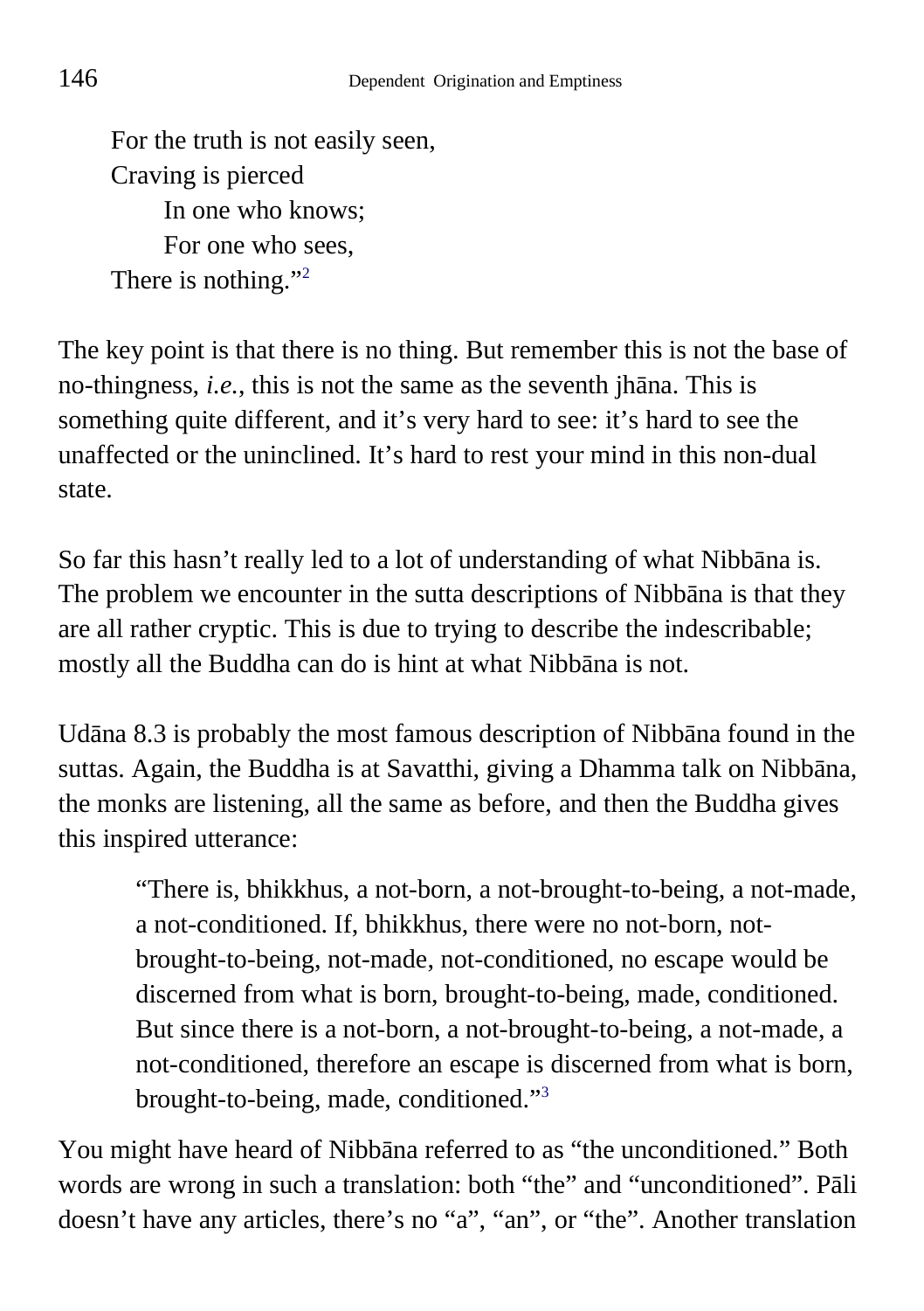> For the truth is not easily seen,
> Craving is pierced
> In one who knows;
> For one who sees,
> There is nothing."[2]

The key point is that there is no thing. But remember this is not the base of no-thingness, *i.e.*, this is not the same as the seventh jhāna. This is something quite different, and it's very hard to see: it's hard to see the unaffected or the uninclined. It's hard to rest your mind in this non-dual state.

So far this hasn't really led to a lot of understanding of what Nibbāna is. The problem we encounter in the sutta descriptions of Nibbāna is that they are all rather cryptic. This is due to trying to describe the indescribable; mostly all the Buddha can do is hint at what Nibbāna is not.

Udāna 8.3 is probably the most famous description of Nibbāna found in the suttas. Again, the Buddha is at Savatthi, giving a Dhamma talk on Nibbāna, the monks are listening, all the same as before, and then the Buddha gives this inspired utterance:

> "There is, bhikkhus, a not-born, a not-brought-to-being, a not-made, a not-conditioned. If, bhikkhus, there were no not-born, not-brought-to-being, not-made, not-conditioned, no escape would be discerned from what is born, brought-to-being, made, conditioned. But since there is a not-born, a not-brought-to-being, a not-made, a not-conditioned, therefore an escape is discerned from what is born, brought-to-being, made, conditioned."[3]

You might have heard of Nibbāna referred to as "the unconditioned." Both words are wrong in such a translation: both "the" and "unconditioned". Pāli doesn't have any articles, there's no "a", "an", or "the". Another translation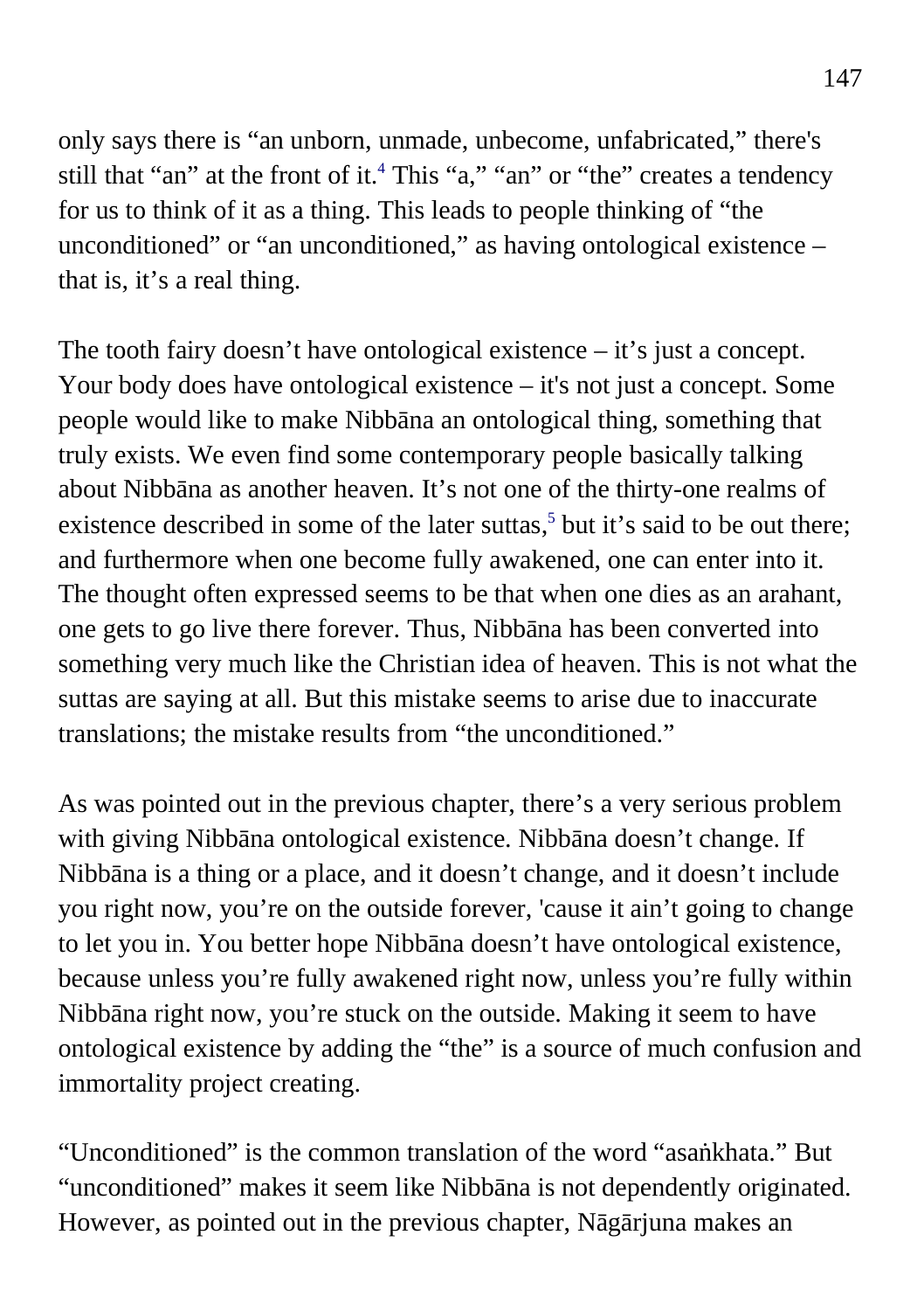only says there is "an unborn, unmade, unbecome, unfabricated," there's still that "an" at the front of it.[4] This "a," "an" or "the" creates a tendency for us to think of it as a thing. This leads to people thinking of "the unconditioned" or "an unconditioned," as having ontological existence – that is, it's a real thing.

The tooth fairy doesn't have ontological existence – it's just a concept. Your body does have ontological existence – it's not just a concept. Some people would like to make Nibbāna an ontological thing, something that truly exists. We even find some contemporary people basically talking about Nibbāna as another heaven. It's not one of the thirty-one realms of existence described in some of the later suttas,[5] but it's said to be out there; and furthermore when one become fully awakened, one can enter into it. The thought often expressed seems to be that when one dies as an arahant, one gets to go live there forever. Thus, Nibbāna has been converted into something very much like the Christian idea of heaven. This is not what the suttas are saying at all. But this mistake seems to arise due to inaccurate translations; the mistake results from "the unconditioned."

As was pointed out in the previous chapter, there's a very serious problem with giving Nibbāna ontological existence. Nibbāna doesn't change. If Nibbāna is a thing or a place, and it doesn't change, and it doesn't include you right now, you're on the outside forever, 'cause it ain't going to change to let you in. You better hope Nibbāna doesn't have ontological existence, because unless you're fully awakened right now, unless you're fully within Nibbāna right now, you're stuck on the outside. Making it seem to have ontological existence by adding the "the" is a source of much confusion and immortality project creating.

"Unconditioned" is the common translation of the word "asaṅkhata." But "unconditioned" makes it seem like Nibbāna is not dependently originated. However, as pointed out in the previous chapter, Nāgārjuna makes an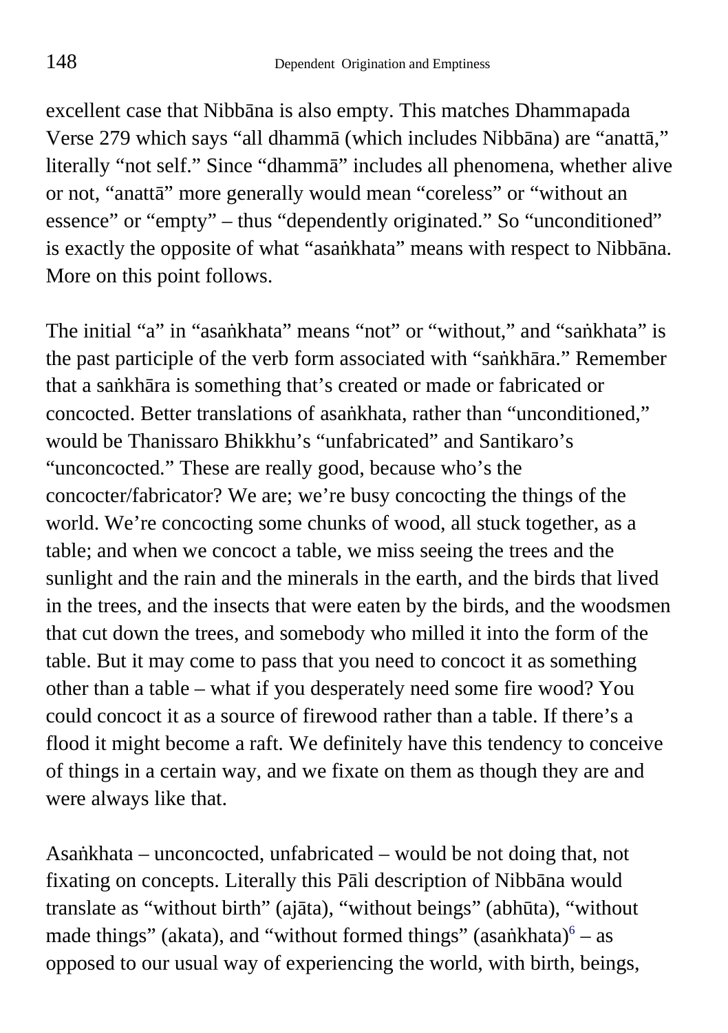excellent case that Nibbāna is also empty. This matches Dhammapada Verse 279 which says "all dhammā (which includes Nibbāna) are "anattā," literally "not self." Since "dhammā" includes all phenomena, whether alive or not, "anattā" more generally would mean "coreless" or "without an essence" or "empty" – thus "dependently originated." So "unconditioned" is exactly the opposite of what "asaṅkhata" means with respect to Nibbāna. More on this point follows.

The initial "a" in "asaṅkhata" means "not" or "without," and "saṅkhata" is the past participle of the verb form associated with "saṅkhāra." Remember that a saṅkhāra is something that's created or made or fabricated or concocted. Better translations of asaṅkhata, rather than "unconditioned," would be Thanissaro Bhikkhu's "unfabricated" and Santikaro's "unconcocted." These are really good, because who's the concocter/fabricator? We are; we're busy concocting the things of the world. We're concocting some chunks of wood, all stuck together, as a table; and when we concoct a table, we miss seeing the trees and the sunlight and the rain and the minerals in the earth, and the birds that lived in the trees, and the insects that were eaten by the birds, and the woodsmen that cut down the trees, and somebody who milled it into the form of the table. But it may come to pass that you need to concoct it as something other than a table – what if you desperately need some fire wood? You could concoct it as a source of firewood rather than a table. If there's a flood it might become a raft. We definitely have this tendency to conceive of things in a certain way, and we fixate on them as though they are and were always like that.

Asaṅkhata – unconcocted, unfabricated – would be not doing that, not fixating on concepts. Literally this Pāli description of Nibbāna would translate as "without birth" (ajāta), "without beings" (abhūta), "without made things" (akata), and "without formed things" (asaṅkhata)[6] – as opposed to our usual way of experiencing the world, with birth, beings,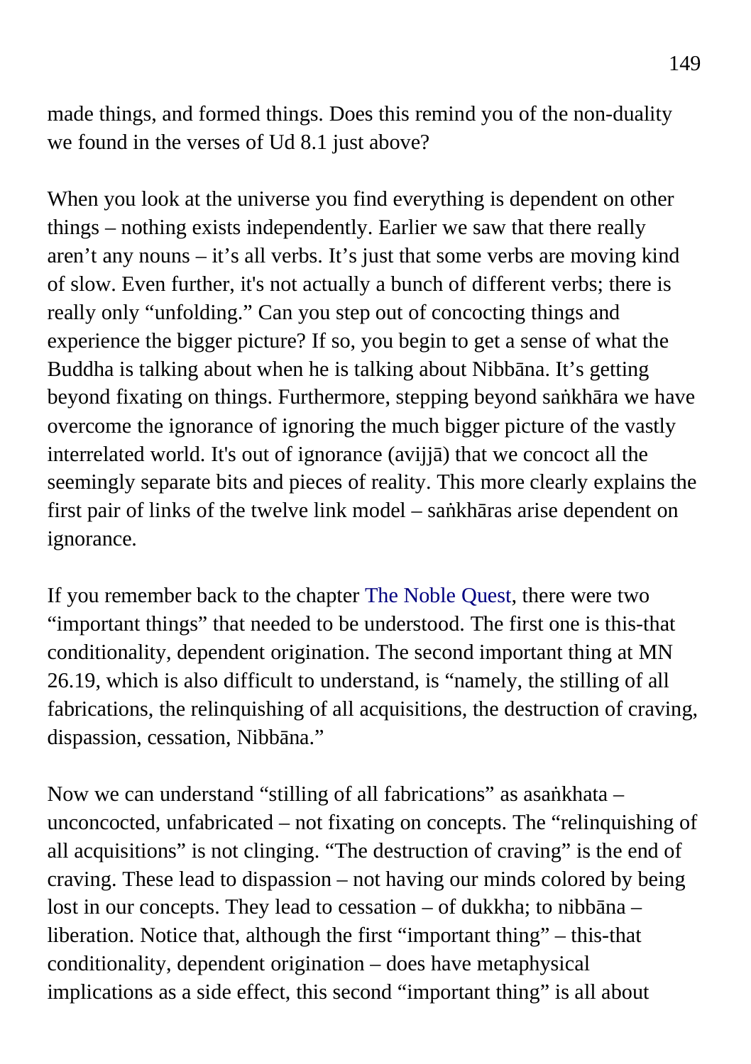made things, and formed things. Does this remind you of the non-duality we found in the verses of Ud 8.1 just above?

When you look at the universe you find everything is dependent on other things – nothing exists independently. Earlier we saw that there really aren't any nouns – it's all verbs. It's just that some verbs are moving kind of slow. Even further, it's not actually a bunch of different verbs; there is really only "unfolding." Can you step out of concocting things and experience the bigger picture? If so, you begin to get a sense of what the Buddha is talking about when he is talking about Nibbāna. It's getting beyond fixating on things. Furthermore, stepping beyond saṅkhāra we have overcome the ignorance of ignoring the much bigger picture of the vastly interrelated world. It's out of ignorance (avijjā) that we concoct all the seemingly separate bits and pieces of reality. This more clearly explains the first pair of links of the twelve link model – saṅkhāras arise dependent on ignorance.

If you remember back to the chapter The Noble Quest, there were two "important things" that needed to be understood. The first one is this-that conditionality, dependent origination. The second important thing at MN 26.19, which is also difficult to understand, is "namely, the stilling of all fabrications, the relinquishing of all acquisitions, the destruction of craving, dispassion, cessation, Nibbāna."

Now we can understand "stilling of all fabrications" as asaṅkhata – unconcocted, unfabricated – not fixating on concepts. The "relinquishing of all acquisitions" is not clinging. "The destruction of craving" is the end of craving. These lead to dispassion – not having our minds colored by being lost in our concepts. They lead to cessation – of dukkha; to nibbāna – liberation. Notice that, although the first "important thing" – this-that conditionality, dependent origination – does have metaphysical implications as a side effect, this second "important thing" is all about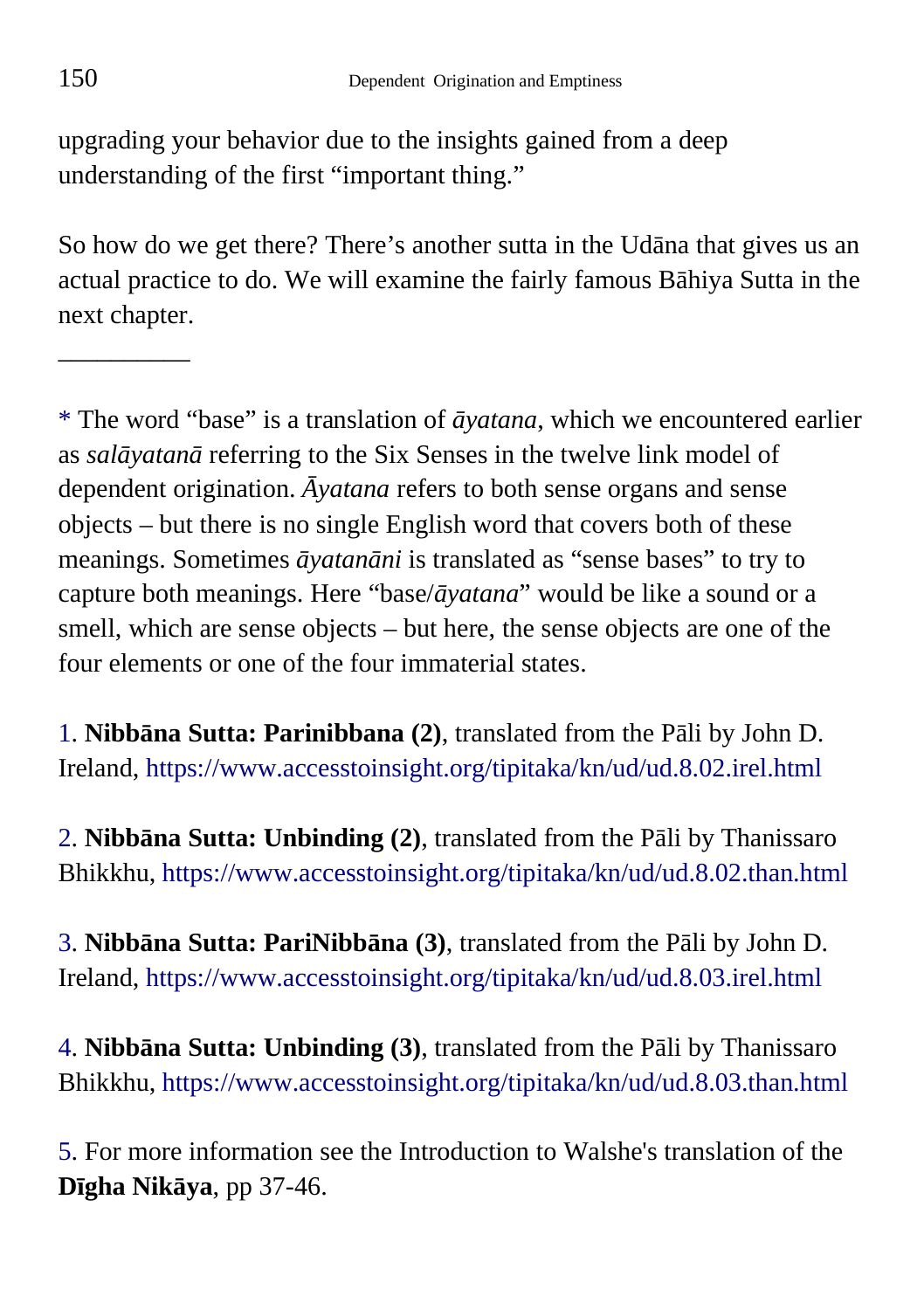upgrading your behavior due to the insights gained from a deep understanding of the first "important thing."

So how do we get there? There's another sutta in the Udāna that gives us an actual practice to do. We will examine the fairly famous Bāhiya Sutta in the next chapter.

__________

* The word "base" is a translation of *āyatana*, which we encountered earlier as *salāyatanā* referring to the Six Senses in the twelve link model of dependent origination. *Āyatana* refers to both sense organs and sense objects – but there is no single English word that covers both of these meanings. Sometimes *āyatanāni* is translated as "sense bases" to try to capture both meanings. Here "base/*āyatana*" would be like a sound or a smell, which are sense objects – but here, the sense objects are one of the four elements or one of the four immaterial states.

1. **Nibbāna Sutta: Parinibbana (2)**, translated from the Pāli by John D. Ireland, https://www.accesstoinsight.org/tipitaka/kn/ud/ud.8.02.irel.html

2. **Nibbāna Sutta: Unbinding (2)**, translated from the Pāli by Thanissaro Bhikkhu, https://www.accesstoinsight.org/tipitaka/kn/ud/ud.8.02.than.html

3. **Nibbāna Sutta: PariNibbāna (3)**, translated from the Pāli by John D. Ireland, https://www.accesstoinsight.org/tipitaka/kn/ud/ud.8.03.irel.html

4. **Nibbāna Sutta: Unbinding (3)**, translated from the Pāli by Thanissaro Bhikkhu, https://www.accesstoinsight.org/tipitaka/kn/ud/ud.8.03.than.html

5. For more information see the Introduction to Walshe's translation of the **Dīgha Nikāya**, pp 37-46.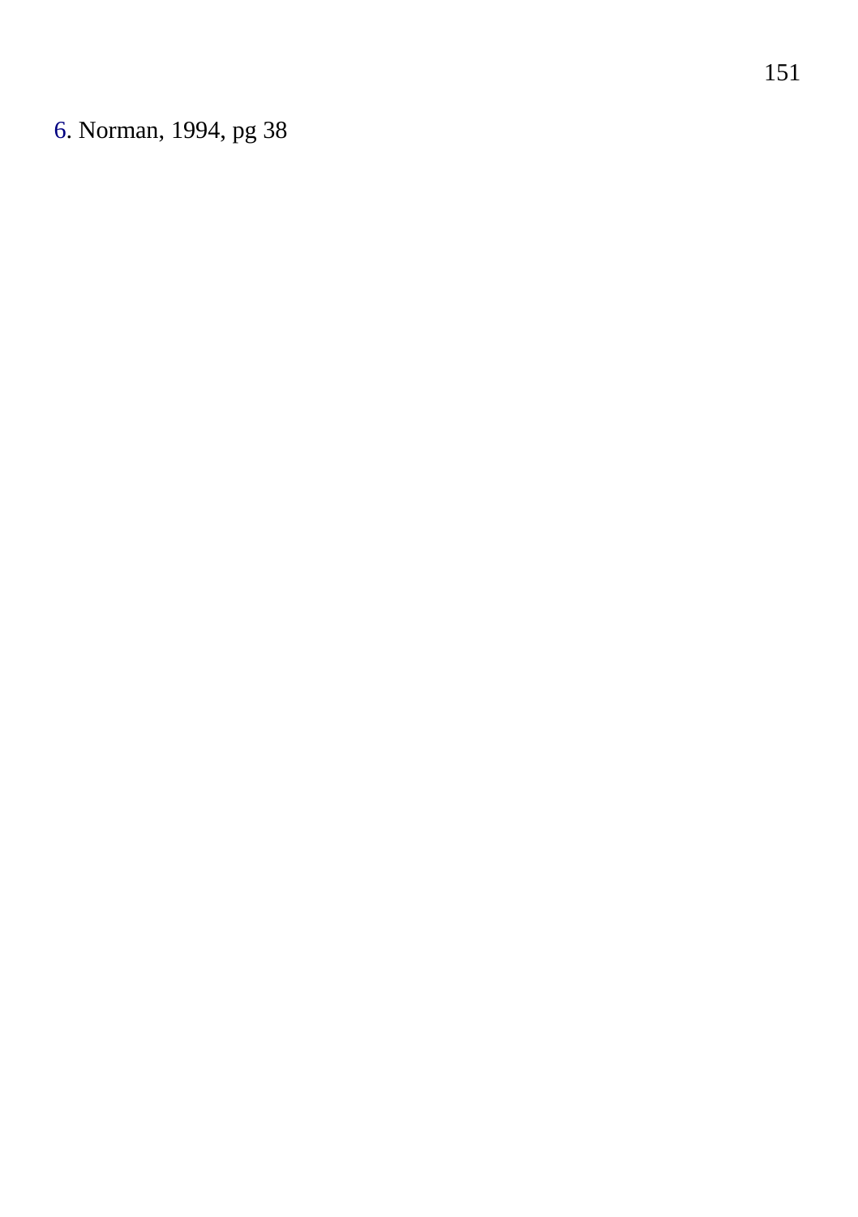6. Norman, 1994, pg 38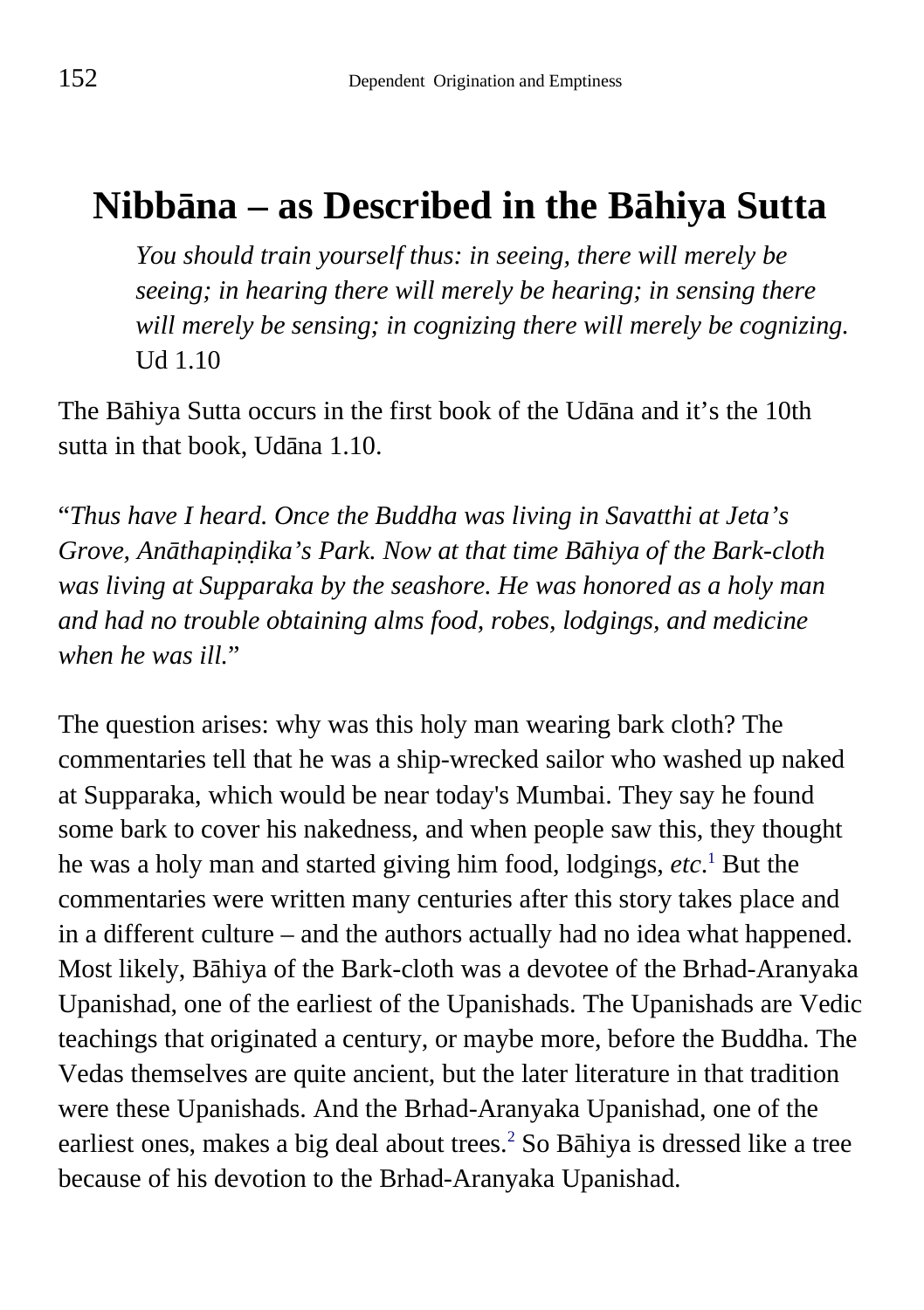# Nibbāna – as Described in the Bāhiya Sutta

> *You should train yourself thus: in seeing, there will merely be seeing; in hearing there will merely be hearing; in sensing there will merely be sensing; in cognizing there will merely be cognizing.* Ud 1.10

The Bāhiya Sutta occurs in the first book of the Udāna and it's the 10th sutta in that book, Udāna 1.10.

"*Thus have I heard. Once the Buddha was living in Savatthi at Jeta's Grove, Anāthapiṇḍika's Park. Now at that time Bāhiya of the Bark-cloth was living at Supparaka by the seashore. He was honored as a holy man and had no trouble obtaining alms food, robes, lodgings, and medicine when he was ill.*"

The question arises: why was this holy man wearing bark cloth? The commentaries tell that he was a ship-wrecked sailor who washed up naked at Supparaka, which would be near today's Mumbai. They say he found some bark to cover his nakedness, and when people saw this, they thought he was a holy man and started giving him food, lodgings, *etc*.[1] But the commentaries were written many centuries after this story takes place and in a different culture – and the authors actually had no idea what happened. Most likely, Bāhiya of the Bark-cloth was a devotee of the Brhad-Aranyaka Upanishad, one of the earliest of the Upanishads. The Upanishads are Vedic teachings that originated a century, or maybe more, before the Buddha. The Vedas themselves are quite ancient, but the later literature in that tradition were these Upanishads. And the Brhad-Aranyaka Upanishad, one of the earliest ones, makes a big deal about trees.[2] So Bāhiya is dressed like a tree because of his devotion to the Brhad-Aranyaka Upanishad.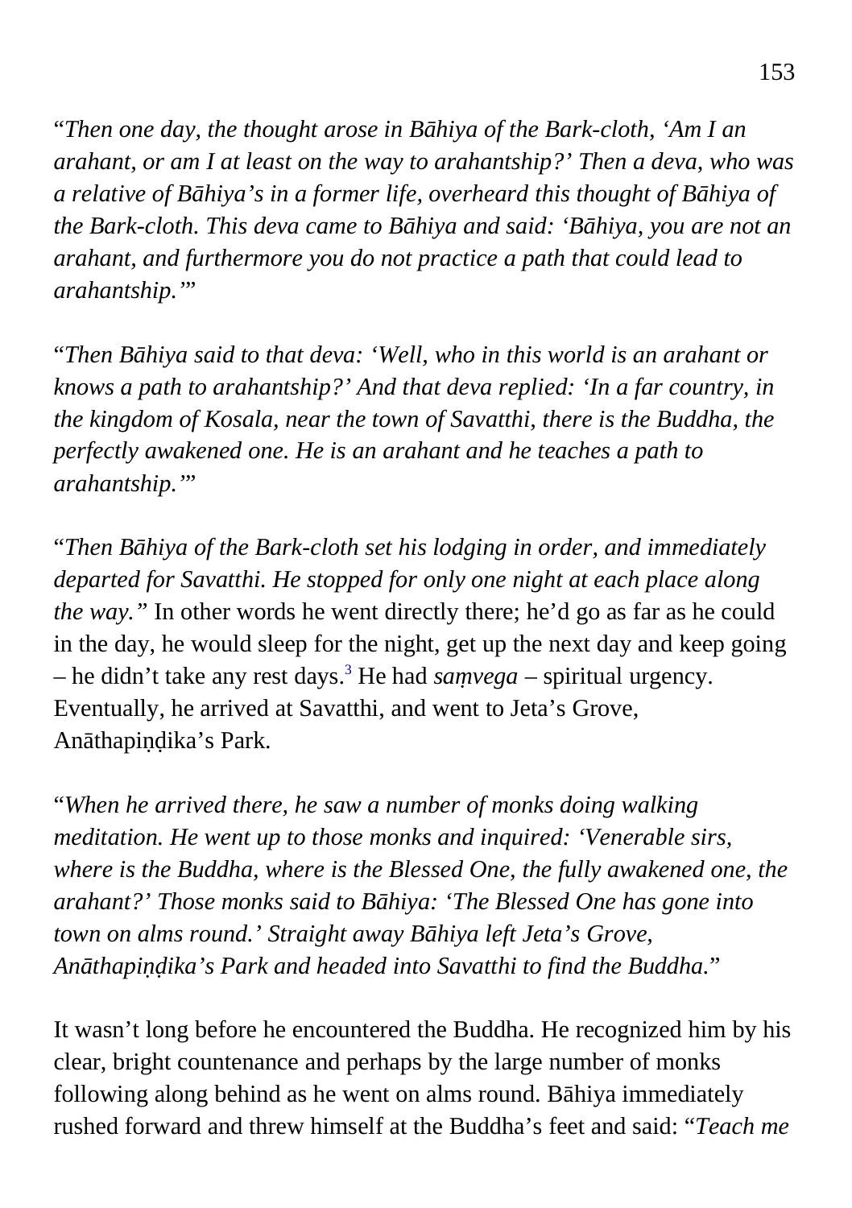"*Then one day, the thought arose in Bāhiya of the Bark-cloth, 'Am I an arahant, or am I at least on the way to arahantship?' Then a deva, who was a relative of Bāhiya's in a former life, overheard this thought of Bāhiya of the Bark-cloth. This deva came to Bāhiya and said: 'Bāhiya, you are not an arahant, and furthermore you do not practice a path that could lead to arahantship.'*"

"*Then Bāhiya said to that deva: 'Well, who in this world is an arahant or knows a path to arahantship?' And that deva replied: 'In a far country, in the kingdom of Kosala, near the town of Savatthi, there is the Buddha, the perfectly awakened one. He is an arahant and he teaches a path to arahantship.'*"

"*Then Bāhiya of the Bark-cloth set his lodging in order, and immediately departed for Savatthi. He stopped for only one night at each place along the way.*" In other words he went directly there; he'd go as far as he could in the day, he would sleep for the night, get up the next day and keep going – he didn't take any rest days.[3] He had *saṃvega* – spiritual urgency. Eventually, he arrived at Savatthi, and went to Jeta's Grove, Anāthapiṇḍika's Park.

"*When he arrived there, he saw a number of monks doing walking meditation. He went up to those monks and inquired: 'Venerable sirs, where is the Buddha, where is the Blessed One, the fully awakened one, the arahant?' Those monks said to Bāhiya: 'The Blessed One has gone into town on alms round.' Straight away Bāhiya left Jeta's Grove, Anāthapiṇḍika's Park and headed into Savatthi to find the Buddha.*"

It wasn't long before he encountered the Buddha. He recognized him by his clear, bright countenance and perhaps by the large number of monks following along behind as he went on alms round. Bāhiya immediately rushed forward and threw himself at the Buddha's feet and said: "*Teach me*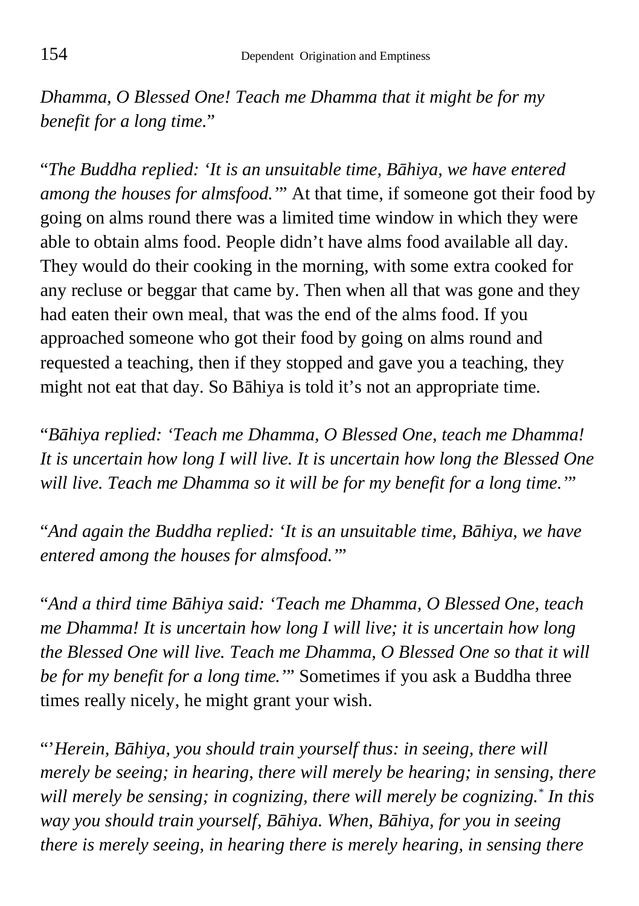*Dhamma, O Blessed One! Teach me Dhamma that it might be for my benefit for a long time.*"

"*The Buddha replied: 'It is an unsuitable time, Bāhiya, we have entered among the houses for almsfood.'*" At that time, if someone got their food by going on alms round there was a limited time window in which they were able to obtain alms food. People didn't have alms food available all day. They would do their cooking in the morning, with some extra cooked for any recluse or beggar that came by. Then when all that was gone and they had eaten their own meal, that was the end of the alms food. If you approached someone who got their food by going on alms round and requested a teaching, then if they stopped and gave you a teaching, they might not eat that day. So Bāhiya is told it's not an appropriate time.

"*Bāhiya replied: 'Teach me Dhamma, O Blessed One, teach me Dhamma! It is uncertain how long I will live. It is uncertain how long the Blessed One will live. Teach me Dhamma so it will be for my benefit for a long time.'*"

"*And again the Buddha replied: 'It is an unsuitable time, Bāhiya, we have entered among the houses for almsfood.'*"

"*And a third time Bāhiya said: 'Teach me Dhamma, O Blessed One, teach me Dhamma! It is uncertain how long I will live; it is uncertain how long the Blessed One will live. Teach me Dhamma, O Blessed One so that it will be for my benefit for a long time.'*" Sometimes if you ask a Buddha three times really nicely, he might grant your wish.

"'*Herein, Bāhiya, you should train yourself thus: in seeing, there will merely be seeing; in hearing, there will merely be hearing; in sensing, there will merely be sensing; in cognizing, there will merely be cognizing.*[*] *In this way you should train yourself, Bāhiya. When, Bāhiya, for you in seeing there is merely seeing, in hearing there is merely hearing, in sensing there*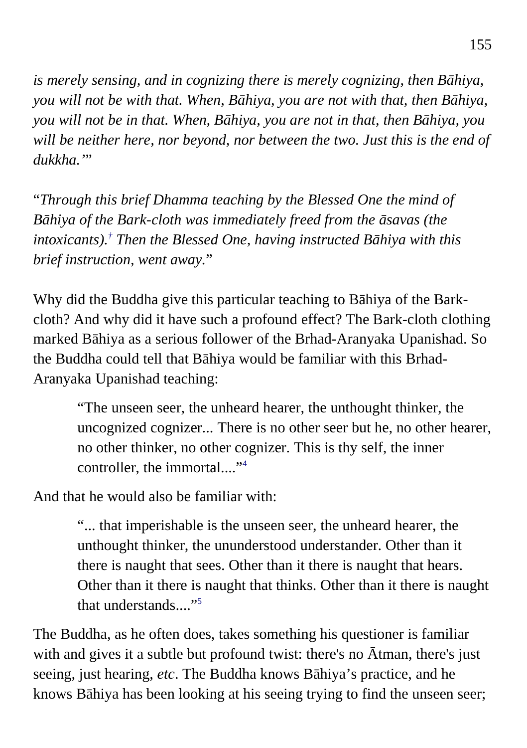*is merely sensing, and in cognizing there is merely cognizing, then Bāhiya, you will not be with that. When, Bāhiya, you are not with that, then Bāhiya, you will not be in that. When, Bāhiya, you are not in that, then Bāhiya, you will be neither here, nor beyond, nor between the two. Just this is the end of dukkha.'*"

"*Through this brief Dhamma teaching by the Blessed One the mind of Bāhiya of the Bark-cloth was immediately freed from the āsavas (the intoxicants).*[†] *Then the Blessed One, having instructed Bāhiya with this brief instruction, went away.*"

Why did the Buddha give this particular teaching to Bāhiya of the Bark-cloth? And why did it have such a profound effect? The Bark-cloth clothing marked Bāhiya as a serious follower of the Brhad-Aranyaka Upanishad. So the Buddha could tell that Bāhiya would be familiar with this Brhad-Aranyaka Upanishad teaching:

> "The unseen seer, the unheard hearer, the unthought thinker, the uncognized cognizer... There is no other seer but he, no other hearer, no other thinker, no other cognizer. This is thy self, the inner controller, the immortal...."[4]

And that he would also be familiar with:

> "... that imperishable is the unseen seer, the unheard hearer, the unthought thinker, the ununderstood understander. Other than it there is naught that sees. Other than it there is naught that hears. Other than it there is naught that thinks. Other than it there is naught that understands...."[5]

The Buddha, as he often does, takes something his questioner is familiar with and gives it a subtle but profound twist: there's no Ātman, there's just seeing, just hearing, *etc*. The Buddha knows Bāhiya's practice, and he knows Bāhiya has been looking at his seeing trying to find the unseen seer;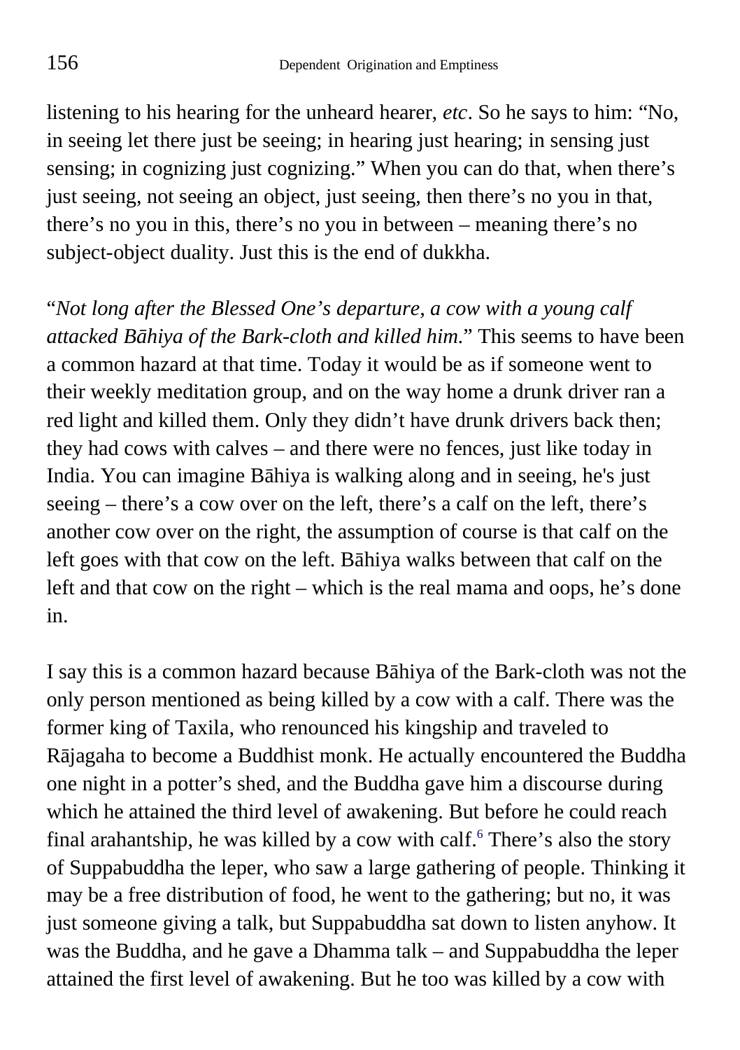listening to his hearing for the unheard hearer, *etc*. So he says to him: "No, in seeing let there just be seeing; in hearing just hearing; in sensing just sensing; in cognizing just cognizing." When you can do that, when there's just seeing, not seeing an object, just seeing, then there's no you in that, there's no you in this, there's no you in between – meaning there's no subject-object duality. Just this is the end of dukkha.

"*Not long after the Blessed One's departure, a cow with a young calf attacked Bāhiya of the Bark-cloth and killed him.*" This seems to have been a common hazard at that time. Today it would be as if someone went to their weekly meditation group, and on the way home a drunk driver ran a red light and killed them. Only they didn't have drunk drivers back then; they had cows with calves – and there were no fences, just like today in India. You can imagine Bāhiya is walking along and in seeing, he's just seeing – there's a cow over on the left, there's a calf on the left, there's another cow over on the right, the assumption of course is that calf on the left goes with that cow on the left. Bāhiya walks between that calf on the left and that cow on the right – which is the real mama and oops, he's done in.

I say this is a common hazard because Bāhiya of the Bark-cloth was not the only person mentioned as being killed by a cow with a calf. There was the former king of Taxila, who renounced his kingship and traveled to Rājagaha to become a Buddhist monk. He actually encountered the Buddha one night in a potter's shed, and the Buddha gave him a discourse during which he attained the third level of awakening. But before he could reach final arahantship, he was killed by a cow with calf.[6] There's also the story of Suppabuddha the leper, who saw a large gathering of people. Thinking it may be a free distribution of food, he went to the gathering; but no, it was just someone giving a talk, but Suppabuddha sat down to listen anyhow. It was the Buddha, and he gave a Dhamma talk – and Suppabuddha the leper attained the first level of awakening. But he too was killed by a cow with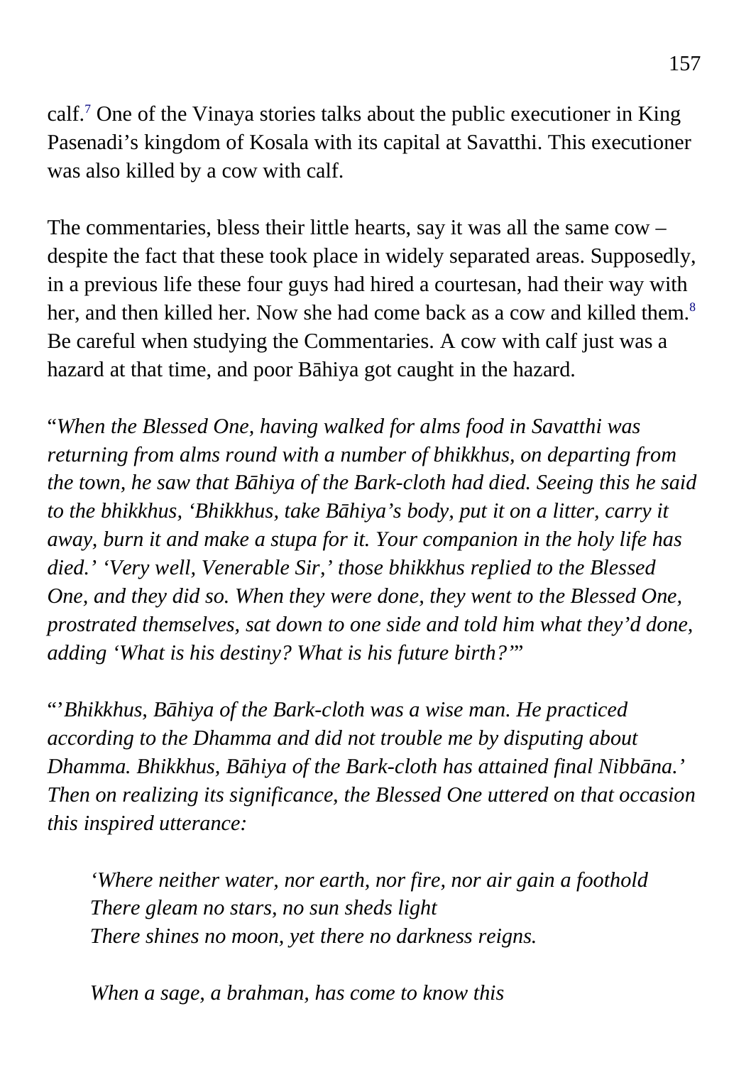calf.[7] One of the Vinaya stories talks about the public executioner in King Pasenadi's kingdom of Kosala with its capital at Savatthi. This executioner was also killed by a cow with calf.

The commentaries, bless their little hearts, say it was all the same cow – despite the fact that these took place in widely separated areas. Supposedly, in a previous life these four guys had hired a courtesan, had their way with her, and then killed her. Now she had come back as a cow and killed them.[8] Be careful when studying the Commentaries. A cow with calf just was a hazard at that time, and poor Bāhiya got caught in the hazard.

"*When the Blessed One, having walked for alms food in Savatthi was returning from alms round with a number of bhikkhus, on departing from the town, he saw that Bāhiya of the Bark-cloth had died. Seeing this he said to the bhikkhus, 'Bhikkhus, take Bāhiya's body, put it on a litter, carry it away, burn it and make a stupa for it. Your companion in the holy life has died.' 'Very well, Venerable Sir,' those bhikkhus replied to the Blessed One, and they did so. When they were done, they went to the Blessed One, prostrated themselves, sat down to one side and told him what they'd done, adding 'What is his destiny? What is his future birth?'*"

"*'Bhikkhus, Bāhiya of the Bark-cloth was a wise man. He practiced according to the Dhamma and did not trouble me by disputing about Dhamma. Bhikkhus, Bāhiya of the Bark-cloth has attained final Nibbāna.' Then on realizing its significance, the Blessed One uttered on that occasion this inspired utterance:*

> *'Where neither water, nor earth, nor fire, nor air gain a foothold*
> *There gleam no stars, no sun sheds light*
> *There shines no moon, yet there no darkness reigns.*
>
> *When a sage, a brahman, has come to know this*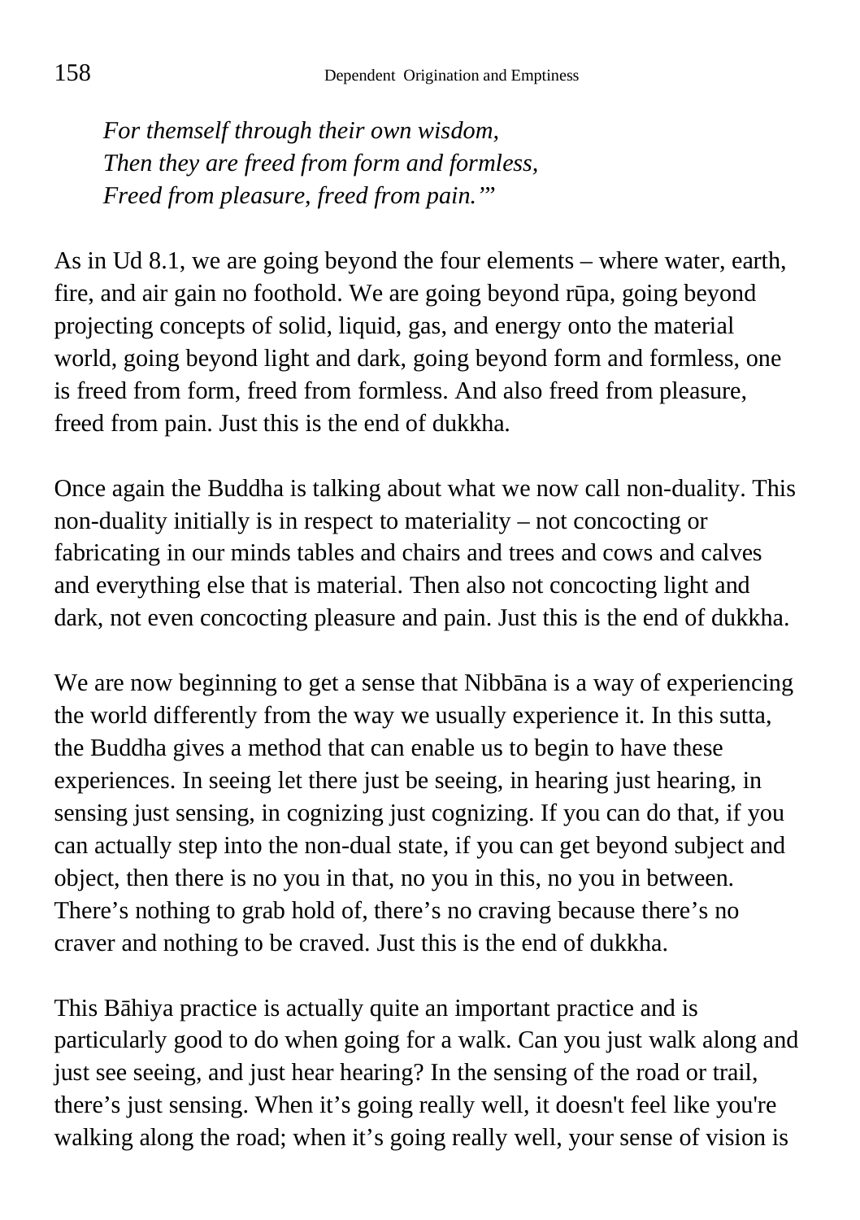*For themself through their own wisdom,*
*Then they are freed from form and formless,*
*Freed from pleasure, freed from pain.'"*

As in Ud 8.1, we are going beyond the four elements – where water, earth, fire, and air gain no foothold. We are going beyond rūpa, going beyond projecting concepts of solid, liquid, gas, and energy onto the material world, going beyond light and dark, going beyond form and formless, one is freed from form, freed from formless. And also freed from pleasure, freed from pain. Just this is the end of dukkha.

Once again the Buddha is talking about what we now call non-duality. This non-duality initially is in respect to materiality – not concocting or fabricating in our minds tables and chairs and trees and cows and calves and everything else that is material. Then also not concocting light and dark, not even concocting pleasure and pain. Just this is the end of dukkha.

We are now beginning to get a sense that Nibbāna is a way of experiencing the world differently from the way we usually experience it. In this sutta, the Buddha gives a method that can enable us to begin to have these experiences. In seeing let there just be seeing, in hearing just hearing, in sensing just sensing, in cognizing just cognizing. If you can do that, if you can actually step into the non-dual state, if you can get beyond subject and object, then there is no you in that, no you in this, no you in between. There's nothing to grab hold of, there's no craving because there's no craver and nothing to be craved. Just this is the end of dukkha.

This Bāhiya practice is actually quite an important practice and is particularly good to do when going for a walk. Can you just walk along and just see seeing, and just hear hearing? In the sensing of the road or trail, there's just sensing. When it's going really well, it doesn't feel like you're walking along the road; when it's going really well, your sense of vision is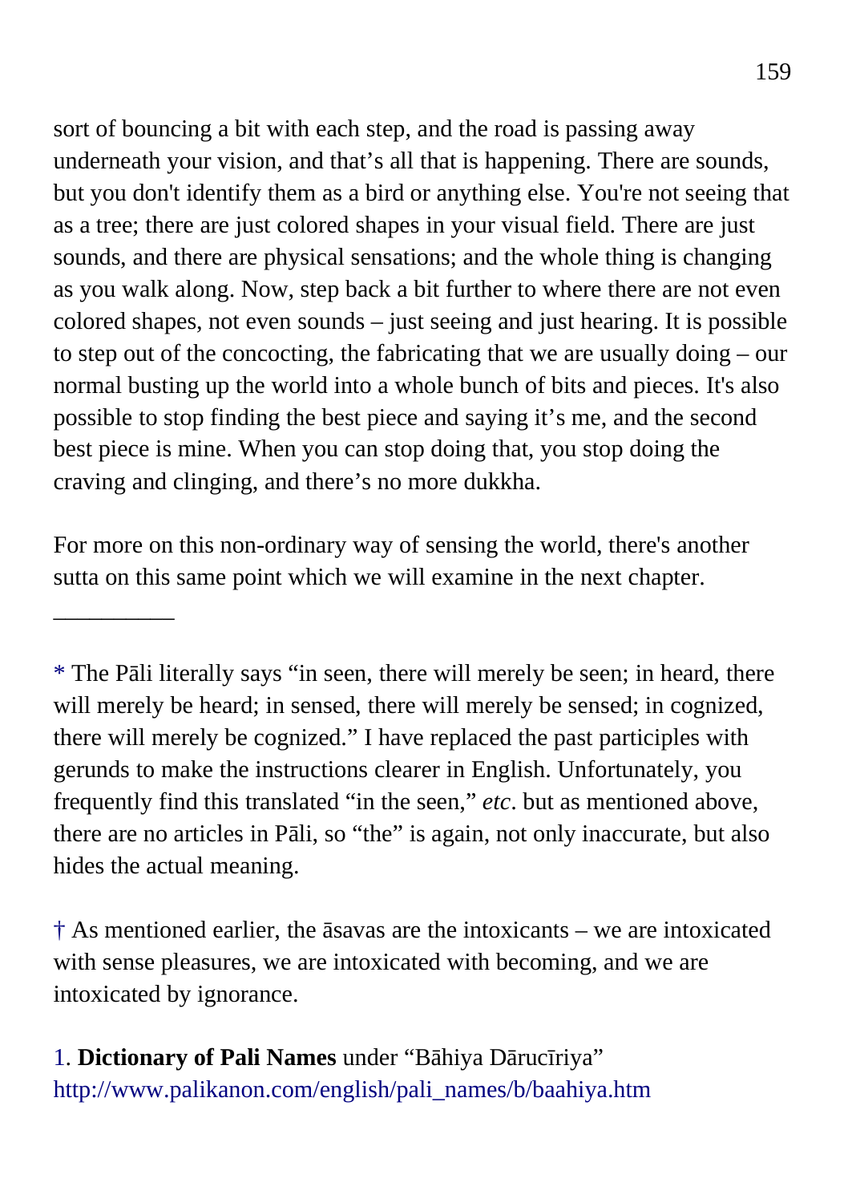sort of bouncing a bit with each step, and the road is passing away underneath your vision, and that's all that is happening. There are sounds, but you don't identify them as a bird or anything else. You're not seeing that as a tree; there are just colored shapes in your visual field. There are just sounds, and there are physical sensations; and the whole thing is changing as you walk along. Now, step back a bit further to where there are not even colored shapes, not even sounds – just seeing and just hearing. It is possible to step out of the concocting, the fabricating that we are usually doing – our normal busting up the world into a whole bunch of bits and pieces. It's also possible to stop finding the best piece and saying it's me, and the second best piece is mine. When you can stop doing that, you stop doing the craving and clinging, and there's no more dukkha.

For more on this non-ordinary way of sensing the world, there's another sutta on this same point which we will examine in the next chapter.

---

* The Pāli literally says "in seen, there will merely be seen; in heard, there will merely be heard; in sensed, there will merely be sensed; in cognized, there will merely be cognized." I have replaced the past participles with gerunds to make the instructions clearer in English. Unfortunately, you frequently find this translated "in the seen," *etc*. but as mentioned above, there are no articles in Pāli, so "the" is again, not only inaccurate, but also hides the actual meaning.

† As mentioned earlier, the āsavas are the intoxicants – we are intoxicated with sense pleasures, we are intoxicated with becoming, and we are intoxicated by ignorance.

1. **Dictionary of Pali Names** under "Bāhiya Dārucīriya" http://www.palikanon.com/english/pali_names/b/baahiya.htm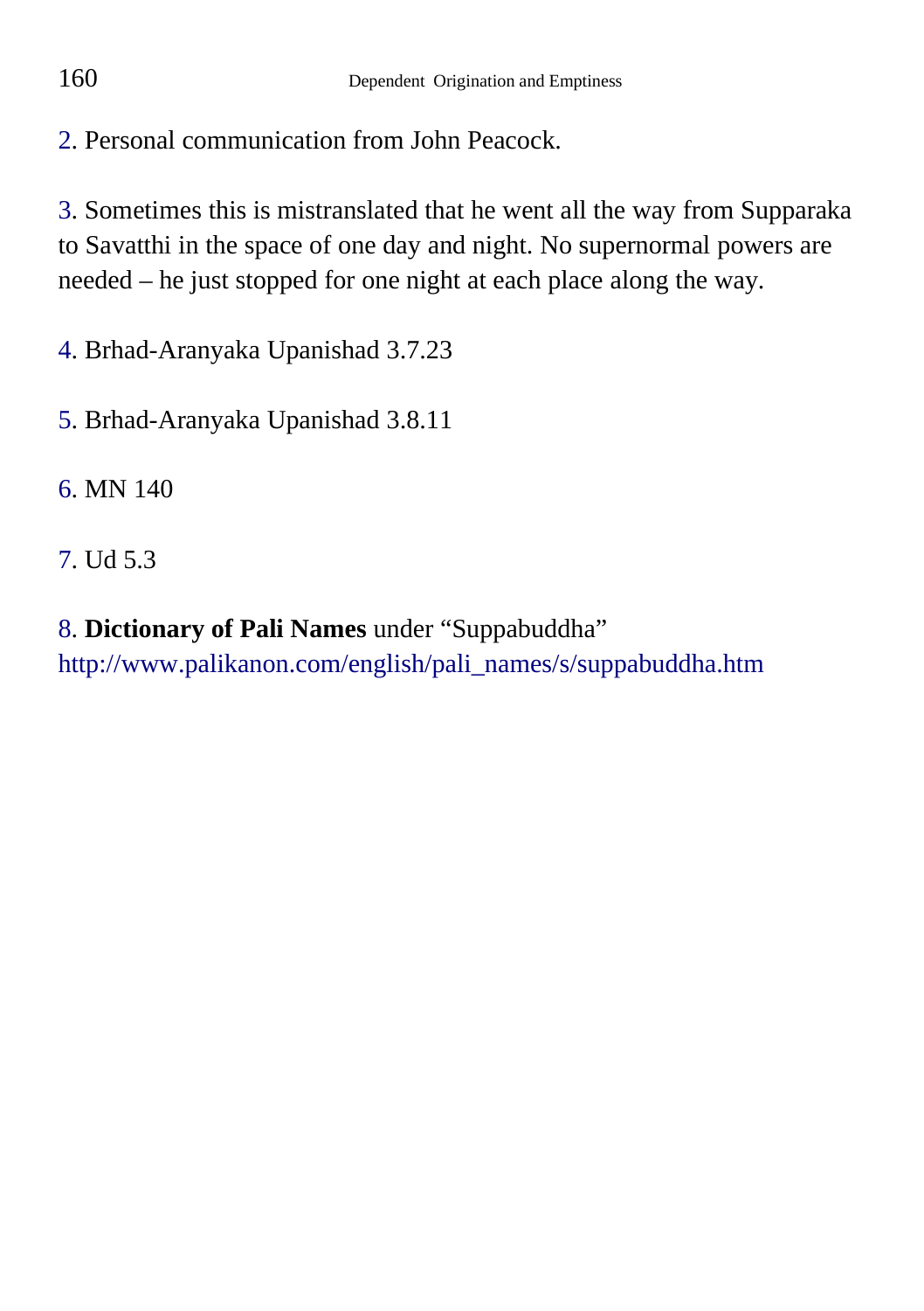2. Personal communication from John Peacock.

3. Sometimes this is mistranslated that he went all the way from Supparaka to Savatthi in the space of one day and night. No supernormal powers are needed – he just stopped for one night at each place along the way.

4. Brhad-Aranyaka Upanishad 3.7.23

5. Brhad-Aranyaka Upanishad 3.8.11

6. MN 140

7. Ud 5.3

8. **Dictionary of Pali Names** under "Suppabuddha" http://www.palikanon.com/english/pali_names/s/suppabuddha.htm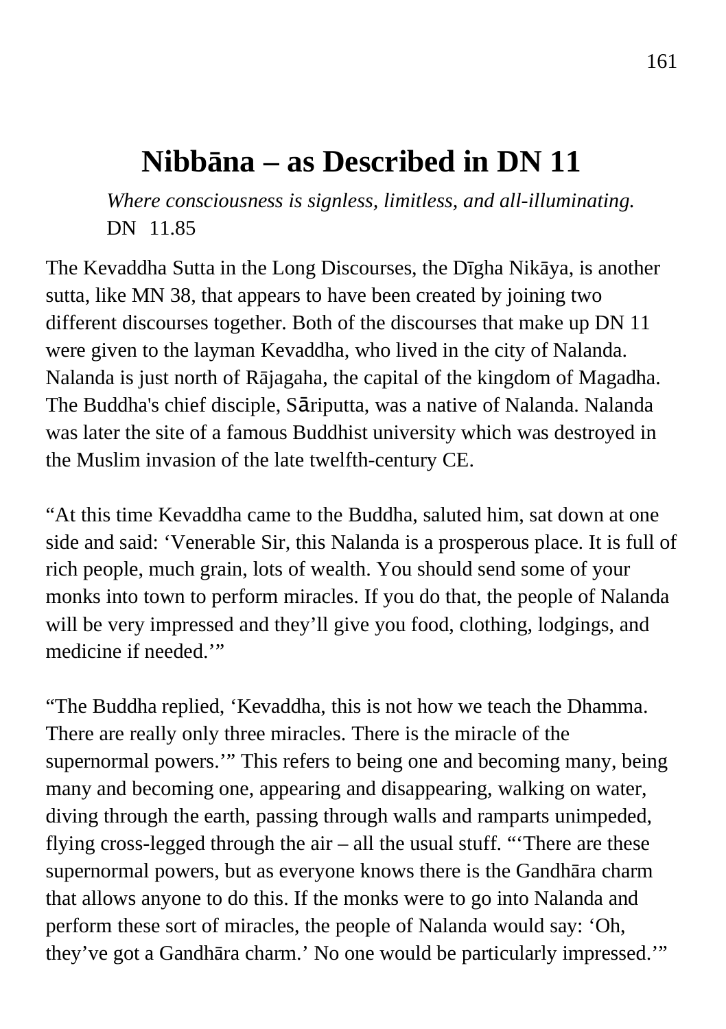# Nibbāna – as Described in DN 11

*Where consciousness is signless, limitless, and all-illuminating.* DN 11.85

The Kevaddha Sutta in the Long Discourses, the Dīgha Nikāya, is another sutta, like MN 38, that appears to have been created by joining two different discourses together. Both of the discourses that make up DN 11 were given to the layman Kevaddha, who lived in the city of Nalanda. Nalanda is just north of Rājagaha, the capital of the kingdom of Magadha. The Buddha's chief disciple, Sāriputta, was a native of Nalanda. Nalanda was later the site of a famous Buddhist university which was destroyed in the Muslim invasion of the late twelfth-century CE.

"At this time Kevaddha came to the Buddha, saluted him, sat down at one side and said: 'Venerable Sir, this Nalanda is a prosperous place. It is full of rich people, much grain, lots of wealth. You should send some of your monks into town to perform miracles. If you do that, the people of Nalanda will be very impressed and they'll give you food, clothing, lodgings, and medicine if needed.'"

"The Buddha replied, 'Kevaddha, this is not how we teach the Dhamma. There are really only three miracles. There is the miracle of the supernormal powers.'" This refers to being one and becoming many, being many and becoming one, appearing and disappearing, walking on water, diving through the earth, passing through walls and ramparts unimpeded, flying cross-legged through the air – all the usual stuff. "'There are these supernormal powers, but as everyone knows there is the Gandhāra charm that allows anyone to do this. If the monks were to go into Nalanda and perform these sort of miracles, the people of Nalanda would say: 'Oh, they've got a Gandhāra charm.' No one would be particularly impressed.'"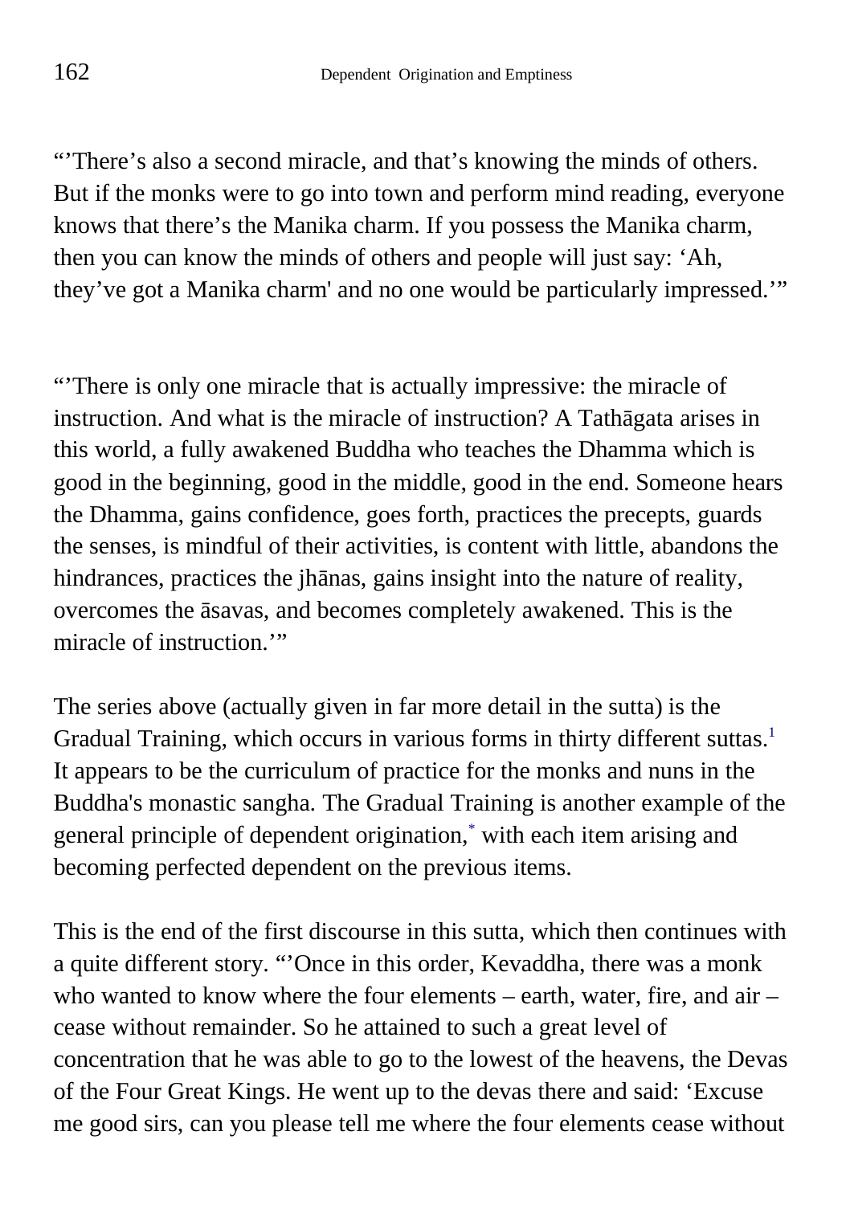“’There’s also a second miracle, and that’s knowing the minds of others. But if the monks were to go into town and perform mind reading, everyone knows that there’s the Manika charm. If you possess the Manika charm, then you can know the minds of others and people will just say: ‘Ah, they’ve got a Manika charm' and no one would be particularly impressed.’”

“’There is only one miracle that is actually impressive: the miracle of instruction. And what is the miracle of instruction? A Tathāgata arises in this world, a fully awakened Buddha who teaches the Dhamma which is good in the beginning, good in the middle, good in the end. Someone hears the Dhamma, gains confidence, goes forth, practices the precepts, guards the senses, is mindful of their activities, is content with little, abandons the hindrances, practices the jhānas, gains insight into the nature of reality, overcomes the āsavas, and becomes completely awakened. This is the miracle of instruction.’”

The series above (actually given in far more detail in the sutta) is the Gradual Training, which occurs in various forms in thirty different suttas.[1] It appears to be the curriculum of practice for the monks and nuns in the Buddha's monastic sangha. The Gradual Training is another example of the general principle of dependent origination,[*] with each item arising and becoming perfected dependent on the previous items.

This is the end of the first discourse in this sutta, which then continues with a quite different story. “’Once in this order, Kevaddha, there was a monk who wanted to know where the four elements – earth, water, fire, and air – cease without remainder. So he attained to such a great level of concentration that he was able to go to the lowest of the heavens, the Devas of the Four Great Kings. He went up to the devas there and said: ‘Excuse me good sirs, can you please tell me where the four elements cease without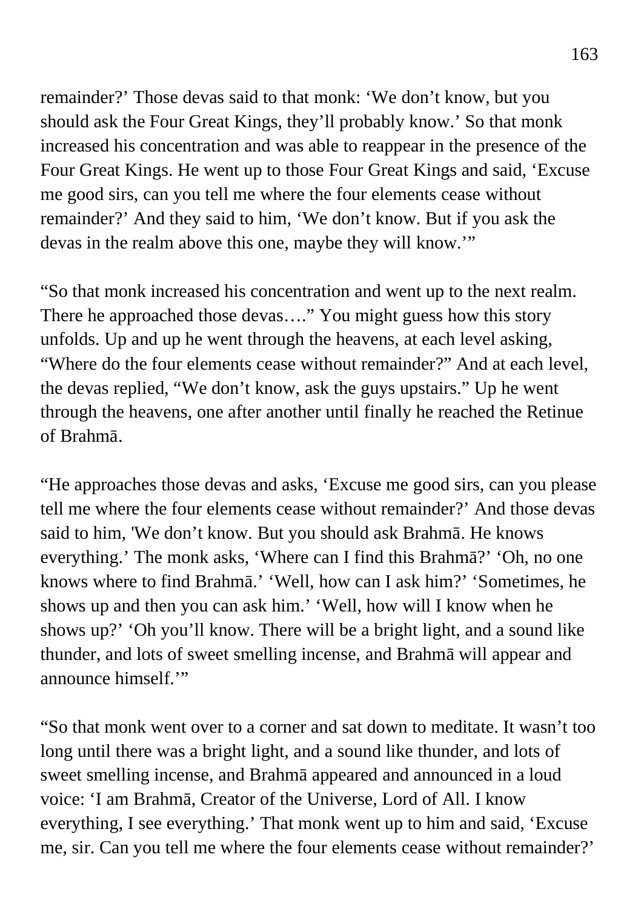remainder?' Those devas said to that monk: 'We don't know, but you should ask the Four Great Kings, they'll probably know.' So that monk increased his concentration and was able to reappear in the presence of the Four Great Kings. He went up to those Four Great Kings and said, 'Excuse me good sirs, can you tell me where the four elements cease without remainder?' And they said to him, 'We don't know. But if you ask the devas in the realm above this one, maybe they will know.'"

"So that monk increased his concentration and went up to the next realm. There he approached those devas…." You might guess how this story unfolds. Up and up he went through the heavens, at each level asking, "Where do the four elements cease without remainder?" And at each level, the devas replied, "We don't know, ask the guys upstairs." Up he went through the heavens, one after another until finally he reached the Retinue of Brahmā.

"He approaches those devas and asks, 'Excuse me good sirs, can you please tell me where the four elements cease without remainder?' And those devas said to him, 'We don't know. But you should ask Brahmā. He knows everything.' The monk asks, 'Where can I find this Brahmā?' 'Oh, no one knows where to find Brahmā.' 'Well, how can I ask him?' 'Sometimes, he shows up and then you can ask him.' 'Well, how will I know when he shows up?' 'Oh you'll know. There will be a bright light, and a sound like thunder, and lots of sweet smelling incense, and Brahmā will appear and announce himself.'"

"So that monk went over to a corner and sat down to meditate. It wasn't too long until there was a bright light, and a sound like thunder, and lots of sweet smelling incense, and Brahmā appeared and announced in a loud voice: 'I am Brahmā, Creator of the Universe, Lord of All. I know everything, I see everything.' That monk went up to him and said, 'Excuse me, sir. Can you tell me where the four elements cease without remainder?'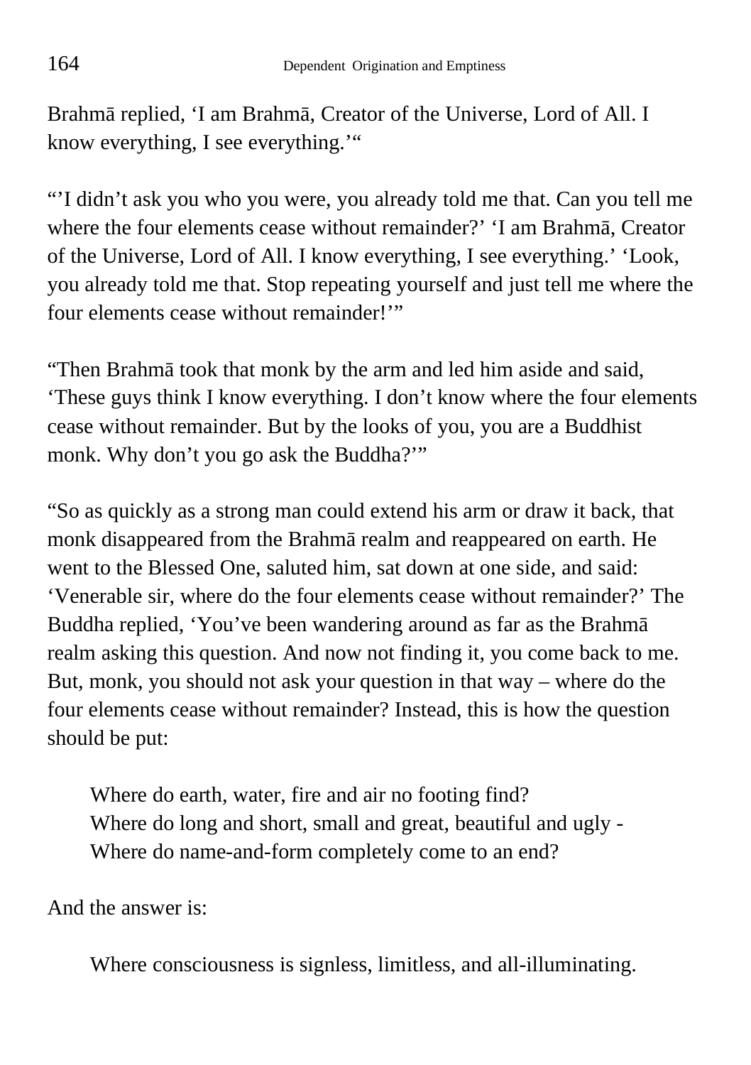Brahmā replied, ‘I am Brahmā, Creator of the Universe, Lord of All. I know everything, I see everything.’“

“’I didn’t ask you who you were, you already told me that. Can you tell me where the four elements cease without remainder?’ ‘I am Brahmā, Creator of the Universe, Lord of All. I know everything, I see everything.’ ‘Look, you already told me that. Stop repeating yourself and just tell me where the four elements cease without remainder!’”

“Then Brahmā took that monk by the arm and led him aside and said, ‘These guys think I know everything. I don’t know where the four elements cease without remainder. But by the looks of you, you are a Buddhist monk. Why don’t you go ask the Buddha?’”

“So as quickly as a strong man could extend his arm or draw it back, that monk disappeared from the Brahmā realm and reappeared on earth. He went to the Blessed One, saluted him, sat down at one side, and said: ‘Venerable sir, where do the four elements cease without remainder?’ The Buddha replied, ‘You’ve been wandering around as far as the Brahmā realm asking this question. And now not finding it, you come back to me. But, monk, you should not ask your question in that way – where do the four elements cease without remainder? Instead, this is how the question should be put:

> Where do earth, water, fire and air no footing find?
> Where do long and short, small and great, beautiful and ugly -
> Where do name-and-form completely come to an end?

And the answer is:

> Where consciousness is signless, limitless, and all-illuminating.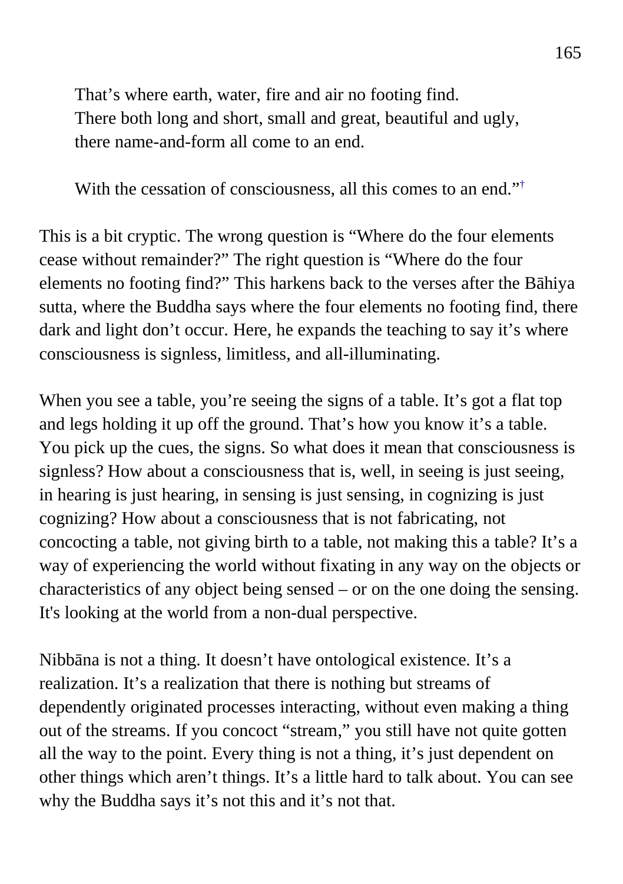> That's where earth, water, fire and air no footing find.
> There both long and short, small and great, beautiful and ugly,
> there name-and-form all come to an end.
>
> With the cessation of consciousness, all this comes to an end."†

This is a bit cryptic. The wrong question is "Where do the four elements cease without remainder?" The right question is "Where do the four elements no footing find?" This harkens back to the verses after the Bāhiya sutta, where the Buddha says where the four elements no footing find, there dark and light don't occur. Here, he expands the teaching to say it's where consciousness is signless, limitless, and all-illuminating.

When you see a table, you're seeing the signs of a table. It's got a flat top and legs holding it up off the ground. That's how you know it's a table. You pick up the cues, the signs. So what does it mean that consciousness is signless? How about a consciousness that is, well, in seeing is just seeing, in hearing is just hearing, in sensing is just sensing, in cognizing is just cognizing? How about a consciousness that is not fabricating, not concocting a table, not giving birth to a table, not making this a table? It's a way of experiencing the world without fixating in any way on the objects or characteristics of any object being sensed – or on the one doing the sensing. It's looking at the world from a non-dual perspective.

Nibbāna is not a thing. It doesn't have ontological existence. It's a realization. It's a realization that there is nothing but streams of dependently originated processes interacting, without even making a thing out of the streams. If you concoct "stream," you still have not quite gotten all the way to the point. Every thing is not a thing, it's just dependent on other things which aren't things. It's a little hard to talk about. You can see why the Buddha says it's not this and it's not that.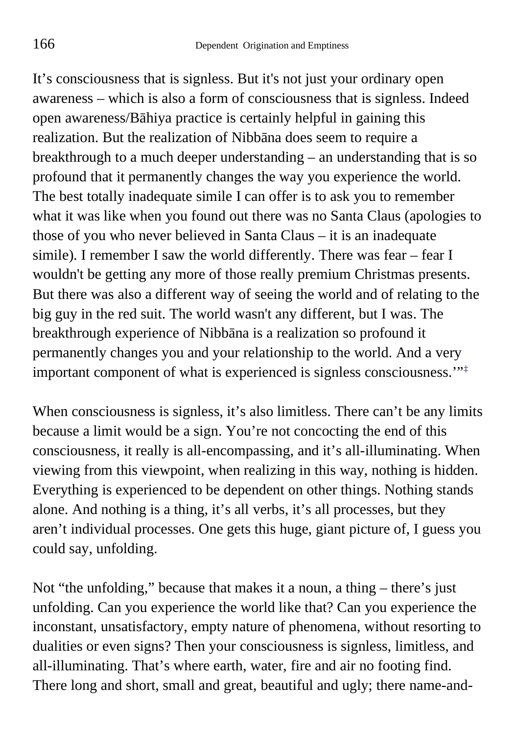It’s consciousness that is signless. But it's not just your ordinary open awareness – which is also a form of consciousness that is signless. Indeed open awareness/Bāhiya practice is certainly helpful in gaining this realization. But the realization of Nibbāna does seem to require a breakthrough to a much deeper understanding – an understanding that is so profound that it permanently changes the way you experience the world. The best totally inadequate simile I can offer is to ask you to remember what it was like when you found out there was no Santa Claus (apologies to those of you who never believed in Santa Claus – it is an inadequate simile). I remember I saw the world differently. There was fear – fear I wouldn't be getting any more of those really premium Christmas presents. But there was also a different way of seeing the world and of relating to the big guy in the red suit. The world wasn't any different, but I was. The breakthrough experience of Nibbāna is a realization so profound it permanently changes you and your relationship to the world. And a very important component of what is experienced is signless consciousness.’”‡

When consciousness is signless, it’s also limitless. There can’t be any limits because a limit would be a sign. You’re not concocting the end of this consciousness, it really is all-encompassing, and it’s all-illuminating. When viewing from this viewpoint, when realizing in this way, nothing is hidden. Everything is experienced to be dependent on other things. Nothing stands alone. And nothing is a thing, it’s all verbs, it’s all processes, but they aren’t individual processes. One gets this huge, giant picture of, I guess you could say, unfolding.

Not “the unfolding,” because that makes it a noun, a thing – there’s just unfolding. Can you experience the world like that? Can you experience the inconstant, unsatisfactory, empty nature of phenomena, without resorting to dualities or even signs? Then your consciousness is signless, limitless, and all-illuminating. That’s where earth, water, fire and air no footing find. There long and short, small and great, beautiful and ugly; there name-and-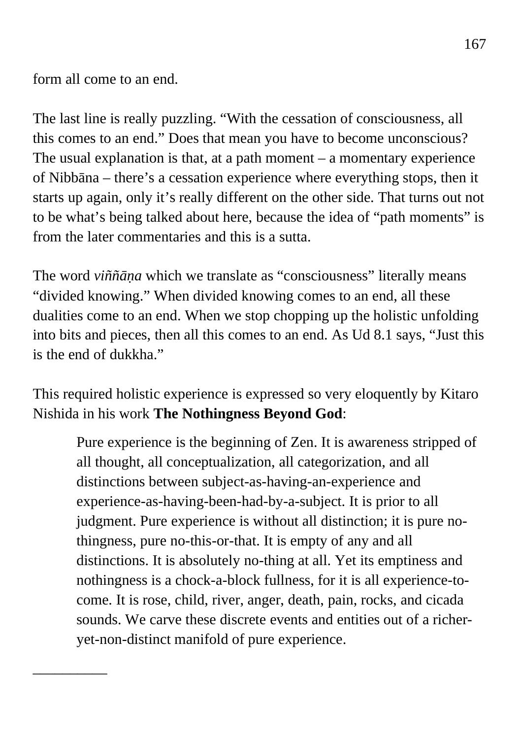form all come to an end.

The last line is really puzzling. "With the cessation of consciousness, all this comes to an end." Does that mean you have to become unconscious? The usual explanation is that, at a path moment – a momentary experience of Nibbāna – there's a cessation experience where everything stops, then it starts up again, only it's really different on the other side. That turns out not to be what's being talked about here, because the idea of "path moments" is from the later commentaries and this is a sutta.

The word *viññāṇa* which we translate as "consciousness" literally means "divided knowing." When divided knowing comes to an end, all these dualities come to an end. When we stop chopping up the holistic unfolding into bits and pieces, then all this comes to an end. As Ud 8.1 says, "Just this is the end of dukkha."

This required holistic experience is expressed so very eloquently by Kitaro Nishida in his work **The Nothingness Beyond God**:

> Pure experience is the beginning of Zen. It is awareness stripped of all thought, all conceptualization, all categorization, and all distinctions between subject-as-having-an-experience and experience-as-having-been-had-by-a-subject. It is prior to all judgment. Pure experience is without all distinction; it is pure no-thingness, pure no-this-or-that. It is empty of any and all distinctions. It is absolutely no-thing at all. Yet its emptiness and nothingness is a chock-a-block fullness, for it is all experience-to-come. It is rose, child, river, anger, death, pain, rocks, and cicada sounds. We carve these discrete events and entities out of a richer-yet-non-distinct manifold of pure experience.

__________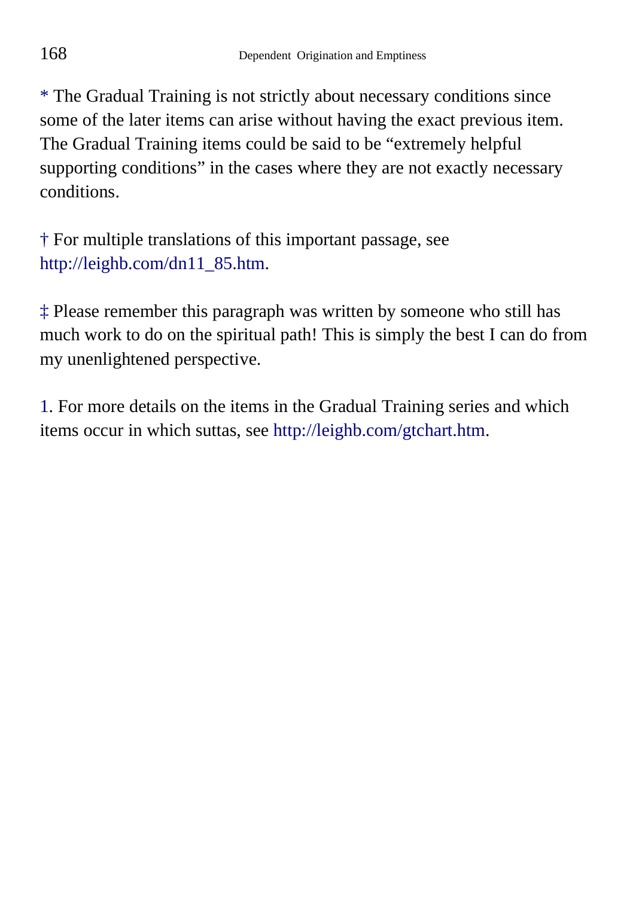* The Gradual Training is not strictly about necessary conditions since some of the later items can arise without having the exact previous item. The Gradual Training items could be said to be “extremely helpful supporting conditions” in the cases where they are not exactly necessary conditions.

† For multiple translations of this important passage, see http://leighb.com/dn11_85.htm.

‡ Please remember this paragraph was written by someone who still has much work to do on the spiritual path! This is simply the best I can do from my unenlightened perspective.

1. For more details on the items in the Gradual Training series and which items occur in which suttas, see http://leighb.com/gtchart.htm.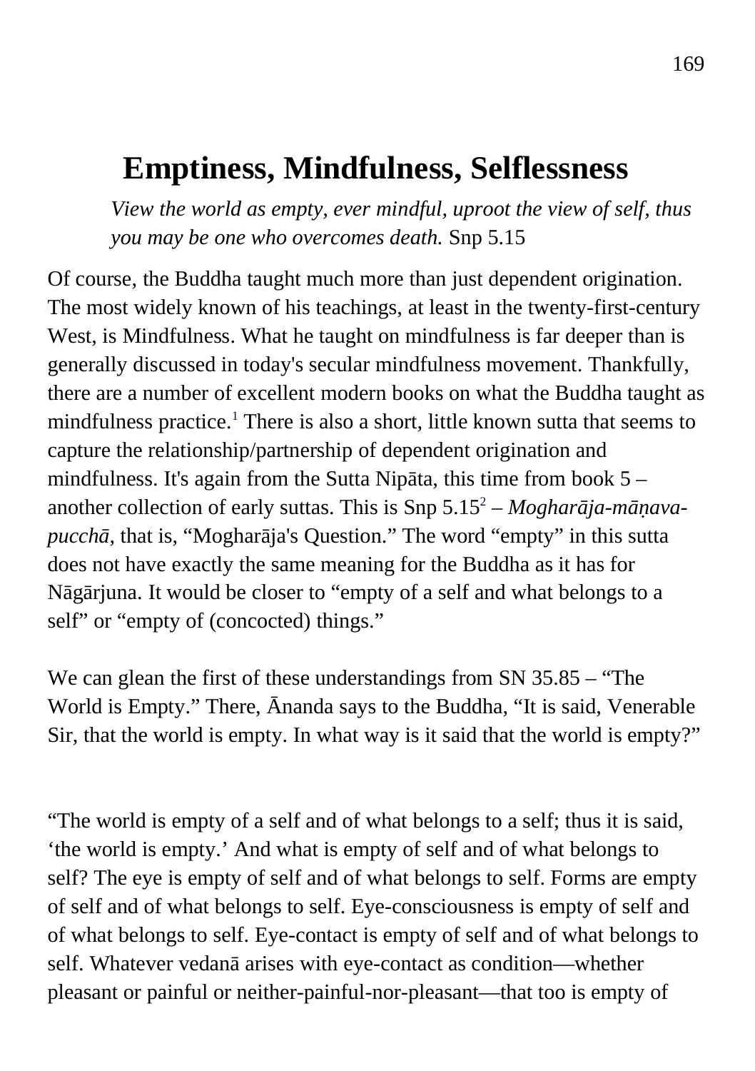# Emptiness, Mindfulness, Selflessness

> *View the world as empty, ever mindful, uproot the view of self, thus you may be one who overcomes death.* Snp 5.15

Of course, the Buddha taught much more than just dependent origination. The most widely known of his teachings, at least in the twenty-first-century West, is Mindfulness. What he taught on mindfulness is far deeper than is generally discussed in today's secular mindfulness movement. Thankfully, there are a number of excellent modern books on what the Buddha taught as mindfulness practice.[1] There is also a short, little known sutta that seems to capture the relationship/partnership of dependent origination and mindfulness. It's again from the Sutta Nipāta, this time from book 5 – another collection of early suttas. This is Snp 5.15[2] – *Mogharāja-māṇava-pucchā*, that is, "Mogharāja's Question." The word "empty" in this sutta does not have exactly the same meaning for the Buddha as it has for Nāgārjuna. It would be closer to "empty of a self and what belongs to a self" or "empty of (concocted) things."

We can glean the first of these understandings from SN 35.85 – "The World is Empty." There, Ānanda says to the Buddha, "It is said, Venerable Sir, that the world is empty. In what way is it said that the world is empty?"

"The world is empty of a self and of what belongs to a self; thus it is said, 'the world is empty.' And what is empty of self and of what belongs to self? The eye is empty of self and of what belongs to self. Forms are empty of self and of what belongs to self. Eye-consciousness is empty of self and of what belongs to self. Eye-contact is empty of self and of what belongs to self. Whatever vedanā arises with eye-contact as condition—whether pleasant or painful or neither-painful-nor-pleasant—that too is empty of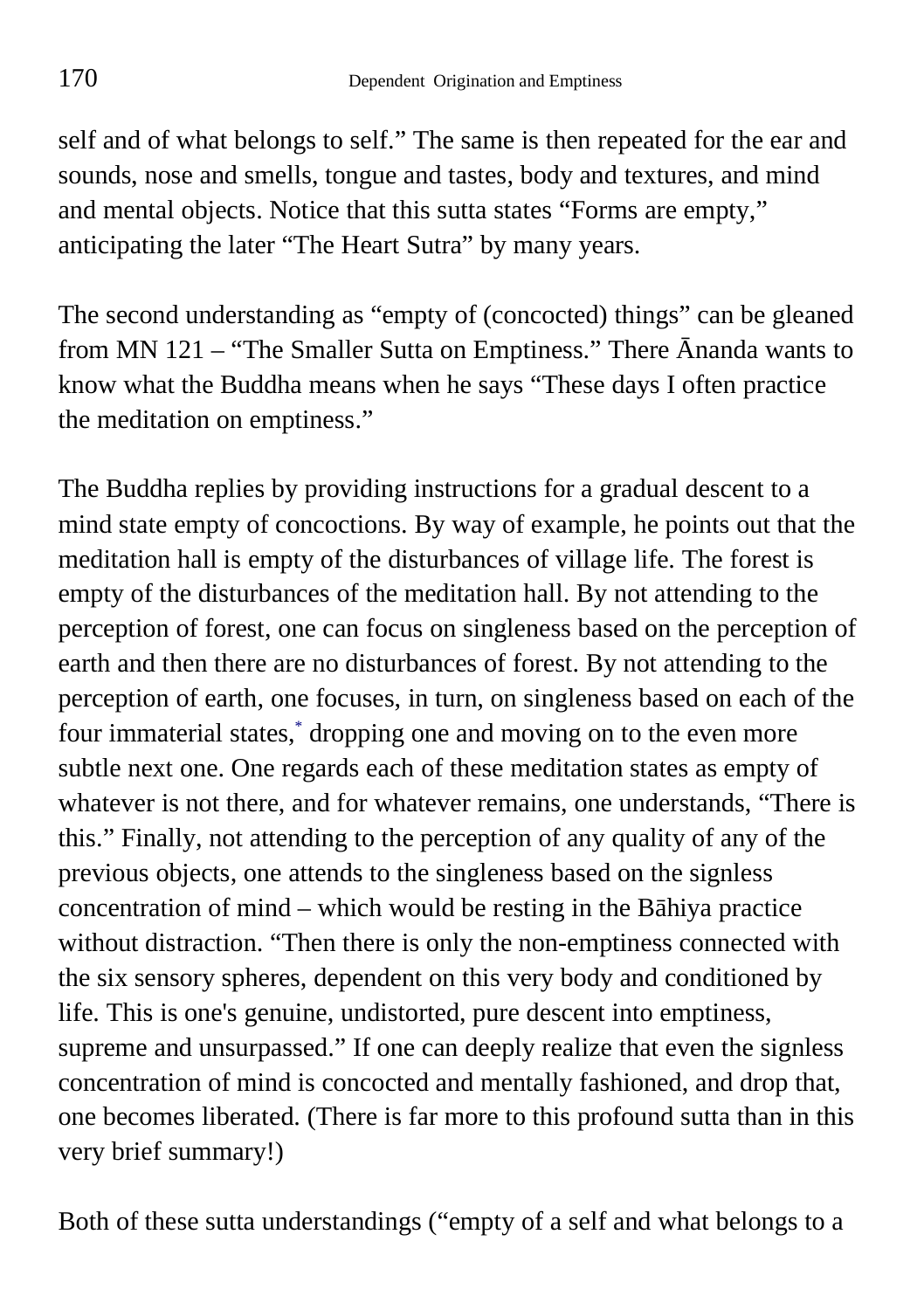self and of what belongs to self.” The same is then repeated for the ear and sounds, nose and smells, tongue and tastes, body and textures, and mind and mental objects. Notice that this sutta states “Forms are empty,” anticipating the later “The Heart Sutra” by many years.

The second understanding as “empty of (concocted) things” can be gleaned from MN 121 – “The Smaller Sutta on Emptiness.” There Ānanda wants to know what the Buddha means when he says “These days I often practice the meditation on emptiness.”

The Buddha replies by providing instructions for a gradual descent to a mind state empty of concoctions. By way of example, he points out that the meditation hall is empty of the disturbances of village life. The forest is empty of the disturbances of the meditation hall. By not attending to the perception of forest, one can focus on singleness based on the perception of earth and then there are no disturbances of forest. By not attending to the perception of earth, one focuses, in turn, on singleness based on each of the four immaterial states,[*] dropping one and moving on to the even more subtle next one. One regards each of these meditation states as empty of whatever is not there, and for whatever remains, one understands, “There is this.” Finally, not attending to the perception of any quality of any of the previous objects, one attends to the singleness based on the signless concentration of mind – which would be resting in the Bāhiya practice without distraction. “Then there is only the non-emptiness connected with the six sensory spheres, dependent on this very body and conditioned by life. This is one's genuine, undistorted, pure descent into emptiness, supreme and unsurpassed.” If one can deeply realize that even the signless concentration of mind is concocted and mentally fashioned, and drop that, one becomes liberated. (There is far more to this profound sutta than in this very brief summary!)

Both of these sutta understandings (“empty of a self and what belongs to a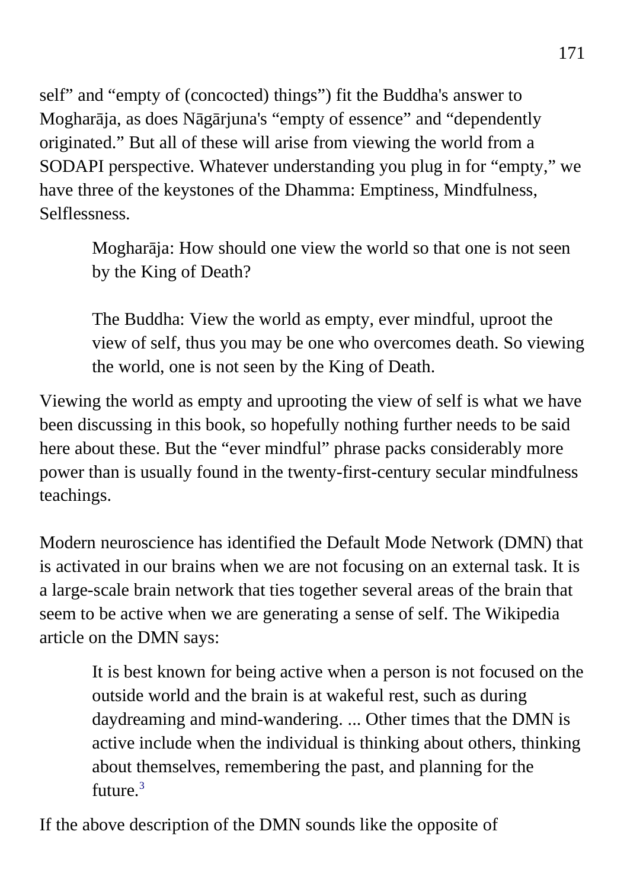self" and "empty of (concocted) things") fit the Buddha's answer to Mogharāja, as does Nāgārjuna's "empty of essence" and "dependently originated." But all of these will arise from viewing the world from a SODAPI perspective. Whatever understanding you plug in for "empty," we have three of the keystones of the Dhamma: Emptiness, Mindfulness, Selflessness.

> Mogharāja: How should one view the world so that one is not seen by the King of Death?
>
> The Buddha: View the world as empty, ever mindful, uproot the view of self, thus you may be one who overcomes death. So viewing the world, one is not seen by the King of Death.

Viewing the world as empty and uprooting the view of self is what we have been discussing in this book, so hopefully nothing further needs to be said here about these. But the "ever mindful" phrase packs considerably more power than is usually found in the twenty-first-century secular mindfulness teachings.

Modern neuroscience has identified the Default Mode Network (DMN) that is activated in our brains when we are not focusing on an external task. It is a large-scale brain network that ties together several areas of the brain that seem to be active when we are generating a sense of self. The Wikipedia article on the DMN says:

> It is best known for being active when a person is not focused on the outside world and the brain is at wakeful rest, such as during daydreaming and mind-wandering. ... Other times that the DMN is active include when the individual is thinking about others, thinking about themselves, remembering the past, and planning for the future.[3]

If the above description of the DMN sounds like the opposite of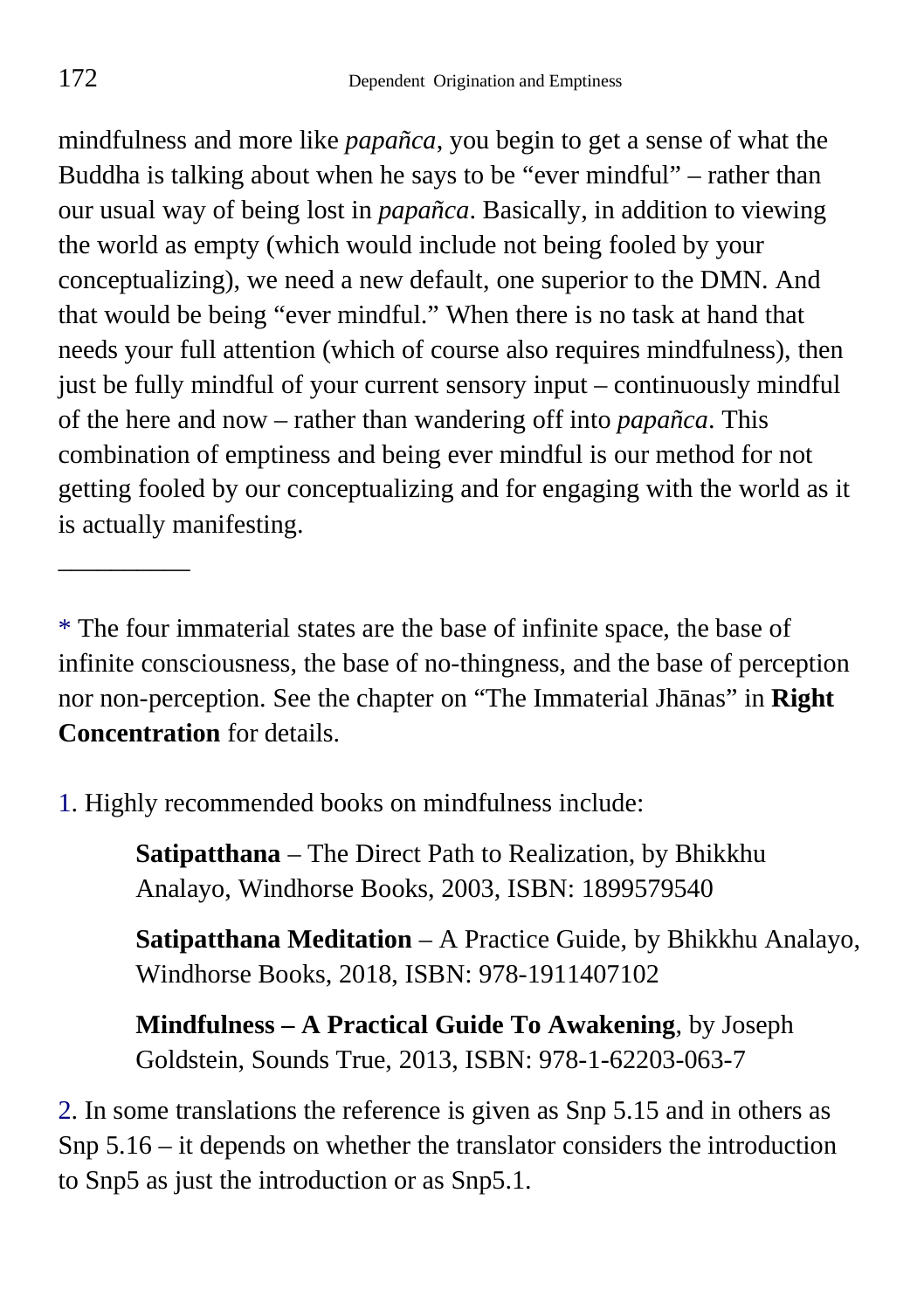mindfulness and more like *papañca*, you begin to get a sense of what the Buddha is talking about when he says to be "ever mindful" – rather than our usual way of being lost in *papañca*. Basically, in addition to viewing the world as empty (which would include not being fooled by your conceptualizing), we need a new default, one superior to the DMN. And that would be being "ever mindful." When there is no task at hand that needs your full attention (which of course also requires mindfulness), then just be fully mindful of your current sensory input – continuously mindful of the here and now – rather than wandering off into *papañca*. This combination of emptiness and being ever mindful is our method for not getting fooled by our conceptualizing and for engaging with the world as it is actually manifesting.

__________

* The four immaterial states are the base of infinite space, the base of infinite consciousness, the base of no-thingness, and the base of perception nor non-perception. See the chapter on "The Immaterial Jhānas" in **Right Concentration** for details.

1. Highly recommended books on mindfulness include:

> **Satipatthana** – The Direct Path to Realization, by Bhikkhu Analayo, Windhorse Books, 2003, ISBN: 1899579540
>
> **Satipatthana Meditation** – A Practice Guide, by Bhikkhu Analayo, Windhorse Books, 2018, ISBN: 978-1911407102
>
> **Mindfulness – A Practical Guide To Awakening**, by Joseph Goldstein, Sounds True, 2013, ISBN: 978-1-62203-063-7

2. In some translations the reference is given as Snp 5.15 and in others as Snp 5.16 – it depends on whether the translator considers the introduction to Snp5 as just the introduction or as Snp5.1.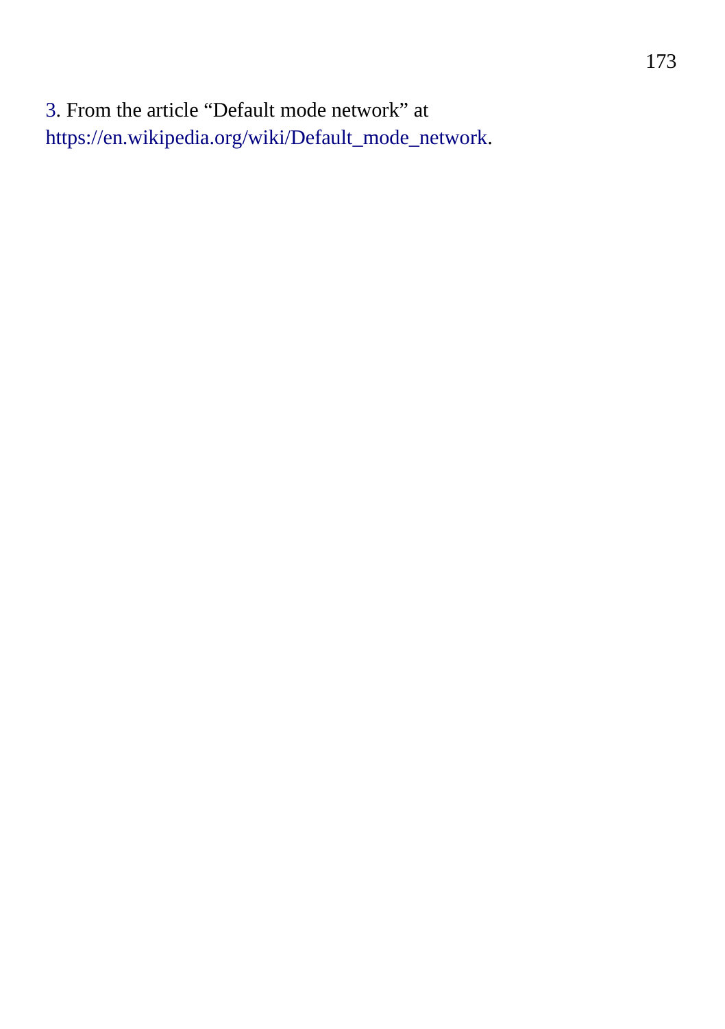3. From the article “Default mode network” at https://en.wikipedia.org/wiki/Default_mode_network.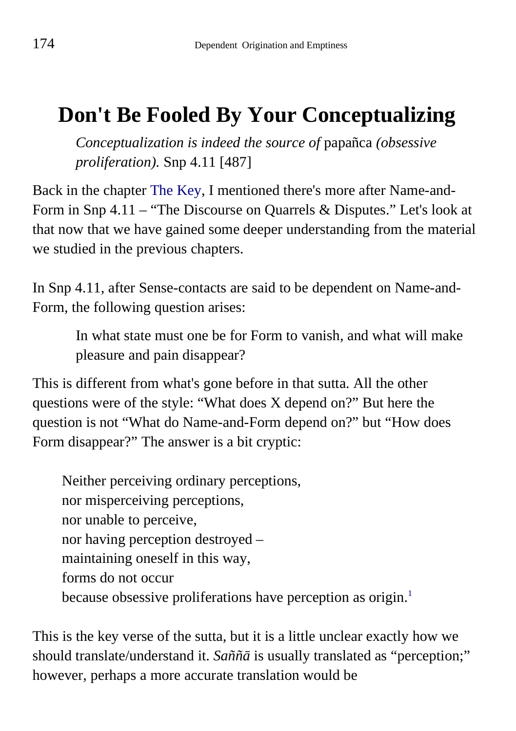# Don't Be Fooled By Your Conceptualizing

> *Conceptualization is indeed the source of* papañca *(obsessive proliferation).* Snp 4.11 [487]

Back in the chapter The Key, I mentioned there's more after Name-and-Form in Snp 4.11 – "The Discourse on Quarrels & Disputes." Let's look at that now that we have gained some deeper understanding from the material we studied in the previous chapters.

In Snp 4.11, after Sense-contacts are said to be dependent on Name-and-Form, the following question arises:

> In what state must one be for Form to vanish, and what will make pleasure and pain disappear?

This is different from what's gone before in that sutta. All the other questions were of the style: "What does X depend on?" But here the question is not "What do Name-and-Form depend on?" but "How does Form disappear?" The answer is a bit cryptic:

> Neither perceiving ordinary perceptions,
> nor misperceiving perceptions,
> nor unable to perceive,
> nor having perception destroyed –
> maintaining oneself in this way,
> forms do not occur
> because obsessive proliferations have perception as origin.[1]

This is the key verse of the sutta, but it is a little unclear exactly how we should translate/understand it. *Saññā* is usually translated as "perception;" however, perhaps a more accurate translation would be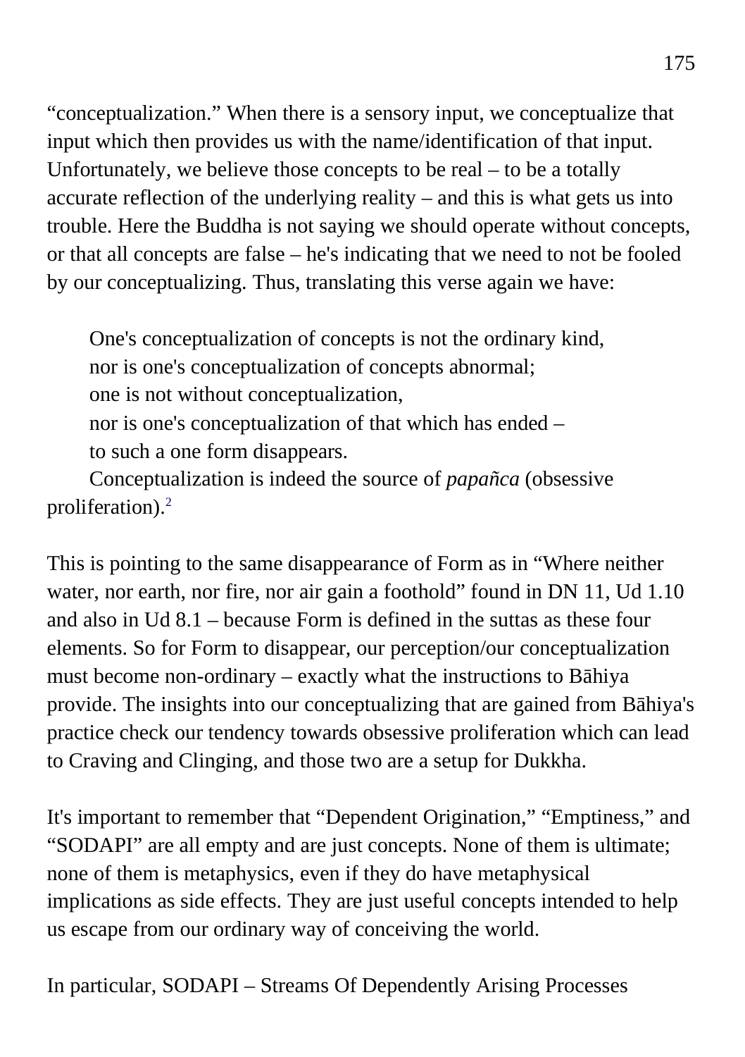"conceptualization." When there is a sensory input, we conceptualize that input which then provides us with the name/identification of that input. Unfortunately, we believe those concepts to be real – to be a totally accurate reflection of the underlying reality – and this is what gets us into trouble. Here the Buddha is not saying we should operate without concepts, or that all concepts are false – he's indicating that we need to not be fooled by our conceptualizing. Thus, translating this verse again we have:

> One's conceptualization of concepts is not the ordinary kind,
> nor is one's conceptualization of concepts abnormal;
> one is not without conceptualization,
> nor is one's conceptualization of that which has ended –
> to such a one form disappears.
> Conceptualization is indeed the source of *papañca* (obsessive proliferation).[2]

This is pointing to the same disappearance of Form as in "Where neither water, nor earth, nor fire, nor air gain a foothold" found in DN 11, Ud 1.10 and also in Ud 8.1 – because Form is defined in the suttas as these four elements. So for Form to disappear, our perception/our conceptualization must become non-ordinary – exactly what the instructions to Bāhiya provide. The insights into our conceptualizing that are gained from Bāhiya's practice check our tendency towards obsessive proliferation which can lead to Craving and Clinging, and those two are a setup for Dukkha.

It's important to remember that "Dependent Origination," "Emptiness," and "SODAPI" are all empty and are just concepts. None of them is ultimate; none of them is metaphysics, even if they do have metaphysical implications as side effects. They are just useful concepts intended to help us escape from our ordinary way of conceiving the world.

In particular, SODAPI – Streams Of Dependently Arising Processes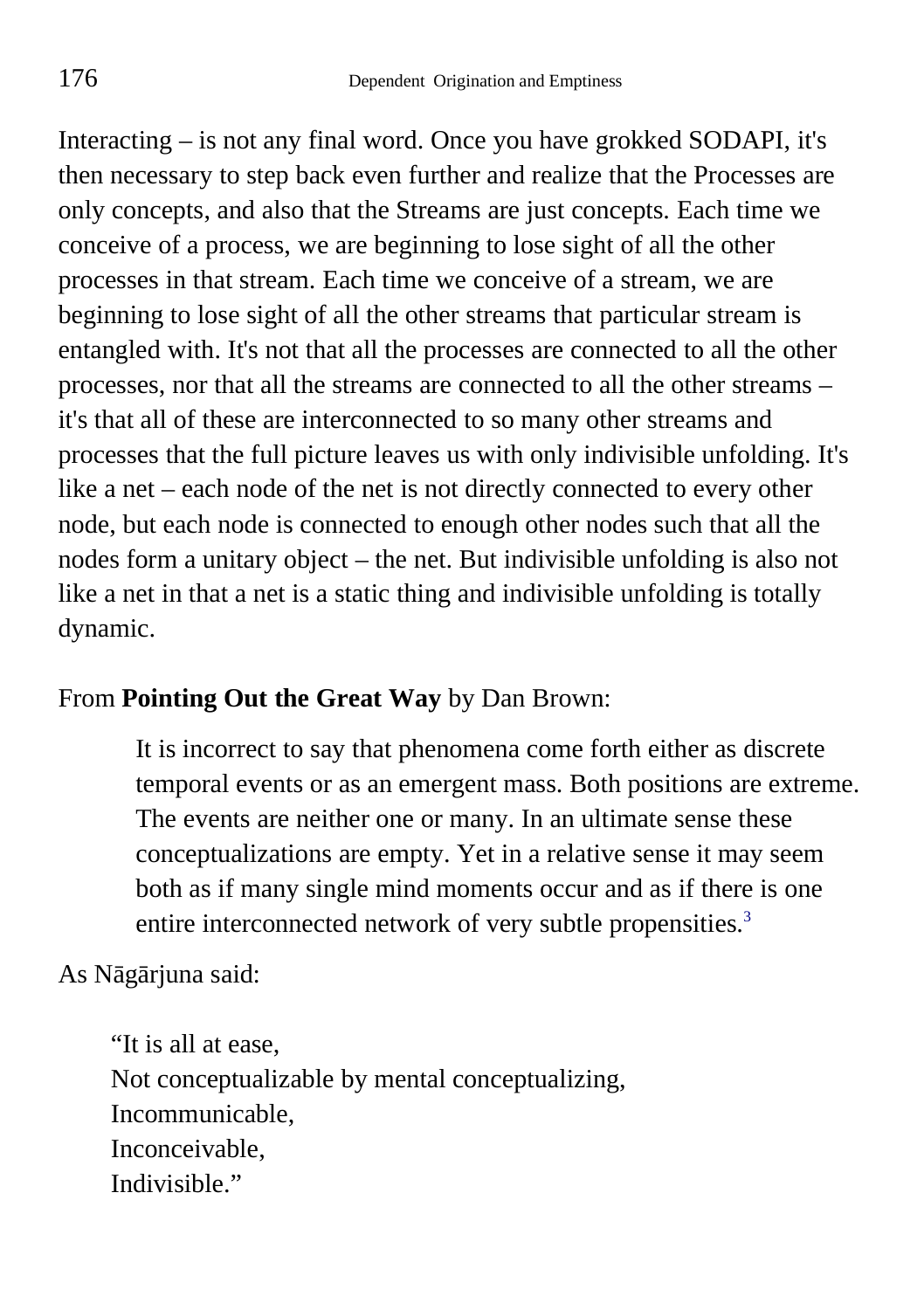Interacting – is not any final word. Once you have grokked SODAPI, it's then necessary to step back even further and realize that the Processes are only concepts, and also that the Streams are just concepts. Each time we conceive of a process, we are beginning to lose sight of all the other processes in that stream. Each time we conceive of a stream, we are beginning to lose sight of all the other streams that particular stream is entangled with. It's not that all the processes are connected to all the other processes, nor that all the streams are connected to all the other streams – it's that all of these are interconnected to so many other streams and processes that the full picture leaves us with only indivisible unfolding. It's like a net – each node of the net is not directly connected to every other node, but each node is connected to enough other nodes such that all the nodes form a unitary object – the net. But indivisible unfolding is also not like a net in that a net is a static thing and indivisible unfolding is totally dynamic.

From **Pointing Out the Great Way** by Dan Brown:

> It is incorrect to say that phenomena come forth either as discrete temporal events or as an emergent mass. Both positions are extreme. The events are neither one or many. In an ultimate sense these conceptualizations are empty. Yet in a relative sense it may seem both as if many single mind moments occur and as if there is one entire interconnected network of very subtle propensities.[3]

As Nāgārjuna said:

> "It is all at ease,
> Not conceptualizable by mental conceptualizing,
> Incommunicable,
> Inconceivable,
> Indivisible."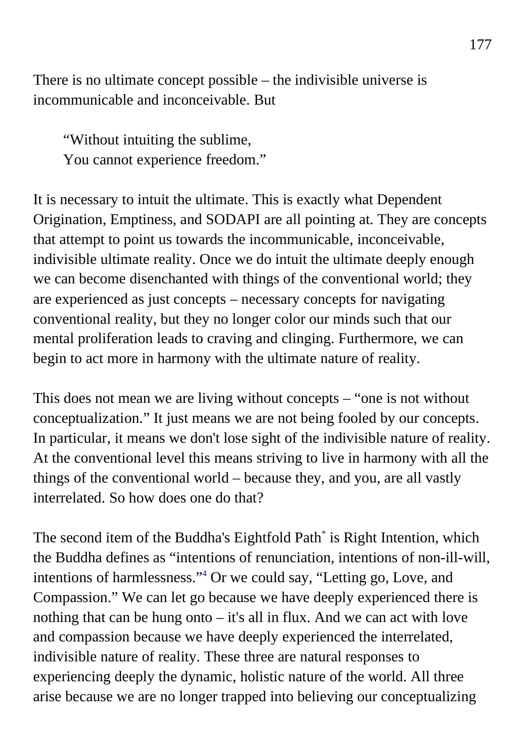There is no ultimate concept possible – the indivisible universe is incommunicable and inconceivable. But

> "Without intuiting the sublime,
> You cannot experience freedom."

It is necessary to intuit the ultimate. This is exactly what Dependent Origination, Emptiness, and SODAPI are all pointing at. They are concepts that attempt to point us towards the incommunicable, inconceivable, indivisible ultimate reality. Once we do intuit the ultimate deeply enough we can become disenchanted with things of the conventional world; they are experienced as just concepts – necessary concepts for navigating conventional reality, but they no longer color our minds such that our mental proliferation leads to craving and clinging. Furthermore, we can begin to act more in harmony with the ultimate nature of reality.

This does not mean we are living without concepts – "one is not without conceptualization." It just means we are not being fooled by our concepts. In particular, it means we don't lose sight of the indivisible nature of reality. At the conventional level this means striving to live in harmony with all the things of the conventional world – because they, and you, are all vastly interrelated. So how does one do that?

The second item of the Buddha's Eightfold Path* is Right Intention, which the Buddha defines as "intentions of renunciation, intentions of non-ill-will, intentions of harmlessness."[4] Or we could say, "Letting go, Love, and Compassion." We can let go because we have deeply experienced there is nothing that can be hung onto – it's all in flux. And we can act with love and compassion because we have deeply experienced the interrelated, indivisible nature of reality. These three are natural responses to experiencing deeply the dynamic, holistic nature of the world. All three arise because we are no longer trapped into believing our conceptualizing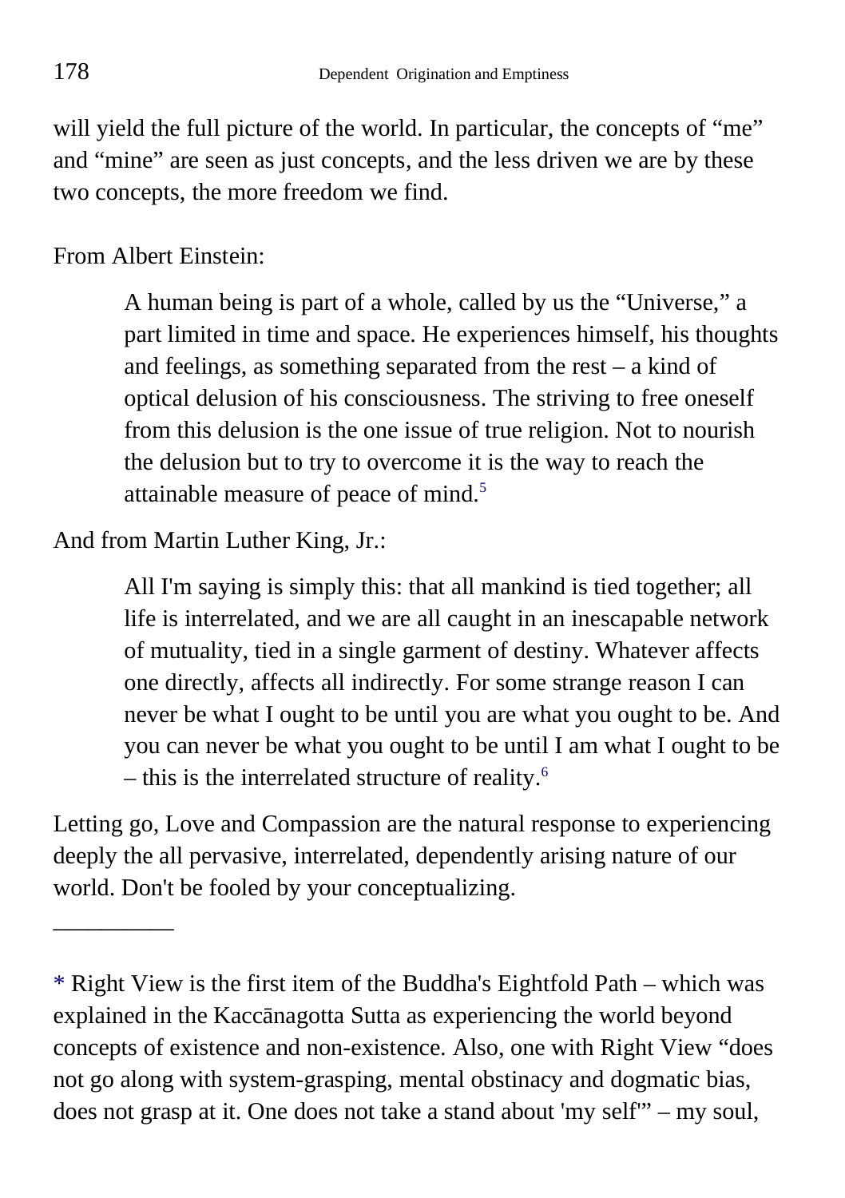will yield the full picture of the world. In particular, the concepts of "me" and "mine" are seen as just concepts, and the less driven we are by these two concepts, the more freedom we find.

From Albert Einstein:

> A human being is part of a whole, called by us the "Universe," a part limited in time and space. He experiences himself, his thoughts and feelings, as something separated from the rest – a kind of optical delusion of his consciousness. The striving to free oneself from this delusion is the one issue of true religion. Not to nourish the delusion but to try to overcome it is the way to reach the attainable measure of peace of mind.[5]

And from Martin Luther King, Jr.:

> All I'm saying is simply this: that all mankind is tied together; all life is interrelated, and we are all caught in an inescapable network of mutuality, tied in a single garment of destiny. Whatever affects one directly, affects all indirectly. For some strange reason I can never be what I ought to be until you are what you ought to be. And you can never be what you ought to be until I am what I ought to be – this is the interrelated structure of reality.[6]

Letting go, Love and Compassion are the natural response to experiencing deeply the all pervasive, interrelated, dependently arising nature of our world. Don't be fooled by your conceptualizing.

---

* Right View is the first item of the Buddha's Eightfold Path – which was explained in the Kaccānagotta Sutta as experiencing the world beyond concepts of existence and non-existence. Also, one with Right View "does not go along with system-grasping, mental obstinacy and dogmatic bias, does not grasp at it. One does not take a stand about 'my self'" – my soul,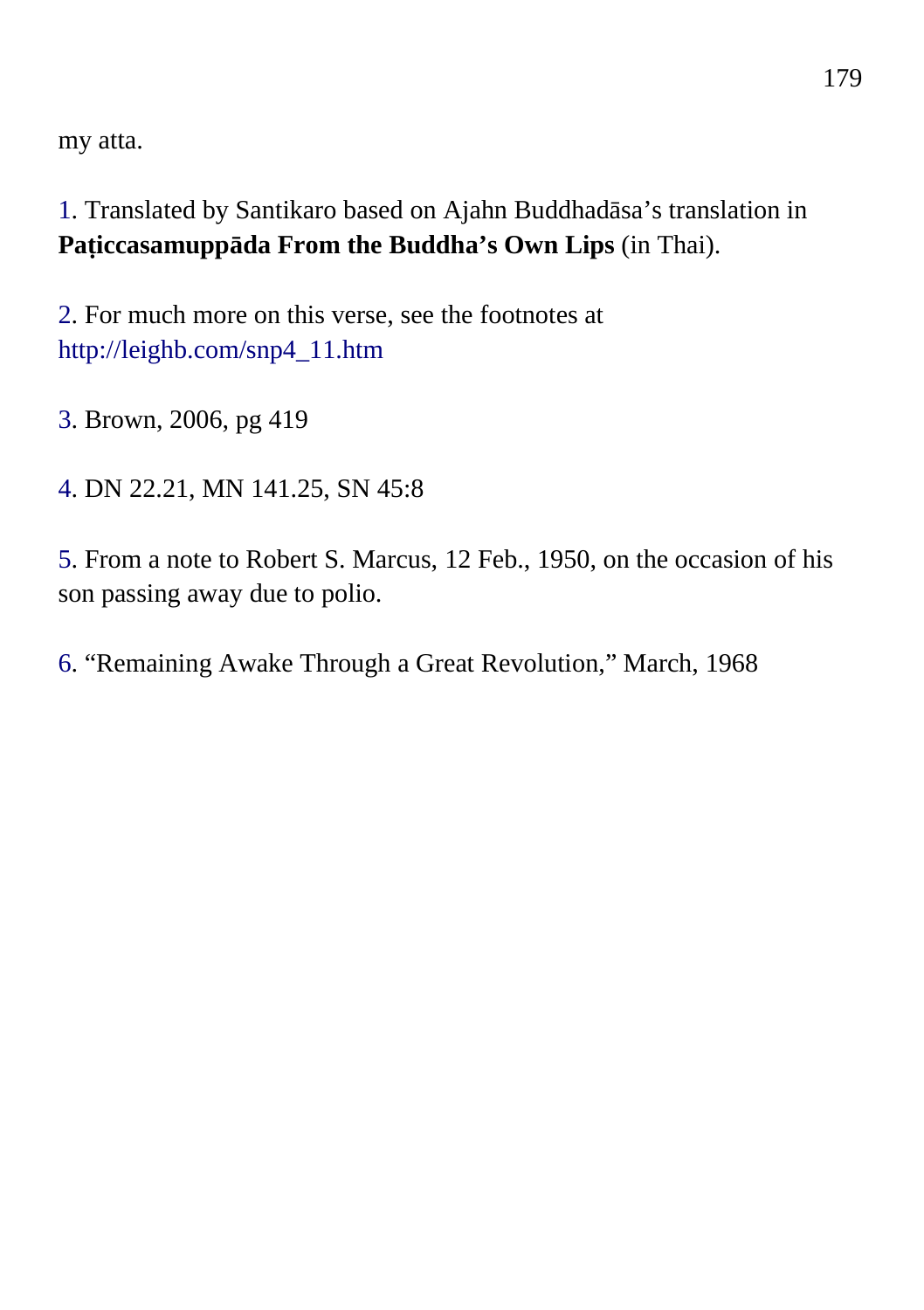my atta.

1. Translated by Santikaro based on Ajahn Buddhadāsa’s translation in **Paṭiccasamuppāda From the Buddha’s Own Lips** (in Thai).

2. For much more on this verse, see the footnotes at http://leighb.com/snp4_11.htm

3. Brown, 2006, pg 419

4. DN 22.21, MN 141.25, SN 45:8

5. From a note to Robert S. Marcus, 12 Feb., 1950, on the occasion of his son passing away due to polio.

6. “Remaining Awake Through a Great Revolution,” March, 1968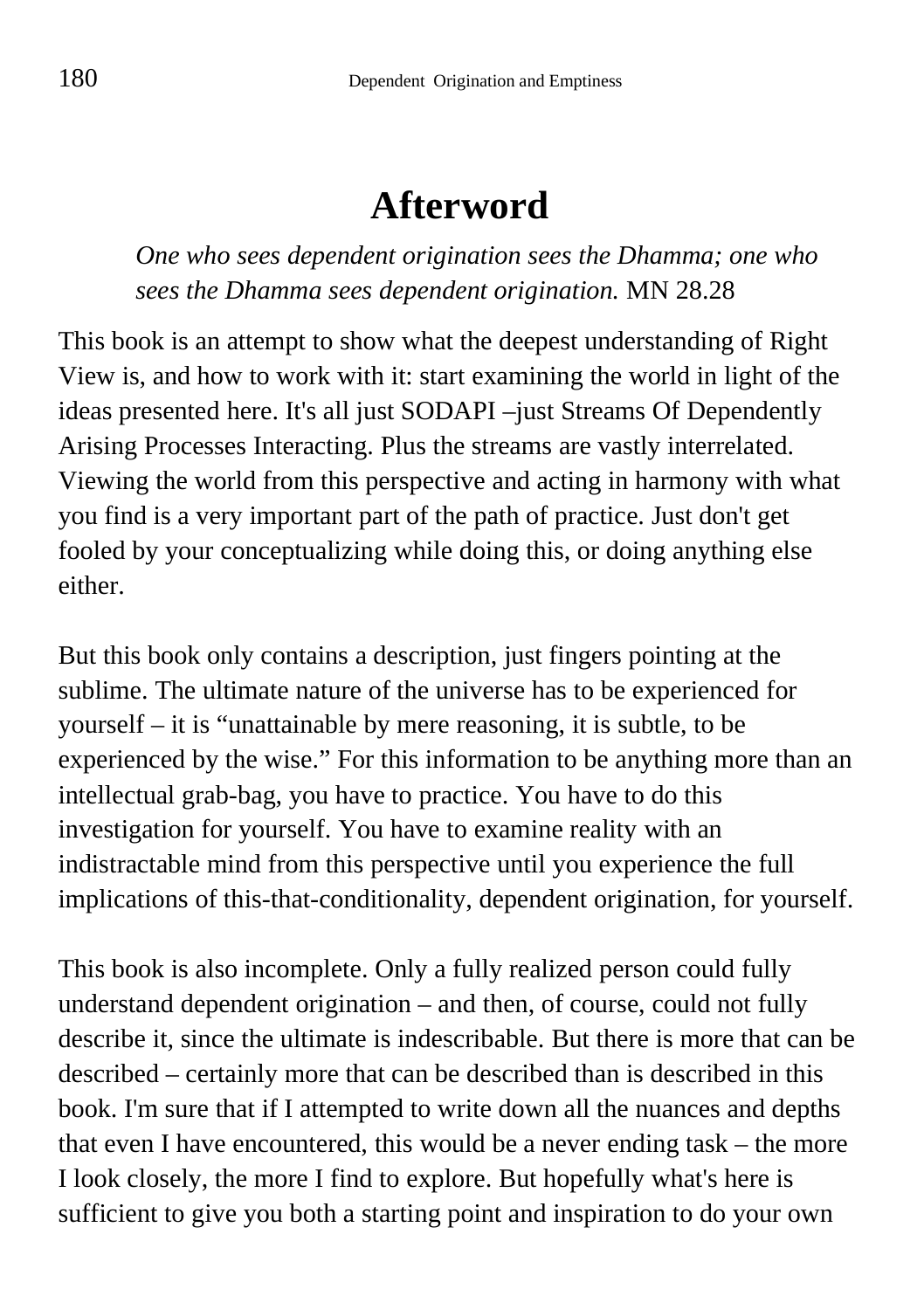# Afterword

> *One who sees dependent origination sees the Dhamma; one who sees the Dhamma sees dependent origination.* MN 28.28

This book is an attempt to show what the deepest understanding of Right View is, and how to work with it: start examining the world in light of the ideas presented here. It's all just SODAPI –just Streams Of Dependently Arising Processes Interacting. Plus the streams are vastly interrelated. Viewing the world from this perspective and acting in harmony with what you find is a very important part of the path of practice. Just don't get fooled by your conceptualizing while doing this, or doing anything else either.

But this book only contains a description, just fingers pointing at the sublime. The ultimate nature of the universe has to be experienced for yourself – it is "unattainable by mere reasoning, it is subtle, to be experienced by the wise." For this information to be anything more than an intellectual grab-bag, you have to practice. You have to do this investigation for yourself. You have to examine reality with an indistractable mind from this perspective until you experience the full implications of this-that-conditionality, dependent origination, for yourself.

This book is also incomplete. Only a fully realized person could fully understand dependent origination – and then, of course, could not fully describe it, since the ultimate is indescribable. But there is more that can be described – certainly more that can be described than is described in this book. I'm sure that if I attempted to write down all the nuances and depths that even I have encountered, this would be a never ending task – the more I look closely, the more I find to explore. But hopefully what's here is sufficient to give you both a starting point and inspiration to do your own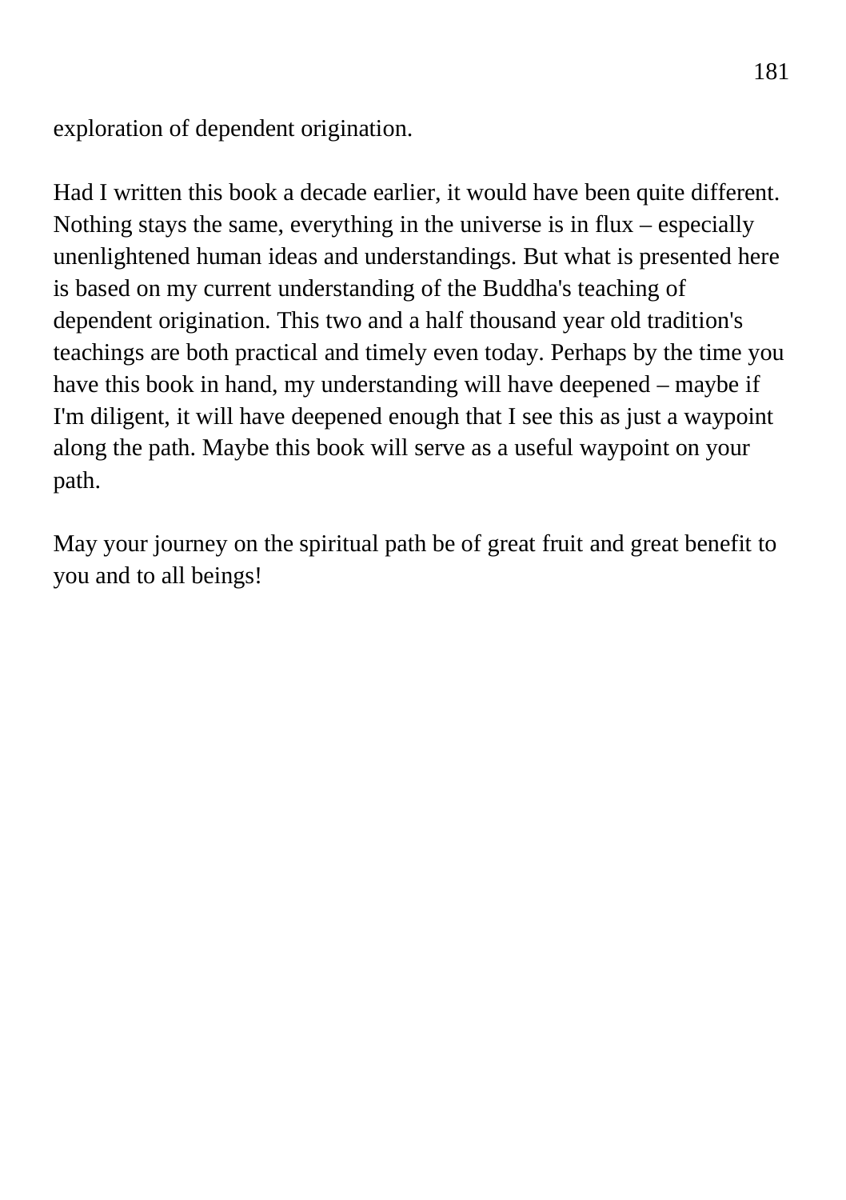exploration of dependent origination.

Had I written this book a decade earlier, it would have been quite different. Nothing stays the same, everything in the universe is in flux – especially unenlightened human ideas and understandings. But what is presented here is based on my current understanding of the Buddha's teaching of dependent origination. This two and a half thousand year old tradition's teachings are both practical and timely even today. Perhaps by the time you have this book in hand, my understanding will have deepened – maybe if I'm diligent, it will have deepened enough that I see this as just a waypoint along the path. Maybe this book will serve as a useful waypoint on your path.

May your journey on the spiritual path be of great fruit and great benefit to you and to all beings!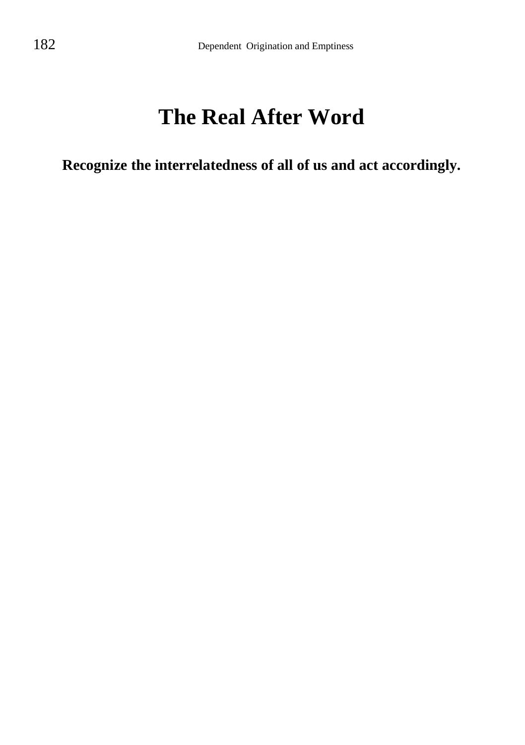# The Real After Word

**Recognize the interrelatedness of all of us and act accordingly.**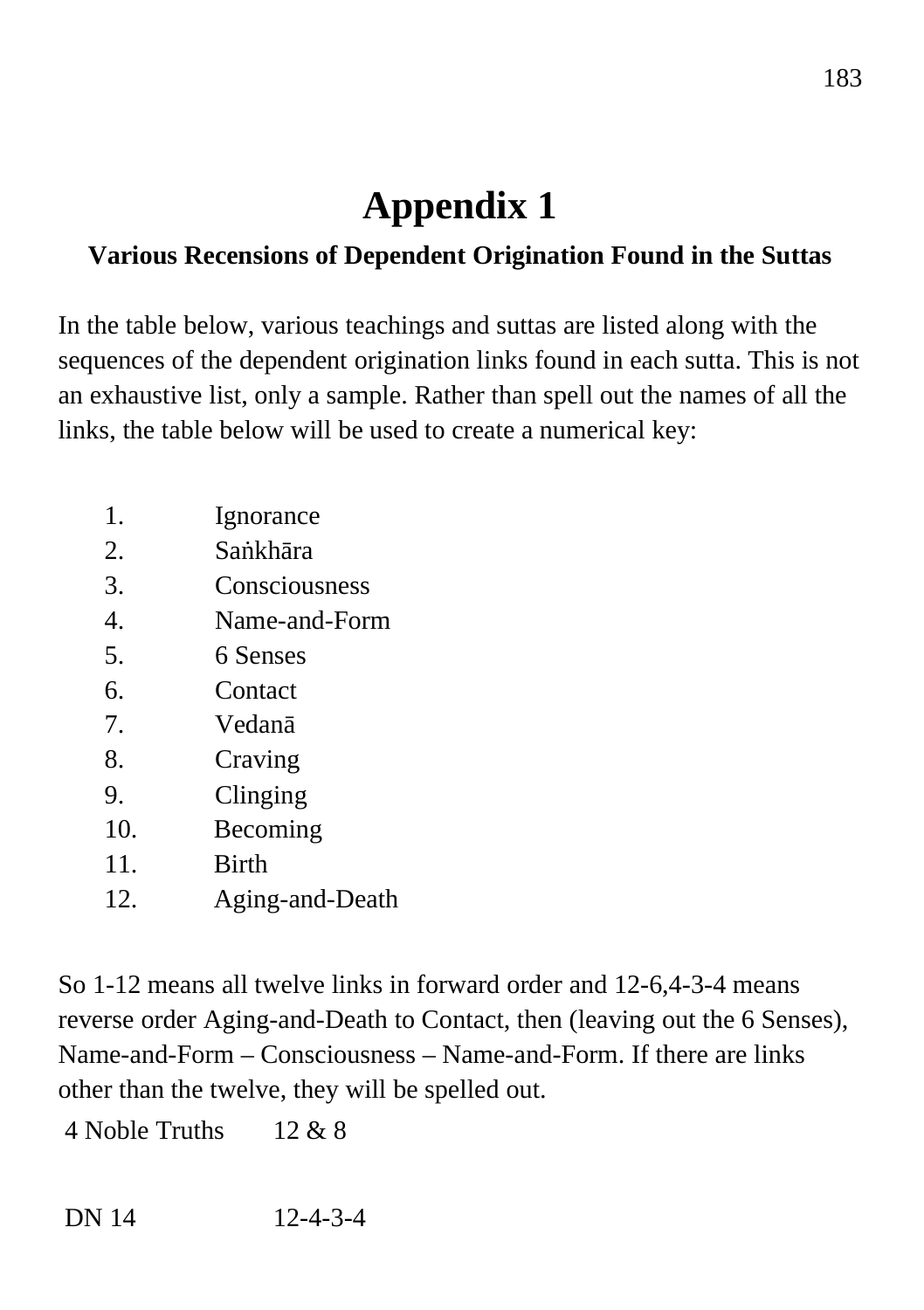# Appendix 1

### Various Recensions of Dependent Origination Found in the Suttas

In the table below, various teachings and suttas are listed along with the sequences of the dependent origination links found in each sutta. This is not an exhaustive list, only a sample. Rather than spell out the names of all the links, the table below will be used to create a numerical key:

1. Ignorance
2. Saṅkhāra
3. Consciousness
4. Name-and-Form
5. 6 Senses
6. Contact
7. Vedanā
8. Craving
9. Clinging
10. Becoming
11. Birth
12. Aging-and-Death

So 1-12 means all twelve links in forward order and 12-6,4-3-4 means reverse order Aging-and-Death to Contact, then (leaving out the 6 Senses), Name-and-Form – Consciousness – Name-and-Form. If there are links other than the twelve, they will be spelled out.

| | |
|---|---|
| 4 Noble Truths | 12 & 8 |
| DN 14 | 12-4-3-4 |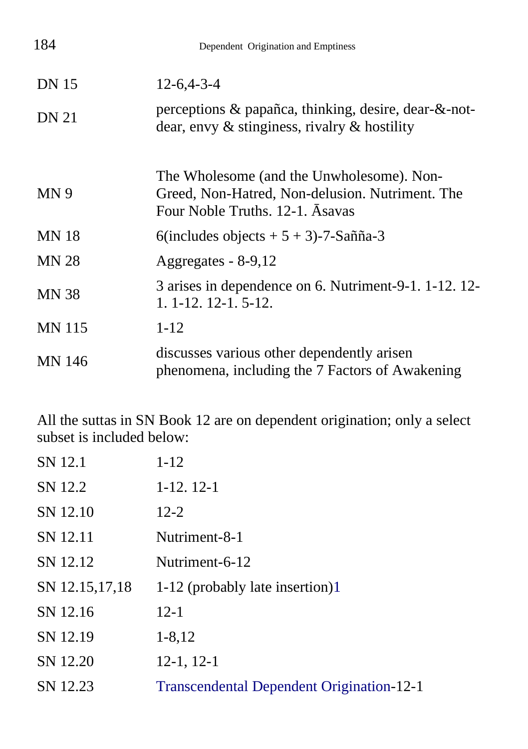| | |
|---|---|
| DN 15 | 12-6,4-3-4 |
| DN 21 | perceptions & papañca, thinking, desire, dear-&-not-dear, envy & stinginess, rivalry & hostility |
| MN 9 | The Wholesome (and the Unwholesome). Non-Greed, Non-Hatred, Non-delusion. Nutriment. The Four Noble Truths. 12-1. Āsavas |
| MN 18 | 6(includes objects + 5 + 3)-7-Sañña-3 |
| MN 28 | Aggregates - 8-9,12 |
| MN 38 | 3 arises in dependence on 6. Nutriment-9-1. 1-12. 12-1. 1-12. 12-1. 5-12. |
| MN 115 | 1-12 |
| MN 146 | discusses various other dependently arisen phenomena, including the 7 Factors of Awakening |

All the suttas in SN Book 12 are on dependent origination; only a select subset is included below:

| | |
|---|---|
| SN 12.1 | 1-12 |
| SN 12.2 | 1-12. 12-1 |
| SN 12.10 | 12-2 |
| SN 12.11 | Nutriment-8-1 |
| SN 12.12 | Nutriment-6-12 |
| SN 12.15,17,18 | 1-12 (probably late insertion)[1] |
| SN 12.16 | 12-1 |
| SN 12.19 | 1-8,12 |
| SN 12.20 | 12-1, 12-1 |
| SN 12.23 | Transcendental Dependent Origination-12-1 |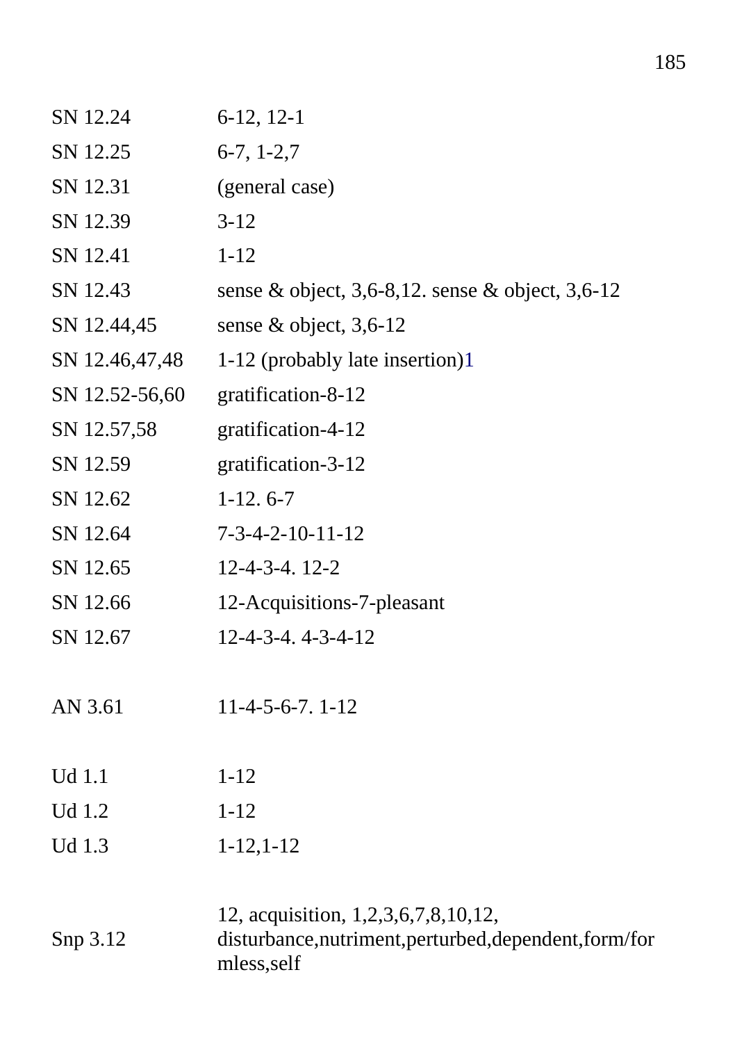| | |
|---|---|
| SN 12.24 | 6-12, 12-1 |
| SN 12.25 | 6-7, 1-2,7 |
| SN 12.31 | (general case) |
| SN 12.39 | 3-12 |
| SN 12.41 | 1-12 |
| SN 12.43 | sense & object, 3,6-8,12. sense & object, 3,6-12 |
| SN 12.44,45 | sense & object, 3,6-12 |
| SN 12.46,47,48 | 1-12 (probably late insertion)[1] |
| SN 12.52-56,60 | gratification-8-12 |
| SN 12.57,58 | gratification-4-12 |
| SN 12.59 | gratification-3-12 |
| SN 12.62 | 1-12. 6-7 |
| SN 12.64 | 7-3-4-2-10-11-12 |
| SN 12.65 | 12-4-3-4. 12-2 |
| SN 12.66 | 12-Acquisitions-7-pleasant |
| SN 12.67 | 12-4-3-4. 4-3-4-12 |
| | |
| AN 3.61 | 11-4-5-6-7. 1-12 |
| | |
| Ud 1.1 | 1-12 |
| Ud 1.2 | 1-12 |
| Ud 1.3 | 1-12,1-12 |
| | |
| Snp 3.12 | 12, acquisition, 1,2,3,6,7,8,10,12, disturbance,nutriment,perturbed,dependent,form/formless,self |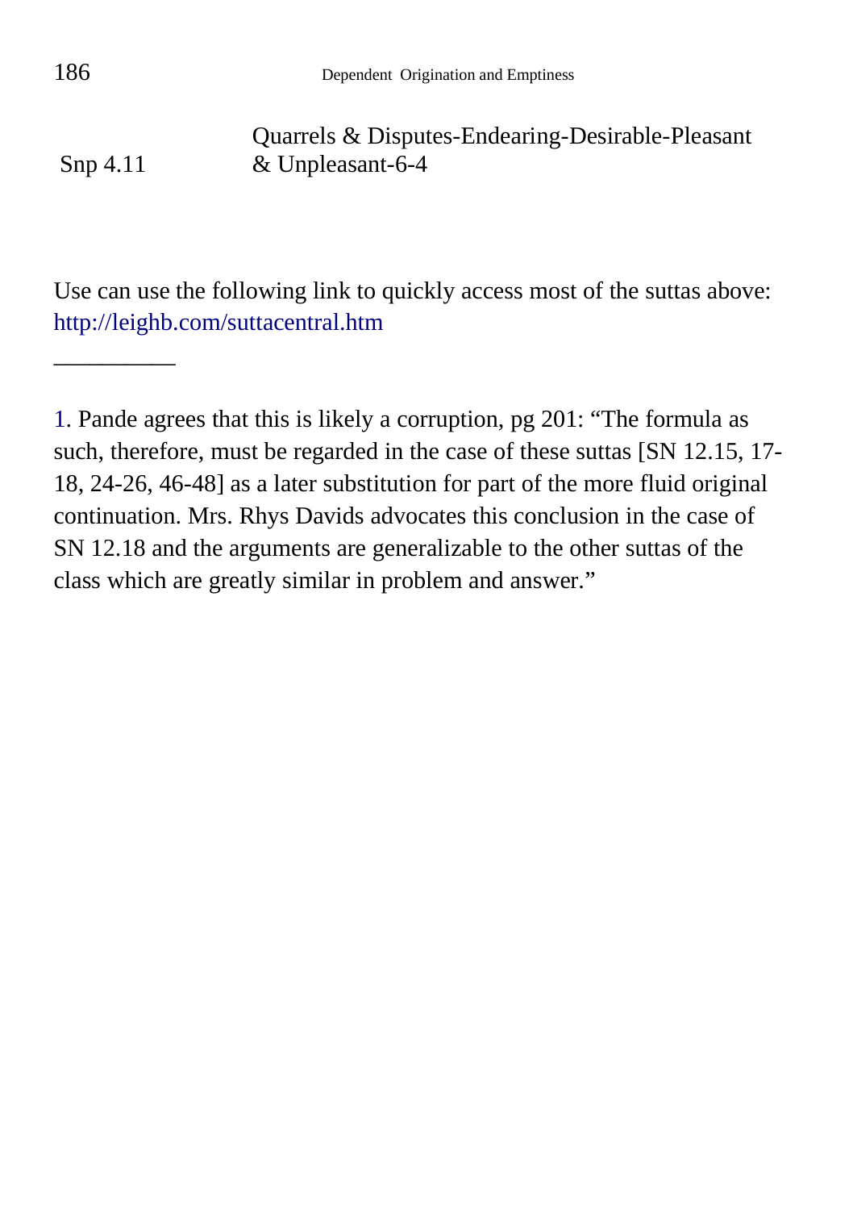| | |
|---|---|
| Snp 4.11 | Quarrels & Disputes-Endearing-Desirable-Pleasant & Unpleasant-6-4 |

Use can use the following link to quickly access most of the suttas above: http://leighb.com/suttacentral.htm

__________

1. Pande agrees that this is likely a corruption, pg 201: “The formula as such, therefore, must be regarded in the case of these suttas [SN 12.15, 17-18, 24-26, 46-48] as a later substitution for part of the more fluid original continuation. Mrs. Rhys Davids advocates this conclusion in the case of SN 12.18 and the arguments are generalizable to the other suttas of the class which are greatly similar in problem and answer.”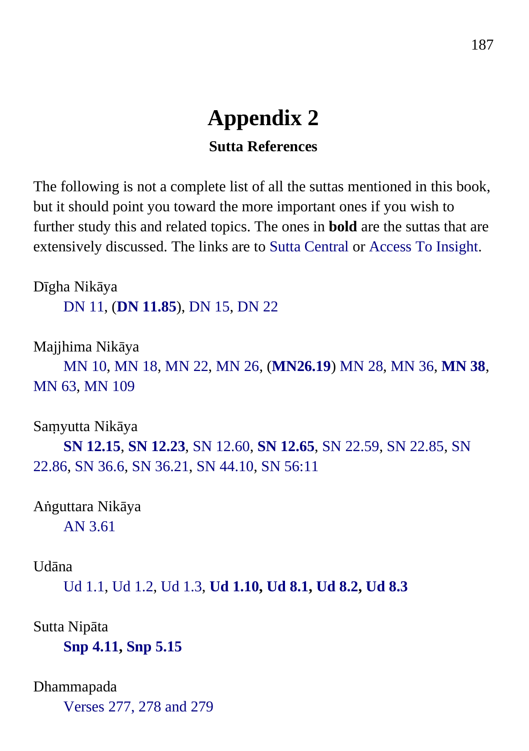# Appendix 2

### Sutta References

The following is not a complete list of all the suttas mentioned in this book, but it should point you toward the more important ones if you wish to further study this and related topics. The ones in **bold** are the suttas that are extensively discussed. The links are to Sutta Central or Access To Insight.

Dīgha Nikāya

DN 11, (**DN 11.85**), DN 15, DN 22

Majjhima Nikāya

MN 10, MN 18, MN 22, MN 26, (**MN26.19**) MN 28, MN 36, **MN 38**, MN 63, MN 109

Saṃyutta Nikāya

**SN 12.15**, **SN 12.23**, SN 12.60, **SN 12.65**, SN 22.59, SN 22.85, SN 22.86, SN 36.6, SN 36.21, SN 44.10, SN 56:11

Aṅguttara Nikāya

AN 3.61

Udāna

Ud 1.1, Ud 1.2, Ud 1.3, **Ud 1.10, Ud 8.1, Ud 8.2, Ud 8.3**

Sutta Nipāta

**Snp 4.11, Snp 5.15**

Dhammapada

Verses 277, 278 and 279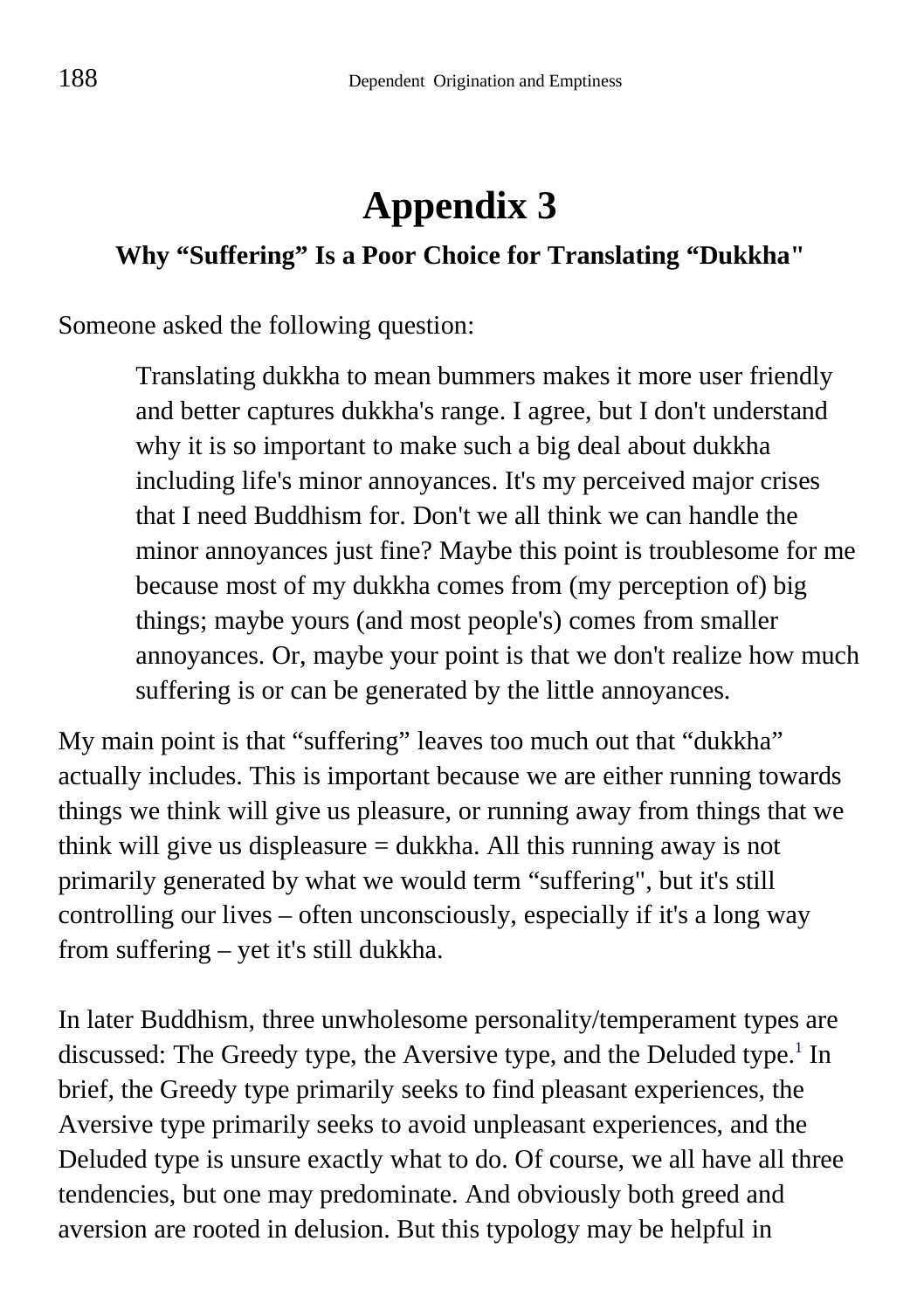# Appendix 3

### Why “Suffering” Is a Poor Choice for Translating “Dukkha"

Someone asked the following question:

> Translating dukkha to mean bummers makes it more user friendly and better captures dukkha's range. I agree, but I don't understand why it is so important to make such a big deal about dukkha including life's minor annoyances. It's my perceived major crises that I need Buddhism for. Don't we all think we can handle the minor annoyances just fine? Maybe this point is troublesome for me because most of my dukkha comes from (my perception of) big things; maybe yours (and most people's) comes from smaller annoyances. Or, maybe your point is that we don't realize how much suffering is or can be generated by the little annoyances.

My main point is that “suffering” leaves too much out that “dukkha” actually includes. This is important because we are either running towards things we think will give us pleasure, or running away from things that we think will give us displeasure = dukkha. All this running away is not primarily generated by what we would term “suffering", but it's still controlling our lives – often unconsciously, especially if it's a long way from suffering – yet it's still dukkha.

In later Buddhism, three unwholesome personality/temperament types are discussed: The Greedy type, the Aversive type, and the Deluded type.[1] In brief, the Greedy type primarily seeks to find pleasant experiences, the Aversive type primarily seeks to avoid unpleasant experiences, and the Deluded type is unsure exactly what to do. Of course, we all have all three tendencies, but one may predominate. And obviously both greed and aversion are rooted in delusion. But this typology may be helpful in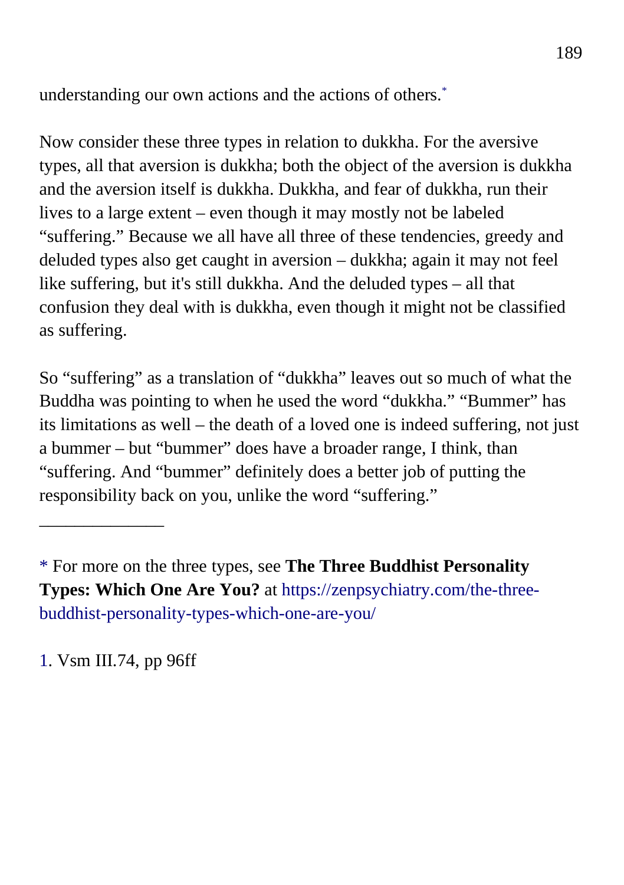understanding our own actions and the actions of others.*

Now consider these three types in relation to dukkha. For the aversive types, all that aversion is dukkha; both the object of the aversion is dukkha and the aversion itself is dukkha. Dukkha, and fear of dukkha, run their lives to a large extent – even though it may mostly not be labeled "suffering." Because we all have all three of these tendencies, greedy and deluded types also get caught in aversion – dukkha; again it may not feel like suffering, but it's still dukkha. And the deluded types – all that confusion they deal with is dukkha, even though it might not be classified as suffering.

So "suffering" as a translation of "dukkha" leaves out so much of what the Buddha was pointing to when he used the word "dukkha." "Bummer" has its limitations as well – the death of a loved one is indeed suffering, not just a bummer – but "bummer" does have a broader range, I think, than "suffering. And "bummer" definitely does a better job of putting the responsibility back on you, unlike the word "suffering."

______________

* For more on the three types, see **The Three Buddhist Personality Types: Which One Are You?** at https://zenpsychiatry.com/the-three-buddhist-personality-types-which-one-are-you/

1. Vsm III.74, pp 96ff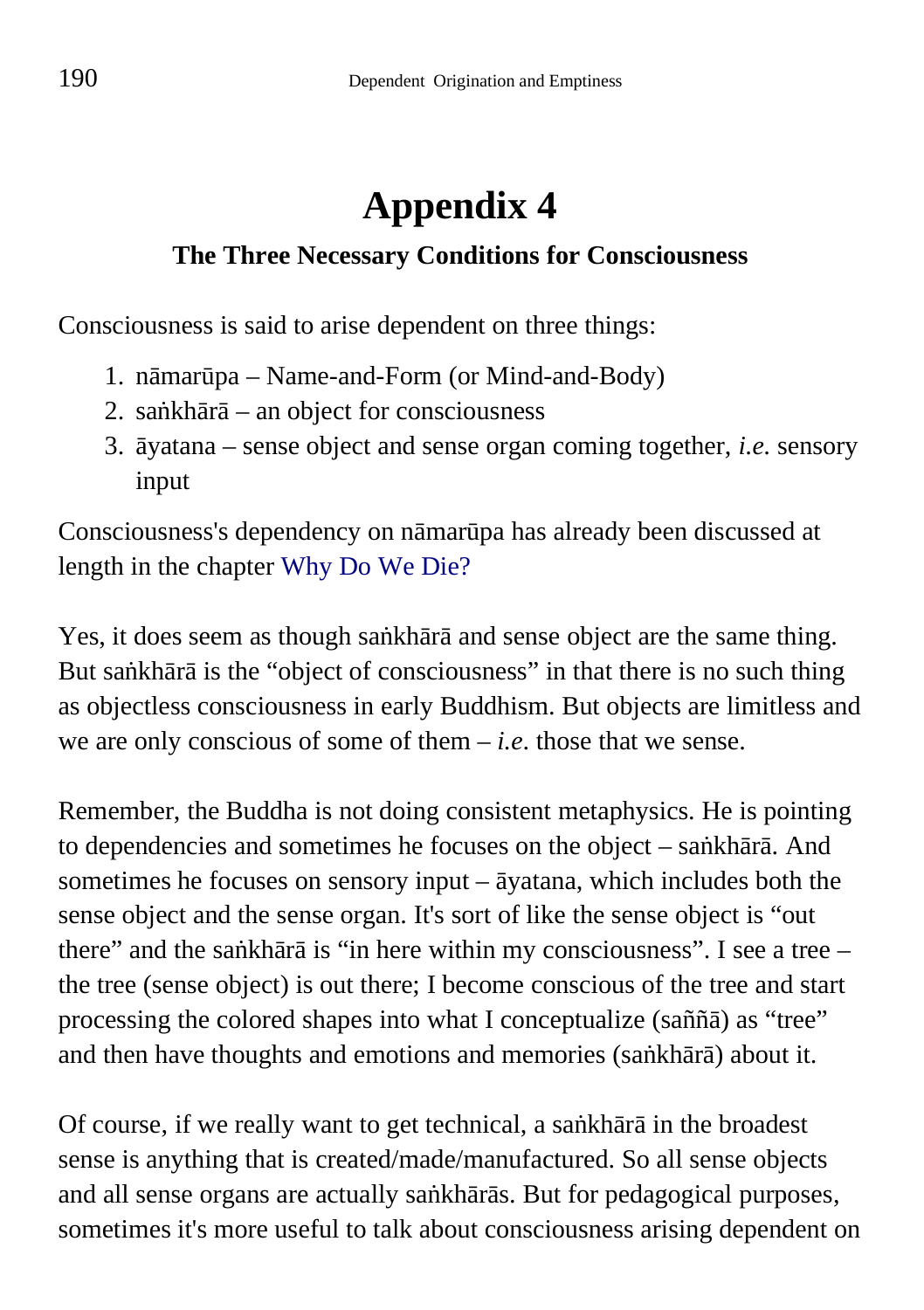# Appendix 4

### The Three Necessary Conditions for Consciousness

Consciousness is said to arise dependent on three things:

1. nāmarūpa – Name-and-Form (or Mind-and-Body)
2. saṅkhārā – an object for consciousness
3. āyatana – sense object and sense organ coming together, *i.e.* sensory input

Consciousness's dependency on nāmarūpa has already been discussed at length in the chapter Why Do We Die?

Yes, it does seem as though saṅkhārā and sense object are the same thing. But saṅkhārā is the "object of consciousness" in that there is no such thing as objectless consciousness in early Buddhism. But objects are limitless and we are only conscious of some of them – *i.e*. those that we sense.

Remember, the Buddha is not doing consistent metaphysics. He is pointing to dependencies and sometimes he focuses on the object – saṅkhārā. And sometimes he focuses on sensory input – āyatana, which includes both the sense object and the sense organ. It's sort of like the sense object is "out there" and the saṅkhārā is "in here within my consciousness". I see a tree – the tree (sense object) is out there; I become conscious of the tree and start processing the colored shapes into what I conceptualize (saññā) as "tree" and then have thoughts and emotions and memories (saṅkhārā) about it.

Of course, if we really want to get technical, a saṅkhārā in the broadest sense is anything that is created/made/manufactured. So all sense objects and all sense organs are actually saṅkhārās. But for pedagogical purposes, sometimes it's more useful to talk about consciousness arising dependent on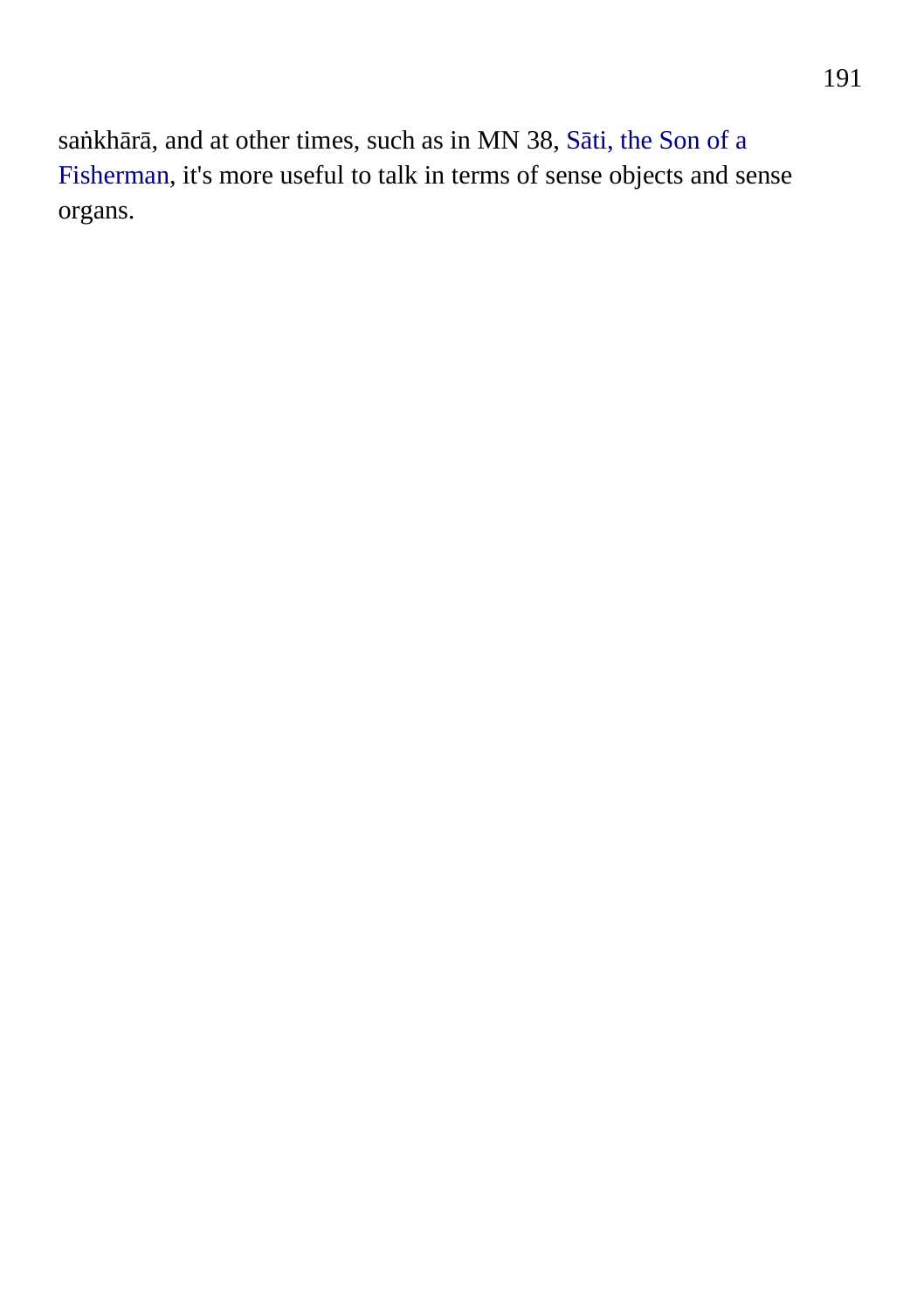saṅkhārā, and at other times, such as in MN 38, Sāti, the Son of a Fisherman, it's more useful to talk in terms of sense objects and sense organs.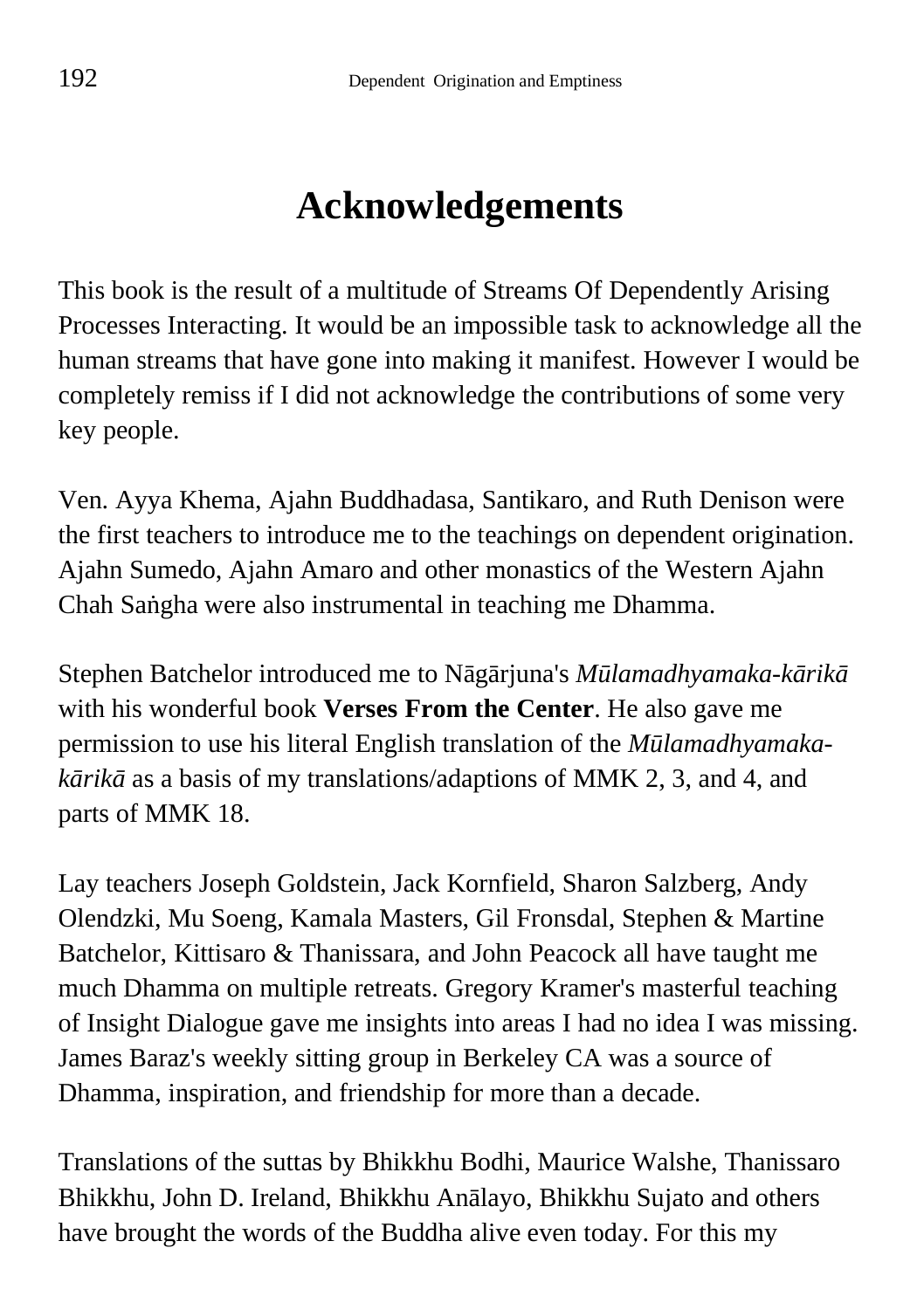# Acknowledgements

This book is the result of a multitude of Streams Of Dependently Arising Processes Interacting. It would be an impossible task to acknowledge all the human streams that have gone into making it manifest. However I would be completely remiss if I did not acknowledge the contributions of some very key people.

Ven. Ayya Khema, Ajahn Buddhadasa, Santikaro, and Ruth Denison were the first teachers to introduce me to the teachings on dependent origination. Ajahn Sumedo, Ajahn Amaro and other monastics of the Western Ajahn Chah Saṅgha were also instrumental in teaching me Dhamma.

Stephen Batchelor introduced me to Nāgārjuna's *Mūlamadhyamaka-kārikā* with his wonderful book **Verses From the Center**. He also gave me permission to use his literal English translation of the *Mūlamadhyamaka-kārikā* as a basis of my translations/adaptions of MMK 2, 3, and 4, and parts of MMK 18.

Lay teachers Joseph Goldstein, Jack Kornfield, Sharon Salzberg, Andy Olendzki, Mu Soeng, Kamala Masters, Gil Fronsdal, Stephen & Martine Batchelor, Kittisaro & Thanissara, and John Peacock all have taught me much Dhamma on multiple retreats. Gregory Kramer's masterful teaching of Insight Dialogue gave me insights into areas I had no idea I was missing. James Baraz's weekly sitting group in Berkeley CA was a source of Dhamma, inspiration, and friendship for more than a decade.

Translations of the suttas by Bhikkhu Bodhi, Maurice Walshe, Thanissaro Bhikkhu, John D. Ireland, Bhikkhu Anālayo, Bhikkhu Sujato and others have brought the words of the Buddha alive even today. For this my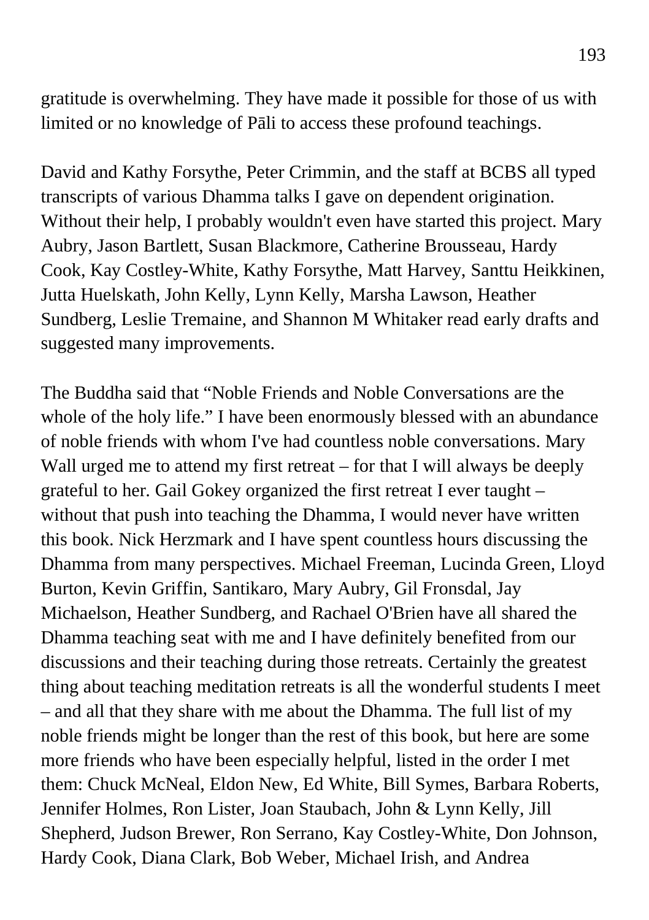gratitude is overwhelming. They have made it possible for those of us with limited or no knowledge of Pāli to access these profound teachings.

David and Kathy Forsythe, Peter Crimmin, and the staff at BCBS all typed transcripts of various Dhamma talks I gave on dependent origination. Without their help, I probably wouldn't even have started this project. Mary Aubry, Jason Bartlett, Susan Blackmore, Catherine Brousseau, Hardy Cook, Kay Costley-White, Kathy Forsythe, Matt Harvey, Santtu Heikkinen, Jutta Huelskath, John Kelly, Lynn Kelly, Marsha Lawson, Heather Sundberg, Leslie Tremaine, and Shannon M Whitaker read early drafts and suggested many improvements.

The Buddha said that "Noble Friends and Noble Conversations are the whole of the holy life." I have been enormously blessed with an abundance of noble friends with whom I've had countless noble conversations. Mary Wall urged me to attend my first retreat – for that I will always be deeply grateful to her. Gail Gokey organized the first retreat I ever taught – without that push into teaching the Dhamma, I would never have written this book. Nick Herzmark and I have spent countless hours discussing the Dhamma from many perspectives. Michael Freeman, Lucinda Green, Lloyd Burton, Kevin Griffin, Santikaro, Mary Aubry, Gil Fronsdal, Jay Michaelson, Heather Sundberg, and Rachael O'Brien have all shared the Dhamma teaching seat with me and I have definitely benefited from our discussions and their teaching during those retreats. Certainly the greatest thing about teaching meditation retreats is all the wonderful students I meet – and all that they share with me about the Dhamma. The full list of my noble friends might be longer than the rest of this book, but here are some more friends who have been especially helpful, listed in the order I met them: Chuck McNeal, Eldon New, Ed White, Bill Symes, Barbara Roberts, Jennifer Holmes, Ron Lister, Joan Staubach, John & Lynn Kelly, Jill Shepherd, Judson Brewer, Ron Serrano, Kay Costley-White, Don Johnson, Hardy Cook, Diana Clark, Bob Weber, Michael Irish, and Andrea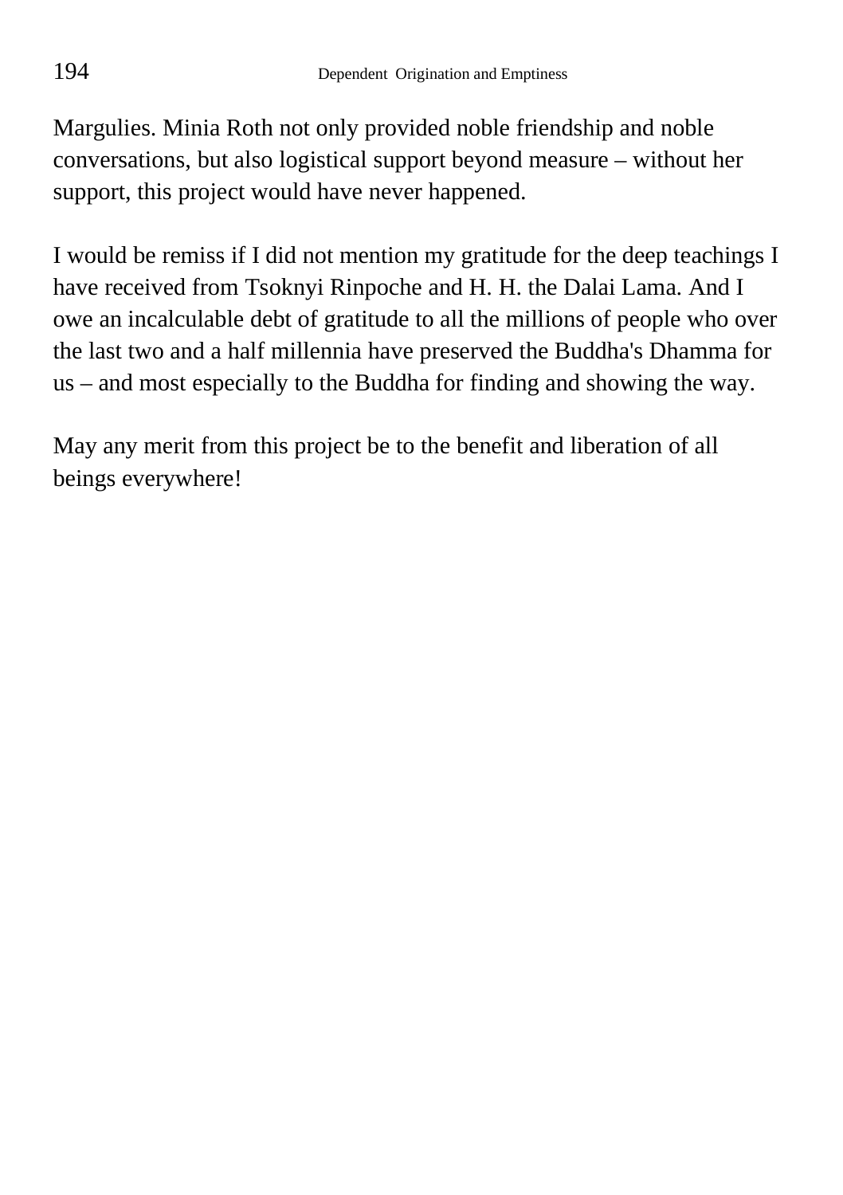Margulies. Minia Roth not only provided noble friendship and noble conversations, but also logistical support beyond measure – without her support, this project would have never happened.

I would be remiss if I did not mention my gratitude for the deep teachings I have received from Tsoknyi Rinpoche and H. H. the Dalai Lama. And I owe an incalculable debt of gratitude to all the millions of people who over the last two and a half millennia have preserved the Buddha's Dhamma for us – and most especially to the Buddha for finding and showing the way.

May any merit from this project be to the benefit and liberation of all beings everywhere!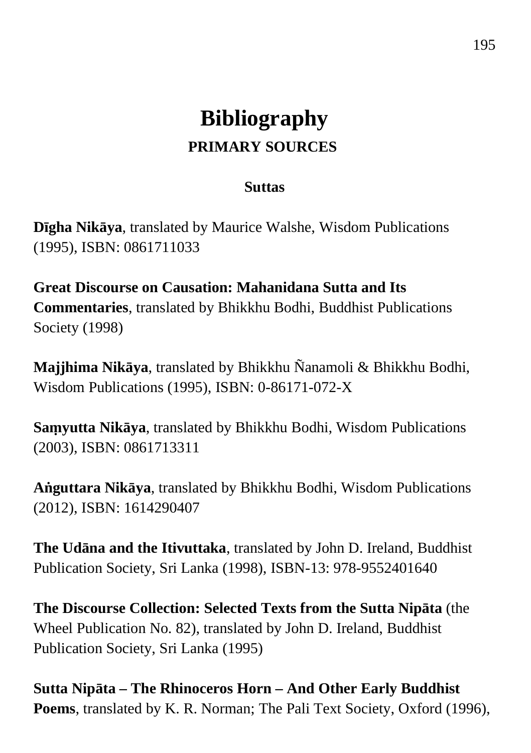# Bibliography

## PRIMARY SOURCES

### Suttas

**Dīgha Nikāya**, translated by Maurice Walshe, Wisdom Publications (1995), ISBN: 0861711033

**Great Discourse on Causation: Mahanidana Sutta and Its Commentaries**, translated by Bhikkhu Bodhi, Buddhist Publications Society (1998)

**Majjhima Nikāya**, translated by Bhikkhu Ñanamoli & Bhikkhu Bodhi, Wisdom Publications (1995), ISBN: 0-86171-072-X

**Saṃyutta Nikāya**, translated by Bhikkhu Bodhi, Wisdom Publications (2003), ISBN: 0861713311

**Aṅguttara Nikāya**, translated by Bhikkhu Bodhi, Wisdom Publications (2012), ISBN: 1614290407

**The Udāna and the Itivuttaka**, translated by John D. Ireland, Buddhist Publication Society, Sri Lanka (1998), ISBN-13: 978-9552401640

**The Discourse Collection: Selected Texts from the Sutta Nipāta** (the Wheel Publication No. 82), translated by John D. Ireland, Buddhist Publication Society, Sri Lanka (1995)

**Sutta Nipāta – The Rhinoceros Horn – And Other Early Buddhist Poems**, translated by K. R. Norman; The Pali Text Society, Oxford (1996),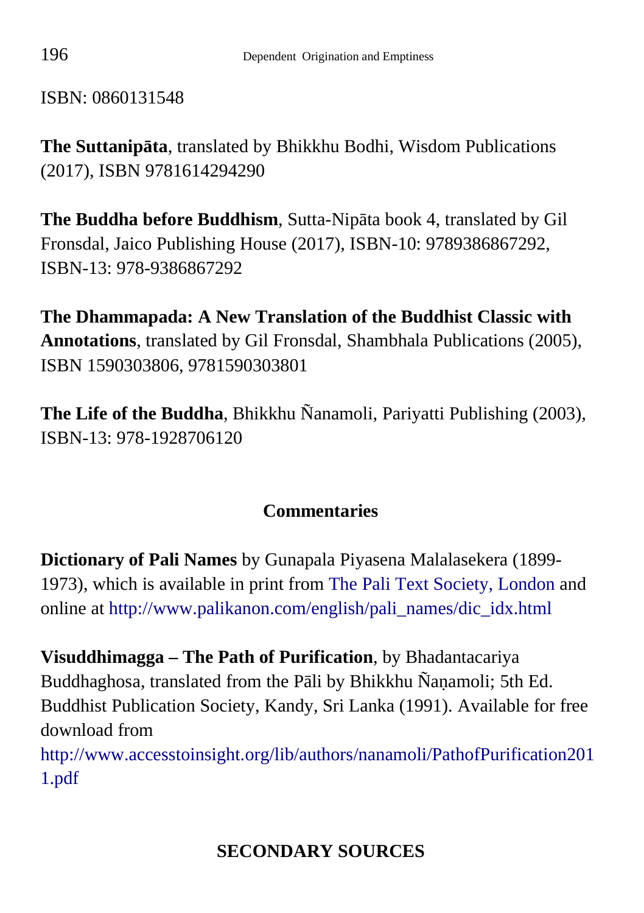ISBN: 0860131548

**The Suttanipāta**, translated by Bhikkhu Bodhi, Wisdom Publications (2017), ISBN 9781614294290

**The Buddha before Buddhism**, Sutta-Nipāta book 4, translated by Gil Fronsdal, Jaico Publishing House (2017), ISBN-10: 9789386867292, ISBN-13: 978-9386867292

**The Dhammapada: A New Translation of the Buddhist Classic with Annotations**, translated by Gil Fronsdal, Shambhala Publications (2005), ISBN 1590303806, 9781590303801

**The Life of the Buddha**, Bhikkhu Ñanamoli, Pariyatti Publishing (2003), ISBN-13: 978-1928706120

## Commentaries

**Dictionary of Pali Names** by Gunapala Piyasena Malalasekera (1899-1973), which is available in print from The Pali Text Society, London and online at http://www.palikanon.com/english/pali_names/dic_idx.html

**Visuddhimagga – The Path of Purification**, by Bhadantacariya Buddhaghosa, translated from the Pāli by Bhikkhu Ñaṇamoli; 5th Ed. Buddhist Publication Society, Kandy, Sri Lanka (1991). Available for free download from http://www.accesstoinsight.org/lib/authors/nanamoli/PathofPurification2011.pdf

## SECONDARY SOURCES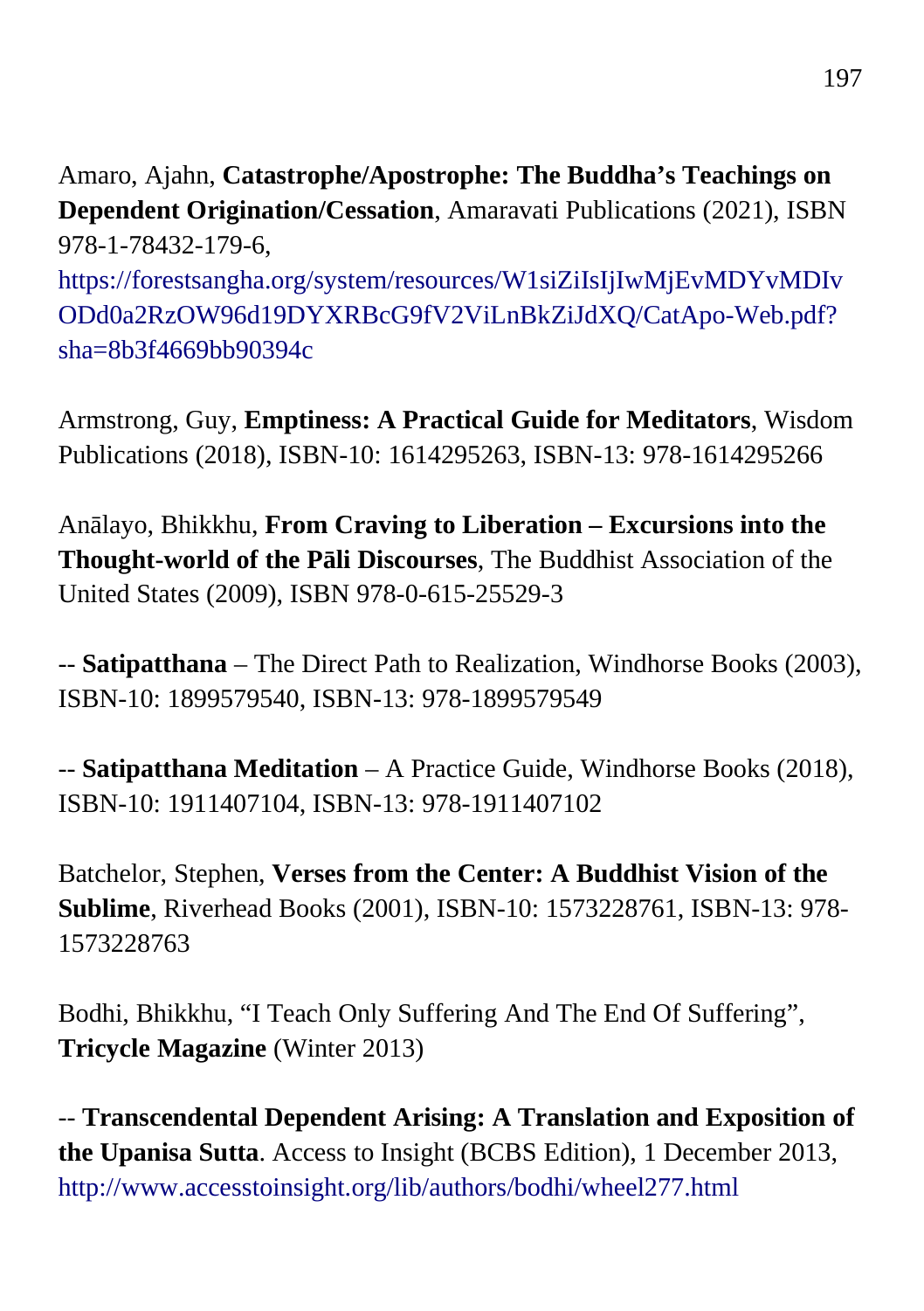Amaro, Ajahn, **Catastrophe/Apostrophe: The Buddha's Teachings on Dependent Origination/Cessation**, Amaravati Publications (2021), ISBN 978-1-78432-179-6, https://forestsangha.org/system/resources/W1siZiIsIjIwMjEvMDYvMDIvODd0a2RzOW96d19DYXRBcG9fV2ViLnBkZiJdXQ/CatApo-Web.pdf?sha=8b3f4669bb90394c

Armstrong, Guy, **Emptiness: A Practical Guide for Meditators**, Wisdom Publications (2018), ISBN-10: 1614295263, ISBN-13: 978-1614295266

Anālayo, Bhikkhu, **From Craving to Liberation – Excursions into the Thought-world of the Pāli Discourses**, The Buddhist Association of the United States (2009), ISBN 978-0-615-25529-3

-- **Satipatthana** – The Direct Path to Realization, Windhorse Books (2003), ISBN-10: 1899579540, ISBN-13: 978-1899579549

-- **Satipatthana Meditation** – A Practice Guide, Windhorse Books (2018), ISBN-10: 1911407104, ISBN-13: 978-1911407102

Batchelor, Stephen, **Verses from the Center: A Buddhist Vision of the Sublime**, Riverhead Books (2001), ISBN-10: 1573228761, ISBN-13: 978-1573228763

Bodhi, Bhikkhu, "I Teach Only Suffering And The End Of Suffering", **Tricycle Magazine** (Winter 2013)

-- **Transcendental Dependent Arising: A Translation and Exposition of the Upanisa Sutta**. Access to Insight (BCBS Edition), 1 December 2013, http://www.accesstoinsight.org/lib/authors/bodhi/wheel277.html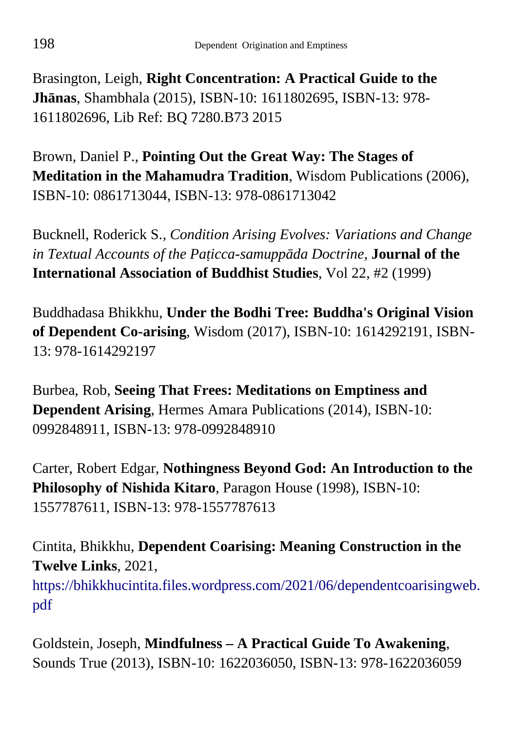Brasington, Leigh, **Right Concentration: A Practical Guide to the Jhānas**, Shambhala (2015), ISBN-10: 1611802695, ISBN-13: 978-1611802696, Lib Ref: BQ 7280.B73 2015

Brown, Daniel P., **Pointing Out the Great Way: The Stages of Meditation in the Mahamudra Tradition**, Wisdom Publications (2006), ISBN-10: 0861713044, ISBN-13: 978-0861713042

Bucknell, Roderick S., *Condition Arising Evolves: Variations and Change in Textual Accounts of the Paṭicca-samuppāda Doctrine*, **Journal of the International Association of Buddhist Studies**, Vol 22, #2 (1999)

Buddhadasa Bhikkhu, **Under the Bodhi Tree: Buddha's Original Vision of Dependent Co-arising**, Wisdom (2017), ISBN-10: 1614292191, ISBN-13: 978-1614292197

Burbea, Rob, **Seeing That Frees: Meditations on Emptiness and Dependent Arising**, Hermes Amara Publications (2014), ISBN-10: 0992848911, ISBN-13: 978-0992848910

Carter, Robert Edgar, **Nothingness Beyond God: An Introduction to the Philosophy of Nishida Kitaro**, Paragon House (1998), ISBN-10: 1557787611, ISBN-13: 978-1557787613

Cintita, Bhikkhu, **Dependent Coarising: Meaning Construction in the Twelve Links**, 2021, https://bhikkhucintita.files.wordpress.com/2021/06/dependentcoarisingweb.pdf

Goldstein, Joseph, **Mindfulness – A Practical Guide To Awakening**, Sounds True (2013), ISBN-10: 1622036050, ISBN-13: 978-1622036059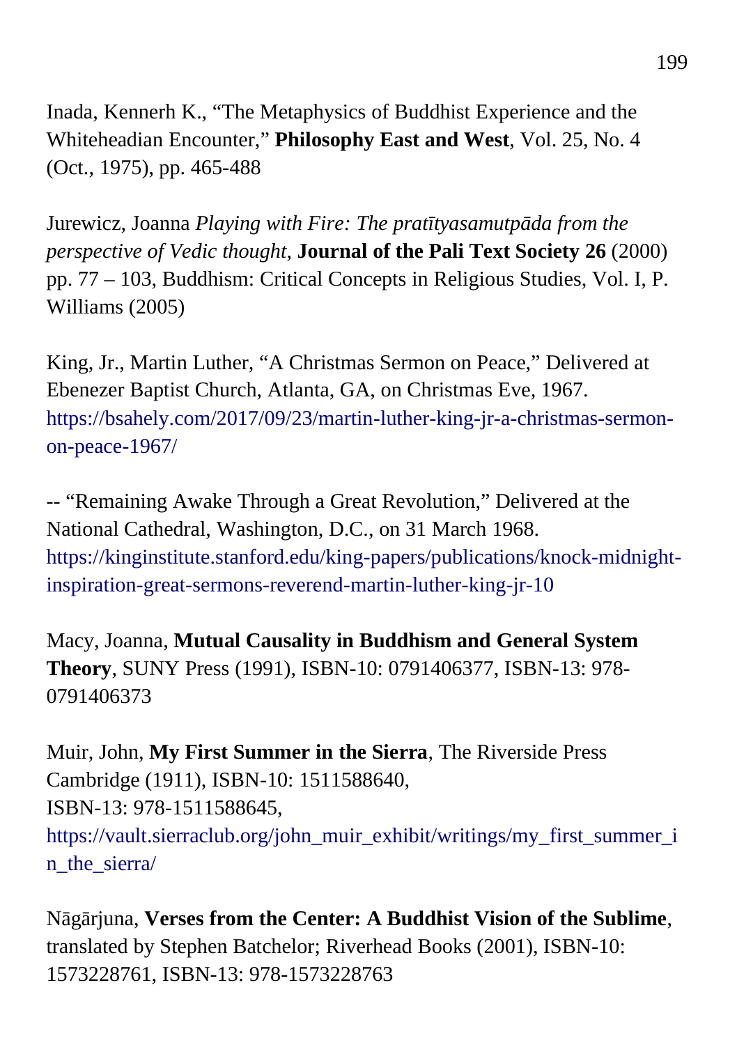Inada, Kennerh K., “The Metaphysics of Buddhist Experience and the Whiteheadian Encounter,” **Philosophy East and West**, Vol. 25, No. 4 (Oct., 1975), pp. 465-488

Jurewicz, Joanna *Playing with Fire: The pratītyasamutpāda from the perspective of Vedic thought*, **Journal of the Pali Text Society 26** (2000) pp. 77 – 103, Buddhism: Critical Concepts in Religious Studies, Vol. I, P. Williams (2005)

King, Jr., Martin Luther, “A Christmas Sermon on Peace,” Delivered at Ebenezer Baptist Church, Atlanta, GA, on Christmas Eve, 1967. https://bsahely.com/2017/09/23/martin-luther-king-jr-a-christmas-sermon-on-peace-1967/

-- “Remaining Awake Through a Great Revolution,” Delivered at the National Cathedral, Washington, D.C., on 31 March 1968. https://kinginstitute.stanford.edu/king-papers/publications/knock-midnight-inspiration-great-sermons-reverend-martin-luther-king-jr-10

Macy, Joanna, **Mutual Causality in Buddhism and General System Theory**, SUNY Press (1991), ISBN-10: 0791406377, ISBN-13: 978-0791406373

Muir, John, **My First Summer in the Sierra**, The Riverside Press Cambridge (1911), ISBN-10: 1511588640, ISBN-13: 978-1511588645, https://vault.sierraclub.org/john_muir_exhibit/writings/my_first_summer_in_the_sierra/

Nāgārjuna, **Verses from the Center: A Buddhist Vision of the Sublime**, translated by Stephen Batchelor; Riverhead Books (2001), ISBN-10: 1573228761, ISBN-13: 978-1573228763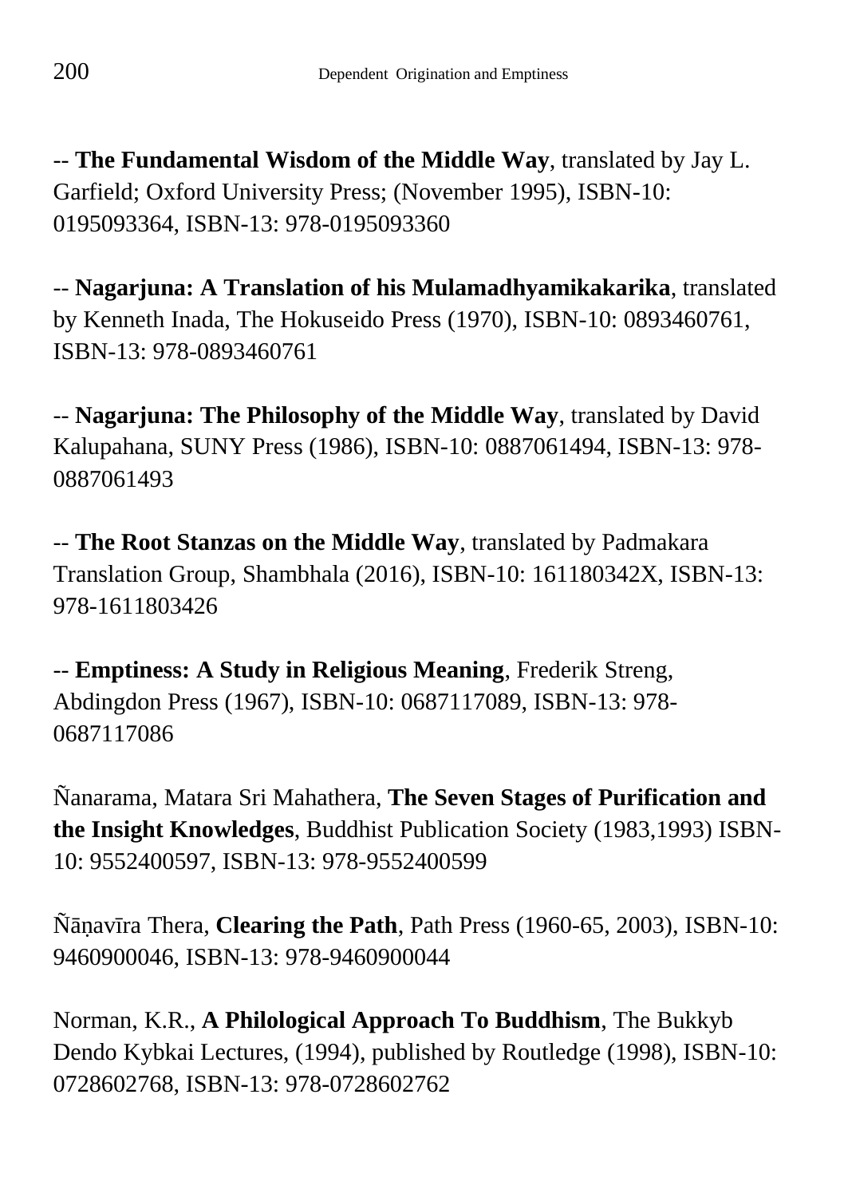-- **The Fundamental Wisdom of the Middle Way**, translated by Jay L. Garfield; Oxford University Press; (November 1995), ISBN-10: 0195093364, ISBN-13: 978-0195093360

-- **Nagarjuna: A Translation of his Mulamadhyamikakarika**, translated by Kenneth Inada, The Hokuseido Press (1970), ISBN-10: 0893460761, ISBN-13: 978-0893460761

-- **Nagarjuna: The Philosophy of the Middle Way**, translated by David Kalupahana, SUNY Press (1986), ISBN-10: 0887061494, ISBN-13: 978-0887061493

-- **The Root Stanzas on the Middle Way**, translated by Padmakara Translation Group, Shambhala (2016), ISBN-10: 161180342X, ISBN-13: 978-1611803426

-- **Emptiness: A Study in Religious Meaning**, Frederik Streng, Abdingdon Press (1967), ISBN-10: 0687117089, ISBN-13: 978-0687117086

Ñanarama, Matara Sri Mahathera, **The Seven Stages of Purification and the Insight Knowledges**, Buddhist Publication Society (1983,1993) ISBN-10: 9552400597, ISBN-13: 978-9552400599

Ñāṇavīra Thera, **Clearing the Path**, Path Press (1960-65, 2003), ISBN-10: 9460900046, ISBN-13: 978-9460900044

Norman, K.R., **A Philological Approach To Buddhism**, The Bukkyb Dendo Kybkai Lectures, (1994), published by Routledge (1998), ISBN-10: 0728602768, ISBN-13: 978-0728602762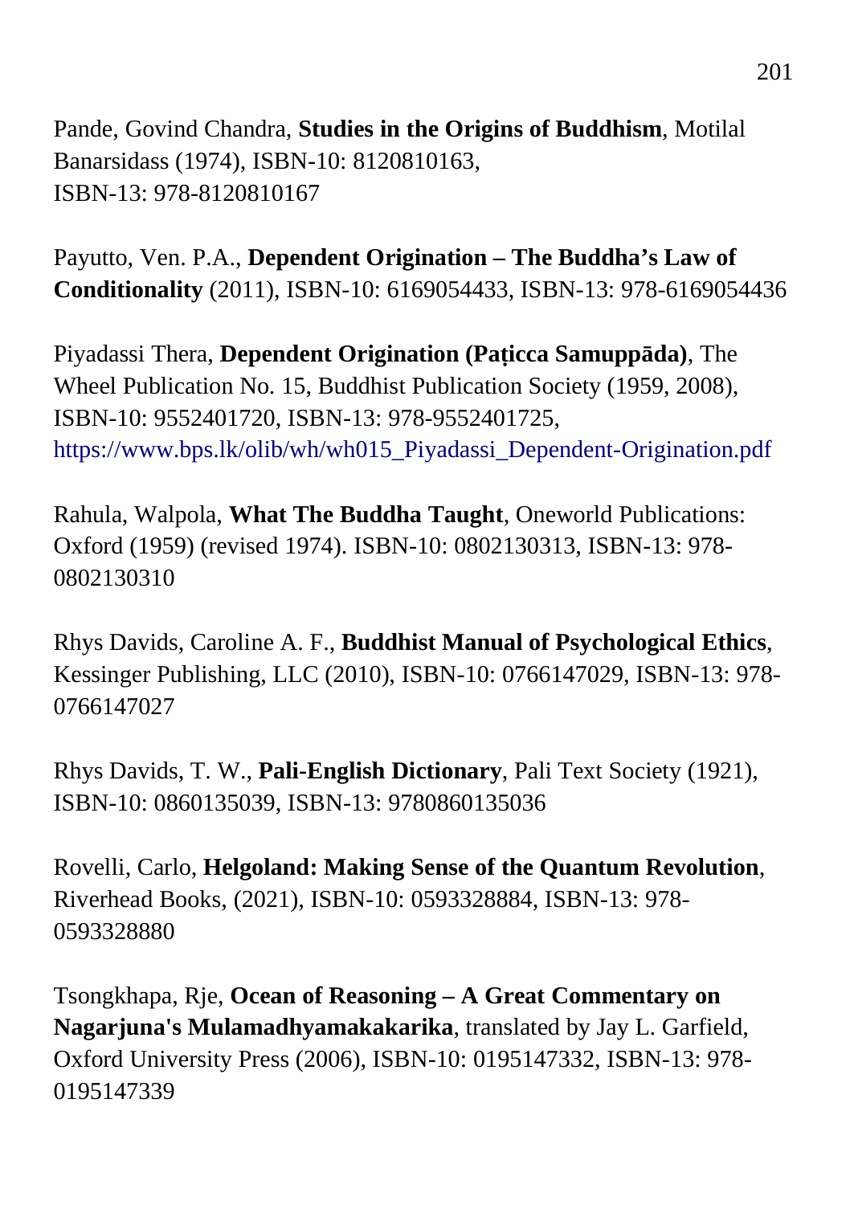Pande, Govind Chandra, **Studies in the Origins of Buddhism**, Motilal Banarsidass (1974), ISBN-10: 8120810163, ISBN-13: 978-8120810167

Payutto, Ven. P.A., **Dependent Origination – The Buddha's Law of Conditionality** (2011), ISBN-10: 6169054433, ISBN-13: 978-6169054436

Piyadassi Thera, **Dependent Origination (Paṭicca Samuppāda)**, The Wheel Publication No. 15, Buddhist Publication Society (1959, 2008), ISBN-10: 9552401720, ISBN-13: 978-9552401725, https://www.bps.lk/olib/wh/wh015_Piyadassi_Dependent-Origination.pdf

Rahula, Walpola, **What The Buddha Taught**, Oneworld Publications: Oxford (1959) (revised 1974). ISBN-10: 0802130313, ISBN-13: 978-0802130310

Rhys Davids, Caroline A. F., **Buddhist Manual of Psychological Ethics**, Kessinger Publishing, LLC (2010), ISBN-10: 0766147029, ISBN-13: 978-0766147027

Rhys Davids, T. W., **Pali-English Dictionary**, Pali Text Society (1921), ISBN-10: 0860135039, ISBN-13: 9780860135036

Rovelli, Carlo, **Helgoland: Making Sense of the Quantum Revolution**, Riverhead Books, (2021), ISBN-10: 0593328884, ISBN-13: 978-0593328880

Tsongkhapa, Rje, **Ocean of Reasoning – A Great Commentary on Nagarjuna's Mulamadhyamakakarika**, translated by Jay L. Garfield, Oxford University Press (2006), ISBN-10: 0195147332, ISBN-13: 978-0195147339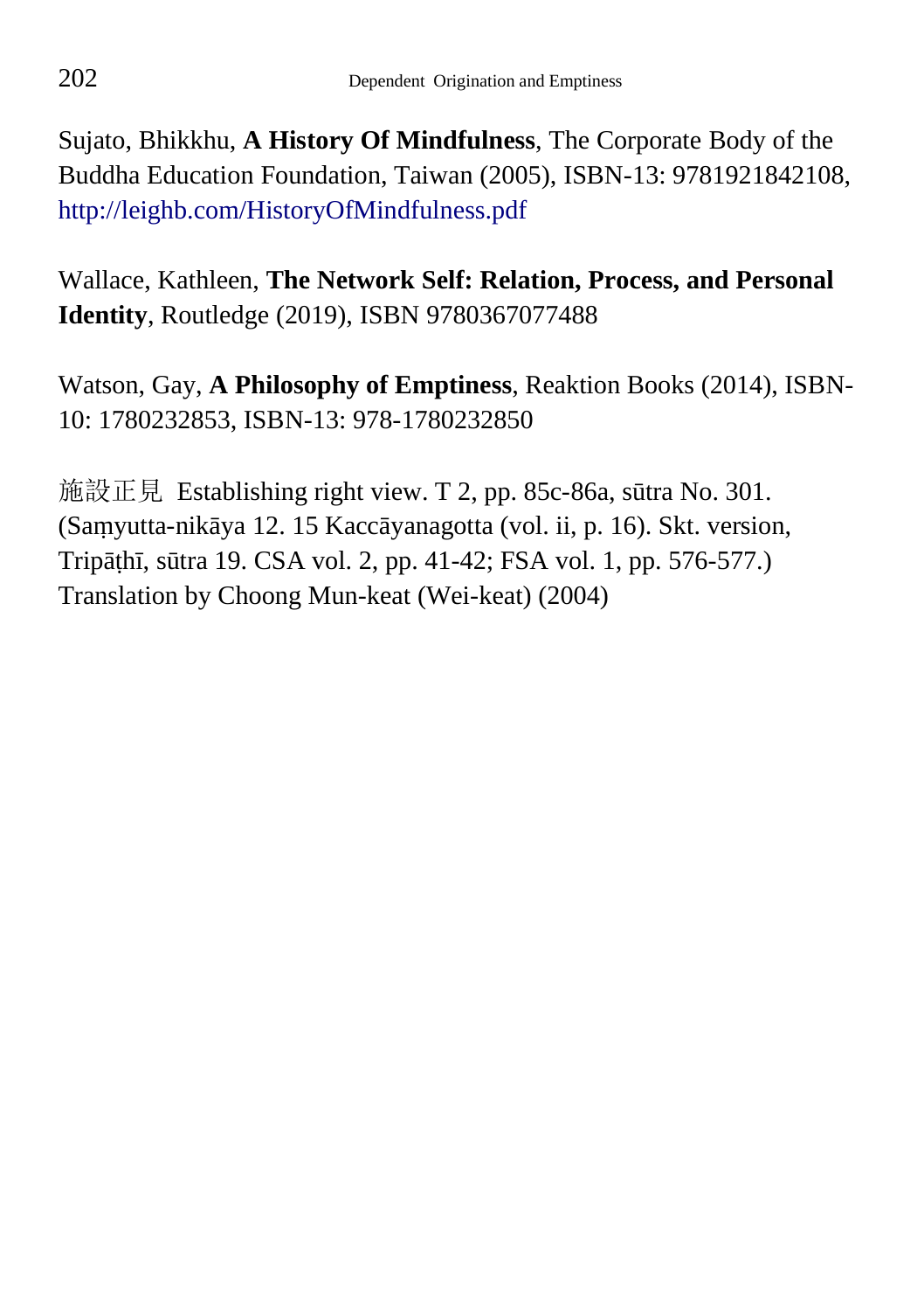Sujato, Bhikkhu, **A History Of Mindfulness**, The Corporate Body of the Buddha Education Foundation, Taiwan (2005), ISBN-13: 9781921842108, http://leighb.com/HistoryOfMindfulness.pdf

Wallace, Kathleen, **The Network Self: Relation, Process, and Personal Identity**, Routledge (2019), ISBN 9780367077488

Watson, Gay, **A Philosophy of Emptiness**, Reaktion Books (2014), ISBN-10: 1780232853, ISBN-13: 978-1780232850

施設正見 Establishing right view. T 2, pp. 85c-86a, sūtra No. 301. (Saṃyutta-nikāya 12. 15 Kaccāyanagotta (vol. ii, p. 16). Skt. version, Tripāṭhī, sūtra 19. CSA vol. 2, pp. 41-42; FSA vol. 1, pp. 576-577.) Translation by Choong Mun-keat (Wei-keat) (2004)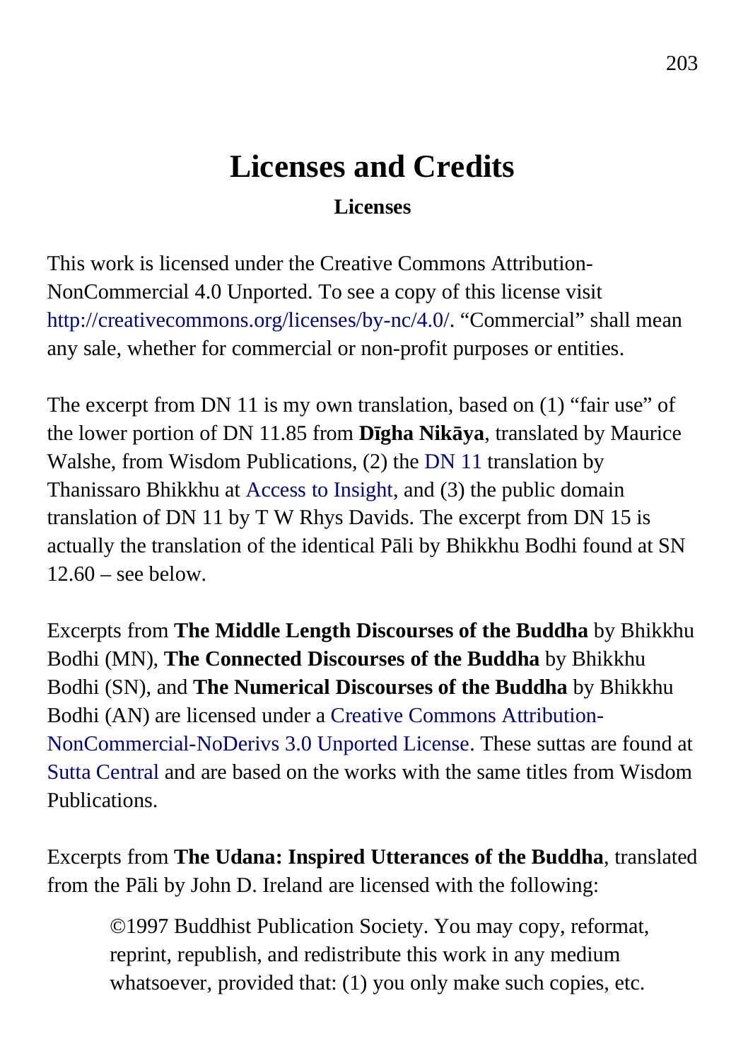# Licenses and Credits

### Licenses

This work is licensed under the Creative Commons Attribution-NonCommercial 4.0 Unported. To see a copy of this license visit http://creativecommons.org/licenses/by-nc/4.0/. “Commercial” shall mean any sale, whether for commercial or non-profit purposes or entities.

The excerpt from DN 11 is my own translation, based on (1) “fair use” of the lower portion of DN 11.85 from **Dīgha Nikāya**, translated by Maurice Walshe, from Wisdom Publications, (2) the DN 11 translation by Thanissaro Bhikkhu at Access to Insight, and (3) the public domain translation of DN 11 by T W Rhys Davids. The excerpt from DN 15 is actually the translation of the identical Pāli by Bhikkhu Bodhi found at SN 12.60 – see below.

Excerpts from **The Middle Length Discourses of the Buddha** by Bhikkhu Bodhi (MN), **The Connected Discourses of the Buddha** by Bhikkhu Bodhi (SN), and **The Numerical Discourses of the Buddha** by Bhikkhu Bodhi (AN) are licensed under a Creative Commons Attribution-NonCommercial-NoDerivs 3.0 Unported License. These suttas are found at Sutta Central and are based on the works with the same titles from Wisdom Publications.

Excerpts from **The Udana: Inspired Utterances of the Buddha**, translated from the Pāli by John D. Ireland are licensed with the following:

> ©1997 Buddhist Publication Society. You may copy, reformat, reprint, republish, and redistribute this work in any medium whatsoever, provided that: (1) you only make such copies, etc.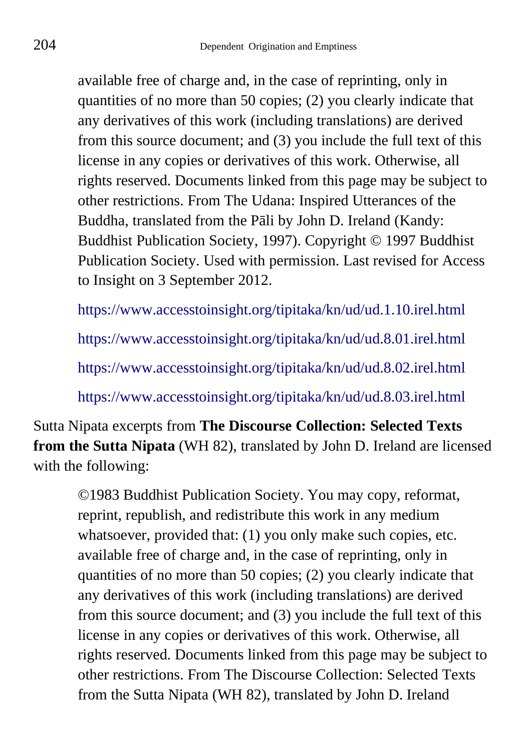available free of charge and, in the case of reprinting, only in quantities of no more than 50 copies; (2) you clearly indicate that any derivatives of this work (including translations) are derived from this source document; and (3) you include the full text of this license in any copies or derivatives of this work. Otherwise, all rights reserved. Documents linked from this page may be subject to other restrictions. From The Udana: Inspired Utterances of the Buddha, translated from the Pāli by John D. Ireland (Kandy: Buddhist Publication Society, 1997). Copyright © 1997 Buddhist Publication Society. Used with permission. Last revised for Access to Insight on 3 September 2012.

> https://www.accesstoinsight.org/tipitaka/kn/ud/ud.1.10.irel.html
>
> https://www.accesstoinsight.org/tipitaka/kn/ud/ud.8.01.irel.html
>
> https://www.accesstoinsight.org/tipitaka/kn/ud/ud.8.02.irel.html
>
> https://www.accesstoinsight.org/tipitaka/kn/ud/ud.8.03.irel.html

Sutta Nipata excerpts from **The Discourse Collection: Selected Texts from the Sutta Nipata** (WH 82), translated by John D. Ireland are licensed with the following:

> ©1983 Buddhist Publication Society. You may copy, reformat, reprint, republish, and redistribute this work in any medium whatsoever, provided that: (1) you only make such copies, etc. available free of charge and, in the case of reprinting, only in quantities of no more than 50 copies; (2) you clearly indicate that any derivatives of this work (including translations) are derived from this source document; and (3) you include the full text of this license in any copies or derivatives of this work. Otherwise, all rights reserved. Documents linked from this page may be subject to other restrictions. From The Discourse Collection: Selected Texts from the Sutta Nipata (WH 82), translated by John D. Ireland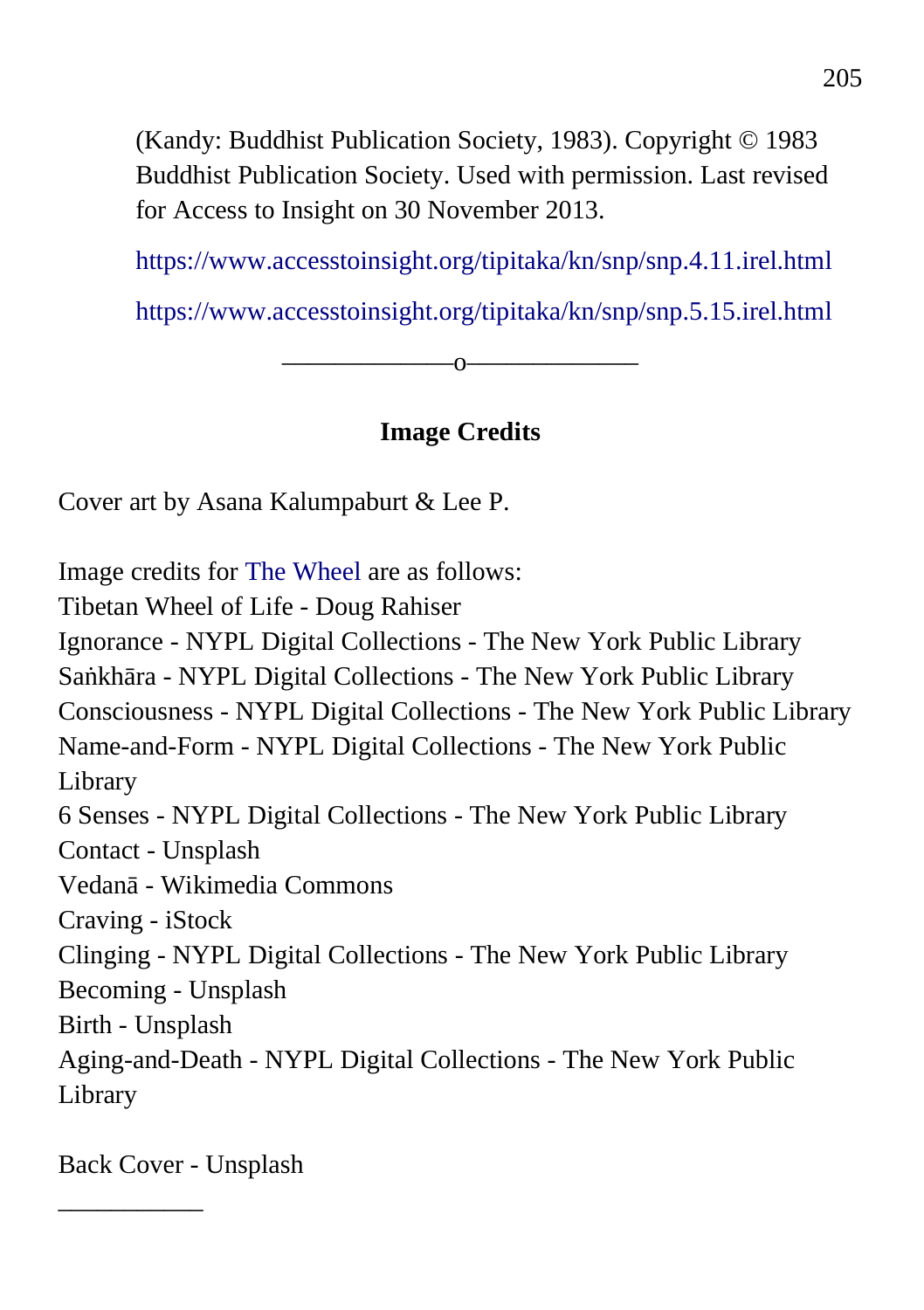(Kandy: Buddhist Publication Society, 1983). Copyright © 1983 Buddhist Publication Society. Used with permission. Last revised for Access to Insight on 30 November 2013.

https://www.accesstoinsight.org/tipitaka/kn/snp/snp.4.11.irel.html

https://www.accesstoinsight.org/tipitaka/kn/snp/snp.5.15.irel.html

———————o———————

## Image Credits

Cover art by Asana Kalumpaburt & Lee P.

Image credits for The Wheel are as follows:
Tibetan Wheel of Life - Doug Rahiser
Ignorance - NYPL Digital Collections - The New York Public Library
Saṅkhāra - NYPL Digital Collections - The New York Public Library
Consciousness - NYPL Digital Collections - The New York Public Library
Name-and-Form - NYPL Digital Collections - The New York Public Library
6 Senses - NYPL Digital Collections - The New York Public Library
Contact - Unsplash
Vedanā - Wikimedia Commons
Craving - iStock
Clinging - NYPL Digital Collections - The New York Public Library
Becoming - Unsplash
Birth - Unsplash
Aging-and-Death - NYPL Digital Collections - The New York Public Library

Back Cover - Unsplash

———————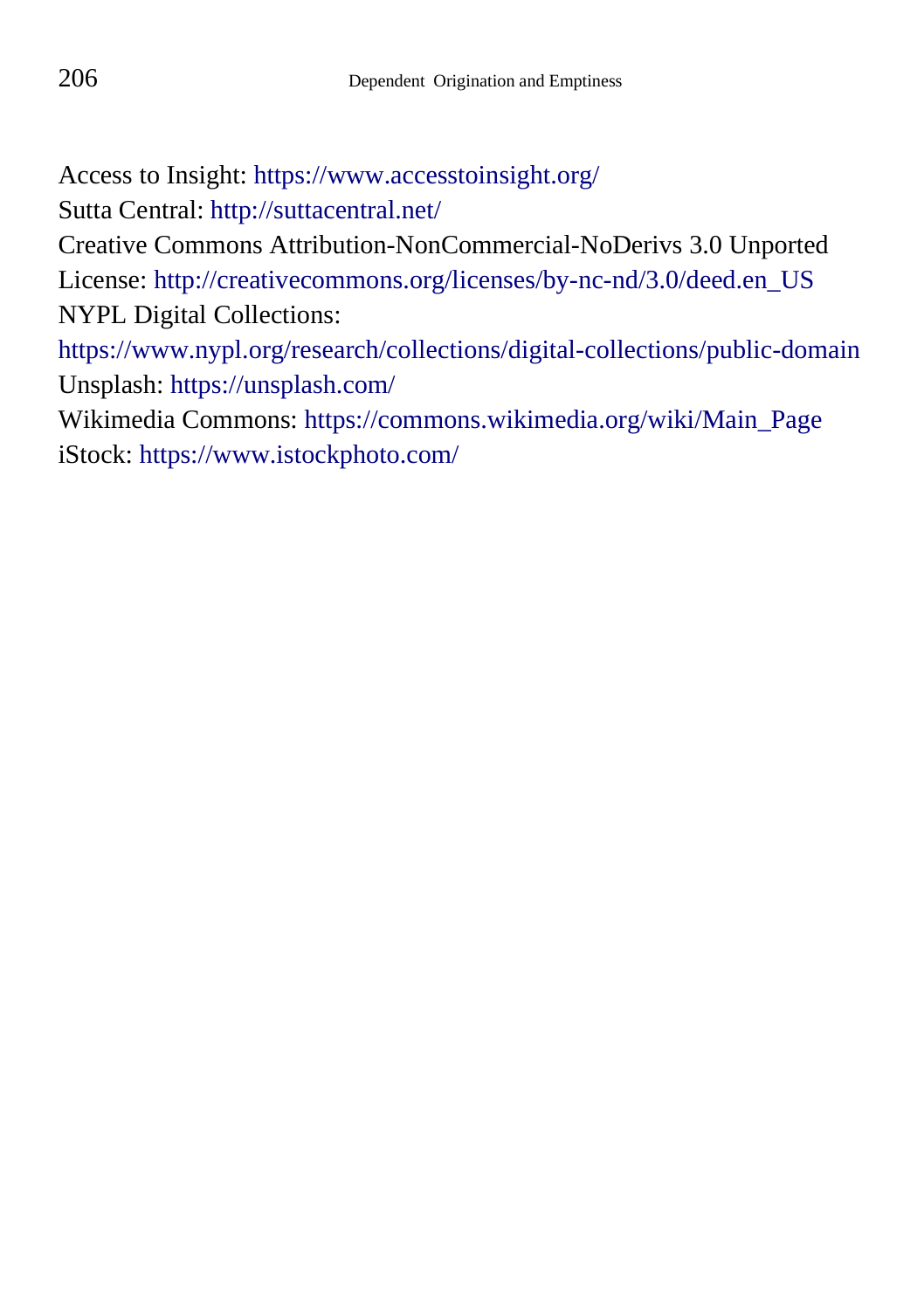Access to Insight: https://www.accesstoinsight.org/  
Sutta Central: http://suttacentral.net/  
Creative Commons Attribution-NonCommercial-NoDerivs 3.0 Unported License: http://creativecommons.org/licenses/by-nc-nd/3.0/deed.en_US  
NYPL Digital Collections: https://www.nypl.org/research/collections/digital-collections/public-domain  
Unsplash: https://unsplash.com/  
Wikimedia Commons: https://commons.wikimedia.org/wiki/Main_Page  
iStock: https://www.istockphoto.com/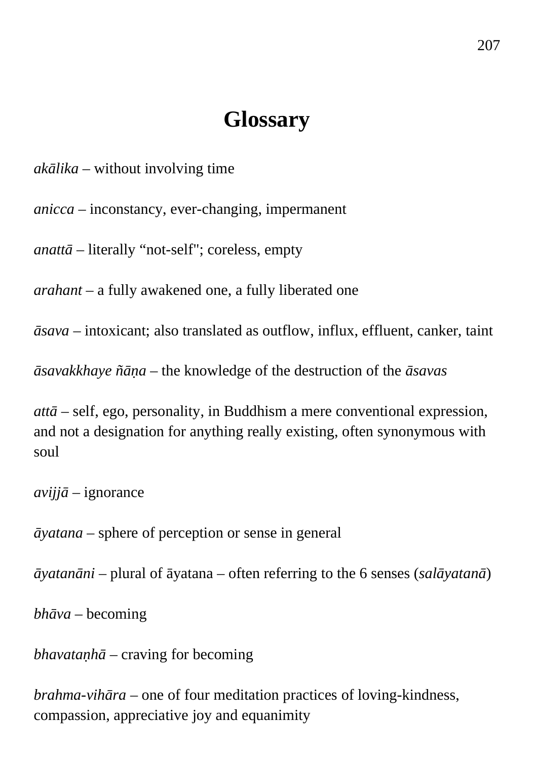# Glossary

*akālika* – without involving time

*anicca* – inconstancy, ever-changing, impermanent

*anattā* – literally “not-self"; coreless, empty

*arahant* – a fully awakened one, a fully liberated one

*āsava* – intoxicant; also translated as outflow, influx, effluent, canker, taint

*āsavakkhaye ñāṇa* – the knowledge of the destruction of the *āsavas*

*attā* – self, ego, personality, in Buddhism a mere conventional expression, and not a designation for anything really existing, often synonymous with soul

*avijjā* – ignorance

*āyatana* – sphere of perception or sense in general

*āyatanāni* – plural of āyatana – often referring to the 6 senses (*salāyatanā*)

*bhāva* – becoming

*bhavataṇhā* – craving for becoming

*brahma-vihāra* – one of four meditation practices of loving-kindness, compassion, appreciative joy and equanimity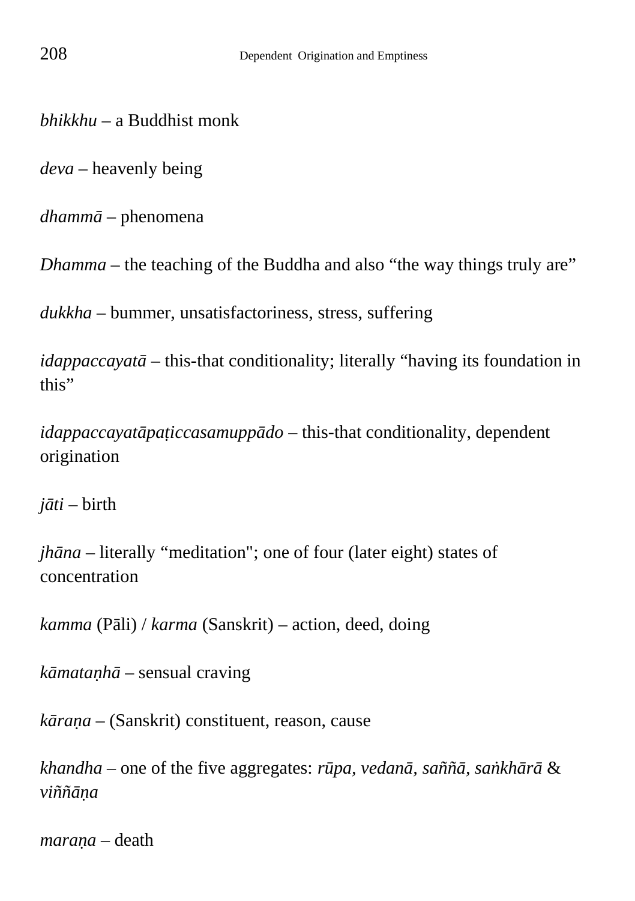*bhikkhu* – a Buddhist monk

*deva* – heavenly being

*dhammā* – phenomena

*Dhamma* – the teaching of the Buddha and also “the way things truly are”

*dukkha* – bummer, unsatisfactoriness, stress, suffering

*idappaccayatā* – this-that conditionality; literally “having its foundation in this”

*idappaccayatāpaṭiccasamuppādo* – this-that conditionality, dependent origination

*jāti* – birth

*jhāna* – literally “meditation"; one of four (later eight) states of concentration

*kamma* (Pāli) / *karma* (Sanskrit) – action, deed, doing

*kāmataṇhā* – sensual craving

*kāraṇa* – (Sanskrit) constituent, reason, cause

*khandha* – one of the five aggregates: *rūpa*, *vedanā*, *saññā*, *saṅkhārā* & *viññāṇa*

*maraṇa* – death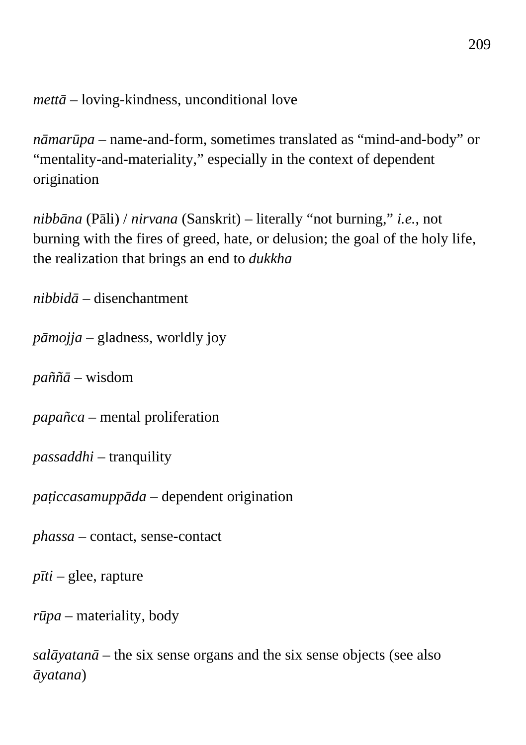*mettā* – loving-kindness, unconditional love

*nāmarūpa* – name-and-form, sometimes translated as “mind-and-body” or “mentality-and-materiality,” especially in the context of dependent origination

*nibbāna* (Pāli) / *nirvana* (Sanskrit) – literally “not burning,” *i.e.*, not burning with the fires of greed, hate, or delusion; the goal of the holy life, the realization that brings an end to *dukkha*

*nibbidā* – disenchantment

*pāmojja* – gladness, worldly joy

*paññā* – wisdom

*papañca* – mental proliferation

*passaddhi* – tranquility

*paṭiccasamuppāda* – dependent origination

*phassa* – contact, sense-contact

*pīti* – glee, rapture

*rūpa* – materiality, body

*salāyatanā* – the six sense organs and the six sense objects (see also *āyatana*)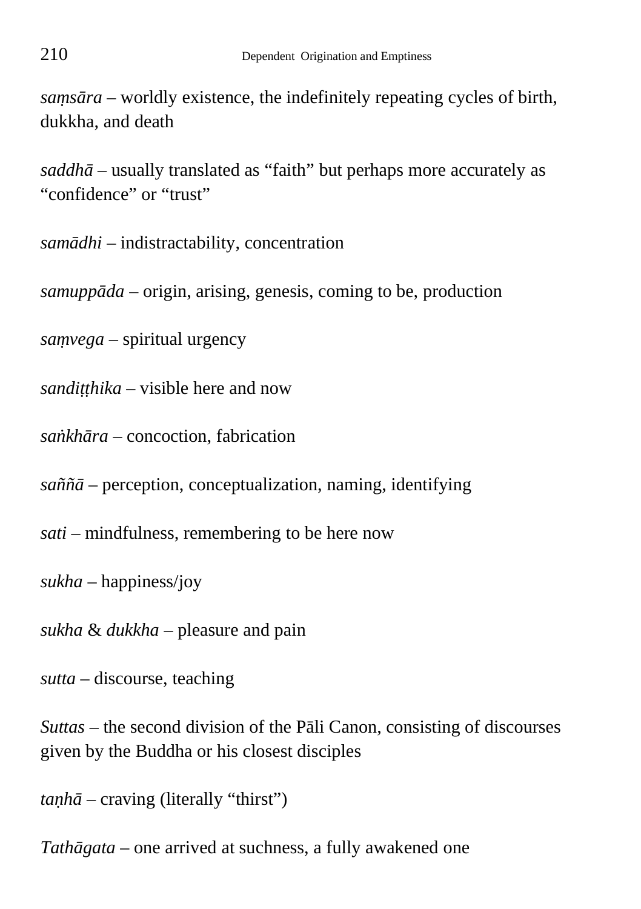*saṃsāra* – worldly existence, the indefinitely repeating cycles of birth, dukkha, and death

*saddhā* – usually translated as “faith” but perhaps more accurately as “confidence” or “trust”

*samādhi* – indistractability, concentration

*samuppāda* – origin, arising, genesis, coming to be, production

*saṃvega* – spiritual urgency

*sandiṭṭhika* – visible here and now

*saṅkhāra* – concoction, fabrication

*saññā* – perception, conceptualization, naming, identifying

*sati* – mindfulness, remembering to be here now

*sukha* – happiness/joy

*sukha* & *dukkha* – pleasure and pain

*sutta* – discourse, teaching

*Suttas* – the second division of the Pāli Canon, consisting of discourses given by the Buddha or his closest disciples

*taṇhā* – craving (literally “thirst”)

*Tathāgata* – one arrived at suchness, a fully awakened one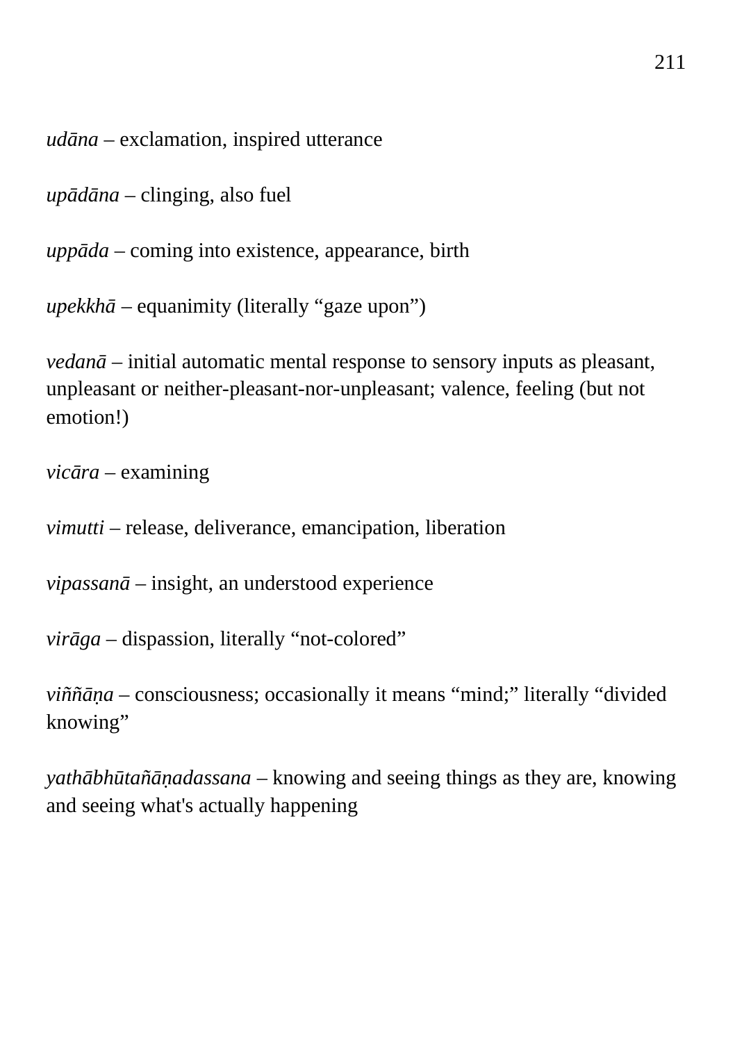*udāna* – exclamation, inspired utterance

*upādāna* – clinging, also fuel

*uppāda* – coming into existence, appearance, birth

*upekkhā* – equanimity (literally "gaze upon")

*vedanā* – initial automatic mental response to sensory inputs as pleasant, unpleasant or neither-pleasant-nor-unpleasant; valence, feeling (but not emotion!)

*vicāra* – examining

*vimutti* – release, deliverance, emancipation, liberation

*vipassanā* – insight, an understood experience

*virāga* – dispassion, literally "not-colored"

*viññāṇa* – consciousness; occasionally it means "mind;" literally "divided knowing"

*yathābhūtañāṇadassana* – knowing and seeing things as they are, knowing and seeing what's actually happening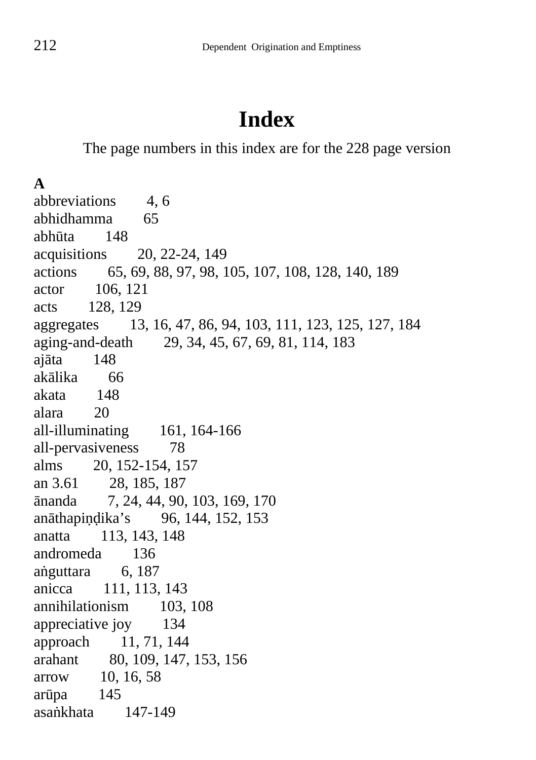# Index

The page numbers in this index are for the 228 page version

**A**

abbreviations 4, 6
abhidhamma 65
abhūta 148
acquisitions 20, 22-24, 149
actions 65, 69, 88, 97, 98, 105, 107, 108, 128, 140, 189
actor 106, 121
acts 128, 129
aggregates 13, 16, 47, 86, 94, 103, 111, 123, 125, 127, 184
aging-and-death 29, 34, 45, 67, 69, 81, 114, 183
ajāta 148
akālika 66
akata 148
alara 20
all-illuminating 161, 164-166
all-pervasiveness 78
alms 20, 152-154, 157
an 3.61 28, 185, 187
ānanda 7, 24, 44, 90, 103, 169, 170
anāthapiṇḍika’s 96, 144, 152, 153
anatta 113, 143, 148
andromeda 136
aṅguttara 6, 187
anicca 111, 113, 143
annihilationism 103, 108
appreciative joy 134
approach 11, 71, 144
arahant 80, 109, 147, 153, 156
arrow 10, 16, 58
arūpa 145
asaṅkhata 147-149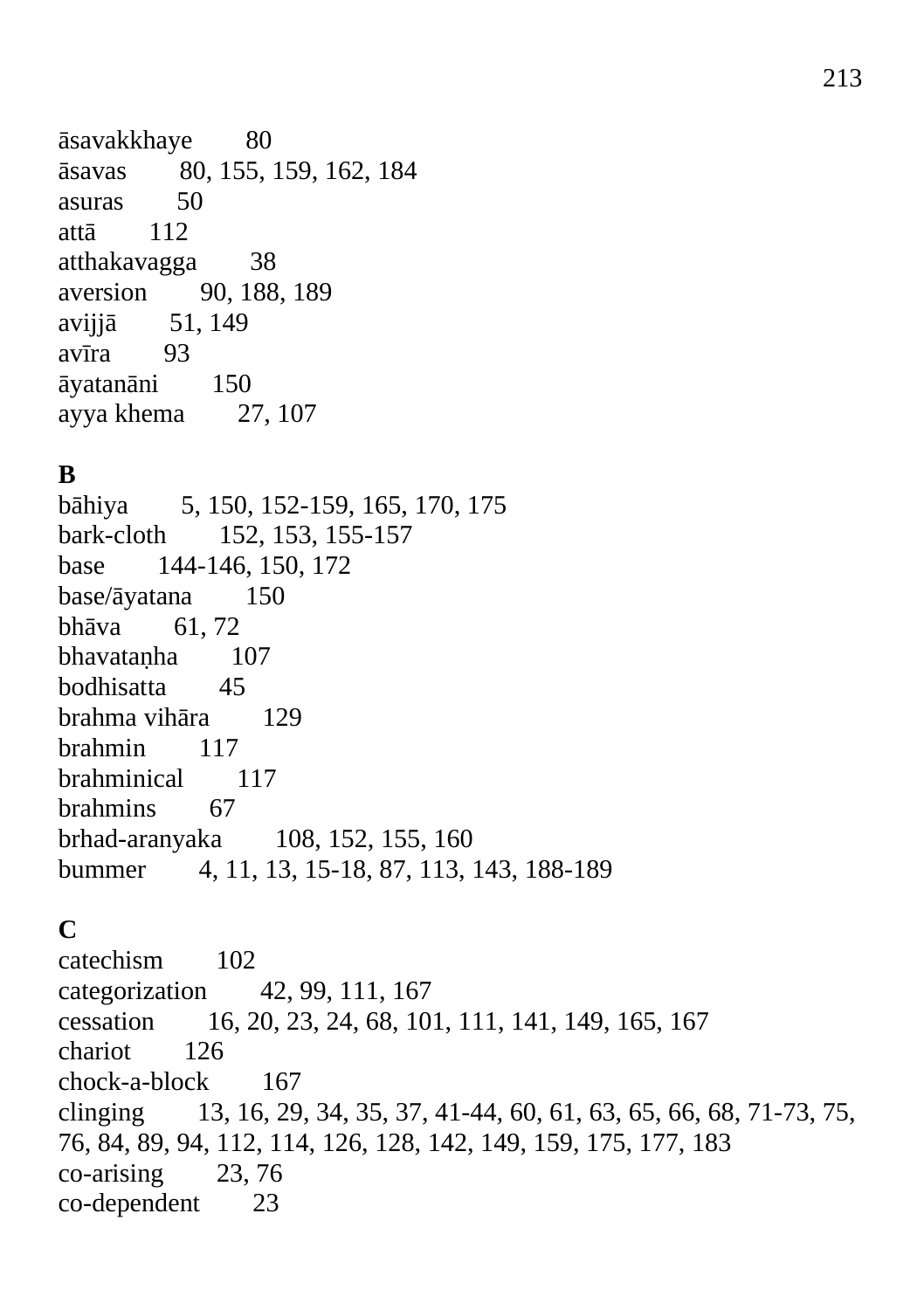āsavakkhaye 80
āsavas 80, 155, 159, 162, 184
asuras 50
attā 112
atthakavagga 38
aversion 90, 188, 189
avijjā 51, 149
avīra 93
āyatanāni 150
ayya khema 27, 107

**B**

bāhiya 5, 150, 152-159, 165, 170, 175
bark-cloth 152, 153, 155-157
base 144-146, 150, 172
base/āyatana 150
bhāva 61, 72
bhavataṇha 107
bodhisatta 45
brahma vihāra 129
brahmin 117
brahminical 117
brahmins 67
brhad-aranyaka 108, 152, 155, 160
bummer 4, 11, 13, 15-18, 87, 113, 143, 188-189

**C**

catechism 102
categorization 42, 99, 111, 167
cessation 16, 20, 23, 24, 68, 101, 111, 141, 149, 165, 167
chariot 126
chock-a-block 167
clinging 13, 16, 29, 34, 35, 37, 41-44, 60, 61, 63, 65, 66, 68, 71-73, 75, 76, 84, 89, 94, 112, 114, 126, 128, 142, 149, 159, 175, 177, 183
co-arising 23, 76
co-dependent 23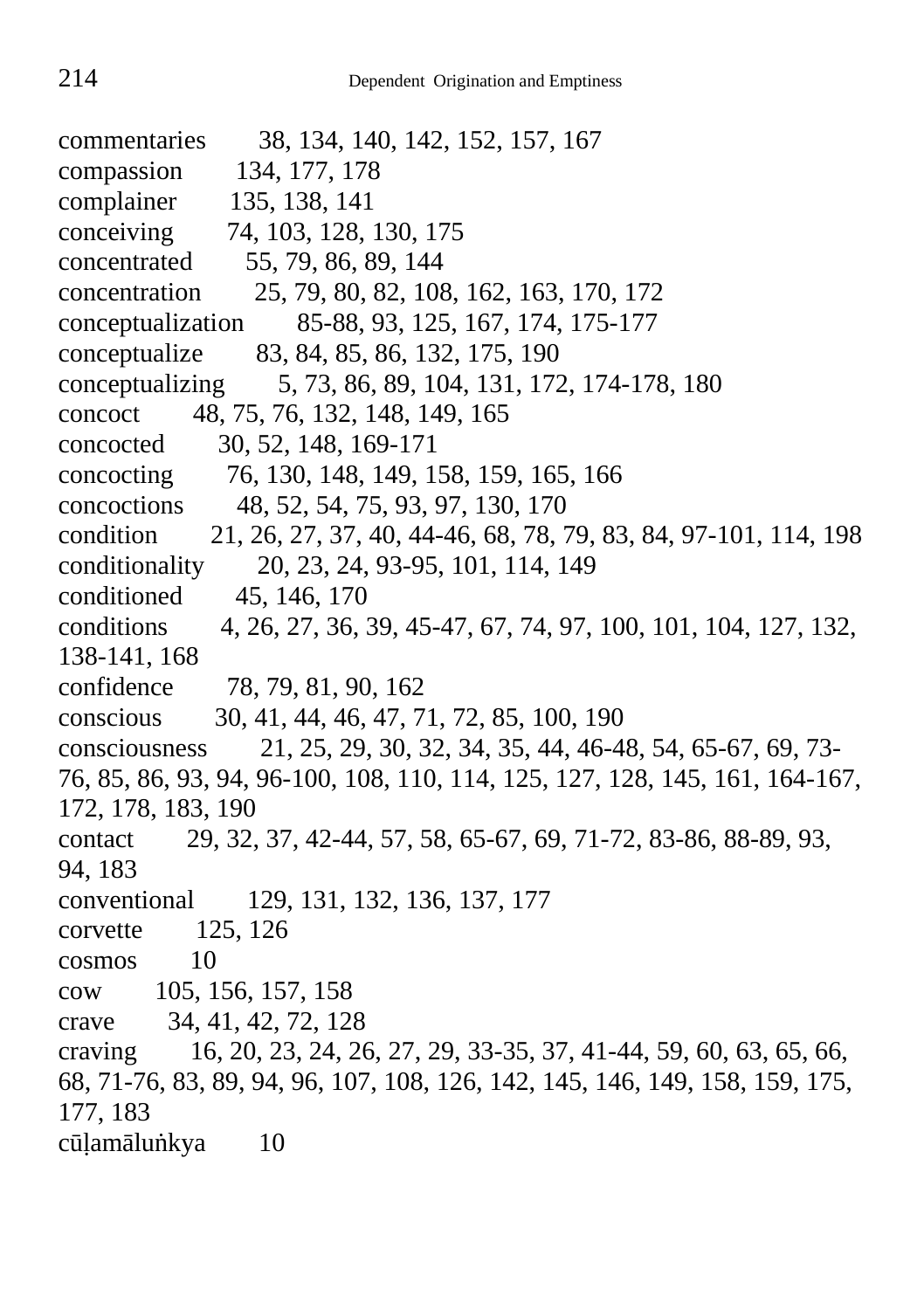commentaries 38, 134, 140, 142, 152, 157, 167
compassion 134, 177, 178
complainer 135, 138, 141
conceiving 74, 103, 128, 130, 175
concentrated 55, 79, 86, 89, 144
concentration 25, 79, 80, 82, 108, 162, 163, 170, 172
conceptualization 85-88, 93, 125, 167, 174, 175-177
conceptualize 83, 84, 85, 86, 132, 175, 190
conceptualizing 5, 73, 86, 89, 104, 131, 172, 174-178, 180
concoct 48, 75, 76, 132, 148, 149, 165
concocted 30, 52, 148, 169-171
concocting 76, 130, 148, 149, 158, 159, 165, 166
concoctions 48, 52, 54, 75, 93, 97, 130, 170
condition 21, 26, 27, 37, 40, 44-46, 68, 78, 79, 83, 84, 97-101, 114, 198
conditionality 20, 23, 24, 93-95, 101, 114, 149
conditioned 45, 146, 170
conditions 4, 26, 27, 36, 39, 45-47, 67, 74, 97, 100, 101, 104, 127, 132, 138-141, 168
confidence 78, 79, 81, 90, 162
conscious 30, 41, 44, 46, 47, 71, 72, 85, 100, 190
consciousness 21, 25, 29, 30, 32, 34, 35, 44, 46-48, 54, 65-67, 69, 73-76, 85, 86, 93, 94, 96-100, 108, 110, 114, 125, 127, 128, 145, 161, 164-167, 172, 178, 183, 190
contact 29, 32, 37, 42-44, 57, 58, 65-67, 69, 71-72, 83-86, 88-89, 93, 94, 183
conventional 129, 131, 132, 136, 137, 177
corvette 125, 126
cosmos 10
cow 105, 156, 157, 158
crave 34, 41, 42, 72, 128
craving 16, 20, 23, 24, 26, 27, 29, 33-35, 37, 41-44, 59, 60, 63, 65, 66, 68, 71-76, 83, 89, 94, 96, 107, 108, 126, 142, 145, 146, 149, 158, 159, 175, 177, 183
cūḷamāluṅkya 10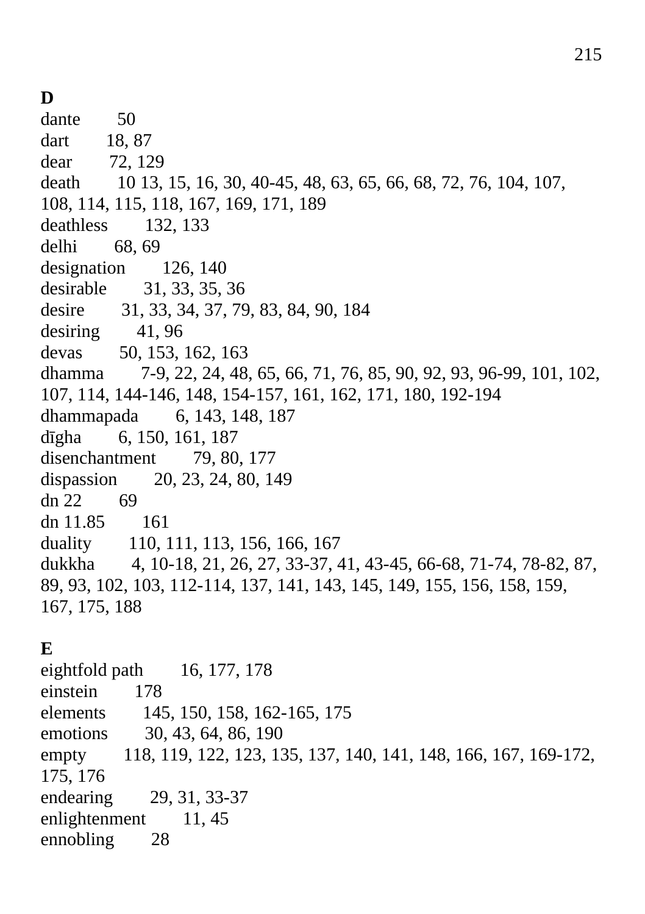**D**

dante 50
dart 18, 87
dear 72, 129
death 10 13, 15, 16, 30, 40-45, 48, 63, 65, 66, 68, 72, 76, 104, 107, 108, 114, 115, 118, 167, 169, 171, 189
deathless 132, 133
delhi 68, 69
designation 126, 140
desirable 31, 33, 35, 36
desire 31, 33, 34, 37, 79, 83, 84, 90, 184
desiring 41, 96
devas 50, 153, 162, 163
dhamma 7-9, 22, 24, 48, 65, 66, 71, 76, 85, 90, 92, 93, 96-99, 101, 102, 107, 114, 144-146, 148, 154-157, 161, 162, 171, 180, 192-194
dhammapada 6, 143, 148, 187
dīgha 6, 150, 161, 187
disenchantment 79, 80, 177
dispassion 20, 23, 24, 80, 149
dn 22 69
dn 11.85 161
duality 110, 111, 113, 156, 166, 167
dukkha 4, 10-18, 21, 26, 27, 33-37, 41, 43-45, 66-68, 71-74, 78-82, 87, 89, 93, 102, 103, 112-114, 137, 141, 143, 145, 149, 155, 156, 158, 159, 167, 175, 188

**E**

eightfold path 16, 177, 178
einstein 178
elements 145, 150, 158, 162-165, 175
emotions 30, 43, 64, 86, 190
empty 118, 119, 122, 123, 135, 137, 140, 141, 148, 166, 167, 169-172, 175, 176
endearing 29, 31, 33-37
enlightenment 11, 45
ennobling 28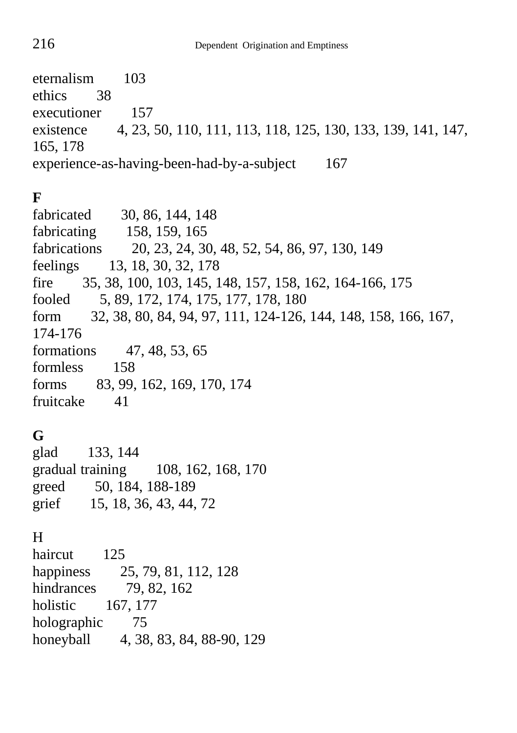eternalism 103
ethics 38
executioner 157
existence 4, 23, 50, 110, 111, 113, 118, 125, 130, 133, 139, 141, 147, 165, 178
experience-as-having-been-had-by-a-subject 167

**F**

fabricated 30, 86, 144, 148
fabricating 158, 159, 165
fabrications 20, 23, 24, 30, 48, 52, 54, 86, 97, 130, 149
feelings 13, 18, 30, 32, 178
fire 35, 38, 100, 103, 145, 148, 157, 158, 162, 164-166, 175
fooled 5, 89, 172, 174, 175, 177, 178, 180
form 32, 38, 80, 84, 94, 97, 111, 124-126, 144, 148, 158, 166, 167, 174-176
formations 47, 48, 53, 65
formless 158
forms 83, 99, 162, 169, 170, 174
fruitcake 41

**G**

glad 133, 144
gradual training 108, 162, 168, 170
greed 50, 184, 188-189
grief 15, 18, 36, 43, 44, 72

H

haircut 125
happiness 25, 79, 81, 112, 128
hindrances 79, 82, 162
holistic 167, 177
holographic 75
honeyball 4, 38, 83, 84, 88-90, 129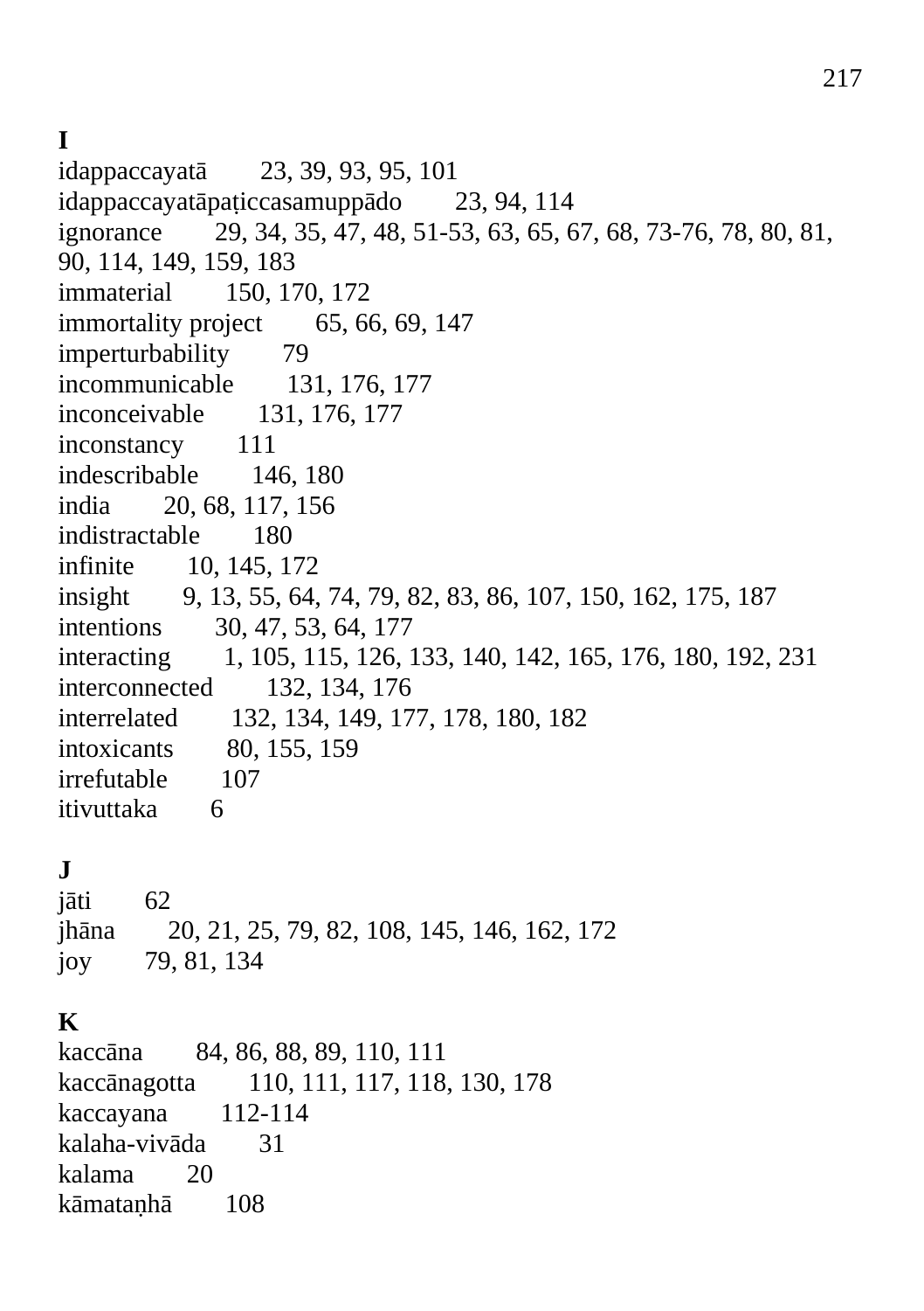**I**

idappaccayatā 23, 39, 93, 95, 101
idappaccayatāpaṭiccasamuppādo 23, 94, 114
ignorance 29, 34, 35, 47, 48, 51-53, 63, 65, 67, 68, 73-76, 78, 80, 81, 90, 114, 149, 159, 183
immaterial 150, 170, 172
immortality project 65, 66, 69, 147
imperturbability 79
incommunicable 131, 176, 177
inconceivable 131, 176, 177
inconstancy 111
indescribable 146, 180
india 20, 68, 117, 156
indistractable 180
infinite 10, 145, 172
insight 9, 13, 55, 64, 74, 79, 82, 83, 86, 107, 150, 162, 175, 187
intentions 30, 47, 53, 64, 177
interacting 1, 105, 115, 126, 133, 140, 142, 165, 176, 180, 192, 231
interconnected 132, 134, 176
interrelated 132, 134, 149, 177, 178, 180, 182
intoxicants 80, 155, 159
irrefutable 107
itivuttaka 6

**J**

jāti 62
jhāna 20, 21, 25, 79, 82, 108, 145, 146, 162, 172
joy 79, 81, 134

**K**

kaccāna 84, 86, 88, 89, 110, 111
kaccānagotta 110, 111, 117, 118, 130, 178
kaccayana 112-114
kalaha-vivāda 31
kalama 20
kāmataṇhā 108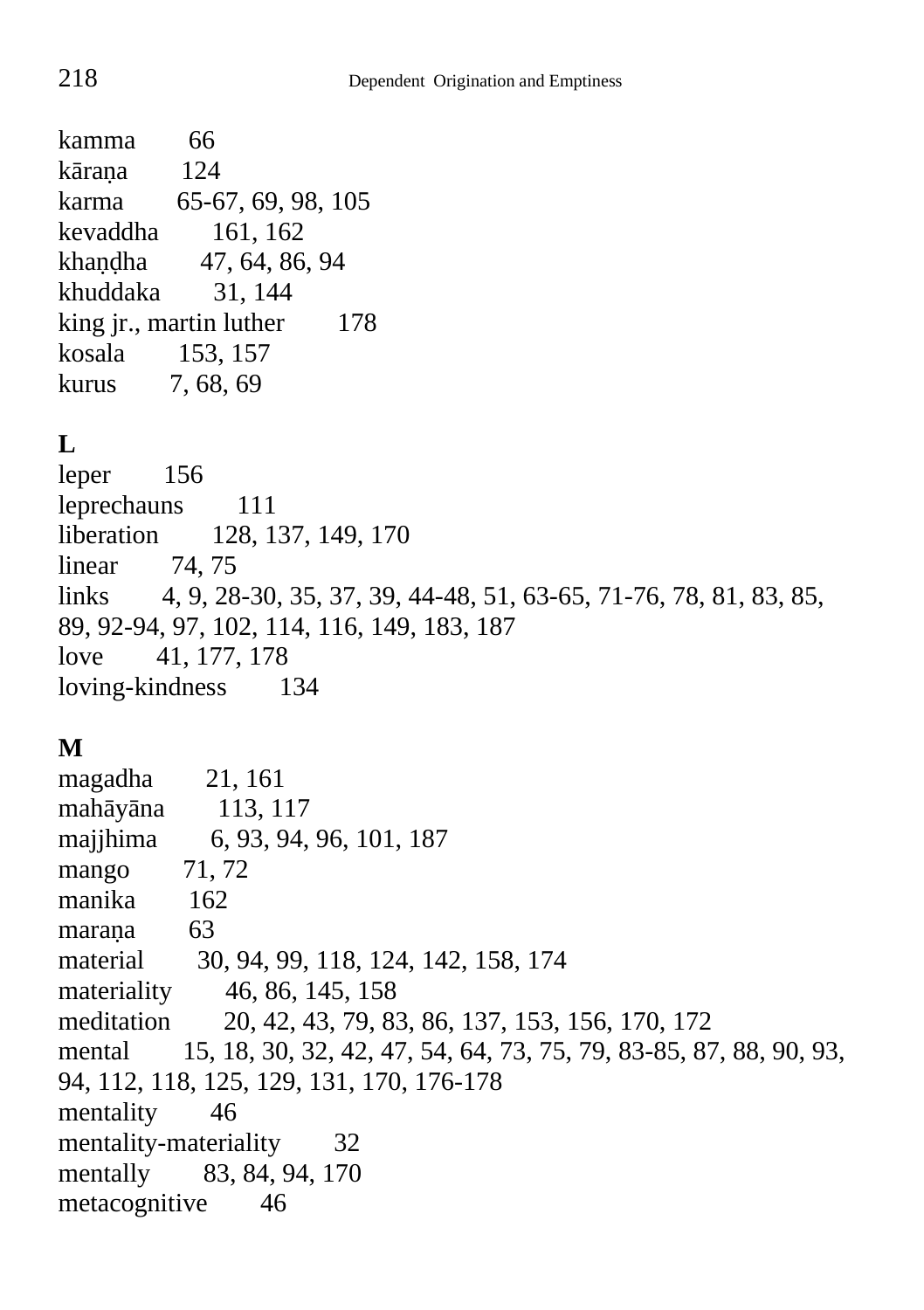kamma 66
kāraṇa 124
karma 65-67, 69, 98, 105
kevaddha 161, 162
khaṇḍha 47, 64, 86, 94
khuddaka 31, 144
king jr., martin luther 178
kosala 153, 157
kurus 7, 68, 69

**L**

leper 156
leprechauns 111
liberation 128, 137, 149, 170
linear 74, 75
links 4, 9, 28-30, 35, 37, 39, 44-48, 51, 63-65, 71-76, 78, 81, 83, 85, 89, 92-94, 97, 102, 114, 116, 149, 183, 187
love 41, 177, 178
loving-kindness 134

**M**

magadha 21, 161
mahāyāna 113, 117
majjhima 6, 93, 94, 96, 101, 187
mango 71, 72
manika 162
maraṇa 63
material 30, 94, 99, 118, 124, 142, 158, 174
materiality 46, 86, 145, 158
meditation 20, 42, 43, 79, 83, 86, 137, 153, 156, 170, 172
mental 15, 18, 30, 32, 42, 47, 54, 64, 73, 75, 79, 83-85, 87, 88, 90, 93, 94, 112, 118, 125, 129, 131, 170, 176-178
mentality 46
mentality-materiality 32
mentally 83, 84, 94, 170
metacognitive 46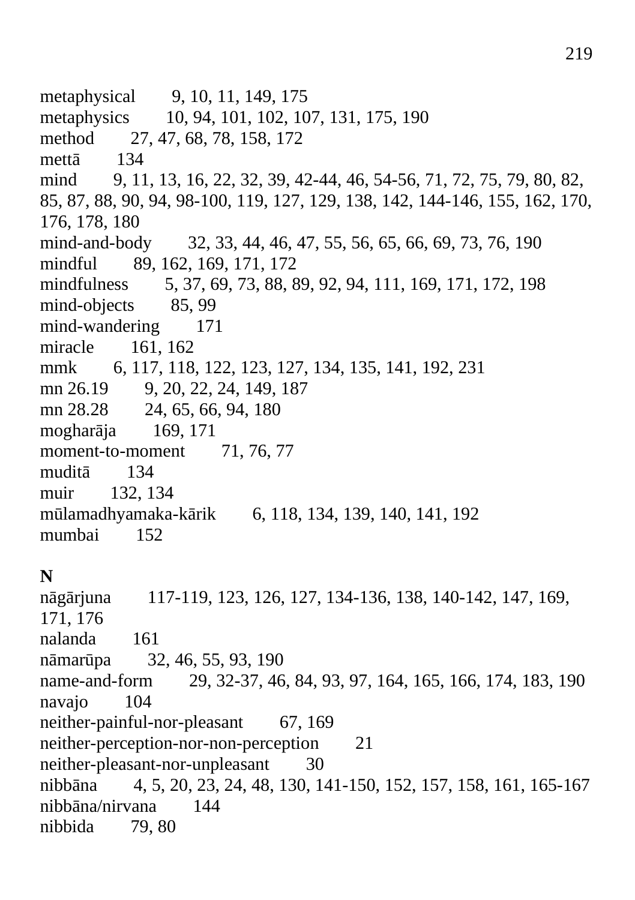metaphysical 9, 10, 11, 149, 175
metaphysics 10, 94, 101, 102, 107, 131, 175, 190
method 27, 47, 68, 78, 158, 172
mettā 134
mind 9, 11, 13, 16, 22, 32, 39, 42-44, 46, 54-56, 71, 72, 75, 79, 80, 82, 85, 87, 88, 90, 94, 98-100, 119, 127, 129, 138, 142, 144-146, 155, 162, 170, 176, 178, 180
mind-and-body 32, 33, 44, 46, 47, 55, 56, 65, 66, 69, 73, 76, 190
mindful 89, 162, 169, 171, 172
mindfulness 5, 37, 69, 73, 88, 89, 92, 94, 111, 169, 171, 172, 198
mind-objects 85, 99
mind-wandering 171
miracle 161, 162
mmk 6, 117, 118, 122, 123, 127, 134, 135, 141, 192, 231
mn 26.19 9, 20, 22, 24, 149, 187
mn 28.28 24, 65, 66, 94, 180
mogharāja 169, 171
moment-to-moment 71, 76, 77
muditā 134
muir 132, 134
mūlamadhyamaka-kārik 6, 118, 134, 139, 140, 141, 192
mumbai 152

**N**

nāgārjuna 117-119, 123, 126, 127, 134-136, 138, 140-142, 147, 169, 171, 176
nalanda 161
nāmarūpa 32, 46, 55, 93, 190
name-and-form 29, 32-37, 46, 84, 93, 97, 164, 165, 166, 174, 183, 190
navajo 104
neither-painful-nor-pleasant 67, 169
neither-perception-nor-non-perception 21
neither-pleasant-nor-unpleasant 30
nibbāna 4, 5, 20, 23, 24, 48, 130, 141-150, 152, 157, 158, 161, 165-167
nibbāna/nirvana 144
nibbida 79, 80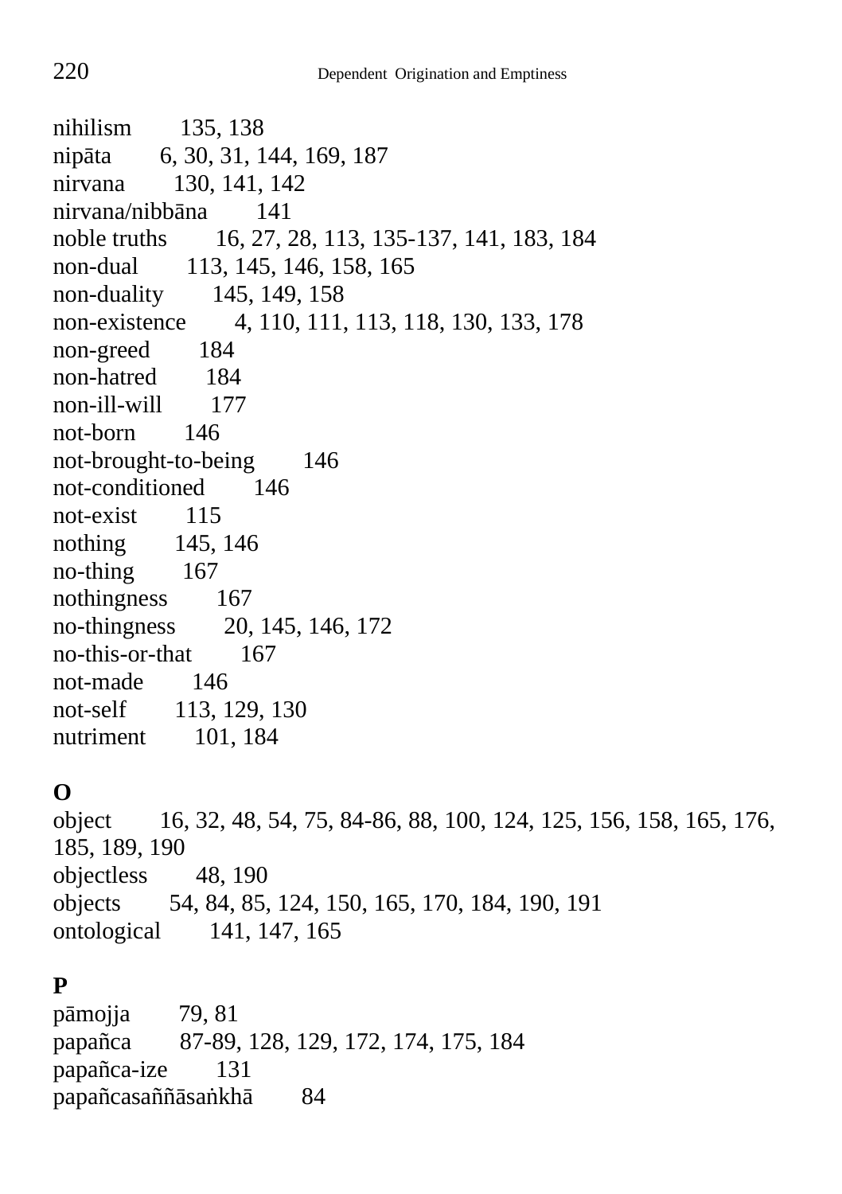nihilism 135, 138
nipāta 6, 30, 31, 144, 169, 187
nirvana 130, 141, 142
nirvana/nibbāna 141
noble truths 16, 27, 28, 113, 135-137, 141, 183, 184
non-dual 113, 145, 146, 158, 165
non-duality 145, 149, 158
non-existence 4, 110, 111, 113, 118, 130, 133, 178
non-greed 184
non-hatred 184
non-ill-will 177
not-born 146
not-brought-to-being 146
not-conditioned 146
not-exist 115
nothing 145, 146
no-thing 167
nothingness 167
no-thingness 20, 145, 146, 172
no-this-or-that 167
not-made 146
not-self 113, 129, 130
nutriment 101, 184

**O**

object 16, 32, 48, 54, 75, 84-86, 88, 100, 124, 125, 156, 158, 165, 176, 185, 189, 190
objectless 48, 190
objects 54, 84, 85, 124, 150, 165, 170, 184, 190, 191
ontological 141, 147, 165

**P**

pāmojja 79, 81
papañca 87-89, 128, 129, 172, 174, 175, 184
papañca-ize 131
papañcasaññāsaṅkhā 84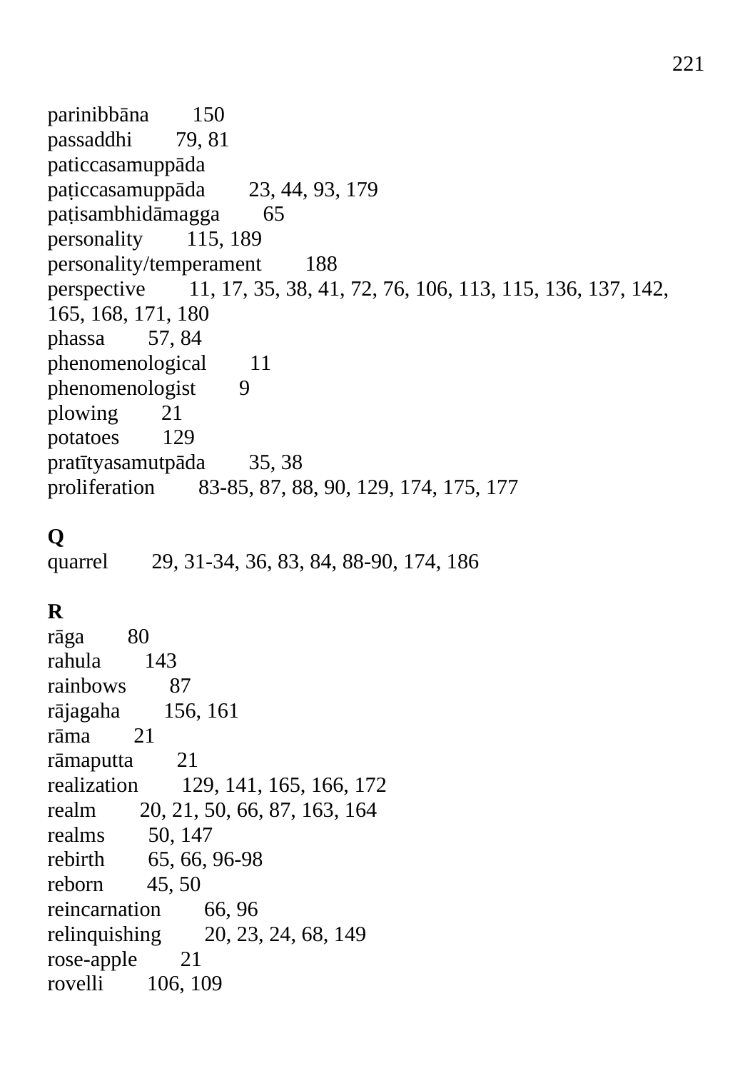parinibbāna 150
passaddhi 79, 81
paticcasamuppāda
paṭiccasamuppāda 23, 44, 93, 179
paṭisambhidāmagga 65
personality 115, 189
personality/temperament 188
perspective 11, 17, 35, 38, 41, 72, 76, 106, 113, 115, 136, 137, 142, 165, 168, 171, 180
phassa 57, 84
phenomenological 11
phenomenologist 9
plowing 21
potatoes 129
pratītyasamutpāda 35, 38
proliferation 83-85, 87, 88, 90, 129, 174, 175, 177

**Q**

quarrel 29, 31-34, 36, 83, 84, 88-90, 174, 186

**R**

rāga 80
rahula 143
rainbows 87
rājagaha 156, 161
rāma 21
rāmaputta 21
realization 129, 141, 165, 166, 172
realm 20, 21, 50, 66, 87, 163, 164
realms 50, 147
rebirth 65, 66, 96-98
reborn 45, 50
reincarnation 66, 96
relinquishing 20, 23, 24, 68, 149
rose-apple 21
rovelli 106, 109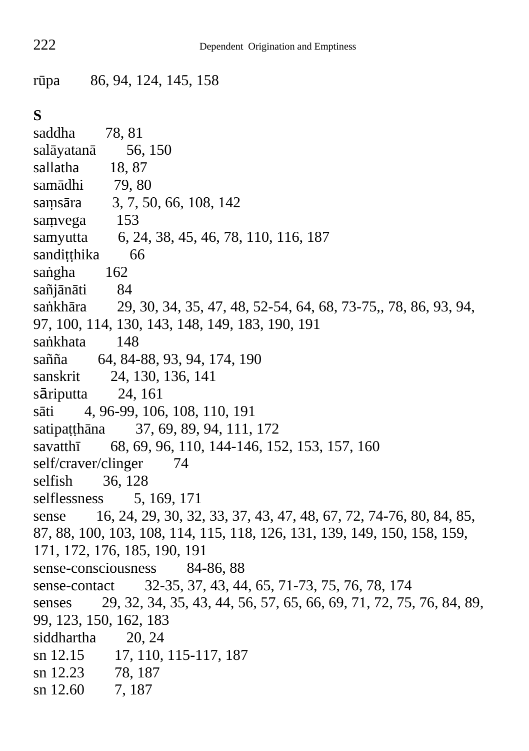rūpa 86, 94, 124, 145, 158

**S**

saddha 78, 81
salāyatanā 56, 150
sallatha 18, 87
samādhi 79, 80
saṃsāra 3, 7, 50, 66, 108, 142
saṃvega 153
samyutta 6, 24, 38, 45, 46, 78, 110, 116, 187
sandiṭṭhika 66
saṅgha 162
sañjānāti 84
saṅkhāra 29, 30, 34, 35, 47, 48, 52-54, 64, 68, 73-75,, 78, 86, 93, 94, 97, 100, 114, 130, 143, 148, 149, 183, 190, 191
saṅkhata 148
sañña 64, 84-88, 93, 94, 174, 190
sanskrit 24, 130, 136, 141
sāriputta 24, 161
sāti 4, 96-99, 106, 108, 110, 191
satipaṭṭhāna 37, 69, 89, 94, 111, 172
savatthī 68, 69, 96, 110, 144-146, 152, 153, 157, 160
self/craver/clinger 74
selfish 36, 128
selflessness 5, 169, 171
sense 16, 24, 29, 30, 32, 33, 37, 43, 47, 48, 67, 72, 74-76, 80, 84, 85, 87, 88, 100, 103, 108, 114, 115, 118, 126, 131, 139, 149, 150, 158, 159, 171, 172, 176, 185, 190, 191
sense-consciousness 84-86, 88
sense-contact 32-35, 37, 43, 44, 65, 71-73, 75, 76, 78, 174
senses 29, 32, 34, 35, 43, 44, 56, 57, 65, 66, 69, 71, 72, 75, 76, 84, 89, 99, 123, 150, 162, 183
siddhartha 20, 24
sn 12.15 17, 110, 115-117, 187
sn 12.23 78, 187
sn 12.60 7, 187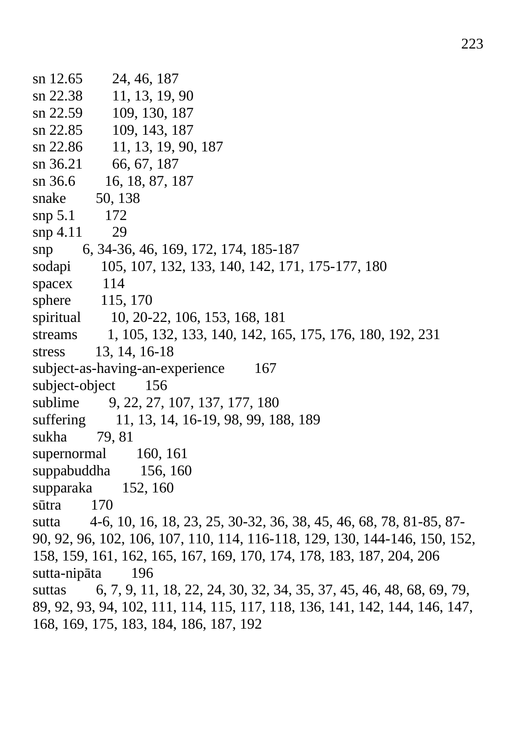sn 12.65 24, 46, 187
sn 22.38 11, 13, 19, 90
sn 22.59 109, 130, 187
sn 22.85 109, 143, 187
sn 22.86 11, 13, 19, 90, 187
sn 36.21 66, 67, 187
sn 36.6 16, 18, 87, 187
snake 50, 138
snp 5.1 172
snp 4.11 29
snp 6, 34-36, 46, 169, 172, 174, 185-187
sodapi 105, 107, 132, 133, 140, 142, 171, 175-177, 180
spacex 114
sphere 115, 170
spiritual 10, 20-22, 106, 153, 168, 181
streams 1, 105, 132, 133, 140, 142, 165, 175, 176, 180, 192, 231
stress 13, 14, 16-18
subject-as-having-an-experience 167
subject-object 156
sublime 9, 22, 27, 107, 137, 177, 180
suffering 11, 13, 14, 16-19, 98, 99, 188, 189
sukha 79, 81
supernormal 160, 161
suppabuddha 156, 160
supparaka 152, 160
sūtra 170
sutta 4-6, 10, 16, 18, 23, 25, 30-32, 36, 38, 45, 46, 68, 78, 81-85, 87-90, 92, 96, 102, 106, 107, 110, 114, 116-118, 129, 130, 144-146, 150, 152, 158, 159, 161, 162, 165, 167, 169, 170, 174, 178, 183, 187, 204, 206
sutta-nipāta 196
suttas 6, 7, 9, 11, 18, 22, 24, 30, 32, 34, 35, 37, 45, 46, 48, 68, 69, 79, 89, 92, 93, 94, 102, 111, 114, 115, 117, 118, 136, 141, 142, 144, 146, 147, 168, 169, 175, 183, 184, 186, 187, 192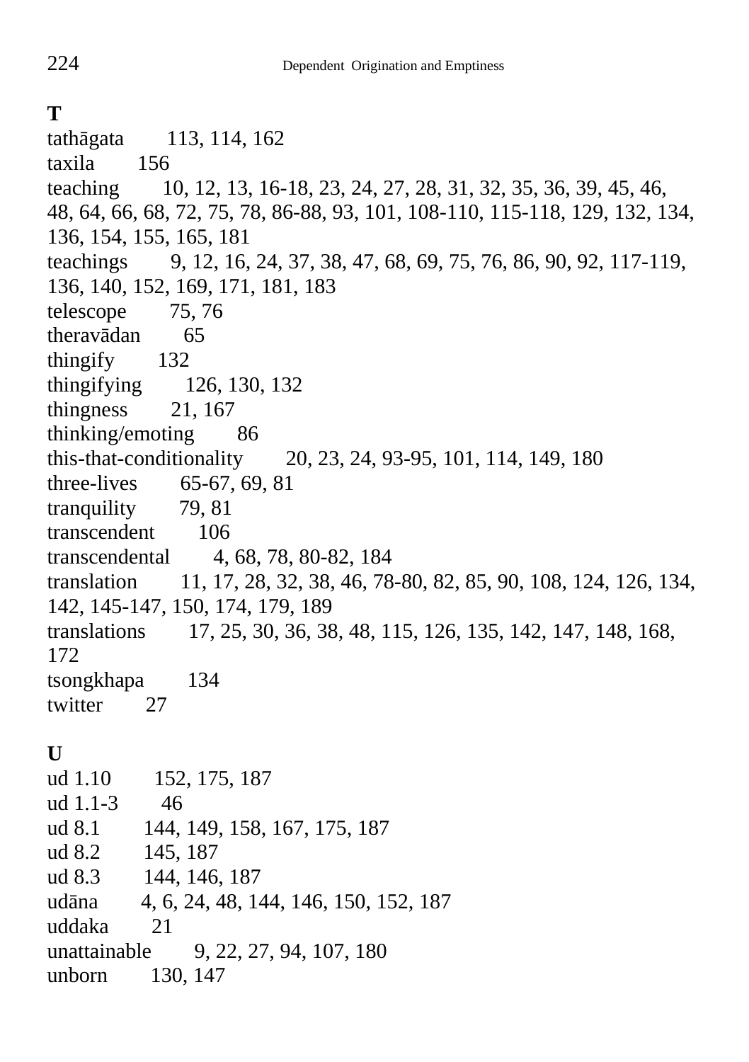**T**

tathāgata 113, 114, 162
taxila 156
teaching 10, 12, 13, 16-18, 23, 24, 27, 28, 31, 32, 35, 36, 39, 45, 46, 48, 64, 66, 68, 72, 75, 78, 86-88, 93, 101, 108-110, 115-118, 129, 132, 134, 136, 154, 155, 165, 181
teachings 9, 12, 16, 24, 37, 38, 47, 68, 69, 75, 76, 86, 90, 92, 117-119, 136, 140, 152, 169, 171, 181, 183
telescope 75, 76
theravādan 65
thingify 132
thingifying 126, 130, 132
thingness 21, 167
thinking/emoting 86
this-that-conditionality 20, 23, 24, 93-95, 101, 114, 149, 180
three-lives 65-67, 69, 81
tranquility 79, 81
transcendent 106
transcendental 4, 68, 78, 80-82, 184
translation 11, 17, 28, 32, 38, 46, 78-80, 82, 85, 90, 108, 124, 126, 134, 142, 145-147, 150, 174, 179, 189
translations 17, 25, 30, 36, 38, 48, 115, 126, 135, 142, 147, 148, 168, 172
tsongkhapa 134
twitter 27

**U**

ud 1.10 152, 175, 187
ud 1.1-3 46
ud 8.1 144, 149, 158, 167, 175, 187
ud 8.2 145, 187
ud 8.3 144, 146, 187
udāna 4, 6, 24, 48, 144, 146, 150, 152, 187
uddaka 21
unattainable 9, 22, 27, 94, 107, 180
unborn 130, 147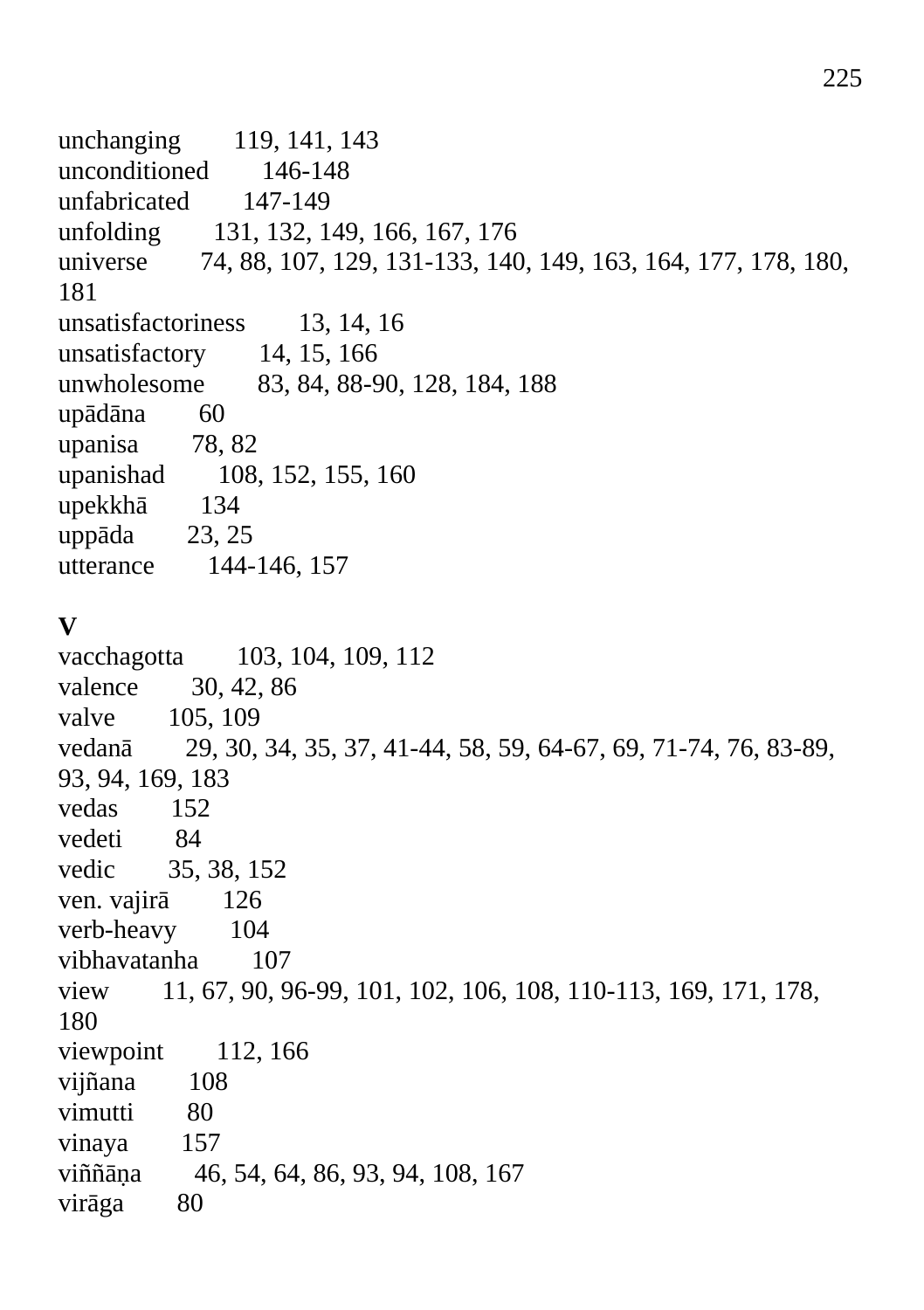unchanging 119, 141, 143
unconditioned 146-148
unfabricated 147-149
unfolding 131, 132, 149, 166, 167, 176
universe 74, 88, 107, 129, 131-133, 140, 149, 163, 164, 177, 178, 180, 181
unsatisfactoriness 13, 14, 16
unsatisfactory 14, 15, 166
unwholesome 83, 84, 88-90, 128, 184, 188
upādāna 60
upanisa 78, 82
upanishad 108, 152, 155, 160
upekkhā 134
uppāda 23, 25
utterance 144-146, 157

**V**

vacchagotta 103, 104, 109, 112
valence 30, 42, 86
valve 105, 109
vedanā 29, 30, 34, 35, 37, 41-44, 58, 59, 64-67, 69, 71-74, 76, 83-89, 93, 94, 169, 183
vedas 152
vedeti 84
vedic 35, 38, 152
ven. vajirā 126
verb-heavy 104
vibhavatanha 107
view 11, 67, 90, 96-99, 101, 102, 106, 108, 110-113, 169, 171, 178, 180
viewpoint 112, 166
vijñana 108
vimutti 80
vinaya 157
viññāṇa 46, 54, 64, 86, 93, 94, 108, 167
virāga 80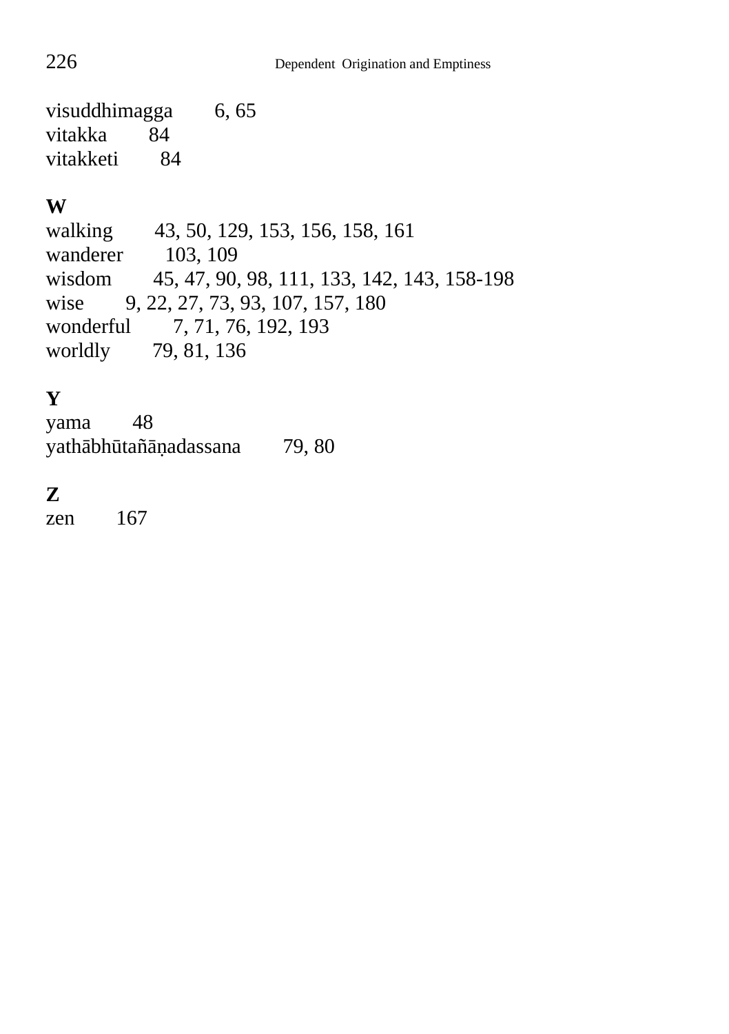visuddhimagga 6, 65
vitakka 84
vitakketi 84

**W**

walking 43, 50, 129, 153, 156, 158, 161
wanderer 103, 109
wisdom 45, 47, 90, 98, 111, 133, 142, 143, 158-198
wise 9, 22, 27, 73, 93, 107, 157, 180
wonderful 7, 71, 76, 192, 193
worldly 79, 81, 136

**Y**

yama 48
yathābhūtañāṇadassana 79, 80

**Z**

zen 167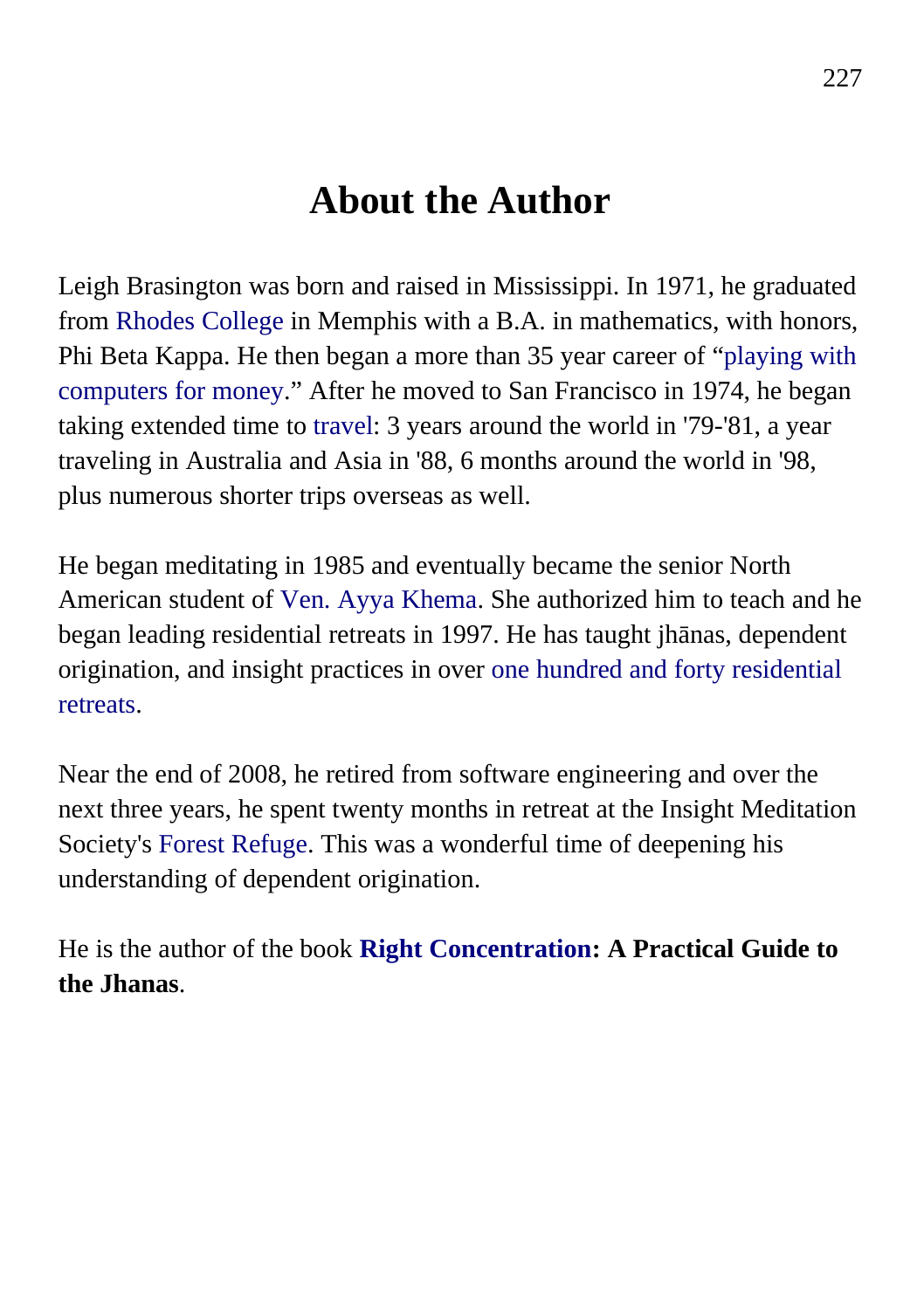# About the Author

Leigh Brasington was born and raised in Mississippi. In 1971, he graduated from Rhodes College in Memphis with a B.A. in mathematics, with honors, Phi Beta Kappa. He then began a more than 35 year career of "playing with computers for money." After he moved to San Francisco in 1974, he began taking extended time to travel: 3 years around the world in '79-'81, a year traveling in Australia and Asia in '88, 6 months around the world in '98, plus numerous shorter trips overseas as well.

He began meditating in 1985 and eventually became the senior North American student of Ven. Ayya Khema. She authorized him to teach and he began leading residential retreats in 1997. He has taught jhānas, dependent origination, and insight practices in over one hundred and forty residential retreats.

Near the end of 2008, he retired from software engineering and over the next three years, he spent twenty months in retreat at the Insight Meditation Society's Forest Refuge. This was a wonderful time of deepening his understanding of dependent origination.

He is the author of the book **Right Concentration: A Practical Guide to the Jhanas**.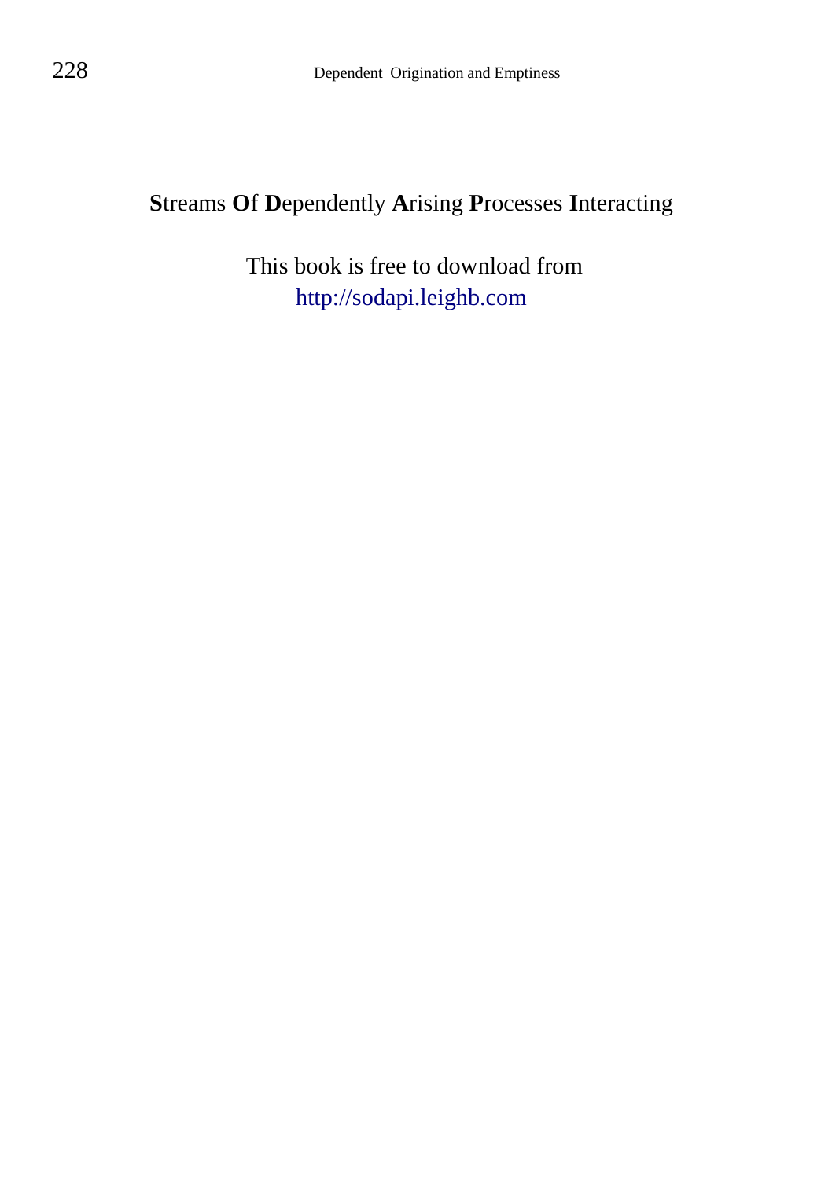**S**treams **O**f **D**ependently **A**rising **P**rocesses **I**nteracting

This book is free to download from
http://sodapi.leighb.com